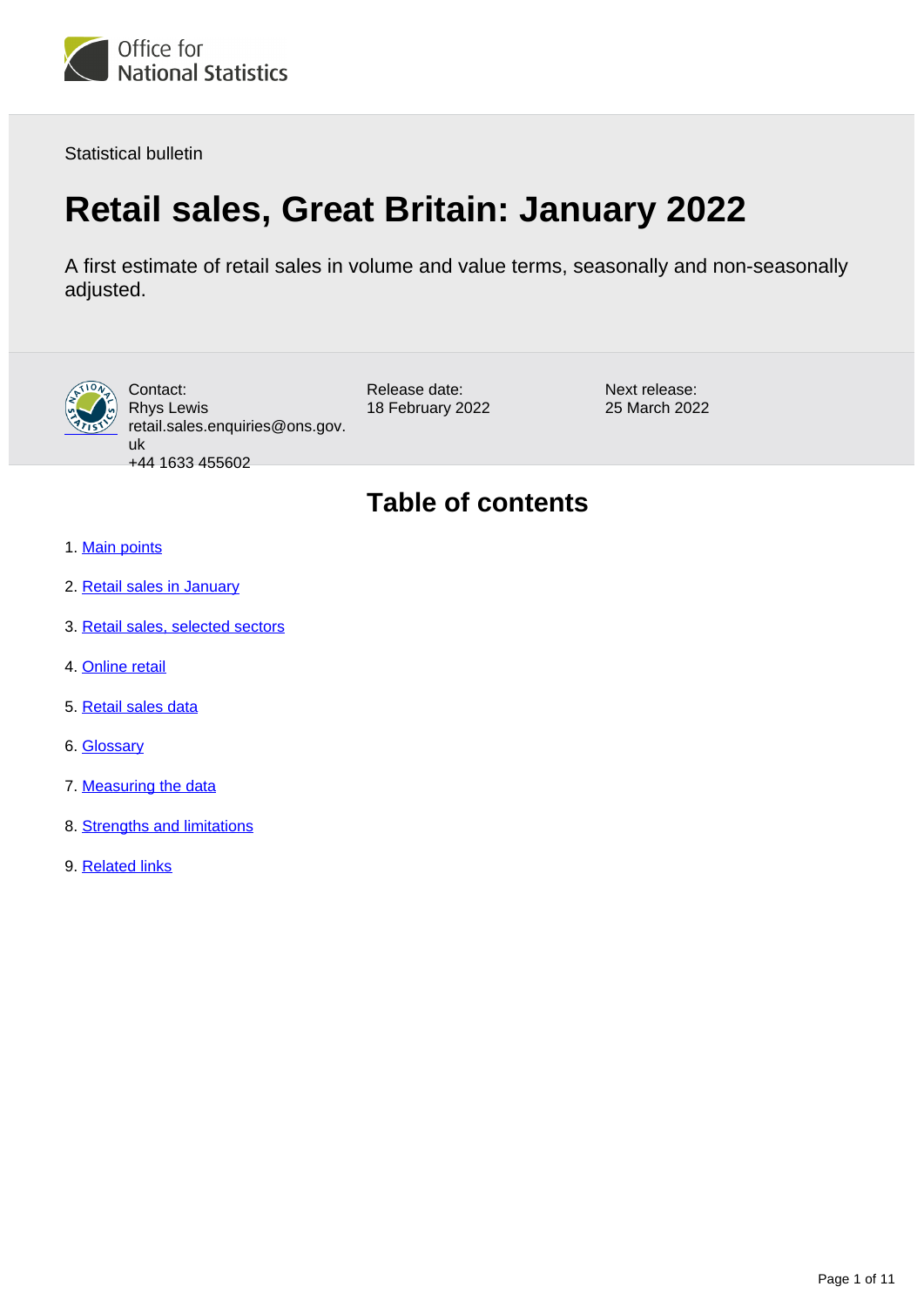Office for National Statistics

Statistical bulletin

# Retail sales, Great Britain: January 2022

A first estimate of retail sales in volume and value terms, seasonally and non-seasonally adjusted.

Contact:
Rhys Lewis
retail.sales.enquiries@ons.gov.uk
+44 1633 455602

Release date:
18 February 2022

Next release:
25 March 2022

## Table of contents

1. Main points
2. Retail sales in January
3. Retail sales, selected sectors
4. Online retail
5. Retail sales data
6. Glossary
7. Measuring the data
8. Strengths and limitations
9. Related links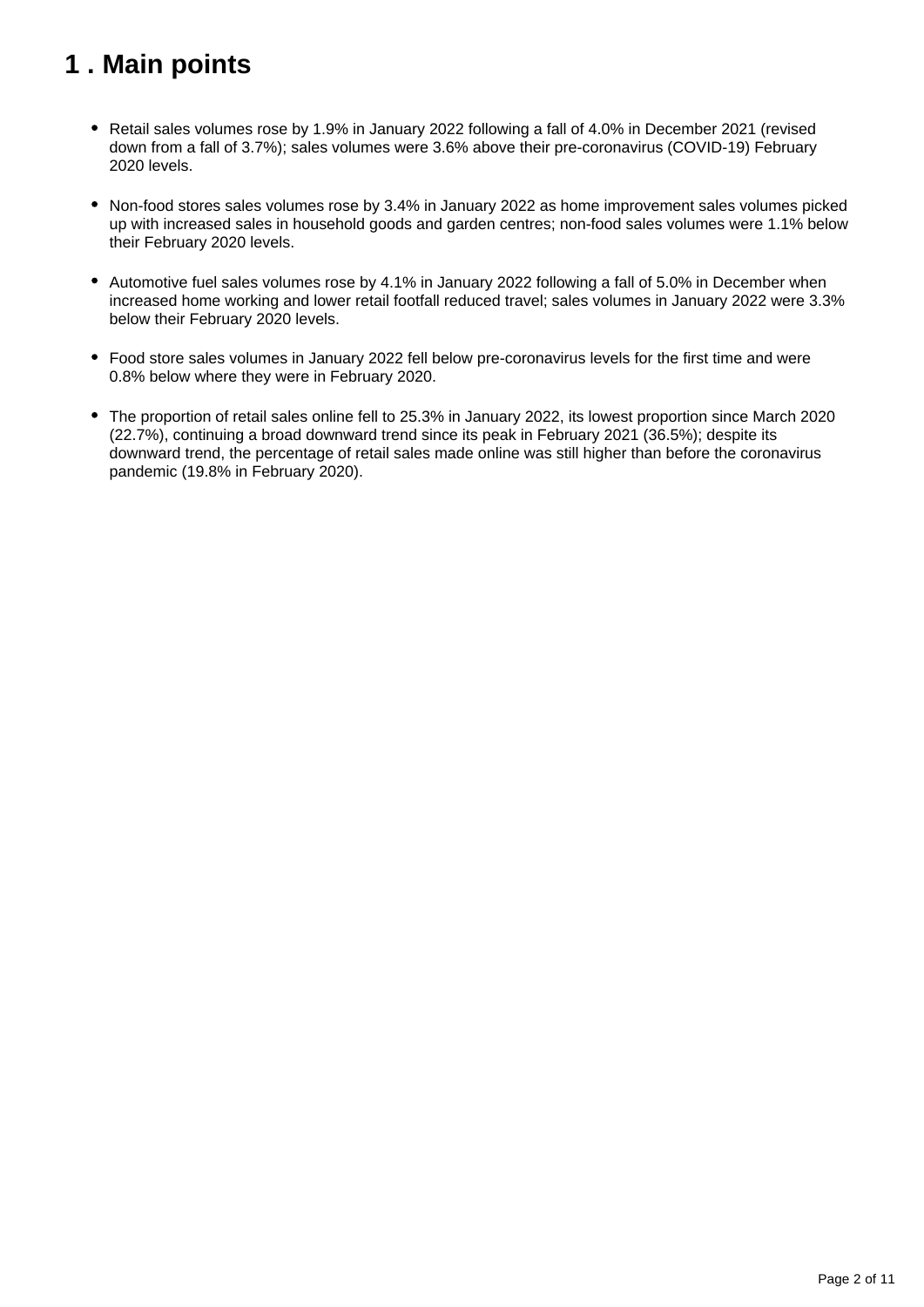# 1 . Main points

- Retail sales volumes rose by 1.9% in January 2022 following a fall of 4.0% in December 2021 (revised down from a fall of 3.7%); sales volumes were 3.6% above their pre-coronavirus (COVID-19) February 2020 levels.

- Non-food stores sales volumes rose by 3.4% in January 2022 as home improvement sales volumes picked up with increased sales in household goods and garden centres; non-food sales volumes were 1.1% below their February 2020 levels.

- Automotive fuel sales volumes rose by 4.1% in January 2022 following a fall of 5.0% in December when increased home working and lower retail footfall reduced travel; sales volumes in January 2022 were 3.3% below their February 2020 levels.

- Food store sales volumes in January 2022 fell below pre-coronavirus levels for the first time and were 0.8% below where they were in February 2020.

- The proportion of retail sales online fell to 25.3% in January 2022, its lowest proportion since March 2020 (22.7%), continuing a broad downward trend since its peak in February 2021 (36.5%); despite its downward trend, the percentage of retail sales made online was still higher than before the coronavirus pandemic (19.8% in February 2020).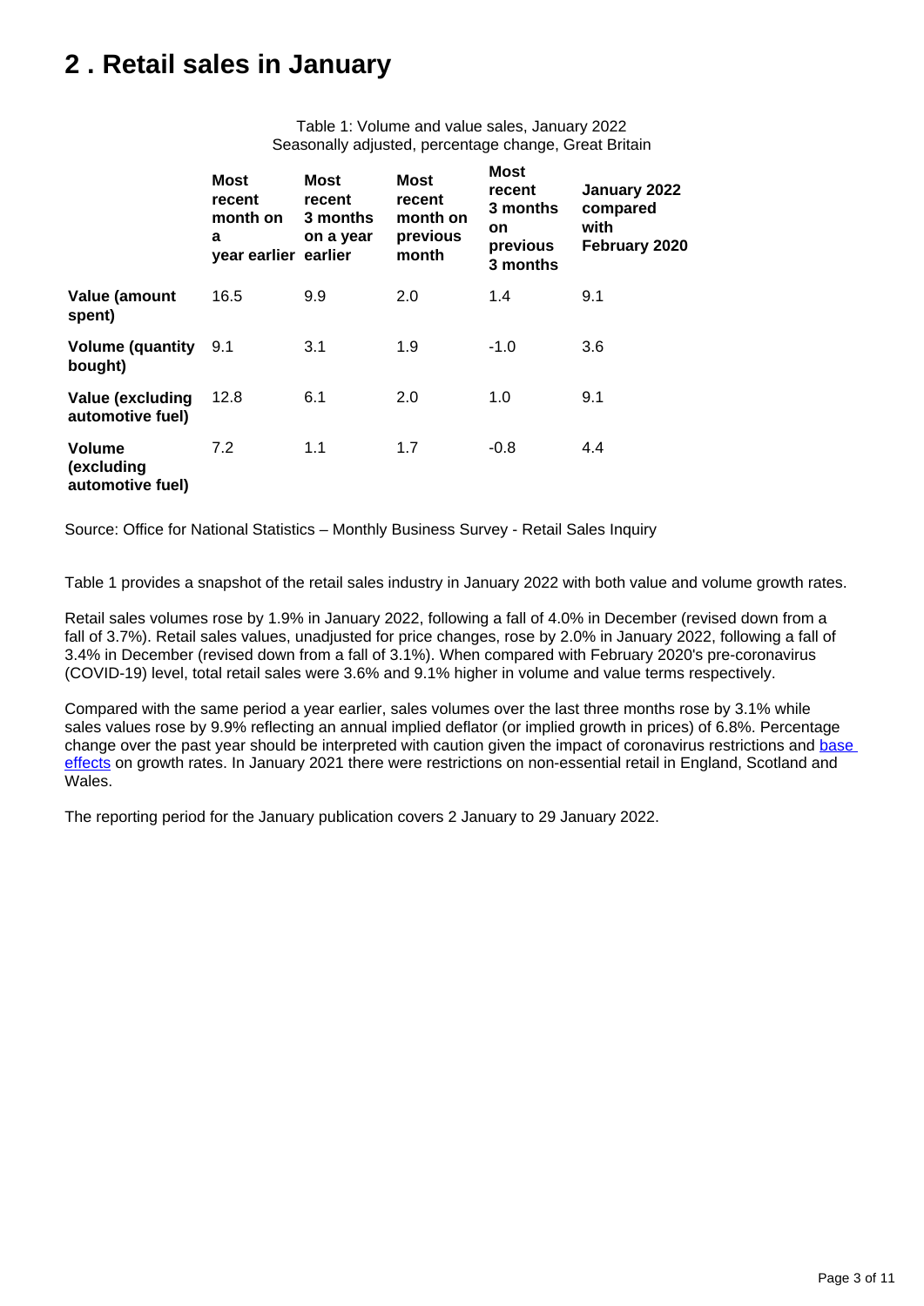## 2 . Retail sales in January

Table 1: Volume and value sales, January 2022
Seasonally adjusted, percentage change, Great Britain

| | Most recent month on a year earlier | Most recent 3 months on a year earlier | Most recent month on previous month | Most recent 3 months on previous 3 months | January 2022 compared with February 2020 |
|---|---|---|---|---|---|
| **Value (amount spent)** | 16.5 | 9.9 | 2.0 | 1.4 | 9.1 |
| **Volume (quantity bought)** | 9.1 | 3.1 | 1.9 | -1.0 | 3.6 |
| **Value (excluding automotive fuel)** | 12.8 | 6.1 | 2.0 | 1.0 | 9.1 |
| **Volume (excluding automotive fuel)** | 7.2 | 1.1 | 1.7 | -0.8 | 4.4 |

Source: Office for National Statistics – Monthly Business Survey - Retail Sales Inquiry

Table 1 provides a snapshot of the retail sales industry in January 2022 with both value and volume growth rates.

Retail sales volumes rose by 1.9% in January 2022, following a fall of 4.0% in December (revised down from a fall of 3.7%). Retail sales values, unadjusted for price changes, rose by 2.0% in January 2022, following a fall of 3.4% in December (revised down from a fall of 3.1%). When compared with February 2020's pre-coronavirus (COVID-19) level, total retail sales were 3.6% and 9.1% higher in volume and value terms respectively.

Compared with the same period a year earlier, sales volumes over the last three months rose by 3.1% while sales values rose by 9.9% reflecting an annual implied deflator (or implied growth in prices) of 6.8%. Percentage change over the past year should be interpreted with caution given the impact of coronavirus restrictions and base effects on growth rates. In January 2021 there were restrictions on non-essential retail in England, Scotland and Wales.

The reporting period for the January publication covers 2 January to 29 January 2022.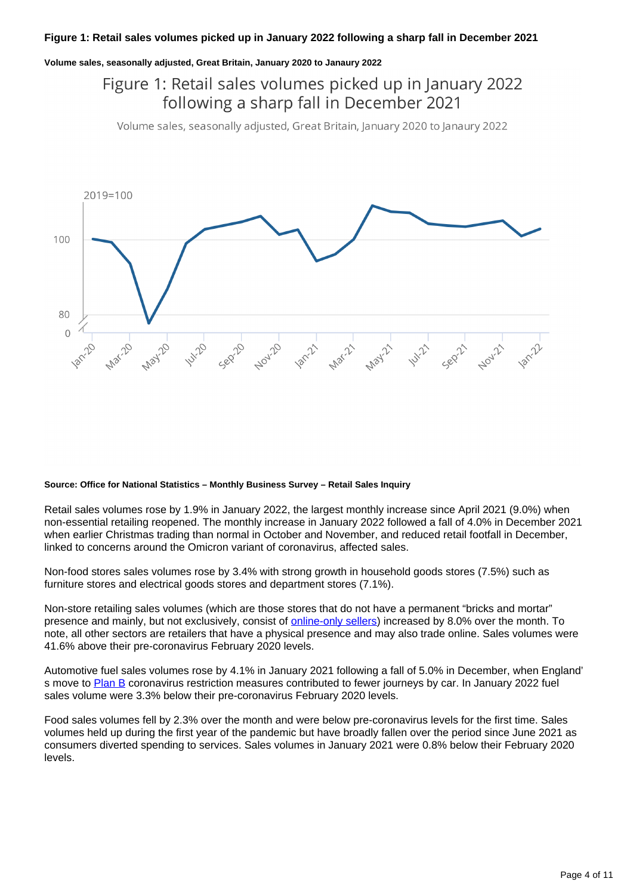**Figure 1: Retail sales volumes picked up in January 2022 following a sharp fall in December 2021**

**Volume sales, seasonally adjusted, Great Britain, January 2020 to Janaury 2022**

Figure 1: Retail sales volumes picked up in January 2022 following a sharp fall in December 2021

Volume sales, seasonally adjusted, Great Britain, January 2020 to Janaury 2022

**Source: Office for National Statistics – Monthly Business Survey – Retail Sales Inquiry**

Retail sales volumes rose by 1.9% in January 2022, the largest monthly increase since April 2021 (9.0%) when non-essential retailing reopened. The monthly increase in January 2022 followed a fall of 4.0% in December 2021 when earlier Christmas trading than normal in October and November, and reduced retail footfall in December, linked to concerns around the Omicron variant of coronavirus, affected sales.

Non-food stores sales volumes rose by 3.4% with strong growth in household goods stores (7.5%) such as furniture stores and electrical goods stores and department stores (7.1%).

Non-store retailing sales volumes (which are those stores that do not have a permanent "bricks and mortar" presence and mainly, but not exclusively, consist of online-only sellers) increased by 8.0% over the month. To note, all other sectors are retailers that have a physical presence and may also trade online. Sales volumes were 41.6% above their pre-coronavirus February 2020 levels.

Automotive fuel sales volumes rose by 4.1% in January 2021 following a fall of 5.0% in December, when England' s move to Plan B coronavirus restriction measures contributed to fewer journeys by car. In January 2022 fuel sales volume were 3.3% below their pre-coronavirus February 2020 levels.

Food sales volumes fell by 2.3% over the month and were below pre-coronavirus levels for the first time. Sales volumes held up during the first year of the pandemic but have broadly fallen over the period since June 2021 as consumers diverted spending to services. Sales volumes in January 2021 were 0.8% below their February 2020 levels.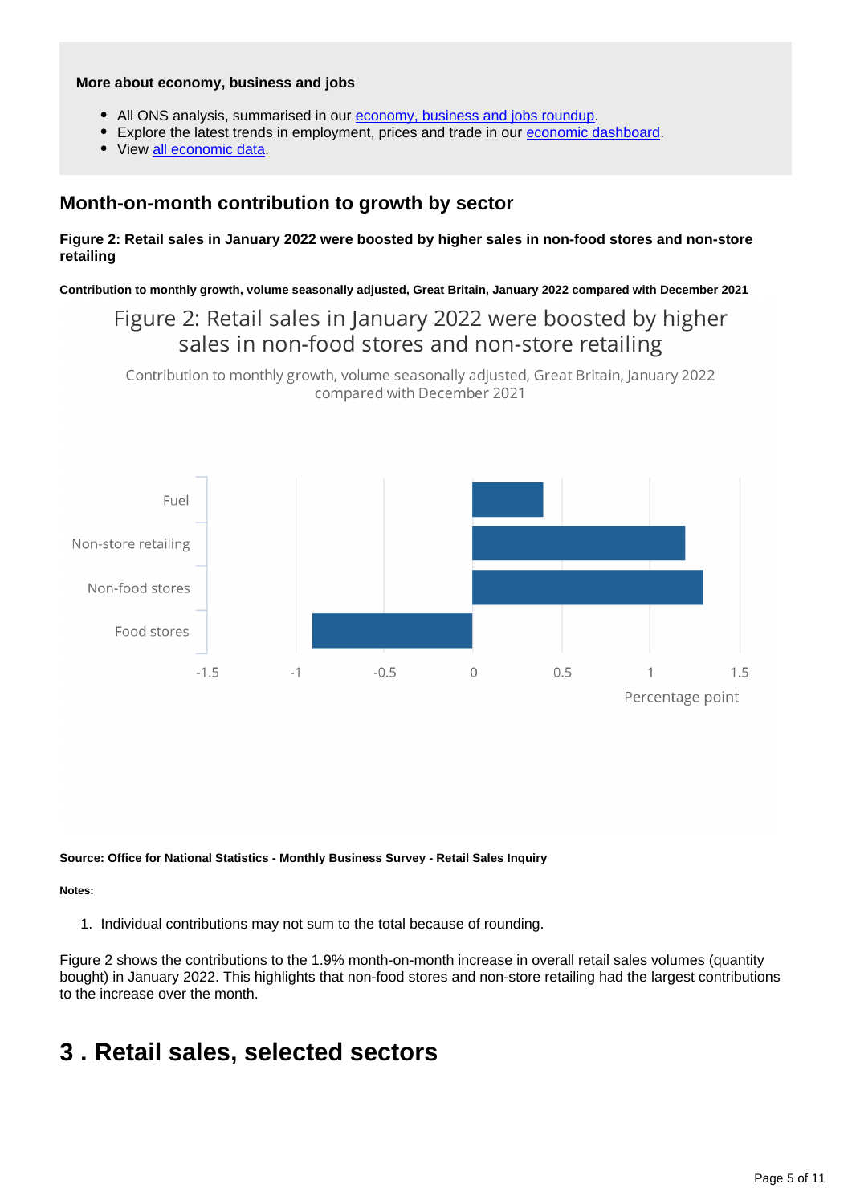**More about economy, business and jobs**

- All ONS analysis, summarised in our economy, business and jobs roundup.
- Explore the latest trends in employment, prices and trade in our economic dashboard.
- View all economic data.

## Month-on-month contribution to growth by sector

**Figure 2: Retail sales in January 2022 were boosted by higher sales in non-food stores and non-store retailing**

**Contribution to monthly growth, volume seasonally adjusted, Great Britain, January 2022 compared with December 2021**

Figure 2: Retail sales in January 2022 were boosted by higher sales in non-food stores and non-store retailing

Contribution to monthly growth, volume seasonally adjusted, Great Britain, January 2022 compared with December 2021

| Sector | Percentage point |
|---|---|
| Fuel | 0.4 |
| Non-store retailing | 1.2 |
| Non-food stores | 1.3 |
| Food stores | -0.9 |

**Source: Office for National Statistics - Monthly Business Survey - Retail Sales Inquiry**

**Notes:**

1. Individual contributions may not sum to the total because of rounding.

Figure 2 shows the contributions to the 1.9% month-on-month increase in overall retail sales volumes (quantity bought) in January 2022. This highlights that non-food stores and non-store retailing had the largest contributions to the increase over the month.

# 3 . Retail sales, selected sectors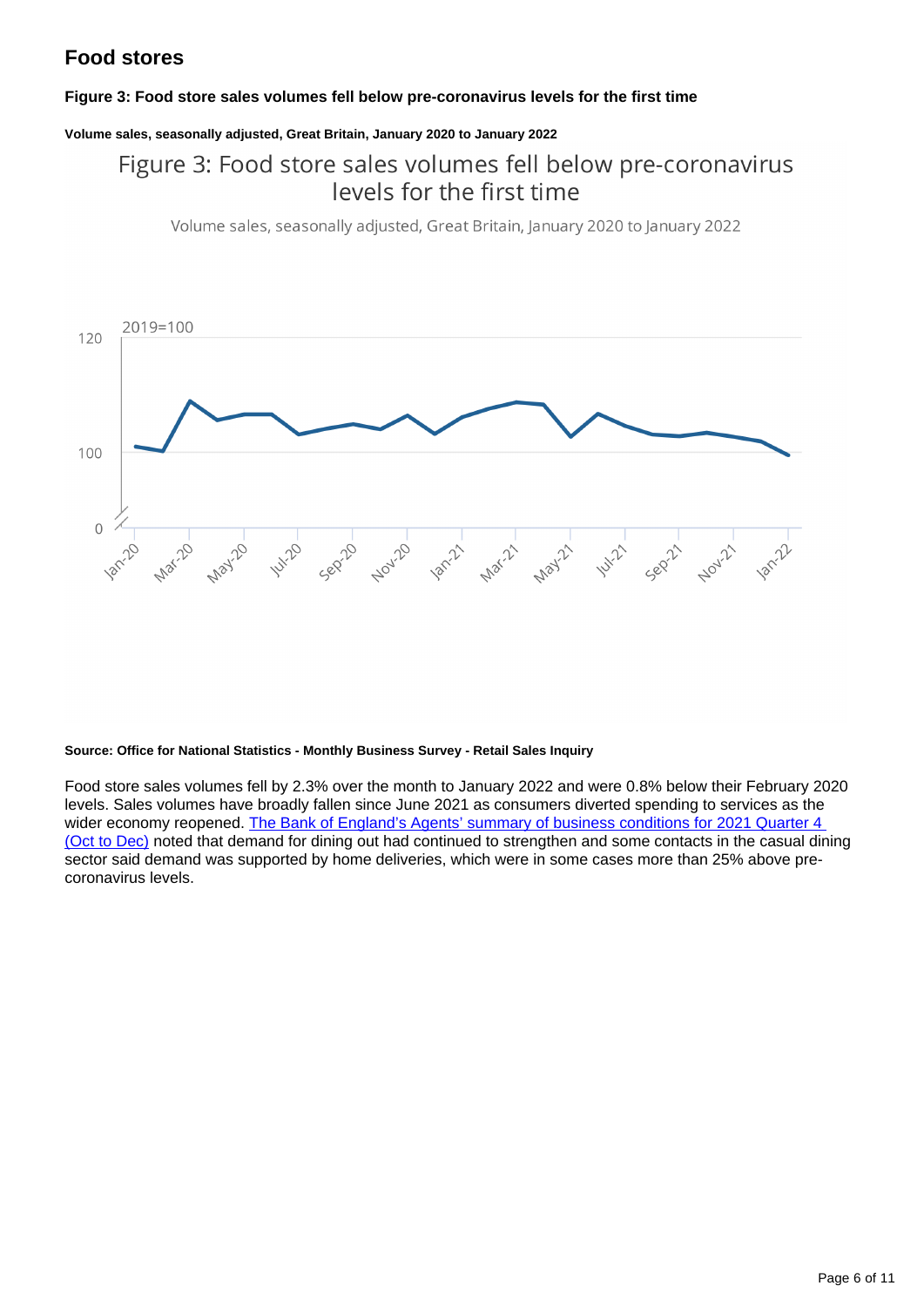## Food stores

**Figure 3: Food store sales volumes fell below pre-coronavirus levels for the first time**

**Volume sales, seasonally adjusted, Great Britain, January 2020 to January 2022**

**Source: Office for National Statistics - Monthly Business Survey - Retail Sales Inquiry**

Food store sales volumes fell by 2.3% over the month to January 2022 and were 0.8% below their February 2020 levels. Sales volumes have broadly fallen since June 2021 as consumers diverted spending to services as the wider economy reopened. [The Bank of England's Agents' summary of business conditions for 2021 Quarter 4 (Oct to Dec)](#) noted that demand for dining out had continued to strengthen and some contacts in the casual dining sector said demand was supported by home deliveries, which were in some cases more than 25% above pre-coronavirus levels.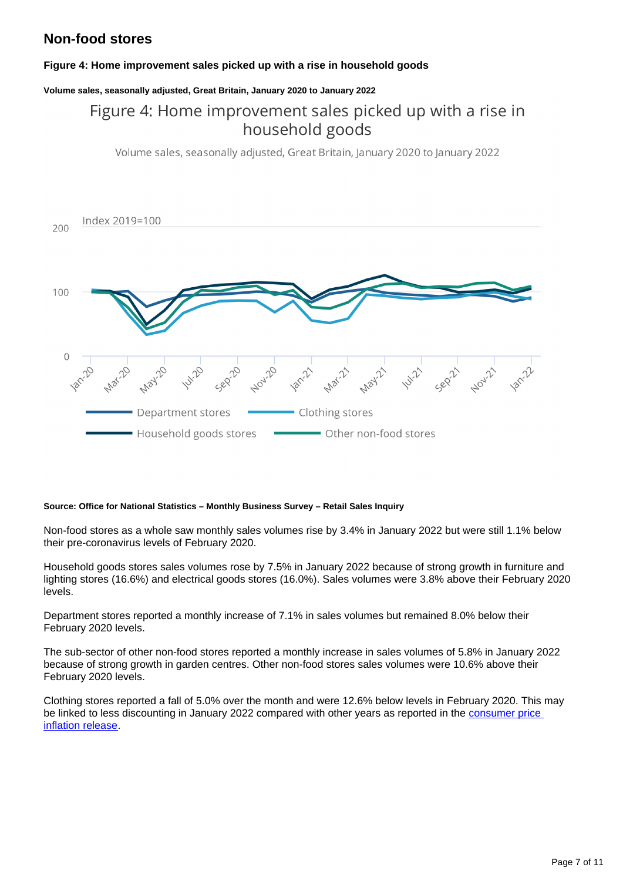## Non-food stores

#### Figure 4: Home improvement sales picked up with a rise in household goods

##### Volume sales, seasonally adjusted, Great Britain, January 2020 to January 2022

Source: Office for National Statistics – Monthly Business Survey – Retail Sales Inquiry

Non-food stores as a whole saw monthly sales volumes rise by 3.4% in January 2022 but were still 1.1% below their pre-coronavirus levels of February 2020.

Household goods stores sales volumes rose by 7.5% in January 2022 because of strong growth in furniture and lighting stores (16.6%) and electrical goods stores (16.0%). Sales volumes were 3.8% above their February 2020 levels.

Department stores reported a monthly increase of 7.1% in sales volumes but remained 8.0% below their February 2020 levels.

The sub-sector of other non-food stores reported a monthly increase in sales volumes of 5.8% in January 2022 because of strong growth in garden centres. Other non-food stores sales volumes were 10.6% above their February 2020 levels.

Clothing stores reported a fall of 5.0% over the month and were 12.6% below levels in February 2020. This may be linked to less discounting in January 2022 compared with other years as reported in the consumer price inflation release.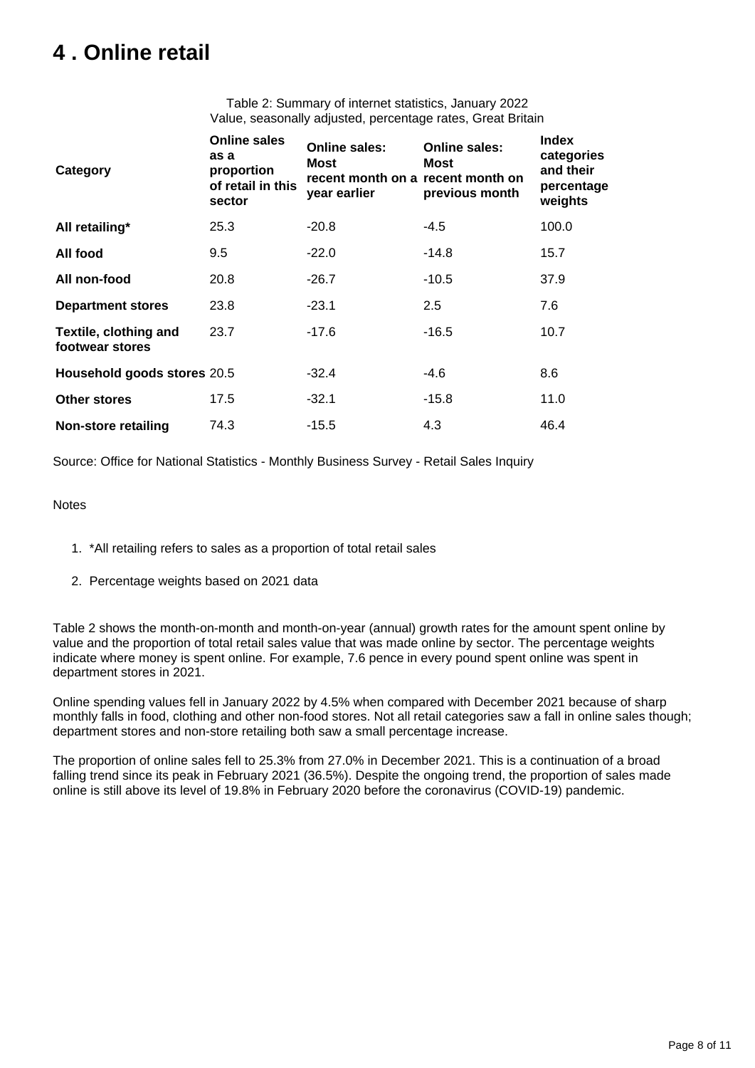# 4 . Online retail

Table 2: Summary of internet statistics, January 2022
Value, seasonally adjusted, percentage rates, Great Britain

| Category | Online sales as a proportion of retail in this sector | Online sales: Most recent month on a year earlier | Online sales: Most recent month on previous month | Index categories and their percentage weights |
|---|---|---|---|---|
| **All retailing*** | 25.3 | -20.8 | -4.5 | 100.0 |
| **All food** | 9.5 | -22.0 | -14.8 | 15.7 |
| **All non-food** | 20.8 | -26.7 | -10.5 | 37.9 |
| **Department stores** | 23.8 | -23.1 | 2.5 | 7.6 |
| **Textile, clothing and footwear stores** | 23.7 | -17.6 | -16.5 | 10.7 |
| **Household goods stores** | 20.5 | -32.4 | -4.6 | 8.6 |
| **Other stores** | 17.5 | -32.1 | -15.8 | 11.0 |
| **Non-store retailing** | 74.3 | -15.5 | 4.3 | 46.4 |

Source: Office for National Statistics - Monthly Business Survey - Retail Sales Inquiry

Notes

1. *All retailing refers to sales as a proportion of total retail sales
2. Percentage weights based on 2021 data

Table 2 shows the month-on-month and month-on-year (annual) growth rates for the amount spent online by value and the proportion of total retail sales value that was made online by sector. The percentage weights indicate where money is spent online. For example, 7.6 pence in every pound spent online was spent in department stores in 2021.

Online spending values fell in January 2022 by 4.5% when compared with December 2021 because of sharp monthly falls in food, clothing and other non-food stores. Not all retail categories saw a fall in online sales though; department stores and non-store retailing both saw a small percentage increase.

The proportion of online sales fell to 25.3% from 27.0% in December 2021. This is a continuation of a broad falling trend since its peak in February 2021 (36.5%). Despite the ongoing trend, the proportion of sales made online is still above its level of 19.8% in February 2020 before the coronavirus (COVID-19) pandemic.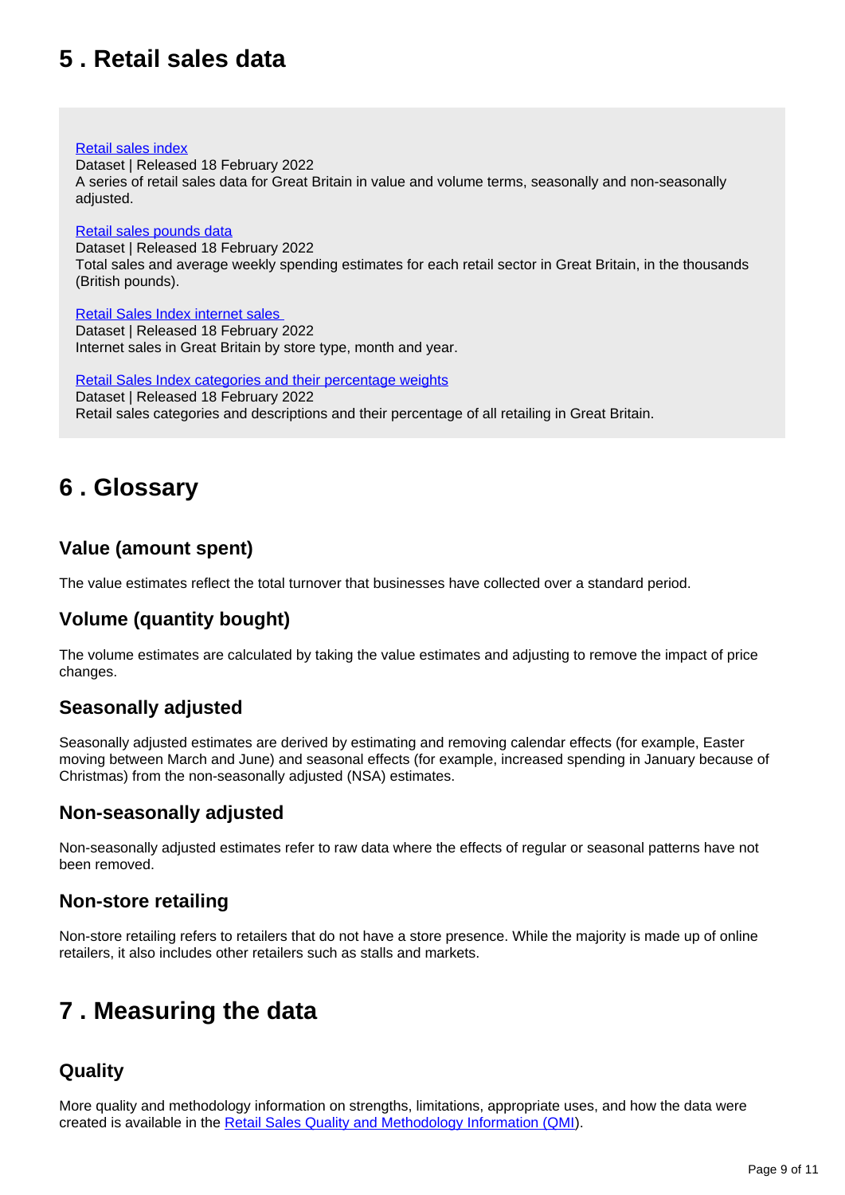## 5 . Retail sales data

[Retail sales index](#)
Dataset | Released 18 February 2022
A series of retail sales data for Great Britain in value and volume terms, seasonally and non-seasonally adjusted.

[Retail sales pounds data](#)
Dataset | Released 18 February 2022
Total sales and average weekly spending estimates for each retail sector in Great Britain, in the thousands (British pounds).

[Retail Sales Index internet sales](#)
Dataset | Released 18 February 2022
Internet sales in Great Britain by store type, month and year.

[Retail Sales Index categories and their percentage weights](#)
Dataset | Released 18 February 2022
Retail sales categories and descriptions and their percentage of all retailing in Great Britain.

## 6 . Glossary

### Value (amount spent)

The value estimates reflect the total turnover that businesses have collected over a standard period.

### Volume (quantity bought)

The volume estimates are calculated by taking the value estimates and adjusting to remove the impact of price changes.

### Seasonally adjusted

Seasonally adjusted estimates are derived by estimating and removing calendar effects (for example, Easter moving between March and June) and seasonal effects (for example, increased spending in January because of Christmas) from the non-seasonally adjusted (NSA) estimates.

### Non-seasonally adjusted

Non-seasonally adjusted estimates refer to raw data where the effects of regular or seasonal patterns have not been removed.

### Non-store retailing

Non-store retailing refers to retailers that do not have a store presence. While the majority is made up of online retailers, it also includes other retailers such as stalls and markets.

## 7 . Measuring the data

### Quality

More quality and methodology information on strengths, limitations, appropriate uses, and how the data were created is available in the [Retail Sales Quality and Methodology Information (QMI)](#).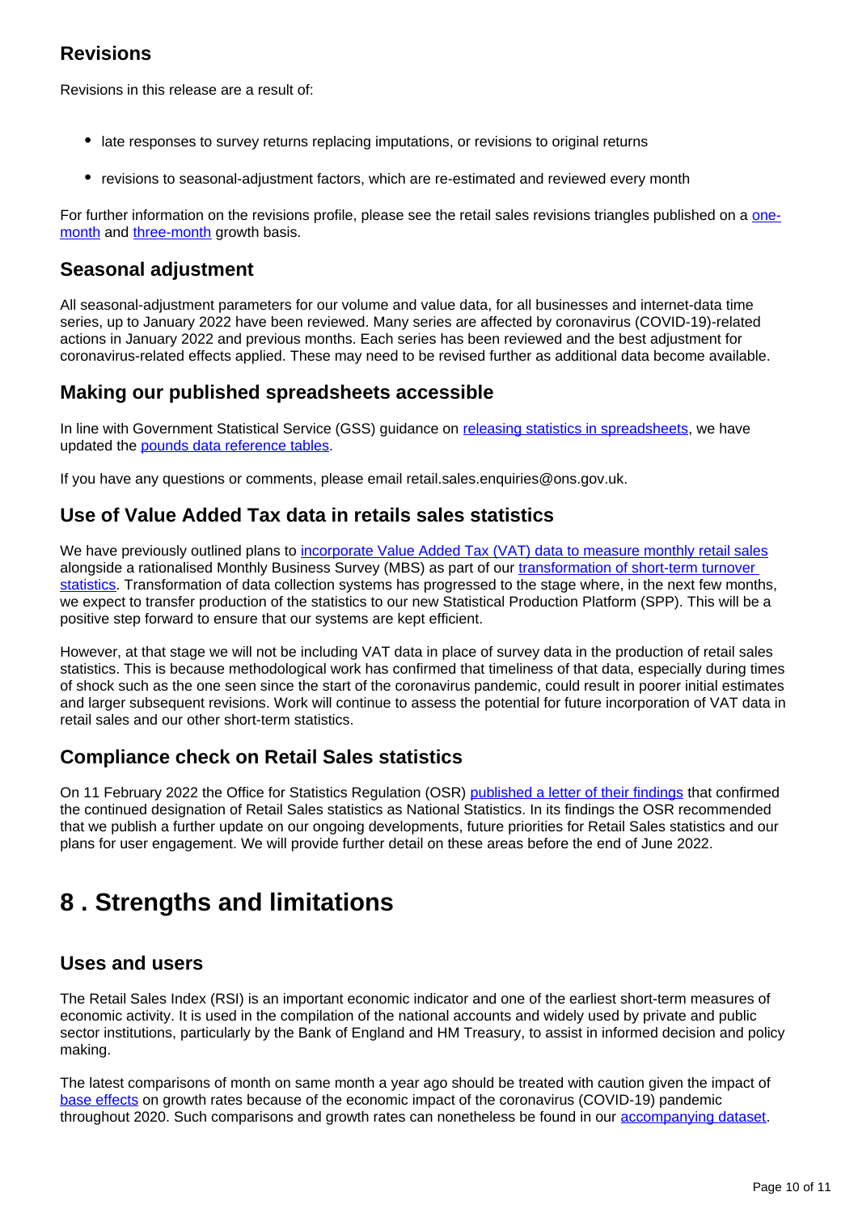## Revisions

Revisions in this release are a result of:

- late responses to survey returns replacing imputations, or revisions to original returns
- revisions to seasonal-adjustment factors, which are re-estimated and reviewed every month

For further information on the revisions profile, please see the retail sales revisions triangles published on a one-month and three-month growth basis.

## Seasonal adjustment

All seasonal-adjustment parameters for our volume and value data, for all businesses and internet-data time series, up to January 2022 have been reviewed. Many series are affected by coronavirus (COVID-19)-related actions in January 2022 and previous months. Each series has been reviewed and the best adjustment for coronavirus-related effects applied. These may need to be revised further as additional data become available.

## Making our published spreadsheets accessible

In line with Government Statistical Service (GSS) guidance on releasing statistics in spreadsheets, we have updated the pounds data reference tables.

If you have any questions or comments, please email retail.sales.enquiries@ons.gov.uk.

## Use of Value Added Tax data in retails sales statistics

We have previously outlined plans to incorporate Value Added Tax (VAT) data to measure monthly retail sales alongside a rationalised Monthly Business Survey (MBS) as part of our transformation of short-term turnover statistics. Transformation of data collection systems has progressed to the stage where, in the next few months, we expect to transfer production of the statistics to our new Statistical Production Platform (SPP). This will be a positive step forward to ensure that our systems are kept efficient.

However, at that stage we will not be including VAT data in place of survey data in the production of retail sales statistics. This is because methodological work has confirmed that timeliness of that data, especially during times of shock such as the one seen since the start of the coronavirus pandemic, could result in poorer initial estimates and larger subsequent revisions. Work will continue to assess the potential for future incorporation of VAT data in retail sales and our other short-term statistics.

## Compliance check on Retail Sales statistics

On 11 February 2022 the Office for Statistics Regulation (OSR) published a letter of their findings that confirmed the continued designation of Retail Sales statistics as National Statistics. In its findings the OSR recommended that we publish a further update on our ongoing developments, future priorities for Retail Sales statistics and our plans for user engagement. We will provide further detail on these areas before the end of June 2022.

# 8 . Strengths and limitations

## Uses and users

The Retail Sales Index (RSI) is an important economic indicator and one of the earliest short-term measures of economic activity. It is used in the compilation of the national accounts and widely used by private and public sector institutions, particularly by the Bank of England and HM Treasury, to assist in informed decision and policy making.

The latest comparisons of month on same month a year ago should be treated with caution given the impact of base effects on growth rates because of the economic impact of the coronavirus (COVID-19) pandemic throughout 2020. Such comparisons and growth rates can nonetheless be found in our accompanying dataset.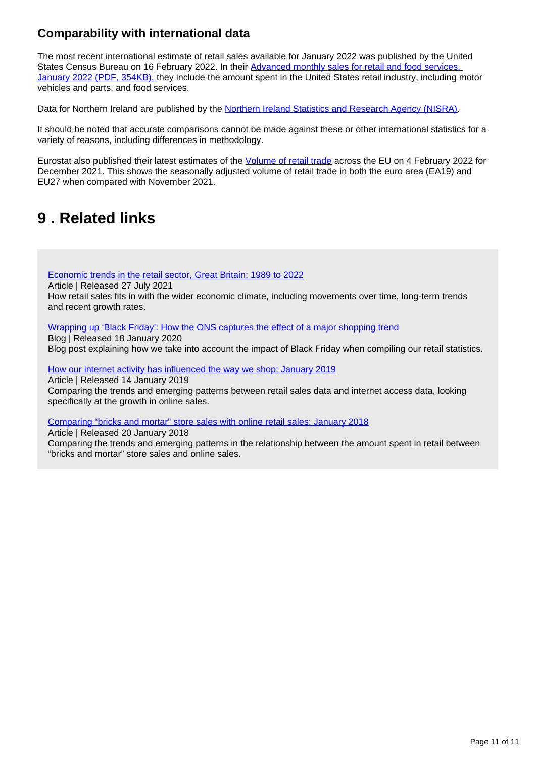### Comparability with international data

The most recent international estimate of retail sales available for January 2022 was published by the United States Census Bureau on 16 February 2022. In their [Advanced monthly sales for retail and food services, January 2022 (PDF, 354KB),](#) they include the amount spent in the United States retail industry, including motor vehicles and parts, and food services.

Data for Northern Ireland are published by the [Northern Ireland Statistics and Research Agency (NISRA)](#).

It should be noted that accurate comparisons cannot be made against these or other international statistics for a variety of reasons, including differences in methodology.

Eurostat also published their latest estimates of the [Volume of retail trade](#) across the EU on 4 February 2022 for December 2021. This shows the seasonally adjusted volume of retail trade in both the euro area (EA19) and EU27 when compared with November 2021.

## 9 . Related links

[Economic trends in the retail sector, Great Britain: 1989 to 2022](#)
Article | Released 27 July 2021
How retail sales fits in with the wider economic climate, including movements over time, long-term trends and recent growth rates.

[Wrapping up 'Black Friday': How the ONS captures the effect of a major shopping trend](#)
Blog | Released 18 January 2020
Blog post explaining how we take into account the impact of Black Friday when compiling our retail statistics.

[How our internet activity has influenced the way we shop: January 2019](#)
Article | Released 14 January 2019
Comparing the trends and emerging patterns between retail sales data and internet access data, looking specifically at the growth in online sales.

[Comparing "bricks and mortar" store sales with online retail sales: January 2018](#)
Article | Released 20 January 2018
Comparing the trends and emerging patterns in the relationship between the amount spent in retail between "bricks and mortar" store sales and online sales.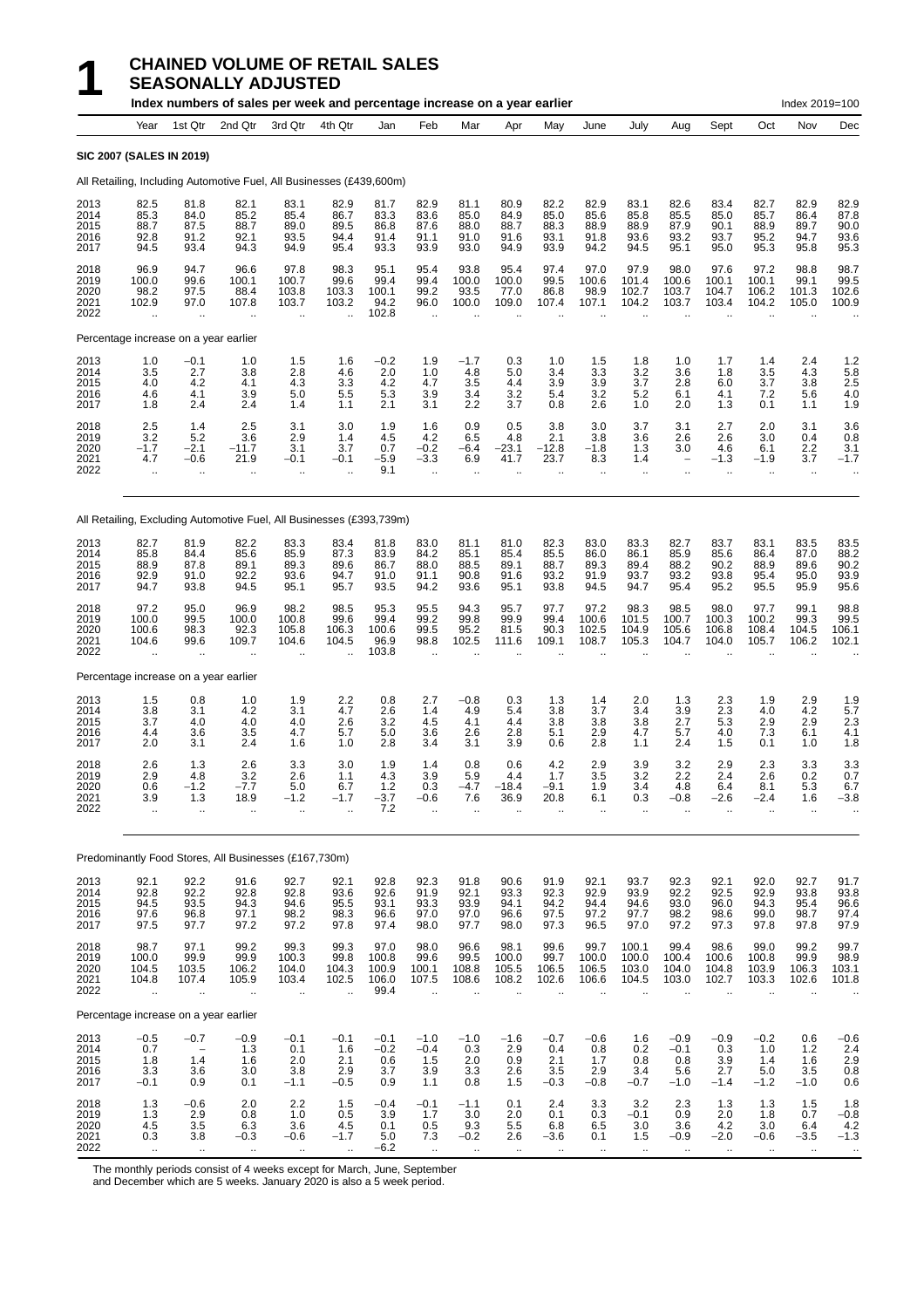# 1 CHAINED VOLUME OF RETAIL SALES SEASONALLY ADJUSTED

**Index numbers of sales per week and percentage increase on a year earlier** — Index 2019=100

| | Year | 1st Qtr | 2nd Qtr | 3rd Qtr | 4th Qtr | Jan | Feb | Mar | Apr | May | June | July | Aug | Sept | Oct | Nov | Dec |
|---|---|---|---|---|---|---|---|---|---|---|---|---|---|---|---|---|---|
| **SIC 2007 (SALES IN 2019)** | | | | | | | | | | | | | | | | | |
| All Retailing, Including Automotive Fuel, All Businesses (£439,600m) | | | | | | | | | | | | | | | | | |
| 2013 | 82.5 | 81.8 | 82.1 | 83.1 | 82.9 | 81.7 | 82.9 | 81.1 | 80.9 | 82.2 | 82.9 | 83.1 | 82.6 | 83.4 | 82.7 | 82.9 | 82.9 |
| 2014 | 85.3 | 84.0 | 85.2 | 85.4 | 86.7 | 83.3 | 83.6 | 85.0 | 84.9 | 85.0 | 85.6 | 85.8 | 85.5 | 85.0 | 85.7 | 86.4 | 87.8 |
| 2015 | 88.7 | 87.5 | 88.7 | 89.0 | 89.5 | 86.8 | 87.6 | 88.0 | 88.7 | 88.3 | 88.9 | 88.9 | 87.9 | 90.1 | 88.9 | 89.7 | 90.0 |
| 2016 | 92.8 | 91.2 | 92.1 | 93.5 | 94.4 | 91.4 | 91.1 | 91.0 | 91.6 | 93.1 | 91.8 | 93.6 | 93.2 | 93.7 | 95.2 | 94.7 | 93.6 |
| 2017 | 94.5 | 93.4 | 94.3 | 94.9 | 95.4 | 93.3 | 93.9 | 93.0 | 94.9 | 93.9 | 94.2 | 94.5 | 95.1 | 95.0 | 95.3 | 95.8 | 95.3 |
| 2018 | 96.9 | 94.7 | 96.6 | 97.8 | 98.3 | 95.1 | 95.4 | 93.8 | 95.4 | 97.4 | 97.0 | 97.9 | 98.0 | 97.6 | 97.2 | 98.8 | 98.7 |
| 2019 | 100.0 | 99.6 | 100.1 | 100.7 | 99.6 | 99.4 | 99.4 | 100.0 | 100.0 | 99.5 | 100.6 | 101.4 | 100.6 | 100.1 | 100.1 | 99.1 | 99.5 |
| 2020 | 98.2 | 97.5 | 88.4 | 103.8 | 103.3 | 100.1 | 99.2 | 93.5 | 77.0 | 86.8 | 98.9 | 102.7 | 103.7 | 104.7 | 106.2 | 101.3 | 102.6 |
| 2021 | 102.9 | 97.0 | 107.8 | 103.7 | 103.2 | 94.2 | 96.0 | 100.0 | 109.0 | 107.4 | 107.1 | 104.2 | 103.7 | 103.4 | 104.2 | 105.0 | 100.9 |
| 2022 | .. | .. | .. | .. | .. | 102.8 | .. | .. | .. | .. | .. | .. | .. | .. | .. | .. | .. |
| Percentage increase on a year earlier | | | | | | | | | | | | | | | | | |
| 2013 | 1.0 | −0.1 | 1.0 | 1.5 | 1.6 | −0.2 | 1.9 | −1.7 | 0.3 | 1.0 | 1.5 | 1.8 | 1.0 | 1.7 | 1.4 | 2.4 | 1.2 |
| 2014 | 3.5 | 2.7 | 3.8 | 2.8 | 4.6 | 2.0 | 1.0 | 4.8 | 5.0 | 3.4 | 3.3 | 3.2 | 3.6 | 1.8 | 3.5 | 4.3 | 5.8 |
| 2015 | 4.0 | 4.2 | 4.1 | 4.3 | 3.3 | 4.2 | 4.7 | 3.5 | 4.4 | 3.9 | 3.9 | 3.7 | 2.8 | 6.0 | 3.7 | 3.8 | 2.5 |
| 2016 | 4.6 | 4.1 | 3.9 | 5.0 | 5.5 | 5.3 | 3.9 | 3.4 | 3.2 | 5.4 | 3.2 | 5.2 | 6.1 | 4.1 | 7.2 | 5.6 | 4.0 |
| 2017 | 1.8 | 2.4 | 2.4 | 1.4 | 1.1 | 2.1 | 3.1 | 2.2 | 3.7 | 0.8 | 2.6 | 1.0 | 2.0 | 1.3 | 0.1 | 1.1 | 1.9 |
| 2018 | 2.5 | 1.4 | 2.5 | 3.1 | 3.0 | 1.9 | 1.6 | 0.9 | 0.5 | 3.8 | 3.0 | 3.7 | 3.1 | 2.7 | 2.0 | 3.1 | 3.6 |
| 2019 | 3.2 | 5.2 | 3.6 | 2.9 | 1.4 | 4.5 | 4.2 | 6.5 | 4.8 | 2.1 | 3.8 | 3.6 | 2.6 | 2.6 | 3.0 | 0.4 | 0.8 |
| 2020 | −1.7 | −2.1 | −11.7 | 3.1 | 3.7 | 0.7 | −0.2 | −6.4 | −23.1 | −12.8 | −1.8 | 1.3 | 3.0 | 4.6 | 6.1 | 2.2 | 3.1 |
| 2021 | 4.7 | −0.6 | 21.9 | −0.1 | −0.1 | −5.9 | −3.3 | 6.9 | 41.7 | 23.7 | 8.3 | 1.4 | – | −1.3 | −1.9 | 3.7 | −1.7 |
| 2022 | .. | .. | .. | .. | .. | 9.1 | .. | .. | .. | .. | .. | .. | .. | .. | .. | .. | .. |
| All Retailing, Excluding Automotive Fuel, All Businesses (£393,739m) | | | | | | | | | | | | | | | | | |
| 2013 | 82.7 | 81.9 | 82.2 | 83.3 | 83.4 | 81.8 | 83.0 | 81.1 | 81.0 | 82.3 | 83.0 | 83.3 | 82.7 | 83.7 | 83.1 | 83.5 | 83.5 |
| 2014 | 85.8 | 84.4 | 85.6 | 85.9 | 87.3 | 83.9 | 84.2 | 85.1 | 85.4 | 85.5 | 86.0 | 86.1 | 85.9 | 85.6 | 86.4 | 87.0 | 88.2 |
| 2015 | 88.9 | 87.8 | 89.1 | 89.3 | 89.6 | 86.7 | 88.0 | 88.5 | 89.1 | 88.7 | 89.3 | 89.4 | 88.2 | 90.2 | 88.9 | 89.6 | 90.2 |
| 2016 | 92.9 | 91.0 | 92.2 | 93.6 | 94.7 | 91.0 | 91.1 | 90.8 | 91.6 | 93.2 | 91.9 | 93.7 | 93.2 | 93.8 | 95.4 | 95.0 | 93.9 |
| 2017 | 94.7 | 93.8 | 94.5 | 95.1 | 95.7 | 93.5 | 94.2 | 93.6 | 95.1 | 93.8 | 94.5 | 94.7 | 95.4 | 95.2 | 95.5 | 95.9 | 95.6 |
| 2018 | 97.2 | 95.0 | 96.9 | 98.2 | 98.5 | 95.3 | 95.5 | 94.3 | 95.7 | 97.7 | 97.2 | 98.3 | 98.5 | 98.0 | 97.7 | 99.1 | 98.8 |
| 2019 | 100.0 | 99.5 | 100.0 | 100.8 | 99.6 | 99.4 | 99.2 | 99.8 | 99.9 | 99.4 | 100.6 | 101.5 | 100.7 | 100.3 | 100.2 | 99.3 | 99.5 |
| 2020 | 100.6 | 98.3 | 92.3 | 105.8 | 106.3 | 100.6 | 99.5 | 95.2 | 81.5 | 90.3 | 102.5 | 104.9 | 105.6 | 106.8 | 108.4 | 104.5 | 106.1 |
| 2021 | 104.6 | 99.6 | 109.7 | 104.6 | 104.5 | 96.9 | 98.8 | 102.5 | 111.6 | 109.1 | 108.7 | 105.3 | 104.7 | 104.0 | 105.7 | 106.2 | 102.1 |
| 2022 | .. | .. | .. | .. | .. | 103.8 | .. | .. | .. | .. | .. | .. | .. | .. | .. | .. | .. |
| Percentage increase on a year earlier | | | | | | | | | | | | | | | | | |
| 2013 | 1.5 | 0.8 | 1.0 | 1.9 | 2.2 | 0.8 | 2.7 | −0.8 | 0.3 | 1.3 | 1.4 | 2.0 | 1.3 | 2.3 | 1.9 | 2.9 | 1.9 |
| 2014 | 3.8 | 3.1 | 4.2 | 3.1 | 4.7 | 2.6 | 1.4 | 4.9 | 5.4 | 3.8 | 3.7 | 3.4 | 3.9 | 2.3 | 4.0 | 4.2 | 5.7 |
| 2015 | 3.7 | 4.0 | 4.0 | 4.0 | 2.6 | 3.2 | 4.5 | 4.1 | 4.4 | 3.8 | 3.8 | 3.8 | 2.7 | 5.3 | 2.9 | 2.9 | 2.3 |
| 2016 | 4.4 | 3.6 | 3.5 | 4.7 | 5.7 | 5.0 | 3.6 | 2.6 | 2.8 | 5.1 | 2.9 | 4.7 | 5.7 | 4.0 | 7.3 | 6.1 | 4.1 |
| 2017 | 2.0 | 3.1 | 2.4 | 1.6 | 1.0 | 2.8 | 3.4 | 3.1 | 3.9 | 0.6 | 2.8 | 1.1 | 2.4 | 1.5 | 0.1 | 1.0 | 1.8 |
| 2018 | 2.6 | 1.3 | 2.6 | 3.3 | 3.0 | 1.9 | 1.4 | 0.8 | 0.6 | 4.2 | 2.9 | 3.9 | 3.2 | 2.9 | 2.3 | 3.3 | 3.3 |
| 2019 | 2.9 | 4.8 | 3.2 | 2.6 | 1.1 | 4.3 | 3.9 | 5.9 | 4.4 | 1.7 | 3.5 | 3.2 | 2.2 | 2.4 | 2.6 | 0.2 | 0.7 |
| 2020 | 0.6 | −1.2 | −7.7 | 5.0 | 6.7 | 1.2 | 0.3 | −4.7 | −18.4 | −9.1 | 1.9 | 3.4 | 4.8 | 6.4 | 8.1 | 5.3 | 6.7 |
| 2021 | 3.9 | 1.3 | 18.9 | −1.2 | −1.7 | −3.7 | −0.6 | 7.6 | 36.9 | 20.8 | 6.1 | 0.3 | −0.8 | −2.6 | −2.4 | 1.6 | −3.8 |
| 2022 | .. | .. | .. | .. | .. | 7.2 | .. | .. | .. | .. | .. | .. | .. | .. | .. | .. | .. |
| Predominantly Food Stores, All Businesses (£167,730m) | | | | | | | | | | | | | | | | | |
| 2013 | 92.1 | 92.2 | 91.6 | 92.7 | 92.1 | 92.8 | 92.3 | 91.8 | 90.6 | 91.9 | 92.1 | 93.7 | 92.3 | 92.1 | 92.0 | 92.7 | 91.7 |
| 2014 | 92.8 | 92.2 | 92.8 | 92.8 | 93.6 | 92.6 | 91.9 | 92.1 | 93.3 | 92.3 | 92.9 | 93.9 | 92.2 | 92.5 | 92.9 | 93.8 | 93.8 |
| 2015 | 94.5 | 93.5 | 94.3 | 94.6 | 95.5 | 93.1 | 93.3 | 93.9 | 94.1 | 94.2 | 94.4 | 94.6 | 93.0 | 96.0 | 94.3 | 95.4 | 96.6 |
| 2016 | 97.6 | 96.8 | 97.1 | 98.2 | 98.3 | 96.6 | 97.0 | 97.0 | 96.6 | 97.5 | 97.2 | 97.7 | 98.2 | 98.6 | 99.0 | 98.7 | 97.4 |
| 2017 | 97.5 | 97.7 | 97.2 | 97.2 | 97.8 | 97.4 | 98.0 | 97.7 | 98.0 | 97.3 | 96.5 | 97.0 | 97.2 | 97.3 | 97.8 | 97.8 | 97.9 |
| 2018 | 98.7 | 97.1 | 99.2 | 99.3 | 99.3 | 97.0 | 98.0 | 96.6 | 98.1 | 99.6 | 99.7 | 100.1 | 99.4 | 98.6 | 99.0 | 99.2 | 99.7 |
| 2019 | 100.0 | 99.9 | 99.9 | 100.3 | 99.8 | 100.8 | 99.6 | 99.5 | 100.0 | 99.7 | 100.0 | 100.0 | 100.4 | 100.6 | 100.8 | 99.9 | 98.9 |
| 2020 | 104.5 | 103.5 | 106.2 | 104.0 | 104.3 | 100.9 | 100.1 | 108.8 | 105.5 | 106.5 | 106.5 | 103.0 | 104.0 | 104.8 | 103.9 | 106.3 | 103.1 |
| 2021 | 104.8 | 107.4 | 105.9 | 103.4 | 102.5 | 106.0 | 107.5 | 108.6 | 108.2 | 102.6 | 106.6 | 104.5 | 103.0 | 102.7 | 103.3 | 102.6 | 101.8 |
| 2022 | .. | .. | .. | .. | .. | 99.4 | .. | .. | .. | .. | .. | .. | .. | .. | .. | .. | .. |
| Percentage increase on a year earlier | | | | | | | | | | | | | | | | | |
| 2013 | −0.5 | −0.7 | −0.9 | −0.1 | −0.1 | −0.1 | −1.0 | −1.0 | −1.6 | −0.7 | −0.6 | 1.6 | −0.9 | −0.9 | −0.2 | 0.6 | −0.6 |
| 2014 | 0.7 | – | 1.3 | 0.1 | 1.6 | −0.2 | −0.4 | 0.3 | 2.9 | 0.4 | 0.8 | 0.2 | −0.1 | 0.3 | 1.0 | 1.2 | 2.4 |
| 2015 | 1.8 | 1.4 | 1.6 | 2.0 | 2.1 | 0.6 | 1.5 | 2.0 | 0.9 | 2.1 | 1.7 | 0.8 | 0.8 | 3.9 | 1.4 | 1.6 | 2.9 |
| 2016 | 3.3 | 3.6 | 3.0 | 3.8 | 2.9 | 3.7 | 3.9 | 3.3 | 2.6 | 3.5 | 2.9 | 3.4 | 5.6 | 2.7 | 5.0 | 3.5 | 0.8 |
| 2017 | −0.1 | 0.9 | 0.1 | −1.1 | −0.5 | 0.9 | 1.1 | 0.8 | 1.5 | −0.3 | −0.8 | −0.7 | −1.0 | −1.4 | −1.2 | −1.0 | 0.6 |
| 2018 | 1.3 | −0.6 | 2.0 | 2.2 | 1.5 | −0.4 | −0.1 | −1.1 | 0.1 | 2.4 | 3.3 | 3.2 | 2.3 | 1.3 | 1.3 | 1.5 | 1.8 |
| 2019 | 1.3 | 2.9 | 0.8 | 1.0 | 0.5 | 3.9 | 1.7 | 3.0 | 2.0 | 0.1 | 0.3 | −0.1 | 0.9 | 2.0 | 1.8 | 0.7 | −0.8 |
| 2020 | 4.5 | 3.5 | 6.3 | 3.6 | 4.5 | 0.1 | 0.5 | 9.3 | 5.5 | 6.8 | 6.5 | 3.0 | 3.6 | 4.2 | 3.0 | 6.4 | 4.2 |
| 2021 | 0.3 | 3.8 | −0.3 | −0.6 | −1.7 | 5.0 | 7.3 | −0.2 | 2.6 | −3.6 | 0.1 | 1.5 | −0.9 | −2.0 | −0.6 | −3.5 | −1.3 |
| 2022 | .. | .. | .. | .. | .. | −6.2 | .. | .. | .. | .. | .. | .. | .. | .. | .. | .. | .. |

The monthly periods consist of 4 weeks except for March, June, September and December which are 5 weeks. January 2020 is also a 5 week period.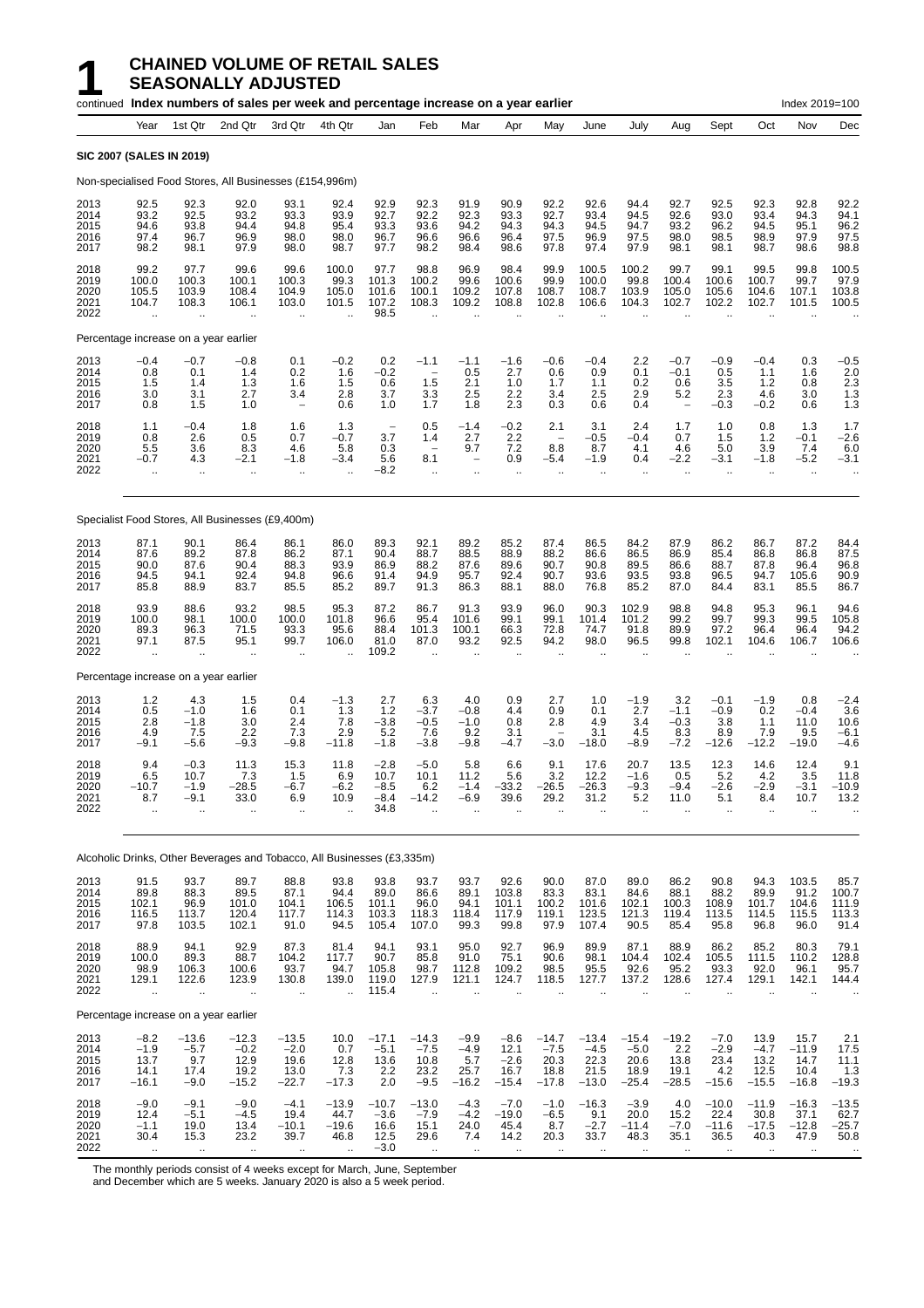# 1 CHAINED VOLUME OF RETAIL SALES SEASONALLY ADJUSTED

continued **Index numbers of sales per week and percentage increase on a year earlier** Index 2019=100

| | Year | 1st Qtr | 2nd Qtr | 3rd Qtr | 4th Qtr | Jan | Feb | Mar | Apr | May | June | July | Aug | Sept | Oct | Nov | Dec |
|---|---|---|---|---|---|---|---|---|---|---|---|---|---|---|---|---|---|
| **SIC 2007 (SALES IN 2019)** | | | | | | | | | | | | | | | | | |
| Non-specialised Food Stores, All Businesses (£154,996m) | | | | | | | | | | | | | | | | | |
| 2013 | 92.5 | 92.3 | 92.0 | 93.1 | 92.4 | 92.9 | 92.3 | 91.9 | 90.9 | 92.2 | 92.6 | 94.4 | 92.7 | 92.5 | 92.3 | 92.8 | 92.2 |
| 2014 | 93.2 | 92.5 | 93.2 | 93.3 | 93.9 | 92.7 | 92.2 | 92.3 | 93.3 | 92.7 | 93.4 | 94.5 | 92.6 | 93.0 | 93.4 | 94.3 | 94.1 |
| 2015 | 94.6 | 93.8 | 94.4 | 94.8 | 95.4 | 93.3 | 93.6 | 94.2 | 94.3 | 94.3 | 94.5 | 94.7 | 93.2 | 96.2 | 94.5 | 95.1 | 96.2 |
| 2016 | 97.4 | 96.7 | 96.9 | 98.0 | 98.0 | 96.7 | 96.6 | 96.6 | 96.4 | 97.5 | 96.9 | 97.5 | 98.0 | 98.5 | 98.9 | 97.9 | 97.5 |
| 2017 | 98.2 | 98.1 | 97.9 | 98.0 | 98.7 | 97.7 | 98.2 | 98.4 | 98.6 | 97.8 | 97.4 | 97.9 | 98.1 | 98.1 | 98.7 | 98.6 | 98.8 |
| 2018 | 99.2 | 97.7 | 99.6 | 99.6 | 100.0 | 97.7 | 98.8 | 96.9 | 98.4 | 99.9 | 100.5 | 100.2 | 99.7 | 99.1 | 99.5 | 99.8 | 100.5 |
| 2019 | 100.0 | 100.3 | 100.1 | 100.3 | 99.3 | 101.3 | 100.2 | 99.6 | 100.6 | 99.9 | 100.0 | 99.8 | 100.4 | 100.6 | 100.7 | 99.7 | 97.9 |
| 2020 | 105.5 | 103.9 | 108.4 | 104.9 | 105.0 | 101.6 | 100.1 | 109.2 | 107.8 | 108.7 | 108.7 | 103.9 | 105.0 | 105.6 | 104.6 | 107.1 | 103.8 |
| 2021 | 104.7 | 108.3 | 106.1 | 103.0 | 101.5 | 107.2 | 108.3 | 109.2 | 108.8 | 102.8 | 106.6 | 104.3 | 102.7 | 102.2 | 102.7 | 101.5 | 100.5 |
| 2022 | .. | .. | .. | .. | .. | 98.5 | .. | .. | .. | .. | .. | .. | .. | .. | .. | .. | .. |
| Percentage increase on a year earlier | | | | | | | | | | | | | | | | | |
| 2013 | −0.4 | −0.7 | −0.8 | 0.1 | −0.2 | 0.2 | −1.1 | −1.1 | −1.6 | −0.6 | −0.4 | 2.2 | −0.7 | −0.9 | −0.4 | 0.3 | −0.5 |
| 2014 | 0.8 | 0.1 | 1.4 | 0.2 | 1.6 | −0.2 | − | 0.5 | 2.7 | 0.6 | 0.9 | 0.1 | −0.1 | 0.5 | 1.1 | 1.6 | 2.0 |
| 2015 | 1.5 | 1.4 | 1.3 | 1.6 | 1.5 | 0.6 | 1.5 | 2.1 | 1.0 | 1.7 | 1.1 | 0.2 | 0.6 | 3.5 | 1.2 | 0.8 | 2.3 |
| 2016 | 3.0 | 3.1 | 2.7 | 3.4 | 2.8 | 3.7 | 3.3 | 2.5 | 2.2 | 3.4 | 2.5 | 2.9 | 5.2 | 2.3 | 4.6 | 3.0 | 1.3 |
| 2017 | 0.8 | 1.5 | 1.0 | − | 0.6 | 1.0 | 1.7 | 1.8 | 2.3 | 0.3 | 0.6 | 0.4 | − | −0.3 | −0.2 | 0.6 | 1.3 |
| 2018 | 1.1 | −0.4 | 1.8 | 1.6 | 1.3 | − | 0.5 | −1.4 | −0.2 | 2.1 | 3.1 | 2.4 | 1.7 | 1.0 | 0.8 | 1.3 | 1.7 |
| 2019 | 0.8 | 2.6 | 0.5 | 0.7 | −0.7 | 3.7 | 1.4 | 2.7 | 2.2 | − | −0.5 | −0.4 | 0.7 | 1.5 | 1.2 | −0.1 | −2.6 |
| 2020 | 5.5 | 3.6 | 8.3 | 4.6 | 5.8 | 0.3 | − | 9.7 | 7.2 | 8.8 | 8.7 | 4.1 | 4.6 | 5.0 | 3.9 | 7.4 | 6.0 |
| 2021 | −0.7 | 4.3 | −2.1 | −1.8 | −3.4 | 5.6 | 8.1 | − | 0.9 | −5.4 | −1.9 | 0.4 | −2.2 | −3.1 | −1.8 | −5.2 | −3.1 |
| 2022 | .. | .. | .. | .. | .. | −8.2 | .. | .. | .. | .. | .. | .. | .. | .. | .. | .. | .. |
| Specialist Food Stores, All Businesses (£9,400m) | | | | | | | | | | | | | | | | | |
| 2013 | 87.1 | 90.1 | 86.4 | 86.1 | 86.0 | 89.3 | 92.1 | 89.2 | 85.2 | 87.4 | 86.5 | 84.2 | 87.9 | 86.2 | 86.7 | 87.2 | 84.4 |
| 2014 | 87.6 | 89.2 | 87.8 | 86.2 | 87.1 | 90.4 | 88.7 | 88.5 | 88.9 | 88.2 | 86.6 | 86.5 | 86.9 | 85.4 | 86.8 | 86.8 | 87.5 |
| 2015 | 90.0 | 87.6 | 90.4 | 88.3 | 93.9 | 86.9 | 88.2 | 87.6 | 89.6 | 90.7 | 90.8 | 89.5 | 86.6 | 88.7 | 87.8 | 96.4 | 96.8 |
| 2016 | 94.5 | 94.1 | 92.4 | 94.8 | 96.6 | 91.4 | 94.9 | 95.7 | 92.4 | 90.7 | 93.6 | 93.5 | 93.8 | 96.5 | 94.7 | 105.6 | 90.9 |
| 2017 | 85.8 | 88.9 | 83.7 | 85.5 | 85.2 | 89.7 | 91.3 | 86.3 | 88.1 | 88.0 | 76.8 | 85.2 | 87.0 | 84.4 | 83.1 | 85.5 | 86.7 |
| 2018 | 93.9 | 88.6 | 93.2 | 98.5 | 95.3 | 87.2 | 86.7 | 91.3 | 93.9 | 96.0 | 90.3 | 102.9 | 98.8 | 94.8 | 95.3 | 96.1 | 94.6 |
| 2019 | 100.0 | 98.1 | 100.0 | 100.0 | 101.8 | 96.6 | 95.4 | 101.6 | 99.1 | 99.1 | 101.4 | 101.2 | 99.2 | 99.7 | 99.3 | 99.5 | 105.8 |
| 2020 | 89.3 | 96.3 | 71.5 | 93.3 | 95.6 | 88.4 | 101.3 | 100.1 | 66.3 | 72.8 | 74.7 | 91.8 | 89.9 | 97.2 | 96.4 | 96.4 | 94.2 |
| 2021 | 97.1 | 87.5 | 95.1 | 99.7 | 106.0 | 81.0 | 87.0 | 93.2 | 92.5 | 94.2 | 98.0 | 96.5 | 99.8 | 102.1 | 104.6 | 106.7 | 106.6 |
| 2022 | .. | .. | .. | .. | .. | 109.2 | .. | .. | .. | .. | .. | .. | .. | .. | .. | .. | .. |
| Percentage increase on a year earlier | | | | | | | | | | | | | | | | | |
| 2013 | 1.2 | 4.3 | 1.5 | 0.4 | −1.3 | 2.7 | 6.3 | 4.0 | 0.9 | 2.7 | 1.0 | −1.9 | 3.2 | −0.1 | −1.9 | 0.8 | −2.4 |
| 2014 | 0.5 | −1.0 | 1.6 | 0.1 | 1.3 | 1.2 | −3.7 | −0.8 | 4.4 | 0.9 | 0.1 | 2.7 | −1.1 | −0.9 | 0.2 | −0.4 | 3.6 |
| 2015 | 2.8 | −1.8 | 3.0 | 2.4 | 7.8 | −3.8 | −0.5 | −1.0 | 0.8 | 2.8 | 4.9 | 3.4 | −0.3 | 3.8 | 1.1 | 11.0 | 10.6 |
| 2016 | 4.9 | 7.5 | 2.2 | 7.3 | 2.9 | 5.2 | 7.6 | 9.2 | 3.1 | − | 3.1 | 4.5 | 8.3 | 8.9 | 7.9 | 9.5 | −6.1 |
| 2017 | −9.1 | −5.6 | −9.3 | −9.8 | −11.8 | −1.8 | −3.8 | −9.8 | −4.7 | −3.0 | −18.0 | −8.9 | −7.2 | −12.6 | −12.2 | −19.0 | −4.6 |
| 2018 | 9.4 | −0.3 | 11.3 | 15.3 | 11.8 | −2.8 | −5.0 | 5.8 | 6.6 | 9.1 | 17.6 | 20.7 | 13.5 | 12.3 | 14.6 | 12.4 | 9.1 |
| 2019 | 6.5 | 10.7 | 7.3 | 1.5 | 6.9 | 10.7 | 10.1 | 11.2 | 5.6 | 3.2 | 12.2 | −1.6 | 0.5 | 5.2 | 4.2 | 3.5 | 11.8 |
| 2020 | −10.7 | −1.9 | −28.5 | −6.7 | −6.2 | −8.5 | 6.2 | −1.4 | −33.2 | −26.5 | −26.3 | −9.3 | −9.4 | −2.6 | −2.9 | −3.1 | −10.9 |
| 2021 | 8.7 | −9.1 | 33.0 | 6.9 | 10.9 | −8.4 | −14.2 | −6.9 | 39.6 | 29.2 | 31.2 | 5.2 | 11.0 | 5.1 | 8.4 | 10.7 | 13.2 |
| 2022 | .. | .. | .. | .. | .. | 34.8 | .. | .. | .. | .. | .. | .. | .. | .. | .. | .. | .. |
| Alcoholic Drinks, Other Beverages and Tobacco, All Businesses (£3,335m) | | | | | | | | | | | | | | | | | |
| 2013 | 91.5 | 93.7 | 89.7 | 88.8 | 93.8 | 93.8 | 93.7 | 93.7 | 92.6 | 90.0 | 87.0 | 89.0 | 86.2 | 90.8 | 94.3 | 103.5 | 85.7 |
| 2014 | 89.8 | 88.3 | 89.5 | 87.1 | 94.4 | 89.0 | 86.6 | 89.1 | 103.8 | 83.3 | 83.1 | 84.6 | 88.1 | 88.2 | 89.9 | 91.2 | 100.7 |
| 2015 | 102.1 | 96.9 | 101.0 | 104.1 | 106.5 | 101.1 | 96.0 | 94.1 | 101.1 | 100.2 | 101.6 | 102.1 | 100.3 | 108.9 | 101.7 | 104.6 | 111.9 |
| 2016 | 116.5 | 113.7 | 120.4 | 117.7 | 114.3 | 103.3 | 118.3 | 118.4 | 117.9 | 119.1 | 123.5 | 121.3 | 119.4 | 113.5 | 114.5 | 115.5 | 113.3 |
| 2017 | 97.8 | 103.5 | 102.1 | 91.0 | 94.5 | 105.4 | 107.0 | 99.3 | 99.8 | 97.9 | 107.4 | 90.5 | 85.4 | 95.8 | 96.8 | 96.0 | 91.4 |
| 2018 | 88.9 | 94.1 | 92.9 | 87.3 | 81.4 | 94.1 | 93.1 | 95.0 | 92.7 | 96.9 | 89.9 | 87.1 | 88.9 | 86.2 | 85.2 | 80.3 | 79.1 |
| 2019 | 100.0 | 89.3 | 88.7 | 104.2 | 117.7 | 90.7 | 85.8 | 91.0 | 75.1 | 90.6 | 98.1 | 104.4 | 102.4 | 105.5 | 111.5 | 110.2 | 128.8 |
| 2020 | 98.9 | 106.3 | 100.6 | 93.7 | 94.7 | 105.8 | 98.7 | 112.8 | 109.2 | 98.5 | 95.5 | 92.6 | 95.2 | 93.3 | 92.0 | 96.1 | 95.7 |
| 2021 | 129.1 | 122.6 | 123.9 | 130.8 | 139.0 | 119.0 | 127.9 | 121.1 | 124.7 | 118.5 | 127.7 | 137.2 | 128.6 | 127.4 | 129.1 | 142.1 | 144.4 |
| 2022 | .. | .. | .. | .. | .. | 115.4 | .. | .. | .. | .. | .. | .. | .. | .. | .. | .. | .. |
| Percentage increase on a year earlier | | | | | | | | | | | | | | | | | |
| 2013 | −8.2 | −13.6 | −12.3 | −13.5 | 10.0 | −17.1 | −14.3 | −9.9 | −8.6 | −14.7 | −13.4 | −15.4 | −19.2 | −7.0 | 13.9 | 15.7 | 2.1 |
| 2014 | −1.9 | −5.7 | −0.2 | −2.0 | 0.7 | −5.1 | −7.5 | −4.9 | 12.1 | −7.5 | −4.5 | −5.0 | 2.2 | −2.9 | −4.7 | −11.9 | 17.5 |
| 2015 | 13.7 | 9.7 | 12.9 | 19.6 | 12.8 | 13.6 | 10.8 | 5.7 | −2.6 | 20.3 | 22.3 | 20.6 | 13.8 | 23.4 | 13.2 | 14.7 | 11.1 |
| 2016 | 14.1 | 17.4 | 19.2 | 13.0 | 7.3 | 2.2 | 23.2 | 25.7 | 16.7 | 18.8 | 21.5 | 18.9 | 19.1 | 4.2 | 12.5 | 10.4 | 1.3 |
| 2017 | −16.1 | −9.0 | −15.2 | −22.7 | −17.3 | 2.0 | −9.5 | −16.2 | −15.4 | −17.8 | −13.0 | −25.4 | −28.5 | −15.6 | −15.5 | −16.8 | −19.3 |
| 2018 | −9.0 | −9.1 | −9.0 | −4.1 | −13.9 | −10.7 | −13.0 | −4.3 | −7.0 | −1.0 | −16.3 | −3.9 | 4.0 | −10.0 | −11.9 | −16.3 | −13.5 |
| 2019 | 12.4 | −5.1 | −4.5 | 19.4 | 44.7 | −3.6 | −7.9 | −4.2 | −19.0 | −6.5 | 9.1 | 20.0 | 15.2 | 22.4 | 30.8 | 37.1 | 62.7 |
| 2020 | −1.1 | 19.0 | 13.4 | −10.1 | −19.6 | 16.6 | 15.1 | 24.0 | 45.4 | 8.7 | −2.7 | −11.4 | −7.0 | −11.6 | −17.5 | −12.8 | −25.7 |
| 2021 | 30.4 | 15.3 | 23.2 | 39.7 | 46.8 | 12.5 | 29.6 | 7.4 | 14.2 | 20.3 | 33.7 | 48.3 | 35.1 | 36.5 | 40.3 | 47.9 | 50.8 |
| 2022 | .. | .. | .. | .. | .. | −3.0 | .. | .. | .. | .. | .. | .. | .. | .. | .. | .. | .. |

The monthly periods consist of 4 weeks except for March, June, September and December which are 5 weeks. January 2020 is also a 5 week period.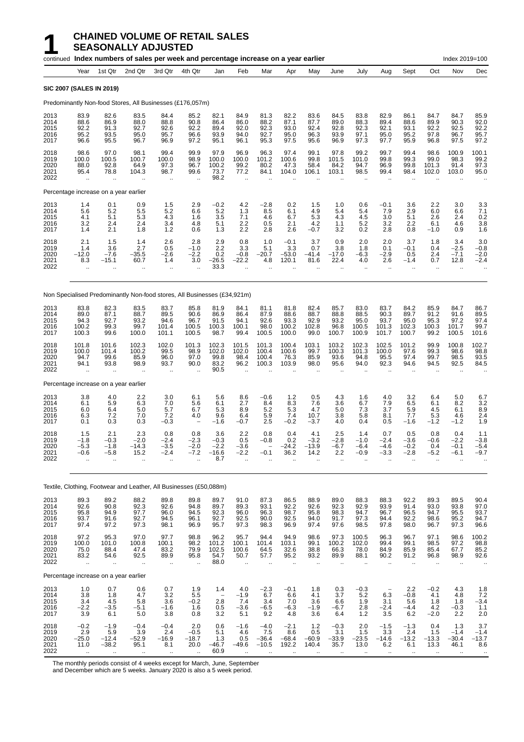# 1 CHAINED VOLUME OF RETAIL SALES SEASONALLY ADJUSTED

continued **Index numbers of sales per week and percentage increase on a year earlier** Index 2019=100

| Year | | 1st Qtr | 2nd Qtr | 3rd Qtr | 4th Qtr | Jan | Feb | Mar | Apr | May | June | July | Aug | Sept | Oct | Nov | Dec |
|---|---|---|---|---|---|---|---|---|---|---|---|---|---|---|---|---|---|
| **SIC 2007 (SALES IN 2019)** | | | | | | | | | | | | | | | | | |
| Predominantly Non-food Stores, All Businesses (£176,057m) | | | | | | | | | | | | | | | | | |
| 2013 | 83.9 | 82.6 | 83.5 | 84.4 | 85.2 | 82.1 | 84.9 | 81.3 | 82.2 | 83.6 | 84.5 | 83.8 | 82.9 | 86.1 | 84.7 | 84.7 | 85.9 |
| 2014 | 88.6 | 86.9 | 88.0 | 88.8 | 90.8 | 86.4 | 86.0 | 88.2 | 87.1 | 87.7 | 89.0 | 88.3 | 89.4 | 88.6 | 89.9 | 90.3 | 92.0 |
| 2015 | 92.2 | 91.3 | 92.7 | 92.6 | 92.2 | 89.4 | 92.0 | 92.3 | 93.0 | 92.4 | 92.8 | 92.3 | 92.1 | 93.1 | 92.2 | 92.5 | 92.2 |
| 2016 | 95.2 | 93.5 | 95.0 | 95.7 | 96.6 | 93.9 | 94.0 | 92.7 | 95.0 | 96.3 | 93.9 | 97.1 | 95.0 | 95.2 | 97.8 | 96.7 | 95.7 |
| 2017 | 96.6 | 95.5 | 96.7 | 96.9 | 97.2 | 95.1 | 96.1 | 95.3 | 97.5 | 95.6 | 96.9 | 97.3 | 97.7 | 95.9 | 96.8 | 97.5 | 97.2 |
| 2018 | 98.6 | 97.0 | 98.1 | 99.4 | 99.9 | 97.9 | 96.9 | 96.3 | 97.4 | 99.1 | 97.8 | 99.2 | 99.7 | 99.4 | 98.6 | 100.9 | 100.1 |
| 2019 | 100.0 | 100.5 | 100.7 | 100.0 | 98.9 | 100.0 | 100.0 | 101.2 | 100.6 | 99.8 | 101.5 | 101.0 | 99.8 | 99.3 | 99.0 | 98.3 | 99.2 |
| 2020 | 88.0 | 92.8 | 64.9 | 97.3 | 96.7 | 100.2 | 99.2 | 80.2 | 47.3 | 58.4 | 84.2 | 94.7 | 96.9 | 99.8 | 101.3 | 91.4 | 97.3 |
| 2021 | 95.4 | 78.8 | 104.3 | 98.7 | 99.6 | 73.7 | 77.2 | 84.1 | 104.0 | 106.1 | 103.1 | 98.5 | 99.4 | 98.4 | 102.0 | 103.0 | 95.0 |
| 2022 | .. | .. | .. | .. | .. | 98.2 | .. | .. | .. | .. | .. | .. | .. | .. | .. | .. | .. |
| Percentage increase on a year earlier | | | | | | | | | | | | | | | | | |
| 2013 | 1.4 | 0.1 | 0.9 | 1.5 | 2.9 | −0.2 | 4.2 | −2.8 | 0.2 | 1.5 | 1.0 | 0.6 | −0.1 | 3.6 | 2.2 | 3.0 | 3.3 |
| 2014 | 5.6 | 5.2 | 5.5 | 5.2 | 6.6 | 5.2 | 1.3 | 8.5 | 6.1 | 4.9 | 5.4 | 5.4 | 7.9 | 2.9 | 6.0 | 6.6 | 7.1 |
| 2015 | 4.1 | 5.1 | 5.3 | 4.3 | 1.6 | 3.5 | 7.1 | 4.6 | 6.7 | 5.3 | 4.3 | 4.5 | 3.0 | 5.1 | 2.6 | 2.4 | 0.2 |
| 2016 | 3.2 | 2.4 | 2.4 | 3.4 | 4.8 | 5.1 | 2.2 | 0.5 | 2.1 | 4.2 | 1.1 | 5.2 | 3.2 | 2.2 | 6.1 | 4.6 | 3.8 |
| 2017 | 1.4 | 2.1 | 1.8 | 1.2 | 0.6 | 1.3 | 2.2 | 2.8 | 2.6 | −0.7 | 3.2 | 0.2 | 2.8 | 0.8 | −1.0 | 0.9 | 1.6 |
| 2018 | 2.1 | 1.5 | 1.4 | 2.6 | 2.8 | 2.9 | 0.8 | 1.0 | −0.1 | 3.7 | 0.9 | 2.0 | 2.0 | 3.7 | 1.8 | 3.4 | 3.0 |
| 2019 | 1.4 | 3.6 | 2.7 | 0.5 | −1.0 | 2.2 | 3.3 | 5.1 | 3.3 | 0.7 | 3.8 | 1.8 | 0.1 | −0.1 | 0.4 | −2.5 | −0.8 |
| 2020 | −12.0 | −7.6 | −35.5 | −2.6 | −2.2 | 0.2 | −0.8 | −20.7 | −53.0 | −41.4 | −17.0 | −6.3 | −2.9 | 0.5 | 2.4 | −7.1 | −2.0 |
| 2021 | 8.3 | −15.1 | 60.7 | 1.4 | 3.0 | −26.5 | −22.2 | 4.8 | 120.1 | 81.6 | 22.4 | 4.0 | 2.6 | −1.4 | 0.7 | 12.8 | −2.4 |
| 2022 | .. | .. | .. | .. | .. | 33.3 | .. | .. | .. | .. | .. | .. | .. | .. | .. | .. | .. |
| Non Specialised Predominantly Non-food stores, All Businesses (£34,921m) | | | | | | | | | | | | | | | | | |
| 2013 | 83.8 | 82.3 | 83.5 | 83.7 | 85.8 | 81.9 | 84.1 | 81.1 | 81.8 | 82.4 | 85.7 | 83.0 | 83.7 | 84.2 | 85.9 | 84.7 | 86.7 |
| 2014 | 89.0 | 87.1 | 88.7 | 89.5 | 90.6 | 86.9 | 86.4 | 87.9 | 88.6 | 88.7 | 88.8 | 88.5 | 90.3 | 89.7 | 91.2 | 91.6 | 89.5 |
| 2015 | 94.3 | 92.7 | 93.2 | 94.6 | 96.7 | 91.5 | 94.1 | 92.6 | 93.3 | 92.9 | 93.2 | 95.0 | 93.7 | 95.0 | 95.3 | 97.2 | 97.4 |
| 2016 | 100.2 | 99.3 | 99.7 | 101.4 | 100.5 | 100.3 | 100.1 | 98.0 | 100.2 | 102.8 | 96.8 | 100.5 | 101.3 | 102.3 | 100.3 | 101.7 | 99.7 |
| 2017 | 100.3 | 99.6 | 100.0 | 101.1 | 100.5 | 98.7 | 99.4 | 100.5 | 100.0 | 99.0 | 100.7 | 100.9 | 101.7 | 100.7 | 99.2 | 100.5 | 101.6 |
| 2018 | 101.8 | 101.6 | 102.3 | 102.0 | 101.3 | 102.3 | 101.5 | 101.3 | 100.4 | 103.1 | 103.2 | 102.3 | 102.5 | 101.2 | 99.9 | 100.8 | 102.7 |
| 2019 | 100.0 | 101.4 | 100.2 | 99.5 | 98.9 | 102.0 | 102.0 | 100.4 | 100.6 | 99.7 | 100.3 | 101.3 | 100.0 | 97.6 | 99.3 | 98.6 | 98.8 |
| 2020 | 94.7 | 99.6 | 85.9 | 96.0 | 97.0 | 99.8 | 98.4 | 100.4 | 76.3 | 85.9 | 93.6 | 94.8 | 95.5 | 97.4 | 99.7 | 98.5 | 93.5 |
| 2021 | 94.1 | 93.8 | 98.9 | 93.7 | 90.0 | 83.2 | 96.2 | 100.3 | 103.9 | 98.0 | 95.6 | 94.0 | 92.3 | 94.6 | 94.5 | 92.5 | 84.5 |
| 2022 | .. | .. | .. | .. | .. | 90.5 | .. | .. | .. | .. | .. | .. | .. | .. | .. | .. | .. |
| Percentage increase on a year earlier | | | | | | | | | | | | | | | | | |
| 2013 | 3.8 | 4.0 | 2.2 | 3.0 | 6.1 | 5.6 | 8.6 | −0.6 | 1.2 | 0.5 | 4.3 | 1.6 | 4.0 | 3.2 | 6.4 | 5.0 | 6.7 |
| 2014 | 6.1 | 5.9 | 6.3 | 7.0 | 5.6 | 6.1 | 2.7 | 8.4 | 8.3 | 7.6 | 3.6 | 6.7 | 7.9 | 6.5 | 6.1 | 8.2 | 3.2 |
| 2015 | 6.0 | 6.4 | 5.0 | 5.7 | 6.7 | 5.3 | 8.9 | 5.2 | 5.3 | 4.7 | 5.0 | 7.3 | 3.7 | 5.9 | 4.5 | 6.1 | 8.9 |
| 2016 | 6.3 | 7.2 | 7.0 | 7.2 | 4.0 | 9.6 | 6.4 | 5.9 | 7.4 | 10.7 | 3.8 | 5.8 | 8.1 | 7.7 | 5.3 | 4.6 | 2.4 |
| 2017 | 0.1 | 0.3 | 0.3 | −0.3 | − | −1.6 | −0.7 | 2.5 | −0.2 | −3.7 | 4.0 | 0.4 | 0.5 | −1.6 | −1.2 | −1.2 | 1.9 |
| 2018 | 1.5 | 2.1 | 2.3 | 0.8 | 0.8 | 3.6 | 2.2 | 0.8 | 0.4 | 4.1 | 2.5 | 1.4 | 0.7 | 0.5 | 0.8 | 0.4 | 1.1 |
| 2019 | −1.8 | −0.3 | −2.0 | −2.4 | −2.3 | −0.3 | 0.5 | −0.8 | 0.2 | −3.2 | −2.8 | −1.0 | −2.4 | −3.6 | −0.6 | −2.2 | −3.8 |
| 2020 | −5.3 | −1.8 | −14.3 | −3.5 | −2.0 | −2.2 | −3.6 | − | −24.2 | −13.9 | −6.7 | −6.4 | −4.6 | −0.2 | 0.4 | −0.1 | −5.4 |
| 2021 | −0.6 | −5.8 | 15.2 | −2.4 | −7.2 | −16.6 | −2.2 | −0.1 | 36.2 | 14.2 | 2.2 | −0.9 | −3.3 | −2.8 | −5.2 | −6.1 | −9.7 |
| 2022 | .. | .. | .. | .. | .. | 8.7 | .. | .. | .. | .. | .. | .. | .. | .. | .. | .. | .. |
| Textile, Clothing, Footwear and Leather, All Businesses (£50,088m) | | | | | | | | | | | | | | | | | |
| 2013 | 89.3 | 89.2 | 88.2 | 89.8 | 89.8 | 89.7 | 91.0 | 87.3 | 86.5 | 88.9 | 89.0 | 88.3 | 88.3 | 92.2 | 89.3 | 89.5 | 90.4 |
| 2014 | 92.6 | 90.8 | 92.3 | 92.6 | 94.8 | 89.7 | 89.3 | 93.1 | 92.2 | 92.6 | 92.3 | 92.9 | 93.9 | 91.4 | 93.0 | 93.8 | 97.0 |
| 2015 | 95.8 | 94.9 | 97.7 | 96.0 | 94.5 | 92.3 | 96.0 | 96.3 | 98.7 | 95.8 | 98.3 | 94.7 | 96.7 | 96.5 | 94.7 | 95.5 | 93.7 |
| 2016 | 93.7 | 91.6 | 92.7 | 94.5 | 96.1 | 92.7 | 92.5 | 90.0 | 92.5 | 94.0 | 91.7 | 97.3 | 94.4 | 92.2 | 98.6 | 95.2 | 94.7 |
| 2017 | 97.4 | 97.2 | 97.3 | 98.1 | 96.9 | 95.7 | 97.3 | 98.3 | 96.9 | 97.4 | 97.6 | 98.5 | 97.8 | 98.0 | 96.7 | 97.3 | 96.6 |
| 2018 | 97.2 | 95.3 | 97.0 | 97.7 | 98.8 | 96.2 | 95.7 | 94.4 | 94.9 | 98.6 | 97.3 | 100.5 | 96.3 | 96.7 | 97.1 | 98.6 | 100.2 |
| 2019 | 100.0 | 101.0 | 100.8 | 100.1 | 98.2 | 101.2 | 100.1 | 101.4 | 103.1 | 99.1 | 100.2 | 102.0 | 99.4 | 99.1 | 98.5 | 97.2 | 98.8 |
| 2020 | 75.0 | 88.4 | 47.4 | 83.2 | 79.9 | 102.5 | 100.6 | 64.5 | 32.6 | 38.8 | 66.3 | 78.0 | 84.9 | 85.9 | 85.4 | 67.7 | 85.2 |
| 2021 | 83.2 | 54.6 | 92.5 | 89.9 | 95.8 | 54.7 | 50.7 | 57.7 | 95.2 | 93.2 | 89.9 | 88.1 | 90.2 | 91.2 | 96.8 | 98.9 | 92.6 |
| 2022 | .. | .. | .. | .. | .. | 88.0 | .. | .. | .. | .. | .. | .. | .. | .. | .. | .. | .. |
| Percentage increase on a year earlier | | | | | | | | | | | | | | | | | |
| 2013 | 1.0 | 0.7 | 0.6 | 0.7 | 1.9 | 1.4 | 4.0 | −2.3 | −0.1 | 1.8 | 0.3 | −0.3 | − | 2.2 | −0.2 | 4.3 | 1.8 |
| 2014 | 3.8 | 1.8 | 4.7 | 3.2 | 5.5 | − | −1.9 | 6.7 | 6.6 | 4.1 | 3.7 | 5.2 | 6.3 | −0.8 | 4.1 | 4.8 | 7.2 |
| 2015 | 3.4 | 4.5 | 5.8 | 3.6 | −0.2 | 2.8 | 7.4 | 3.4 | 7.0 | 3.6 | 6.6 | 1.9 | 3.1 | 5.6 | 1.8 | 1.8 | −3.4 |
| 2016 | −2.2 | −3.5 | −5.1 | −1.6 | 1.6 | 0.5 | −3.6 | −6.5 | −6.3 | −1.9 | −6.7 | 2.8 | −2.4 | −4.4 | 4.2 | −0.3 | 1.1 |
| 2017 | 3.9 | 6.1 | 5.0 | 3.8 | 0.8 | 3.2 | 5.1 | 9.2 | 4.8 | 3.6 | 6.4 | 1.2 | 3.5 | 6.2 | −2.0 | 2.2 | 2.0 |
| 2018 | −0.2 | −1.9 | −0.4 | −0.4 | 2.0 | 0.6 | −1.6 | −4.0 | −2.1 | 1.2 | −0.3 | 2.0 | −1.5 | −1.3 | 0.4 | 1.3 | 3.7 |
| 2019 | 2.9 | 5.9 | 3.9 | 2.4 | −0.5 | 5.1 | 4.6 | 7.5 | 8.6 | 0.5 | 3.1 | 1.5 | 3.3 | 2.4 | 1.5 | −1.4 | −1.4 |
| 2020 | −25.0 | −12.4 | −52.9 | −16.9 | −18.7 | 1.3 | 0.5 | −36.4 | −68.4 | −60.9 | −33.9 | −23.5 | −14.6 | −13.2 | −13.3 | −30.4 | −13.7 |
| 2021 | 11.0 | −38.2 | 95.1 | 8.1 | 20.0 | −46.7 | −49.6 | −10.5 | 192.2 | 140.4 | 35.7 | 13.0 | 6.2 | 6.1 | 13.3 | 46.1 | 8.6 |
| 2022 | .. | .. | .. | .. | .. | 60.9 | .. | .. | .. | .. | .. | .. | .. | .. | .. | .. | .. |

The monthly periods consist of 4 weeks except for March, June, September and December which are 5 weeks. January 2020 is also a 5 week period.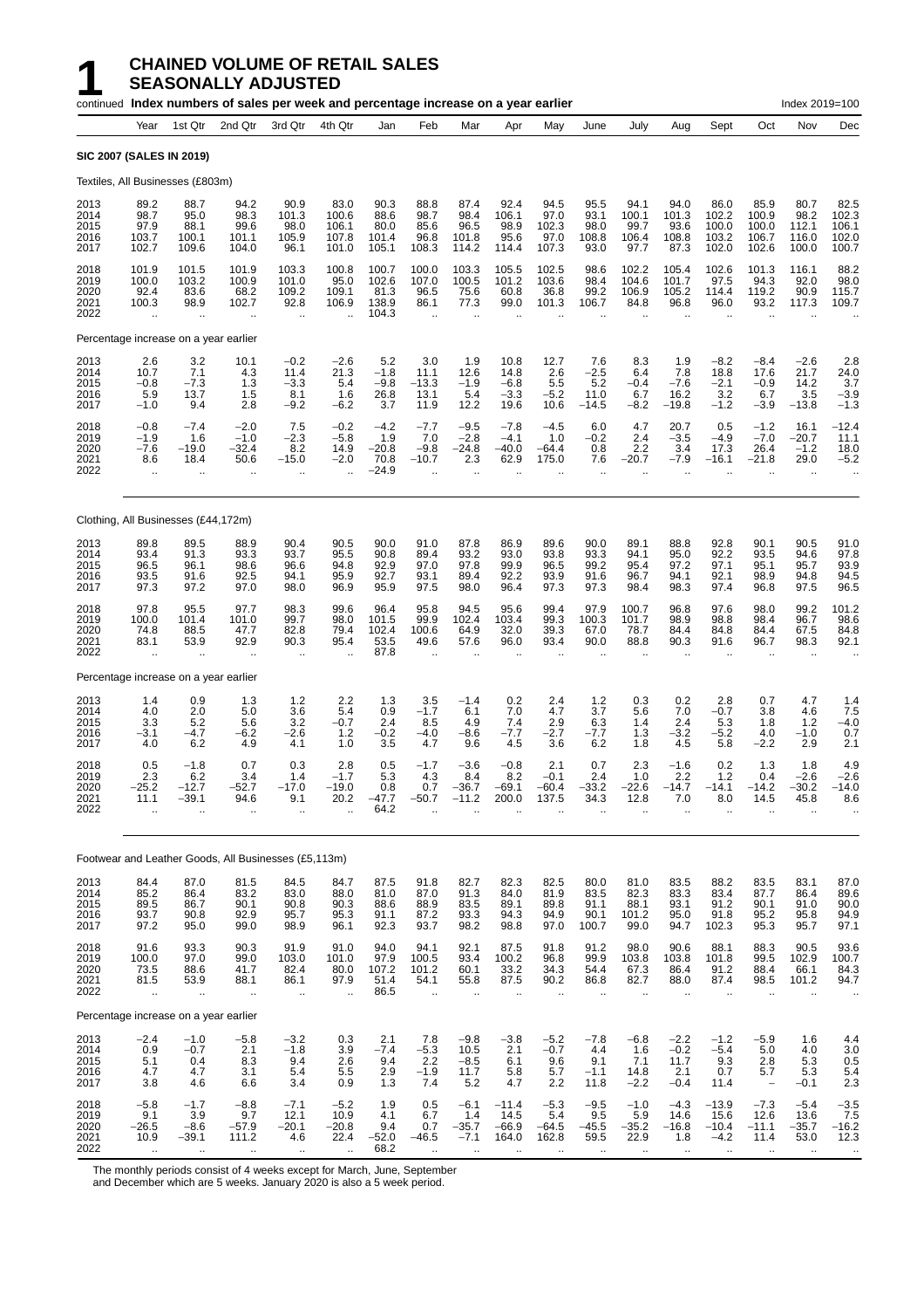# 1 CHAINED VOLUME OF RETAIL SALES SEASONALLY ADJUSTED

continued **Index numbers of sales per week and percentage increase on a year earlier** Index 2019=100

| | Year | 1st Qtr | 2nd Qtr | 3rd Qtr | 4th Qtr | Jan | Feb | Mar | Apr | May | June | July | Aug | Sept | Oct | Nov | Dec |
|---|---|---|---|---|---|---|---|---|---|---|---|---|---|---|---|---|---|
| **SIC 2007 (SALES IN 2019)** | | | | | | | | | | | | | | | | | |
| Textiles, All Businesses (£803m) | | | | | | | | | | | | | | | | | |
| 2013 | 89.2 | 88.7 | 94.2 | 90.9 | 83.0 | 90.3 | 88.8 | 87.4 | 92.4 | 94.5 | 95.5 | 94.1 | 94.0 | 86.0 | 85.9 | 80.7 | 82.5 |
| 2014 | 98.7 | 95.0 | 98.3 | 101.3 | 100.6 | 88.6 | 98.7 | 98.4 | 106.1 | 97.0 | 93.1 | 100.1 | 101.3 | 102.2 | 100.9 | 98.2 | 102.3 |
| 2015 | 97.9 | 88.1 | 99.6 | 98.0 | 106.1 | 80.0 | 85.6 | 96.5 | 98.9 | 102.3 | 98.0 | 99.7 | 93.6 | 100.0 | 100.0 | 112.1 | 106.1 |
| 2016 | 103.7 | 100.1 | 101.1 | 105.9 | 107.8 | 101.4 | 96.8 | 101.8 | 95.6 | 97.0 | 108.8 | 106.4 | 108.8 | 103.2 | 106.7 | 116.0 | 102.0 |
| 2017 | 102.7 | 109.6 | 104.0 | 96.1 | 101.0 | 105.1 | 108.3 | 114.2 | 114.4 | 107.3 | 93.0 | 97.7 | 87.3 | 102.0 | 102.6 | 100.0 | 100.7 |
| 2018 | 101.9 | 101.5 | 101.9 | 103.3 | 100.8 | 100.7 | 100.0 | 103.3 | 105.5 | 102.5 | 98.6 | 102.2 | 105.4 | 102.6 | 101.3 | 116.1 | 88.2 |
| 2019 | 100.0 | 103.2 | 100.9 | 101.0 | 95.0 | 102.6 | 107.0 | 100.5 | 101.2 | 103.6 | 98.4 | 104.6 | 101.7 | 97.5 | 94.3 | 92.0 | 98.0 |
| 2020 | 92.4 | 83.6 | 68.2 | 109.2 | 109.1 | 81.3 | 96.5 | 75.6 | 60.8 | 36.8 | 99.2 | 106.9 | 105.2 | 114.4 | 119.2 | 90.9 | 115.7 |
| 2021 | 100.3 | 98.9 | 102.7 | 92.8 | 106.9 | 138.9 | 86.1 | 77.3 | 99.0 | 101.3 | 106.7 | 84.8 | 96.8 | 96.0 | 93.2 | 117.3 | 109.7 |
| 2022 | .. | .. | .. | .. | .. | 104.3 | .. | .. | .. | .. | .. | .. | .. | .. | .. | .. | .. |
| Percentage increase on a year earlier | | | | | | | | | | | | | | | | | |
| 2013 | 2.6 | 3.2 | 10.1 | −0.2 | −2.6 | 5.2 | 3.0 | 1.9 | 10.8 | 12.7 | 7.6 | 8.3 | 1.9 | −8.2 | −8.4 | −2.6 | 2.8 |
| 2014 | 10.7 | 7.1 | 4.3 | 11.4 | 21.3 | −1.8 | 11.1 | 12.6 | 14.8 | 2.6 | −2.5 | 6.4 | 7.8 | 18.8 | 17.6 | 21.7 | 24.0 |
| 2015 | −0.8 | −7.3 | 1.3 | −3.3 | 5.4 | −9.8 | −13.3 | −1.9 | −6.8 | 5.5 | 5.2 | −0.4 | −7.6 | −2.1 | −0.9 | 14.2 | 3.7 |
| 2016 | 5.9 | 13.7 | 1.5 | 8.1 | 1.6 | 26.8 | 13.1 | 5.4 | −3.3 | −5.2 | 11.0 | 6.7 | 16.2 | 3.2 | 6.7 | 3.5 | −3.9 |
| 2017 | −1.0 | 9.4 | 2.8 | −9.2 | −6.2 | 3.7 | 11.9 | 12.2 | 19.6 | 10.6 | −14.5 | −8.2 | −19.8 | −1.2 | −3.9 | −13.8 | −1.3 |
| 2018 | −0.8 | −7.4 | −2.0 | 7.5 | −0.2 | −4.2 | −7.7 | −9.5 | −7.8 | −4.5 | 6.0 | 4.7 | 20.7 | 0.5 | −1.2 | 16.1 | −12.4 |
| 2019 | −1.9 | 1.6 | −1.0 | −2.3 | −5.8 | 1.9 | 7.0 | −2.8 | −4.1 | 1.0 | −0.2 | 2.4 | −3.5 | −4.9 | −7.0 | −20.7 | 11.1 |
| 2020 | −7.6 | −19.0 | −32.4 | 8.2 | 14.9 | −20.8 | −9.8 | −24.8 | −40.0 | −64.4 | 0.8 | 2.2 | 3.4 | 17.3 | 26.4 | −1.2 | 18.0 |
| 2021 | 8.6 | 18.4 | 50.6 | −15.0 | −2.0 | 70.8 | −10.7 | 2.3 | 62.9 | 175.0 | 7.6 | −20.7 | −7.9 | −16.1 | −21.8 | 29.0 | −5.2 |
| 2022 | .. | .. | .. | .. | .. | −24.9 | .. | .. | .. | .. | .. | .. | .. | .. | .. | .. | .. |
| Clothing, All Businesses (£44,172m) | | | | | | | | | | | | | | | | | |
| 2013 | 89.8 | 89.5 | 88.9 | 90.4 | 90.5 | 90.0 | 91.0 | 87.8 | 86.9 | 89.6 | 90.0 | 89.1 | 88.8 | 92.8 | 90.1 | 90.5 | 91.0 |
| 2014 | 93.4 | 91.3 | 93.3 | 93.7 | 95.5 | 90.8 | 89.4 | 93.2 | 93.0 | 93.8 | 93.3 | 94.1 | 95.0 | 92.2 | 93.5 | 94.6 | 97.8 |
| 2015 | 96.5 | 96.1 | 98.6 | 96.6 | 94.8 | 92.9 | 97.0 | 97.8 | 99.9 | 96.5 | 99.2 | 95.4 | 97.2 | 97.1 | 95.1 | 95.7 | 93.9 |
| 2016 | 93.5 | 91.6 | 92.5 | 94.1 | 95.9 | 92.7 | 93.1 | 89.4 | 92.2 | 93.9 | 91.6 | 96.7 | 94.1 | 92.1 | 98.9 | 94.8 | 94.5 |
| 2017 | 97.3 | 97.2 | 97.0 | 98.0 | 96.9 | 95.9 | 97.5 | 98.0 | 96.4 | 97.3 | 97.3 | 98.4 | 98.3 | 97.4 | 96.8 | 97.5 | 96.5 |
| 2018 | 97.8 | 95.5 | 97.7 | 98.3 | 99.6 | 96.4 | 95.8 | 94.5 | 95.6 | 99.4 | 97.9 | 100.7 | 96.8 | 97.6 | 98.0 | 99.2 | 101.2 |
| 2019 | 100.0 | 101.4 | 101.0 | 99.7 | 98.0 | 101.5 | 99.9 | 102.4 | 103.4 | 99.3 | 100.3 | 101.7 | 98.9 | 98.8 | 98.4 | 96.7 | 98.6 |
| 2020 | 74.8 | 88.5 | 47.7 | 82.8 | 79.4 | 102.4 | 100.6 | 64.9 | 32.0 | 39.3 | 67.0 | 78.7 | 84.4 | 84.8 | 84.4 | 67.5 | 84.8 |
| 2021 | 83.1 | 53.9 | 92.9 | 90.3 | 95.4 | 53.5 | 49.6 | 57.6 | 96.0 | 93.4 | 90.0 | 88.8 | 90.3 | 91.6 | 96.7 | 98.3 | 92.1 |
| 2022 | .. | .. | .. | .. | .. | 87.8 | .. | .. | .. | .. | .. | .. | .. | .. | .. | .. | .. |
| Percentage increase on a year earlier | | | | | | | | | | | | | | | | | |
| 2013 | 1.4 | 0.9 | 1.3 | 1.2 | 2.2 | 1.3 | 3.5 | −1.4 | 0.2 | 2.4 | 1.2 | 0.3 | 0.2 | 2.8 | 0.7 | 4.7 | 1.4 |
| 2014 | 4.0 | 2.0 | 5.0 | 3.6 | 5.4 | 0.9 | −1.7 | 6.1 | 7.0 | 4.7 | 3.7 | 5.6 | 7.0 | −0.7 | 3.8 | 4.6 | 7.5 |
| 2015 | 3.3 | 5.2 | 5.6 | 3.2 | −0.7 | 2.4 | 8.5 | 4.9 | 7.4 | 2.9 | 6.3 | 1.4 | 2.4 | 5.3 | 1.8 | 1.2 | −4.0 |
| 2016 | −3.1 | −4.7 | −6.2 | −2.6 | 1.2 | −0.2 | −4.0 | −8.6 | −7.7 | −2.7 | −7.7 | 1.3 | −3.2 | −5.2 | 4.0 | −1.0 | 0.7 |
| 2017 | 4.0 | 6.2 | 4.9 | 4.1 | 1.0 | 3.5 | 4.7 | 9.6 | 4.5 | 3.6 | 6.2 | 1.8 | 4.5 | 5.8 | −2.2 | 2.9 | 2.1 |
| 2018 | 0.5 | −1.8 | 0.7 | 0.3 | 2.8 | 0.5 | −1.7 | −3.6 | −0.8 | 2.1 | 0.7 | 2.3 | −1.6 | 0.2 | 1.3 | 1.8 | 4.9 |
| 2019 | 2.3 | 6.2 | 3.4 | 1.4 | −1.7 | 5.3 | 4.3 | 8.4 | 8.2 | −0.1 | 2.4 | 1.0 | 2.2 | 1.2 | 0.4 | −2.6 | −2.6 |
| 2020 | −25.2 | −12.7 | −52.7 | −17.0 | −19.0 | 0.8 | 0.7 | −36.7 | −69.1 | −60.4 | −33.2 | −22.6 | −14.7 | −14.1 | −14.2 | −30.2 | −14.0 |
| 2021 | 11.1 | −39.1 | 94.6 | 9.1 | 20.2 | −47.7 | −50.7 | −11.2 | 200.0 | 137.5 | 34.3 | 12.8 | 7.0 | 8.0 | 14.5 | 45.8 | 8.6 |
| 2022 | .. | .. | .. | .. | .. | 64.2 | .. | .. | .. | .. | .. | .. | .. | .. | .. | .. | .. |
| Footwear and Leather Goods, All Businesses (£5,113m) | | | | | | | | | | | | | | | | | |
| 2013 | 84.4 | 87.0 | 81.5 | 84.5 | 84.7 | 87.5 | 91.8 | 82.7 | 82.3 | 82.5 | 80.0 | 81.0 | 83.5 | 88.2 | 83.5 | 83.1 | 87.0 |
| 2014 | 85.2 | 86.4 | 83.2 | 83.0 | 88.0 | 81.0 | 87.0 | 91.3 | 84.0 | 81.9 | 83.5 | 82.3 | 83.3 | 83.4 | 87.7 | 86.4 | 89.6 |
| 2015 | 89.5 | 86.7 | 90.1 | 90.8 | 90.3 | 88.6 | 88.9 | 83.5 | 89.1 | 89.8 | 91.1 | 88.1 | 93.1 | 91.2 | 90.1 | 91.0 | 90.0 |
| 2016 | 93.7 | 90.8 | 92.9 | 95.7 | 95.3 | 91.1 | 87.2 | 93.3 | 94.3 | 94.9 | 90.1 | 101.2 | 95.0 | 91.8 | 95.2 | 95.8 | 94.9 |
| 2017 | 97.2 | 95.0 | 99.0 | 98.9 | 96.1 | 92.3 | 93.7 | 98.2 | 98.8 | 97.0 | 100.7 | 99.0 | 94.7 | 102.3 | 95.3 | 95.7 | 97.1 |
| 2018 | 91.6 | 93.3 | 90.3 | 91.9 | 91.0 | 94.0 | 94.1 | 92.1 | 87.5 | 91.8 | 91.2 | 98.0 | 90.6 | 88.1 | 88.3 | 90.5 | 93.6 |
| 2019 | 100.0 | 97.0 | 99.0 | 103.0 | 101.0 | 97.9 | 100.5 | 93.4 | 100.2 | 96.8 | 99.9 | 103.8 | 103.8 | 101.8 | 99.5 | 102.9 | 100.7 |
| 2020 | 73.5 | 88.6 | 41.7 | 82.4 | 80.0 | 107.2 | 101.2 | 60.1 | 33.2 | 34.3 | 54.4 | 67.3 | 86.4 | 91.2 | 88.4 | 66.1 | 84.3 |
| 2021 | 81.5 | 53.9 | 88.1 | 86.1 | 97.9 | 51.4 | 54.1 | 55.8 | 87.5 | 90.2 | 86.8 | 82.7 | 88.0 | 87.4 | 98.5 | 101.2 | 94.7 |
| 2022 | .. | .. | .. | .. | .. | 86.5 | .. | .. | .. | .. | .. | .. | .. | .. | .. | .. | .. |
| Percentage increase on a year earlier | | | | | | | | | | | | | | | | | |
| 2013 | −2.4 | −1.0 | −5.8 | −3.2 | 0.3 | 2.1 | 7.8 | −9.8 | −3.8 | −5.2 | −7.8 | −6.8 | −2.2 | −1.2 | −5.9 | 1.6 | 4.4 |
| 2014 | 0.9 | −0.7 | 2.1 | −1.8 | 3.9 | −7.4 | −5.3 | 10.5 | 2.1 | −0.7 | 4.4 | 1.6 | −0.2 | −5.4 | 5.0 | 4.0 | 3.0 |
| 2015 | 5.1 | 0.4 | 8.3 | 9.4 | 2.6 | 9.4 | 2.2 | −8.5 | 6.1 | 9.6 | 9.1 | 7.1 | 11.7 | 9.3 | 2.8 | 5.3 | 0.5 |
| 2016 | 4.7 | 4.7 | 3.1 | 5.4 | 5.5 | 2.9 | −1.9 | 11.7 | 5.8 | 5.7 | −1.1 | 14.8 | 2.1 | 0.7 | 5.7 | 5.3 | 5.4 |
| 2017 | 3.8 | 4.6 | 6.6 | 3.4 | 0.9 | 1.3 | 7.4 | 5.2 | 4.7 | 2.2 | 11.8 | −2.2 | −0.4 | 11.4 | – | −0.1 | 2.3 |
| 2018 | −5.8 | −1.7 | −8.8 | −7.1 | −5.2 | 1.9 | 0.5 | −6.1 | −11.4 | −5.3 | −9.5 | −1.0 | −4.3 | −13.9 | −7.3 | −5.4 | −3.5 |
| 2019 | 9.1 | 3.9 | 9.7 | 12.1 | 10.9 | 4.1 | 6.7 | 1.4 | 14.5 | 5.4 | 9.5 | 5.9 | 14.6 | 15.6 | 12.6 | 13.6 | 7.5 |
| 2020 | −26.5 | −8.6 | −57.9 | −20.1 | −20.8 | 9.4 | 0.7 | −35.7 | −66.9 | −64.5 | −45.5 | −35.2 | −16.8 | −10.4 | −11.1 | −35.7 | −16.2 |
| 2021 | 10.9 | −39.1 | 111.2 | 4.6 | 22.4 | −52.0 | −46.5 | −7.1 | 164.0 | 162.8 | 59.5 | 22.9 | 1.8 | −4.2 | 11.4 | 53.0 | 12.3 |
| 2022 | .. | .. | .. | .. | .. | 68.2 | .. | .. | .. | .. | .. | .. | .. | .. | .. | .. | .. |

The monthly periods consist of 4 weeks except for March, June, September and December which are 5 weeks. January 2020 is also a 5 week period.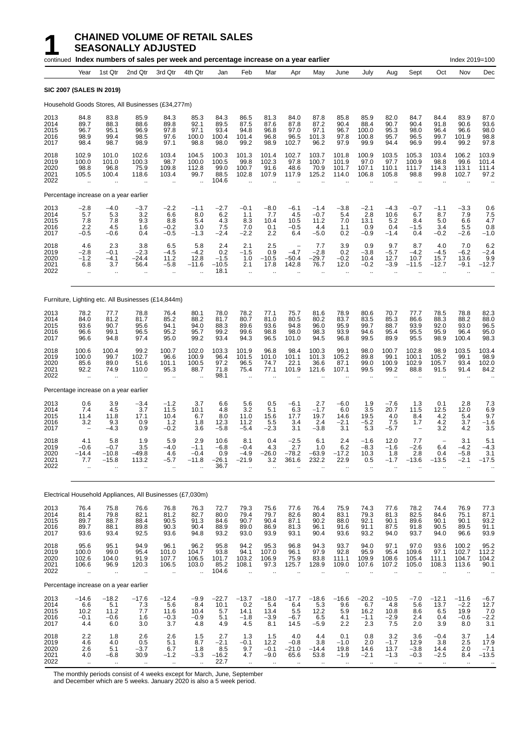# 1 CHAINED VOLUME OF RETAIL SALES SEASONALLY ADJUSTED

continued **Index numbers of sales per week and percentage increase on a year earlier** Index 2019=100

| | Year | 1st Qtr | 2nd Qtr | 3rd Qtr | 4th Qtr | Jan | Feb | Mar | Apr | May | June | July | Aug | Sept | Oct | Nov | Dec |
|---|---|---|---|---|---|---|---|---|---|---|---|---|---|---|---|---|---|
| **SIC 2007 (SALES IN 2019)** | | | | | | | | | | | | | | | | | |
| Household Goods Stores, All Businesses (£34,277m) | | | | | | | | | | | | | | | | | |
| 2013 | 84.8 | 83.8 | 85.9 | 84.3 | 85.3 | 84.3 | 86.5 | 81.3 | 84.0 | 87.8 | 85.8 | 85.9 | 82.0 | 84.7 | 84.4 | 83.9 | 87.0 |
| 2014 | 89.7 | 88.3 | 88.6 | 89.8 | 92.1 | 89.5 | 87.5 | 87.6 | 87.8 | 87.2 | 90.4 | 88.4 | 90.7 | 90.4 | 91.8 | 90.6 | 93.6 |
| 2015 | 96.7 | 95.1 | 96.9 | 97.8 | 97.1 | 93.4 | 94.8 | 96.8 | 97.0 | 97.1 | 96.7 | 100.0 | 95.3 | 98.0 | 96.4 | 96.6 | 98.0 |
| 2016 | 98.9 | 99.4 | 98.5 | 97.6 | 100.0 | 100.4 | 101.4 | 96.8 | 96.5 | 101.3 | 97.8 | 100.8 | 95.7 | 96.5 | 99.7 | 101.9 | 98.8 |
| 2017 | 98.4 | 98.7 | 98.9 | 97.1 | 98.8 | 98.0 | 99.2 | 98.9 | 102.7 | 96.2 | 97.9 | 99.9 | 94.4 | 96.9 | 99.4 | 99.2 | 97.8 |
| 2018 | 102.9 | 101.0 | 102.6 | 103.4 | 104.5 | 100.3 | 101.3 | 101.4 | 102.7 | 103.7 | 101.8 | 100.9 | 103.5 | 105.3 | 103.4 | 106.2 | 103.9 |
| 2019 | 100.0 | 101.0 | 100.3 | 98.7 | 100.0 | 100.5 | 99.8 | 102.3 | 97.8 | 100.7 | 101.9 | 97.0 | 97.7 | 100.9 | 98.8 | 99.6 | 101.4 |
| 2020 | 98.8 | 96.8 | 75.9 | 109.8 | 112.8 | 99.0 | 100.7 | 91.6 | 48.6 | 70.9 | 101.7 | 107.1 | 110.1 | 111.7 | 114.3 | 113.1 | 111.4 |
| 2021 | 105.5 | 100.4 | 118.6 | 103.4 | 99.7 | 88.5 | 102.8 | 107.9 | 117.9 | 125.2 | 114.0 | 106.8 | 105.8 | 98.8 | 99.8 | 102.7 | 97.2 |
| 2022 | .. | .. | .. | .. | .. | 104.6 | .. | .. | .. | .. | .. | .. | .. | .. | .. | .. | .. |
| Percentage increase on a year earlier | | | | | | | | | | | | | | | | | |
| 2013 | −2.8 | −4.0 | −3.7 | −2.2 | −1.1 | −2.7 | −0.1 | −8.0 | −6.1 | −1.4 | −3.8 | −2.1 | −4.3 | −0.7 | −1.1 | −3.3 | 0.6 |
| 2014 | 5.7 | 5.3 | 3.2 | 6.6 | 8.0 | 6.2 | 1.1 | 7.7 | 4.5 | −0.7 | 5.4 | 2.8 | 10.6 | 6.7 | 8.7 | 7.9 | 7.5 |
| 2015 | 7.8 | 7.8 | 9.3 | 8.8 | 5.4 | 4.3 | 8.3 | 10.4 | 10.5 | 11.2 | 7.0 | 13.1 | 5.2 | 8.4 | 5.0 | 6.6 | 4.7 |
| 2016 | 2.2 | 4.5 | 1.6 | −0.2 | 3.0 | 7.5 | 7.0 | 0.1 | −0.5 | 4.4 | 1.1 | 0.9 | 0.4 | −1.5 | 3.4 | 5.5 | 0.8 |
| 2017 | −0.5 | −0.6 | 0.4 | −0.5 | −1.3 | −2.4 | −2.2 | 2.2 | 6.4 | −5.0 | 0.2 | −0.9 | −1.4 | 0.4 | −0.2 | −2.6 | −1.0 |
| 2018 | 4.6 | 2.3 | 3.8 | 6.5 | 5.8 | 2.4 | 2.1 | 2.5 | − | 7.7 | 3.9 | 0.9 | 9.7 | 8.7 | 4.0 | 7.0 | 6.2 |
| 2019 | −2.8 | −0.1 | −2.3 | −4.5 | −4.2 | 0.2 | −1.5 | 0.9 | −4.7 | −2.8 | 0.2 | −3.8 | −5.7 | −4.2 | −4.5 | −6.2 | −2.4 |
| 2020 | −1.2 | −4.1 | −24.4 | 11.2 | 12.8 | −1.5 | 1.0 | −10.5 | −50.4 | −29.7 | −0.2 | 10.4 | 12.7 | 10.7 | 15.7 | 13.6 | 9.9 |
| 2021 | 6.8 | 3.7 | 56.4 | −5.8 | −11.6 | −10.5 | 2.1 | 17.8 | 142.8 | 76.7 | 12.0 | −0.2 | −3.9 | −11.5 | −12.7 | −9.1 | −12.7 |
| 2022 | .. | .. | .. | .. | .. | 18.1 | .. | .. | .. | .. | .. | .. | .. | .. | .. | .. | .. |
| Furniture, Lighting etc. All Businesses (£14,844m) | | | | | | | | | | | | | | | | | |
| 2013 | 78.2 | 77.7 | 78.8 | 76.4 | 80.1 | 78.0 | 78.2 | 77.1 | 75.7 | 81.6 | 78.9 | 80.6 | 70.7 | 77.7 | 78.5 | 78.8 | 82.3 |
| 2014 | 84.0 | 81.2 | 81.7 | 85.2 | 88.2 | 81.7 | 80.7 | 81.0 | 80.5 | 80.2 | 83.7 | 83.5 | 85.3 | 86.6 | 88.3 | 88.2 | 88.0 |
| 2015 | 93.6 | 90.7 | 95.6 | 94.1 | 94.0 | 88.3 | 89.6 | 93.6 | 94.8 | 96.0 | 95.9 | 99.7 | 88.7 | 93.9 | 92.0 | 93.0 | 96.5 |
| 2016 | 96.6 | 99.1 | 96.5 | 95.2 | 95.7 | 99.2 | 99.6 | 98.8 | 98.0 | 98.3 | 93.9 | 94.6 | 95.4 | 95.5 | 95.9 | 96.4 | 95.0 |
| 2017 | 96.6 | 94.8 | 97.4 | 95.0 | 99.2 | 93.4 | 94.3 | 96.5 | 101.0 | 94.5 | 96.8 | 99.5 | 89.9 | 95.5 | 98.9 | 100.4 | 98.3 |
| 2018 | 100.6 | 100.4 | 99.2 | 100.7 | 102.0 | 103.3 | 101.9 | 96.8 | 98.4 | 100.3 | 99.1 | 98.0 | 100.7 | 102.8 | 98.9 | 103.5 | 103.4 |
| 2019 | 100.0 | 99.7 | 102.7 | 96.6 | 100.9 | 96.4 | 101.5 | 101.0 | 101.1 | 101.3 | 105.2 | 89.8 | 99.1 | 100.1 | 105.2 | 99.1 | 98.9 |
| 2020 | 85.6 | 89.0 | 51.6 | 101.1 | 100.5 | 97.2 | 96.5 | 74.7 | 22.1 | 36.6 | 87.1 | 99.0 | 100.9 | 102.9 | 105.7 | 93.4 | 102.0 |
| 2021 | 92.2 | 74.9 | 110.0 | 95.3 | 88.7 | 71.8 | 75.4 | 77.1 | 101.9 | 121.6 | 107.1 | 99.5 | 99.2 | 88.8 | 91.5 | 91.4 | 84.2 |
| 2022 | .. | .. | .. | .. | .. | 98.1 | .. | .. | .. | .. | .. | .. | .. | .. | .. | .. | .. |
| Percentage increase on a year earlier | | | | | | | | | | | | | | | | | |
| 2013 | 0.6 | 3.9 | −3.4 | −1.2 | 3.7 | 6.6 | 5.6 | 0.5 | −6.1 | 2.7 | −6.0 | 1.9 | −7.6 | 1.3 | 0.1 | 2.8 | 7.3 |
| 2014 | 7.4 | 4.5 | 3.7 | 11.5 | 10.1 | 4.8 | 3.2 | 5.1 | 6.3 | −1.7 | 6.0 | 3.5 | 20.7 | 11.5 | 12.5 | 12.0 | 6.9 |
| 2015 | 11.4 | 11.8 | 17.1 | 10.4 | 6.7 | 8.0 | 11.0 | 15.6 | 17.7 | 19.7 | 14.6 | 19.5 | 4.0 | 8.4 | 4.2 | 5.4 | 9.7 |
| 2016 | 3.2 | 9.3 | 0.9 | 1.2 | 1.8 | 12.3 | 11.2 | 5.5 | 3.4 | 2.4 | −2.1 | −5.2 | 7.5 | 1.7 | 4.2 | 3.7 | −1.6 |
| 2017 | − | −4.3 | 0.9 | −0.2 | 3.6 | −5.8 | −5.4 | −2.3 | 3.1 | −3.8 | 3.1 | 5.3 | −5.7 | − | 3.2 | 4.2 | 3.5 |
| 2018 | 4.1 | 5.8 | 1.9 | 5.9 | 2.9 | 10.6 | 8.1 | 0.4 | −2.5 | 6.1 | 2.4 | −1.6 | 12.0 | 7.7 | − | 3.1 | 5.1 |
| 2019 | −0.6 | −0.7 | 3.5 | −4.0 | −1.1 | −6.8 | −0.4 | 4.3 | 2.7 | 1.0 | 6.2 | −8.3 | −1.6 | −2.6 | 6.4 | −4.2 | −4.3 |
| 2020 | −14.4 | −10.8 | −49.8 | 4.6 | −0.4 | 0.9 | −4.9 | −26.0 | −78.2 | −63.9 | −17.2 | 10.3 | 1.8 | 2.8 | 0.4 | −5.8 | 3.1 |
| 2021 | 7.7 | −15.8 | 113.2 | −5.7 | −11.8 | −26.1 | −21.9 | 3.2 | 361.6 | 232.2 | 22.9 | 0.5 | −1.7 | −13.6 | −13.5 | −2.1 | −17.5 |
| 2022 | .. | .. | .. | .. | .. | 36.7 | .. | .. | .. | .. | .. | .. | .. | .. | .. | .. | .. |
| Electrical Household Appliances, All Businesses (£7,030m) | | | | | | | | | | | | | | | | | |
| 2013 | 76.4 | 75.8 | 76.6 | 76.8 | 76.3 | 72.7 | 79.3 | 75.6 | 77.6 | 76.4 | 75.9 | 74.3 | 77.6 | 78.2 | 74.4 | 76.9 | 77.3 |
| 2014 | 81.4 | 79.8 | 82.1 | 81.2 | 82.7 | 80.0 | 79.4 | 79.7 | 82.6 | 80.4 | 83.1 | 79.3 | 81.3 | 82.5 | 84.6 | 75.1 | 87.1 |
| 2015 | 89.7 | 88.7 | 88.4 | 90.5 | 91.3 | 84.6 | 90.7 | 90.4 | 87.1 | 90.2 | 88.0 | 92.1 | 90.1 | 89.6 | 90.1 | 90.1 | 93.2 |
| 2016 | 89.7 | 88.1 | 89.8 | 90.3 | 90.4 | 88.9 | 89.0 | 86.9 | 81.3 | 96.1 | 91.6 | 91.1 | 87.5 | 91.8 | 90.5 | 89.5 | 91.1 |
| 2017 | 93.6 | 93.4 | 92.5 | 93.6 | 94.8 | 93.2 | 93.0 | 93.9 | 93.1 | 90.4 | 93.6 | 93.2 | 94.0 | 93.7 | 94.0 | 96.6 | 93.9 |
| 2018 | 95.6 | 95.1 | 94.9 | 96.1 | 96.2 | 95.8 | 94.2 | 95.3 | 96.8 | 94.3 | 93.7 | 94.0 | 97.1 | 97.0 | 93.6 | 100.2 | 95.2 |
| 2019 | 100.0 | 99.0 | 95.4 | 101.0 | 104.7 | 93.8 | 94.1 | 107.0 | 96.1 | 97.9 | 92.8 | 95.9 | 95.4 | 109.6 | 97.1 | 102.7 | 112.2 |
| 2020 | 102.6 | 104.0 | 91.9 | 107.7 | 106.5 | 101.7 | 103.2 | 106.9 | 75.9 | 83.8 | 111.1 | 109.9 | 108.6 | 105.4 | 111.1 | 104.7 | 104.2 |
| 2021 | 106.6 | 96.9 | 120.3 | 106.5 | 103.0 | 85.2 | 108.1 | 97.3 | 125.7 | 128.9 | 109.0 | 107.6 | 107.2 | 105.0 | 108.3 | 113.6 | 90.1 |
| 2022 | .. | .. | .. | .. | .. | 104.6 | .. | .. | .. | .. | .. | .. | .. | .. | .. | .. | .. |
| Percentage increase on a year earlier | | | | | | | | | | | | | | | | | |
| 2013 | −14.6 | −18.2 | −17.6 | −12.4 | −9.9 | −22.7 | −13.7 | −18.0 | −17.7 | −18.6 | −16.6 | −20.2 | −10.5 | −7.0 | −12.1 | −11.6 | −6.7 |
| 2014 | 6.6 | 5.1 | 7.3 | 5.6 | 8.4 | 10.1 | 0.2 | 5.4 | 6.4 | 5.3 | 9.6 | 6.7 | 4.8 | 5.6 | 13.7 | −2.2 | 12.7 |
| 2015 | 10.2 | 11.2 | 7.7 | 11.6 | 10.4 | 5.7 | 14.1 | 13.4 | 5.5 | 12.2 | 5.9 | 16.2 | 10.8 | 8.6 | 6.5 | 19.9 | 7.0 |
| 2016 | −0.1 | −0.6 | 1.6 | −0.3 | −0.9 | 5.1 | −1.8 | −3.9 | −6.7 | 6.5 | 4.1 | −1.1 | −2.9 | 2.4 | 0.4 | −0.6 | −2.2 |
| 2017 | 4.4 | 6.0 | 3.0 | 3.7 | 4.8 | 4.9 | 4.5 | 8.1 | 14.5 | −5.9 | 2.2 | 2.3 | 7.5 | 2.0 | 3.9 | 8.0 | 3.1 |
| 2018 | 2.2 | 1.8 | 2.6 | 2.6 | 1.5 | 2.7 | 1.3 | 1.5 | 4.0 | 4.4 | 0.1 | 0.8 | 3.2 | 3.6 | −0.4 | 3.7 | 1.4 |
| 2019 | 4.6 | 4.0 | 0.5 | 5.1 | 8.7 | −2.1 | −0.1 | 12.2 | −0.8 | 3.8 | −1.0 | 2.0 | −1.7 | 12.9 | 3.8 | 2.5 | 17.9 |
| 2020 | 2.6 | 5.1 | −3.7 | 6.7 | 1.8 | 8.5 | 9.7 | −0.1 | −21.0 | −14.4 | 19.8 | 14.6 | 13.7 | −3.8 | 14.4 | 2.0 | −7.1 |
| 2021 | 4.0 | −6.8 | 30.9 | −1.2 | −3.3 | −16.2 | 4.7 | −9.0 | 65.6 | 53.8 | −1.9 | −2.1 | −1.3 | −0.3 | −2.5 | 8.4 | −13.5 |
| 2022 | .. | .. | .. | .. | .. | 22.7 | .. | .. | .. | .. | .. | .. | .. | .. | .. | .. | .. |

The monthly periods consist of 4 weeks except for March, June, September and December which are 5 weeks. January 2020 is also a 5 week period.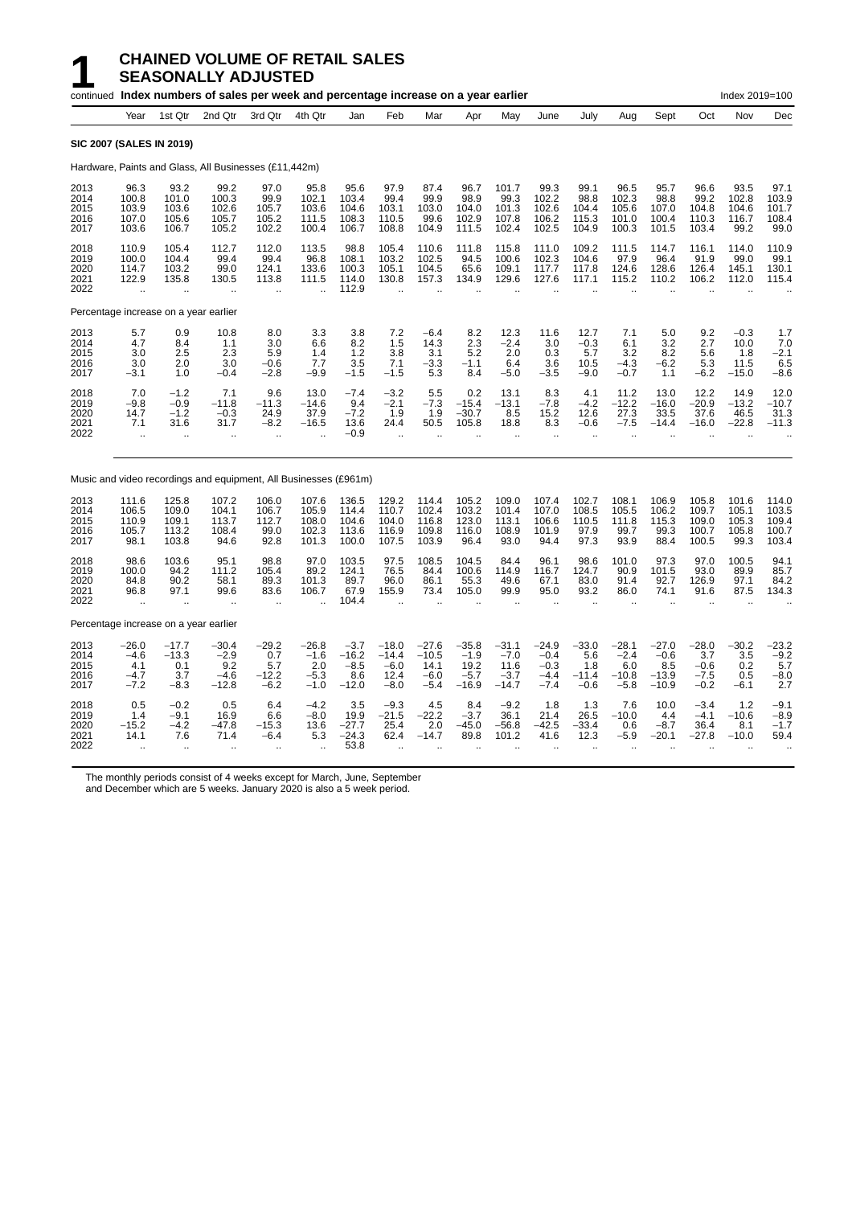# 1 CHAINED VOLUME OF RETAIL SALES SEASONALLY ADJUSTED

continued **Index numbers of sales per week and percentage increase on a year earlier** Index 2019=100

| Year | 1st Qtr | 2nd Qtr | 3rd Qtr | 4th Qtr | Jan | Feb | Mar | Apr | May | June | July | Aug | Sept | Oct | Nov | Dec |
|---|---|---|---|---|---|---|---|---|---|---|---|---|---|---|---|---|
| **SIC 2007 (SALES IN 2019)** | | | | | | | | | | | | | | | | |
| Hardware, Paints and Glass, All Businesses (£11,442m) | | | | | | | | | | | | | | | | |
| 2013 | 96.3 | 93.2 | 99.2 | 97.0 | 95.8 | 95.6 | 97.9 | 87.4 | 96.7 | 101.7 | 99.3 | 99.1 | 96.5 | 95.7 | 96.6 | 93.5 | 97.1 |
| 2014 | 100.8 | 101.0 | 100.3 | 99.9 | 102.1 | 103.4 | 99.4 | 99.9 | 98.9 | 99.3 | 102.2 | 98.8 | 102.3 | 98.8 | 99.2 | 102.8 | 103.9 |
| 2015 | 103.9 | 103.6 | 102.6 | 105.7 | 103.6 | 104.6 | 103.1 | 103.0 | 104.0 | 101.3 | 102.6 | 104.4 | 105.6 | 107.0 | 104.8 | 104.6 | 101.7 |
| 2016 | 107.0 | 105.6 | 105.7 | 105.2 | 111.5 | 108.3 | 110.5 | 99.6 | 102.9 | 107.8 | 106.2 | 115.3 | 101.0 | 100.4 | 110.3 | 116.7 | 108.4 |
| 2017 | 103.6 | 106.7 | 105.2 | 102.2 | 100.4 | 106.7 | 108.8 | 104.9 | 111.5 | 102.4 | 102.5 | 104.9 | 100.3 | 101.5 | 103.4 | 99.2 | 99.0 |
| 2018 | 110.9 | 105.4 | 112.7 | 112.0 | 113.5 | 98.8 | 105.4 | 110.6 | 111.8 | 115.8 | 111.0 | 109.2 | 111.5 | 114.7 | 116.1 | 114.0 | 110.9 |
| 2019 | 100.0 | 104.4 | 99.4 | 99.4 | 96.8 | 108.1 | 103.2 | 102.5 | 94.5 | 100.6 | 102.3 | 104.6 | 97.9 | 96.4 | 91.9 | 99.0 | 99.1 |
| 2020 | 114.7 | 103.2 | 99.0 | 124.1 | 133.6 | 100.3 | 105.1 | 104.5 | 65.6 | 109.1 | 117.7 | 117.8 | 124.6 | 128.6 | 126.4 | 145.1 | 130.1 |
| 2021 | 122.9 | 135.8 | 130.5 | 113.8 | 111.5 | 114.0 | 130.8 | 157.3 | 134.9 | 129.6 | 127.6 | 117.1 | 115.2 | 110.2 | 106.2 | 112.0 | 115.4 |
| 2022 | .. | .. | .. | .. | .. | 112.9 | .. | .. | .. | .. | .. | .. | .. | .. | .. | .. | .. |
| Percentage increase on a year earlier | | | | | | | | | | | | | | | | | |
| 2013 | 5.7 | 0.9 | 10.8 | 8.0 | 3.3 | 3.8 | 7.2 | −6.4 | 8.2 | 12.3 | 11.6 | 12.7 | 7.1 | 5.0 | 9.2 | −0.3 | 1.7 |
| 2014 | 4.7 | 8.4 | 1.1 | 3.0 | 6.6 | 8.2 | 1.5 | 14.3 | 2.3 | −2.4 | 3.0 | −0.3 | 6.1 | 3.2 | 2.7 | 10.0 | 7.0 |
| 2015 | 3.0 | 2.5 | 2.3 | 5.9 | 1.4 | 1.2 | 3.8 | 3.1 | 5.2 | 2.0 | 0.3 | 5.7 | 3.2 | 8.2 | 5.6 | 1.8 | −2.1 |
| 2016 | 3.0 | 2.0 | 3.0 | −0.6 | 7.7 | 3.5 | 7.1 | −3.3 | −1.1 | 6.4 | 3.6 | 10.5 | −4.3 | −6.2 | 5.3 | 11.5 | 6.5 |
| 2017 | −3.1 | 1.0 | −0.4 | −2.8 | −9.9 | −1.5 | −1.5 | 5.3 | 8.4 | −5.0 | −3.5 | −9.0 | −0.7 | 1.1 | −6.2 | −15.0 | −8.6 |
| 2018 | 7.0 | −1.2 | 7.1 | 9.6 | 13.0 | −7.4 | −3.2 | 5.5 | 0.2 | 13.1 | 8.3 | 4.1 | 11.2 | 13.0 | 12.2 | 14.9 | 12.0 |
| 2019 | −9.8 | −0.9 | −11.8 | −11.3 | −14.6 | 9.4 | −2.1 | −7.3 | −15.4 | −13.1 | −7.8 | −4.2 | −12.2 | −16.0 | −20.9 | −13.2 | −10.7 |
| 2020 | 14.7 | −1.2 | −0.3 | 24.9 | 37.9 | −7.2 | 1.9 | 1.9 | −30.7 | 8.5 | 15.2 | 12.6 | 27.3 | 33.5 | 37.6 | 46.5 | 31.3 |
| 2021 | 7.1 | 31.6 | 31.7 | −8.2 | −16.5 | 13.6 | 24.4 | 50.5 | 105.8 | 18.8 | 8.3 | −0.6 | −7.5 | −14.4 | −16.0 | −22.8 | −11.3 |
| 2022 | .. | .. | .. | .. | .. | −0.9 | .. | .. | .. | .. | .. | .. | .. | .. | .. | .. | .. |
| Music and video recordings and equipment, All Businesses (£961m) | | | | | | | | | | | | | | | | | |
| 2013 | 111.6 | 125.8 | 107.2 | 106.0 | 107.6 | 136.5 | 129.2 | 114.4 | 105.2 | 109.0 | 107.4 | 102.7 | 108.1 | 106.9 | 105.8 | 101.6 | 114.0 |
| 2014 | 106.5 | 109.0 | 104.1 | 106.7 | 105.9 | 114.4 | 110.7 | 102.4 | 103.2 | 101.4 | 107.0 | 108.5 | 105.5 | 106.2 | 109.7 | 105.1 | 103.5 |
| 2015 | 110.9 | 109.1 | 113.7 | 112.7 | 108.0 | 104.6 | 104.0 | 116.8 | 123.0 | 113.1 | 106.6 | 110.5 | 111.8 | 115.3 | 109.0 | 105.3 | 109.4 |
| 2016 | 105.7 | 113.2 | 108.4 | 99.0 | 102.3 | 113.6 | 116.9 | 109.8 | 116.0 | 108.9 | 101.9 | 97.9 | 99.7 | 99.3 | 100.7 | 105.8 | 100.7 |
| 2017 | 98.1 | 103.8 | 94.6 | 92.8 | 101.3 | 100.0 | 107.5 | 103.9 | 96.4 | 93.0 | 94.4 | 97.3 | 93.9 | 88.4 | 100.5 | 99.3 | 103.4 |
| 2018 | 98.6 | 103.6 | 95.1 | 98.8 | 97.0 | 103.5 | 97.5 | 108.5 | 104.5 | 84.4 | 96.1 | 98.6 | 101.0 | 97.3 | 97.0 | 100.5 | 94.1 |
| 2019 | 100.0 | 94.2 | 111.2 | 105.4 | 89.2 | 124.1 | 76.5 | 84.4 | 100.6 | 114.9 | 116.7 | 124.7 | 90.9 | 101.5 | 93.0 | 89.9 | 85.7 |
| 2020 | 84.8 | 90.2 | 58.1 | 89.3 | 101.3 | 89.7 | 96.0 | 86.1 | 55.3 | 49.6 | 67.1 | 83.0 | 91.4 | 92.7 | 126.9 | 97.1 | 84.2 |
| 2021 | 96.8 | 97.1 | 99.6 | 83.6 | 106.7 | 67.9 | 155.9 | 73.4 | 105.0 | 99.9 | 95.0 | 93.2 | 86.0 | 74.1 | 91.6 | 87.5 | 134.3 |
| 2022 | .. | .. | .. | .. | .. | 104.4 | .. | .. | .. | .. | .. | .. | .. | .. | .. | .. | .. |
| Percentage increase on a year earlier | | | | | | | | | | | | | | | | | |
| 2013 | −26.0 | −17.7 | −30.4 | −29.2 | −26.8 | −3.7 | −18.0 | −27.6 | −35.8 | −31.1 | −24.9 | −33.0 | −28.1 | −27.0 | −28.0 | −30.2 | −23.2 |
| 2014 | −4.6 | −13.3 | −2.9 | 0.7 | −1.6 | −16.2 | −14.4 | −10.5 | −1.9 | −7.0 | −0.4 | 5.6 | −2.4 | −0.6 | 3.7 | 3.5 | −9.2 |
| 2015 | 4.1 | 0.1 | 9.2 | 5.7 | 2.0 | −8.5 | −6.0 | 14.1 | 19.2 | 11.6 | −0.3 | 1.8 | 6.0 | 8.5 | −0.6 | 0.2 | 5.7 |
| 2016 | −4.7 | 3.7 | −4.6 | −12.2 | −5.3 | 8.6 | 12.4 | −6.0 | −5.7 | −3.7 | −4.4 | −11.4 | −10.8 | −13.9 | −7.5 | 0.5 | −8.0 |
| 2017 | −7.2 | −8.3 | −12.8 | −6.2 | −1.0 | −12.0 | −8.0 | −5.4 | −16.9 | −14.7 | −7.4 | −0.6 | −5.8 | −10.9 | −0.2 | −6.1 | 2.7 |
| 2018 | 0.5 | −0.2 | 0.5 | 6.4 | −4.2 | 3.5 | −9.3 | 4.5 | 8.4 | −9.2 | 1.8 | 1.3 | 7.6 | 10.0 | −3.4 | 1.2 | −9.1 |
| 2019 | 1.4 | −9.1 | 16.9 | 6.6 | −8.0 | 19.9 | −21.5 | −22.2 | −3.7 | 36.1 | 21.4 | 26.5 | −10.0 | 4.4 | −4.1 | −10.6 | −8.9 |
| 2020 | −15.2 | −4.2 | −47.8 | −15.3 | 13.6 | −27.7 | 25.4 | 2.0 | −45.0 | −56.8 | −42.5 | −33.4 | 0.6 | −8.7 | 36.4 | 8.1 | −1.7 |
| 2021 | 14.1 | 7.6 | 71.4 | −6.4 | 5.3 | −24.3 | 62.4 | −14.7 | 89.8 | 101.2 | 41.6 | 12.3 | −5.9 | −20.1 | −27.8 | −10.0 | 59.4 |
| 2022 | .. | .. | .. | .. | .. | 53.8 | .. | .. | .. | .. | .. | .. | .. | .. | .. | .. | .. |

The monthly periods consist of 4 weeks except for March, June, September and December which are 5 weeks. January 2020 is also a 5 week period.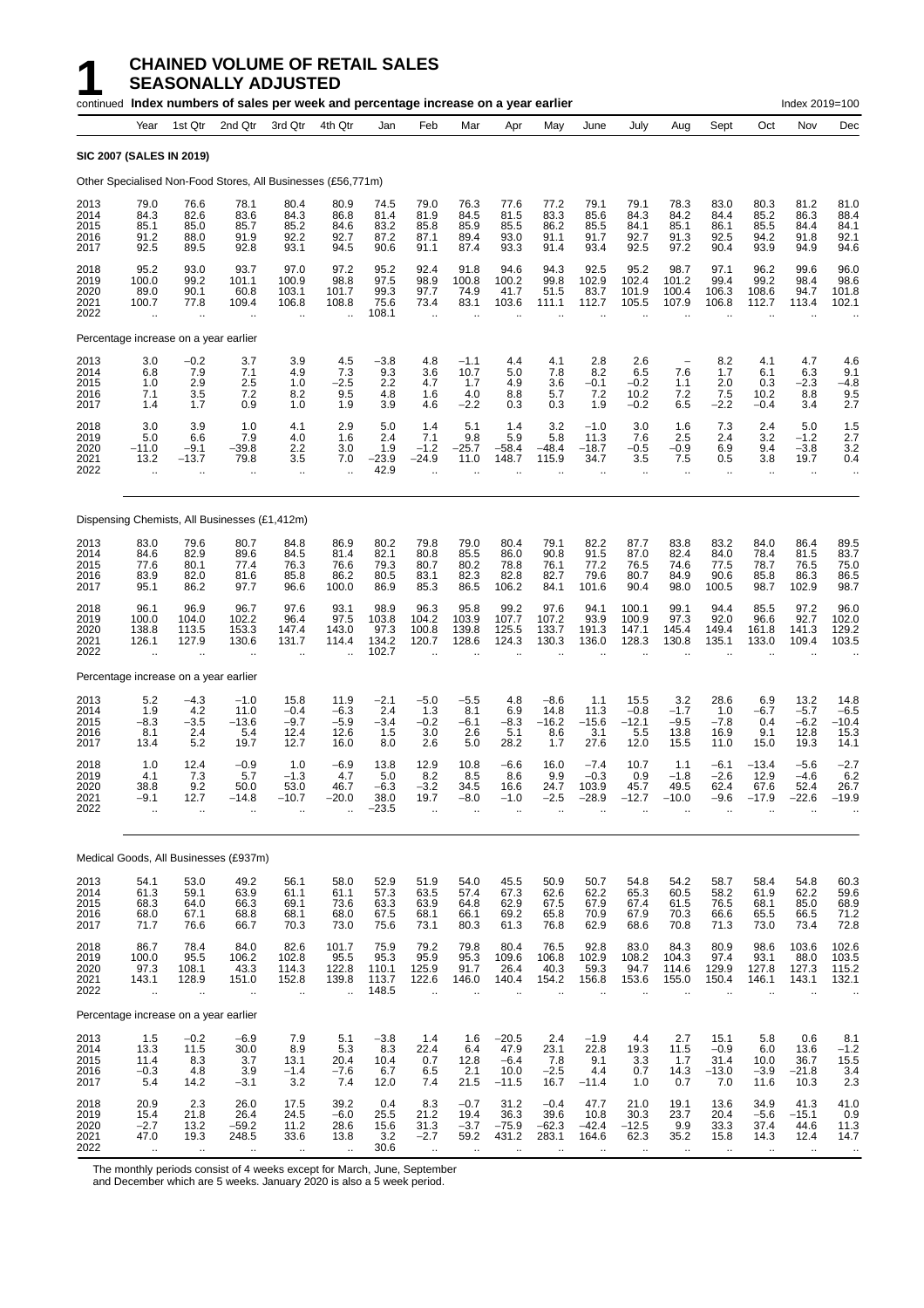# 1 CHAINED VOLUME OF RETAIL SALES SEASONALLY ADJUSTED

continued **Index numbers of sales per week and percentage increase on a year earlier** Index 2019=100

| | Year | 1st Qtr | 2nd Qtr | 3rd Qtr | 4th Qtr | Jan | Feb | Mar | Apr | May | June | July | Aug | Sept | Oct | Nov | Dec |
|---|---|---|---|---|---|---|---|---|---|---|---|---|---|---|---|---|---|
| **SIC 2007 (SALES IN 2019)** | | | | | | | | | | | | | | | | | |
| Other Specialised Non-Food Stores, All Businesses (£56,771m) | | | | | | | | | | | | | | | | | |
| 2013 | 79.0 | 76.6 | 78.1 | 80.4 | 80.9 | 74.5 | 79.0 | 76.3 | 77.6 | 77.2 | 79.1 | 79.1 | 78.3 | 83.0 | 80.3 | 81.2 | 81.0 |
| 2014 | 84.3 | 82.6 | 83.6 | 84.3 | 86.8 | 81.4 | 81.9 | 84.5 | 81.5 | 83.3 | 85.6 | 84.3 | 84.2 | 84.4 | 85.2 | 86.3 | 88.4 |
| 2015 | 85.1 | 85.0 | 85.7 | 85.2 | 84.6 | 83.2 | 85.8 | 85.9 | 85.5 | 86.2 | 85.5 | 84.1 | 85.1 | 86.1 | 85.5 | 84.4 | 84.1 |
| 2016 | 91.2 | 88.0 | 91.9 | 92.2 | 92.7 | 87.2 | 87.1 | 89.4 | 93.0 | 91.1 | 91.7 | 92.7 | 91.3 | 92.5 | 94.2 | 91.8 | 92.1 |
| 2017 | 92.5 | 89.5 | 92.8 | 93.1 | 94.5 | 90.6 | 91.1 | 87.4 | 93.3 | 91.4 | 93.4 | 92.5 | 97.2 | 90.4 | 93.9 | 94.9 | 94.6 |
| 2018 | 95.2 | 93.0 | 93.7 | 97.0 | 97.2 | 95.2 | 92.4 | 91.8 | 94.6 | 94.3 | 92.5 | 95.2 | 98.7 | 97.1 | 96.2 | 99.6 | 96.0 |
| 2019 | 100.0 | 99.2 | 101.1 | 100.9 | 98.8 | 97.5 | 98.9 | 100.8 | 100.2 | 99.8 | 102.9 | 102.4 | 101.2 | 99.4 | 99.2 | 98.4 | 98.6 |
| 2020 | 89.0 | 90.1 | 60.8 | 103.1 | 101.7 | 99.3 | 97.7 | 74.9 | 41.7 | 51.5 | 83.7 | 101.9 | 100.4 | 106.3 | 108.6 | 94.7 | 101.8 |
| 2021 | 100.7 | 77.8 | 109.4 | 106.8 | 108.8 | 75.6 | 73.4 | 83.1 | 103.6 | 111.1 | 112.7 | 105.5 | 107.9 | 106.8 | 112.7 | 113.4 | 102.1 |
| 2022 | .. | .. | .. | .. | .. | 108.1 | .. | .. | .. | .. | .. | .. | .. | .. | .. | .. | .. |
| Percentage increase on a year earlier | | | | | | | | | | | | | | | | | |
| 2013 | 3.0 | −0.2 | 3.7 | 3.9 | 4.5 | −3.8 | 4.8 | −1.1 | 4.4 | 4.1 | 2.8 | 2.6 | – | 8.2 | 4.1 | 4.7 | 4.6 |
| 2014 | 6.8 | 7.9 | 7.1 | 4.9 | 7.3 | 9.3 | 3.6 | 10.7 | 5.0 | 7.8 | 8.2 | 6.5 | 7.6 | 1.7 | 6.1 | 6.3 | 9.1 |
| 2015 | 1.0 | 2.9 | 2.5 | 1.0 | −2.5 | 2.2 | 4.7 | 1.7 | 4.9 | 3.6 | −0.1 | −0.2 | 1.1 | 2.0 | 0.3 | −2.3 | −4.8 |
| 2016 | 7.1 | 3.5 | 7.2 | 8.2 | 9.5 | 4.8 | 1.6 | 4.0 | 8.8 | 5.7 | 7.2 | 10.2 | 7.2 | 7.5 | 10.2 | 8.8 | 9.5 |
| 2017 | 1.4 | 1.7 | 0.9 | 1.0 | 1.9 | 3.9 | 4.6 | −2.2 | 0.3 | 0.3 | 1.9 | −0.2 | 6.5 | −2.2 | −0.4 | 3.4 | 2.7 |
| 2018 | 3.0 | 3.9 | 1.0 | 4.1 | 2.9 | 5.0 | 1.4 | 5.1 | 1.4 | 3.2 | −1.0 | 3.0 | 1.6 | 7.3 | 2.4 | 5.0 | 1.5 |
| 2019 | 5.0 | 6.6 | 7.9 | 4.0 | 1.6 | 2.4 | 7.1 | 9.8 | 5.9 | 5.8 | 11.3 | 7.6 | 2.5 | 2.4 | 3.2 | −1.2 | 2.7 |
| 2020 | −11.0 | −9.1 | −39.8 | 2.2 | 3.0 | 1.9 | −1.2 | −25.7 | −58.4 | −48.4 | −18.7 | −0.5 | −0.9 | 6.9 | 9.4 | −3.8 | 3.2 |
| 2021 | 13.2 | −13.7 | 79.8 | 3.5 | 7.0 | −23.9 | −24.9 | 11.0 | 148.7 | 115.9 | 34.7 | 3.5 | 7.5 | 0.5 | 3.8 | 19.7 | 0.4 |
| 2022 | .. | .. | .. | .. | .. | 42.9 | .. | .. | .. | .. | .. | .. | .. | .. | .. | .. | .. |
| Dispensing Chemists, All Businesses (£1,412m) | | | | | | | | | | | | | | | | | |
| 2013 | 83.0 | 79.6 | 80.7 | 84.8 | 86.9 | 80.2 | 79.8 | 79.0 | 80.4 | 79.1 | 82.2 | 87.7 | 83.8 | 83.2 | 84.0 | 86.4 | 89.5 |
| 2014 | 84.6 | 82.9 | 89.6 | 84.5 | 81.4 | 82.1 | 80.8 | 85.5 | 86.0 | 90.8 | 91.5 | 87.0 | 82.4 | 84.0 | 78.4 | 81.5 | 83.7 |
| 2015 | 77.6 | 80.1 | 77.4 | 76.3 | 76.6 | 79.3 | 80.7 | 80.2 | 78.8 | 76.1 | 77.2 | 76.5 | 74.6 | 77.5 | 78.7 | 76.5 | 75.0 |
| 2016 | 83.9 | 82.0 | 81.6 | 85.8 | 86.2 | 80.5 | 83.1 | 82.3 | 82.8 | 82.7 | 79.6 | 80.7 | 84.9 | 90.6 | 85.8 | 86.3 | 86.5 |
| 2017 | 95.1 | 86.2 | 97.7 | 96.6 | 100.0 | 86.9 | 85.3 | 86.5 | 106.2 | 84.1 | 101.6 | 90.4 | 98.0 | 100.5 | 98.7 | 102.9 | 98.7 |
| 2018 | 96.1 | 96.9 | 96.7 | 97.6 | 93.1 | 98.9 | 96.3 | 95.8 | 99.2 | 97.6 | 94.1 | 100.1 | 99.1 | 94.4 | 85.5 | 97.2 | 96.0 |
| 2019 | 100.0 | 104.0 | 102.2 | 96.4 | 97.5 | 103.8 | 104.2 | 103.9 | 107.7 | 107.2 | 93.9 | 100.9 | 97.3 | 92.0 | 96.6 | 92.7 | 102.0 |
| 2020 | 138.8 | 113.5 | 153.3 | 147.4 | 143.0 | 97.3 | 100.8 | 139.8 | 125.5 | 133.7 | 191.3 | 147.1 | 145.4 | 149.4 | 161.8 | 141.3 | 129.2 |
| 2021 | 126.1 | 127.9 | 130.6 | 131.7 | 114.4 | 134.2 | 120.7 | 128.6 | 124.3 | 130.3 | 136.0 | 128.3 | 130.8 | 135.1 | 133.0 | 109.4 | 103.5 |
| 2022 | .. | .. | .. | .. | .. | 102.7 | .. | .. | .. | .. | .. | .. | .. | .. | .. | .. | .. |
| Percentage increase on a year earlier | | | | | | | | | | | | | | | | | |
| 2013 | 5.2 | −4.3 | −1.0 | 15.8 | 11.9 | −2.1 | −5.0 | −5.5 | 4.8 | −8.6 | 1.1 | 15.5 | 3.2 | 28.6 | 6.9 | 13.2 | 14.8 |
| 2014 | 1.9 | 4.2 | 11.0 | −0.4 | −6.3 | 2.4 | 1.3 | 8.1 | 6.9 | 14.8 | 11.3 | −0.8 | −1.7 | 1.0 | −6.7 | −5.7 | −6.5 |
| 2015 | −8.3 | −3.5 | −13.6 | −9.7 | −5.9 | −3.4 | −0.2 | −6.1 | −8.3 | −16.2 | −15.6 | −12.1 | −9.5 | −7.8 | 0.4 | −6.2 | −10.4 |
| 2016 | 8.1 | 2.4 | 5.4 | 12.4 | 12.6 | 1.5 | 3.0 | 2.6 | 5.1 | 8.6 | 3.1 | 5.5 | 13.8 | 16.9 | 9.1 | 12.8 | 15.3 |
| 2017 | 13.4 | 5.2 | 19.7 | 12.7 | 16.0 | 8.0 | 2.6 | 5.0 | 28.2 | 1.7 | 27.6 | 12.0 | 15.5 | 11.0 | 15.0 | 19.3 | 14.1 |
| 2018 | 1.0 | 12.4 | −0.9 | 1.0 | −6.9 | 13.8 | 12.9 | 10.8 | −6.6 | 16.0 | −7.4 | 10.7 | 1.1 | −6.1 | −13.4 | −5.6 | −2.7 |
| 2019 | 4.1 | 7.3 | 5.7 | −1.3 | 4.7 | 5.0 | 8.2 | 8.5 | 8.6 | 9.9 | −0.3 | 0.9 | −1.8 | −2.6 | 12.9 | −4.6 | 6.2 |
| 2020 | 38.8 | 9.2 | 50.0 | 53.0 | 46.7 | −6.3 | −3.2 | 34.5 | 16.6 | 24.7 | 103.9 | 45.7 | 49.5 | 62.4 | 67.6 | 52.4 | 26.7 |
| 2021 | −9.1 | 12.7 | −14.8 | −10.7 | −20.0 | 38.0 | 19.7 | −8.0 | −1.0 | −2.5 | −28.9 | −12.7 | −10.0 | −9.6 | −17.9 | −22.6 | −19.9 |
| 2022 | .. | .. | .. | .. | .. | −23.5 | .. | .. | .. | .. | .. | .. | .. | .. | .. | .. | .. |
| Medical Goods, All Businesses (£937m) | | | | | | | | | | | | | | | | | |
| 2013 | 54.1 | 53.0 | 49.2 | 56.1 | 58.0 | 52.9 | 51.9 | 54.0 | 45.5 | 50.9 | 50.7 | 54.8 | 54.2 | 58.7 | 58.4 | 54.8 | 60.3 |
| 2014 | 61.3 | 59.1 | 63.9 | 61.1 | 61.1 | 57.3 | 63.5 | 57.4 | 67.3 | 62.6 | 62.2 | 65.3 | 60.5 | 58.2 | 61.9 | 62.2 | 59.6 |
| 2015 | 68.3 | 64.0 | 66.3 | 69.1 | 73.6 | 63.3 | 63.9 | 64.8 | 62.9 | 67.5 | 67.9 | 67.4 | 61.5 | 76.5 | 68.1 | 85.0 | 68.9 |
| 2016 | 68.0 | 67.1 | 68.8 | 68.1 | 68.0 | 67.5 | 68.1 | 66.1 | 69.2 | 65.8 | 70.9 | 67.9 | 70.3 | 66.6 | 65.5 | 66.5 | 71.2 |
| 2017 | 71.7 | 76.6 | 66.7 | 70.3 | 73.0 | 75.6 | 73.1 | 80.3 | 61.3 | 76.8 | 62.9 | 68.6 | 70.8 | 71.3 | 73.0 | 73.4 | 72.8 |
| 2018 | 86.7 | 78.4 | 84.0 | 82.6 | 101.7 | 75.9 | 79.2 | 79.8 | 80.4 | 76.5 | 92.8 | 83.0 | 84.3 | 80.9 | 98.6 | 103.6 | 102.6 |
| 2019 | 100.0 | 95.5 | 106.2 | 102.8 | 95.5 | 95.3 | 95.9 | 95.3 | 109.6 | 106.8 | 102.9 | 108.2 | 104.3 | 97.4 | 93.1 | 88.0 | 103.5 |
| 2020 | 97.3 | 108.1 | 43.3 | 114.3 | 122.8 | 110.1 | 125.9 | 91.7 | 26.4 | 40.3 | 59.3 | 94.7 | 114.6 | 129.9 | 127.8 | 127.3 | 115.2 |
| 2021 | 143.1 | 128.9 | 151.0 | 152.8 | 139.8 | 113.7 | 122.6 | 146.0 | 140.4 | 154.2 | 156.8 | 153.6 | 155.0 | 150.4 | 146.1 | 143.1 | 132.1 |
| 2022 | .. | .. | .. | .. | .. | 148.5 | .. | .. | .. | .. | .. | .. | .. | .. | .. | .. | .. |
| Percentage increase on a year earlier | | | | | | | | | | | | | | | | | |
| 2013 | 1.5 | −0.2 | −6.9 | 7.9 | 5.1 | −3.8 | 1.4 | 1.6 | −20.5 | 2.4 | −1.9 | 4.4 | 2.7 | 15.1 | 5.8 | 0.6 | 8.1 |
| 2014 | 13.3 | 11.5 | 30.0 | 8.9 | 5.3 | 8.3 | 22.4 | 6.4 | 47.9 | 23.1 | 22.8 | 19.3 | 11.5 | −0.9 | 6.0 | 13.6 | −1.2 |
| 2015 | 11.4 | 8.3 | 3.7 | 13.1 | 20.4 | 10.4 | 0.7 | 12.8 | −6.4 | 7.8 | 9.1 | 3.3 | 1.7 | 31.4 | 10.0 | 36.7 | 15.5 |
| 2016 | −0.3 | 4.8 | 3.9 | −1.4 | −7.6 | 6.7 | 6.5 | 2.1 | 10.0 | −2.5 | 4.4 | 0.7 | 14.3 | −13.0 | −3.9 | −21.8 | 3.4 |
| 2017 | 5.4 | 14.2 | −3.1 | 3.2 | 7.4 | 12.0 | 7.4 | 21.5 | −11.5 | 16.7 | −11.4 | 1.0 | 0.7 | 7.0 | 11.6 | 10.3 | 2.3 |
| 2018 | 20.9 | 2.3 | 26.0 | 17.5 | 39.2 | 0.4 | 8.3 | −0.7 | 31.2 | −0.4 | 47.7 | 21.0 | 19.1 | 13.6 | 34.9 | 41.3 | 41.0 |
| 2019 | 15.4 | 21.8 | 26.4 | 24.5 | −6.0 | 25.5 | 21.2 | 19.4 | 36.3 | 39.6 | 10.8 | 30.3 | 23.7 | 20.4 | −5.6 | −15.1 | 0.9 |
| 2020 | −2.7 | 13.2 | −59.2 | 11.2 | 28.6 | 15.6 | 31.3 | −3.7 | −75.9 | −62.3 | −42.4 | −12.5 | 9.9 | 33.3 | 37.4 | 44.6 | 11.3 |
| 2021 | 47.0 | 19.3 | 248.5 | 33.6 | 13.8 | 3.2 | −2.7 | 59.2 | 431.2 | 283.1 | 164.6 | 62.3 | 35.2 | 15.8 | 14.3 | 12.4 | 14.7 |
| 2022 | .. | .. | .. | .. | .. | 30.6 | .. | .. | .. | .. | .. | .. | .. | .. | .. | .. | .. |

The monthly periods consist of 4 weeks except for March, June, September and December which are 5 weeks. January 2020 is also a 5 week period.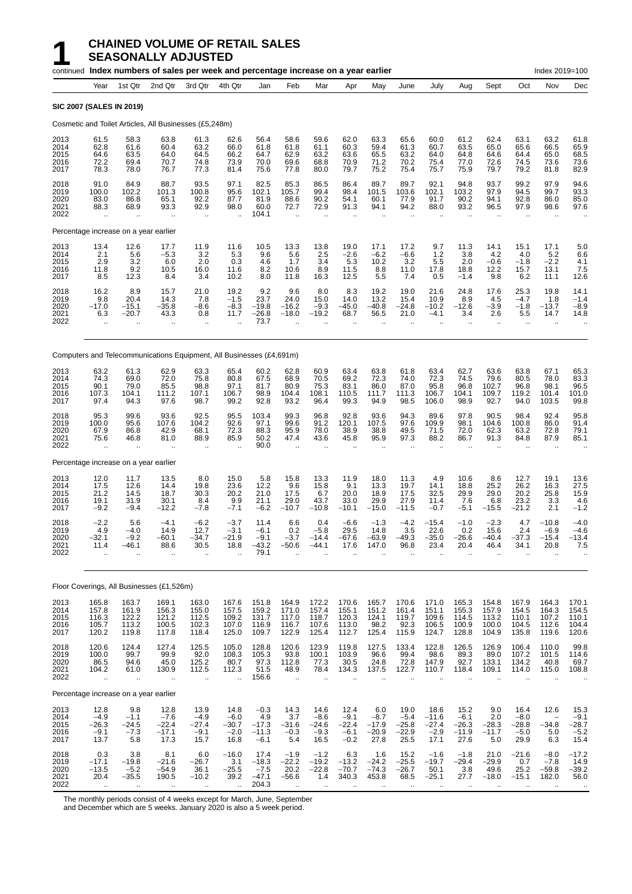# 1 CHAINED VOLUME OF RETAIL SALES SEASONALLY ADJUSTED

continued **Index numbers of sales per week and percentage increase on a year earlier** Index 2019=100

| | Year | 1st Qtr | 2nd Qtr | 3rd Qtr | 4th Qtr | Jan | Feb | Mar | Apr | May | June | July | Aug | Sept | Oct | Nov | Dec |
|---|---|---|---|---|---|---|---|---|---|---|---|---|---|---|---|---|---|
| **SIC 2007 (SALES IN 2019)** | | | | | | | | | | | | | | | | | |
| Cosmetic and Toilet Articles, All Businesses (£5,248m) | | | | | | | | | | | | | | | | | |
| 2013 | 61.5 | 58.3 | 63.8 | 61.3 | 62.6 | 56.4 | 58.6 | 59.6 | 62.0 | 63.3 | 65.6 | 60.0 | 61.2 | 62.4 | 63.1 | 63.2 | 61.8 |
| 2014 | 62.8 | 61.6 | 60.4 | 63.2 | 66.0 | 61.8 | 61.8 | 61.1 | 60.3 | 59.4 | 61.3 | 60.7 | 63.5 | 65.0 | 65.6 | 66.5 | 65.9 |
| 2015 | 64.6 | 63.5 | 64.0 | 64.5 | 66.2 | 64.7 | 62.9 | 63.2 | 63.6 | 65.5 | 63.2 | 64.0 | 64.8 | 64.6 | 64.4 | 65.0 | 68.5 |
| 2016 | 72.2 | 69.4 | 70.7 | 74.8 | 73.9 | 70.0 | 69.6 | 68.8 | 70.9 | 71.2 | 70.2 | 75.4 | 77.0 | 72.6 | 74.5 | 73.6 | 73.6 |
| 2017 | 78.3 | 78.0 | 76.7 | 77.3 | 81.4 | 75.6 | 77.8 | 80.0 | 79.7 | 75.2 | 75.4 | 75.7 | 75.9 | 79.7 | 79.2 | 81.8 | 82.9 |
| 2018 | 91.0 | 84.9 | 88.7 | 93.5 | 97.1 | 82.5 | 85.3 | 86.5 | 86.4 | 89.7 | 89.7 | 92.1 | 94.8 | 93.7 | 99.2 | 97.9 | 94.6 |
| 2019 | 100.0 | 102.2 | 101.3 | 100.8 | 95.6 | 102.1 | 105.7 | 99.4 | 98.4 | 101.5 | 103.6 | 102.1 | 103.2 | 97.9 | 94.5 | 99.7 | 93.3 |
| 2020 | 83.0 | 86.8 | 65.1 | 92.2 | 87.7 | 81.9 | 88.6 | 90.2 | 54.1 | 60.1 | 77.9 | 91.7 | 90.2 | 94.1 | 92.8 | 86.0 | 85.0 |
| 2021 | 88.3 | 68.9 | 93.3 | 92.9 | 98.0 | 60.0 | 72.7 | 72.9 | 91.3 | 94.1 | 94.2 | 88.0 | 93.2 | 96.5 | 97.9 | 98.6 | 97.6 |
| 2022 | .. | .. | .. | .. | .. | 104.1 | .. | .. | .. | .. | .. | .. | .. | .. | .. | .. | .. |
| Percentage increase on a year earlier | | | | | | | | | | | | | | | | | |
| 2013 | 13.4 | 12.6 | 17.7 | 11.9 | 11.6 | 10.5 | 13.3 | 13.8 | 19.0 | 17.1 | 17.2 | 9.7 | 11.3 | 14.1 | 15.1 | 17.1 | 5.0 |
| 2014 | 2.1 | 5.6 | −5.3 | 3.2 | 5.3 | 9.6 | 5.6 | 2.5 | −2.6 | −6.2 | −6.6 | 1.2 | 3.8 | 4.2 | 4.0 | 5.2 | 6.6 |
| 2015 | 2.9 | 3.2 | 6.0 | 2.0 | 0.3 | 4.6 | 1.7 | 3.4 | 5.3 | 10.2 | 3.2 | 5.5 | 2.0 | −0.6 | −1.8 | −2.2 | 4.1 |
| 2016 | 11.8 | 9.2 | 10.5 | 16.0 | 11.6 | 8.2 | 10.6 | 8.9 | 11.5 | 8.8 | 11.0 | 17.8 | 18.8 | 12.2 | 15.7 | 13.1 | 7.5 |
| 2017 | 8.5 | 12.3 | 8.4 | 3.4 | 10.2 | 8.0 | 11.8 | 16.3 | 12.5 | 5.5 | 7.4 | 0.5 | −1.4 | 9.8 | 6.2 | 11.1 | 12.6 |
| 2018 | 16.2 | 8.9 | 15.7 | 21.0 | 19.2 | 9.2 | 9.6 | 8.0 | 8.3 | 19.2 | 19.0 | 21.6 | 24.8 | 17.6 | 25.3 | 19.8 | 14.1 |
| 2019 | 9.8 | 20.4 | 14.3 | 7.8 | −1.5 | 23.7 | 24.0 | 15.0 | 14.0 | 13.2 | 15.4 | 10.9 | 8.9 | 4.5 | −4.7 | 1.8 | −1.4 |
| 2020 | −17.0 | −15.1 | −35.8 | −8.6 | −8.3 | −19.8 | −16.2 | −9.3 | −45.0 | −40.8 | −24.8 | −10.2 | −12.6 | −3.9 | −1.8 | −13.7 | −8.9 |
| 2021 | 6.3 | −20.7 | 43.3 | 0.8 | 11.7 | −26.8 | −18.0 | −19.2 | 68.7 | 56.5 | 21.0 | −4.1 | 3.4 | 2.6 | 5.5 | 14.7 | 14.8 |
| 2022 | .. | .. | .. | .. | .. | 73.7 | .. | .. | .. | .. | .. | .. | .. | .. | .. | .. | .. |
| Computers and Telecommunications Equipment, All Businesses (£4,691m) | | | | | | | | | | | | | | | | | |
| 2013 | 63.2 | 61.3 | 62.9 | 63.3 | 65.4 | 60.2 | 62.8 | 60.9 | 63.4 | 63.8 | 61.8 | 63.4 | 62.7 | 63.6 | 63.8 | 67.1 | 65.3 |
| 2014 | 74.3 | 69.0 | 72.0 | 75.8 | 80.8 | 67.5 | 68.9 | 70.5 | 69.2 | 72.3 | 74.0 | 72.3 | 74.5 | 79.6 | 80.5 | 78.0 | 83.3 |
| 2015 | 90.1 | 79.0 | 85.5 | 98.8 | 97.1 | 81.7 | 80.9 | 75.3 | 83.1 | 86.0 | 87.0 | 95.8 | 96.8 | 102.7 | 96.8 | 98.1 | 96.5 |
| 2016 | 107.3 | 104.1 | 111.2 | 107.1 | 106.7 | 98.9 | 104.4 | 108.1 | 110.5 | 111.7 | 111.3 | 106.7 | 104.1 | 109.7 | 119.2 | 101.4 | 101.0 |
| 2017 | 97.4 | 94.3 | 97.6 | 98.7 | 99.2 | 92.8 | 93.2 | 96.4 | 99.3 | 94.9 | 98.5 | 106.0 | 98.9 | 92.7 | 94.0 | 103.5 | 99.8 |
| 2018 | 95.3 | 99.6 | 93.6 | 92.5 | 95.5 | 103.4 | 99.3 | 96.8 | 92.8 | 93.6 | 94.3 | 89.6 | 97.8 | 90.5 | 98.4 | 92.4 | 95.8 |
| 2019 | 100.0 | 95.6 | 107.6 | 104.2 | 92.6 | 97.1 | 99.6 | 91.2 | 120.1 | 107.5 | 97.6 | 109.9 | 98.1 | 104.6 | 100.8 | 86.0 | 91.4 |
| 2020 | 67.9 | 86.8 | 42.9 | 68.1 | 72.3 | 88.3 | 95.9 | 78.0 | 38.9 | 38.8 | 49.5 | 71.5 | 72.0 | 62.3 | 63.2 | 72.8 | 79.1 |
| 2021 | 75.6 | 46.8 | 81.0 | 88.9 | 85.9 | 50.2 | 47.4 | 43.6 | 45.8 | 95.9 | 97.3 | 88.2 | 86.7 | 91.3 | 84.8 | 87.9 | 85.1 |
| 2022 | .. | .. | .. | .. | .. | 90.0 | .. | .. | .. | .. | .. | .. | .. | .. | .. | .. | .. |
| Percentage increase on a year earlier | | | | | | | | | | | | | | | | | |
| 2013 | 12.0 | 11.7 | 13.5 | 8.0 | 15.0 | 5.8 | 15.8 | 13.3 | 11.9 | 18.0 | 11.3 | 4.9 | 10.6 | 8.6 | 12.7 | 19.1 | 13.6 |
| 2014 | 17.5 | 12.6 | 14.4 | 19.8 | 23.6 | 12.2 | 9.6 | 15.8 | 9.1 | 13.3 | 19.7 | 14.1 | 18.8 | 25.2 | 26.2 | 16.3 | 27.5 |
| 2015 | 21.2 | 14.5 | 18.7 | 30.3 | 20.2 | 21.0 | 17.5 | 6.7 | 20.0 | 18.9 | 17.5 | 32.5 | 29.9 | 29.0 | 20.2 | 25.8 | 15.9 |
| 2016 | 19.1 | 31.9 | 30.1 | 8.4 | 9.9 | 21.1 | 29.0 | 43.7 | 33.0 | 29.9 | 27.9 | 11.4 | 7.6 | 6.8 | 23.2 | 3.3 | 4.6 |
| 2017 | −9.2 | −9.4 | −12.2 | −7.8 | −7.1 | −6.2 | −10.7 | −10.8 | −10.1 | −15.0 | −11.5 | −0.7 | −5.1 | −15.5 | −21.2 | 2.1 | −1.2 |
| 2018 | −2.2 | 5.6 | −4.1 | −6.2 | −3.7 | 11.4 | 6.6 | 0.4 | −6.6 | −1.3 | −4.2 | −15.4 | −1.0 | −2.3 | 4.7 | −10.8 | −4.0 |
| 2019 | 4.9 | −4.0 | 14.9 | 12.7 | −3.1 | −6.1 | 0.2 | −5.8 | 29.5 | 14.8 | 3.5 | 22.6 | 0.2 | 15.6 | 2.4 | −6.9 | −4.6 |
| 2020 | −32.1 | −9.2 | −60.1 | −34.7 | −21.9 | −9.1 | −3.7 | −14.4 | −67.6 | −63.9 | −49.3 | −35.0 | −26.6 | −40.4 | −37.3 | −15.4 | −13.4 |
| 2021 | 11.4 | −46.1 | 88.6 | 30.5 | 18.8 | −43.2 | −50.6 | −44.1 | 17.6 | 147.0 | 96.8 | 23.4 | 20.4 | 46.4 | 34.1 | 20.8 | 7.5 |
| 2022 | .. | .. | .. | .. | .. | 79.1 | .. | .. | .. | .. | .. | .. | .. | .. | .. | .. | .. |
| Floor Coverings, All Businesses (£1,526m) | | | | | | | | | | | | | | | | | |
| 2013 | 165.8 | 163.7 | 169.1 | 163.0 | 167.6 | 151.8 | 164.9 | 172.2 | 170.6 | 165.7 | 170.6 | 171.0 | 165.3 | 154.8 | 167.9 | 164.3 | 170.1 |
| 2014 | 157.8 | 161.9 | 156.3 | 155.0 | 157.5 | 159.2 | 171.0 | 157.4 | 155.1 | 151.2 | 161.4 | 151.1 | 155.3 | 157.9 | 154.5 | 164.3 | 154.5 |
| 2015 | 116.3 | 122.2 | 121.2 | 112.5 | 109.2 | 131.7 | 117.0 | 118.7 | 120.3 | 124.1 | 119.7 | 109.6 | 114.5 | 113.2 | 110.1 | 107.2 | 110.1 |
| 2016 | 105.7 | 113.2 | 100.5 | 102.3 | 107.0 | 116.9 | 116.7 | 107.6 | 113.0 | 98.2 | 92.3 | 106.5 | 100.9 | 100.0 | 104.5 | 112.6 | 104.4 |
| 2017 | 120.2 | 119.8 | 117.8 | 118.4 | 125.0 | 109.7 | 122.9 | 125.4 | 112.7 | 125.4 | 115.9 | 124.7 | 128.8 | 104.9 | 135.8 | 119.6 | 120.6 |
| 2018 | 120.6 | 124.4 | 127.4 | 125.5 | 105.0 | 128.8 | 120.6 | 123.9 | 119.8 | 127.5 | 133.4 | 122.8 | 126.5 | 126.9 | 106.4 | 110.0 | 99.8 |
| 2019 | 100.0 | 99.7 | 99.9 | 92.0 | 108.3 | 105.3 | 93.8 | 100.1 | 103.9 | 96.6 | 99.4 | 98.6 | 89.3 | 89.0 | 107.2 | 101.5 | 114.6 |
| 2020 | 86.5 | 94.6 | 45.0 | 125.2 | 80.7 | 97.3 | 112.8 | 77.3 | 30.5 | 24.8 | 72.8 | 147.9 | 92.7 | 133.1 | 134.2 | 40.8 | 69.7 |
| 2021 | 104.2 | 61.0 | 130.9 | 112.5 | 112.3 | 51.5 | 48.9 | 78.4 | 134.3 | 137.5 | 122.7 | 110.7 | 118.4 | 109.1 | 114.0 | 115.0 | 108.8 |
| 2022 | .. | .. | .. | .. | .. | 156.6 | .. | .. | .. | .. | .. | .. | .. | .. | .. | .. | .. |
| Percentage increase on a year earlier | | | | | | | | | | | | | | | | | |
| 2013 | 12.8 | 9.8 | 12.8 | 13.9 | 14.8 | −0.3 | 14.3 | 14.6 | 12.4 | 6.0 | 19.0 | 18.6 | 15.2 | 9.0 | 16.4 | 12.6 | 15.3 |
| 2014 | −4.9 | −1.1 | −7.6 | −4.9 | −6.0 | 4.9 | 3.7 | −8.6 | −9.1 | −8.7 | −5.4 | −11.6 | −6.1 | 2.0 | −8.0 | – | −9.1 |
| 2015 | −26.3 | −24.5 | −22.4 | −27.4 | −30.7 | −17.3 | −31.6 | −24.6 | −22.4 | −17.9 | −25.8 | −27.4 | −26.3 | −28.3 | −28.8 | −34.8 | −28.7 |
| 2016 | −9.1 | −7.3 | −17.1 | −9.1 | −2.0 | −11.3 | −0.3 | −9.3 | −6.1 | −20.9 | −22.9 | −2.9 | −11.9 | −11.7 | −5.0 | 5.0 | −5.2 |
| 2017 | 13.7 | 5.8 | 17.3 | 15.7 | 16.8 | −6.1 | 5.4 | 16.5 | −0.2 | 27.8 | 25.5 | 17.1 | 27.6 | 5.0 | 29.9 | 6.3 | 15.4 |
| 2018 | 0.3 | 3.8 | 8.1 | 6.0 | −16.0 | 17.4 | −1.9 | −1.2 | 6.3 | 1.6 | 15.2 | −1.6 | −1.8 | 21.0 | −21.6 | −8.0 | −17.2 |
| 2019 | −17.1 | −19.8 | −21.6 | −26.7 | 3.1 | −18.3 | −22.2 | −19.2 | −13.2 | −24.2 | −25.5 | −19.7 | −29.4 | −29.9 | 0.7 | −7.8 | 14.9 |
| 2020 | −13.5 | −5.2 | −54.9 | 36.1 | −25.5 | −7.5 | 20.2 | −22.8 | −70.7 | −74.3 | −26.7 | 50.1 | 3.8 | 49.6 | 25.2 | −59.8 | −39.2 |
| 2021 | 20.4 | −35.5 | 190.5 | −10.2 | 39.2 | −47.1 | −56.6 | 1.4 | 340.3 | 453.8 | 68.5 | −25.1 | 27.7 | −18.0 | −15.1 | 182.0 | 56.0 |
| 2022 | .. | .. | .. | .. | .. | 204.3 | .. | .. | .. | .. | .. | .. | .. | .. | .. | .. | .. |

The monthly periods consist of 4 weeks except for March, June, September and December which are 5 weeks. January 2020 is also a 5 week period.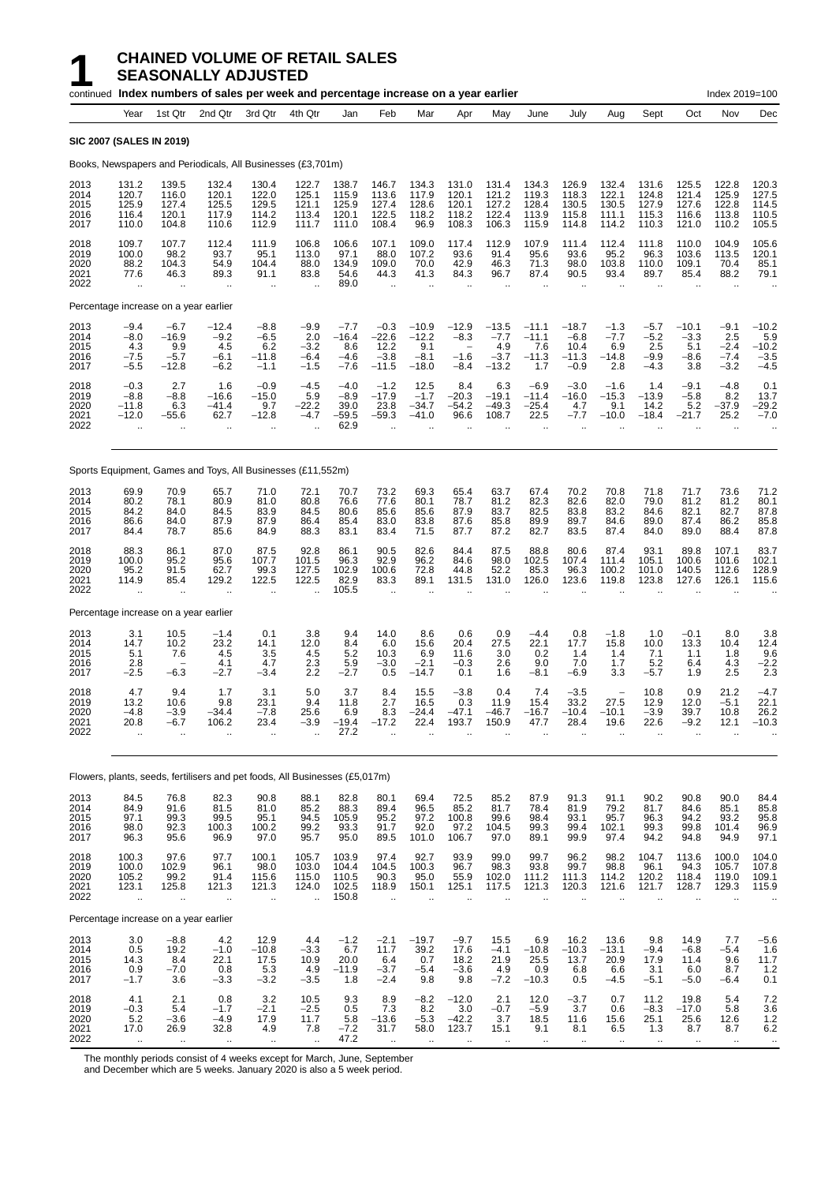# 1 CHAINED VOLUME OF RETAIL SALES SEASONALLY ADJUSTED

continued **Index numbers of sales per week and percentage increase on a year earlier** Index 2019=100

| Year | Year | 1st Qtr | 2nd Qtr | 3rd Qtr | 4th Qtr | Jan | Feb | Mar | Apr | May | June | July | Aug | Sept | Oct | Nov | Dec |
|---|---|---|---|---|---|---|---|---|---|---|---|---|---|---|---|---|---|
| **SIC 2007 (SALES IN 2019)** | | | | | | | | | | | | | | | | | |
| Books, Newspapers and Periodicals, All Businesses (£3,701m) | | | | | | | | | | | | | | | | | |
| 2013 | 131.2 | 139.5 | 132.4 | 130.4 | 122.7 | 138.7 | 146.7 | 134.3 | 131.0 | 131.4 | 134.3 | 126.9 | 132.4 | 131.6 | 125.5 | 122.8 | 120.3 |
| 2014 | 120.7 | 116.0 | 120.1 | 122.0 | 125.1 | 115.9 | 113.6 | 117.9 | 120.1 | 121.2 | 119.3 | 118.3 | 122.1 | 124.8 | 121.4 | 125.9 | 127.5 |
| 2015 | 125.9 | 127.4 | 125.5 | 129.5 | 121.1 | 125.9 | 127.4 | 128.6 | 120.1 | 127.2 | 128.4 | 130.5 | 130.5 | 127.9 | 127.6 | 122.8 | 114.5 |
| 2016 | 116.4 | 120.1 | 117.9 | 114.2 | 113.4 | 120.1 | 122.5 | 118.2 | 118.2 | 122.4 | 113.9 | 115.8 | 111.1 | 115.3 | 116.6 | 113.8 | 110.5 |
| 2017 | 110.0 | 104.8 | 110.6 | 112.9 | 111.7 | 111.0 | 108.4 | 96.9 | 108.3 | 106.3 | 115.9 | 114.8 | 114.2 | 110.3 | 121.0 | 110.2 | 105.5 |
| 2018 | 109.7 | 107.7 | 112.4 | 111.9 | 106.8 | 106.6 | 107.1 | 109.0 | 117.4 | 112.9 | 107.9 | 111.4 | 112.4 | 111.8 | 110.0 | 104.9 | 105.6 |
| 2019 | 100.0 | 98.2 | 93.7 | 95.1 | 113.0 | 97.1 | 88.0 | 107.2 | 93.6 | 91.4 | 95.6 | 93.6 | 95.2 | 96.3 | 103.6 | 113.5 | 120.1 |
| 2020 | 88.2 | 104.3 | 54.9 | 104.4 | 88.0 | 134.9 | 109.0 | 70.0 | 42.9 | 46.3 | 71.3 | 98.0 | 103.8 | 110.0 | 109.1 | 70.4 | 85.1 |
| 2021 | 77.6 | 46.3 | 89.3 | 91.1 | 83.8 | 54.6 | 44.3 | 41.3 | 84.3 | 96.7 | 87.4 | 90.5 | 93.4 | 89.7 | 85.4 | 88.2 | 79.1 |
| 2022 | .. | .. | .. | .. | .. | 89.0 | .. | .. | .. | .. | .. | .. | .. | .. | .. | .. | .. |
| Percentage increase on a year earlier | | | | | | | | | | | | | | | | | |
| 2013 | −9.4 | −6.7 | −12.4 | −8.8 | −9.9 | −7.7 | −0.3 | −10.9 | −12.9 | −13.5 | −11.1 | −18.7 | −1.3 | −5.7 | −10.1 | −9.1 | −10.2 |
| 2014 | −8.0 | −16.9 | −9.2 | −6.5 | 2.0 | −16.4 | −22.6 | −12.2 | −8.3 | −7.7 | −11.1 | −6.8 | −7.7 | −5.2 | −3.3 | 2.5 | 5.9 |
| 2015 | 4.3 | 9.9 | 4.5 | 6.2 | −3.2 | 8.6 | 12.2 | 9.1 | − | 4.9 | 7.6 | 10.4 | 6.9 | 2.5 | 5.1 | −2.4 | −10.2 |
| 2016 | −7.5 | −5.7 | −6.1 | −11.8 | −6.4 | −4.6 | −3.8 | −8.1 | −1.6 | −3.7 | −11.3 | −11.3 | −14.8 | −9.9 | −8.6 | −7.4 | −3.5 |
| 2017 | −5.5 | −12.8 | −6.2 | −1.1 | −1.5 | −7.6 | −11.5 | −18.0 | −8.4 | −13.2 | 1.7 | −0.9 | 2.8 | −4.3 | 3.8 | −3.2 | −4.5 |
| 2018 | −0.3 | 2.7 | 1.6 | −0.9 | −4.5 | −4.0 | −1.2 | 12.5 | 8.4 | 6.3 | −6.9 | −3.0 | −1.6 | 1.4 | −9.1 | −4.8 | 0.1 |
| 2019 | −8.8 | −8.8 | −16.6 | −15.0 | 5.9 | −8.9 | −17.9 | −1.7 | −20.3 | −19.1 | −11.4 | −16.0 | −15.3 | −13.9 | −5.8 | 8.2 | 13.7 |
| 2020 | −11.8 | 6.3 | −41.4 | 9.7 | −22.2 | 39.0 | 23.8 | −34.7 | −54.2 | −49.3 | −25.4 | 4.7 | 9.1 | 14.2 | 5.2 | −37.9 | −29.2 |
| 2021 | −12.0 | −55.6 | 62.7 | −12.8 | −4.7 | −59.5 | −59.3 | −41.0 | 96.6 | 108.7 | 22.5 | −7.7 | −10.0 | −18.4 | −21.7 | 25.2 | −7.0 |
| 2022 | .. | .. | .. | .. | .. | 62.9 | .. | .. | .. | .. | .. | .. | .. | .. | .. | .. | .. |
| Sports Equipment, Games and Toys, All Businesses (£11,552m) | | | | | | | | | | | | | | | | | |
| 2013 | 69.9 | 70.9 | 65.7 | 71.0 | 72.1 | 70.7 | 73.2 | 69.3 | 65.4 | 63.7 | 67.4 | 70.2 | 70.8 | 71.8 | 71.7 | 73.6 | 71.2 |
| 2014 | 80.2 | 78.1 | 80.9 | 81.0 | 80.8 | 76.6 | 77.6 | 80.1 | 78.7 | 81.2 | 82.3 | 82.6 | 82.0 | 79.0 | 81.2 | 81.2 | 80.1 |
| 2015 | 84.2 | 84.0 | 84.5 | 83.9 | 84.5 | 80.6 | 85.6 | 85.6 | 87.9 | 83.7 | 82.5 | 83.8 | 83.2 | 84.6 | 82.1 | 82.7 | 87.8 |
| 2016 | 86.6 | 84.0 | 87.9 | 87.9 | 86.4 | 85.4 | 83.0 | 83.8 | 87.6 | 85.8 | 89.9 | 89.7 | 84.6 | 89.0 | 87.4 | 86.2 | 85.8 |
| 2017 | 84.4 | 78.7 | 85.6 | 84.9 | 88.3 | 83.1 | 83.4 | 71.5 | 87.7 | 87.2 | 82.7 | 83.5 | 87.4 | 84.0 | 89.0 | 88.4 | 87.8 |
| 2018 | 88.3 | 86.1 | 87.0 | 87.5 | 92.8 | 86.1 | 90.5 | 82.6 | 84.4 | 87.5 | 88.8 | 80.6 | 87.4 | 93.1 | 89.8 | 107.1 | 83.7 |
| 2019 | 100.0 | 95.2 | 95.6 | 107.7 | 101.5 | 96.3 | 92.9 | 96.2 | 84.6 | 98.0 | 102.5 | 107.4 | 111.4 | 105.1 | 100.6 | 101.6 | 102.1 |
| 2020 | 95.2 | 91.5 | 62.7 | 99.3 | 127.5 | 102.9 | 100.6 | 72.8 | 44.8 | 52.2 | 85.3 | 96.3 | 100.2 | 101.0 | 140.5 | 112.6 | 128.9 |
| 2021 | 114.9 | 85.4 | 129.2 | 122.5 | 122.5 | 82.9 | 83.3 | 89.1 | 131.5 | 131.0 | 126.0 | 123.6 | 119.8 | 123.8 | 127.6 | 126.1 | 115.6 |
| 2022 | .. | .. | .. | .. | .. | 105.5 | .. | .. | .. | .. | .. | .. | .. | .. | .. | .. | .. |
| Percentage increase on a year earlier | | | | | | | | | | | | | | | | | |
| 2013 | 3.1 | 10.5 | −1.4 | 0.1 | 3.8 | 9.4 | 14.0 | 8.6 | 0.6 | 0.9 | −4.4 | 0.8 | −1.8 | 1.0 | −0.1 | 8.0 | 3.8 |
| 2014 | 14.7 | 10.2 | 23.2 | 14.1 | 12.0 | 8.4 | 6.0 | 15.6 | 20.4 | 27.5 | 22.1 | 17.7 | 15.8 | 10.0 | 13.3 | 10.4 | 12.4 |
| 2015 | 5.1 | 7.6 | 4.5 | 3.5 | 4.5 | 5.2 | 10.3 | 6.9 | 11.6 | 3.0 | 0.2 | 1.4 | 1.4 | 7.1 | 1.1 | 1.8 | 9.6 |
| 2016 | 2.8 | − | 4.1 | 4.7 | 2.3 | 5.9 | −3.0 | −2.1 | −0.3 | 2.6 | 9.0 | 7.0 | 1.7 | 5.2 | 6.4 | 4.3 | −2.2 |
| 2017 | −2.5 | −6.3 | −2.7 | −3.4 | 2.2 | −2.7 | 0.5 | −14.7 | 0.1 | 1.6 | −8.1 | −6.9 | 3.3 | −5.7 | 1.9 | 2.5 | 2.3 |
| 2018 | 4.7 | 9.4 | 1.7 | 3.1 | 5.0 | 3.7 | 8.4 | 15.5 | −3.8 | 0.4 | 7.4 | −3.5 | − | 10.8 | 0.9 | 21.2 | −4.7 |
| 2019 | 13.2 | 10.6 | 9.8 | 23.1 | 9.4 | 11.8 | 2.7 | 16.5 | 0.3 | 11.9 | 15.4 | 33.2 | 27.5 | 12.9 | 12.0 | −5.1 | 22.1 |
| 2020 | −4.8 | −3.9 | −34.4 | −7.8 | 25.6 | 6.9 | 8.3 | −24.4 | −47.1 | −46.7 | −16.7 | −10.4 | −10.1 | −3.9 | 39.7 | 10.8 | 26.2 |
| 2021 | 20.8 | −6.7 | 106.2 | 23.4 | −3.9 | −19.4 | −17.2 | 22.4 | 193.7 | 150.9 | 47.7 | 28.4 | 19.6 | 22.6 | −9.2 | 12.1 | −10.3 |
| 2022 | .. | .. | .. | .. | .. | 27.2 | .. | .. | .. | .. | .. | .. | .. | .. | .. | .. | .. |
| Flowers, plants, seeds, fertilisers and pet foods, All Businesses (£5,017m) | | | | | | | | | | | | | | | | | |
| 2013 | 84.5 | 76.8 | 82.3 | 90.8 | 88.1 | 82.8 | 80.1 | 69.4 | 72.5 | 85.2 | 87.9 | 91.3 | 91.1 | 90.2 | 90.8 | 90.0 | 84.4 |
| 2014 | 84.9 | 91.6 | 81.5 | 81.0 | 85.2 | 88.3 | 89.4 | 96.5 | 85.2 | 81.7 | 78.4 | 81.9 | 79.2 | 81.7 | 84.6 | 85.1 | 85.8 |
| 2015 | 97.1 | 99.3 | 99.5 | 95.1 | 94.5 | 105.9 | 95.2 | 97.2 | 100.8 | 99.6 | 98.4 | 93.1 | 95.7 | 96.3 | 94.2 | 93.2 | 95.8 |
| 2016 | 98.0 | 92.3 | 100.3 | 100.2 | 99.2 | 93.3 | 91.7 | 92.0 | 97.2 | 104.5 | 99.3 | 99.4 | 102.1 | 99.3 | 99.8 | 101.4 | 96.9 |
| 2017 | 96.3 | 95.6 | 96.9 | 97.0 | 95.7 | 95.0 | 89.5 | 101.0 | 106.7 | 97.0 | 89.1 | 99.9 | 97.4 | 94.2 | 94.8 | 94.9 | 97.1 |
| 2018 | 100.3 | 97.6 | 97.7 | 100.1 | 105.7 | 103.9 | 97.4 | 92.7 | 93.9 | 99.0 | 99.7 | 96.2 | 98.2 | 104.7 | 113.6 | 100.0 | 104.0 |
| 2019 | 100.0 | 102.9 | 96.1 | 98.0 | 103.0 | 104.4 | 104.5 | 100.3 | 96.7 | 98.3 | 93.8 | 99.7 | 98.8 | 96.1 | 94.3 | 105.7 | 107.8 |
| 2020 | 105.2 | 99.2 | 91.4 | 115.6 | 115.0 | 110.5 | 90.3 | 95.0 | 55.9 | 102.0 | 111.2 | 111.3 | 114.2 | 120.2 | 118.4 | 119.0 | 109.1 |
| 2021 | 123.1 | 125.8 | 121.3 | 121.3 | 124.0 | 102.5 | 118.9 | 150.1 | 125.1 | 117.5 | 121.3 | 120.3 | 121.6 | 121.7 | 128.7 | 129.3 | 115.9 |
| 2022 | .. | .. | .. | .. | .. | 150.8 | .. | .. | .. | .. | .. | .. | .. | .. | .. | .. | .. |
| Percentage increase on a year earlier | | | | | | | | | | | | | | | | | |
| 2013 | 3.0 | −8.8 | 4.2 | 12.9 | 4.4 | −1.2 | −2.1 | −19.7 | −9.7 | 15.5 | 6.9 | 16.2 | 13.6 | 9.8 | 14.9 | 7.7 | −5.6 |
| 2014 | 0.5 | 19.2 | −1.0 | −10.8 | −3.3 | 6.7 | 11.7 | 39.2 | 17.6 | −4.1 | −10.8 | −10.3 | −13.1 | −9.4 | −6.8 | −5.4 | 1.6 |
| 2015 | 14.3 | 8.4 | 22.1 | 17.5 | 10.9 | 20.0 | 6.4 | 0.7 | 18.2 | 21.9 | 25.5 | 13.7 | 20.9 | 17.9 | 11.4 | 9.6 | 11.7 |
| 2016 | 0.9 | −7.0 | 0.8 | 5.3 | 4.9 | −11.9 | −3.7 | −5.4 | −3.6 | 4.9 | 0.9 | 6.8 | 6.6 | 3.1 | 6.0 | 8.7 | 1.2 |
| 2017 | −1.7 | 3.6 | −3.3 | −3.2 | −3.5 | 1.8 | −2.4 | 9.8 | 9.8 | −7.2 | −10.3 | 0.5 | −4.5 | −5.1 | −5.0 | −6.4 | 0.1 |
| 2018 | 4.1 | 2.1 | 0.8 | 3.2 | 10.5 | 9.3 | 8.9 | −8.2 | −12.0 | 2.1 | 12.0 | −3.7 | 0.7 | 11.2 | 19.8 | 5.4 | 7.2 |
| 2019 | −0.3 | 5.4 | −1.7 | −2.1 | −2.5 | 0.5 | 7.3 | 8.2 | 3.0 | −0.7 | −5.9 | 3.7 | 0.6 | −8.3 | −17.0 | 5.8 | 3.6 |
| 2020 | 5.2 | −3.6 | −4.9 | 17.9 | 11.7 | 5.8 | −13.6 | −5.3 | −42.2 | 3.7 | 18.5 | 11.6 | 15.6 | 25.1 | 25.6 | 12.6 | 1.2 |
| 2021 | 17.0 | 26.9 | 32.8 | 4.9 | 7.8 | −7.2 | 31.7 | 58.0 | 123.7 | 15.1 | 9.1 | 8.1 | 6.5 | 1.3 | 8.7 | 8.7 | 6.2 |
| 2022 | .. | .. | .. | .. | .. | 47.2 | .. | .. | .. | .. | .. | .. | .. | .. | .. | .. | .. |

The monthly periods consist of 4 weeks except for March, June, September and December which are 5 weeks. January 2020 is also a 5 week period.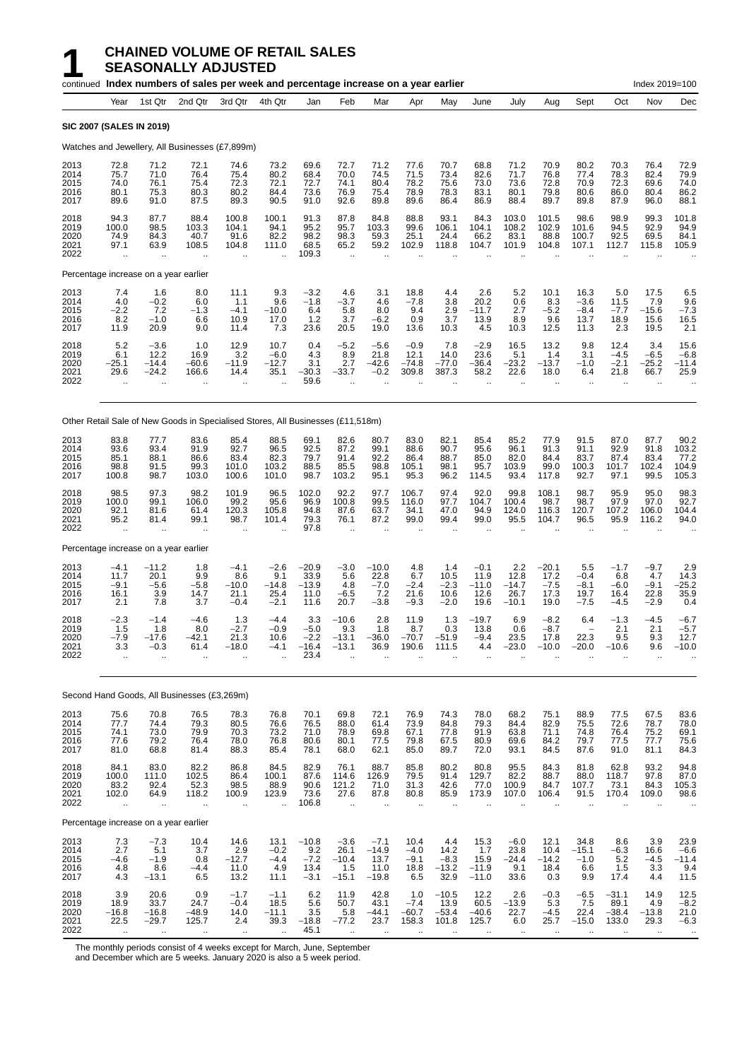# 1 CHAINED VOLUME OF RETAIL SALES SEASONALLY ADJUSTED

continued **Index numbers of sales per week and percentage increase on a year earlier** Index 2019=100

| Year | 1st Qtr | 2nd Qtr | 3rd Qtr | 4th Qtr | Jan | Feb | Mar | Apr | May | June | July | Aug | Sept | Oct | Nov | Dec |
|---|---|---|---|---|---|---|---|---|---|---|---|---|---|---|---|---|
| **SIC 2007 (SALES IN 2019)** | | | | | | | | | | | | | | | | |
| Watches and Jewellery, All Businesses (£7,899m) | | | | | | | | | | | | | | | | |
| 2013 | 72.8 | 71.2 | 72.1 | 74.6 | 73.2 | 69.6 | 72.7 | 71.2 | 77.6 | 70.7 | 68.8 | 71.2 | 70.9 | 80.2 | 70.3 | 76.4 | 72.9 |
| 2014 | 75.7 | 71.0 | 76.4 | 75.4 | 80.2 | 68.4 | 70.0 | 74.5 | 71.5 | 73.4 | 82.6 | 71.7 | 76.8 | 77.4 | 78.3 | 82.4 | 79.9 |
| 2015 | 74.0 | 76.1 | 75.4 | 72.3 | 72.1 | 72.7 | 74.1 | 80.4 | 78.2 | 75.6 | 73.0 | 73.6 | 72.8 | 70.9 | 72.3 | 69.6 | 74.0 |
| 2016 | 80.1 | 75.3 | 80.3 | 80.2 | 84.4 | 73.6 | 76.9 | 75.4 | 78.9 | 78.3 | 83.1 | 80.1 | 79.8 | 80.6 | 86.0 | 80.4 | 86.2 |
| 2017 | 89.6 | 91.0 | 87.5 | 89.3 | 90.5 | 91.0 | 92.6 | 89.8 | 89.6 | 86.4 | 86.9 | 88.4 | 89.7 | 89.8 | 87.9 | 96.0 | 88.1 |
| 2018 | 94.3 | 87.7 | 88.4 | 100.8 | 100.1 | 91.3 | 87.8 | 84.8 | 88.8 | 93.1 | 84.3 | 103.0 | 101.5 | 98.6 | 98.9 | 99.3 | 101.8 |
| 2019 | 100.0 | 98.5 | 103.3 | 104.1 | 94.1 | 95.2 | 95.7 | 103.3 | 99.6 | 106.1 | 104.1 | 108.2 | 102.9 | 101.6 | 94.5 | 92.9 | 94.9 |
| 2020 | 74.9 | 84.3 | 40.7 | 91.6 | 82.2 | 98.2 | 98.3 | 59.3 | 25.1 | 24.4 | 66.2 | 83.1 | 88.8 | 100.7 | 92.5 | 69.5 | 84.1 |
| 2021 | 97.1 | 63.9 | 108.5 | 104.8 | 111.0 | 68.5 | 65.2 | 59.2 | 102.9 | 118.8 | 104.7 | 101.9 | 104.8 | 107.1 | 112.7 | 115.8 | 105.9 |
| 2022 | .. | .. | .. | .. | .. | 109.3 | .. | .. | .. | .. | .. | .. | .. | .. | .. | .. | .. |
| Percentage increase on a year earlier | | | | | | | | | | | | | | | | |
| 2013 | 7.4 | 1.6 | 8.0 | 11.1 | 9.3 | −3.2 | 4.6 | 3.1 | 18.8 | 4.4 | 2.6 | 5.2 | 10.1 | 16.3 | 5.0 | 17.5 | 6.5 |
| 2014 | 4.0 | −0.2 | 6.0 | 1.1 | 9.6 | −1.8 | −3.7 | 4.6 | −7.8 | 3.8 | 20.2 | 0.6 | 8.3 | −3.6 | 11.5 | 7.9 | 9.6 |
| 2015 | −2.2 | 7.2 | −1.3 | −4.1 | −10.0 | 6.4 | 5.8 | 8.0 | 9.4 | 2.9 | −11.7 | 2.7 | −5.2 | −8.4 | −7.7 | −15.6 | −7.3 |
| 2016 | 8.2 | −1.0 | 6.6 | 10.9 | 17.0 | 1.2 | 3.7 | −6.2 | 0.9 | 3.7 | 13.9 | 8.9 | 9.6 | 13.7 | 18.9 | 15.6 | 16.5 |
| 2017 | 11.9 | 20.9 | 9.0 | 11.4 | 7.3 | 23.6 | 20.5 | 19.0 | 13.6 | 10.3 | 4.5 | 10.3 | 12.5 | 11.3 | 2.3 | 19.5 | 2.1 |
| 2018 | 5.2 | −3.6 | 1.0 | 12.9 | 10.7 | 0.4 | −5.2 | −5.6 | −0.9 | 7.8 | −2.9 | 16.5 | 13.2 | 9.8 | 12.4 | 3.4 | 15.6 |
| 2019 | 6.1 | 12.2 | 16.9 | 3.2 | −6.0 | 4.3 | 8.9 | 21.8 | 12.1 | 14.0 | 23.6 | 5.1 | 1.4 | 3.1 | −4.5 | −6.5 | −6.8 |
| 2020 | −25.1 | −14.4 | −60.6 | −11.9 | −12.7 | 3.1 | 2.7 | −42.6 | −74.8 | −77.0 | −36.4 | −23.2 | −13.7 | −1.0 | −2.1 | −25.2 | −11.4 |
| 2021 | 29.6 | −24.2 | 166.6 | 14.4 | 35.1 | −30.3 | −33.7 | −0.2 | 309.8 | 387.3 | 58.2 | 22.6 | 18.0 | 6.4 | 21.8 | 66.7 | 25.9 |
| 2022 | .. | .. | .. | .. | .. | 59.6 | .. | .. | .. | .. | .. | .. | .. | .. | .. | .. | .. |
| Other Retail Sale of New Goods in Specialised Stores, All Businesses (£11,518m) | | | | | | | | | | | | | | | | |
| 2013 | 83.8 | 77.7 | 83.6 | 85.4 | 88.5 | 69.1 | 82.6 | 80.7 | 83.0 | 82.1 | 85.4 | 85.2 | 77.9 | 91.5 | 87.0 | 87.7 | 90.2 |
| 2014 | 93.6 | 93.4 | 91.9 | 92.7 | 96.5 | 92.5 | 87.2 | 99.1 | 88.6 | 90.7 | 95.6 | 96.1 | 91.3 | 91.1 | 92.9 | 91.8 | 103.2 |
| 2015 | 85.1 | 88.1 | 86.6 | 83.4 | 82.3 | 79.7 | 91.4 | 92.2 | 86.4 | 88.7 | 85.0 | 82.0 | 84.4 | 83.7 | 87.4 | 83.4 | 77.2 |
| 2016 | 98.8 | 91.5 | 99.3 | 101.0 | 103.2 | 88.5 | 85.5 | 98.8 | 105.1 | 98.1 | 95.7 | 103.9 | 99.0 | 100.3 | 101.7 | 102.4 | 104.9 |
| 2017 | 100.8 | 98.7 | 103.0 | 100.6 | 101.0 | 98.7 | 103.2 | 95.1 | 95.3 | 96.2 | 114.5 | 93.4 | 117.8 | 92.7 | 97.1 | 99.5 | 105.3 |
| 2018 | 98.5 | 97.3 | 98.2 | 101.9 | 96.5 | 102.0 | 92.2 | 97.7 | 106.7 | 97.4 | 92.0 | 99.8 | 108.1 | 98.7 | 95.9 | 95.0 | 98.3 |
| 2019 | 100.0 | 99.1 | 106.0 | 99.2 | 95.6 | 96.9 | 100.8 | 99.5 | 116.0 | 97.7 | 104.7 | 100.4 | 98.7 | 98.7 | 97.9 | 97.0 | 92.7 |
| 2020 | 92.1 | 81.6 | 61.4 | 120.3 | 105.8 | 94.8 | 87.6 | 63.7 | 34.1 | 47.0 | 94.9 | 124.0 | 116.3 | 120.7 | 107.2 | 106.0 | 104.4 |
| 2021 | 95.2 | 81.4 | 99.1 | 98.7 | 101.4 | 79.3 | 76.1 | 87.2 | 99.0 | 99.4 | 99.0 | 95.5 | 104.7 | 96.5 | 95.9 | 116.2 | 94.0 |
| 2022 | .. | .. | .. | .. | .. | 97.8 | .. | .. | .. | .. | .. | .. | .. | .. | .. | .. | .. |
| Percentage increase on a year earlier | | | | | | | | | | | | | | | | |
| 2013 | −4.1 | −11.2 | 1.8 | −4.1 | −2.6 | −20.9 | −3.0 | −10.0 | 4.8 | 1.4 | −0.1 | 2.2 | −20.1 | 5.5 | −1.7 | −9.7 | 2.9 |
| 2014 | 11.7 | 20.1 | 9.9 | 8.6 | 9.1 | 33.9 | 5.6 | 22.8 | 6.7 | 10.5 | 11.9 | 12.8 | 17.2 | −0.4 | 6.8 | 4.7 | 14.3 |
| 2015 | −9.1 | −5.6 | −5.8 | −10.0 | −14.8 | −13.9 | 4.8 | −7.0 | −2.4 | −2.3 | −11.0 | −14.7 | −7.5 | −8.1 | −6.0 | −9.1 | −25.2 |
| 2016 | 16.1 | 3.9 | 14.7 | 21.1 | 25.4 | 11.0 | −6.5 | 7.2 | 21.6 | 10.6 | 12.6 | 26.7 | 17.3 | 19.7 | 16.4 | 22.8 | 35.9 |
| 2017 | 2.1 | 7.8 | 3.7 | −0.4 | −2.1 | 11.6 | 20.7 | −3.8 | −9.3 | −2.0 | 19.6 | −10.1 | 19.0 | −7.5 | −4.5 | −2.9 | 0.4 |
| 2018 | −2.3 | −1.4 | −4.6 | 1.3 | −4.4 | 3.3 | −10.6 | 2.8 | 11.9 | 1.3 | −19.7 | 6.9 | −8.2 | 6.4 | −1.3 | −4.5 | −6.7 |
| 2019 | 1.5 | 1.8 | 8.0 | −2.7 | −0.9 | −5.0 | 9.3 | 1.8 | 8.7 | 0.3 | 13.8 | 0.6 | −8.7 | – | 2.1 | 2.1 | −5.7 |
| 2020 | −7.9 | −17.6 | −42.1 | 21.3 | 10.6 | −2.2 | −13.1 | −36.0 | −70.7 | −51.9 | −9.4 | 23.5 | 17.8 | 22.3 | 9.5 | 9.3 | 12.7 |
| 2021 | 3.3 | −0.3 | 61.4 | −18.0 | −4.1 | −16.4 | −13.1 | 36.9 | 190.6 | 111.5 | 4.4 | −23.0 | −10.0 | −20.0 | −10.6 | 9.6 | −10.0 |
| 2022 | .. | .. | .. | .. | .. | 23.4 | .. | .. | .. | .. | .. | .. | .. | .. | .. | .. | .. |
| Second Hand Goods, All Businesses (£3,269m) | | | | | | | | | | | | | | | | |
| 2013 | 75.6 | 70.8 | 76.5 | 78.3 | 76.8 | 70.1 | 69.8 | 72.1 | 76.9 | 74.3 | 78.0 | 68.2 | 75.1 | 88.9 | 77.5 | 67.5 | 83.6 |
| 2014 | 77.7 | 74.4 | 79.3 | 80.5 | 76.6 | 76.5 | 88.0 | 61.4 | 73.9 | 84.8 | 79.3 | 84.4 | 82.9 | 75.5 | 72.6 | 78.7 | 78.0 |
| 2015 | 74.1 | 73.0 | 79.9 | 70.3 | 73.2 | 71.0 | 78.9 | 69.8 | 67.1 | 77.8 | 91.9 | 63.8 | 71.1 | 74.8 | 76.4 | 75.2 | 69.1 |
| 2016 | 77.6 | 79.2 | 76.4 | 78.0 | 76.8 | 80.6 | 80.1 | 77.5 | 79.8 | 67.5 | 80.9 | 69.6 | 84.2 | 79.7 | 77.5 | 77.7 | 75.6 |
| 2017 | 81.0 | 68.8 | 81.4 | 88.3 | 85.4 | 78.1 | 68.0 | 62.1 | 85.0 | 89.7 | 72.0 | 93.1 | 84.5 | 87.6 | 91.0 | 81.1 | 84.3 |
| 2018 | 84.1 | 83.0 | 82.2 | 86.8 | 84.5 | 82.9 | 76.1 | 88.7 | 85.8 | 80.2 | 80.8 | 95.5 | 84.3 | 81.8 | 62.8 | 93.2 | 94.8 |
| 2019 | 100.0 | 111.0 | 102.5 | 86.4 | 100.1 | 87.6 | 114.6 | 126.9 | 79.5 | 91.4 | 129.7 | 82.2 | 88.7 | 88.0 | 118.7 | 97.8 | 87.0 |
| 2020 | 83.2 | 92.4 | 52.3 | 98.5 | 88.9 | 90.6 | 121.2 | 71.0 | 31.3 | 42.6 | 77.0 | 100.9 | 84.7 | 107.7 | 73.1 | 84.3 | 105.3 |
| 2021 | 102.0 | 64.9 | 118.2 | 100.9 | 123.9 | 73.6 | 27.6 | 87.8 | 80.8 | 85.9 | 173.9 | 107.0 | 106.4 | 91.5 | 170.4 | 109.0 | 98.6 |
| 2022 | .. | .. | .. | .. | .. | 106.8 | .. | .. | .. | .. | .. | .. | .. | .. | .. | .. | .. |
| Percentage increase on a year earlier | | | | | | | | | | | | | | | | |
| 2013 | 7.3 | −7.3 | 10.4 | 14.6 | 13.1 | −10.8 | −3.6 | −7.1 | 10.4 | 4.4 | 15.3 | −6.0 | 12.1 | 34.8 | 8.6 | 3.9 | 23.9 |
| 2014 | 2.7 | 5.1 | 3.7 | 2.9 | −0.2 | 9.2 | 26.1 | −14.9 | −4.0 | 14.2 | 1.7 | 23.8 | 10.4 | −15.1 | −6.3 | 16.6 | −6.6 |
| 2015 | −4.6 | −1.9 | 0.8 | −12.7 | −4.4 | −7.2 | −10.4 | 13.7 | −9.1 | −8.3 | 15.9 | −24.4 | −14.2 | −1.0 | 5.2 | −4.5 | −11.4 |
| 2016 | 4.8 | 8.6 | −4.4 | 11.0 | 4.9 | 13.4 | 1.5 | 11.0 | 18.8 | −13.2 | −11.9 | 9.1 | 18.4 | 6.6 | 1.5 | 3.3 | 9.4 |
| 2017 | 4.3 | −13.1 | 6.5 | 13.2 | 11.1 | −3.1 | −15.1 | −19.8 | 6.5 | 32.9 | −11.0 | 33.6 | 0.3 | 9.9 | 17.4 | 4.4 | 11.5 |
| 2018 | 3.9 | 20.6 | 0.9 | −1.7 | −1.1 | 6.2 | 11.9 | 42.8 | 1.0 | −10.5 | 12.2 | 2.6 | −0.3 | −6.5 | −31.1 | 14.9 | 12.5 |
| 2019 | 18.9 | 33.7 | 24.7 | −0.4 | 18.5 | 5.6 | 50.7 | 43.1 | −7.4 | 13.9 | 60.5 | −13.9 | 5.3 | 7.5 | 89.1 | 4.9 | −8.2 |
| 2020 | −16.8 | −16.8 | −48.9 | 14.0 | −11.1 | 3.5 | 5.8 | −44.1 | −60.7 | −53.4 | −40.6 | 22.7 | −4.5 | 22.4 | −38.4 | −13.8 | 21.0 |
| 2021 | 22.5 | −29.7 | 125.7 | 2.4 | 39.3 | −18.8 | −77.2 | 23.7 | 158.3 | 101.8 | 125.7 | 6.0 | 25.7 | −15.0 | 133.0 | 29.3 | −6.3 |
| 2022 | .. | .. | .. | .. | .. | 45.1 | .. | .. | .. | .. | .. | .. | .. | .. | .. | .. | .. |

The monthly periods consist of 4 weeks except for March, June, September and December which are 5 weeks. January 2020 is also a 5 week period.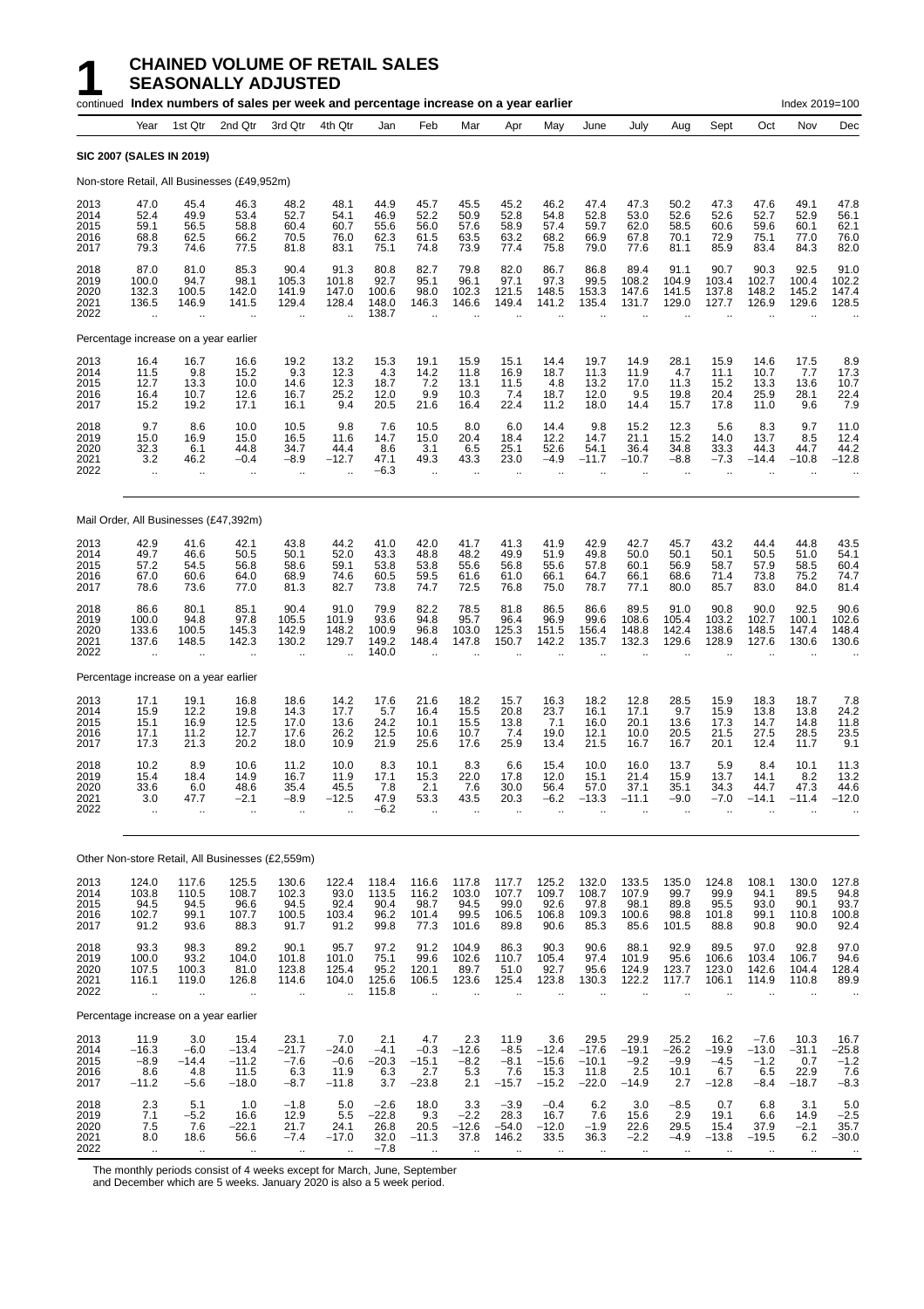# 1 CHAINED VOLUME OF RETAIL SALES SEASONALLY ADJUSTED

continued **Index numbers of sales per week and percentage increase on a year earlier** Index 2019=100

| Year | 1st Qtr | 2nd Qtr | 3rd Qtr | 4th Qtr | Jan | Feb | Mar | Apr | May | June | July | Aug | Sept | Oct | Nov | Dec |
|---|---|---|---|---|---|---|---|---|---|---|---|---|---|---|---|---|
| **SIC 2007 (SALES IN 2019)** | | | | | | | | | | | | | | | | |
| Non-store Retail, All Businesses (£49,952m) | | | | | | | | | | | | | | | | |
| 2013 | 47.0 | 45.4 | 46.3 | 48.2 | 48.1 | 44.9 | 45.7 | 45.5 | 45.2 | 46.2 | 47.4 | 47.3 | 50.2 | 47.3 | 47.6 | 49.1 | 47.8 |
| 2014 | 52.4 | 49.9 | 53.4 | 52.7 | 54.1 | 46.9 | 52.2 | 50.9 | 52.8 | 54.8 | 52.8 | 53.0 | 52.6 | 52.6 | 52.7 | 52.9 | 56.1 |
| 2015 | 59.1 | 56.5 | 58.8 | 60.4 | 60.7 | 55.6 | 56.0 | 57.6 | 58.9 | 57.4 | 59.7 | 62.0 | 58.5 | 60.6 | 59.6 | 60.1 | 62.1 |
| 2016 | 68.8 | 62.5 | 66.2 | 70.5 | 76.0 | 62.3 | 61.5 | 63.5 | 63.2 | 68.2 | 66.9 | 67.8 | 70.1 | 72.9 | 75.1 | 77.0 | 76.0 |
| 2017 | 79.3 | 74.6 | 77.5 | 81.8 | 83.1 | 75.1 | 74.8 | 73.9 | 77.4 | 75.8 | 79.0 | 77.6 | 81.1 | 85.9 | 83.4 | 84.3 | 82.0 |
| 2018 | 87.0 | 81.0 | 85.3 | 90.4 | 91.3 | 80.8 | 82.7 | 79.8 | 82.0 | 86.7 | 86.8 | 89.4 | 91.1 | 90.7 | 90.3 | 92.5 | 91.0 |
| 2019 | 100.0 | 94.7 | 98.1 | 105.3 | 101.8 | 92.7 | 95.1 | 96.1 | 97.1 | 97.3 | 99.5 | 108.2 | 104.9 | 103.4 | 102.7 | 100.4 | 102.2 |
| 2020 | 132.3 | 100.5 | 142.0 | 141.9 | 147.0 | 100.6 | 98.0 | 102.3 | 121.5 | 148.5 | 153.3 | 147.6 | 141.5 | 137.8 | 148.2 | 145.2 | 147.4 |
| 2021 | 136.5 | 146.9 | 141.5 | 129.4 | 128.4 | 148.0 | 146.3 | 146.6 | 149.4 | 141.2 | 135.4 | 131.7 | 129.0 | 127.7 | 126.9 | 129.6 | 128.5 |
| 2022 | .. | .. | .. | .. | .. | 138.7 | .. | .. | .. | .. | .. | .. | .. | .. | .. | .. | .. |
| Percentage increase on a year earlier | | | | | | | | | | | | | | | | |
| 2013 | 16.4 | 16.7 | 16.6 | 19.2 | 13.2 | 15.3 | 19.1 | 15.9 | 15.1 | 14.4 | 19.7 | 14.9 | 28.1 | 15.9 | 14.6 | 17.5 | 8.9 |
| 2014 | 11.5 | 9.8 | 15.2 | 9.3 | 12.3 | 4.3 | 14.2 | 11.8 | 16.9 | 18.7 | 11.3 | 11.9 | 4.7 | 11.1 | 10.7 | 7.7 | 17.3 |
| 2015 | 12.7 | 13.3 | 10.0 | 14.6 | 12.3 | 18.7 | 7.2 | 13.1 | 11.5 | 4.8 | 13.2 | 17.0 | 11.3 | 15.2 | 13.3 | 13.6 | 10.7 |
| 2016 | 16.4 | 10.7 | 12.6 | 16.7 | 25.2 | 12.0 | 9.9 | 10.3 | 7.4 | 18.7 | 12.0 | 9.5 | 19.8 | 20.4 | 25.9 | 28.1 | 22.4 |
| 2017 | 15.2 | 19.2 | 17.1 | 16.1 | 9.4 | 20.5 | 21.6 | 16.4 | 22.4 | 11.2 | 18.0 | 14.4 | 15.7 | 17.8 | 11.0 | 9.6 | 7.9 |
| 2018 | 9.7 | 8.6 | 10.0 | 10.5 | 9.8 | 7.6 | 10.5 | 8.0 | 6.0 | 14.4 | 9.8 | 15.2 | 12.3 | 5.6 | 8.3 | 9.7 | 11.0 |
| 2019 | 15.0 | 16.9 | 15.0 | 16.5 | 11.6 | 14.7 | 15.0 | 20.4 | 18.4 | 12.2 | 14.7 | 21.1 | 15.2 | 14.0 | 13.7 | 8.5 | 12.4 |
| 2020 | 32.3 | 6.1 | 44.8 | 34.7 | 44.4 | 8.6 | 3.1 | 6.5 | 25.1 | 52.6 | 54.1 | 36.4 | 34.8 | 33.3 | 44.3 | 44.7 | 44.2 |
| 2021 | 3.2 | 46.2 | −0.4 | −8.9 | −12.7 | 47.1 | 49.3 | 43.3 | 23.0 | −4.9 | −11.7 | −10.7 | −8.8 | −7.3 | −14.4 | −10.8 | −12.8 |
| 2022 | .. | .. | .. | .. | .. | −6.3 | .. | .. | .. | .. | .. | .. | .. | .. | .. | .. | .. |
| Mail Order, All Businesses (£47,392m) | | | | | | | | | | | | | | | | |
| 2013 | 42.9 | 41.6 | 42.1 | 43.8 | 44.2 | 41.0 | 42.0 | 41.7 | 41.3 | 41.9 | 42.9 | 42.7 | 45.7 | 43.2 | 44.4 | 44.8 | 43.5 |
| 2014 | 49.7 | 46.6 | 50.5 | 50.1 | 52.0 | 43.3 | 48.8 | 48.2 | 49.9 | 51.9 | 49.8 | 50.0 | 50.1 | 50.1 | 50.5 | 51.0 | 54.1 |
| 2015 | 57.2 | 54.5 | 56.8 | 58.6 | 59.1 | 53.8 | 53.8 | 55.6 | 56.8 | 55.6 | 57.8 | 60.1 | 56.9 | 58.7 | 57.9 | 58.5 | 60.4 |
| 2016 | 67.0 | 60.6 | 64.0 | 68.9 | 74.6 | 60.5 | 59.5 | 61.6 | 61.0 | 66.1 | 64.7 | 66.1 | 68.6 | 71.4 | 73.8 | 75.2 | 74.7 |
| 2017 | 78.6 | 73.6 | 77.0 | 81.3 | 82.7 | 73.8 | 74.7 | 72.5 | 76.8 | 75.0 | 78.7 | 77.1 | 80.0 | 85.7 | 83.0 | 84.0 | 81.4 |
| 2018 | 86.6 | 80.1 | 85.1 | 90.4 | 91.0 | 79.9 | 82.2 | 78.5 | 81.8 | 86.5 | 86.6 | 89.5 | 91.0 | 90.8 | 90.0 | 92.5 | 90.6 |
| 2019 | 100.0 | 94.8 | 97.8 | 105.5 | 101.9 | 93.6 | 94.8 | 95.7 | 96.4 | 96.9 | 99.6 | 108.6 | 105.4 | 103.2 | 102.7 | 100.1 | 102.6 |
| 2020 | 133.6 | 100.5 | 145.3 | 142.9 | 148.2 | 100.9 | 96.8 | 103.0 | 125.3 | 151.5 | 156.4 | 148.8 | 142.4 | 138.6 | 148.5 | 147.4 | 148.4 |
| 2021 | 137.6 | 148.5 | 142.3 | 130.2 | 129.7 | 149.2 | 148.4 | 147.8 | 150.7 | 142.2 | 135.7 | 132.3 | 129.6 | 128.9 | 127.6 | 130.6 | 130.6 |
| 2022 | .. | .. | .. | .. | .. | 140.0 | .. | .. | .. | .. | .. | .. | .. | .. | .. | .. | .. |
| Percentage increase on a year earlier | | | | | | | | | | | | | | | | |
| 2013 | 17.1 | 19.1 | 16.8 | 18.6 | 14.2 | 17.6 | 21.6 | 18.2 | 15.7 | 16.3 | 18.2 | 12.8 | 28.5 | 15.9 | 18.3 | 18.7 | 7.8 |
| 2014 | 15.9 | 12.2 | 19.8 | 14.3 | 17.7 | 5.7 | 16.4 | 15.5 | 20.8 | 23.7 | 16.1 | 17.1 | 9.7 | 15.9 | 13.8 | 13.8 | 24.2 |
| 2015 | 15.1 | 16.9 | 12.5 | 17.0 | 13.6 | 24.2 | 10.1 | 15.5 | 13.8 | 7.1 | 16.0 | 20.1 | 13.6 | 17.3 | 14.7 | 14.8 | 11.8 |
| 2016 | 17.1 | 11.2 | 12.7 | 17.6 | 26.2 | 12.5 | 10.6 | 10.7 | 7.4 | 19.0 | 12.1 | 10.0 | 20.5 | 21.5 | 27.5 | 28.5 | 23.5 |
| 2017 | 17.3 | 21.3 | 20.2 | 18.0 | 10.9 | 21.9 | 25.6 | 17.6 | 25.9 | 13.4 | 21.5 | 16.7 | 16.7 | 20.1 | 12.4 | 11.7 | 9.1 |
| 2018 | 10.2 | 8.9 | 10.6 | 11.2 | 10.0 | 8.3 | 10.1 | 8.3 | 6.6 | 15.4 | 10.0 | 16.0 | 13.7 | 5.9 | 8.4 | 10.1 | 11.3 |
| 2019 | 15.4 | 18.4 | 14.9 | 16.7 | 11.9 | 17.1 | 15.3 | 22.0 | 17.8 | 12.0 | 15.1 | 21.4 | 15.9 | 13.7 | 14.1 | 8.2 | 13.2 |
| 2020 | 33.6 | 6.0 | 48.6 | 35.4 | 45.5 | 7.8 | 2.1 | 7.6 | 30.0 | 56.4 | 57.0 | 37.1 | 35.1 | 34.3 | 44.7 | 47.3 | 44.6 |
| 2021 | 3.0 | 47.7 | −2.1 | −8.9 | −12.5 | 47.9 | 53.3 | 43.5 | 20.3 | −6.2 | −13.3 | −11.1 | −9.0 | −7.0 | −14.1 | −11.4 | −12.0 |
| 2022 | .. | .. | .. | .. | .. | −6.2 | .. | .. | .. | .. | .. | .. | .. | .. | .. | .. | .. |
| Other Non-store Retail, All Businesses (£2,559m) | | | | | | | | | | | | | | | | |
| 2013 | 124.0 | 117.6 | 125.5 | 130.6 | 122.4 | 118.4 | 116.6 | 117.8 | 117.7 | 125.2 | 132.0 | 133.5 | 135.0 | 124.8 | 108.1 | 130.0 | 127.8 |
| 2014 | 103.8 | 110.5 | 108.7 | 102.3 | 93.0 | 113.5 | 116.2 | 103.0 | 107.7 | 109.7 | 108.7 | 107.9 | 99.7 | 99.9 | 94.1 | 89.5 | 94.8 |
| 2015 | 94.5 | 94.5 | 96.6 | 94.5 | 92.4 | 90.4 | 98.7 | 94.5 | 99.0 | 92.6 | 97.8 | 98.1 | 89.8 | 95.5 | 93.0 | 90.1 | 93.7 |
| 2016 | 102.7 | 99.1 | 107.7 | 100.5 | 103.4 | 96.2 | 101.4 | 99.5 | 106.5 | 106.8 | 109.3 | 100.6 | 98.8 | 101.8 | 99.1 | 110.8 | 100.8 |
| 2017 | 91.2 | 93.6 | 88.3 | 91.7 | 91.2 | 99.8 | 77.3 | 101.6 | 89.8 | 90.6 | 85.3 | 85.6 | 101.5 | 88.8 | 90.8 | 90.0 | 92.4 |
| 2018 | 93.3 | 98.3 | 89.2 | 90.1 | 95.7 | 97.2 | 91.2 | 104.9 | 86.3 | 90.3 | 90.6 | 88.1 | 92.9 | 89.5 | 97.0 | 92.8 | 97.0 |
| 2019 | 100.0 | 93.2 | 104.0 | 101.8 | 101.0 | 75.1 | 99.6 | 102.6 | 110.7 | 105.4 | 97.4 | 101.9 | 95.6 | 106.6 | 103.4 | 106.7 | 94.6 |
| 2020 | 107.5 | 100.3 | 81.0 | 123.8 | 125.4 | 95.2 | 120.1 | 89.7 | 51.0 | 92.7 | 95.6 | 124.9 | 123.7 | 123.0 | 142.6 | 104.4 | 128.4 |
| 2021 | 116.1 | 119.0 | 126.8 | 114.6 | 104.0 | 125.6 | 106.5 | 123.6 | 125.4 | 123.8 | 130.3 | 122.2 | 117.7 | 106.1 | 114.9 | 110.8 | 89.9 |
| 2022 | .. | .. | .. | .. | .. | 115.8 | .. | .. | .. | .. | .. | .. | .. | .. | .. | .. | .. |
| Percentage increase on a year earlier | | | | | | | | | | | | | | | | |
| 2013 | 11.9 | 3.0 | 15.4 | 23.1 | 7.0 | 2.1 | 4.7 | 2.3 | 11.9 | 3.6 | 29.5 | 29.9 | 25.2 | 16.2 | −7.6 | 10.3 | 16.7 |
| 2014 | −16.3 | −6.0 | −13.4 | −21.7 | −24.0 | −4.1 | −0.3 | −12.6 | −8.5 | −12.4 | −17.6 | −19.1 | −26.2 | −19.9 | −13.0 | −31.1 | −25.8 |
| 2015 | −8.9 | −14.4 | −11.2 | −7.6 | −0.6 | −20.3 | −15.1 | −8.2 | −8.1 | −15.6 | −10.1 | −9.2 | −9.9 | −4.5 | −1.2 | 0.7 | −1.2 |
| 2016 | 8.6 | 4.8 | 11.5 | 6.3 | 11.9 | 6.3 | 2.7 | 5.3 | 7.6 | 15.3 | 11.8 | 2.5 | 10.1 | 6.7 | 6.5 | 22.9 | 7.6 |
| 2017 | −11.2 | −5.6 | −18.0 | −8.7 | −11.8 | 3.7 | −23.8 | 2.1 | −15.7 | −15.2 | −22.0 | −14.9 | 2.7 | −12.8 | −8.4 | −18.7 | −8.3 |
| 2018 | 2.3 | 5.1 | 1.0 | −1.8 | 5.0 | −2.6 | 18.0 | 3.3 | −3.9 | −0.4 | 6.2 | 3.0 | −8.5 | 0.7 | 6.8 | 3.1 | 5.0 |
| 2019 | 7.1 | −5.2 | 16.6 | 12.9 | 5.5 | −22.8 | 9.3 | −2.2 | 28.3 | 16.7 | 7.6 | 15.6 | 2.9 | 19.1 | 6.6 | 14.9 | −2.5 |
| 2020 | 7.5 | 7.6 | −22.1 | 21.7 | 24.1 | 26.8 | 20.5 | −12.6 | −54.0 | −12.0 | −1.9 | 22.6 | 29.5 | 15.4 | 37.9 | −2.1 | 35.7 |
| 2021 | 8.0 | 18.6 | 56.6 | −7.4 | −17.0 | 32.0 | −11.3 | 37.8 | 146.2 | 33.5 | 36.3 | −2.2 | −4.9 | −13.8 | −19.5 | 6.2 | −30.0 |
| 2022 | .. | .. | .. | .. | .. | −7.8 | .. | .. | .. | .. | .. | .. | .. | .. | .. | .. | .. |

The monthly periods consist of 4 weeks except for March, June, September and December which are 5 weeks. January 2020 is also a 5 week period.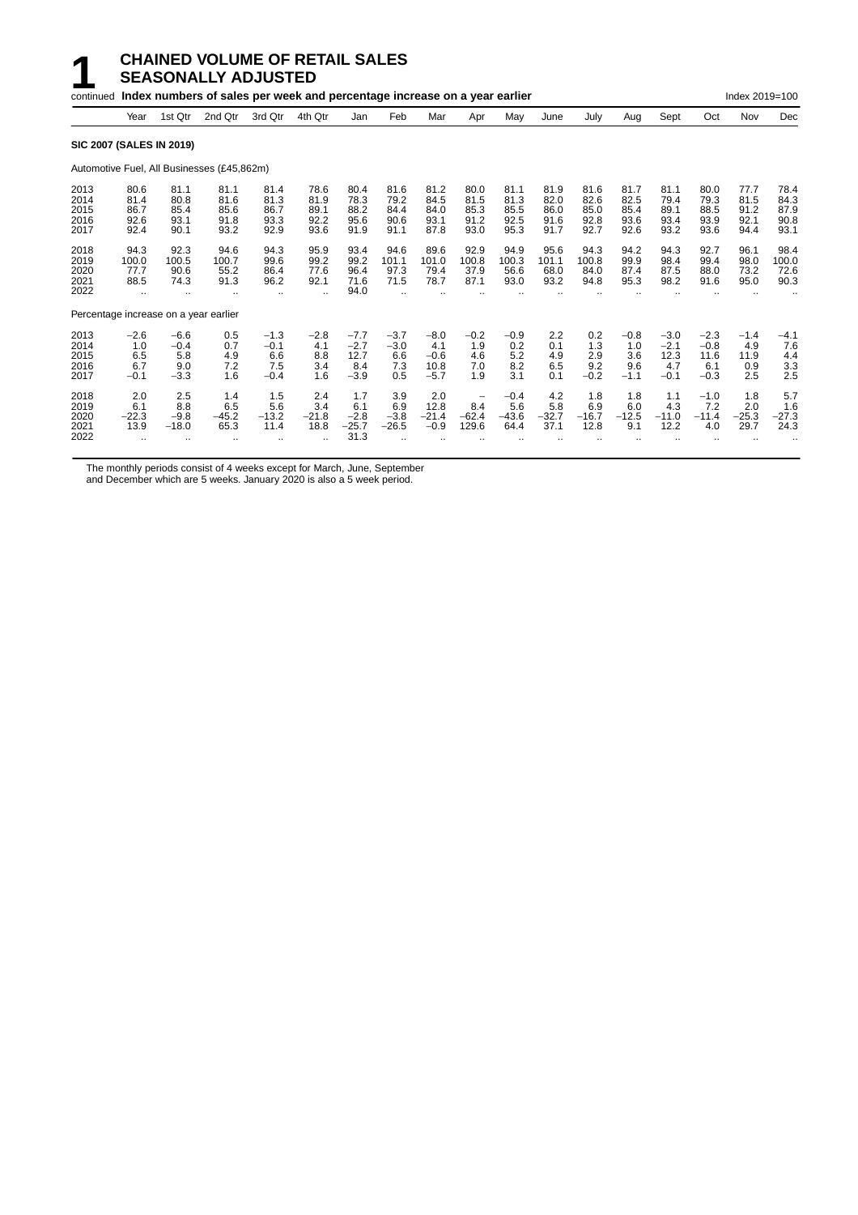# 1 CHAINED VOLUME OF RETAIL SALES SEASONALLY ADJUSTED

continued **Index numbers of sales per week and percentage increase on a year earlier** Index 2019=100

| | Year | 1st Qtr | 2nd Qtr | 3rd Qtr | 4th Qtr | Jan | Feb | Mar | Apr | May | June | July | Aug | Sept | Oct | Nov | Dec |
|---|---|---|---|---|---|---|---|---|---|---|---|---|---|---|---|---|---|
| **SIC 2007 (SALES IN 2019)** | | | | | | | | | | | | | | | | | |
| Automotive Fuel, All Businesses (£45,862m) | | | | | | | | | | | | | | | | | |
| 2013 | 80.6 | 81.1 | 81.1 | 81.4 | 78.6 | 80.4 | 81.6 | 81.2 | 80.0 | 81.1 | 81.9 | 81.6 | 81.7 | 81.1 | 80.0 | 77.7 | 78.4 |
| 2014 | 81.4 | 80.8 | 81.6 | 81.3 | 81.9 | 78.3 | 79.2 | 84.5 | 81.5 | 81.3 | 82.0 | 82.6 | 82.5 | 79.4 | 79.3 | 81.5 | 84.3 |
| 2015 | 86.7 | 85.4 | 85.6 | 86.7 | 89.1 | 88.2 | 84.4 | 84.0 | 85.3 | 85.5 | 86.0 | 85.0 | 85.4 | 89.1 | 88.5 | 91.2 | 87.9 |
| 2016 | 92.6 | 93.1 | 91.8 | 93.3 | 92.2 | 95.6 | 90.6 | 93.1 | 91.2 | 92.5 | 91.6 | 92.8 | 93.6 | 93.4 | 93.9 | 92.1 | 90.8 |
| 2017 | 92.4 | 90.1 | 93.2 | 92.9 | 93.6 | 91.9 | 91.1 | 87.8 | 93.0 | 95.3 | 91.7 | 92.7 | 92.6 | 93.2 | 93.6 | 94.4 | 93.1 |
| 2018 | 94.3 | 92.3 | 94.6 | 94.3 | 95.9 | 93.4 | 94.6 | 89.6 | 92.9 | 94.9 | 95.6 | 94.3 | 94.2 | 94.3 | 92.7 | 96.1 | 98.4 |
| 2019 | 100.0 | 100.5 | 100.7 | 99.6 | 99.2 | 99.2 | 101.1 | 101.0 | 100.8 | 100.3 | 101.1 | 100.8 | 99.9 | 98.4 | 99.4 | 98.0 | 100.0 |
| 2020 | 77.7 | 90.6 | 55.2 | 86.4 | 77.6 | 96.4 | 97.3 | 79.4 | 37.9 | 56.6 | 68.0 | 84.0 | 87.4 | 87.5 | 88.0 | 73.2 | 72.6 |
| 2021 | 88.5 | 74.3 | 91.3 | 96.2 | 92.1 | 71.6 | 71.5 | 78.7 | 87.1 | 93.0 | 93.2 | 94.8 | 95.3 | 98.2 | 91.6 | 95.0 | 90.3 |
| 2022 | .. | .. | .. | .. | .. | 94.0 | .. | .. | .. | .. | .. | .. | .. | .. | .. | .. | .. |
| Percentage increase on a year earlier | | | | | | | | | | | | | | | | | |
| 2013 | −2.6 | −6.6 | 0.5 | −1.3 | −2.8 | −7.7 | −3.7 | −8.0 | −0.2 | −0.9 | 2.2 | 0.2 | −0.8 | −3.0 | −2.3 | −1.4 | −4.1 |
| 2014 | 1.0 | −0.4 | 0.7 | −0.1 | 4.1 | −2.7 | −3.0 | 4.1 | 1.9 | 0.2 | 0.1 | 1.3 | 1.0 | −2.1 | −0.8 | 4.9 | 7.6 |
| 2015 | 6.5 | 5.8 | 4.9 | 6.6 | 8.8 | 12.7 | 6.6 | −0.6 | 4.6 | 5.2 | 4.9 | 2.9 | 3.6 | 12.3 | 11.6 | 11.9 | 4.4 |
| 2016 | 6.7 | 9.0 | 7.2 | 7.5 | 3.4 | 8.4 | 7.3 | 10.8 | 7.0 | 8.2 | 6.5 | 9.2 | 9.6 | 4.7 | 6.1 | 0.9 | 3.3 |
| 2017 | −0.1 | −3.3 | 1.6 | −0.4 | 1.6 | −3.9 | 0.5 | −5.7 | 1.9 | 3.1 | 0.1 | −0.2 | −1.1 | −0.1 | −0.3 | 2.5 | 2.5 |
| 2018 | 2.0 | 2.5 | 1.4 | 1.5 | 2.4 | 1.7 | 3.9 | 2.0 | – | −0.4 | 4.2 | 1.8 | 1.8 | 1.1 | −1.0 | 1.8 | 5.7 |
| 2019 | 6.1 | 8.8 | 6.5 | 5.6 | 3.4 | 6.1 | 6.9 | 12.8 | 8.4 | 5.6 | 5.8 | 6.9 | 6.0 | 4.3 | 7.2 | 2.0 | 1.6 |
| 2020 | −22.3 | −9.8 | −45.2 | −13.2 | −21.8 | −2.8 | −3.8 | −21.4 | −62.4 | −43.6 | −32.7 | −16.7 | −12.5 | −11.0 | −11.4 | −25.3 | −27.3 |
| 2021 | 13.9 | −18.0 | 65.3 | 11.4 | 18.8 | −25.7 | −26.5 | −0.9 | 129.6 | 64.4 | 37.1 | 12.8 | 9.1 | 12.2 | 4.0 | 29.7 | 24.3 |
| 2022 | .. | .. | .. | .. | .. | 31.3 | .. | .. | .. | .. | .. | .. | .. | .. | .. | .. | .. |

The monthly periods consist of 4 weeks except for March, June, September and December which are 5 weeks. January 2020 is also a 5 week period.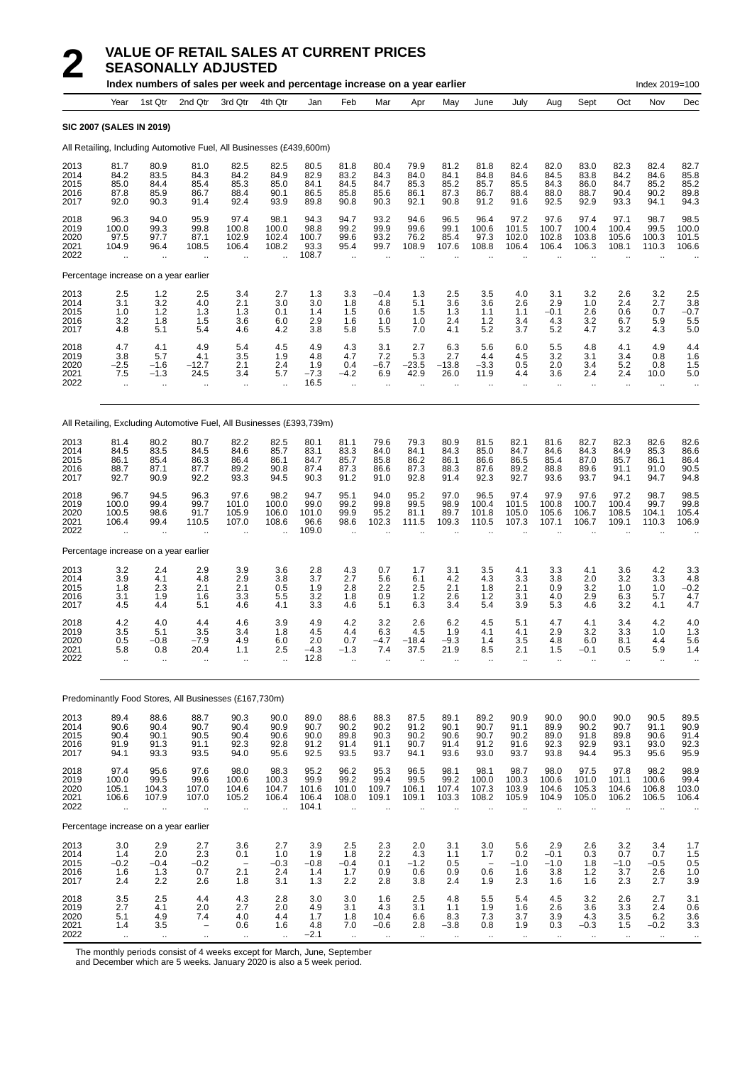# 2 VALUE OF RETAIL SALES AT CURRENT PRICES SEASONALLY ADJUSTED

**Index numbers of sales per week and percentage increase on a year earlier** — Index 2019=100

| | Year | 1st Qtr | 2nd Qtr | 3rd Qtr | 4th Qtr | Jan | Feb | Mar | Apr | May | June | July | Aug | Sept | Oct | Nov | Dec |
|---|---|---|---|---|---|---|---|---|---|---|---|---|---|---|---|---|---|
| **SIC 2007 (SALES IN 2019)** | | | | | | | | | | | | | | | | | |
| All Retailing, Including Automotive Fuel, All Businesses (£439,600m) | | | | | | | | | | | | | | | | | |
| 2013 | 81.7 | 80.9 | 81.0 | 82.5 | 82.5 | 80.5 | 81.8 | 80.4 | 79.9 | 81.2 | 81.8 | 82.4 | 82.0 | 83.0 | 82.3 | 82.4 | 82.7 |
| 2014 | 84.2 | 83.5 | 84.3 | 84.2 | 84.9 | 82.9 | 83.2 | 84.3 | 84.0 | 84.1 | 84.8 | 84.6 | 84.5 | 83.8 | 84.2 | 84.6 | 85.8 |
| 2015 | 85.0 | 84.4 | 85.4 | 85.3 | 85.0 | 84.1 | 84.5 | 84.7 | 85.3 | 85.2 | 85.7 | 85.5 | 84.3 | 86.0 | 84.7 | 85.2 | 85.2 |
| 2016 | 87.8 | 85.9 | 86.7 | 88.4 | 90.1 | 86.5 | 85.8 | 85.6 | 86.1 | 87.3 | 86.7 | 88.4 | 88.0 | 88.7 | 90.4 | 90.2 | 89.8 |
| 2017 | 92.0 | 90.3 | 91.4 | 92.4 | 93.9 | 89.8 | 90.8 | 90.3 | 92.1 | 90.8 | 91.2 | 91.6 | 92.5 | 92.9 | 93.3 | 94.1 | 94.3 |
| 2018 | 96.3 | 94.0 | 95.9 | 97.4 | 98.1 | 94.3 | 94.7 | 93.2 | 94.6 | 96.5 | 96.4 | 97.2 | 97.6 | 97.4 | 97.1 | 98.7 | 98.5 |
| 2019 | 100.0 | 99.3 | 99.8 | 100.8 | 100.0 | 98.8 | 99.2 | 99.9 | 99.6 | 99.1 | 100.6 | 101.5 | 100.7 | 100.4 | 100.4 | 99.5 | 100.0 |
| 2020 | 97.5 | 97.7 | 87.1 | 102.9 | 102.4 | 100.7 | 99.6 | 93.2 | 76.2 | 85.4 | 97.3 | 102.0 | 102.8 | 103.8 | 105.6 | 100.3 | 101.5 |
| 2021 | 104.9 | 96.4 | 108.5 | 106.4 | 108.2 | 93.3 | 95.4 | 99.7 | 108.9 | 107.6 | 108.8 | 106.4 | 106.4 | 106.3 | 108.1 | 110.3 | 106.6 |
| 2022 | .. | .. | .. | .. | .. | 108.7 | .. | .. | .. | .. | .. | .. | .. | .. | .. | .. | .. |
| Percentage increase on a year earlier | | | | | | | | | | | | | | | | | |
| 2013 | 2.5 | 1.2 | 2.5 | 3.4 | 2.7 | 1.3 | 3.3 | −0.4 | 1.3 | 2.5 | 3.5 | 4.0 | 3.1 | 3.2 | 2.6 | 3.2 | 2.5 |
| 2014 | 3.1 | 3.2 | 4.0 | 2.1 | 3.0 | 3.0 | 1.8 | 4.8 | 5.1 | 3.6 | 3.6 | 2.6 | 2.9 | 1.0 | 2.4 | 2.7 | 3.8 |
| 2015 | 1.0 | 1.2 | 1.3 | 1.3 | 0.1 | 1.4 | 1.5 | 0.6 | 1.5 | 1.3 | 1.1 | 1.1 | −0.1 | 2.6 | 0.6 | 0.7 | −0.7 |
| 2016 | 3.2 | 1.8 | 1.5 | 3.6 | 6.0 | 2.9 | 1.6 | 1.0 | 1.0 | 2.4 | 1.2 | 3.4 | 4.3 | 3.2 | 6.7 | 5.9 | 5.5 |
| 2017 | 4.8 | 5.1 | 5.4 | 4.6 | 4.2 | 3.8 | 5.8 | 5.5 | 7.0 | 4.1 | 5.2 | 3.7 | 5.2 | 4.7 | 3.2 | 4.3 | 5.0 |
| 2018 | 4.7 | 4.1 | 4.9 | 5.4 | 4.5 | 4.9 | 4.3 | 3.1 | 2.7 | 6.3 | 5.6 | 6.0 | 5.5 | 4.8 | 4.1 | 4.9 | 4.4 |
| 2019 | 3.8 | 5.7 | 4.1 | 3.5 | 1.9 | 4.8 | 4.7 | 7.2 | 5.3 | 2.7 | 4.4 | 4.5 | 3.2 | 3.1 | 3.4 | 0.8 | 1.6 |
| 2020 | −2.5 | −1.6 | −12.7 | 2.1 | 2.4 | 1.9 | 0.4 | −6.7 | −23.5 | −13.8 | −3.3 | 0.5 | 2.0 | 3.4 | 5.2 | 0.8 | 1.5 |
| 2021 | 7.5 | −1.3 | 24.5 | 3.4 | 5.7 | −7.3 | −4.2 | 6.9 | 42.9 | 26.0 | 11.9 | 4.4 | 3.6 | 2.4 | 2.4 | 10.0 | 5.0 |
| 2022 | .. | .. | .. | .. | .. | 16.5 | .. | .. | .. | .. | .. | .. | .. | .. | .. | .. | .. |
| All Retailing, Excluding Automotive Fuel, All Businesses (£393,739m) | | | | | | | | | | | | | | | | | |
| 2013 | 81.4 | 80.2 | 80.7 | 82.2 | 82.5 | 80.1 | 81.1 | 79.6 | 79.3 | 80.9 | 81.5 | 82.1 | 81.6 | 82.7 | 82.3 | 82.6 | 82.6 |
| 2014 | 84.5 | 83.5 | 84.5 | 84.6 | 85.7 | 83.1 | 83.3 | 84.0 | 84.1 | 84.3 | 85.0 | 84.7 | 84.6 | 84.3 | 84.9 | 85.3 | 86.6 |
| 2015 | 86.1 | 85.4 | 86.3 | 86.4 | 86.1 | 84.7 | 85.7 | 85.8 | 86.2 | 86.1 | 86.6 | 86.5 | 85.4 | 87.0 | 85.7 | 86.1 | 86.4 |
| 2016 | 88.7 | 87.1 | 87.7 | 89.2 | 90.8 | 87.4 | 87.3 | 86.6 | 87.3 | 88.3 | 87.6 | 89.2 | 88.8 | 89.6 | 91.1 | 91.0 | 90.5 |
| 2017 | 92.7 | 90.9 | 92.2 | 93.3 | 94.5 | 90.3 | 91.2 | 91.0 | 92.8 | 91.4 | 92.3 | 92.7 | 93.6 | 93.7 | 94.1 | 94.7 | 94.8 |
| 2018 | 96.7 | 94.5 | 96.3 | 97.6 | 98.2 | 94.7 | 95.1 | 94.0 | 95.2 | 97.0 | 96.5 | 97.4 | 97.9 | 97.6 | 97.2 | 98.7 | 98.5 |
| 2019 | 100.0 | 99.4 | 99.7 | 101.0 | 100.0 | 99.0 | 99.2 | 99.8 | 99.5 | 98.9 | 100.4 | 101.5 | 100.8 | 100.7 | 100.4 | 99.7 | 99.8 |
| 2020 | 100.5 | 98.6 | 91.7 | 105.9 | 106.0 | 101.0 | 99.9 | 95.2 | 81.1 | 89.7 | 101.8 | 105.0 | 105.6 | 106.7 | 108.5 | 104.1 | 105.4 |
| 2021 | 106.4 | 99.4 | 110.5 | 107.0 | 108.6 | 96.6 | 98.6 | 102.3 | 111.5 | 109.3 | 110.5 | 107.3 | 107.1 | 106.7 | 109.1 | 110.3 | 106.9 |
| 2022 | .. | .. | .. | .. | .. | 109.0 | .. | .. | .. | .. | .. | .. | .. | .. | .. | .. | .. |
| Percentage increase on a year earlier | | | | | | | | | | | | | | | | | |
| 2013 | 3.2 | 2.4 | 2.9 | 3.9 | 3.6 | 2.8 | 4.3 | 0.7 | 1.7 | 3.1 | 3.5 | 4.1 | 3.3 | 4.1 | 3.6 | 4.2 | 3.3 |
| 2014 | 3.9 | 4.1 | 4.8 | 2.9 | 3.8 | 3.7 | 2.7 | 5.6 | 6.1 | 4.2 | 4.3 | 3.3 | 3.8 | 2.0 | 3.2 | 3.3 | 4.8 |
| 2015 | 1.8 | 2.3 | 2.1 | 2.1 | 0.5 | 1.9 | 2.8 | 2.2 | 2.5 | 2.1 | 1.8 | 2.1 | 0.9 | 3.2 | 1.0 | 1.0 | −0.2 |
| 2016 | 3.1 | 1.9 | 1.6 | 3.3 | 5.5 | 3.2 | 1.8 | 0.9 | 1.2 | 2.6 | 1.2 | 3.1 | 4.0 | 2.9 | 6.3 | 5.7 | 4.7 |
| 2017 | 4.5 | 4.4 | 5.1 | 4.6 | 4.1 | 3.3 | 4.6 | 5.1 | 6.3 | 3.4 | 5.4 | 3.9 | 5.3 | 4.6 | 3.2 | 4.1 | 4.7 |
| 2018 | 4.2 | 4.0 | 4.4 | 4.6 | 3.9 | 4.9 | 4.2 | 3.2 | 2.6 | 6.2 | 4.5 | 5.1 | 4.7 | 4.1 | 3.4 | 4.2 | 4.0 |
| 2019 | 3.5 | 5.1 | 3.5 | 3.4 | 1.8 | 4.5 | 4.4 | 6.3 | 4.5 | 1.9 | 4.1 | 4.1 | 2.9 | 3.2 | 3.3 | 1.0 | 1.3 |
| 2020 | 0.5 | −0.8 | −7.9 | 4.9 | 6.0 | 2.0 | 0.7 | −4.7 | −18.4 | −9.3 | 1.4 | 3.5 | 4.8 | 6.0 | 8.1 | 4.4 | 5.6 |
| 2021 | 5.8 | 0.8 | 20.4 | 1.1 | 2.5 | −4.3 | −1.3 | 7.4 | 37.5 | 21.9 | 8.5 | 2.1 | 1.5 | −0.1 | 0.5 | 5.9 | 1.4 |
| 2022 | .. | .. | .. | .. | .. | 12.8 | .. | .. | .. | .. | .. | .. | .. | .. | .. | .. | .. |
| Predominantly Food Stores, All Businesses (£167,730m) | | | | | | | | | | | | | | | | | |
| 2013 | 89.4 | 88.6 | 88.7 | 90.3 | 90.0 | 89.0 | 88.6 | 88.3 | 87.5 | 89.1 | 89.2 | 90.9 | 90.0 | 90.0 | 90.0 | 90.5 | 89.5 |
| 2014 | 90.6 | 90.4 | 90.7 | 90.4 | 90.9 | 90.7 | 90.2 | 90.2 | 91.2 | 90.1 | 90.7 | 91.1 | 89.9 | 90.2 | 90.7 | 91.1 | 90.9 |
| 2015 | 90.4 | 90.1 | 90.5 | 90.4 | 90.6 | 90.0 | 89.8 | 90.3 | 90.2 | 90.6 | 90.7 | 90.2 | 89.0 | 91.8 | 89.8 | 90.6 | 91.4 |
| 2016 | 91.9 | 91.3 | 91.1 | 92.3 | 92.8 | 91.2 | 91.4 | 91.1 | 90.7 | 91.4 | 91.2 | 91.6 | 92.3 | 92.9 | 93.1 | 93.0 | 92.3 |
| 2017 | 94.1 | 93.3 | 93.5 | 94.0 | 95.6 | 92.5 | 93.5 | 93.7 | 94.1 | 93.6 | 93.0 | 93.7 | 93.8 | 94.4 | 95.3 | 95.6 | 95.9 |
| 2018 | 97.4 | 95.6 | 97.6 | 98.0 | 98.3 | 95.2 | 96.2 | 95.3 | 96.5 | 98.1 | 98.1 | 98.7 | 98.0 | 97.5 | 97.8 | 98.2 | 98.9 |
| 2019 | 100.0 | 99.5 | 99.6 | 100.6 | 100.3 | 99.9 | 99.2 | 99.4 | 99.5 | 99.2 | 100.0 | 100.3 | 100.6 | 101.0 | 101.1 | 100.6 | 99.4 |
| 2020 | 105.1 | 104.3 | 107.0 | 104.6 | 104.7 | 101.6 | 101.0 | 109.7 | 106.1 | 107.4 | 107.3 | 103.9 | 104.6 | 105.3 | 104.6 | 106.8 | 103.0 |
| 2021 | 106.6 | 107.9 | 107.0 | 105.2 | 106.4 | 106.4 | 108.0 | 109.1 | 109.1 | 103.3 | 108.2 | 105.9 | 104.9 | 105.0 | 106.2 | 106.5 | 106.4 |
| 2022 | .. | .. | .. | .. | .. | 104.1 | .. | .. | .. | .. | .. | .. | .. | .. | .. | .. | .. |
| Percentage increase on a year earlier | | | | | | | | | | | | | | | | | |
| 2013 | 3.0 | 2.9 | 2.7 | 3.6 | 2.7 | 3.9 | 2.5 | 2.3 | 2.0 | 3.1 | 3.0 | 5.6 | 2.9 | 2.6 | 3.2 | 3.4 | 1.7 |
| 2014 | 1.4 | 2.0 | 2.3 | 0.1 | 1.0 | 1.9 | 1.8 | 2.2 | 4.3 | 1.1 | 1.7 | 0.2 | −0.1 | 0.3 | 0.7 | 0.7 | 1.5 |
| 2015 | −0.2 | −0.4 | −0.2 | − | −0.3 | −0.8 | −0.4 | 0.1 | −1.2 | 0.5 | − | −1.0 | −1.0 | 1.8 | −1.0 | −0.5 | 0.5 |
| 2016 | 1.6 | 1.3 | 0.7 | 2.1 | 2.4 | 1.4 | 1.7 | 0.9 | 0.6 | 0.9 | 0.6 | 1.6 | 3.8 | 1.2 | 3.7 | 2.6 | 1.0 |
| 2017 | 2.4 | 2.2 | 2.6 | 1.8 | 3.1 | 1.3 | 2.2 | 2.8 | 3.8 | 2.4 | 1.9 | 2.3 | 1.6 | 1.6 | 2.3 | 2.7 | 3.9 |
| 2018 | 3.5 | 2.5 | 4.4 | 4.3 | 2.8 | 3.0 | 3.0 | 1.6 | 2.5 | 4.8 | 5.5 | 5.4 | 4.5 | 3.2 | 2.6 | 2.7 | 3.1 |
| 2019 | 2.7 | 4.1 | 2.0 | 2.7 | 2.0 | 4.9 | 3.1 | 4.3 | 3.1 | 1.1 | 1.9 | 1.6 | 2.6 | 3.6 | 3.3 | 2.4 | 0.6 |
| 2020 | 5.1 | 4.9 | 7.4 | 4.0 | 4.4 | 1.7 | 1.8 | 10.4 | 6.6 | 8.3 | 7.3 | 3.7 | 3.9 | 4.3 | 3.5 | 6.2 | 3.6 |
| 2021 | 1.4 | 3.5 | − | 0.6 | 1.6 | 4.8 | 7.0 | −0.6 | 2.8 | −3.8 | 0.8 | 1.9 | 0.3 | −0.3 | 1.5 | −0.2 | 3.3 |
| 2022 | .. | .. | .. | .. | .. | −2.1 | .. | .. | .. | .. | .. | .. | .. | .. | .. | .. | .. |

The monthly periods consist of 4 weeks except for March, June, September and December which are 5 weeks. January 2020 is also a 5 week period.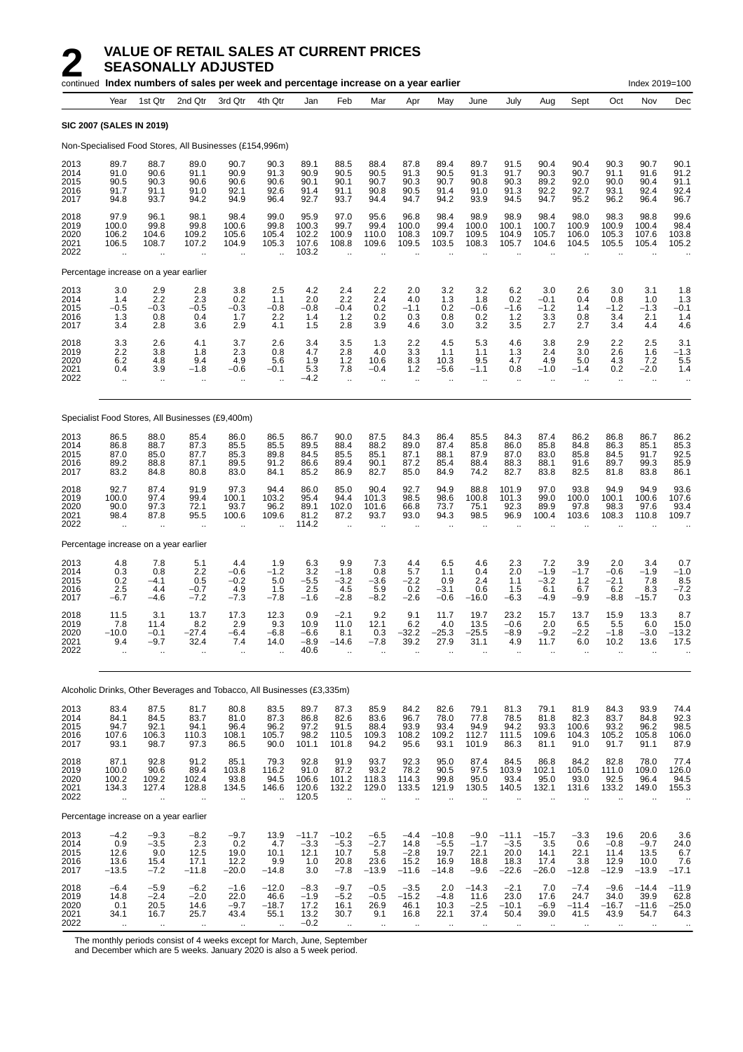# 2 VALUE OF RETAIL SALES AT CURRENT PRICES SEASONALLY ADJUSTED

continued **Index numbers of sales per week and percentage increase on a year earlier** Index 2019=100

| Year | 1st Qtr | 2nd Qtr | 3rd Qtr | 4th Qtr | Jan | Feb | Mar | Apr | May | June | July | Aug | Sept | Oct | Nov | Dec |
|---|---|---|---|---|---|---|---|---|---|---|---|---|---|---|---|---|
| **SIC 2007 (SALES IN 2019)** | | | | | | | | | | | | | | | | |
| Non-Specialised Food Stores, All Businesses (£154,996m) | | | | | | | | | | | | | | | | |
| 2013 | 89.7 | 88.7 | 89.0 | 90.7 | 90.3 | 89.1 | 88.5 | 88.4 | 87.8 | 89.4 | 89.7 | 91.5 | 90.4 | 90.4 | 90.3 | 90.7 | 90.1 |
| 2014 | 91.0 | 90.6 | 91.1 | 90.9 | 91.3 | 90.9 | 90.5 | 90.5 | 91.3 | 90.5 | 91.3 | 91.7 | 90.3 | 90.7 | 91.1 | 91.6 | 91.2 |
| 2015 | 90.5 | 90.3 | 90.6 | 90.6 | 90.6 | 90.1 | 90.1 | 90.7 | 90.3 | 90.7 | 90.8 | 90.3 | 89.2 | 92.0 | 90.0 | 90.4 | 91.1 |
| 2016 | 91.7 | 91.1 | 91.0 | 92.1 | 92.6 | 91.4 | 91.1 | 90.8 | 90.5 | 91.4 | 91.0 | 91.3 | 92.2 | 92.7 | 93.1 | 92.4 | 92.4 |
| 2017 | 94.8 | 93.7 | 94.2 | 94.9 | 96.4 | 92.7 | 93.7 | 94.4 | 94.7 | 94.2 | 93.9 | 94.5 | 94.7 | 95.2 | 96.2 | 96.4 | 96.7 |
| 2018 | 97.9 | 96.1 | 98.1 | 98.4 | 99.0 | 95.9 | 97.0 | 95.6 | 96.8 | 98.4 | 98.9 | 98.9 | 98.4 | 98.0 | 98.3 | 98.8 | 99.6 |
| 2019 | 100.0 | 99.8 | 99.8 | 100.6 | 99.8 | 100.3 | 99.7 | 99.4 | 100.0 | 99.4 | 100.0 | 100.1 | 100.7 | 100.9 | 100.9 | 100.4 | 98.4 |
| 2020 | 106.2 | 104.6 | 109.2 | 105.6 | 105.4 | 102.2 | 100.9 | 110.0 | 108.3 | 109.7 | 109.5 | 104.9 | 105.7 | 106.0 | 105.3 | 107.6 | 103.8 |
| 2021 | 106.5 | 108.7 | 107.2 | 104.9 | 105.3 | 107.6 | 108.8 | 109.6 | 109.5 | 103.5 | 108.3 | 105.7 | 104.6 | 104.5 | 105.5 | 105.4 | 105.2 |
| 2022 | .. | .. | .. | .. | .. | 103.2 | .. | .. | .. | .. | .. | .. | .. | .. | .. | .. | .. |
| Percentage increase on a year earlier | | | | | | | | | | | | | | | | |
| 2013 | 3.0 | 2.9 | 2.8 | 3.8 | 2.5 | 4.2 | 2.4 | 2.2 | 2.0 | 3.2 | 3.2 | 6.2 | 3.0 | 2.6 | 3.0 | 3.1 | 1.8 |
| 2014 | 1.4 | 2.2 | 2.3 | 0.2 | 1.1 | 2.0 | 2.2 | 2.4 | 4.0 | 1.3 | 1.8 | 0.2 | −0.1 | 0.4 | 0.8 | 1.0 | 1.3 |
| 2015 | −0.5 | −0.3 | −0.5 | −0.3 | −0.8 | −0.8 | −0.4 | 0.2 | −1.1 | 0.2 | −0.6 | −1.6 | −1.2 | 1.4 | −1.2 | −1.3 | −0.1 |
| 2016 | 1.3 | 0.8 | 0.4 | 1.7 | 2.2 | 1.4 | 1.2 | 0.2 | 0.3 | 0.8 | 0.2 | 1.2 | 3.3 | 0.8 | 3.4 | 2.1 | 1.4 |
| 2017 | 3.4 | 2.8 | 3.6 | 2.9 | 4.1 | 1.5 | 2.8 | 3.9 | 4.6 | 3.0 | 3.2 | 3.5 | 2.7 | 2.7 | 3.4 | 4.4 | 4.6 |
| 2018 | 3.3 | 2.6 | 4.1 | 3.7 | 2.6 | 3.4 | 3.5 | 1.3 | 2.2 | 4.5 | 5.3 | 4.6 | 3.8 | 2.9 | 2.2 | 2.5 | 3.1 |
| 2019 | 2.2 | 3.8 | 1.8 | 2.3 | 0.8 | 4.7 | 2.8 | 4.0 | 3.3 | 1.1 | 1.1 | 1.3 | 2.4 | 3.0 | 2.6 | 1.6 | −1.3 |
| 2020 | 6.2 | 4.8 | 9.4 | 4.9 | 5.6 | 1.9 | 1.2 | 10.6 | 8.3 | 10.3 | 9.5 | 4.7 | 4.9 | 5.0 | 4.3 | 7.2 | 5.5 |
| 2021 | 0.4 | 3.9 | −1.8 | −0.6 | −0.1 | 5.3 | 7.8 | −0.4 | 1.2 | −5.6 | −1.1 | 0.8 | −1.0 | −1.4 | 0.2 | −2.0 | 1.4 |
| 2022 | .. | .. | .. | .. | .. | −4.2 | .. | .. | .. | .. | .. | .. | .. | .. | .. | .. | .. |
| Specialist Food Stores, All Businesses (£9,400m) | | | | | | | | | | | | | | | | |
| 2013 | 86.5 | 88.0 | 85.4 | 86.0 | 86.5 | 86.7 | 90.0 | 87.5 | 84.3 | 86.4 | 85.5 | 84.3 | 87.4 | 86.2 | 86.8 | 86.7 | 86.2 |
| 2014 | 86.8 | 88.7 | 87.3 | 85.5 | 85.5 | 89.5 | 88.4 | 88.2 | 89.0 | 87.4 | 85.8 | 86.0 | 85.8 | 84.8 | 86.3 | 85.1 | 85.3 |
| 2015 | 87.0 | 85.0 | 87.7 | 85.3 | 89.8 | 84.5 | 85.5 | 85.1 | 87.1 | 88.1 | 87.9 | 87.0 | 83.0 | 85.8 | 84.5 | 91.7 | 92.5 |
| 2016 | 89.2 | 88.8 | 87.1 | 89.5 | 91.2 | 86.6 | 89.4 | 90.1 | 87.2 | 85.4 | 88.4 | 88.3 | 88.1 | 91.6 | 89.7 | 99.3 | 85.9 |
| 2017 | 83.2 | 84.8 | 80.8 | 83.0 | 84.1 | 85.2 | 86.9 | 82.7 | 85.0 | 84.9 | 74.2 | 82.7 | 83.8 | 82.5 | 81.8 | 83.8 | 86.1 |
| 2018 | 92.7 | 87.4 | 91.9 | 97.3 | 94.4 | 86.0 | 85.0 | 90.4 | 92.7 | 94.9 | 88.8 | 101.9 | 97.0 | 93.8 | 94.9 | 94.9 | 93.6 |
| 2019 | 100.0 | 97.4 | 99.4 | 100.1 | 103.2 | 95.4 | 94.4 | 101.3 | 98.5 | 98.6 | 100.8 | 101.3 | 99.0 | 100.0 | 100.1 | 100.6 | 107.6 |
| 2020 | 90.0 | 97.3 | 72.1 | 93.7 | 96.2 | 89.1 | 102.0 | 101.6 | 66.8 | 73.7 | 75.1 | 92.3 | 89.9 | 97.8 | 98.3 | 97.6 | 93.4 |
| 2021 | 98.4 | 87.8 | 95.5 | 100.6 | 109.6 | 81.2 | 87.2 | 93.7 | 93.0 | 94.3 | 98.5 | 96.9 | 100.4 | 103.6 | 108.3 | 110.8 | 109.7 |
| 2022 | .. | .. | .. | .. | .. | 114.2 | .. | .. | .. | .. | .. | .. | .. | .. | .. | .. | .. |
| Percentage increase on a year earlier | | | | | | | | | | | | | | | | |
| 2013 | 4.8 | 7.8 | 5.1 | 4.4 | 1.9 | 6.3 | 9.9 | 7.3 | 4.4 | 6.5 | 4.6 | 2.3 | 7.2 | 3.9 | 2.0 | 3.4 | 0.7 |
| 2014 | 0.3 | 0.8 | 2.2 | −0.6 | −1.2 | 3.2 | −1.8 | 0.8 | 5.7 | 1.1 | 0.4 | 2.0 | −1.9 | −1.7 | −0.6 | −1.9 | −1.0 |
| 2015 | 0.2 | −4.1 | 0.5 | −0.2 | 5.0 | −5.5 | −3.2 | −3.6 | −2.2 | 0.9 | 2.4 | 1.1 | −3.2 | 1.2 | −2.1 | 7.8 | 8.5 |
| 2016 | 2.5 | 4.4 | −0.7 | 4.9 | 1.5 | 2.5 | 4.5 | 5.9 | 0.2 | −3.1 | 0.6 | 1.5 | 6.1 | 6.7 | 6.2 | 8.3 | −7.2 |
| 2017 | −6.7 | −4.6 | −7.2 | −7.3 | −7.8 | −1.6 | −2.8 | −8.2 | −2.6 | −0.6 | −16.0 | −6.3 | −4.9 | −9.9 | −8.8 | −15.7 | 0.3 |
| 2018 | 11.5 | 3.1 | 13.7 | 17.3 | 12.3 | 0.9 | −2.1 | 9.2 | 9.1 | 11.7 | 19.7 | 23.2 | 15.7 | 13.7 | 15.9 | 13.3 | 8.7 |
| 2019 | 7.8 | 11.4 | 8.2 | 2.9 | 9.3 | 10.9 | 11.0 | 12.1 | 6.2 | 4.0 | 13.5 | −0.6 | 2.0 | 6.5 | 5.5 | 6.0 | 15.0 |
| 2020 | −10.0 | −0.1 | −27.4 | −6.4 | −6.8 | −6.6 | 8.1 | 0.3 | −32.2 | −25.3 | −25.5 | −8.9 | −9.2 | −2.2 | −1.8 | −3.0 | −13.2 |
| 2021 | 9.4 | −9.7 | 32.4 | 7.4 | 14.0 | −8.9 | −14.6 | −7.8 | 39.2 | 27.9 | 31.1 | 4.9 | 11.7 | 6.0 | 10.2 | 13.6 | 17.5 |
| 2022 | .. | .. | .. | .. | .. | 40.6 | .. | .. | .. | .. | .. | .. | .. | .. | .. | .. | .. |
| Alcoholic Drinks, Other Beverages and Tobacco, All Businesses (£3,335m) | | | | | | | | | | | | | | | | |
| 2013 | 83.4 | 87.5 | 81.7 | 80.8 | 83.5 | 89.7 | 87.3 | 85.9 | 84.2 | 82.6 | 79.1 | 81.3 | 79.1 | 81.9 | 84.3 | 93.9 | 74.4 |
| 2014 | 84.1 | 84.5 | 83.7 | 81.0 | 87.3 | 86.8 | 82.6 | 83.6 | 96.7 | 78.0 | 77.8 | 78.5 | 81.8 | 82.3 | 83.7 | 84.8 | 92.3 |
| 2015 | 94.7 | 92.1 | 94.1 | 96.4 | 96.2 | 97.2 | 91.5 | 88.4 | 93.9 | 93.4 | 94.9 | 94.2 | 93.3 | 100.6 | 93.2 | 96.2 | 98.5 |
| 2016 | 107.6 | 106.3 | 110.3 | 108.1 | 105.7 | 98.2 | 110.5 | 109.3 | 108.2 | 109.2 | 112.7 | 111.5 | 109.6 | 104.3 | 105.2 | 105.8 | 106.0 |
| 2017 | 93.1 | 98.7 | 97.3 | 86.5 | 90.0 | 101.1 | 101.8 | 94.2 | 95.6 | 93.1 | 101.9 | 86.3 | 81.1 | 91.0 | 91.7 | 91.1 | 87.9 |
| 2018 | 87.1 | 92.8 | 91.2 | 85.1 | 79.3 | 92.8 | 91.9 | 93.7 | 92.3 | 95.0 | 87.4 | 84.5 | 86.8 | 84.2 | 82.8 | 78.0 | 77.4 |
| 2019 | 100.0 | 90.6 | 89.4 | 103.8 | 116.2 | 91.0 | 87.2 | 93.2 | 78.2 | 90.5 | 97.5 | 103.9 | 102.1 | 105.0 | 111.0 | 109.0 | 126.0 |
| 2020 | 100.2 | 109.2 | 102.4 | 93.8 | 94.5 | 106.6 | 101.2 | 118.3 | 114.3 | 99.8 | 95.0 | 93.4 | 95.0 | 93.0 | 92.5 | 96.4 | 94.5 |
| 2021 | 134.3 | 127.4 | 128.8 | 134.5 | 146.6 | 120.6 | 132.2 | 129.0 | 133.5 | 121.9 | 130.5 | 140.5 | 132.1 | 131.6 | 133.2 | 149.0 | 155.3 |
| 2022 | .. | .. | .. | .. | .. | 120.5 | .. | .. | .. | .. | .. | .. | .. | .. | .. | .. | .. |
| Percentage increase on a year earlier | | | | | | | | | | | | | | | | |
| 2013 | −4.2 | −9.3 | −8.2 | −9.7 | 13.9 | −11.7 | −10.2 | −6.5 | −4.4 | −10.8 | −9.0 | −11.1 | −15.7 | −3.3 | 19.6 | 20.6 | 3.6 |
| 2014 | 0.9 | −3.5 | 2.3 | 0.2 | 4.7 | −3.3 | −5.3 | −2.7 | 14.8 | −5.5 | −1.7 | −3.5 | 3.5 | 0.6 | −0.8 | −9.7 | 24.0 |
| 2015 | 12.6 | 9.0 | 12.5 | 19.0 | 10.1 | 12.1 | 10.7 | 5.8 | −2.8 | 19.7 | 22.1 | 20.0 | 14.1 | 22.1 | 11.4 | 13.5 | 6.7 |
| 2016 | 13.6 | 15.4 | 17.1 | 12.2 | 9.9 | 1.0 | 20.8 | 23.6 | 15.2 | 16.9 | 18.8 | 18.3 | 17.4 | 3.8 | 12.9 | 10.0 | 7.6 |
| 2017 | −13.5 | −7.2 | −11.8 | −20.0 | −14.8 | 3.0 | −7.8 | −13.9 | −11.6 | −14.8 | −9.6 | −22.6 | −26.0 | −12.8 | −12.9 | −13.9 | −17.1 |
| 2018 | −6.4 | −5.9 | −6.2 | −1.6 | −12.0 | −8.3 | −9.7 | −0.5 | −3.5 | 2.0 | −14.3 | −2.1 | 7.0 | −7.4 | −9.6 | −14.4 | −11.9 |
| 2019 | 14.8 | −2.4 | −2.0 | 22.0 | 46.6 | −1.9 | −5.2 | −0.5 | −15.2 | −4.8 | 11.6 | 23.0 | 17.6 | 24.7 | 34.0 | 39.9 | 62.8 |
| 2020 | 0.1 | 20.5 | 14.6 | −9.7 | −18.7 | 17.2 | 16.1 | 26.9 | 46.1 | 10.3 | −2.5 | −10.1 | −6.9 | −11.4 | −16.7 | −11.6 | −25.0 |
| 2021 | 34.1 | 16.7 | 25.7 | 43.4 | 55.1 | 13.2 | 30.7 | 9.1 | 16.8 | 22.1 | 37.4 | 50.4 | 39.0 | 41.5 | 43.9 | 54.7 | 64.3 |
| 2022 | .. | .. | .. | .. | .. | −0.2 | .. | .. | .. | .. | .. | .. | .. | .. | .. | .. | .. |

The monthly periods consist of 4 weeks except for March, June, September and December which are 5 weeks. January 2020 is also a 5 week period.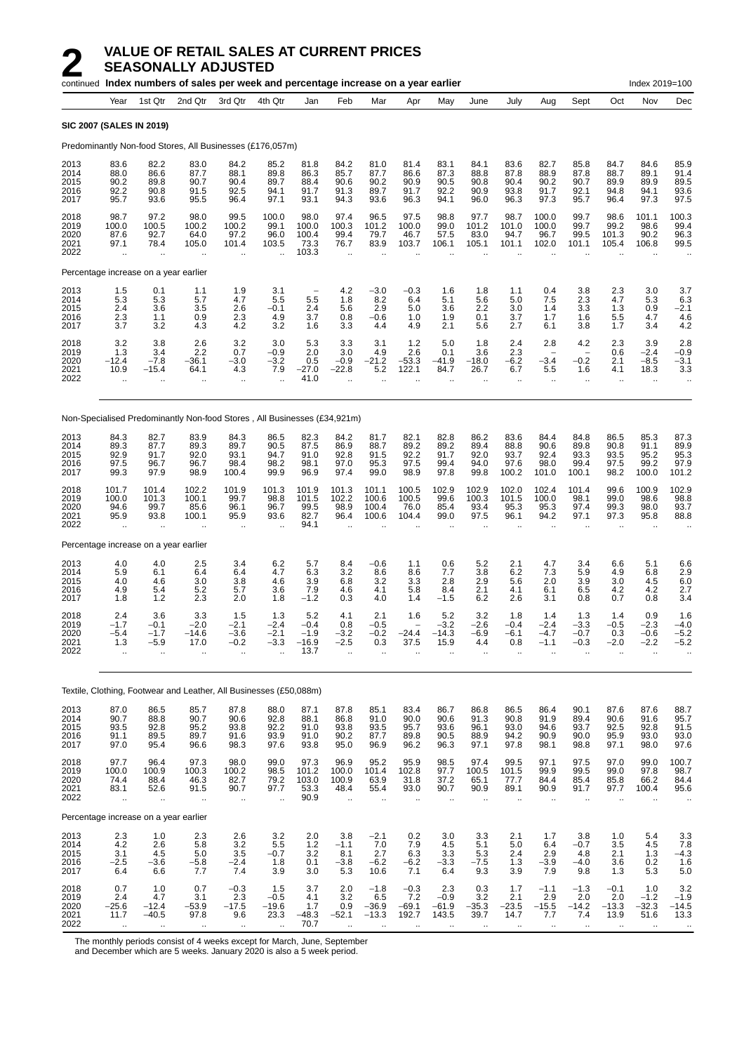# 2 VALUE OF RETAIL SALES AT CURRENT PRICES SEASONALLY ADJUSTED

continued **Index numbers of sales per week and percentage increase on a year earlier** Index 2019=100

| Year | 1st Qtr | 2nd Qtr | 3rd Qtr | 4th Qtr | Jan | Feb | Mar | Apr | May | June | July | Aug | Sept | Oct | Nov | Dec |
|---|---|---|---|---|---|---|---|---|---|---|---|---|---|---|---|---|
| **SIC 2007 (SALES IN 2019)** | | | | | | | | | | | | | | | | |
| Predominantly Non-food Stores, All Businesses (£176,057m) | | | | | | | | | | | | | | | | |
| 2013 | 83.6 | 82.2 | 83.0 | 84.2 | 85.2 | 81.8 | 84.2 | 81.0 | 81.4 | 83.1 | 84.1 | 83.6 | 82.7 | 85.8 | 84.7 | 84.6 | 85.9 |
| 2014 | 88.0 | 86.6 | 87.7 | 88.1 | 89.8 | 86.3 | 85.7 | 87.7 | 86.6 | 87.3 | 88.8 | 87.8 | 88.9 | 87.8 | 88.7 | 89.1 | 91.4 |
| 2015 | 90.2 | 89.8 | 90.7 | 90.4 | 89.7 | 88.4 | 90.6 | 90.2 | 90.9 | 90.5 | 90.8 | 90.4 | 90.2 | 90.7 | 89.9 | 89.9 | 89.5 |
| 2016 | 92.2 | 90.8 | 91.5 | 92.5 | 94.1 | 91.7 | 91.3 | 89.7 | 91.7 | 92.2 | 90.9 | 93.8 | 91.7 | 92.1 | 94.8 | 94.1 | 93.6 |
| 2017 | 95.7 | 93.6 | 95.5 | 96.4 | 97.1 | 93.1 | 94.3 | 93.6 | 96.3 | 94.1 | 96.0 | 96.3 | 97.3 | 95.7 | 96.4 | 97.3 | 97.5 |
| 2018 | 98.7 | 97.2 | 98.0 | 99.5 | 100.0 | 98.0 | 97.4 | 96.5 | 97.5 | 98.8 | 97.7 | 98.7 | 100.0 | 99.7 | 98.6 | 101.1 | 100.3 |
| 2019 | 100.0 | 100.5 | 100.2 | 100.2 | 99.1 | 100.0 | 100.3 | 101.2 | 100.0 | 99.0 | 101.2 | 101.0 | 100.0 | 99.7 | 99.2 | 98.6 | 99.4 |
| 2020 | 87.6 | 92.7 | 64.0 | 97.2 | 96.0 | 100.4 | 99.4 | 79.7 | 46.7 | 57.5 | 83.0 | 94.7 | 96.7 | 99.5 | 101.3 | 90.2 | 96.3 |
| 2021 | 97.1 | 78.4 | 105.0 | 101.4 | 103.5 | 73.3 | 76.7 | 83.9 | 103.7 | 106.1 | 105.1 | 101.1 | 102.0 | 101.1 | 105.4 | 106.8 | 99.5 |
| 2022 | .. | .. | .. | .. | .. | 103.3 | .. | .. | .. | .. | .. | .. | .. | .. | .. | .. | .. |
| Percentage increase on a year earlier | | | | | | | | | | | | | | | | |
| 2013 | 1.5 | 0.1 | 1.1 | 1.9 | 3.1 | – | 4.2 | –3.0 | –0.3 | 1.6 | 1.8 | 1.1 | 0.4 | 3.8 | 2.3 | 3.0 | 3.7 |
| 2014 | 5.3 | 5.3 | 5.7 | 4.7 | 5.5 | 5.5 | 1.8 | 8.2 | 6.4 | 5.1 | 5.6 | 5.0 | 7.5 | 2.3 | 4.7 | 5.3 | 6.3 |
| 2015 | 2.4 | 3.6 | 3.5 | 2.6 | –0.1 | 2.4 | 5.6 | 2.9 | 5.0 | 3.6 | 2.2 | 3.0 | 1.4 | 3.3 | 1.3 | 0.9 | –2.1 |
| 2016 | 2.3 | 1.1 | 0.9 | 2.3 | 4.9 | 3.7 | 0.8 | –0.6 | 1.0 | 1.9 | 0.1 | 3.7 | 1.7 | 1.6 | 5.5 | 4.7 | 4.6 |
| 2017 | 3.7 | 3.2 | 4.3 | 4.2 | 3.2 | 1.6 | 3.3 | 4.4 | 4.9 | 2.1 | 5.6 | 2.7 | 6.1 | 3.8 | 1.7 | 3.4 | 4.2 |
| 2018 | 3.2 | 3.8 | 2.6 | 3.2 | 3.0 | 5.3 | 3.3 | 3.1 | 1.2 | 5.0 | 1.8 | 2.4 | 2.8 | 4.2 | 2.3 | 3.9 | 2.8 |
| 2019 | 1.3 | 3.4 | 2.2 | 0.7 | –0.9 | 2.0 | 3.0 | 4.9 | 2.6 | 0.1 | 3.6 | 2.3 | – | – | 0.6 | –2.4 | –0.9 |
| 2020 | –12.4 | –7.8 | –36.1 | –3.0 | –3.2 | 0.5 | –0.9 | –21.2 | –53.3 | –41.9 | –18.0 | –6.2 | –3.4 | –0.2 | 2.1 | –8.5 | –3.1 |
| 2021 | 10.9 | –15.4 | 64.1 | 4.3 | 7.9 | –27.0 | –22.8 | 5.2 | 122.1 | 84.7 | 26.7 | 6.7 | 5.5 | 1.6 | 4.1 | 18.3 | 3.3 |
| 2022 | .. | .. | .. | .. | .. | 41.0 | .. | .. | .. | .. | .. | .. | .. | .. | .. | .. | .. |
| Non-Specialised Predominantly Non-food Stores , All Businesses (£34,921m) | | | | | | | | | | | | | | | | |
| 2013 | 84.3 | 82.7 | 83.9 | 84.3 | 86.5 | 82.3 | 84.2 | 81.7 | 82.1 | 82.8 | 86.2 | 83.6 | 84.4 | 84.8 | 86.5 | 85.3 | 87.3 |
| 2014 | 89.3 | 87.7 | 89.3 | 89.7 | 90.5 | 87.5 | 86.9 | 88.7 | 89.2 | 89.2 | 89.4 | 88.8 | 90.6 | 89.8 | 90.8 | 91.1 | 89.9 |
| 2015 | 92.9 | 91.7 | 92.0 | 93.1 | 94.7 | 91.0 | 92.8 | 91.5 | 92.2 | 91.7 | 92.0 | 93.7 | 92.4 | 93.3 | 93.5 | 95.2 | 95.3 |
| 2016 | 97.5 | 96.7 | 96.7 | 98.4 | 98.2 | 98.1 | 97.0 | 95.3 | 97.5 | 99.4 | 94.0 | 97.6 | 98.0 | 99.4 | 97.5 | 99.2 | 97.9 |
| 2017 | 99.3 | 97.9 | 98.9 | 100.4 | 99.9 | 96.9 | 97.4 | 99.0 | 98.9 | 97.8 | 99.8 | 100.2 | 101.0 | 100.1 | 98.2 | 100.0 | 101.2 |
| 2018 | 101.7 | 101.4 | 102.2 | 101.9 | 101.3 | 101.9 | 101.3 | 101.1 | 100.5 | 102.9 | 102.9 | 102.0 | 102.4 | 101.4 | 99.6 | 100.9 | 102.9 |
| 2019 | 100.0 | 101.3 | 100.1 | 99.7 | 98.8 | 101.5 | 102.2 | 100.6 | 100.5 | 99.6 | 100.3 | 101.5 | 100.0 | 98.1 | 99.0 | 98.6 | 98.8 |
| 2020 | 94.6 | 99.7 | 85.6 | 96.1 | 96.7 | 99.5 | 98.9 | 100.4 | 76.0 | 85.4 | 93.4 | 95.3 | 95.3 | 97.4 | 99.3 | 98.0 | 93.7 |
| 2021 | 95.9 | 93.8 | 100.1 | 95.9 | 93.6 | 82.7 | 96.4 | 100.6 | 104.4 | 99.0 | 97.5 | 96.1 | 94.2 | 97.1 | 97.3 | 95.8 | 88.8 |
| 2022 | .. | .. | .. | .. | .. | 94.1 | .. | .. | .. | .. | .. | .. | .. | .. | .. | .. | .. |
| Percentage increase on a year earlier | | | | | | | | | | | | | | | | |
| 2013 | 4.0 | 4.0 | 2.5 | 3.4 | 6.2 | 5.7 | 8.4 | –0.6 | 1.1 | 0.6 | 5.2 | 2.1 | 4.7 | 3.4 | 6.6 | 5.1 | 6.6 |
| 2014 | 5.9 | 6.1 | 6.4 | 6.4 | 4.7 | 6.3 | 3.2 | 8.6 | 8.6 | 7.7 | 3.8 | 6.2 | 7.3 | 5.9 | 4.9 | 6.8 | 2.9 |
| 2015 | 4.0 | 4.6 | 3.0 | 3.8 | 4.6 | 3.9 | 6.8 | 3.2 | 3.3 | 2.8 | 2.9 | 5.6 | 2.0 | 3.9 | 3.0 | 4.5 | 6.0 |
| 2016 | 4.9 | 5.4 | 5.2 | 5.7 | 3.6 | 7.9 | 4.6 | 4.1 | 5.8 | 8.4 | 2.1 | 4.1 | 6.1 | 6.5 | 4.2 | 4.2 | 2.7 |
| 2017 | 1.8 | 1.2 | 2.3 | 2.0 | 1.8 | –1.2 | 0.3 | 4.0 | 1.4 | –1.5 | 6.2 | 2.6 | 3.1 | 0.8 | 0.7 | 0.8 | 3.4 |
| 2018 | 2.4 | 3.6 | 3.3 | 1.5 | 1.3 | 5.2 | 4.1 | 2.1 | 1.6 | 5.2 | 3.2 | 1.8 | 1.4 | 1.3 | 1.4 | 0.9 | 1.6 |
| 2019 | –1.7 | –0.1 | –2.0 | –2.1 | –2.4 | –0.4 | 0.8 | –0.5 | – | –3.2 | –2.6 | –0.4 | –2.4 | –3.3 | –0.5 | –2.3 | –4.0 |
| 2020 | –5.4 | –1.7 | –14.6 | –3.6 | –2.1 | –1.9 | –3.2 | –0.2 | –24.4 | –14.3 | –6.9 | –6.1 | –4.7 | –0.7 | 0.3 | –0.6 | –5.2 |
| 2021 | 1.3 | –5.9 | 17.0 | –0.2 | –3.3 | –16.9 | –2.5 | 0.3 | 37.5 | 15.9 | 4.4 | 0.8 | –1.1 | –0.3 | –2.0 | –2.2 | –5.2 |
| 2022 | .. | .. | .. | .. | .. | 13.7 | .. | .. | .. | .. | .. | .. | .. | .. | .. | .. | .. |
| Textile, Clothing, Footwear and Leather, All Businesses (£50,088m) | | | | | | | | | | | | | | | | |
| 2013 | 87.0 | 86.5 | 85.7 | 87.8 | 88.0 | 87.1 | 87.8 | 85.1 | 83.4 | 86.7 | 86.8 | 86.5 | 86.4 | 90.1 | 87.6 | 87.6 | 88.7 |
| 2014 | 90.7 | 88.8 | 90.7 | 90.6 | 92.8 | 88.1 | 86.8 | 91.0 | 90.0 | 90.6 | 91.3 | 90.8 | 91.9 | 89.4 | 90.6 | 91.6 | 95.7 |
| 2015 | 93.5 | 92.8 | 95.2 | 93.8 | 92.2 | 91.0 | 93.8 | 93.5 | 95.7 | 93.6 | 96.1 | 93.0 | 94.6 | 93.7 | 92.5 | 92.8 | 91.5 |
| 2016 | 91.1 | 89.5 | 89.7 | 91.6 | 93.9 | 91.0 | 90.2 | 87.7 | 89.8 | 90.5 | 88.9 | 94.2 | 90.9 | 90.0 | 95.9 | 93.0 | 93.0 |
| 2017 | 97.0 | 95.4 | 96.6 | 98.3 | 97.6 | 93.8 | 95.0 | 96.9 | 96.2 | 96.3 | 97.1 | 97.8 | 98.1 | 98.8 | 97.1 | 98.0 | 97.6 |
| 2018 | 97.7 | 96.4 | 97.3 | 98.0 | 99.0 | 97.3 | 96.9 | 95.2 | 95.9 | 98.5 | 97.4 | 99.5 | 97.1 | 97.5 | 97.0 | 99.0 | 100.7 |
| 2019 | 100.0 | 100.9 | 100.3 | 100.2 | 98.5 | 101.2 | 100.0 | 101.4 | 102.8 | 97.7 | 100.5 | 101.5 | 99.9 | 99.5 | 99.0 | 97.8 | 98.7 |
| 2020 | 74.4 | 88.4 | 46.3 | 82.7 | 79.2 | 103.0 | 100.9 | 63.9 | 31.8 | 37.2 | 65.1 | 77.7 | 84.4 | 85.4 | 85.8 | 66.2 | 84.4 |
| 2021 | 83.1 | 52.6 | 91.5 | 90.7 | 97.7 | 53.3 | 48.4 | 55.4 | 93.0 | 90.7 | 90.9 | 89.1 | 90.9 | 91.7 | 97.7 | 100.4 | 95.6 |
| 2022 | .. | .. | .. | .. | .. | 90.9 | .. | .. | .. | .. | .. | .. | .. | .. | .. | .. | .. |
| Percentage increase on a year earlier | | | | | | | | | | | | | | | | |
| 2013 | 2.3 | 1.0 | 2.3 | 2.6 | 3.2 | 2.0 | 3.8 | –2.1 | 0.2 | 3.0 | 3.3 | 2.1 | 1.7 | 3.8 | 1.0 | 5.4 | 3.3 |
| 2014 | 4.2 | 2.6 | 5.8 | 3.2 | 5.5 | 1.2 | –1.1 | 7.0 | 7.9 | 4.5 | 5.1 | 5.0 | 6.4 | –0.7 | 3.5 | 4.5 | 7.8 |
| 2015 | 3.1 | 4.5 | 5.0 | 3.5 | –0.7 | 3.2 | 8.1 | 2.7 | 6.3 | 3.3 | 5.3 | 2.4 | 2.9 | 4.8 | 2.1 | 1.3 | –4.3 |
| 2016 | –2.5 | –3.6 | –5.8 | –2.4 | 1.8 | 0.1 | –3.8 | –6.2 | –6.2 | –3.3 | –7.5 | 1.3 | –3.9 | –4.0 | 3.6 | 0.2 | 1.6 |
| 2017 | 6.4 | 6.6 | 7.7 | 7.4 | 3.9 | 3.0 | 5.3 | 10.6 | 7.1 | 6.4 | 9.3 | 3.9 | 7.9 | 9.8 | 1.3 | 5.3 | 5.0 |
| 2018 | 0.7 | 1.0 | 0.7 | –0.3 | 1.5 | 3.7 | 2.0 | –1.8 | –0.3 | 2.3 | 0.3 | 1.7 | –1.1 | –1.3 | –0.1 | 1.0 | 3.2 |
| 2019 | 2.4 | 4.7 | 3.1 | 2.3 | –0.5 | 4.1 | 3.2 | 6.5 | 7.2 | –0.9 | 3.2 | 2.1 | 2.9 | 2.0 | 2.0 | –1.2 | –1.9 |
| 2020 | –25.6 | –12.4 | –53.9 | –17.5 | –19.6 | 1.7 | 0.9 | –36.9 | –69.1 | –61.9 | –35.3 | –23.5 | –15.5 | –14.2 | –13.3 | –32.3 | –14.5 |
| 2021 | 11.7 | –40.5 | 97.8 | 9.6 | 23.3 | –48.3 | –52.1 | –13.3 | 192.7 | 143.5 | 39.7 | 14.7 | 7.7 | 7.4 | 13.9 | 51.6 | 13.3 |
| 2022 | .. | .. | .. | .. | .. | 70.7 | .. | .. | .. | .. | .. | .. | .. | .. | .. | .. | .. |

The monthly periods consist of 4 weeks except for March, June, September and December which are 5 weeks. January 2020 is also a 5 week period.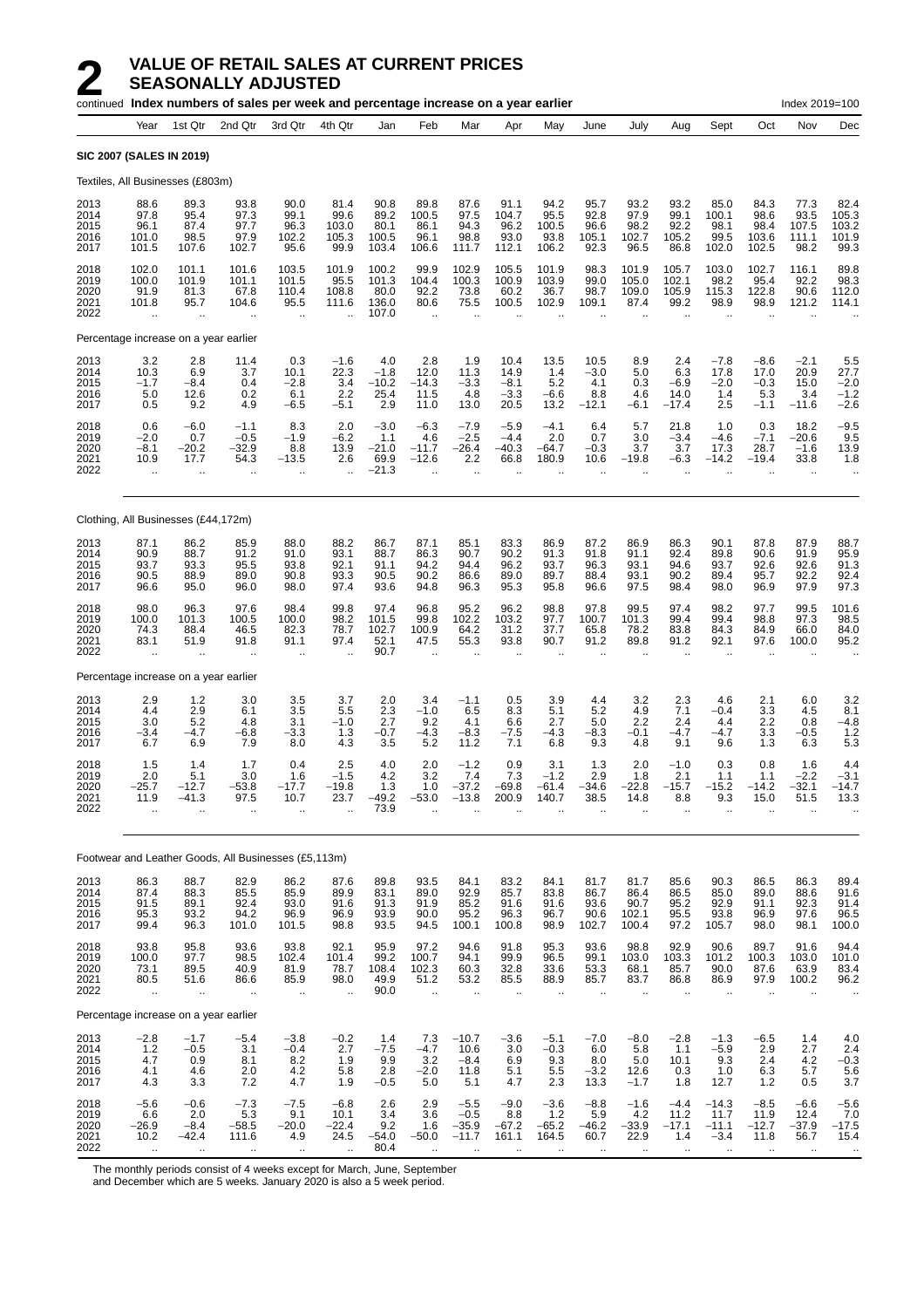# 2 VALUE OF RETAIL SALES AT CURRENT PRICES SEASONALLY ADJUSTED

continued **Index numbers of sales per week and percentage increase on a year earlier** Index 2019=100

| | Year | 1st Qtr | 2nd Qtr | 3rd Qtr | 4th Qtr | Jan | Feb | Mar | Apr | May | June | July | Aug | Sept | Oct | Nov | Dec |
|---|---|---|---|---|---|---|---|---|---|---|---|---|---|---|---|---|---|
| **SIC 2007 (SALES IN 2019)** | | | | | | | | | | | | | | | | | |
| Textiles, All Businesses (£803m) | | | | | | | | | | | | | | | | | |
| 2013 | 88.6 | 89.3 | 93.8 | 90.0 | 81.4 | 90.8 | 89.8 | 87.6 | 91.1 | 94.2 | 95.7 | 93.2 | 93.2 | 85.0 | 84.3 | 77.3 | 82.4 |
| 2014 | 97.8 | 95.4 | 97.3 | 99.1 | 99.6 | 89.2 | 100.5 | 97.5 | 104.7 | 95.5 | 92.8 | 97.9 | 99.1 | 100.1 | 98.6 | 93.5 | 105.3 |
| 2015 | 96.1 | 87.4 | 97.7 | 96.3 | 103.0 | 80.1 | 86.1 | 94.3 | 96.2 | 100.5 | 96.6 | 98.2 | 92.2 | 98.1 | 98.4 | 107.5 | 103.2 |
| 2016 | 101.0 | 98.5 | 97.9 | 102.2 | 105.3 | 100.5 | 96.1 | 98.8 | 93.0 | 93.8 | 105.1 | 102.7 | 105.2 | 99.5 | 103.6 | 111.1 | 101.9 |
| 2017 | 101.5 | 107.6 | 102.7 | 95.6 | 99.9 | 103.4 | 106.6 | 111.7 | 112.1 | 106.2 | 92.3 | 96.5 | 86.8 | 102.0 | 102.5 | 98.2 | 99.3 |
| 2018 | 102.0 | 101.1 | 101.6 | 103.5 | 101.9 | 100.2 | 99.9 | 102.9 | 105.5 | 101.9 | 98.3 | 101.9 | 105.7 | 103.0 | 102.7 | 116.1 | 89.8 |
| 2019 | 100.0 | 101.9 | 101.1 | 101.5 | 95.5 | 101.3 | 104.4 | 100.3 | 100.9 | 103.9 | 99.0 | 105.0 | 102.1 | 98.2 | 95.4 | 92.2 | 98.3 |
| 2020 | 91.9 | 81.3 | 67.8 | 110.4 | 108.8 | 80.0 | 92.2 | 73.8 | 60.2 | 36.7 | 98.7 | 109.0 | 105.9 | 115.3 | 122.8 | 90.6 | 112.0 |
| 2021 | 101.8 | 95.7 | 104.6 | 95.5 | 111.6 | 136.0 | 80.6 | 75.5 | 100.5 | 102.9 | 109.1 | 87.4 | 99.2 | 98.9 | 98.9 | 121.2 | 114.1 |
| 2022 | .. | .. | .. | .. | .. | 107.0 | .. | .. | .. | .. | .. | .. | .. | .. | .. | .. | .. |
| Percentage increase on a year earlier | | | | | | | | | | | | | | | | | |
| 2013 | 3.2 | 2.8 | 11.4 | 0.3 | −1.6 | 4.0 | 2.8 | 1.9 | 10.4 | 13.5 | 10.5 | 8.9 | 2.4 | −7.8 | −8.6 | −2.1 | 5.5 |
| 2014 | 10.3 | 6.9 | 3.7 | 10.1 | 22.3 | −1.8 | 12.0 | 11.3 | 14.9 | 1.4 | −3.0 | 5.0 | 6.3 | 17.8 | 17.0 | 20.9 | 27.7 |
| 2015 | −1.7 | −8.4 | 0.4 | −2.8 | 3.4 | −10.2 | −14.3 | −3.3 | −8.1 | 5.2 | 4.1 | 0.3 | −6.9 | −2.0 | −0.3 | 15.0 | −2.0 |
| 2016 | 5.0 | 12.6 | 0.2 | 6.1 | 2.2 | 25.4 | 11.5 | 4.8 | −3.3 | −6.6 | 8.8 | 4.6 | 14.0 | 1.4 | 5.3 | 3.4 | −1.2 |
| 2017 | 0.5 | 9.2 | 4.9 | −6.5 | −5.1 | 2.9 | 11.0 | 13.0 | 20.5 | 13.2 | −12.1 | −6.1 | −17.4 | 2.5 | −1.1 | −11.6 | −2.6 |
| 2018 | 0.6 | −6.0 | −1.1 | 8.3 | 2.0 | −3.0 | −6.3 | −7.9 | −5.9 | −4.1 | 6.4 | 5.7 | 21.8 | 1.0 | 0.3 | 18.2 | −9.5 |
| 2019 | −2.0 | 0.7 | −0.5 | −1.9 | −6.2 | 1.1 | 4.6 | −2.5 | −4.4 | 2.0 | 0.7 | 3.0 | −3.4 | −4.6 | −7.1 | −20.6 | 9.5 |
| 2020 | −8.1 | −20.2 | −32.9 | 8.8 | 13.9 | −21.0 | −11.7 | −26.4 | −40.3 | −64.7 | −0.3 | 3.7 | 3.7 | 17.3 | 28.7 | −1.6 | 13.9 |
| 2021 | 10.9 | 17.7 | 54.3 | −13.5 | 2.6 | 69.9 | −12.6 | 2.2 | 66.8 | 180.9 | 10.6 | −19.8 | −6.3 | −14.2 | −19.4 | 33.8 | 1.8 |
| 2022 | .. | .. | .. | .. | .. | −21.3 | .. | .. | .. | .. | .. | .. | .. | .. | .. | .. | .. |
| Clothing, All Businesses (£44,172m) | | | | | | | | | | | | | | | | | |
| 2013 | 87.1 | 86.2 | 85.9 | 88.0 | 88.2 | 86.7 | 87.1 | 85.1 | 83.3 | 86.9 | 87.2 | 86.9 | 86.3 | 90.1 | 87.8 | 87.9 | 88.7 |
| 2014 | 90.9 | 88.7 | 91.2 | 91.0 | 93.1 | 88.7 | 86.3 | 90.7 | 90.2 | 91.3 | 91.8 | 91.1 | 92.4 | 89.8 | 90.6 | 91.9 | 95.9 |
| 2015 | 93.7 | 93.3 | 95.5 | 93.8 | 92.1 | 91.1 | 94.2 | 94.4 | 96.2 | 93.7 | 96.3 | 93.1 | 94.6 | 93.7 | 92.6 | 92.6 | 91.3 |
| 2016 | 90.5 | 88.9 | 89.0 | 90.8 | 93.3 | 90.5 | 90.2 | 86.6 | 89.0 | 89.7 | 88.4 | 93.1 | 90.2 | 89.4 | 95.7 | 92.2 | 92.4 |
| 2017 | 96.6 | 95.0 | 96.0 | 98.0 | 97.4 | 93.6 | 94.8 | 96.3 | 95.3 | 95.8 | 96.6 | 97.5 | 98.4 | 98.0 | 96.9 | 97.9 | 97.3 |
| 2018 | 98.0 | 96.3 | 97.6 | 98.4 | 99.8 | 97.4 | 96.8 | 95.2 | 96.2 | 98.8 | 97.8 | 99.5 | 97.4 | 98.2 | 97.7 | 99.5 | 101.6 |
| 2019 | 100.0 | 101.3 | 100.5 | 100.0 | 98.2 | 101.5 | 99.8 | 102.2 | 103.2 | 100.7 | 97.7 | 101.3 | 99.4 | 99.4 | 98.8 | 97.3 | 98.5 |
| 2020 | 74.3 | 88.4 | 46.5 | 82.3 | 78.7 | 102.7 | 100.9 | 64.2 | 31.2 | 37.7 | 65.8 | 78.2 | 83.8 | 84.3 | 84.9 | 66.0 | 84.0 |
| 2021 | 83.1 | 51.9 | 91.8 | 91.1 | 97.4 | 52.1 | 47.5 | 55.3 | 93.8 | 90.7 | 91.2 | 89.8 | 91.2 | 92.1 | 97.6 | 100.0 | 95.2 |
| 2022 | .. | .. | .. | .. | .. | 90.7 | .. | .. | .. | .. | .. | .. | .. | .. | .. | .. | .. |
| Percentage increase on a year earlier | | | | | | | | | | | | | | | | | |
| 2013 | 2.9 | 1.2 | 3.0 | 3.5 | 3.7 | 2.0 | 3.4 | −1.1 | 0.5 | 3.9 | 4.4 | 3.2 | 2.3 | 4.6 | 2.1 | 6.0 | 3.2 |
| 2014 | 4.4 | 2.9 | 6.1 | 3.5 | 5.5 | 2.3 | −1.0 | 6.5 | 8.3 | 5.1 | 5.2 | 4.9 | 7.1 | −0.4 | 3.3 | 4.5 | 8.1 |
| 2015 | 3.0 | 5.2 | 4.8 | 3.1 | −1.0 | 2.7 | 9.2 | 4.1 | 6.6 | 2.7 | 5.0 | 2.2 | 2.4 | 4.4 | 2.2 | 0.8 | −4.8 |
| 2016 | −3.4 | −4.7 | −6.8 | −3.3 | 1.3 | −0.7 | −4.3 | −8.3 | −7.5 | −4.3 | −8.3 | −0.1 | −4.7 | −4.7 | 3.3 | −0.5 | 1.2 |
| 2017 | 6.7 | 6.9 | 7.9 | 8.0 | 4.3 | 3.5 | 5.2 | 11.2 | 7.1 | 6.8 | 9.3 | 4.8 | 9.1 | 9.6 | 1.3 | 6.3 | 5.3 |
| 2018 | 1.5 | 1.4 | 1.7 | 0.4 | 2.5 | 4.0 | 2.0 | −1.2 | 0.9 | 3.1 | 1.3 | 2.0 | −1.0 | 0.3 | 0.8 | 1.6 | 4.4 |
| 2019 | 2.0 | 5.1 | 3.0 | 1.6 | −1.5 | 4.2 | 3.2 | 7.4 | 7.3 | −1.2 | 2.9 | 1.8 | 2.1 | 1.1 | 1.1 | −2.2 | −3.1 |
| 2020 | −25.7 | −12.7 | −53.8 | −17.7 | −19.8 | 1.3 | 1.0 | −37.2 | −69.8 | −61.4 | −34.6 | −22.8 | −15.7 | −15.2 | −14.2 | −32.1 | −14.7 |
| 2021 | 11.9 | −41.3 | 97.5 | 10.7 | 23.7 | −49.2 | −53.0 | −13.8 | 200.9 | 140.7 | 38.5 | 14.8 | 8.8 | 9.3 | 15.0 | 51.5 | 13.3 |
| 2022 | .. | .. | .. | .. | .. | 73.9 | .. | .. | .. | .. | .. | .. | .. | .. | .. | .. | .. |
| Footwear and Leather Goods, All Businesses (£5,113m) | | | | | | | | | | | | | | | | | |
| 2013 | 86.3 | 88.7 | 82.9 | 86.2 | 87.6 | 89.8 | 93.5 | 84.1 | 83.2 | 84.1 | 81.7 | 81.7 | 85.6 | 90.3 | 86.5 | 86.3 | 89.4 |
| 2014 | 87.4 | 88.3 | 85.5 | 85.9 | 89.9 | 83.1 | 89.0 | 92.9 | 85.7 | 83.8 | 86.7 | 86.4 | 86.5 | 85.0 | 89.0 | 88.6 | 91.6 |
| 2015 | 91.5 | 89.1 | 92.4 | 93.0 | 91.6 | 91.3 | 91.9 | 85.2 | 91.6 | 91.6 | 93.6 | 90.7 | 95.2 | 92.9 | 91.1 | 92.3 | 91.4 |
| 2016 | 95.3 | 93.2 | 94.2 | 96.9 | 96.9 | 93.9 | 90.0 | 95.2 | 96.3 | 96.7 | 90.6 | 102.1 | 95.5 | 93.8 | 96.9 | 97.6 | 96.5 |
| 2017 | 99.4 | 96.3 | 101.0 | 101.5 | 98.8 | 93.5 | 94.5 | 100.1 | 100.8 | 98.9 | 102.7 | 100.4 | 97.2 | 105.7 | 98.0 | 98.1 | 100.0 |
| 2018 | 93.8 | 95.8 | 93.6 | 93.8 | 92.1 | 95.9 | 97.2 | 94.6 | 91.8 | 95.3 | 93.6 | 98.8 | 92.9 | 90.6 | 89.7 | 91.6 | 94.4 |
| 2019 | 100.0 | 97.7 | 98.5 | 102.4 | 101.4 | 99.2 | 100.7 | 94.1 | 99.9 | 96.5 | 99.1 | 103.0 | 103.3 | 101.2 | 100.3 | 103.0 | 101.0 |
| 2020 | 73.1 | 89.5 | 40.9 | 81.9 | 78.7 | 108.4 | 102.3 | 60.3 | 32.8 | 33.6 | 53.3 | 68.1 | 85.7 | 90.0 | 87.6 | 63.9 | 83.4 |
| 2021 | 80.5 | 51.6 | 86.6 | 85.9 | 98.0 | 49.9 | 51.2 | 53.2 | 85.5 | 88.9 | 85.7 | 83.7 | 86.8 | 86.9 | 97.9 | 100.2 | 96.2 |
| 2022 | .. | .. | .. | .. | .. | 90.0 | .. | .. | .. | .. | .. | .. | .. | .. | .. | .. | .. |
| Percentage increase on a year earlier | | | | | | | | | | | | | | | | | |
| 2013 | −2.8 | −1.7 | −5.4 | −3.8 | −0.2 | 1.4 | 7.3 | −10.7 | −3.6 | −5.1 | −7.0 | −8.0 | −2.8 | −1.3 | −6.5 | 1.4 | 4.0 |
| 2014 | 1.2 | −0.5 | 3.1 | −0.4 | 2.7 | −7.5 | −4.7 | 10.6 | 3.0 | −0.3 | 6.0 | 5.8 | 1.1 | −5.9 | 2.9 | 2.7 | 2.4 |
| 2015 | 4.7 | 0.9 | 8.1 | 8.2 | 1.9 | 9.9 | 3.2 | −8.4 | 6.9 | 9.3 | 8.0 | 5.0 | 10.1 | 9.3 | 2.4 | 4.2 | −0.3 |
| 2016 | 4.1 | 4.6 | 2.0 | 4.2 | 5.8 | 2.8 | −2.0 | 11.8 | 5.1 | 5.5 | −3.2 | 12.6 | 0.3 | 1.0 | 6.3 | 5.7 | 5.6 |
| 2017 | 4.3 | 3.3 | 7.2 | 4.7 | 1.9 | −0.5 | 5.0 | 5.1 | 4.7 | 2.3 | 13.3 | −1.7 | 1.8 | 12.7 | 1.2 | 0.5 | 3.7 |
| 2018 | −5.6 | −0.6 | −7.3 | −7.5 | −6.8 | 2.6 | 2.9 | −5.5 | −9.0 | −3.6 | −8.8 | −1.6 | −4.4 | −14.3 | −8.5 | −6.6 | −5.6 |
| 2019 | 6.6 | 2.0 | 5.3 | 9.1 | 10.1 | 3.4 | 3.6 | −0.5 | 8.8 | 1.2 | 5.9 | 4.2 | 11.2 | 11.7 | 11.9 | 12.4 | 7.0 |
| 2020 | −26.9 | −8.4 | −58.5 | −20.0 | −22.4 | 9.2 | 1.6 | −35.9 | −67.2 | −65.2 | −46.2 | −33.9 | −17.1 | −11.1 | −12.7 | −37.9 | −17.5 |
| 2021 | 10.2 | −42.4 | 111.6 | 4.9 | 24.5 | −54.0 | −50.0 | −11.7 | 161.1 | 164.5 | 60.7 | 22.9 | 1.4 | −3.4 | 11.8 | 56.7 | 15.4 |
| 2022 | .. | .. | .. | .. | .. | 80.4 | .. | .. | .. | .. | .. | .. | .. | .. | .. | .. | .. |

The monthly periods consist of 4 weeks except for March, June, September and December which are 5 weeks. January 2020 is also a 5 week period.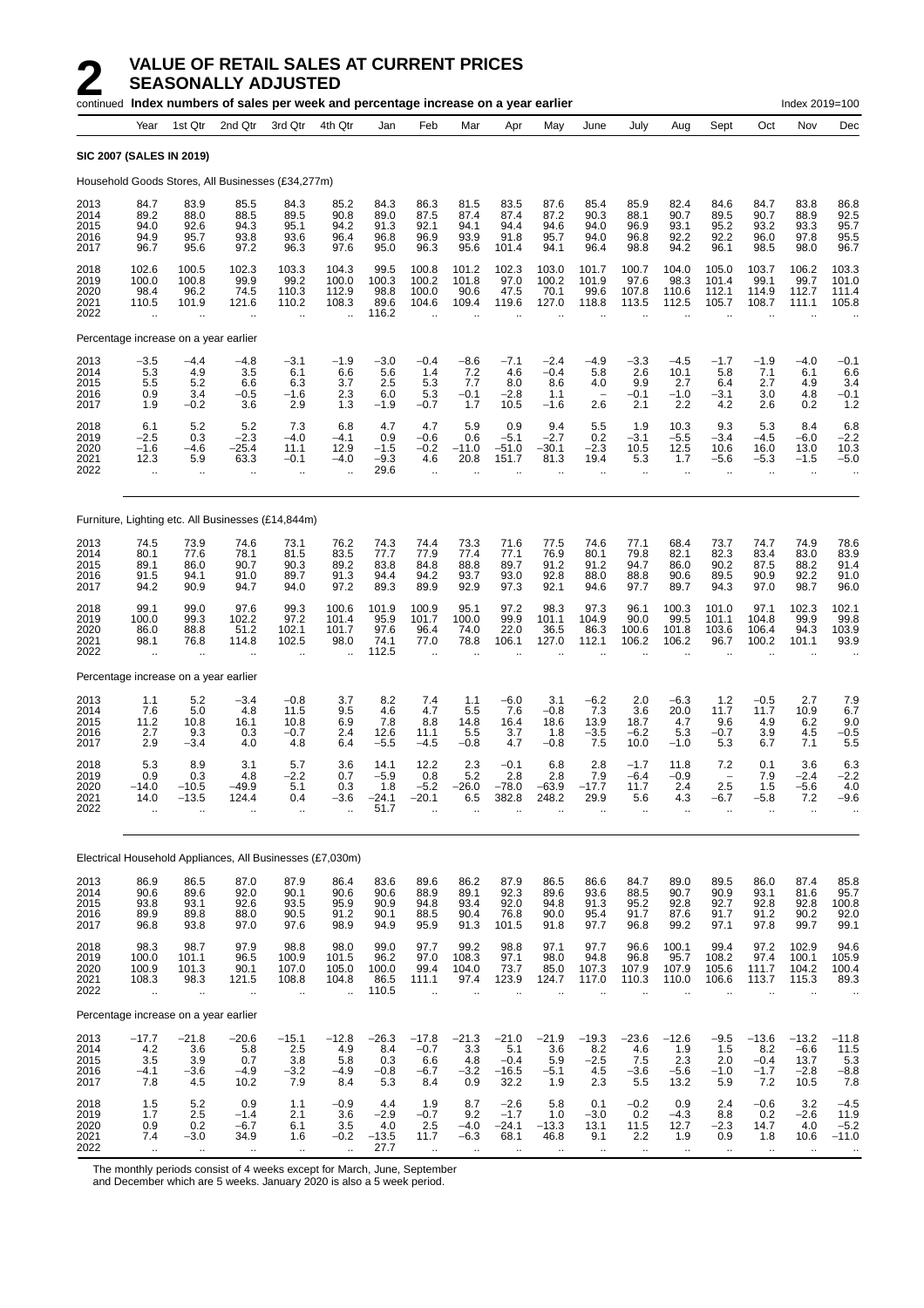# 2 VALUE OF RETAIL SALES AT CURRENT PRICES SEASONALLY ADJUSTED

continued **Index numbers of sales per week and percentage increase on a year earlier** Index 2019=100

| Year | 1st Qtr | 2nd Qtr | 3rd Qtr | 4th Qtr | Jan | Feb | Mar | Apr | May | June | July | Aug | Sept | Oct | Nov | Dec |
|---|---|---|---|---|---|---|---|---|---|---|---|---|---|---|---|---|
| **SIC 2007 (SALES IN 2019)** | | | | | | | | | | | | | | | | |
| Household Goods Stores, All Businesses (£34,277m) | | | | | | | | | | | | | | | | |
| 2013 | 84.7 | 83.9 | 85.5 | 84.3 | 85.2 | 84.3 | 86.3 | 81.5 | 83.5 | 87.6 | 85.4 | 85.9 | 82.4 | 84.6 | 84.7 | 83.8 | 86.8 |
| 2014 | 89.2 | 88.0 | 88.5 | 89.5 | 90.8 | 89.0 | 87.5 | 87.4 | 87.4 | 87.2 | 90.3 | 88.1 | 90.7 | 89.5 | 90.7 | 88.9 | 92.5 |
| 2015 | 94.0 | 92.6 | 94.3 | 95.1 | 94.2 | 91.3 | 92.1 | 94.1 | 94.4 | 94.6 | 94.0 | 96.9 | 93.1 | 95.2 | 93.2 | 93.3 | 95.7 |
| 2016 | 94.9 | 95.7 | 93.8 | 93.6 | 96.4 | 96.8 | 96.9 | 93.9 | 91.8 | 95.7 | 94.0 | 96.8 | 92.2 | 92.2 | 96.0 | 97.8 | 95.5 |
| 2017 | 96.7 | 95.6 | 97.2 | 96.3 | 97.6 | 95.0 | 96.3 | 95.6 | 101.4 | 94.1 | 96.4 | 98.8 | 94.2 | 96.1 | 98.5 | 98.0 | 96.7 |
| 2018 | 102.6 | 100.5 | 102.3 | 103.3 | 104.3 | 99.5 | 100.8 | 101.2 | 102.3 | 103.0 | 101.7 | 100.7 | 104.0 | 105.0 | 103.7 | 106.2 | 103.3 |
| 2019 | 100.0 | 100.8 | 99.9 | 99.2 | 100.0 | 100.3 | 100.2 | 101.8 | 97.0 | 100.2 | 101.9 | 97.6 | 98.3 | 101.4 | 99.1 | 99.7 | 101.0 |
| 2020 | 98.4 | 96.2 | 74.5 | 110.3 | 112.9 | 98.8 | 100.0 | 90.6 | 47.5 | 70.1 | 99.6 | 107.8 | 110.6 | 112.1 | 114.9 | 112.7 | 111.4 |
| 2021 | 110.5 | 101.9 | 121.6 | 110.2 | 108.3 | 89.6 | 104.6 | 109.4 | 119.6 | 127.0 | 118.8 | 113.5 | 112.5 | 105.7 | 108.7 | 111.1 | 105.8 |
| 2022 | .. | .. | .. | .. | .. | 116.2 | .. | .. | .. | .. | .. | .. | .. | .. | .. | .. | .. |
| Percentage increase on a year earlier | | | | | | | | | | | | | | | | |
| 2013 | −3.5 | −4.4 | −4.8 | −3.1 | −1.9 | −3.0 | −0.4 | −8.6 | −7.1 | −2.4 | −4.9 | −3.3 | −4.5 | −1.7 | −1.9 | −4.0 | −0.1 |
| 2014 | 5.3 | 4.9 | 3.5 | 6.1 | 6.6 | 5.6 | 1.4 | 7.2 | 4.6 | −0.4 | 5.8 | 2.6 | 10.1 | 5.8 | 7.1 | 6.1 | 6.6 |
| 2015 | 5.5 | 5.2 | 6.6 | 6.3 | 3.7 | 2.5 | 5.3 | 7.7 | 8.0 | 8.6 | 4.0 | 9.9 | 2.7 | 6.4 | 2.7 | 4.9 | 3.4 |
| 2016 | 0.9 | 3.4 | −0.5 | −1.6 | 2.3 | 6.0 | 5.3 | −0.1 | −2.8 | 1.1 | − | −0.1 | −1.0 | −3.1 | 3.0 | 4.8 | −0.1 |
| 2017 | 1.9 | −0.2 | 3.6 | 2.9 | 1.3 | −1.9 | −0.7 | 1.7 | 10.5 | −1.6 | 2.6 | 2.1 | 2.2 | 4.2 | 2.6 | 0.2 | 1.2 |
| 2018 | 6.1 | 5.2 | 5.2 | 7.3 | 6.8 | 4.7 | 4.7 | 5.9 | 0.9 | 9.4 | 5.5 | 1.9 | 10.3 | 9.3 | 5.3 | 8.4 | 6.8 |
| 2019 | −2.5 | 0.3 | −2.3 | −4.0 | −4.1 | 0.9 | −0.6 | 0.6 | −5.1 | −2.7 | 0.2 | −3.1 | −5.5 | −3.4 | −4.5 | −6.0 | −2.2 |
| 2020 | −1.6 | −4.6 | −25.4 | 11.1 | 12.9 | −1.5 | −0.2 | −11.0 | −51.0 | −30.1 | −2.3 | 10.5 | 12.5 | 10.6 | 16.0 | 13.0 | 10.3 |
| 2021 | 12.3 | 5.9 | 63.3 | −0.1 | −4.0 | −9.3 | 4.6 | 20.8 | 151.7 | 81.3 | 19.4 | 5.3 | 1.7 | −5.6 | −5.3 | −1.5 | −5.0 |
| 2022 | .. | .. | .. | .. | .. | 29.6 | .. | .. | .. | .. | .. | .. | .. | .. | .. | .. | .. |
| Furniture, Lighting etc. All Businesses (£14,844m) | | | | | | | | | | | | | | | | |
| 2013 | 74.5 | 73.9 | 74.6 | 73.1 | 76.2 | 74.3 | 74.4 | 73.3 | 71.6 | 77.5 | 74.6 | 77.1 | 68.4 | 73.7 | 74.7 | 74.9 | 78.6 |
| 2014 | 80.1 | 77.6 | 78.1 | 81.5 | 83.5 | 77.7 | 77.9 | 77.4 | 77.1 | 76.9 | 80.1 | 79.8 | 82.1 | 82.3 | 83.4 | 83.0 | 83.9 |
| 2015 | 89.1 | 86.0 | 90.7 | 90.3 | 89.2 | 83.8 | 84.8 | 88.8 | 89.7 | 91.2 | 91.2 | 94.7 | 86.0 | 90.2 | 87.5 | 88.2 | 91.4 |
| 2016 | 91.5 | 94.1 | 91.0 | 89.7 | 91.3 | 94.4 | 94.2 | 93.7 | 93.0 | 92.8 | 88.0 | 88.8 | 90.6 | 89.5 | 90.9 | 92.2 | 91.0 |
| 2017 | 94.2 | 90.9 | 94.7 | 94.0 | 97.2 | 89.3 | 89.9 | 92.9 | 97.3 | 92.1 | 94.6 | 97.7 | 89.7 | 94.3 | 97.0 | 98.7 | 96.0 |
| 2018 | 99.1 | 99.0 | 97.6 | 99.3 | 100.6 | 101.9 | 100.9 | 95.1 | 97.2 | 98.3 | 97.3 | 96.1 | 100.3 | 101.0 | 97.1 | 102.3 | 102.1 |
| 2019 | 100.0 | 99.3 | 102.2 | 97.2 | 101.4 | 95.9 | 101.7 | 100.0 | 99.9 | 101.1 | 104.9 | 90.0 | 99.5 | 101.1 | 104.8 | 99.9 | 99.8 |
| 2020 | 86.0 | 88.8 | 51.2 | 102.1 | 101.7 | 97.6 | 96.4 | 74.0 | 22.0 | 36.5 | 86.3 | 100.6 | 101.8 | 103.6 | 106.4 | 94.3 | 103.9 |
| 2021 | 98.1 | 76.8 | 114.8 | 102.5 | 98.0 | 74.1 | 77.0 | 78.8 | 106.1 | 127.0 | 112.1 | 106.2 | 106.2 | 96.7 | 100.2 | 101.1 | 93.9 |
| 2022 | .. | .. | .. | .. | .. | 112.5 | .. | .. | .. | .. | .. | .. | .. | .. | .. | .. | .. |
| Percentage increase on a year earlier | | | | | | | | | | | | | | | | |
| 2013 | 1.1 | 5.2 | −3.4 | −0.8 | 3.7 | 8.2 | 7.4 | 1.1 | −6.0 | 3.1 | −6.2 | 2.0 | −6.3 | 1.2 | −0.5 | 2.7 | 7.9 |
| 2014 | 7.6 | 5.0 | 4.8 | 11.5 | 9.5 | 4.6 | 4.7 | 5.5 | 7.6 | −0.8 | 7.3 | 3.6 | 20.0 | 11.7 | 11.7 | 10.9 | 6.7 |
| 2015 | 11.2 | 10.8 | 16.1 | 10.8 | 6.9 | 7.8 | 8.8 | 14.8 | 16.4 | 18.6 | 13.9 | 18.7 | 4.7 | 9.6 | 4.9 | 6.2 | 9.0 |
| 2016 | 2.7 | 9.3 | 0.3 | −0.7 | 2.4 | 12.6 | 11.1 | 5.5 | 3.7 | 1.8 | −3.5 | −6.2 | 5.3 | −0.7 | 3.9 | 4.5 | −0.5 |
| 2017 | 2.9 | −3.4 | 4.0 | 4.8 | 6.4 | −5.5 | −4.5 | −0.8 | 4.7 | −0.8 | 7.5 | 10.0 | −1.0 | 5.3 | 6.7 | 7.1 | 5.5 |
| 2018 | 5.3 | 8.9 | 3.1 | 5.7 | 3.6 | 14.1 | 12.2 | 2.3 | −0.1 | 6.8 | 2.8 | −1.7 | 11.8 | 7.2 | 0.1 | 3.6 | 6.3 |
| 2019 | 0.9 | 0.3 | 4.8 | −2.2 | 0.7 | −5.9 | 0.8 | 5.2 | 2.8 | 2.8 | 7.9 | −6.4 | −0.9 | − | 7.9 | −2.4 | −2.2 |
| 2020 | −14.0 | −10.5 | −49.9 | 5.1 | 0.3 | 1.8 | −5.2 | −26.0 | −78.0 | −63.9 | −17.7 | 11.7 | 2.4 | 2.5 | 1.5 | −5.6 | 4.0 |
| 2021 | 14.0 | −13.5 | 124.4 | 0.4 | −3.6 | −24.1 | −20.1 | 6.5 | 382.8 | 248.2 | 29.9 | 5.6 | 4.3 | −6.7 | −5.8 | 7.2 | −9.6 |
| 2022 | .. | .. | .. | .. | .. | 51.7 | .. | .. | .. | .. | .. | .. | .. | .. | .. | .. | .. |
| Electrical Household Appliances, All Businesses (£7,030m) | | | | | | | | | | | | | | | | |
| 2013 | 86.9 | 86.5 | 87.0 | 87.9 | 86.4 | 83.6 | 89.6 | 86.2 | 87.9 | 86.5 | 86.6 | 84.7 | 89.0 | 89.5 | 86.0 | 87.4 | 85.8 |
| 2014 | 90.6 | 89.6 | 92.0 | 90.1 | 90.6 | 90.6 | 88.9 | 89.1 | 92.3 | 89.6 | 93.6 | 88.5 | 90.7 | 90.9 | 93.1 | 81.6 | 95.7 |
| 2015 | 93.8 | 93.1 | 92.6 | 93.5 | 95.9 | 90.9 | 94.8 | 93.4 | 92.0 | 94.8 | 91.3 | 95.2 | 92.8 | 92.7 | 92.8 | 92.8 | 100.8 |
| 2016 | 89.9 | 89.8 | 88.0 | 90.5 | 91.2 | 90.1 | 88.5 | 90.4 | 76.8 | 90.0 | 95.4 | 91.7 | 87.6 | 91.7 | 91.2 | 90.2 | 92.0 |
| 2017 | 96.8 | 93.8 | 97.0 | 97.6 | 98.9 | 94.9 | 95.9 | 91.3 | 101.5 | 91.8 | 97.7 | 96.8 | 99.2 | 97.1 | 97.8 | 99.7 | 99.1 |
| 2018 | 98.3 | 98.7 | 97.9 | 98.8 | 98.0 | 99.0 | 97.7 | 99.2 | 98.8 | 97.1 | 97.7 | 96.6 | 100.1 | 99.4 | 97.2 | 102.9 | 94.6 |
| 2019 | 100.0 | 101.1 | 96.5 | 100.9 | 101.5 | 96.2 | 97.0 | 108.3 | 97.1 | 98.0 | 94.8 | 96.8 | 95.7 | 108.2 | 97.4 | 100.1 | 105.9 |
| 2020 | 100.9 | 101.3 | 90.1 | 107.0 | 105.0 | 100.0 | 99.4 | 104.0 | 73.7 | 85.0 | 107.3 | 107.9 | 107.9 | 105.6 | 111.7 | 104.2 | 100.4 |
| 2021 | 108.3 | 98.3 | 121.5 | 108.8 | 104.8 | 86.5 | 111.1 | 97.4 | 123.9 | 124.7 | 117.0 | 110.3 | 110.0 | 106.6 | 113.7 | 115.3 | 89.3 |
| 2022 | .. | .. | .. | .. | .. | 110.5 | .. | .. | .. | .. | .. | .. | .. | .. | .. | .. | .. |
| Percentage increase on a year earlier | | | | | | | | | | | | | | | | |
| 2013 | −17.7 | −21.8 | −20.6 | −15.1 | −12.8 | −26.3 | −17.8 | −21.3 | −21.0 | −21.9 | −19.3 | −23.6 | −12.6 | −9.5 | −13.6 | −13.2 | −11.8 |
| 2014 | 4.2 | 3.6 | 5.8 | 2.5 | 4.9 | 8.4 | −0.7 | 3.3 | 5.1 | 3.6 | 8.2 | 4.6 | 1.9 | 1.5 | 8.2 | −6.6 | 11.5 |
| 2015 | 3.5 | 3.9 | 0.7 | 3.8 | 5.8 | 0.3 | 6.6 | 4.8 | −0.4 | 5.9 | −2.5 | 7.5 | 2.3 | 2.0 | −0.4 | 13.7 | 5.3 |
| 2016 | −4.1 | −3.6 | −4.9 | −3.2 | −4.9 | −0.8 | −6.7 | −3.2 | −16.5 | −5.1 | 4.5 | −3.6 | −5.6 | −1.0 | −1.7 | −2.8 | −8.8 |
| 2017 | 7.8 | 4.5 | 10.2 | 7.9 | 8.4 | 5.3 | 8.4 | 0.9 | 32.2 | 1.9 | 2.3 | 5.5 | 13.2 | 5.9 | 7.2 | 10.5 | 7.8 |
| 2018 | 1.5 | 5.2 | 0.9 | 1.1 | −0.9 | 4.4 | 1.9 | 8.7 | −2.6 | 5.8 | 0.1 | −0.2 | 0.9 | 2.4 | −0.6 | 3.2 | −4.5 |
| 2019 | 1.7 | 2.5 | −1.4 | 2.1 | 3.6 | −2.9 | −0.7 | 9.2 | −1.7 | 1.0 | −3.0 | 0.2 | −4.3 | 8.8 | 0.2 | −2.6 | 11.9 |
| 2020 | 0.9 | 0.2 | −6.7 | 6.1 | 3.5 | 4.0 | 2.5 | −4.0 | −24.1 | −13.3 | 13.1 | 11.5 | 12.7 | −2.3 | 14.7 | 4.0 | −5.2 |
| 2021 | 7.4 | −3.0 | 34.9 | 1.6 | −0.2 | −13.5 | 11.7 | −6.3 | 68.1 | 46.8 | 9.1 | 2.2 | 1.9 | 0.9 | 1.8 | 10.6 | −11.0 |
| 2022 | .. | .. | .. | .. | .. | 27.7 | .. | .. | .. | .. | .. | .. | .. | .. | .. | .. | .. |

The monthly periods consist of 4 weeks except for March, June, September and December which are 5 weeks. January 2020 is also a 5 week period.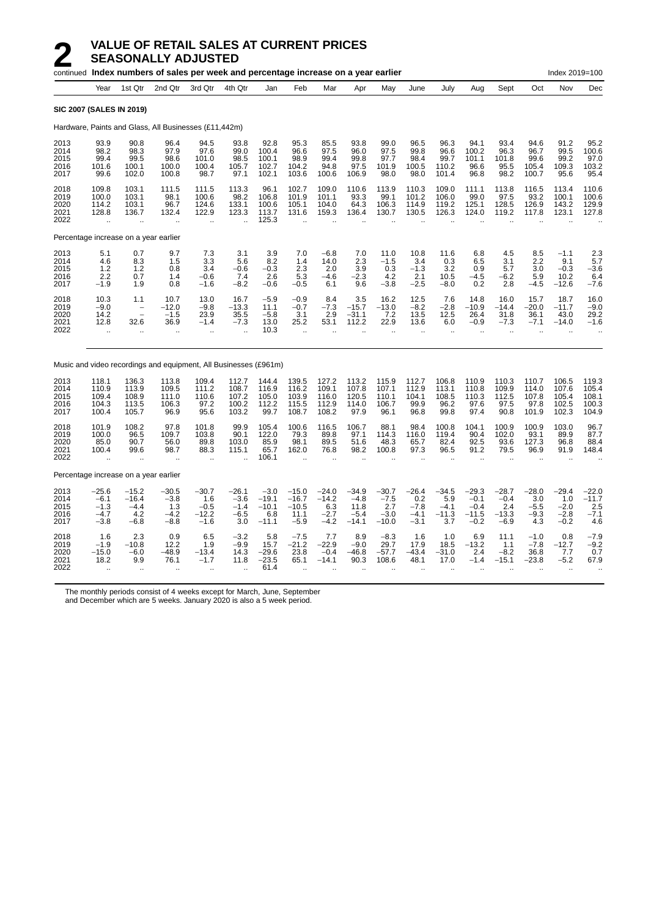# 2 VALUE OF RETAIL SALES AT CURRENT PRICES SEASONALLY ADJUSTED

continued **Index numbers of sales per week and percentage increase on a year earlier** Index 2019=100

| | Year | 1st Qtr | 2nd Qtr | 3rd Qtr | 4th Qtr | Jan | Feb | Mar | Apr | May | June | July | Aug | Sept | Oct | Nov | Dec |
|---|---|---|---|---|---|---|---|---|---|---|---|---|---|---|---|---|---|
| **SIC 2007 (SALES IN 2019)** | | | | | | | | | | | | | | | | | |
| Hardware, Paints and Glass, All Businesses (£11,442m) | | | | | | | | | | | | | | | | | |
| 2013 | 93.9 | 90.8 | 96.4 | 94.5 | 93.8 | 92.8 | 95.3 | 85.5 | 93.8 | 99.0 | 96.5 | 96.3 | 94.1 | 93.4 | 94.6 | 91.2 | 95.2 |
| 2014 | 98.2 | 98.3 | 97.9 | 97.6 | 99.0 | 100.4 | 96.6 | 97.5 | 96.0 | 97.5 | 99.8 | 96.6 | 100.2 | 96.3 | 96.7 | 99.5 | 100.6 |
| 2015 | 99.4 | 99.5 | 98.6 | 101.0 | 98.5 | 100.1 | 98.9 | 99.4 | 99.8 | 97.7 | 98.4 | 99.7 | 101.1 | 101.8 | 99.6 | 99.2 | 97.0 |
| 2016 | 101.6 | 100.1 | 100.0 | 100.4 | 105.7 | 102.7 | 104.2 | 94.8 | 97.5 | 101.9 | 100.5 | 110.2 | 96.6 | 95.5 | 105.4 | 109.3 | 103.2 |
| 2017 | 99.6 | 102.0 | 100.8 | 98.7 | 97.1 | 102.1 | 103.6 | 100.6 | 106.9 | 98.0 | 98.0 | 101.4 | 96.8 | 98.2 | 100.7 | 95.6 | 95.4 |
| 2018 | 109.8 | 103.1 | 111.5 | 111.5 | 113.3 | 96.1 | 102.7 | 109.0 | 110.6 | 113.9 | 110.3 | 109.0 | 111.1 | 113.8 | 116.5 | 113.4 | 110.6 |
| 2019 | 100.0 | 103.1 | 98.1 | 100.6 | 98.2 | 106.8 | 101.9 | 101.1 | 93.3 | 99.1 | 101.2 | 106.0 | 99.0 | 97.5 | 93.2 | 100.1 | 100.6 |
| 2020 | 114.2 | 103.1 | 96.7 | 124.6 | 133.1 | 100.6 | 105.1 | 104.0 | 64.3 | 106.3 | 114.9 | 119.2 | 125.1 | 128.5 | 126.9 | 143.2 | 129.9 |
| 2021 | 128.8 | 136.7 | 132.4 | 122.9 | 123.3 | 113.7 | 131.6 | 159.3 | 136.4 | 130.7 | 130.5 | 126.3 | 124.0 | 119.2 | 117.8 | 123.1 | 127.8 |
| 2022 | .. | .. | .. | .. | .. | 125.3 | .. | .. | .. | .. | .. | .. | .. | .. | .. | .. | .. |
| Percentage increase on a year earlier | | | | | | | | | | | | | | | | | |
| 2013 | 5.1 | 0.7 | 9.7 | 7.3 | 3.1 | 3.9 | 7.0 | −6.8 | 7.0 | 11.0 | 10.8 | 11.6 | 6.8 | 4.5 | 8.5 | −1.1 | 2.3 |
| 2014 | 4.6 | 8.3 | 1.5 | 3.3 | 5.6 | 8.2 | 1.4 | 14.0 | 2.3 | −1.5 | 3.4 | 0.3 | 6.5 | 3.1 | 2.2 | 9.1 | 5.7 |
| 2015 | 1.2 | 1.2 | 0.8 | 3.4 | −0.6 | −0.3 | 2.3 | 2.0 | 3.9 | 0.3 | −1.3 | 3.2 | 0.9 | 5.7 | 3.0 | −0.3 | −3.6 |
| 2016 | 2.2 | 0.7 | 1.4 | −0.6 | 7.4 | 2.6 | 5.3 | −4.6 | −2.3 | 4.2 | 2.1 | 10.5 | −4.5 | −6.2 | 5.9 | 10.2 | 6.4 |
| 2017 | −1.9 | 1.9 | 0.8 | −1.6 | −8.2 | −0.6 | −0.5 | 6.1 | 9.6 | −3.8 | −2.5 | −8.0 | 0.2 | 2.8 | −4.5 | −12.6 | −7.6 |
| 2018 | 10.3 | 1.1 | 10.7 | 13.0 | 16.7 | −5.9 | −0.9 | 8.4 | 3.5 | 16.2 | 12.5 | 7.6 | 14.8 | 16.0 | 15.7 | 18.7 | 16.0 |
| 2019 | −9.0 | – | −12.0 | −9.8 | −13.3 | 11.1 | −0.7 | −7.3 | −15.7 | −13.0 | −8.2 | −2.8 | −10.9 | −14.4 | −20.0 | −11.7 | −9.0 |
| 2020 | 14.2 | – | −1.5 | 23.9 | 35.5 | −5.8 | 3.1 | 2.9 | −31.1 | 7.2 | 13.5 | 12.5 | 26.4 | 31.8 | 36.1 | 43.0 | 29.2 |
| 2021 | 12.8 | 32.6 | 36.9 | −1.4 | −7.3 | 13.0 | 25.2 | 53.1 | 112.2 | 22.9 | 13.6 | 6.0 | −0.9 | −7.3 | −7.1 | −14.0 | −1.6 |
| 2022 | .. | .. | .. | .. | .. | 10.3 | .. | .. | .. | .. | .. | .. | .. | .. | .. | .. | .. |
| Music and video recordings and equipment, All Businesses (£961m) | | | | | | | | | | | | | | | | | |
| 2013 | 118.1 | 136.3 | 113.8 | 109.4 | 112.7 | 144.4 | 139.5 | 127.2 | 113.2 | 115.9 | 112.7 | 106.8 | 110.9 | 110.3 | 110.7 | 106.5 | 119.3 |
| 2014 | 110.9 | 113.9 | 109.5 | 111.2 | 108.7 | 116.9 | 116.2 | 109.1 | 107.8 | 107.1 | 112.9 | 113.1 | 110.8 | 109.9 | 114.0 | 107.6 | 105.4 |
| 2015 | 109.4 | 108.9 | 111.0 | 110.6 | 107.2 | 105.0 | 103.9 | 116.0 | 120.5 | 110.1 | 104.1 | 108.5 | 110.3 | 112.5 | 107.8 | 105.4 | 108.1 |
| 2016 | 104.3 | 113.5 | 106.3 | 97.2 | 100.2 | 112.2 | 115.5 | 112.9 | 114.0 | 106.7 | 99.9 | 96.2 | 97.6 | 97.5 | 97.8 | 102.5 | 100.3 |
| 2017 | 100.4 | 105.7 | 96.9 | 95.6 | 103.2 | 99.7 | 108.7 | 108.2 | 97.9 | 96.1 | 96.8 | 99.8 | 97.4 | 90.8 | 101.9 | 102.3 | 104.9 |
| 2018 | 101.9 | 108.2 | 97.8 | 101.8 | 99.9 | 105.4 | 100.6 | 116.5 | 106.7 | 88.1 | 98.4 | 100.8 | 104.1 | 100.9 | 100.9 | 103.0 | 96.7 |
| 2019 | 100.0 | 96.5 | 109.7 | 103.8 | 90.1 | 122.0 | 79.3 | 89.8 | 97.1 | 114.3 | 116.0 | 119.4 | 90.4 | 102.0 | 93.1 | 89.9 | 87.7 |
| 2020 | 85.0 | 90.7 | 56.0 | 89.8 | 103.0 | 85.9 | 98.1 | 89.5 | 51.6 | 48.3 | 65.7 | 82.4 | 92.5 | 93.6 | 127.3 | 96.8 | 88.4 |
| 2021 | 100.4 | 99.6 | 98.7 | 88.3 | 115.1 | 65.7 | 162.0 | 76.8 | 98.2 | 100.8 | 97.3 | 96.5 | 91.2 | 79.5 | 96.9 | 91.9 | 148.4 |
| 2022 | .. | .. | .. | .. | .. | 106.1 | .. | .. | .. | .. | .. | .. | .. | .. | .. | .. | .. |
| Percentage increase on a year earlier | | | | | | | | | | | | | | | | | |
| 2013 | −25.6 | −15.2 | −30.5 | −30.7 | −26.1 | −3.0 | −15.0 | −24.0 | −34.9 | −30.7 | −26.4 | −34.5 | −29.3 | −28.7 | −28.0 | −29.4 | −22.0 |
| 2014 | −6.1 | −16.4 | −3.8 | 1.6 | −3.6 | −19.1 | −16.7 | −14.2 | −4.8 | −7.5 | 0.2 | 5.9 | −0.1 | −0.4 | 3.0 | 1.0 | −11.7 |
| 2015 | −1.3 | −4.4 | 1.3 | −0.5 | −1.4 | −10.1 | −10.5 | 6.3 | 11.8 | 2.7 | −7.8 | −4.1 | −0.4 | 2.4 | −5.5 | −2.0 | 2.5 |
| 2016 | −4.7 | 4.2 | −4.2 | −12.2 | −6.5 | 6.8 | 11.1 | −2.7 | −5.4 | −3.0 | −4.1 | −11.3 | −11.5 | −13.3 | −9.3 | −2.8 | −7.1 |
| 2017 | −3.8 | −6.8 | −8.8 | −1.6 | 3.0 | −11.1 | −5.9 | −4.2 | −14.1 | −10.0 | −3.1 | 3.7 | −0.2 | −6.9 | 4.3 | −0.2 | 4.6 |
| 2018 | 1.6 | 2.3 | 0.9 | 6.5 | −3.2 | 5.8 | −7.5 | 7.7 | 8.9 | −8.3 | 1.6 | 1.0 | 6.9 | 11.1 | −1.0 | 0.8 | −7.9 |
| 2019 | −1.9 | −10.8 | 12.2 | 1.9 | −9.9 | 15.7 | −21.2 | −22.9 | −9.0 | 29.7 | 17.9 | 18.5 | −13.2 | 1.1 | −7.8 | −12.7 | −9.2 |
| 2020 | −15.0 | −6.0 | −48.9 | −13.4 | 14.3 | −29.6 | 23.8 | −0.4 | −46.8 | −57.7 | −43.4 | −31.0 | 2.4 | −8.2 | 36.8 | 7.7 | 0.7 |
| 2021 | 18.2 | 9.9 | 76.1 | −1.7 | 11.8 | −23.5 | 65.1 | −14.1 | 90.3 | 108.6 | 48.1 | 17.0 | −1.4 | −15.1 | −23.8 | −5.2 | 67.9 |
| 2022 | .. | .. | .. | .. | .. | 61.4 | .. | .. | .. | .. | .. | .. | .. | .. | .. | .. | .. |

The monthly periods consist of 4 weeks except for March, June, September and December which are 5 weeks. January 2020 is also a 5 week period.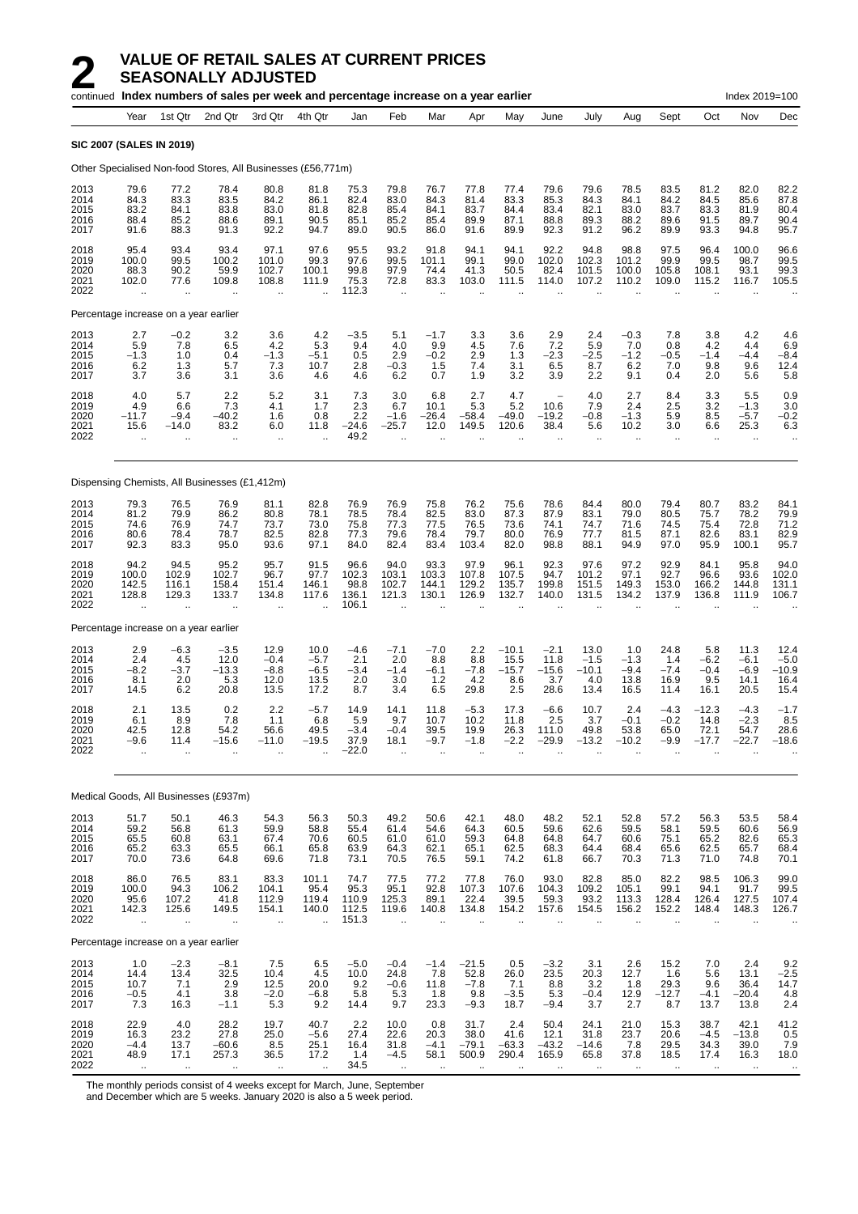# 2 VALUE OF RETAIL SALES AT CURRENT PRICES SEASONALLY ADJUSTED

continued **Index numbers of sales per week and percentage increase on a year earlier** Index 2019=100

| Year | 1st Qtr | 2nd Qtr | 3rd Qtr | 4th Qtr | Jan | Feb | Mar | Apr | May | June | July | Aug | Sept | Oct | Nov | Dec |
|---|---|---|---|---|---|---|---|---|---|---|---|---|---|---|---|---|
| **SIC 2007 (SALES IN 2019)** | | | | | | | | | | | | | | | | |
| Other Specialised Non-food Stores, All Businesses (£56,771m) | | | | | | | | | | | | | | | | |
| 2013 | 79.6 | 77.2 | 78.4 | 80.8 | 81.8 | 75.3 | 79.8 | 76.7 | 77.8 | 77.4 | 79.6 | 79.6 | 78.5 | 83.5 | 81.2 | 82.0 | 82.2 |
| 2014 | 84.3 | 83.3 | 83.5 | 84.2 | 86.1 | 82.4 | 83.0 | 84.3 | 81.4 | 83.3 | 85.3 | 84.3 | 84.1 | 84.2 | 84.5 | 85.6 | 87.8 |
| 2015 | 83.2 | 84.1 | 83.8 | 83.0 | 81.8 | 82.8 | 85.4 | 84.1 | 83.7 | 84.4 | 83.4 | 82.1 | 83.0 | 83.7 | 83.3 | 81.9 | 80.4 |
| 2016 | 88.4 | 85.2 | 88.6 | 89.1 | 90.5 | 85.1 | 85.2 | 85.4 | 89.9 | 87.1 | 88.8 | 89.3 | 88.2 | 89.6 | 91.5 | 89.7 | 90.4 |
| 2017 | 91.6 | 88.3 | 91.3 | 92.2 | 94.7 | 89.0 | 90.5 | 86.0 | 91.6 | 89.9 | 92.3 | 91.2 | 96.2 | 89.9 | 93.3 | 94.8 | 95.7 |
| 2018 | 95.4 | 93.4 | 93.4 | 97.1 | 97.6 | 95.5 | 93.2 | 91.8 | 94.1 | 94.1 | 92.2 | 94.8 | 98.8 | 97.5 | 96.4 | 100.0 | 96.6 |
| 2019 | 100.0 | 99.5 | 100.2 | 101.0 | 99.3 | 97.6 | 99.5 | 101.1 | 99.1 | 99.0 | 102.0 | 102.3 | 101.2 | 99.9 | 99.5 | 98.7 | 99.5 |
| 2020 | 88.3 | 90.2 | 59.9 | 102.7 | 100.1 | 99.8 | 97.9 | 74.4 | 41.3 | 50.5 | 82.4 | 101.5 | 100.0 | 105.8 | 108.1 | 93.1 | 99.3 |
| 2021 | 102.0 | 77.6 | 109.8 | 108.8 | 111.9 | 75.3 | 72.8 | 83.3 | 103.0 | 111.5 | 114.0 | 107.2 | 110.2 | 109.0 | 115.2 | 116.7 | 105.5 |
| 2022 | .. | .. | .. | .. | .. | 112.3 | .. | .. | .. | .. | .. | .. | .. | .. | .. | .. | .. |
| Percentage increase on a year earlier | | | | | | | | | | | | | | | | | |
| 2013 | 2.7 | −0.2 | 3.2 | 3.6 | 4.2 | −3.5 | 5.1 | −1.7 | 3.3 | 3.6 | 2.9 | 2.4 | −0.3 | 7.8 | 3.8 | 4.2 | 4.6 |
| 2014 | 5.9 | 7.8 | 6.5 | 4.2 | 5.3 | 9.4 | 4.0 | 9.9 | 4.5 | 7.6 | 7.2 | 5.9 | 7.0 | 0.8 | 4.2 | 4.4 | 6.9 |
| 2015 | −1.3 | 1.0 | 0.4 | −1.3 | −5.1 | 0.5 | 2.9 | −0.2 | 2.9 | 1.3 | −2.3 | −2.5 | −1.2 | −0.5 | −1.4 | −4.4 | −8.4 |
| 2016 | 6.2 | 1.3 | 5.7 | 7.3 | 10.7 | 2.8 | −0.3 | 1.5 | 7.4 | 3.1 | 6.5 | 8.7 | 6.2 | 7.0 | 9.8 | 9.6 | 12.4 |
| 2017 | 3.7 | 3.6 | 3.1 | 3.6 | 4.6 | 4.6 | 6.2 | 0.7 | 1.9 | 3.2 | 3.9 | 2.2 | 9.1 | 0.4 | 2.0 | 5.6 | 5.8 |
| 2018 | 4.0 | 5.7 | 2.2 | 5.2 | 3.1 | 7.3 | 3.0 | 6.8 | 2.7 | 4.7 | − | 4.0 | 2.7 | 8.4 | 3.3 | 5.5 | 0.9 |
| 2019 | 4.9 | 6.6 | 7.3 | 4.1 | 1.7 | 2.3 | 6.7 | 10.1 | 5.3 | 5.2 | 10.6 | 7.9 | 2.4 | 2.5 | 3.2 | −1.3 | 3.0 |
| 2020 | −11.7 | −9.4 | −40.2 | 1.6 | 0.8 | 2.2 | −1.6 | −26.4 | −58.4 | −49.0 | −19.2 | −0.8 | −1.3 | 5.9 | 8.5 | −5.7 | −0.2 |
| 2021 | 15.6 | −14.0 | 83.2 | 6.0 | 11.8 | −24.6 | −25.7 | 12.0 | 149.5 | 120.6 | 38.4 | 5.6 | 10.2 | 3.0 | 6.6 | 25.3 | 6.3 |
| 2022 | .. | .. | .. | .. | .. | 49.2 | .. | .. | .. | .. | .. | .. | .. | .. | .. | .. | .. |
| Dispensing Chemists, All Businesses (£1,412m) | | | | | | | | | | | | | | | | | |
| 2013 | 79.3 | 76.5 | 76.9 | 81.1 | 82.8 | 76.9 | 76.9 | 75.8 | 76.2 | 75.6 | 78.6 | 84.4 | 80.0 | 79.4 | 80.7 | 83.2 | 84.1 |
| 2014 | 81.2 | 79.9 | 86.2 | 80.8 | 78.1 | 78.5 | 78.4 | 82.5 | 83.0 | 87.3 | 87.9 | 83.1 | 79.0 | 80.5 | 75.7 | 78.2 | 79.9 |
| 2015 | 74.6 | 76.9 | 74.7 | 73.7 | 73.0 | 75.8 | 77.3 | 77.5 | 76.5 | 73.6 | 74.1 | 74.7 | 71.6 | 74.5 | 75.4 | 72.8 | 71.2 |
| 2016 | 80.6 | 78.4 | 78.7 | 82.5 | 82.8 | 77.3 | 79.6 | 78.4 | 79.7 | 80.0 | 76.9 | 77.7 | 81.5 | 87.1 | 82.6 | 83.1 | 82.9 |
| 2017 | 92.3 | 83.3 | 95.0 | 93.6 | 97.1 | 84.0 | 82.4 | 83.4 | 103.4 | 82.0 | 98.8 | 88.1 | 94.9 | 97.0 | 95.9 | 100.1 | 95.7 |
| 2018 | 94.2 | 94.5 | 95.2 | 95.7 | 91.5 | 96.6 | 94.0 | 93.3 | 97.9 | 96.1 | 92.3 | 97.6 | 97.2 | 92.9 | 84.1 | 95.8 | 94.0 |
| 2019 | 100.0 | 102.9 | 102.7 | 96.7 | 97.7 | 102.3 | 103.1 | 103.3 | 107.8 | 107.5 | 94.7 | 101.2 | 97.1 | 92.7 | 96.6 | 93.6 | 102.0 |
| 2020 | 142.5 | 116.1 | 158.4 | 151.4 | 146.1 | 98.8 | 102.7 | 144.1 | 129.2 | 135.7 | 199.8 | 151.5 | 149.3 | 153.0 | 166.2 | 144.8 | 131.1 |
| 2021 | 128.8 | 129.3 | 133.7 | 134.8 | 117.6 | 136.1 | 121.3 | 130.1 | 126.9 | 132.7 | 140.0 | 131.5 | 134.2 | 137.9 | 136.8 | 111.9 | 106.7 |
| 2022 | .. | .. | .. | .. | .. | 106.1 | .. | .. | .. | .. | .. | .. | .. | .. | .. | .. | .. |
| Percentage increase on a year earlier | | | | | | | | | | | | | | | | | |
| 2013 | 2.9 | −6.3 | −3.5 | 12.9 | 10.0 | −4.6 | −7.1 | −7.0 | 2.2 | −10.1 | −2.1 | 13.0 | 1.0 | 24.8 | 5.8 | 11.3 | 12.4 |
| 2014 | 2.4 | 4.5 | 12.0 | −0.4 | −5.7 | 2.1 | 2.0 | 8.8 | 8.8 | 15.5 | 11.8 | −1.5 | −1.3 | 1.4 | −6.2 | −6.1 | −5.0 |
| 2015 | −8.2 | −3.7 | −13.3 | −8.8 | −6.5 | −3.4 | −1.4 | −6.1 | −7.8 | −15.7 | −15.6 | −10.1 | −9.4 | −7.4 | −0.4 | −6.9 | −10.9 |
| 2016 | 8.1 | 2.0 | 5.3 | 12.0 | 13.5 | 2.0 | 3.0 | 1.2 | 4.2 | 8.6 | 3.7 | 4.0 | 13.8 | 16.9 | 9.5 | 14.1 | 16.4 |
| 2017 | 14.5 | 6.2 | 20.8 | 13.5 | 17.2 | 8.7 | 3.4 | 6.5 | 29.8 | 2.5 | 28.6 | 13.4 | 16.5 | 11.4 | 16.1 | 20.5 | 15.4 |
| 2018 | 2.1 | 13.5 | 0.2 | 2.2 | −5.7 | 14.9 | 14.1 | 11.8 | −5.3 | 17.3 | −6.6 | 10.7 | 2.4 | −4.3 | −12.3 | −4.3 | −1.7 |
| 2019 | 6.1 | 8.9 | 7.8 | 1.1 | 6.8 | 5.9 | 9.7 | 10.7 | 10.2 | 11.8 | 2.5 | 3.7 | −0.1 | −0.2 | 14.8 | −2.3 | 8.5 |
| 2020 | 42.5 | 12.8 | 54.2 | 56.6 | 49.5 | −3.4 | −0.4 | 39.5 | 19.9 | 26.3 | 111.0 | 49.8 | 53.8 | 65.0 | 72.1 | 54.7 | 28.6 |
| 2021 | −9.6 | 11.4 | −15.6 | −11.0 | −19.5 | 37.9 | 18.1 | −9.7 | −1.8 | −2.2 | −29.9 | −13.2 | −10.2 | −9.9 | −17.7 | −22.7 | −18.6 |
| 2022 | .. | .. | .. | .. | .. | −22.0 | .. | .. | .. | .. | .. | .. | .. | .. | .. | .. | .. |
| Medical Goods, All Businesses (£937m) | | | | | | | | | | | | | | | | | |
| 2013 | 51.7 | 50.1 | 46.3 | 54.3 | 56.3 | 50.3 | 49.2 | 50.6 | 42.1 | 48.0 | 48.2 | 52.1 | 52.8 | 57.2 | 56.3 | 53.5 | 58.4 |
| 2014 | 59.2 | 56.8 | 61.3 | 59.9 | 58.8 | 55.4 | 61.4 | 54.6 | 64.3 | 60.5 | 59.6 | 62.6 | 59.5 | 58.1 | 59.5 | 60.6 | 56.9 |
| 2015 | 65.5 | 60.8 | 63.1 | 67.4 | 70.6 | 60.5 | 61.0 | 61.0 | 59.3 | 64.8 | 64.8 | 64.7 | 60.6 | 75.1 | 65.2 | 82.6 | 65.3 |
| 2016 | 65.2 | 63.3 | 65.5 | 66.1 | 65.8 | 63.9 | 64.3 | 62.1 | 65.1 | 62.5 | 68.3 | 64.4 | 68.4 | 65.6 | 62.5 | 65.7 | 68.4 |
| 2017 | 70.0 | 73.6 | 64.8 | 69.6 | 71.8 | 73.1 | 70.5 | 76.5 | 59.1 | 74.2 | 61.8 | 66.7 | 70.3 | 71.3 | 71.0 | 74.8 | 70.1 |
| 2018 | 86.0 | 76.5 | 83.1 | 83.3 | 101.1 | 74.7 | 77.5 | 77.2 | 77.8 | 76.0 | 93.0 | 82.8 | 85.0 | 82.2 | 98.5 | 106.3 | 99.0 |
| 2019 | 100.0 | 94.3 | 106.2 | 104.1 | 95.4 | 95.3 | 95.1 | 92.8 | 107.3 | 107.6 | 104.3 | 109.2 | 105.1 | 99.1 | 94.1 | 91.7 | 99.5 |
| 2020 | 95.6 | 107.2 | 41.8 | 112.9 | 119.4 | 110.9 | 125.3 | 89.1 | 22.4 | 39.5 | 59.3 | 93.2 | 113.3 | 128.4 | 126.4 | 127.5 | 107.4 |
| 2021 | 142.3 | 125.6 | 149.5 | 154.1 | 140.0 | 112.5 | 119.6 | 140.8 | 134.8 | 154.2 | 157.6 | 154.5 | 156.2 | 152.2 | 148.4 | 148.3 | 126.7 |
| 2022 | .. | .. | .. | .. | .. | 151.3 | .. | .. | .. | .. | .. | .. | .. | .. | .. | .. | .. |
| Percentage increase on a year earlier | | | | | | | | | | | | | | | | | |
| 2013 | 1.0 | −2.3 | −8.1 | 7.5 | 6.5 | −5.0 | −0.4 | −1.4 | −21.5 | 0.5 | −3.2 | 3.1 | 2.6 | 15.2 | 7.0 | 2.4 | 9.2 |
| 2014 | 14.4 | 13.4 | 32.5 | 10.4 | 4.5 | 10.0 | 24.8 | 7.8 | 52.8 | 26.0 | 23.5 | 20.3 | 12.7 | 1.6 | 5.6 | 13.1 | −2.5 |
| 2015 | 10.7 | 7.1 | 2.9 | 12.5 | 20.0 | 9.2 | −0.6 | 11.8 | −7.8 | 7.1 | 8.8 | 3.2 | 1.8 | 29.3 | 9.6 | 36.4 | 14.7 |
| 2016 | −0.5 | 4.1 | 3.8 | −2.0 | −6.8 | 5.8 | 5.3 | 1.8 | 9.8 | −3.5 | 5.3 | −0.4 | 12.9 | −12.7 | −4.1 | −20.4 | 4.8 |
| 2017 | 7.3 | 16.3 | −1.1 | 5.3 | 9.2 | 14.4 | 9.7 | 23.3 | −9.3 | 18.7 | −9.4 | 3.7 | 2.7 | 8.7 | 13.7 | 13.8 | 2.4 |
| 2018 | 22.9 | 4.0 | 28.2 | 19.7 | 40.7 | 2.2 | 10.0 | 0.8 | 31.7 | 2.4 | 50.4 | 24.1 | 21.0 | 15.3 | 38.7 | 42.1 | 41.2 |
| 2019 | 16.3 | 23.2 | 27.8 | 25.0 | −5.6 | 27.4 | 22.6 | 20.3 | 38.0 | 41.6 | 12.1 | 31.8 | 23.7 | 20.6 | −4.5 | −13.8 | 0.5 |
| 2020 | −4.4 | 13.7 | −60.6 | 8.5 | 25.1 | 16.4 | 31.8 | −4.1 | −79.1 | −63.3 | −43.2 | −14.6 | 7.8 | 29.5 | 34.3 | 39.0 | 7.9 |
| 2021 | 48.9 | 17.1 | 257.3 | 36.5 | 17.2 | 1.4 | −4.5 | 58.1 | 500.9 | 290.4 | 165.9 | 65.8 | 37.8 | 18.5 | 17.4 | 16.3 | 18.0 |
| 2022 | .. | .. | .. | .. | .. | 34.5 | .. | .. | .. | .. | .. | .. | .. | .. | .. | .. | .. |

The monthly periods consist of 4 weeks except for March, June, September and December which are 5 weeks. January 2020 is also a 5 week period.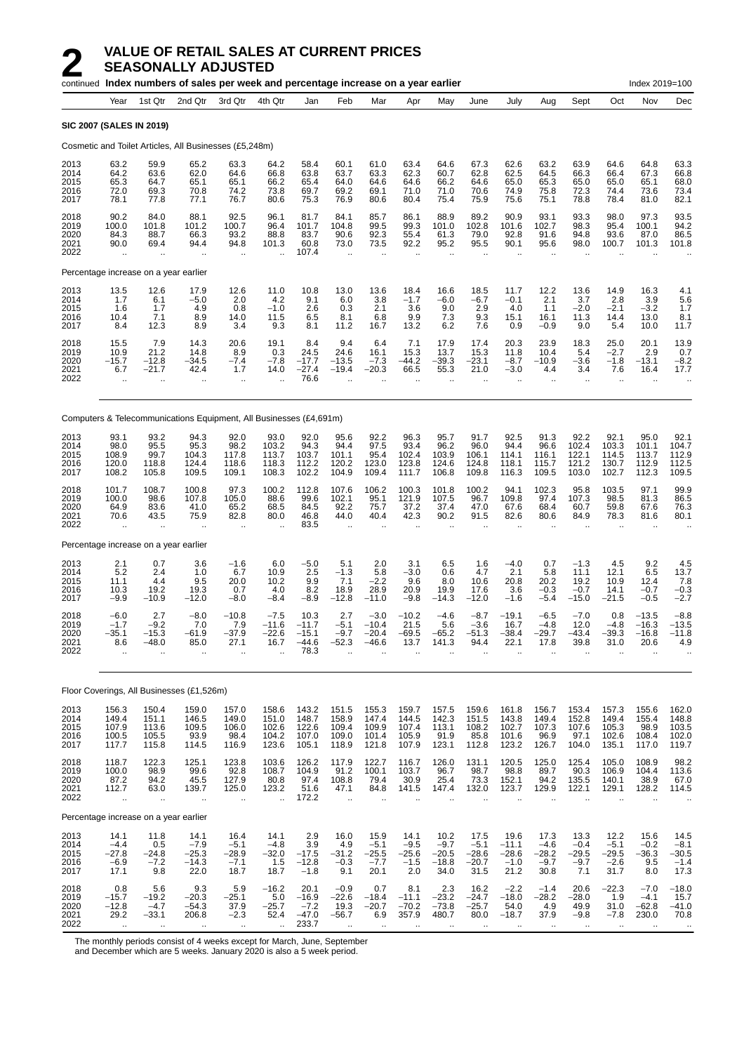# 2 VALUE OF RETAIL SALES AT CURRENT PRICES SEASONALLY ADJUSTED

continued **Index numbers of sales per week and percentage increase on a year earlier** Index 2019=100

| | Year | 1st Qtr | 2nd Qtr | 3rd Qtr | 4th Qtr | Jan | Feb | Mar | Apr | May | June | July | Aug | Sept | Oct | Nov | Dec |
|---|---|---|---|---|---|---|---|---|---|---|---|---|---|---|---|---|---|
| **SIC 2007 (SALES IN 2019)** | | | | | | | | | | | | | | | | | |
| Cosmetic and Toilet Articles, All Businesses (£5,248m) | | | | | | | | | | | | | | | | | |
| 2013 | 63.2 | 59.9 | 65.2 | 63.3 | 64.2 | 58.4 | 60.1 | 61.0 | 63.4 | 64.6 | 67.3 | 62.6 | 63.2 | 63.9 | 64.6 | 64.8 | 63.3 |
| 2014 | 64.2 | 63.6 | 62.0 | 64.6 | 66.8 | 63.8 | 63.7 | 63.3 | 62.3 | 60.7 | 62.8 | 62.5 | 64.5 | 66.3 | 66.4 | 67.3 | 66.8 |
| 2015 | 65.3 | 64.7 | 65.1 | 65.1 | 66.2 | 65.4 | 64.0 | 64.6 | 64.6 | 66.2 | 64.6 | 65.0 | 65.3 | 65.0 | 65.0 | 65.1 | 68.0 |
| 2016 | 72.0 | 69.3 | 70.8 | 74.2 | 73.8 | 69.7 | 69.2 | 69.1 | 71.0 | 71.0 | 70.6 | 74.9 | 75.8 | 72.3 | 74.4 | 73.6 | 73.4 |
| 2017 | 78.1 | 77.8 | 77.1 | 76.7 | 80.6 | 75.3 | 76.9 | 80.6 | 80.4 | 75.4 | 75.9 | 75.6 | 75.1 | 78.8 | 78.4 | 81.0 | 82.1 |
| 2018 | 90.2 | 84.0 | 88.1 | 92.5 | 96.1 | 81.7 | 84.1 | 85.7 | 86.1 | 88.9 | 89.2 | 90.9 | 93.1 | 93.3 | 98.0 | 97.3 | 93.5 |
| 2019 | 100.0 | 101.8 | 101.2 | 100.7 | 96.4 | 101.7 | 104.8 | 99.5 | 99.3 | 101.0 | 102.8 | 101.6 | 102.7 | 98.3 | 95.4 | 100.1 | 94.2 |
| 2020 | 84.3 | 88.7 | 66.3 | 93.2 | 88.8 | 83.7 | 90.6 | 92.3 | 55.4 | 61.3 | 79.0 | 92.8 | 91.6 | 94.8 | 93.6 | 87.0 | 86.5 |
| 2021 | 90.0 | 69.4 | 94.4 | 94.8 | 101.3 | 60.8 | 73.0 | 73.5 | 92.2 | 95.2 | 95.5 | 90.1 | 95.6 | 98.0 | 100.7 | 101.3 | 101.8 |
| 2022 | .. | .. | .. | .. | .. | 107.4 | .. | .. | .. | .. | .. | .. | .. | .. | .. | .. | .. |
| Percentage increase on a year earlier | | | | | | | | | | | | | | | | | |
| 2013 | 13.5 | 12.6 | 17.9 | 12.6 | 11.0 | 10.8 | 13.0 | 13.6 | 18.4 | 16.6 | 18.5 | 11.7 | 12.2 | 13.6 | 14.9 | 16.3 | 4.1 |
| 2014 | 1.7 | 6.1 | −5.0 | 2.0 | 4.2 | 9.1 | 6.0 | 3.8 | −1.7 | −6.0 | −6.7 | −0.1 | 2.1 | 3.7 | 2.8 | 3.9 | 5.6 |
| 2015 | 1.6 | 1.7 | 4.9 | 0.8 | −1.0 | 2.6 | 0.3 | 2.1 | 3.6 | 9.0 | 2.9 | 4.0 | 1.1 | −2.0 | −2.1 | −3.2 | 1.7 |
| 2016 | 10.4 | 7.1 | 8.9 | 14.0 | 11.5 | 6.5 | 8.1 | 6.8 | 9.9 | 7.3 | 9.3 | 15.1 | 16.1 | 11.3 | 14.4 | 13.0 | 8.1 |
| 2017 | 8.4 | 12.3 | 8.9 | 3.4 | 9.3 | 8.1 | 11.2 | 16.7 | 13.2 | 6.2 | 7.6 | 0.9 | −0.9 | 9.0 | 5.4 | 10.0 | 11.7 |
| 2018 | 15.5 | 7.9 | 14.3 | 20.6 | 19.1 | 8.4 | 9.4 | 6.4 | 7.1 | 17.9 | 17.4 | 20.3 | 23.9 | 18.3 | 25.0 | 20.1 | 13.9 |
| 2019 | 10.9 | 21.2 | 14.8 | 8.9 | 0.3 | 24.5 | 24.6 | 16.1 | 15.3 | 13.7 | 15.3 | 11.8 | 10.4 | 5.4 | −2.7 | 2.9 | 0.7 |
| 2020 | −15.7 | −12.8 | −34.5 | −7.4 | −7.8 | −17.7 | −13.5 | −7.3 | −44.2 | −39.3 | −23.1 | −8.7 | −10.9 | −3.6 | −1.8 | −13.1 | −8.2 |
| 2021 | 6.7 | −21.7 | 42.4 | 1.7 | 14.0 | −27.4 | −19.4 | −20.3 | 66.5 | 55.3 | 21.0 | −3.0 | 4.4 | 3.4 | 7.6 | 16.4 | 17.7 |
| 2022 | .. | .. | .. | .. | .. | 76.6 | .. | .. | .. | .. | .. | .. | .. | .. | .. | .. | .. |
| Computers & Telecommunications Equipment, All Businesses (£4,691m) | | | | | | | | | | | | | | | | | |
| 2013 | 93.1 | 93.2 | 94.3 | 92.0 | 93.0 | 92.0 | 95.6 | 92.2 | 96.3 | 95.7 | 91.7 | 92.5 | 91.3 | 92.2 | 92.1 | 95.0 | 92.1 |
| 2014 | 98.0 | 95.5 | 95.3 | 98.2 | 103.2 | 94.3 | 94.4 | 97.5 | 93.4 | 96.2 | 96.0 | 94.4 | 96.6 | 102.4 | 103.3 | 101.1 | 104.7 |
| 2015 | 108.9 | 99.7 | 104.3 | 117.8 | 113.7 | 103.7 | 101.1 | 95.4 | 102.4 | 103.9 | 106.1 | 114.1 | 116.1 | 122.1 | 114.5 | 113.7 | 112.9 |
| 2016 | 120.0 | 118.8 | 124.4 | 118.6 | 118.3 | 112.2 | 120.2 | 123.0 | 123.8 | 124.6 | 124.8 | 118.1 | 115.7 | 121.2 | 130.7 | 112.9 | 112.5 |
| 2017 | 108.2 | 105.8 | 109.5 | 109.1 | 108.3 | 102.2 | 104.9 | 109.4 | 111.7 | 106.8 | 109.8 | 116.3 | 109.5 | 103.0 | 102.7 | 112.3 | 109.5 |
| 2018 | 101.7 | 108.7 | 100.8 | 97.3 | 100.2 | 112.8 | 107.6 | 106.2 | 100.3 | 101.8 | 100.2 | 94.1 | 102.3 | 95.8 | 103.5 | 97.1 | 99.9 |
| 2019 | 100.0 | 98.6 | 107.8 | 105.0 | 88.6 | 99.6 | 102.1 | 95.1 | 121.9 | 107.5 | 96.7 | 109.8 | 97.4 | 107.3 | 98.5 | 81.3 | 86.5 |
| 2020 | 64.9 | 83.6 | 41.0 | 65.2 | 68.5 | 84.5 | 92.2 | 75.7 | 37.2 | 37.4 | 47.0 | 67.6 | 68.4 | 60.7 | 59.8 | 67.6 | 76.3 |
| 2021 | 70.6 | 43.5 | 75.9 | 82.8 | 80.0 | 46.8 | 44.0 | 40.4 | 42.3 | 90.2 | 91.5 | 82.6 | 80.6 | 84.9 | 78.3 | 81.6 | 80.1 |
| 2022 | .. | .. | .. | .. | .. | 83.5 | .. | .. | .. | .. | .. | .. | .. | .. | .. | .. | .. |
| Percentage increase on a year earlier | | | | | | | | | | | | | | | | | |
| 2013 | 2.1 | 0.7 | 3.6 | −1.6 | 6.0 | −5.0 | 5.1 | 2.0 | 3.1 | 6.5 | 1.6 | −4.0 | 0.7 | −1.3 | 4.5 | 9.2 | 4.5 |
| 2014 | 5.2 | 2.4 | 1.0 | 6.7 | 10.9 | 2.5 | −1.3 | 5.8 | −3.0 | 0.6 | 4.7 | 2.1 | 5.8 | 11.1 | 12.1 | 6.5 | 13.7 |
| 2015 | 11.1 | 4.4 | 9.5 | 20.0 | 10.2 | 9.9 | 7.1 | −2.2 | 9.6 | 8.0 | 10.6 | 20.8 | 20.2 | 19.2 | 10.9 | 12.4 | 7.8 |
| 2016 | 10.3 | 19.2 | 19.3 | 0.7 | 4.0 | 8.2 | 18.9 | 28.9 | 20.9 | 19.9 | 17.6 | 3.6 | −0.3 | −0.7 | 14.1 | −0.7 | −0.3 |
| 2017 | −9.9 | −10.9 | −12.0 | −8.0 | −8.4 | −8.9 | −12.8 | −11.0 | −9.8 | −14.3 | −12.0 | −1.6 | −5.4 | −15.0 | −21.5 | −0.5 | −2.7 |
| 2018 | −6.0 | 2.7 | −8.0 | −10.8 | −7.5 | 10.3 | 2.7 | −3.0 | −10.2 | −4.6 | −8.7 | −19.1 | −6.5 | −7.0 | 0.8 | −13.5 | −8.8 |
| 2019 | −1.7 | −9.2 | 7.0 | 7.9 | −11.6 | −11.7 | −5.1 | −10.4 | 21.5 | 5.6 | −3.6 | 16.7 | −4.8 | 12.0 | −4.8 | −16.3 | −13.5 |
| 2020 | −35.1 | −15.3 | −61.9 | −37.9 | −22.6 | −15.1 | −9.7 | −20.4 | −69.5 | −65.2 | −51.3 | −38.4 | −29.7 | −43.4 | −39.3 | −16.8 | −11.8 |
| 2021 | 8.6 | −48.0 | 85.0 | 27.1 | 16.7 | −44.6 | −52.3 | −46.6 | 13.7 | 141.3 | 94.4 | 22.1 | 17.8 | 39.8 | 31.0 | 20.6 | 4.9 |
| 2022 | .. | .. | .. | .. | .. | 78.3 | .. | .. | .. | .. | .. | .. | .. | .. | .. | .. | .. |
| Floor Coverings, All Businesses (£1,526m) | | | | | | | | | | | | | | | | | |
| 2013 | 156.3 | 150.4 | 159.0 | 157.0 | 158.6 | 143.2 | 151.5 | 155.3 | 159.7 | 157.5 | 159.6 | 161.8 | 156.7 | 153.4 | 157.3 | 155.6 | 162.0 |
| 2014 | 149.4 | 151.1 | 146.5 | 149.0 | 151.0 | 148.7 | 158.9 | 147.4 | 144.5 | 142.3 | 151.5 | 143.8 | 149.4 | 152.8 | 149.4 | 155.4 | 148.8 |
| 2015 | 107.9 | 113.6 | 109.5 | 106.0 | 102.6 | 122.6 | 109.4 | 109.9 | 107.4 | 113.1 | 108.2 | 102.7 | 107.3 | 107.6 | 105.3 | 98.9 | 103.5 |
| 2016 | 100.5 | 105.5 | 93.9 | 98.4 | 104.2 | 107.0 | 109.0 | 101.4 | 105.9 | 91.9 | 85.8 | 101.6 | 96.9 | 97.1 | 102.6 | 108.4 | 102.0 |
| 2017 | 117.7 | 115.8 | 114.5 | 116.9 | 123.6 | 105.1 | 118.9 | 121.8 | 107.9 | 123.1 | 112.8 | 123.2 | 126.7 | 104.0 | 135.1 | 117.0 | 119.7 |
| 2018 | 118.7 | 122.3 | 125.1 | 123.8 | 103.6 | 126.2 | 117.9 | 122.7 | 116.7 | 126.0 | 131.1 | 120.5 | 125.0 | 125.4 | 105.0 | 108.9 | 98.2 |
| 2019 | 100.0 | 98.9 | 99.6 | 92.8 | 108.7 | 104.9 | 91.2 | 100.1 | 103.7 | 96.7 | 98.7 | 98.8 | 89.7 | 90.3 | 106.9 | 104.4 | 113.6 |
| 2020 | 87.2 | 94.2 | 45.5 | 127.9 | 80.8 | 97.4 | 108.8 | 79.4 | 30.9 | 25.4 | 73.3 | 152.1 | 94.2 | 135.5 | 140.1 | 38.9 | 67.0 |
| 2021 | 112.7 | 63.0 | 139.7 | 125.0 | 123.2 | 51.6 | 47.1 | 84.8 | 141.5 | 147.4 | 132.0 | 123.7 | 129.9 | 122.1 | 129.1 | 128.2 | 114.5 |
| 2022 | .. | .. | .. | .. | .. | 172.2 | .. | .. | .. | .. | .. | .. | .. | .. | .. | .. | .. |
| Percentage increase on a year earlier | | | | | | | | | | | | | | | | | |
| 2013 | 14.1 | 11.8 | 14.1 | 16.4 | 14.1 | 2.9 | 16.0 | 15.9 | 14.1 | 10.2 | 17.5 | 19.6 | 17.3 | 13.3 | 12.2 | 15.6 | 14.5 |
| 2014 | −4.4 | 0.5 | −7.9 | −5.1 | −4.8 | 3.9 | 4.9 | −5.1 | −9.5 | −9.7 | −5.1 | −11.1 | −4.6 | −0.4 | −5.1 | −0.2 | −8.1 |
| 2015 | −27.8 | −24.8 | −25.3 | −28.9 | −32.0 | −17.5 | −31.2 | −25.5 | −25.6 | −20.5 | −28.6 | −28.6 | −28.2 | −29.5 | −29.5 | −36.3 | −30.5 |
| 2016 | −6.9 | −7.2 | −14.3 | −7.1 | 1.5 | −12.8 | −0.3 | −7.7 | −1.5 | −18.8 | −20.7 | −1.0 | −9.7 | −9.7 | −2.6 | 9.5 | −1.4 |
| 2017 | 17.1 | 9.8 | 22.0 | 18.7 | 18.7 | −1.8 | 9.1 | 20.1 | 2.0 | 34.0 | 31.5 | 21.2 | 30.8 | 7.1 | 31.7 | 8.0 | 17.3 |
| 2018 | 0.8 | 5.6 | 9.3 | 5.9 | −16.2 | 20.1 | −0.9 | 0.7 | 8.1 | 2.3 | 16.2 | −2.2 | −1.4 | 20.6 | −22.3 | −7.0 | −18.0 |
| 2019 | −15.7 | −19.2 | −20.3 | −25.1 | 5.0 | −16.9 | −22.6 | −18.4 | −11.1 | −23.2 | −24.7 | −18.0 | −28.2 | −28.0 | 1.9 | −4.1 | 15.7 |
| 2020 | −12.8 | −4.7 | −54.3 | 37.9 | −25.7 | −7.2 | 19.3 | −20.7 | −70.2 | −73.8 | −25.7 | 54.0 | 4.9 | 49.9 | 31.0 | −62.8 | −41.0 |
| 2021 | 29.2 | −33.1 | 206.8 | −2.3 | 52.4 | −47.0 | −56.7 | 6.9 | 357.9 | 480.7 | 80.0 | −18.7 | 37.9 | −9.8 | −7.8 | 230.0 | 70.8 |
| 2022 | .. | .. | .. | .. | .. | 233.7 | .. | .. | .. | .. | .. | .. | .. | .. | .. | .. | .. |

The monthly periods consist of 4 weeks except for March, June, September and December which are 5 weeks. January 2020 is also a 5 week period.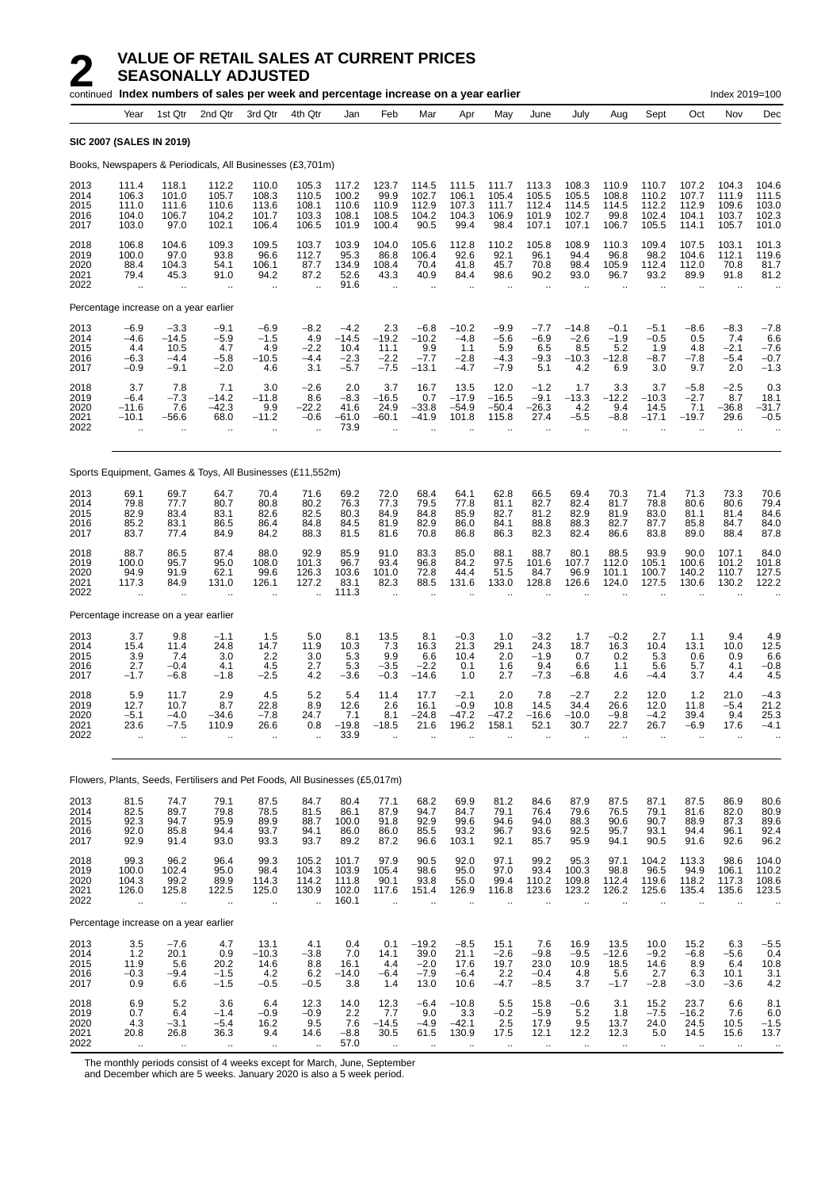# 2 VALUE OF RETAIL SALES AT CURRENT PRICES SEASONALLY ADJUSTED

continued **Index numbers of sales per week and percentage increase on a year earlier** Index 2019=100

**SIC 2007 (SALES IN 2019)**

Books, Newspapers & Periodicals, All Businesses (£3,701m)

| Year | Year | 1st Qtr | 2nd Qtr | 3rd Qtr | 4th Qtr | Jan | Feb | Mar | Apr | May | June | July | Aug | Sept | Oct | Nov | Dec |
|---|---|---|---|---|---|---|---|---|---|---|---|---|---|---|---|---|---|
| 2013 | 111.4 | 118.1 | 112.2 | 110.0 | 105.3 | 117.2 | 123.7 | 114.5 | 111.5 | 111.7 | 113.3 | 108.3 | 110.9 | 110.7 | 107.2 | 104.3 | 104.6 |
| 2014 | 106.3 | 101.0 | 105.7 | 108.3 | 110.5 | 100.2 | 99.9 | 102.7 | 106.1 | 105.4 | 105.5 | 105.5 | 108.8 | 110.2 | 107.7 | 111.9 | 111.5 |
| 2015 | 111.0 | 111.6 | 110.6 | 113.6 | 108.1 | 110.6 | 110.9 | 112.9 | 107.3 | 111.7 | 112.4 | 114.5 | 114.5 | 112.2 | 112.9 | 109.6 | 103.0 |
| 2016 | 104.0 | 106.7 | 104.2 | 101.7 | 103.3 | 108.1 | 108.5 | 104.2 | 104.3 | 106.9 | 101.9 | 102.7 | 99.8 | 102.4 | 104.1 | 103.7 | 102.3 |
| 2017 | 103.0 | 97.0 | 102.1 | 106.4 | 106.5 | 101.9 | 100.4 | 90.5 | 99.4 | 98.4 | 107.1 | 107.1 | 106.7 | 105.5 | 114.1 | 105.7 | 101.0 |
| 2018 | 106.8 | 104.6 | 109.3 | 109.5 | 103.7 | 103.9 | 104.0 | 105.6 | 112.8 | 110.2 | 105.8 | 108.9 | 110.3 | 109.4 | 107.5 | 103.1 | 101.3 |
| 2019 | 100.0 | 97.0 | 93.8 | 96.6 | 112.7 | 95.3 | 86.8 | 106.4 | 92.6 | 92.1 | 96.1 | 94.4 | 96.8 | 98.2 | 104.6 | 112.1 | 119.6 |
| 2020 | 88.4 | 104.3 | 54.1 | 106.1 | 87.7 | 134.9 | 108.4 | 70.4 | 41.8 | 45.7 | 70.8 | 98.4 | 105.9 | 112.4 | 112.0 | 70.8 | 81.7 |
| 2021 | 79.4 | 45.3 | 91.0 | 94.2 | 87.2 | 52.6 | 43.3 | 40.9 | 84.4 | 98.6 | 90.2 | 93.0 | 96.7 | 93.2 | 89.9 | 91.8 | 81.2 |
| 2022 | .. | .. | .. | .. | .. | 91.6 | .. | .. | .. | .. | .. | .. | .. | .. | .. | .. | .. |
| Percentage increase on a year earlier | | | | | | | | | | | | | | | | | |
| 2013 | −6.9 | −3.3 | −9.1 | −6.9 | −8.2 | −4.2 | 2.3 | −6.8 | −10.2 | −9.9 | −7.7 | −14.8 | −0.1 | −5.1 | −8.6 | −8.3 | −7.8 |
| 2014 | −4.6 | −14.5 | −5.9 | −1.5 | 4.9 | −14.5 | −19.2 | −10.2 | −4.8 | −5.6 | −6.9 | −2.6 | −1.9 | −0.5 | 0.5 | 7.4 | 6.6 |
| 2015 | 4.4 | 10.5 | 4.7 | 4.9 | −2.2 | 10.4 | 11.1 | 9.9 | 1.1 | 5.9 | 6.5 | 8.5 | 5.2 | 1.9 | 4.8 | −2.1 | −7.6 |
| 2016 | −6.3 | −4.4 | −5.8 | −10.5 | −4.4 | −2.3 | −2.2 | −7.7 | −2.8 | −4.3 | −9.3 | −10.3 | −12.8 | −8.7 | −7.8 | −5.4 | −0.7 |
| 2017 | −0.9 | −9.1 | −2.0 | 4.6 | 3.1 | −5.7 | −7.5 | −13.1 | −4.7 | −7.9 | 5.1 | 4.2 | 6.9 | 3.0 | 9.7 | 2.0 | −1.3 |
| 2018 | 3.7 | 7.8 | 7.1 | 3.0 | −2.6 | 2.0 | 3.7 | 16.7 | 13.5 | 12.0 | −1.2 | 1.7 | 3.3 | 3.7 | −5.8 | −2.5 | 0.3 |
| 2019 | −6.4 | −7.3 | −14.2 | −11.8 | 8.6 | −8.3 | −16.5 | 0.7 | −17.9 | −16.5 | −9.1 | −13.3 | −12.2 | −10.3 | −2.7 | 8.7 | 18.1 |
| 2020 | −11.6 | 7.6 | −42.3 | 9.9 | −22.2 | 41.6 | 24.9 | −33.8 | −54.9 | −50.4 | −26.3 | 4.2 | 9.4 | 14.5 | 7.1 | −36.8 | −31.7 |
| 2021 | −10.1 | −56.6 | 68.0 | −11.2 | −0.6 | −61.0 | −60.1 | −41.9 | 101.8 | 115.8 | 27.4 | −5.5 | −8.8 | −17.1 | −19.7 | 29.6 | −0.5 |
| 2022 | .. | .. | .. | .. | .. | 73.9 | .. | .. | .. | .. | .. | .. | .. | .. | .. | .. | .. |

Sports Equipment, Games & Toys, All Businesses (£11,552m)

| Year | Year | 1st Qtr | 2nd Qtr | 3rd Qtr | 4th Qtr | Jan | Feb | Mar | Apr | May | June | July | Aug | Sept | Oct | Nov | Dec |
|---|---|---|---|---|---|---|---|---|---|---|---|---|---|---|---|---|---|
| 2013 | 69.1 | 69.7 | 64.7 | 70.4 | 71.6 | 69.2 | 72.0 | 68.4 | 64.1 | 62.8 | 66.5 | 69.4 | 70.3 | 71.4 | 71.3 | 73.3 | 70.6 |
| 2014 | 79.8 | 77.7 | 80.7 | 80.8 | 80.2 | 76.3 | 77.3 | 79.5 | 77.8 | 81.1 | 82.7 | 82.4 | 81.7 | 78.8 | 80.6 | 80.6 | 79.4 |
| 2015 | 82.9 | 83.4 | 83.1 | 82.6 | 82.5 | 80.3 | 84.9 | 84.8 | 85.9 | 82.7 | 81.2 | 82.9 | 81.9 | 83.0 | 81.1 | 81.4 | 84.6 |
| 2016 | 85.2 | 83.1 | 86.5 | 86.4 | 84.8 | 84.5 | 81.9 | 82.9 | 86.0 | 84.1 | 88.8 | 88.3 | 82.7 | 87.7 | 85.8 | 84.7 | 84.0 |
| 2017 | 83.7 | 77.4 | 84.9 | 84.2 | 88.3 | 81.5 | 81.6 | 70.8 | 86.8 | 86.3 | 82.3 | 82.4 | 86.6 | 83.8 | 89.0 | 88.4 | 87.8 |
| 2018 | 88.7 | 86.5 | 87.4 | 88.0 | 92.9 | 85.9 | 91.0 | 83.3 | 85.0 | 88.1 | 88.7 | 80.1 | 88.5 | 93.9 | 90.0 | 107.1 | 84.0 |
| 2019 | 100.0 | 95.7 | 95.0 | 108.0 | 101.3 | 96.7 | 93.4 | 96.8 | 84.2 | 97.5 | 101.6 | 107.7 | 112.0 | 105.1 | 100.6 | 101.2 | 101.8 |
| 2020 | 94.9 | 91.9 | 62.1 | 99.6 | 126.3 | 103.6 | 101.0 | 72.8 | 44.4 | 51.5 | 84.7 | 96.9 | 101.1 | 100.7 | 140.2 | 110.7 | 127.5 |
| 2021 | 117.3 | 84.9 | 131.0 | 126.1 | 127.2 | 83.1 | 82.3 | 88.5 | 131.6 | 133.0 | 128.8 | 126.6 | 124.0 | 127.5 | 130.6 | 130.2 | 122.2 |
| 2022 | .. | .. | .. | .. | .. | 111.3 | .. | .. | .. | .. | .. | .. | .. | .. | .. | .. | .. |
| Percentage increase on a year earlier | | | | | | | | | | | | | | | | | |
| 2013 | 3.7 | 9.8 | −1.1 | 1.5 | 5.0 | 8.1 | 13.5 | 8.1 | −0.3 | 1.0 | −3.2 | 1.7 | −0.2 | 2.7 | 1.1 | 9.4 | 4.9 |
| 2014 | 15.4 | 11.4 | 24.8 | 14.7 | 11.9 | 10.3 | 7.3 | 16.3 | 21.3 | 29.1 | 24.3 | 18.7 | 16.3 | 10.4 | 13.1 | 10.0 | 12.5 |
| 2015 | 3.9 | 7.4 | 3.0 | 2.2 | 3.0 | 5.3 | 9.9 | 6.6 | 10.4 | 2.0 | −1.9 | 0.7 | 0.2 | 5.3 | 0.6 | 0.9 | 6.6 |
| 2016 | 2.7 | −0.4 | 4.1 | 4.5 | 2.7 | 5.3 | −3.5 | −2.2 | 0.1 | 1.6 | 9.4 | 6.6 | 1.1 | 5.6 | 5.7 | 4.1 | −0.8 |
| 2017 | −1.7 | −6.8 | −1.8 | −2.5 | 4.2 | −3.6 | −0.3 | −14.6 | 1.0 | 2.7 | −7.3 | −6.8 | 4.6 | −4.4 | 3.7 | 4.4 | 4.5 |
| 2018 | 5.9 | 11.7 | 2.9 | 4.5 | 5.2 | 5.4 | 11.4 | 17.7 | −2.1 | 2.0 | 7.8 | −2.7 | 2.2 | 12.0 | 1.2 | 21.0 | −4.3 |
| 2019 | 12.7 | 10.7 | 8.7 | 22.8 | 8.9 | 12.6 | 2.6 | 16.1 | −0.9 | 10.8 | 14.5 | 34.4 | 26.6 | 12.0 | 11.8 | −5.4 | 21.2 |
| 2020 | −5.1 | −4.0 | −34.6 | −7.8 | 24.7 | 7.1 | 8.1 | −24.8 | −47.2 | −47.2 | −16.6 | −10.0 | −9.8 | −4.2 | 39.4 | 9.4 | 25.3 |
| 2021 | 23.6 | −7.5 | 110.9 | 26.6 | 0.8 | −19.8 | −18.5 | 21.6 | 196.2 | 158.1 | 52.1 | 30.7 | 22.7 | 26.7 | −6.9 | 17.6 | −4.1 |
| 2022 | .. | .. | .. | .. | .. | 33.9 | .. | .. | .. | .. | .. | .. | .. | .. | .. | .. | .. |

Flowers, Plants, Seeds, Fertilisers and Pet Foods, All Businesses (£5,017m)

| Year | Year | 1st Qtr | 2nd Qtr | 3rd Qtr | 4th Qtr | Jan | Feb | Mar | Apr | May | June | July | Aug | Sept | Oct | Nov | Dec |
|---|---|---|---|---|---|---|---|---|---|---|---|---|---|---|---|---|---|
| 2013 | 81.5 | 74.7 | 79.1 | 87.5 | 84.7 | 80.4 | 77.1 | 68.2 | 69.9 | 81.2 | 84.6 | 87.9 | 87.5 | 87.1 | 87.5 | 86.9 | 80.6 |
| 2014 | 82.5 | 89.7 | 79.8 | 78.5 | 81.5 | 86.1 | 87.9 | 94.7 | 84.7 | 79.1 | 76.4 | 79.6 | 76.5 | 79.1 | 81.6 | 82.0 | 80.9 |
| 2015 | 92.3 | 94.7 | 95.9 | 89.9 | 88.7 | 100.0 | 91.8 | 92.9 | 99.6 | 94.6 | 94.0 | 88.3 | 90.6 | 90.7 | 88.9 | 87.3 | 89.6 |
| 2016 | 92.0 | 85.8 | 94.4 | 93.7 | 94.1 | 86.0 | 86.0 | 85.5 | 93.2 | 96.7 | 93.6 | 92.5 | 95.7 | 93.1 | 94.4 | 96.1 | 92.4 |
| 2017 | 92.9 | 91.4 | 93.0 | 93.3 | 93.7 | 89.2 | 87.2 | 96.6 | 103.1 | 92.1 | 85.7 | 95.9 | 94.1 | 90.5 | 91.6 | 92.6 | 96.2 |
| 2018 | 99.3 | 96.2 | 96.4 | 99.3 | 105.2 | 101.7 | 97.9 | 90.5 | 92.0 | 97.1 | 99.2 | 95.3 | 97.1 | 104.2 | 113.3 | 98.6 | 104.0 |
| 2019 | 100.0 | 102.4 | 95.0 | 98.4 | 104.3 | 103.9 | 105.4 | 98.6 | 95.0 | 97.0 | 93.4 | 100.3 | 98.8 | 96.5 | 94.9 | 106.1 | 110.2 |
| 2020 | 104.3 | 99.2 | 89.9 | 114.3 | 114.2 | 111.8 | 90.1 | 93.8 | 55.0 | 99.4 | 110.2 | 109.8 | 112.4 | 119.6 | 118.2 | 117.3 | 108.6 |
| 2021 | 126.0 | 125.8 | 122.5 | 125.0 | 130.9 | 102.0 | 117.6 | 151.4 | 126.9 | 116.8 | 123.6 | 123.2 | 126.2 | 125.6 | 135.4 | 135.6 | 123.5 |
| 2022 | .. | .. | .. | .. | .. | 160.1 | .. | .. | .. | .. | .. | .. | .. | .. | .. | .. | .. |
| Percentage increase on a year earlier | | | | | | | | | | | | | | | | | |
| 2013 | 3.5 | −7.6 | 4.7 | 13.1 | 4.1 | 0.4 | 0.1 | −19.2 | −8.5 | 15.1 | 7.6 | 16.9 | 13.5 | 10.0 | 15.2 | 6.3 | −5.5 |
| 2014 | 1.2 | 20.1 | 0.9 | −10.3 | −3.8 | 7.0 | 14.1 | 39.0 | 21.1 | −2.6 | −9.8 | −9.5 | −12.6 | −9.2 | −6.8 | −5.6 | 0.4 |
| 2015 | 11.9 | 5.6 | 20.2 | 14.6 | 8.8 | 16.1 | 4.4 | −2.0 | 17.6 | 19.7 | 23.0 | 10.9 | 18.5 | 14.6 | 8.9 | 6.4 | 10.8 |
| 2016 | −0.3 | −9.4 | −1.5 | 4.2 | 6.2 | −14.0 | −6.4 | −7.9 | −6.4 | 2.2 | −0.4 | 4.8 | 5.6 | 2.7 | 6.3 | 10.1 | 3.1 |
| 2017 | 0.9 | 6.6 | −1.5 | −0.5 | −0.5 | 3.8 | 1.4 | 13.0 | 10.6 | −4.7 | −8.5 | 3.7 | −1.7 | −2.8 | −3.0 | −3.6 | 4.2 |
| 2018 | 6.9 | 5.2 | 3.6 | 6.4 | 12.3 | 14.0 | 12.3 | −6.4 | −10.8 | 5.5 | 15.8 | −0.6 | 3.1 | 15.2 | 23.7 | 6.6 | 8.1 |
| 2019 | 0.7 | 6.4 | −1.4 | −0.9 | −0.9 | 2.2 | 7.7 | 9.0 | 3.3 | −0.2 | −5.9 | 5.2 | 1.8 | −7.5 | −16.2 | 7.6 | 6.0 |
| 2020 | 4.3 | −3.1 | −5.4 | 16.2 | 9.5 | 7.6 | −14.5 | −4.9 | −42.1 | 2.5 | 17.9 | 9.5 | 13.7 | 24.0 | 24.5 | 10.5 | −1.5 |
| 2021 | 20.8 | 26.8 | 36.3 | 9.4 | 14.6 | −8.8 | 30.5 | 61.5 | 130.9 | 17.5 | 12.1 | 12.2 | 12.3 | 5.0 | 14.5 | 15.6 | 13.7 |
| 2022 | .. | .. | .. | .. | .. | 57.0 | .. | .. | .. | .. | .. | .. | .. | .. | .. | .. | .. |

The monthly periods consist of 4 weeks except for March, June, September and December which are 5 weeks. January 2020 is also a 5 week period.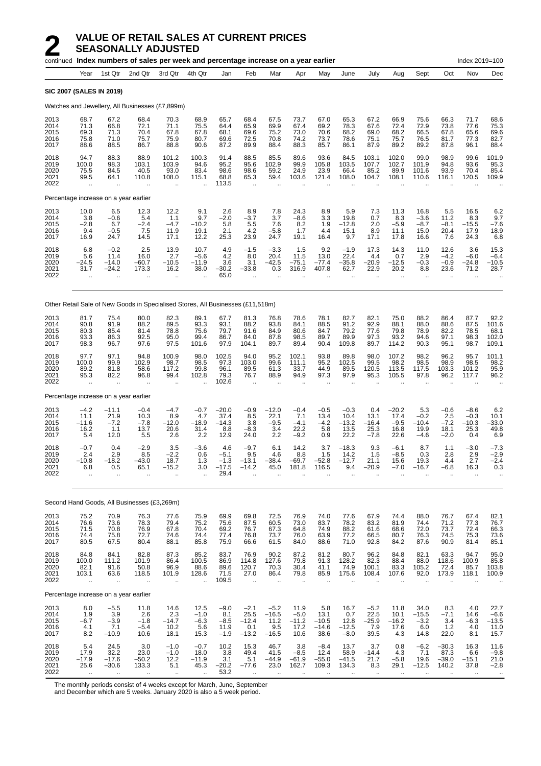# 2 VALUE OF RETAIL SALES AT CURRENT PRICES SEASONALLY ADJUSTED

continued **Index numbers of sales per week and percentage increase on a year earlier** Index 2019=100

| Year | Year | 1st Qtr | 2nd Qtr | 3rd Qtr | 4th Qtr | Jan | Feb | Mar | Apr | May | June | July | Aug | Sept | Oct | Nov | Dec |
|---|---|---|---|---|---|---|---|---|---|---|---|---|---|---|---|---|---|
| **SIC 2007 (SALES IN 2019)** | | | | | | | | | | | | | | | | | |
| Watches and Jewellery, All Businesses (£7,899m) | | | | | | | | | | | | | | | | | |
| 2013 | 68.7 | 67.2 | 68.4 | 70.3 | 68.9 | 65.7 | 68.4 | 67.5 | 73.7 | 67.0 | 65.3 | 67.2 | 66.9 | 75.6 | 66.3 | 71.7 | 68.6 |
| 2014 | 71.3 | 66.8 | 72.1 | 71.1 | 75.5 | 64.4 | 65.9 | 69.9 | 67.4 | 69.2 | 78.3 | 67.6 | 72.4 | 72.9 | 73.8 | 77.6 | 75.3 |
| 2015 | 69.3 | 71.3 | 70.4 | 67.8 | 67.8 | 68.1 | 69.6 | 75.2 | 73.0 | 70.6 | 68.2 | 69.0 | 68.2 | 66.5 | 67.8 | 65.6 | 69.6 |
| 2016 | 75.8 | 71.0 | 75.7 | 75.9 | 80.7 | 69.6 | 72.5 | 70.8 | 74.2 | 73.7 | 78.6 | 75.1 | 75.7 | 76.5 | 81.7 | 77.3 | 82.7 |
| 2017 | 88.6 | 88.5 | 86.7 | 88.8 | 90.6 | 87.2 | 89.9 | 88.4 | 88.3 | 85.7 | 86.1 | 87.9 | 89.2 | 89.2 | 87.8 | 96.1 | 88.4 |
| 2018 | 94.7 | 88.3 | 88.9 | 101.2 | 100.3 | 91.4 | 88.5 | 85.5 | 89.6 | 93.6 | 84.5 | 103.1 | 102.0 | 99.0 | 98.9 | 99.6 | 101.9 |
| 2019 | 100.0 | 98.3 | 103.1 | 103.9 | 94.6 | 95.2 | 95.6 | 102.9 | 99.9 | 105.8 | 103.5 | 107.7 | 102.7 | 101.9 | 94.8 | 93.6 | 95.3 |
| 2020 | 75.5 | 84.5 | 40.5 | 93.0 | 83.4 | 98.6 | 98.6 | 59.2 | 24.9 | 23.9 | 66.4 | 85.2 | 89.9 | 101.6 | 93.9 | 70.4 | 85.4 |
| 2021 | 99.5 | 64.1 | 110.8 | 108.0 | 115.1 | 68.8 | 65.3 | 59.4 | 103.6 | 121.4 | 108.0 | 104.7 | 108.1 | 110.6 | 116.1 | 120.5 | 109.9 |
| 2022 | .. | .. | .. | .. | .. | 113.5 | .. | .. | .. | .. | .. | .. | .. | .. | .. | .. | .. |
| Percentage increase on a year earlier | | | | | | | | | | | | | | | | | |
| 2013 | 10.0 | 6.5 | 12.3 | 12.2 | 9.1 | 2.6 | 8.9 | 7.8 | 24.3 | 8.9 | 5.9 | 7.3 | 11.3 | 16.8 | 5.5 | 16.5 | 6.2 |
| 2014 | 3.8 | −0.6 | 5.4 | 1.1 | 9.7 | −2.0 | −3.7 | 3.7 | −8.6 | 3.3 | 19.8 | 0.7 | 8.3 | −3.6 | 11.2 | 8.3 | 9.7 |
| 2015 | −2.8 | 6.7 | −2.4 | −4.7 | −10.2 | 5.8 | 5.5 | 7.6 | 8.2 | 1.9 | −12.8 | 2.0 | −5.9 | −8.7 | −8.1 | −15.5 | −7.6 |
| 2016 | 9.4 | −0.5 | 7.5 | 11.9 | 19.1 | 2.1 | 4.2 | −5.8 | 1.7 | 4.4 | 15.1 | 8.9 | 11.1 | 15.0 | 20.4 | 17.9 | 18.9 |
| 2017 | 16.9 | 24.7 | 14.5 | 17.1 | 12.2 | 25.3 | 23.9 | 24.7 | 19.1 | 16.4 | 9.7 | 17.1 | 17.8 | 16.6 | 7.6 | 24.3 | 6.8 |
| 2018 | 6.8 | −0.2 | 2.5 | 13.9 | 10.7 | 4.9 | −1.5 | −3.3 | 1.5 | 9.2 | −1.9 | 17.3 | 14.3 | 11.0 | 12.6 | 3.6 | 15.3 |
| 2019 | 5.6 | 11.4 | 16.0 | 2.7 | −5.6 | 4.2 | 8.0 | 20.4 | 11.5 | 13.0 | 22.4 | 4.4 | 0.7 | 2.9 | −4.2 | −6.0 | −6.4 |
| 2020 | −24.5 | −14.0 | −60.7 | −10.5 | −11.9 | 3.6 | 3.1 | −42.5 | −75.1 | −77.4 | −35.8 | −20.9 | −12.5 | −0.3 | −0.9 | −24.8 | −10.5 |
| 2021 | 31.7 | −24.2 | 173.3 | 16.2 | 38.0 | −30.2 | −33.8 | 0.3 | 316.9 | 407.8 | 62.7 | 22.9 | 20.2 | 8.8 | 23.6 | 71.2 | 28.7 |
| 2022 | .. | .. | .. | .. | .. | 65.0 | .. | .. | .. | .. | .. | .. | .. | .. | .. | .. | .. |
| Other Retail Sale of New Goods in Specialised Stores, All Businesses (£11,518m) | | | | | | | | | | | | | | | | | |
| 2013 | 81.7 | 75.4 | 80.0 | 82.3 | 89.1 | 67.7 | 81.3 | 76.8 | 78.6 | 78.1 | 82.7 | 82.1 | 75.0 | 88.2 | 86.4 | 87.7 | 92.2 |
| 2014 | 90.8 | 91.9 | 88.2 | 89.5 | 93.3 | 93.1 | 88.2 | 93.8 | 84.1 | 88.5 | 91.2 | 92.9 | 88.1 | 88.0 | 88.6 | 87.5 | 101.6 |
| 2015 | 80.3 | 85.4 | 81.4 | 78.8 | 75.6 | 79.7 | 91.6 | 84.9 | 80.6 | 84.7 | 79.2 | 77.6 | 79.8 | 78.9 | 82.2 | 78.5 | 68.1 |
| 2016 | 93.3 | 86.3 | 92.5 | 95.0 | 99.4 | 86.7 | 84.0 | 87.8 | 98.5 | 89.7 | 89.9 | 97.3 | 93.2 | 94.6 | 97.1 | 98.3 | 102.0 |
| 2017 | 98.3 | 96.7 | 97.6 | 97.5 | 101.6 | 97.9 | 104.1 | 89.7 | 89.4 | 90.4 | 109.8 | 89.7 | 114.2 | 90.3 | 95.1 | 98.7 | 109.1 |
| 2018 | 97.7 | 97.1 | 94.8 | 100.9 | 98.0 | 102.5 | 94.0 | 95.2 | 102.1 | 93.8 | 89.8 | 98.0 | 107.2 | 98.2 | 96.2 | 95.7 | 101.1 |
| 2019 | 100.0 | 99.9 | 102.9 | 98.7 | 98.5 | 97.3 | 103.0 | 99.6 | 111.1 | 95.2 | 102.5 | 99.5 | 98.2 | 98.5 | 98.9 | 98.5 | 98.2 |
| 2020 | 89.2 | 81.8 | 58.6 | 117.2 | 99.8 | 96.1 | 89.5 | 61.3 | 33.7 | 44.9 | 89.5 | 120.5 | 113.5 | 117.5 | 103.3 | 101.2 | 95.9 |
| 2021 | 95.3 | 82.2 | 96.8 | 99.4 | 102.8 | 79.3 | 76.7 | 88.9 | 94.9 | 97.3 | 97.9 | 95.3 | 105.5 | 97.8 | 96.2 | 117.7 | 96.2 |
| 2022 | .. | .. | .. | .. | .. | 102.6 | .. | .. | .. | .. | .. | .. | .. | .. | .. | .. | .. |
| Percentage increase on a year earlier | | | | | | | | | | | | | | | | | |
| 2013 | −4.2 | −11.1 | −0.4 | −4.7 | −0.7 | −20.0 | −0.9 | −12.0 | −0.4 | −0.5 | −0.3 | 0.4 | −20.2 | 5.3 | −0.6 | −8.6 | 6.2 |
| 2014 | 11.1 | 21.9 | 10.3 | 8.9 | 4.7 | 37.4 | 8.5 | 22.1 | 7.1 | 13.4 | 10.4 | 13.1 | 17.4 | −0.2 | 2.5 | −0.3 | 10.1 |
| 2015 | −11.6 | −7.2 | −7.8 | −12.0 | −18.9 | −14.3 | 3.8 | −9.5 | −4.1 | −4.2 | −13.2 | −16.4 | −9.5 | −10.4 | −7.2 | −10.3 | −33.0 |
| 2016 | 16.2 | 1.1 | 13.7 | 20.6 | 31.4 | 8.8 | −8.3 | 3.4 | 22.2 | 5.8 | 13.5 | 25.3 | 16.8 | 19.9 | 18.1 | 25.3 | 49.8 |
| 2017 | 5.4 | 12.0 | 5.5 | 2.6 | 2.2 | 12.9 | 24.0 | 2.2 | −9.2 | 0.9 | 22.2 | −7.8 | 22.6 | −4.6 | −2.0 | 0.4 | 6.9 |
| 2018 | −0.7 | 0.4 | −2.9 | 3.5 | −3.6 | 4.6 | −9.7 | 6.1 | 14.2 | 3.7 | −18.3 | 9.3 | −6.1 | 8.7 | 1.1 | −3.0 | −7.3 |
| 2019 | 2.4 | 2.9 | 8.5 | −2.2 | 0.6 | −5.1 | 9.5 | 4.6 | 8.8 | 1.5 | 14.2 | 1.5 | −8.5 | 0.3 | 2.8 | 2.9 | −2.9 |
| 2020 | −10.8 | −18.2 | −43.0 | 18.7 | 1.3 | −1.3 | −13.1 | −38.4 | −69.7 | −52.8 | −12.7 | 21.1 | 15.6 | 19.3 | 4.4 | 2.7 | −2.4 |
| 2021 | 6.8 | 0.5 | 65.1 | −15.2 | 3.0 | −17.5 | −14.2 | 45.0 | 181.8 | 116.5 | 9.4 | −20.9 | −7.0 | −16.7 | −6.8 | 16.3 | 0.3 |
| 2022 | .. | .. | .. | .. | .. | 29.4 | .. | .. | .. | .. | .. | .. | .. | .. | .. | .. | .. |
| Second Hand Goods, All Businesses (£3,269m) | | | | | | | | | | | | | | | | | |
| 2013 | 75.2 | 70.9 | 76.3 | 77.6 | 75.9 | 69.9 | 69.8 | 72.5 | 76.9 | 74.0 | 77.6 | 67.9 | 74.4 | 88.0 | 76.7 | 67.4 | 82.1 |
| 2014 | 76.6 | 73.6 | 78.3 | 79.4 | 75.2 | 75.6 | 87.5 | 60.5 | 73.0 | 83.7 | 78.2 | 83.2 | 81.9 | 74.4 | 71.2 | 77.3 | 76.7 |
| 2015 | 71.5 | 70.8 | 76.9 | 67.8 | 70.4 | 69.2 | 76.7 | 67.3 | 64.8 | 74.9 | 88.2 | 61.6 | 68.6 | 72.0 | 73.7 | 72.4 | 66.3 |
| 2016 | 74.4 | 75.8 | 72.7 | 74.6 | 74.4 | 77.4 | 76.8 | 73.7 | 76.0 | 63.9 | 77.2 | 66.5 | 80.7 | 76.3 | 74.5 | 75.3 | 73.6 |
| 2017 | 80.5 | 67.5 | 80.4 | 88.1 | 85.8 | 75.9 | 66.6 | 61.5 | 84.0 | 88.6 | 71.0 | 92.8 | 84.2 | 87.6 | 90.9 | 81.4 | 85.1 |
| 2018 | 84.8 | 84.1 | 82.8 | 87.3 | 85.2 | 83.7 | 76.9 | 90.2 | 87.2 | 81.2 | 80.7 | 96.2 | 84.8 | 82.1 | 63.3 | 94.7 | 95.0 |
| 2019 | 100.0 | 111.2 | 101.9 | 86.4 | 100.5 | 86.9 | 114.8 | 127.6 | 79.8 | 91.3 | 128.2 | 82.3 | 88.4 | 88.0 | 118.6 | 100.9 | 85.8 |
| 2020 | 82.1 | 91.6 | 50.8 | 96.9 | 88.6 | 89.6 | 120.7 | 70.3 | 30.4 | 41.1 | 74.9 | 100.1 | 83.3 | 105.2 | 72.4 | 85.7 | 103.8 |
| 2021 | 103.1 | 63.6 | 118.5 | 101.9 | 128.6 | 71.5 | 27.0 | 86.4 | 79.8 | 85.9 | 175.6 | 108.4 | 107.6 | 92.0 | 173.9 | 118.1 | 100.9 |
| 2022 | .. | .. | .. | .. | .. | 109.5 | .. | .. | .. | .. | .. | .. | .. | .. | .. | .. | .. |
| Percentage increase on a year earlier | | | | | | | | | | | | | | | | | |
| 2013 | 8.0 | −5.5 | 11.8 | 14.6 | 12.5 | −9.0 | −2.1 | −5.2 | 11.9 | 5.8 | 16.7 | −5.2 | 11.8 | 34.0 | 8.3 | 4.0 | 22.7 |
| 2014 | 1.9 | 3.9 | 2.6 | 2.3 | −1.0 | 8.1 | 25.5 | −16.5 | −5.0 | 13.1 | 0.7 | 22.5 | 10.1 | −15.5 | −7.1 | 14.6 | −6.6 |
| 2015 | −6.7 | −3.9 | −1.8 | −14.7 | −6.3 | −8.5 | −12.4 | 11.2 | −11.2 | −10.5 | 12.8 | −25.9 | −16.2 | −3.2 | 3.4 | −6.3 | −13.5 |
| 2016 | 4.1 | 7.1 | −5.4 | 10.2 | 5.6 | 11.9 | 0.1 | 9.5 | 17.2 | −14.6 | −12.5 | 7.9 | 17.6 | 6.0 | 1.2 | 4.0 | 11.0 |
| 2017 | 8.2 | −10.9 | 10.6 | 18.1 | 15.3 | −1.9 | −13.2 | −16.5 | 10.6 | 38.6 | −8.0 | 39.5 | 4.3 | 14.8 | 22.0 | 8.1 | 15.7 |
| 2018 | 5.4 | 24.5 | 3.0 | −1.0 | −0.7 | 10.2 | 15.3 | 46.7 | 3.8 | −8.4 | 13.7 | 3.7 | 0.8 | −6.2 | −30.3 | 16.3 | 11.6 |
| 2019 | 17.9 | 32.2 | 23.0 | −1.0 | 18.0 | 3.8 | 49.4 | 41.5 | −8.5 | 12.4 | 58.9 | −14.4 | 4.3 | 7.1 | 87.3 | 6.6 | −9.8 |
| 2020 | −17.9 | −17.6 | −50.2 | 12.2 | −11.9 | 3.1 | 5.1 | −44.9 | −61.9 | −55.0 | −41.5 | 21.7 | −5.8 | 19.6 | −39.0 | −15.1 | 21.0 |
| 2021 | 25.6 | −30.6 | 133.3 | 5.1 | 45.3 | −20.2 | −77.6 | 23.0 | 162.7 | 109.3 | 134.3 | 8.3 | 29.1 | −12.5 | 140.2 | 37.8 | −2.8 |
| 2022 | .. | .. | .. | .. | .. | 53.2 | .. | .. | .. | .. | .. | .. | .. | .. | .. | .. | .. |

The monthly periods consist of 4 weeks except for March, June, September and December which are 5 weeks. January 2020 is also a 5 week period.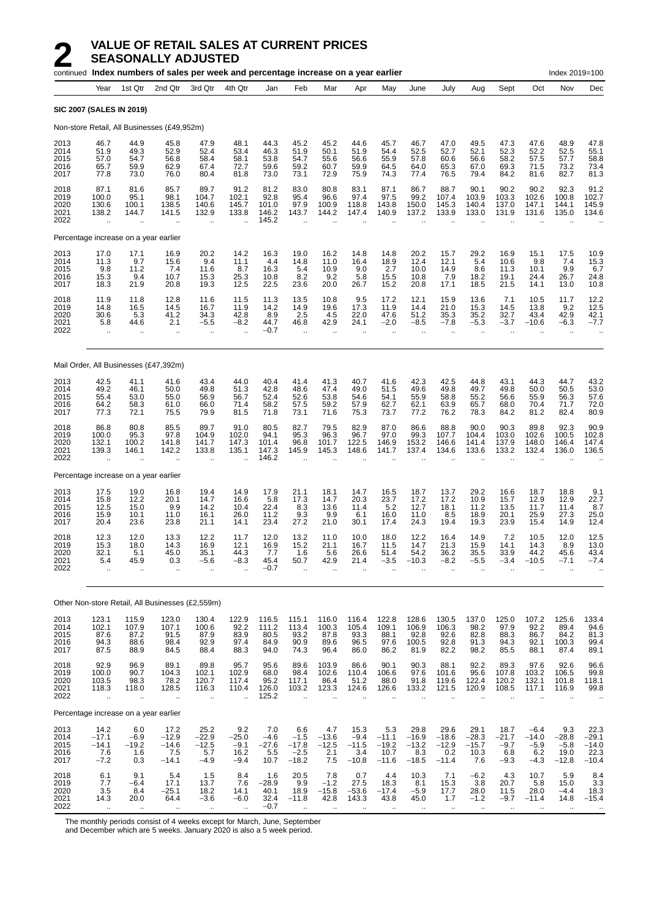# 2 VALUE OF RETAIL SALES AT CURRENT PRICES SEASONALLY ADJUSTED

continued **Index numbers of sales per week and percentage increase on a year earlier** Index 2019=100

| | Year | 1st Qtr | 2nd Qtr | 3rd Qtr | 4th Qtr | Jan | Feb | Mar | Apr | May | June | July | Aug | Sept | Oct | Nov | Dec |
|---|---|---|---|---|---|---|---|---|---|---|---|---|---|---|---|---|---|
| **SIC 2007 (SALES IN 2019)** | | | | | | | | | | | | | | | | | |
| Non-store Retail, All Businesses (£49,952m) | | | | | | | | | | | | | | | | | |
| 2013 | 46.7 | 44.9 | 45.8 | 47.9 | 48.1 | 44.3 | 45.2 | 45.2 | 44.6 | 45.7 | 46.7 | 47.0 | 49.5 | 47.3 | 47.6 | 48.9 | 47.8 |
| 2014 | 51.9 | 49.3 | 52.9 | 52.4 | 53.4 | 46.3 | 51.9 | 50.1 | 51.9 | 54.4 | 52.5 | 52.7 | 52.1 | 52.3 | 52.2 | 52.5 | 55.1 |
| 2015 | 57.0 | 54.7 | 56.8 | 58.4 | 58.1 | 53.8 | 54.7 | 55.6 | 56.6 | 55.9 | 57.8 | 60.6 | 56.6 | 58.2 | 57.5 | 57.7 | 58.8 |
| 2016 | 65.7 | 59.9 | 62.9 | 67.4 | 72.7 | 59.6 | 59.2 | 60.7 | 59.9 | 64.5 | 64.0 | 65.3 | 67.0 | 69.3 | 71.5 | 73.2 | 73.4 |
| 2017 | 77.8 | 73.0 | 76.0 | 80.4 | 81.8 | 73.0 | 73.1 | 72.9 | 75.9 | 74.3 | 77.4 | 76.5 | 79.4 | 84.2 | 81.6 | 82.7 | 81.3 |
| 2018 | 87.1 | 81.6 | 85.7 | 89.7 | 91.2 | 81.2 | 83.0 | 80.8 | 83.1 | 87.1 | 86.7 | 88.7 | 90.1 | 90.2 | 90.2 | 92.3 | 91.2 |
| 2019 | 100.0 | 95.1 | 98.1 | 104.7 | 102.1 | 92.8 | 95.4 | 96.6 | 97.4 | 97.5 | 99.2 | 107.4 | 103.9 | 103.3 | 102.6 | 100.8 | 102.7 |
| 2020 | 130.6 | 100.1 | 138.5 | 140.6 | 145.7 | 101.0 | 97.9 | 100.9 | 118.8 | 143.8 | 150.0 | 145.3 | 140.4 | 137.0 | 147.1 | 144.1 | 145.9 |
| 2021 | 138.2 | 144.7 | 141.5 | 132.9 | 133.8 | 146.2 | 143.7 | 144.2 | 147.4 | 140.9 | 137.2 | 133.9 | 133.0 | 131.9 | 131.6 | 135.0 | 134.6 |
| 2022 | .. | .. | .. | .. | .. | 145.2 | .. | .. | .. | .. | .. | .. | .. | .. | .. | .. | .. |
| Percentage increase on a year earlier | | | | | | | | | | | | | | | | | |
| 2013 | 17.0 | 17.1 | 16.9 | 20.2 | 14.2 | 16.3 | 19.0 | 16.2 | 14.8 | 14.8 | 20.2 | 15.7 | 29.2 | 16.9 | 15.1 | 17.5 | 10.9 |
| 2014 | 11.3 | 9.7 | 15.6 | 9.4 | 11.1 | 4.4 | 14.8 | 11.0 | 16.4 | 18.9 | 12.4 | 12.1 | 5.4 | 10.6 | 9.8 | 7.4 | 15.3 |
| 2015 | 9.8 | 11.2 | 7.4 | 11.6 | 8.7 | 16.3 | 5.4 | 10.9 | 9.0 | 2.7 | 10.0 | 14.9 | 8.6 | 11.3 | 10.1 | 9.9 | 6.7 |
| 2016 | 15.3 | 9.4 | 10.7 | 15.3 | 25.3 | 10.8 | 8.2 | 9.2 | 5.8 | 15.5 | 10.8 | 7.9 | 18.2 | 19.1 | 24.4 | 26.7 | 24.8 |
| 2017 | 18.3 | 21.9 | 20.8 | 19.3 | 12.5 | 22.5 | 23.6 | 20.0 | 26.7 | 15.2 | 20.8 | 17.1 | 18.5 | 21.5 | 14.1 | 13.0 | 10.8 |
| 2018 | 11.9 | 11.8 | 12.8 | 11.6 | 11.5 | 11.3 | 13.5 | 10.8 | 9.5 | 17.2 | 12.1 | 15.9 | 13.6 | 7.1 | 10.5 | 11.7 | 12.2 |
| 2019 | 14.8 | 16.5 | 14.5 | 16.7 | 11.9 | 14.2 | 14.9 | 19.6 | 17.3 | 11.9 | 14.4 | 21.0 | 15.3 | 14.5 | 13.8 | 9.2 | 12.5 |
| 2020 | 30.6 | 5.3 | 41.2 | 34.3 | 42.8 | 8.9 | 2.5 | 4.5 | 22.0 | 47.6 | 51.2 | 35.3 | 35.2 | 32.7 | 43.4 | 42.9 | 42.1 |
| 2021 | 5.8 | 44.6 | 2.1 | −5.5 | −8.2 | 44.7 | 46.8 | 42.9 | 24.1 | −2.0 | −8.5 | −7.8 | −5.3 | −3.7 | −10.6 | −6.3 | −7.7 |
| 2022 | .. | .. | .. | .. | .. | −0.7 | .. | .. | .. | .. | .. | .. | .. | .. | .. | .. | .. |
| Mail Order, All Businesses (£47,392m) | | | | | | | | | | | | | | | | | |
| 2013 | 42.5 | 41.1 | 41.6 | 43.4 | 44.0 | 40.4 | 41.4 | 41.3 | 40.7 | 41.6 | 42.3 | 42.5 | 44.8 | 43.1 | 44.3 | 44.7 | 43.2 |
| 2014 | 49.2 | 46.1 | 50.0 | 49.8 | 51.3 | 42.8 | 48.6 | 47.4 | 49.0 | 51.5 | 49.6 | 49.8 | 49.7 | 49.8 | 50.0 | 50.5 | 53.0 |
| 2015 | 55.4 | 53.0 | 55.0 | 56.9 | 56.7 | 52.4 | 52.6 | 53.8 | 54.6 | 54.1 | 55.9 | 58.8 | 55.2 | 56.6 | 55.9 | 56.3 | 57.6 |
| 2016 | 64.2 | 58.3 | 61.0 | 66.0 | 71.4 | 58.2 | 57.5 | 59.2 | 57.9 | 62.7 | 62.1 | 63.9 | 65.7 | 68.0 | 70.4 | 71.7 | 72.0 |
| 2017 | 77.3 | 72.1 | 75.5 | 79.9 | 81.5 | 71.8 | 73.1 | 71.6 | 75.3 | 73.7 | 77.2 | 76.2 | 78.3 | 84.2 | 81.2 | 82.4 | 80.9 |
| 2018 | 86.8 | 80.8 | 85.5 | 89.7 | 91.0 | 80.5 | 82.7 | 79.5 | 82.9 | 87.0 | 86.6 | 88.8 | 90.0 | 90.3 | 89.8 | 92.3 | 90.9 |
| 2019 | 100.0 | 95.3 | 97.8 | 104.9 | 102.0 | 94.1 | 95.3 | 96.3 | 96.7 | 97.0 | 99.3 | 107.7 | 104.4 | 103.0 | 102.6 | 100.5 | 102.8 |
| 2020 | 132.1 | 100.2 | 141.8 | 141.7 | 147.3 | 101.4 | 96.8 | 101.7 | 122.5 | 146.9 | 153.2 | 146.6 | 141.4 | 137.9 | 148.0 | 146.4 | 147.4 |
| 2021 | 139.3 | 146.1 | 142.2 | 133.8 | 135.1 | 147.3 | 145.9 | 145.3 | 148.6 | 141.7 | 137.4 | 134.6 | 133.6 | 133.2 | 132.4 | 136.0 | 136.5 |
| 2022 | .. | .. | .. | .. | .. | 146.2 | .. | .. | .. | .. | .. | .. | .. | .. | .. | .. | .. |
| Percentage increase on a year earlier | | | | | | | | | | | | | | | | | |
| 2013 | 17.5 | 19.0 | 16.8 | 19.4 | 14.9 | 17.9 | 21.1 | 18.1 | 14.7 | 16.5 | 18.7 | 13.7 | 29.2 | 16.6 | 18.7 | 18.8 | 9.1 |
| 2014 | 15.8 | 12.2 | 20.1 | 14.7 | 16.6 | 5.8 | 17.3 | 14.7 | 20.3 | 23.7 | 17.2 | 17.2 | 10.9 | 15.7 | 12.9 | 12.9 | 22.7 |
| 2015 | 12.5 | 15.0 | 9.9 | 14.2 | 10.4 | 22.4 | 8.3 | 13.6 | 11.4 | 5.2 | 12.7 | 18.1 | 11.2 | 13.5 | 11.7 | 11.4 | 8.7 |
| 2016 | 15.9 | 10.1 | 11.0 | 16.1 | 26.0 | 11.2 | 9.3 | 9.9 | 6.1 | 16.0 | 11.0 | 8.5 | 18.9 | 20.1 | 25.9 | 27.3 | 25.0 |
| 2017 | 20.4 | 23.6 | 23.8 | 21.1 | 14.1 | 23.4 | 27.2 | 21.0 | 30.1 | 17.4 | 24.3 | 19.4 | 19.3 | 23.9 | 15.4 | 14.9 | 12.4 |
| 2018 | 12.3 | 12.0 | 13.3 | 12.2 | 11.7 | 12.0 | 13.2 | 11.0 | 10.0 | 18.0 | 12.2 | 16.4 | 14.9 | 7.2 | 10.5 | 12.0 | 12.5 |
| 2019 | 15.3 | 18.0 | 14.3 | 16.9 | 12.1 | 16.9 | 15.2 | 21.1 | 16.7 | 11.5 | 14.7 | 21.3 | 15.9 | 14.1 | 14.3 | 8.9 | 13.0 |
| 2020 | 32.1 | 5.1 | 45.0 | 35.1 | 44.3 | 7.7 | 1.6 | 5.6 | 26.6 | 51.4 | 54.2 | 36.2 | 35.5 | 33.9 | 44.2 | 45.6 | 43.4 |
| 2021 | 5.4 | 45.9 | 0.3 | −5.6 | −8.3 | 45.4 | 50.7 | 42.9 | 21.4 | −3.5 | −10.3 | −8.2 | −5.5 | −3.4 | −10.5 | −7.1 | −7.4 |
| 2022 | .. | .. | .. | .. | .. | −0.7 | .. | .. | .. | .. | .. | .. | .. | .. | .. | .. | .. |
| Other Non-store Retail, All Businesses (£2,559m) | | | | | | | | | | | | | | | | | |
| 2013 | 123.1 | 115.9 | 123.0 | 130.4 | 122.9 | 116.5 | 115.1 | 116.0 | 116.4 | 122.8 | 128.6 | 130.5 | 137.0 | 125.0 | 107.2 | 125.6 | 133.4 |
| 2014 | 102.1 | 107.9 | 107.1 | 100.6 | 92.2 | 111.2 | 113.4 | 100.3 | 105.4 | 109.1 | 106.9 | 106.3 | 98.2 | 97.9 | 92.2 | 89.4 | 94.6 |
| 2015 | 87.6 | 87.2 | 91.5 | 87.9 | 83.9 | 80.5 | 93.2 | 87.8 | 93.3 | 88.1 | 92.8 | 92.6 | 82.8 | 88.3 | 86.7 | 84.2 | 81.3 |
| 2016 | 94.3 | 88.6 | 98.4 | 92.9 | 97.4 | 84.9 | 90.9 | 89.6 | 96.5 | 97.6 | 100.5 | 92.8 | 91.3 | 94.3 | 92.1 | 100.3 | 99.4 |
| 2017 | 87.5 | 88.9 | 84.5 | 88.4 | 88.3 | 94.0 | 74.3 | 96.4 | 86.0 | 86.2 | 81.9 | 82.2 | 98.2 | 85.5 | 88.1 | 87.4 | 89.1 |
| 2018 | 92.9 | 96.9 | 89.1 | 89.8 | 95.7 | 95.6 | 89.6 | 103.9 | 86.6 | 90.1 | 90.3 | 88.1 | 92.2 | 89.3 | 97.6 | 92.6 | 96.6 |
| 2019 | 100.0 | 90.7 | 104.3 | 102.1 | 102.9 | 68.0 | 98.4 | 102.6 | 110.4 | 106.6 | 97.6 | 101.6 | 95.6 | 107.8 | 103.2 | 106.5 | 99.8 |
| 2020 | 103.5 | 98.3 | 78.2 | 120.7 | 117.4 | 95.2 | 117.1 | 86.4 | 51.2 | 88.0 | 91.8 | 119.6 | 122.4 | 120.2 | 132.1 | 101.8 | 118.1 |
| 2021 | 118.3 | 118.0 | 128.5 | 116.3 | 110.4 | 126.0 | 103.2 | 123.3 | 124.6 | 126.6 | 133.2 | 121.5 | 120.9 | 108.5 | 117.1 | 116.9 | 99.8 |
| 2022 | .. | .. | .. | .. | .. | 125.2 | .. | .. | .. | .. | .. | .. | .. | .. | .. | .. | .. |
| Percentage increase on a year earlier | | | | | | | | | | | | | | | | | |
| 2013 | 14.2 | 6.0 | 17.2 | 25.2 | 9.2 | 7.0 | 6.6 | 4.7 | 15.3 | 5.3 | 29.8 | 29.6 | 29.1 | 18.7 | −6.4 | 9.3 | 22.3 |
| 2014 | −17.1 | −6.9 | −12.9 | −22.9 | −25.0 | −4.6 | −1.5 | −13.6 | −9.4 | −11.1 | −16.9 | −18.6 | −28.3 | −21.7 | −14.0 | −28.8 | −29.1 |
| 2015 | −14.1 | −19.2 | −14.6 | −12.5 | −9.1 | −27.6 | −17.8 | −12.5 | −11.5 | −19.2 | −13.2 | −12.9 | −15.7 | −9.7 | −5.9 | −5.8 | −14.0 |
| 2016 | 7.6 | 1.6 | 7.5 | 5.7 | 16.2 | 5.5 | −2.5 | 2.1 | 3.4 | 10.7 | 8.3 | 0.2 | 10.3 | 6.8 | 6.2 | 19.0 | 22.3 |
| 2017 | −7.2 | 0.3 | −14.1 | −4.9 | −9.4 | 10.7 | −18.2 | 7.5 | −10.8 | −11.6 | −18.5 | −11.4 | 7.6 | −9.3 | −4.3 | −12.8 | −10.4 |
| 2018 | 6.1 | 9.1 | 5.4 | 1.5 | 8.4 | 1.6 | 20.5 | 7.8 | 0.7 | 4.4 | 10.3 | 7.1 | −6.2 | 4.3 | 10.7 | 5.9 | 8.4 |
| 2019 | 7.7 | −6.4 | 17.1 | 13.7 | 7.6 | −28.9 | 9.9 | −1.2 | 27.5 | 18.3 | 8.1 | 15.3 | 3.8 | 20.7 | 5.8 | 15.0 | 3.3 |
| 2020 | 3.5 | 8.4 | −25.1 | 18.2 | 14.1 | 40.1 | 18.9 | −15.8 | −53.6 | −17.4 | −5.9 | 17.7 | 28.0 | 11.5 | 28.0 | −4.4 | 18.3 |
| 2021 | 14.3 | 20.0 | 64.4 | −3.6 | −6.0 | 32.4 | −11.8 | 42.8 | 143.3 | 43.8 | 45.0 | 1.7 | −1.2 | −9.7 | −11.4 | 14.8 | −15.4 |
| 2022 | .. | .. | .. | .. | .. | −0.7 | .. | .. | .. | .. | .. | .. | .. | .. | .. | .. | .. |

The monthly periods consist of 4 weeks except for March, June, September and December which are 5 weeks. January 2020 is also a 5 week period.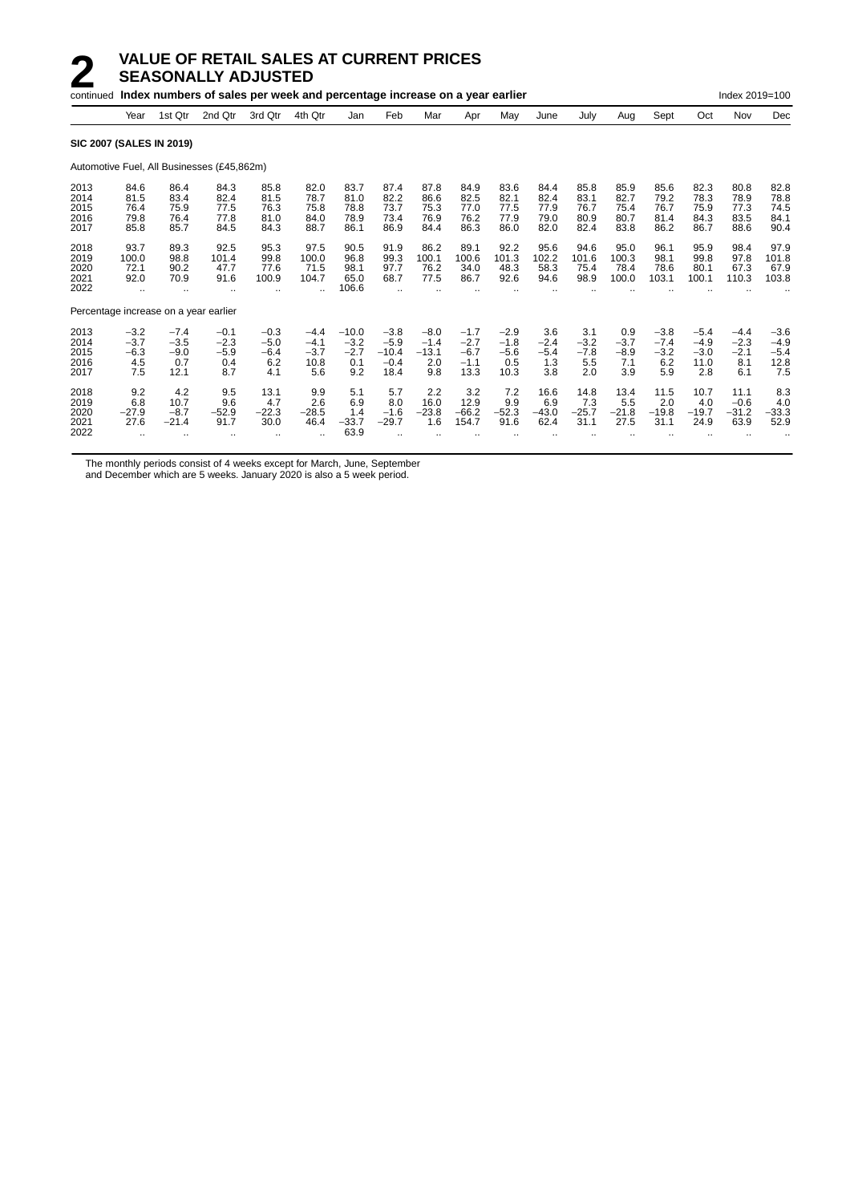# 2 VALUE OF RETAIL SALES AT CURRENT PRICES SEASONALLY ADJUSTED

continued **Index numbers of sales per week and percentage increase on a year earlier** Index 2019=100

| | Year | 1st Qtr | 2nd Qtr | 3rd Qtr | 4th Qtr | Jan | Feb | Mar | Apr | May | June | July | Aug | Sept | Oct | Nov | Dec |
|---|---|---|---|---|---|---|---|---|---|---|---|---|---|---|---|---|---|
| **SIC 2007 (SALES IN 2019)** | | | | | | | | | | | | | | | | | |
| Automotive Fuel, All Businesses (£45,862m) | | | | | | | | | | | | | | | | | |
| 2013 | 84.6 | 86.4 | 84.3 | 85.8 | 82.0 | 83.7 | 87.4 | 87.8 | 84.9 | 83.6 | 84.4 | 85.8 | 85.9 | 85.6 | 82.3 | 80.8 | 82.8 |
| 2014 | 81.5 | 83.4 | 82.4 | 81.5 | 78.7 | 81.0 | 82.2 | 86.6 | 82.5 | 82.1 | 82.4 | 83.1 | 82.7 | 79.2 | 78.3 | 78.9 | 78.8 |
| 2015 | 76.4 | 75.9 | 77.5 | 76.3 | 75.8 | 78.8 | 73.7 | 75.3 | 77.0 | 77.5 | 77.9 | 76.7 | 75.4 | 76.7 | 75.9 | 77.3 | 74.5 |
| 2016 | 79.8 | 76.4 | 77.8 | 81.0 | 84.0 | 78.9 | 73.4 | 76.9 | 76.2 | 77.9 | 79.0 | 80.9 | 80.7 | 81.4 | 84.3 | 83.5 | 84.1 |
| 2017 | 85.8 | 85.7 | 84.5 | 84.3 | 88.7 | 86.1 | 86.9 | 84.4 | 86.3 | 86.0 | 82.0 | 82.4 | 83.8 | 86.2 | 86.7 | 88.6 | 90.4 |
| 2018 | 93.7 | 89.3 | 92.5 | 95.3 | 97.5 | 90.5 | 91.9 | 86.2 | 89.1 | 92.2 | 95.6 | 94.6 | 95.0 | 96.1 | 95.9 | 98.4 | 97.9 |
| 2019 | 100.0 | 98.8 | 101.4 | 99.8 | 100.0 | 96.8 | 99.3 | 100.1 | 100.6 | 101.3 | 102.2 | 101.6 | 100.3 | 98.1 | 99.8 | 97.8 | 101.8 |
| 2020 | 72.1 | 90.2 | 47.7 | 77.6 | 71.5 | 98.1 | 97.7 | 76.2 | 34.0 | 48.3 | 58.3 | 75.4 | 78.4 | 78.6 | 80.1 | 67.3 | 67.9 |
| 2021 | 92.0 | 70.9 | 91.6 | 100.9 | 104.7 | 65.0 | 68.7 | 77.5 | 86.7 | 92.6 | 94.6 | 98.9 | 100.0 | 103.1 | 100.1 | 110.3 | 103.8 |
| 2022 | .. | .. | .. | .. | .. | 106.6 | .. | .. | .. | .. | .. | .. | .. | .. | .. | .. | .. |
| Percentage increase on a year earlier | | | | | | | | | | | | | | | | | |
| 2013 | −3.2 | −7.4 | −0.1 | −0.3 | −4.4 | −10.0 | −3.8 | −8.0 | −1.7 | −2.9 | 3.6 | 3.1 | 0.9 | −3.8 | −5.4 | −4.4 | −3.6 |
| 2014 | −3.7 | −3.5 | −2.3 | −5.0 | −4.1 | −3.2 | −5.9 | −1.4 | −2.7 | −1.8 | −2.4 | −3.2 | −3.7 | −7.4 | −4.9 | −2.3 | −4.9 |
| 2015 | −6.3 | −9.0 | −5.9 | −6.4 | −3.7 | −2.7 | −10.4 | −13.1 | −6.7 | −5.6 | −5.4 | −7.8 | −8.9 | −3.2 | −3.0 | −2.1 | −5.4 |
| 2016 | 4.5 | 0.7 | 0.4 | 6.2 | 10.8 | 0.1 | −0.4 | 2.0 | −1.1 | 0.5 | 1.3 | 5.5 | 7.1 | 6.2 | 11.0 | 8.1 | 12.8 |
| 2017 | 7.5 | 12.1 | 8.7 | 4.1 | 5.6 | 9.2 | 18.4 | 9.8 | 13.3 | 10.3 | 3.8 | 2.0 | 3.9 | 5.9 | 2.8 | 6.1 | 7.5 |
| 2018 | 9.2 | 4.2 | 9.5 | 13.1 | 9.9 | 5.1 | 5.7 | 2.2 | 3.2 | 7.2 | 16.6 | 14.8 | 13.4 | 11.5 | 10.7 | 11.1 | 8.3 |
| 2019 | 6.8 | 10.7 | 9.6 | 4.7 | 2.6 | 6.9 | 8.0 | 16.0 | 12.9 | 9.9 | 6.9 | 7.3 | 5.5 | 2.0 | 4.0 | −0.6 | 4.0 |
| 2020 | −27.9 | −8.7 | −52.9 | −22.3 | −28.5 | 1.4 | −1.6 | −23.8 | −66.2 | −52.3 | −43.0 | −25.7 | −21.8 | −19.8 | −19.7 | −31.2 | −33.3 |
| 2021 | 27.6 | −21.4 | 91.7 | 30.0 | 46.4 | −33.7 | −29.7 | 1.6 | 154.7 | 91.6 | 62.4 | 31.1 | 27.5 | 31.1 | 24.9 | 63.9 | 52.9 |
| 2022 | .. | .. | .. | .. | .. | 63.9 | .. | .. | .. | .. | .. | .. | .. | .. | .. | .. | .. |

The monthly periods consist of 4 weeks except for March, June, September and December which are 5 weeks. January 2020 is also a 5 week period.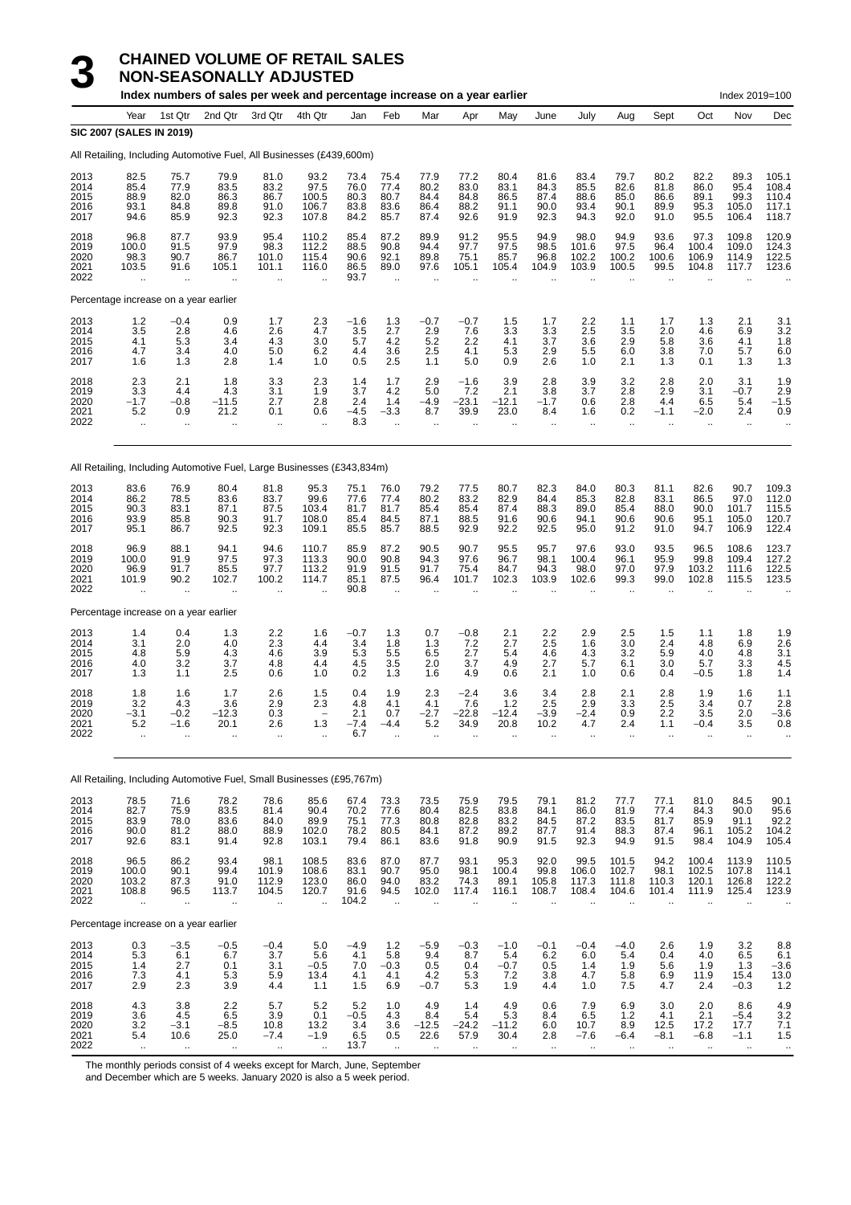# 3 CHAINED VOLUME OF RETAIL SALES NON-SEASONALLY ADJUSTED

**Index numbers of sales per week and percentage increase on a year earlier** — Index 2019=100

| Year | | 1st Qtr | 2nd Qtr | 3rd Qtr | 4th Qtr | Jan | Feb | Mar | Apr | May | June | July | Aug | Sept | Oct | Nov | Dec |
|---|---|---|---|---|---|---|---|---|---|---|---|---|---|---|---|---|---|
| **SIC 2007 (SALES IN 2019)** | | | | | | | | | | | | | | | | | |
| All Retailing, Including Automotive Fuel, All Businesses (£439,600m) | | | | | | | | | | | | | | | | | |
| 2013 | 82.5 | 75.7 | 79.9 | 81.0 | 93.2 | 73.4 | 75.4 | 77.9 | 77.2 | 80.4 | 81.6 | 83.4 | 79.7 | 80.2 | 82.2 | 89.3 | 105.1 |
| 2014 | 85.4 | 77.9 | 83.5 | 83.2 | 97.5 | 76.0 | 77.4 | 80.2 | 83.0 | 83.1 | 84.3 | 85.5 | 82.6 | 81.8 | 86.0 | 95.4 | 108.4 |
| 2015 | 88.9 | 82.0 | 86.3 | 86.7 | 100.5 | 80.3 | 80.7 | 84.4 | 84.8 | 86.5 | 87.4 | 88.6 | 85.0 | 86.6 | 89.1 | 99.3 | 110.4 |
| 2016 | 93.1 | 84.8 | 89.8 | 91.0 | 106.7 | 83.8 | 83.6 | 86.4 | 88.2 | 91.1 | 90.0 | 93.4 | 90.1 | 89.9 | 95.3 | 105.0 | 117.1 |
| 2017 | 94.6 | 85.9 | 92.3 | 92.3 | 107.8 | 84.2 | 85.7 | 87.4 | 92.6 | 91.9 | 92.3 | 94.3 | 92.0 | 91.0 | 95.5 | 106.4 | 118.7 |
| 2018 | 96.8 | 87.7 | 93.9 | 95.4 | 110.2 | 85.4 | 87.2 | 89.9 | 91.2 | 95.5 | 94.9 | 98.0 | 94.9 | 93.6 | 97.3 | 109.8 | 120.9 |
| 2019 | 100.0 | 91.5 | 97.9 | 98.3 | 112.2 | 88.5 | 90.8 | 94.4 | 97.7 | 97.5 | 98.5 | 101.6 | 97.5 | 96.4 | 100.4 | 109.0 | 124.3 |
| 2020 | 98.3 | 90.7 | 86.7 | 101.0 | 115.4 | 90.6 | 92.1 | 89.8 | 75.1 | 85.7 | 96.8 | 102.2 | 100.2 | 100.6 | 106.9 | 114.9 | 122.5 |
| 2021 | 103.5 | 91.6 | 105.1 | 101.1 | 116.0 | 86.5 | 89.0 | 97.6 | 105.1 | 105.4 | 104.9 | 103.9 | 100.5 | 99.5 | 104.8 | 117.7 | 123.6 |
| 2022 | .. | .. | .. | .. | .. | 93.7 | .. | .. | .. | .. | .. | .. | .. | .. | .. | .. | .. |
| Percentage increase on a year earlier | | | | | | | | | | | | | | | | | |
| 2013 | 1.2 | −0.4 | 0.9 | 1.7 | 2.3 | −1.6 | 1.3 | −0.7 | −0.7 | 1.5 | 1.7 | 2.2 | 1.1 | 1.7 | 1.3 | 2.1 | 3.1 |
| 2014 | 3.5 | 2.8 | 4.6 | 2.6 | 4.7 | 3.5 | 2.7 | 2.9 | 7.6 | 3.3 | 3.3 | 2.5 | 3.5 | 2.0 | 4.6 | 6.9 | 3.2 |
| 2015 | 4.1 | 5.3 | 3.4 | 4.3 | 3.0 | 5.7 | 4.2 | 5.2 | 2.2 | 4.1 | 3.7 | 3.6 | 2.9 | 5.8 | 3.6 | 4.1 | 1.8 |
| 2016 | 4.7 | 3.4 | 4.0 | 5.0 | 6.2 | 4.4 | 3.6 | 2.5 | 4.1 | 5.3 | 2.9 | 5.5 | 6.0 | 3.8 | 7.0 | 5.7 | 6.0 |
| 2017 | 1.6 | 1.3 | 2.8 | 1.4 | 1.0 | 0.5 | 2.5 | 1.1 | 5.0 | 0.9 | 2.6 | 1.0 | 2.1 | 1.3 | 0.1 | 1.3 | 1.3 |
| 2018 | 2.3 | 2.1 | 1.8 | 3.3 | 2.3 | 1.4 | 1.7 | 2.9 | −1.6 | 3.9 | 2.8 | 3.9 | 3.2 | 2.8 | 2.0 | 3.1 | 1.9 |
| 2019 | 3.3 | 4.4 | 4.3 | 3.1 | 1.9 | 3.7 | 4.2 | 5.0 | 7.2 | 2.1 | 3.8 | 3.7 | 2.8 | 2.9 | 3.2 | −0.7 | 2.9 |
| 2020 | −1.7 | −0.8 | −11.5 | 2.7 | 2.8 | 2.4 | 1.4 | −4.9 | −23.1 | −12.1 | −1.7 | 0.6 | 2.8 | 4.4 | 6.5 | 5.4 | −1.5 |
| 2021 | 5.2 | 0.9 | 21.2 | 0.1 | 0.6 | −4.5 | −3.3 | 8.7 | 39.9 | 23.0 | 8.4 | 1.6 | 0.2 | −1.1 | −2.0 | 2.4 | 0.9 |
| 2022 | .. | .. | .. | .. | .. | 8.3 | .. | .. | .. | .. | .. | .. | .. | .. | .. | .. | .. |
| All Retailing, Including Automotive Fuel, Large Businesses (£343,834m) | | | | | | | | | | | | | | | | | |
| 2013 | 83.6 | 76.9 | 80.4 | 81.8 | 95.3 | 75.1 | 76.0 | 79.2 | 77.5 | 80.7 | 82.3 | 84.0 | 80.3 | 81.1 | 82.6 | 90.7 | 109.3 |
| 2014 | 86.2 | 78.5 | 83.6 | 83.7 | 99.6 | 77.6 | 77.4 | 80.2 | 83.2 | 82.9 | 84.4 | 85.3 | 82.8 | 83.1 | 86.5 | 97.0 | 112.0 |
| 2015 | 90.3 | 83.1 | 87.1 | 87.5 | 103.4 | 81.7 | 81.7 | 85.4 | 85.4 | 87.4 | 88.3 | 89.0 | 85.4 | 88.0 | 90.0 | 101.7 | 115.5 |
| 2016 | 93.9 | 85.8 | 90.3 | 91.7 | 108.0 | 85.4 | 84.5 | 87.1 | 88.5 | 91.6 | 90.6 | 94.1 | 90.6 | 90.6 | 95.1 | 105.0 | 120.7 |
| 2017 | 95.1 | 86.7 | 92.5 | 92.3 | 109.1 | 85.5 | 85.7 | 88.5 | 92.9 | 92.2 | 92.5 | 95.0 | 91.2 | 91.0 | 94.7 | 106.9 | 122.4 |
| 2018 | 96.9 | 88.1 | 94.1 | 94.6 | 110.7 | 85.9 | 87.2 | 90.5 | 90.7 | 95.5 | 95.7 | 97.6 | 93.0 | 93.5 | 96.5 | 108.6 | 123.7 |
| 2019 | 100.0 | 91.9 | 97.5 | 97.3 | 113.3 | 90.0 | 90.8 | 94.3 | 97.6 | 96.7 | 98.1 | 100.4 | 96.1 | 95.9 | 99.8 | 109.4 | 127.2 |
| 2020 | 96.9 | 91.7 | 85.5 | 97.7 | 113.2 | 91.9 | 91.5 | 91.7 | 75.4 | 84.7 | 94.3 | 98.0 | 97.0 | 97.9 | 103.2 | 111.6 | 122.5 |
| 2021 | 101.9 | 90.2 | 102.7 | 100.2 | 114.7 | 85.1 | 87.5 | 96.4 | 101.7 | 102.3 | 103.9 | 102.6 | 99.3 | 99.0 | 102.8 | 115.5 | 123.5 |
| 2022 | .. | .. | .. | .. | .. | 90.8 | .. | .. | .. | .. | .. | .. | .. | .. | .. | .. | .. |
| Percentage increase on a year earlier | | | | | | | | | | | | | | | | | |
| 2013 | 1.4 | 0.4 | 1.3 | 2.2 | 1.6 | −0.7 | 1.3 | 0.7 | −0.8 | 2.1 | 2.2 | 2.9 | 2.5 | 1.5 | 1.1 | 1.8 | 1.9 |
| 2014 | 3.1 | 2.0 | 4.0 | 2.3 | 4.4 | 3.4 | 1.8 | 1.3 | 7.2 | 2.7 | 2.5 | 1.6 | 3.0 | 2.4 | 4.8 | 6.9 | 2.6 |
| 2015 | 4.8 | 5.9 | 4.3 | 4.6 | 3.9 | 5.3 | 5.5 | 6.5 | 2.7 | 5.4 | 4.6 | 4.3 | 3.2 | 5.9 | 4.0 | 4.8 | 3.1 |
| 2016 | 4.0 | 3.2 | 3.7 | 4.8 | 4.4 | 4.5 | 3.5 | 2.0 | 3.7 | 4.9 | 2.7 | 5.7 | 6.1 | 3.0 | 5.7 | 3.3 | 4.5 |
| 2017 | 1.3 | 1.1 | 2.5 | 0.6 | 1.0 | 0.2 | 1.3 | 1.6 | 4.9 | 0.6 | 2.1 | 1.0 | 0.6 | 0.4 | −0.5 | 1.8 | 1.4 |
| 2018 | 1.8 | 1.6 | 1.7 | 2.6 | 1.5 | 0.4 | 1.9 | 2.3 | −2.4 | 3.6 | 3.4 | 2.8 | 2.1 | 2.8 | 1.9 | 1.6 | 1.1 |
| 2019 | 3.2 | 4.3 | 3.6 | 2.9 | 2.3 | 4.8 | 4.1 | 4.1 | 7.6 | 1.2 | 2.5 | 2.9 | 3.3 | 2.5 | 3.4 | 0.7 | 2.8 |
| 2020 | −3.1 | −0.2 | −12.3 | 0.3 | – | 2.1 | 0.7 | −2.7 | −22.8 | −12.4 | −3.9 | −2.4 | 0.9 | 2.2 | 3.5 | 2.0 | −3.6 |
| 2021 | 5.2 | −1.6 | 20.1 | 2.6 | 1.3 | −7.4 | −4.4 | 5.2 | 34.9 | 20.8 | 10.2 | 4.7 | 2.4 | 1.1 | −0.4 | 3.5 | 0.8 |
| 2022 | .. | .. | .. | .. | .. | 6.7 | .. | .. | .. | .. | .. | .. | .. | .. | .. | .. | .. |
| All Retailing, Including Automotive Fuel, Small Businesses (£95,767m) | | | | | | | | | | | | | | | | | |
| 2013 | 78.5 | 71.6 | 78.2 | 78.6 | 85.6 | 67.4 | 73.3 | 73.5 | 75.9 | 79.5 | 79.1 | 81.2 | 77.7 | 77.1 | 81.0 | 84.5 | 90.1 |
| 2014 | 82.7 | 75.9 | 83.5 | 81.4 | 90.4 | 70.2 | 77.6 | 80.4 | 82.5 | 83.8 | 84.1 | 86.0 | 81.9 | 77.4 | 84.3 | 90.0 | 95.6 |
| 2015 | 83.9 | 78.0 | 83.6 | 84.0 | 89.9 | 75.1 | 77.3 | 80.8 | 82.8 | 83.2 | 84.5 | 87.2 | 83.5 | 81.7 | 85.9 | 91.1 | 92.2 |
| 2016 | 90.0 | 81.2 | 88.0 | 88.9 | 102.0 | 78.2 | 80.5 | 84.1 | 87.2 | 89.2 | 87.7 | 91.4 | 88.3 | 87.4 | 96.1 | 105.2 | 104.2 |
| 2017 | 92.6 | 83.1 | 91.4 | 92.8 | 103.1 | 79.4 | 86.1 | 83.6 | 91.8 | 90.9 | 91.5 | 92.3 | 94.9 | 91.5 | 98.4 | 104.9 | 105.4 |
| 2018 | 96.5 | 86.2 | 93.4 | 98.1 | 108.5 | 83.6 | 87.0 | 87.7 | 93.1 | 95.3 | 92.0 | 99.5 | 101.5 | 94.2 | 100.4 | 113.9 | 110.5 |
| 2019 | 100.0 | 90.1 | 99.4 | 101.9 | 108.6 | 83.1 | 90.7 | 95.0 | 98.1 | 100.4 | 99.8 | 106.0 | 102.7 | 98.1 | 102.5 | 107.8 | 114.1 |
| 2020 | 103.2 | 87.3 | 91.0 | 112.9 | 123.0 | 86.0 | 94.0 | 83.2 | 74.3 | 89.1 | 105.8 | 117.3 | 111.8 | 110.3 | 120.1 | 126.8 | 122.2 |
| 2021 | 108.8 | 96.5 | 113.7 | 104.5 | 120.7 | 91.6 | 94.5 | 102.0 | 117.4 | 116.1 | 108.7 | 108.4 | 104.6 | 101.4 | 111.9 | 125.4 | 123.9 |
| 2022 | .. | .. | .. | .. | .. | 104.2 | .. | .. | .. | .. | .. | .. | .. | .. | .. | .. | .. |
| Percentage increase on a year earlier | | | | | | | | | | | | | | | | | |
| 2013 | 0.3 | −3.5 | −0.5 | −0.4 | 5.0 | −4.9 | 1.2 | −5.9 | −0.3 | −1.0 | −0.1 | −0.4 | −4.0 | 2.6 | 1.9 | 3.2 | 8.8 |
| 2014 | 5.3 | 6.1 | 6.7 | 3.7 | 5.6 | 4.1 | 5.8 | 9.4 | 8.7 | 5.4 | 6.2 | 6.0 | 5.4 | 0.4 | 4.0 | 6.5 | 6.1 |
| 2015 | 1.4 | 2.7 | 0.1 | 3.1 | −0.5 | 7.0 | −0.3 | 0.5 | 0.4 | −0.7 | 0.5 | 1.4 | 1.9 | 5.6 | 1.9 | 1.3 | −3.6 |
| 2016 | 7.3 | 4.1 | 5.3 | 5.9 | 13.4 | 4.1 | 4.1 | 4.2 | 5.3 | 7.2 | 3.8 | 4.7 | 5.8 | 6.9 | 11.9 | 15.4 | 13.0 |
| 2017 | 2.9 | 2.3 | 3.9 | 4.4 | 1.1 | 1.5 | 6.9 | −0.7 | 5.3 | 1.9 | 4.4 | 1.0 | 7.5 | 4.7 | 2.4 | −0.3 | 1.2 |
| 2018 | 4.3 | 3.8 | 2.2 | 5.7 | 5.2 | 5.2 | 1.0 | 4.9 | 1.4 | 4.9 | 0.6 | 7.9 | 6.9 | 3.0 | 2.0 | 8.6 | 4.9 |
| 2019 | 3.6 | 4.5 | 6.5 | 3.9 | 0.1 | −0.5 | 4.3 | 8.4 | 5.4 | 5.3 | 8.4 | 6.5 | 1.2 | 4.1 | 2.1 | −5.4 | 3.2 |
| 2020 | 3.2 | −3.1 | −8.5 | 10.8 | 13.2 | 3.4 | 3.6 | −12.5 | −24.2 | −11.2 | 6.0 | 10.7 | 8.9 | 12.5 | 17.2 | 17.7 | 7.1 |
| 2021 | 5.4 | 10.6 | 25.0 | −7.4 | −1.9 | 6.5 | 0.5 | 22.6 | 57.9 | 30.4 | 2.8 | −7.6 | −6.4 | −8.1 | −6.8 | −1.1 | 1.5 |
| 2022 | .. | .. | .. | .. | .. | 13.7 | .. | .. | .. | .. | .. | .. | .. | .. | .. | .. | .. |

The monthly periods consist of 4 weeks except for March, June, September and December which are 5 weeks. January 2020 is also a 5 week period.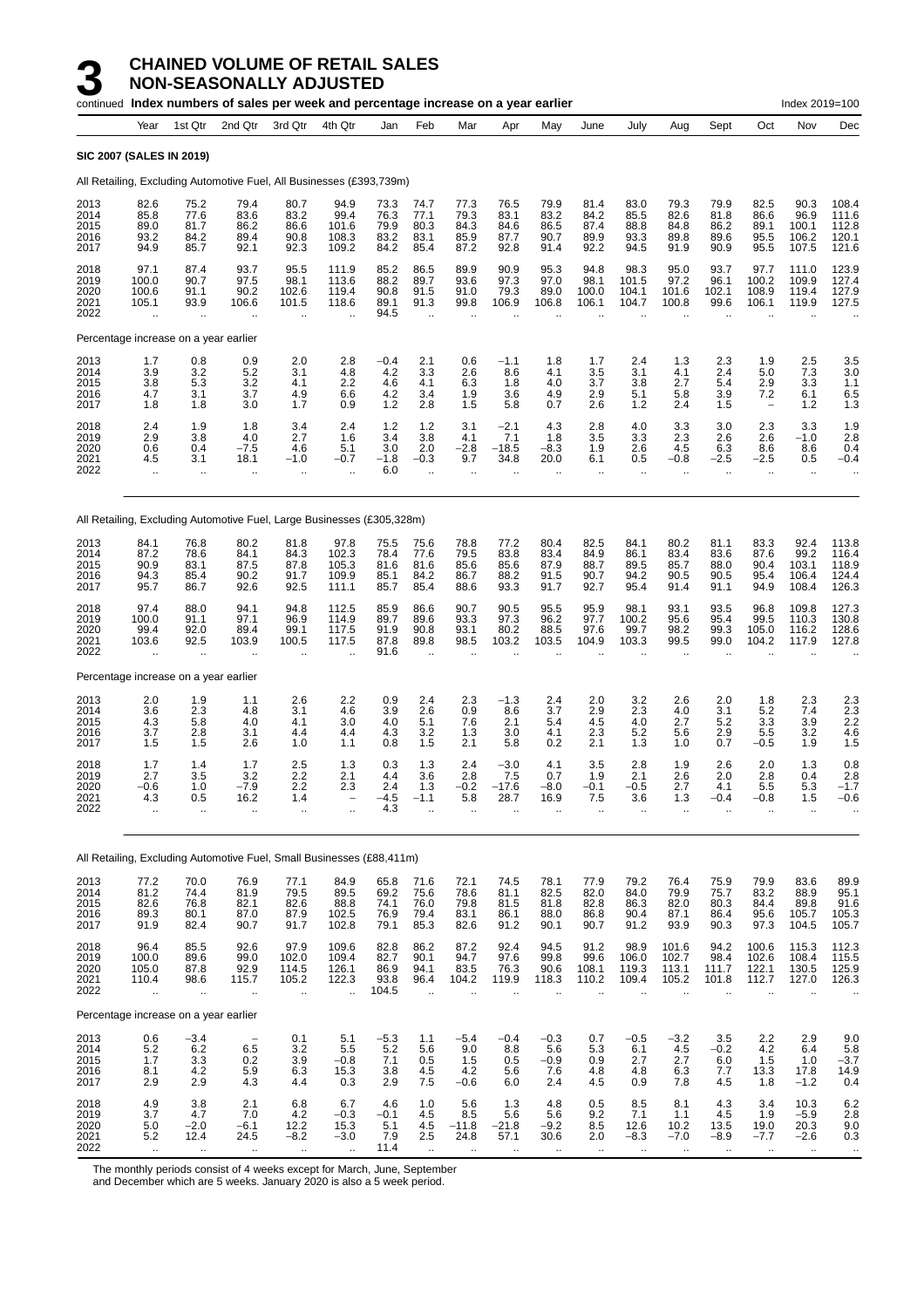# 3 CHAINED VOLUME OF RETAIL SALES NON-SEASONALLY ADJUSTED

continued **Index numbers of sales per week and percentage increase on a year earlier** Index 2019=100

**SIC 2007 (SALES IN 2019)**

All Retailing, Excluding Automotive Fuel, All Businesses (£393,739m)

| | Year | 1st Qtr | 2nd Qtr | 3rd Qtr | 4th Qtr | Jan | Feb | Mar | Apr | May | June | July | Aug | Sept | Oct | Nov | Dec |
|---|---|---|---|---|---|---|---|---|---|---|---|---|---|---|---|---|---|
| 2013 | 82.6 | 75.2 | 79.4 | 80.7 | 94.9 | 73.3 | 74.7 | 77.3 | 76.5 | 79.9 | 81.4 | 83.0 | 79.3 | 79.9 | 82.5 | 90.3 | 108.4 |
| 2014 | 85.8 | 77.6 | 83.6 | 83.2 | 99.4 | 76.3 | 77.1 | 79.3 | 83.1 | 83.2 | 84.2 | 85.5 | 82.6 | 81.8 | 86.6 | 96.9 | 111.6 |
| 2015 | 89.0 | 81.7 | 86.2 | 86.6 | 101.6 | 79.9 | 80.3 | 84.3 | 84.6 | 86.5 | 87.4 | 88.8 | 84.8 | 86.2 | 89.1 | 100.1 | 112.8 |
| 2016 | 93.2 | 84.2 | 89.4 | 90.8 | 108.3 | 83.2 | 83.1 | 85.9 | 87.7 | 90.7 | 89.9 | 93.3 | 89.8 | 89.6 | 95.5 | 106.2 | 120.1 |
| 2017 | 94.9 | 85.7 | 92.1 | 92.3 | 109.2 | 84.2 | 85.4 | 87.2 | 92.8 | 91.4 | 92.2 | 94.5 | 91.9 | 90.9 | 95.5 | 107.5 | 121.6 |
| 2018 | 97.1 | 87.4 | 93.7 | 95.5 | 111.9 | 85.2 | 86.5 | 89.9 | 90.9 | 95.3 | 94.8 | 98.3 | 95.0 | 93.7 | 97.7 | 111.0 | 123.9 |
| 2019 | 100.0 | 90.7 | 97.5 | 98.1 | 113.6 | 88.2 | 89.7 | 93.6 | 97.3 | 97.0 | 98.1 | 101.5 | 97.2 | 96.1 | 100.2 | 109.9 | 127.4 |
| 2020 | 100.6 | 91.1 | 90.2 | 102.6 | 119.4 | 90.8 | 91.5 | 91.0 | 79.3 | 89.0 | 100.0 | 104.1 | 101.6 | 102.1 | 108.9 | 119.4 | 127.9 |
| 2021 | 105.1 | 93.9 | 106.6 | 101.5 | 118.6 | 89.1 | 91.3 | 99.8 | 106.9 | 106.8 | 106.1 | 104.7 | 100.8 | 99.6 | 106.1 | 119.9 | 127.5 |
| 2022 | .. | .. | .. | .. | .. | 94.5 | .. | .. | .. | .. | .. | .. | .. | .. | .. | .. | .. |
| Percentage increase on a year earlier | | | | | | | | | | | | | | | | | |
| 2013 | 1.7 | 0.8 | 0.9 | 2.0 | 2.8 | −0.4 | 2.1 | 0.6 | −1.1 | 1.8 | 1.7 | 2.4 | 1.3 | 2.3 | 1.9 | 2.5 | 3.5 |
| 2014 | 3.9 | 3.2 | 5.2 | 3.1 | 4.8 | 4.2 | 3.3 | 2.6 | 8.6 | 4.1 | 3.5 | 3.1 | 4.1 | 2.4 | 5.0 | 7.3 | 3.0 |
| 2015 | 3.8 | 5.3 | 3.2 | 4.1 | 2.2 | 4.6 | 4.1 | 6.3 | 1.8 | 4.0 | 3.7 | 3.8 | 2.7 | 5.4 | 2.9 | 3.3 | 1.1 |
| 2016 | 4.7 | 3.1 | 3.7 | 4.9 | 6.6 | 4.2 | 3.4 | 1.9 | 3.6 | 4.9 | 2.9 | 5.1 | 5.8 | 3.9 | 7.2 | 6.1 | 6.5 |
| 2017 | 1.8 | 1.8 | 3.0 | 1.7 | 0.9 | 1.2 | 2.8 | 1.5 | 5.8 | 0.7 | 2.6 | 1.2 | 2.4 | 1.5 | – | 1.2 | 1.3 |
| 2018 | 2.4 | 1.9 | 1.8 | 3.4 | 2.4 | 1.2 | 1.2 | 3.1 | −2.1 | 4.3 | 2.8 | 4.0 | 3.3 | 3.0 | 2.3 | 3.3 | 1.9 |
| 2019 | 2.9 | 3.8 | 4.0 | 2.7 | 1.6 | 3.4 | 3.8 | 4.1 | 7.1 | 1.8 | 3.5 | 3.3 | 2.3 | 2.6 | 2.6 | −1.0 | 2.8 |
| 2020 | 0.6 | 0.4 | −7.5 | 4.6 | 5.1 | 3.0 | 2.0 | −2.8 | −18.5 | −8.3 | 1.9 | 2.6 | 4.5 | 6.3 | 8.6 | 8.6 | 0.4 |
| 2021 | 4.5 | 3.1 | 18.1 | −1.0 | −0.7 | −1.8 | −0.3 | 9.7 | 34.8 | 20.0 | 6.1 | 0.5 | −0.8 | −2.5 | −2.5 | 0.5 | −0.4 |
| 2022 | .. | .. | .. | .. | .. | 6.0 | .. | .. | .. | .. | .. | .. | .. | .. | .. | .. | .. |

All Retailing, Excluding Automotive Fuel, Large Businesses (£305,328m)

| | Year | 1st Qtr | 2nd Qtr | 3rd Qtr | 4th Qtr | Jan | Feb | Mar | Apr | May | June | July | Aug | Sept | Oct | Nov | Dec |
|---|---|---|---|---|---|---|---|---|---|---|---|---|---|---|---|---|---|
| 2013 | 84.1 | 76.8 | 80.2 | 81.8 | 97.8 | 75.5 | 75.6 | 78.8 | 77.2 | 80.4 | 82.5 | 84.1 | 80.2 | 81.1 | 83.3 | 92.4 | 113.8 |
| 2014 | 87.2 | 78.6 | 84.1 | 84.3 | 102.3 | 78.4 | 77.6 | 79.5 | 83.8 | 83.4 | 84.9 | 86.1 | 83.4 | 83.6 | 87.6 | 99.2 | 116.4 |
| 2015 | 90.9 | 83.1 | 87.5 | 87.8 | 105.3 | 81.6 | 81.6 | 85.6 | 85.6 | 87.9 | 88.7 | 89.5 | 85.7 | 88.0 | 90.4 | 103.1 | 118.9 |
| 2016 | 94.3 | 85.4 | 90.2 | 91.7 | 109.9 | 85.1 | 84.2 | 86.7 | 88.2 | 91.5 | 90.7 | 94.2 | 90.5 | 90.5 | 95.4 | 106.4 | 124.4 |
| 2017 | 95.7 | 86.7 | 92.6 | 92.5 | 111.1 | 85.7 | 85.4 | 88.6 | 93.3 | 91.7 | 92.7 | 95.4 | 91.4 | 91.1 | 94.9 | 108.4 | 126.3 |
| 2018 | 97.4 | 88.0 | 94.1 | 94.8 | 112.5 | 85.9 | 86.6 | 90.7 | 90.5 | 95.5 | 95.9 | 98.1 | 93.1 | 93.5 | 96.8 | 109.8 | 127.3 |
| 2019 | 100.0 | 91.1 | 97.1 | 96.9 | 114.9 | 89.7 | 89.6 | 93.3 | 97.3 | 96.2 | 97.7 | 100.2 | 95.6 | 95.4 | 99.5 | 110.3 | 130.8 |
| 2020 | 99.4 | 92.0 | 89.4 | 99.1 | 117.5 | 91.9 | 90.8 | 93.1 | 80.2 | 88.5 | 97.6 | 99.7 | 98.2 | 99.3 | 105.0 | 116.2 | 128.6 |
| 2021 | 103.6 | 92.5 | 103.9 | 100.5 | 117.5 | 87.8 | 89.8 | 98.5 | 103.2 | 103.5 | 104.9 | 103.3 | 99.5 | 99.0 | 104.2 | 117.9 | 127.8 |
| 2022 | .. | .. | .. | .. | .. | 91.6 | .. | .. | .. | .. | .. | .. | .. | .. | .. | .. | .. |
| Percentage increase on a year earlier | | | | | | | | | | | | | | | | | |
| 2013 | 2.0 | 1.9 | 1.1 | 2.6 | 2.2 | 0.9 | 2.4 | 2.3 | −1.3 | 2.4 | 2.0 | 3.2 | 2.6 | 2.0 | 1.8 | 2.3 | 2.3 |
| 2014 | 3.6 | 2.3 | 4.8 | 3.1 | 4.6 | 3.9 | 2.6 | 0.9 | 8.6 | 3.7 | 2.9 | 2.3 | 4.0 | 3.1 | 5.2 | 7.4 | 2.3 |
| 2015 | 4.3 | 5.8 | 4.0 | 4.1 | 3.0 | 4.0 | 5.1 | 7.6 | 2.1 | 5.4 | 4.5 | 4.0 | 2.7 | 5.2 | 3.3 | 3.9 | 2.2 |
| 2016 | 3.7 | 2.8 | 3.1 | 4.4 | 4.4 | 4.3 | 3.2 | 1.3 | 3.0 | 4.1 | 2.3 | 5.2 | 5.6 | 2.9 | 5.5 | 3.2 | 4.6 |
| 2017 | 1.5 | 1.5 | 2.6 | 1.0 | 1.1 | 0.8 | 1.5 | 2.1 | 5.8 | 0.2 | 2.1 | 1.3 | 1.0 | 0.7 | −0.5 | 1.9 | 1.5 |
| 2018 | 1.7 | 1.4 | 1.7 | 2.5 | 1.3 | 0.3 | 1.3 | 2.4 | −3.0 | 4.1 | 3.5 | 2.8 | 1.9 | 2.6 | 2.0 | 1.3 | 0.8 |
| 2019 | 2.7 | 3.5 | 3.2 | 2.2 | 2.1 | 4.4 | 3.6 | 2.8 | 7.5 | 0.7 | 1.9 | 2.1 | 2.6 | 2.0 | 2.8 | 0.4 | 2.8 |
| 2020 | −0.6 | 1.0 | −7.9 | 2.2 | 2.3 | 2.4 | 1.3 | −0.2 | −17.6 | −8.0 | −0.1 | −0.5 | 2.7 | 4.1 | 5.5 | 5.3 | −1.7 |
| 2021 | 4.3 | 0.5 | 16.2 | 1.4 | – | −4.5 | −1.1 | 5.8 | 28.7 | 16.9 | 7.5 | 3.6 | 1.3 | −0.4 | −0.8 | 1.5 | −0.6 |
| 2022 | .. | .. | .. | .. | .. | 4.3 | .. | .. | .. | .. | .. | .. | .. | .. | .. | .. | .. |

All Retailing, Excluding Automotive Fuel, Small Businesses (£88,411m)

| | Year | 1st Qtr | 2nd Qtr | 3rd Qtr | 4th Qtr | Jan | Feb | Mar | Apr | May | June | July | Aug | Sept | Oct | Nov | Dec |
|---|---|---|---|---|---|---|---|---|---|---|---|---|---|---|---|---|---|
| 2013 | 77.2 | 70.0 | 76.9 | 77.1 | 84.9 | 65.8 | 71.6 | 72.1 | 74.5 | 78.1 | 77.9 | 79.2 | 76.4 | 75.9 | 79.9 | 83.6 | 89.9 |
| 2014 | 81.2 | 74.4 | 81.9 | 79.5 | 89.5 | 69.2 | 75.6 | 78.6 | 81.1 | 82.5 | 82.0 | 84.0 | 79.9 | 75.7 | 83.2 | 88.9 | 95.1 |
| 2015 | 82.6 | 76.8 | 82.1 | 82.6 | 88.8 | 74.1 | 76.0 | 79.8 | 81.5 | 81.8 | 82.8 | 86.3 | 82.0 | 80.3 | 84.4 | 89.8 | 91.6 |
| 2016 | 89.3 | 80.1 | 87.0 | 87.9 | 102.5 | 76.9 | 79.4 | 83.1 | 86.1 | 88.0 | 86.8 | 90.4 | 87.1 | 86.4 | 95.6 | 105.7 | 105.3 |
| 2017 | 91.9 | 82.4 | 90.7 | 91.7 | 102.8 | 79.1 | 85.3 | 82.6 | 91.2 | 90.1 | 90.7 | 91.2 | 93.9 | 90.3 | 97.3 | 104.5 | 105.7 |
| 2018 | 96.4 | 85.5 | 92.6 | 97.9 | 109.6 | 82.8 | 86.2 | 87.2 | 92.4 | 94.5 | 91.2 | 98.9 | 101.6 | 94.2 | 100.6 | 115.3 | 112.3 |
| 2019 | 100.0 | 89.6 | 99.0 | 102.0 | 109.4 | 82.7 | 90.1 | 94.7 | 97.6 | 99.8 | 99.6 | 106.0 | 102.7 | 98.4 | 102.6 | 108.4 | 115.5 |
| 2020 | 105.0 | 87.8 | 92.9 | 114.5 | 126.1 | 86.9 | 94.1 | 83.5 | 76.3 | 90.6 | 108.1 | 119.3 | 113.1 | 111.7 | 122.1 | 130.5 | 125.9 |
| 2021 | 110.4 | 98.6 | 115.7 | 105.2 | 122.3 | 93.8 | 96.4 | 104.2 | 119.9 | 118.3 | 110.2 | 109.4 | 105.2 | 101.8 | 112.7 | 127.0 | 126.3 |
| 2022 | .. | .. | .. | .. | .. | 104.5 | .. | .. | .. | .. | .. | .. | .. | .. | .. | .. | .. |
| Percentage increase on a year earlier | | | | | | | | | | | | | | | | | |
| 2013 | 0.6 | −3.4 | – | 0.1 | 5.1 | −5.3 | 1.1 | −5.4 | −0.4 | −0.3 | 0.7 | −0.5 | −3.2 | 3.5 | 2.2 | 2.9 | 9.0 |
| 2014 | 5.2 | 6.2 | 6.5 | 3.2 | 5.5 | 5.2 | 5.6 | 9.0 | 8.8 | 5.6 | 5.3 | 6.1 | 4.5 | −0.2 | 4.2 | 6.4 | 5.8 |
| 2015 | 1.7 | 3.3 | 0.2 | 3.9 | −0.8 | 7.1 | 0.5 | 1.5 | 0.5 | −0.9 | 0.9 | 2.7 | 2.7 | 6.0 | 1.5 | 1.0 | −3.7 |
| 2016 | 8.1 | 4.2 | 5.9 | 6.3 | 15.3 | 3.8 | 4.5 | 4.2 | 5.6 | 7.6 | 4.8 | 4.8 | 6.3 | 7.7 | 13.3 | 17.8 | 14.9 |
| 2017 | 2.9 | 2.9 | 4.3 | 4.4 | 0.3 | 2.9 | 7.5 | −0.6 | 6.0 | 2.4 | 4.5 | 0.9 | 7.8 | 4.5 | 1.8 | −1.2 | 0.4 |
| 2018 | 4.9 | 3.8 | 2.1 | 6.8 | 6.7 | 4.6 | 1.0 | 5.6 | 1.3 | 4.8 | 0.5 | 8.5 | 8.1 | 4.3 | 3.4 | 10.3 | 6.2 |
| 2019 | 3.7 | 4.7 | 7.0 | 4.2 | −0.3 | −0.1 | 4.5 | 8.5 | 5.6 | 5.6 | 9.2 | 7.1 | 1.1 | 4.5 | 1.9 | −5.9 | 2.8 |
| 2020 | 5.0 | −2.0 | −6.1 | 12.2 | 15.3 | 5.1 | 4.5 | −11.8 | −21.8 | −9.2 | 8.5 | 12.6 | 10.2 | 13.5 | 19.0 | 20.3 | 9.0 |
| 2021 | 5.2 | 12.4 | 24.5 | −8.2 | −3.0 | 7.9 | 2.5 | 24.8 | 57.1 | 30.6 | 2.0 | −8.3 | −7.0 | −8.9 | −7.7 | −2.6 | 0.3 |
| 2022 | .. | .. | .. | .. | .. | 11.4 | .. | .. | .. | .. | .. | .. | .. | .. | .. | .. | .. |

The monthly periods consist of 4 weeks except for March, June, September and December which are 5 weeks. January 2020 is also a 5 week period.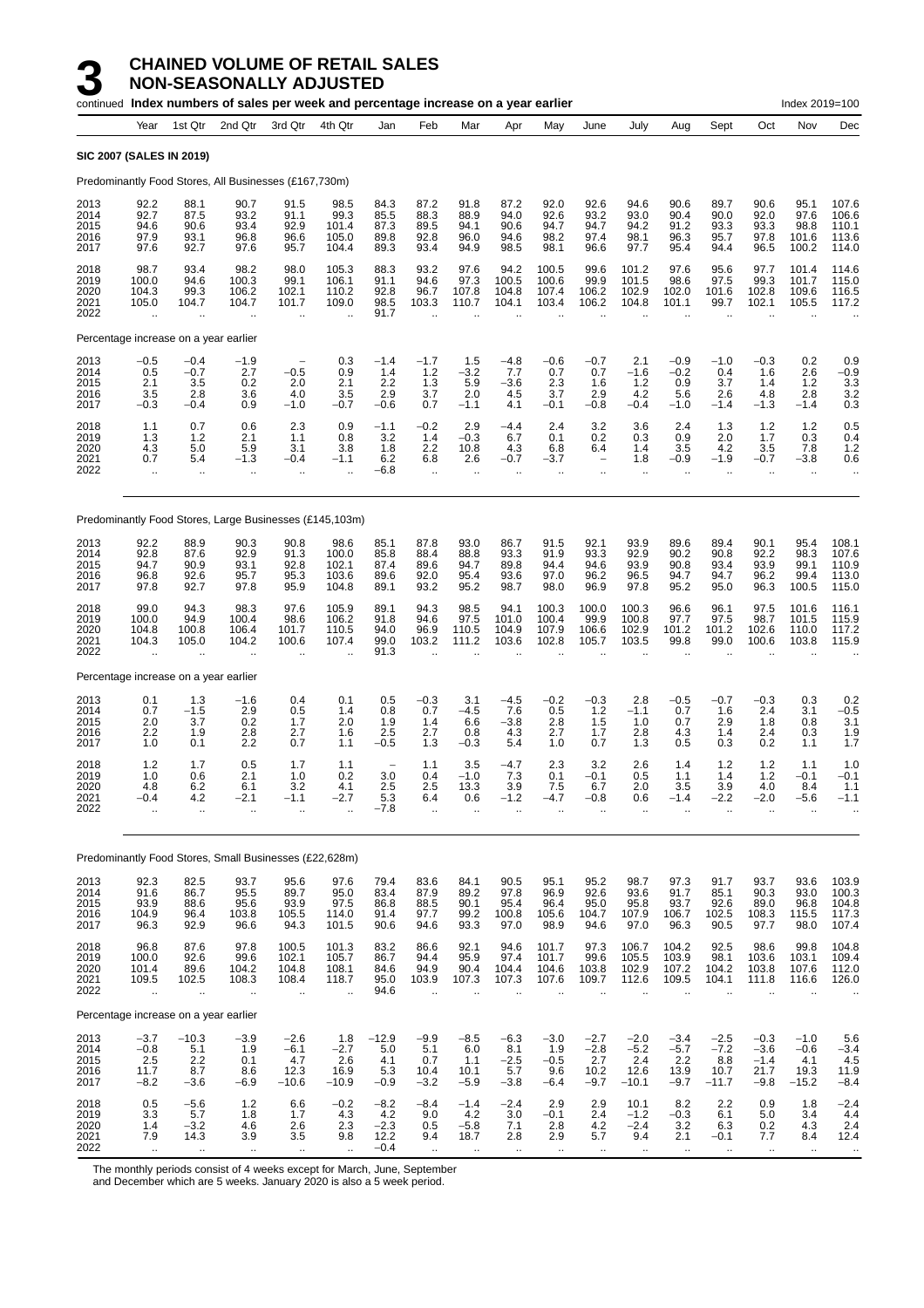# 3 CHAINED VOLUME OF RETAIL SALES NON-SEASONALLY ADJUSTED

continued **Index numbers of sales per week and percentage increase on a year earlier** Index 2019=100

| | Year | 1st Qtr | 2nd Qtr | 3rd Qtr | 4th Qtr | Jan | Feb | Mar | Apr | May | June | July | Aug | Sept | Oct | Nov | Dec |
|---|---|---|---|---|---|---|---|---|---|---|---|---|---|---|---|---|---|
| **SIC 2007 (SALES IN 2019)** | | | | | | | | | | | | | | | | | |
| Predominantly Food Stores, All Businesses (£167,730m) | | | | | | | | | | | | | | | | | |
| 2013 | 92.2 | 88.1 | 90.7 | 91.5 | 98.5 | 84.3 | 87.2 | 91.8 | 87.2 | 92.0 | 92.6 | 94.6 | 90.6 | 89.7 | 90.6 | 95.1 | 107.6 |
| 2014 | 92.7 | 87.5 | 93.2 | 91.1 | 99.3 | 85.5 | 88.3 | 88.9 | 94.0 | 92.6 | 93.2 | 93.0 | 90.4 | 90.0 | 92.0 | 97.6 | 106.6 |
| 2015 | 94.6 | 90.6 | 93.4 | 92.9 | 101.4 | 87.3 | 89.5 | 94.1 | 90.6 | 94.7 | 94.7 | 94.2 | 91.2 | 93.3 | 93.3 | 98.8 | 110.1 |
| 2016 | 97.9 | 93.1 | 96.8 | 96.6 | 105.0 | 89.8 | 92.8 | 96.0 | 94.6 | 98.2 | 97.4 | 98.1 | 96.3 | 95.7 | 97.8 | 101.6 | 113.6 |
| 2017 | 97.6 | 92.7 | 97.6 | 95.7 | 104.4 | 89.3 | 93.4 | 94.9 | 98.5 | 98.1 | 96.6 | 97.7 | 95.4 | 94.4 | 96.5 | 100.2 | 114.0 |
| 2018 | 98.7 | 93.4 | 98.2 | 98.0 | 105.3 | 88.3 | 93.2 | 97.6 | 94.2 | 100.5 | 99.6 | 101.2 | 97.6 | 95.6 | 97.7 | 101.4 | 114.6 |
| 2019 | 100.0 | 94.6 | 100.3 | 99.1 | 106.1 | 91.1 | 94.6 | 97.3 | 100.5 | 100.6 | 99.9 | 101.5 | 98.6 | 97.5 | 99.3 | 101.7 | 115.0 |
| 2020 | 104.3 | 99.3 | 106.2 | 102.1 | 110.2 | 92.8 | 96.7 | 107.8 | 104.8 | 107.4 | 106.2 | 102.9 | 102.0 | 101.6 | 102.8 | 109.6 | 116.5 |
| 2021 | 105.0 | 104.7 | 104.7 | 101.7 | 109.0 | 98.5 | 103.3 | 110.7 | 104.1 | 103.4 | 106.2 | 104.8 | 101.1 | 99.7 | 102.1 | 105.5 | 117.2 |
| 2022 | .. | .. | .. | .. | .. | 91.7 | .. | .. | .. | .. | .. | .. | .. | .. | .. | .. | .. |
| Percentage increase on a year earlier | | | | | | | | | | | | | | | | | |
| 2013 | −0.5 | −0.4 | −1.9 | – | 0.3 | −1.4 | −1.7 | 1.5 | −4.8 | −0.6 | −0.7 | 2.1 | −0.9 | −1.0 | −0.3 | 0.2 | 0.9 |
| 2014 | 0.5 | −0.7 | 2.7 | −0.5 | 0.9 | 1.4 | 1.2 | −3.2 | 7.7 | 0.7 | 0.7 | −1.6 | −0.2 | 0.4 | 1.6 | 2.6 | −0.9 |
| 2015 | 2.1 | 3.5 | 0.2 | 2.0 | 2.1 | 2.2 | 1.3 | 5.9 | −3.6 | 2.3 | 1.6 | 1.2 | 0.9 | 3.7 | 1.4 | 1.2 | 3.3 |
| 2016 | 3.5 | 2.8 | 3.6 | 4.0 | 3.5 | 2.9 | 3.7 | 2.0 | 4.5 | 3.7 | 2.9 | 4.2 | 5.6 | 2.6 | 4.8 | 2.8 | 3.2 |
| 2017 | −0.3 | −0.4 | 0.9 | −1.0 | −0.7 | −0.6 | 0.7 | −1.1 | 4.1 | −0.1 | −0.8 | −0.4 | −1.0 | −1.4 | −1.3 | −1.4 | 0.3 |
| 2018 | 1.1 | 0.7 | 0.6 | 2.3 | 0.9 | −1.1 | −0.2 | 2.9 | −4.4 | 2.4 | 3.2 | 3.6 | 2.4 | 1.3 | 1.2 | 1.2 | 0.5 |
| 2019 | 1.3 | 1.2 | 2.1 | 1.1 | 0.8 | 3.2 | 1.4 | −0.3 | 6.7 | 0.1 | 0.2 | 0.3 | 0.9 | 2.0 | 1.7 | 0.3 | 0.4 |
| 2020 | 4.3 | 5.0 | 5.9 | 3.1 | 3.8 | 1.8 | 2.2 | 10.8 | 4.3 | 6.8 | 6.4 | 1.4 | 3.5 | 4.2 | 3.5 | 7.8 | 1.2 |
| 2021 | 0.7 | 5.4 | −1.3 | −0.4 | −1.1 | 6.2 | 6.8 | 2.6 | −0.7 | −3.7 | – | 1.8 | −0.9 | −1.9 | −0.7 | −3.8 | 0.6 |
| 2022 | .. | .. | .. | .. | .. | −6.8 | .. | .. | .. | .. | .. | .. | .. | .. | .. | .. | .. |
| Predominantly Food Stores, Large Businesses (£145,103m) | | | | | | | | | | | | | | | | | |
| 2013 | 92.2 | 88.9 | 90.3 | 90.8 | 98.6 | 85.1 | 87.8 | 93.0 | 86.7 | 91.5 | 92.1 | 93.9 | 89.6 | 89.4 | 90.1 | 95.4 | 108.1 |
| 2014 | 92.8 | 87.6 | 92.9 | 91.3 | 100.0 | 85.8 | 88.4 | 88.8 | 93.3 | 91.9 | 93.3 | 92.9 | 90.2 | 90.8 | 92.2 | 98.3 | 107.6 |
| 2015 | 94.7 | 90.9 | 93.1 | 92.8 | 102.1 | 87.4 | 89.6 | 94.7 | 89.8 | 94.4 | 94.6 | 93.9 | 90.8 | 93.4 | 93.9 | 99.1 | 110.9 |
| 2016 | 96.8 | 92.6 | 95.7 | 95.3 | 103.6 | 89.6 | 92.0 | 95.4 | 93.6 | 97.0 | 96.2 | 96.5 | 94.7 | 94.7 | 96.2 | 99.4 | 113.0 |
| 2017 | 97.8 | 92.7 | 97.8 | 95.9 | 104.8 | 89.1 | 93.2 | 95.2 | 98.7 | 98.0 | 96.9 | 97.8 | 95.2 | 95.0 | 96.3 | 100.5 | 115.0 |
| 2018 | 99.0 | 94.3 | 98.3 | 97.6 | 105.9 | 89.1 | 94.3 | 98.5 | 94.1 | 100.3 | 100.0 | 100.3 | 96.6 | 96.1 | 97.5 | 101.6 | 116.1 |
| 2019 | 100.0 | 94.9 | 100.4 | 98.6 | 106.2 | 91.8 | 94.6 | 97.5 | 101.0 | 100.4 | 99.9 | 100.8 | 97.7 | 97.5 | 98.7 | 101.5 | 115.9 |
| 2020 | 104.8 | 100.8 | 106.4 | 101.7 | 110.5 | 94.0 | 96.9 | 110.5 | 104.9 | 107.9 | 106.6 | 102.9 | 101.2 | 101.2 | 102.6 | 110.0 | 117.2 |
| 2021 | 104.3 | 105.0 | 104.2 | 100.6 | 107.4 | 99.0 | 103.2 | 111.2 | 103.6 | 102.8 | 105.7 | 103.5 | 99.8 | 99.0 | 100.6 | 103.8 | 115.9 |
| 2022 | .. | .. | .. | .. | .. | 91.3 | .. | .. | .. | .. | .. | .. | .. | .. | .. | .. | .. |
| Percentage increase on a year earlier | | | | | | | | | | | | | | | | | |
| 2013 | 0.1 | 1.3 | −1.6 | 0.4 | 0.1 | 0.5 | −0.3 | 3.1 | −4.5 | −0.2 | −0.3 | 2.8 | −0.5 | −0.7 | −0.3 | 0.3 | 0.2 |
| 2014 | 0.7 | −1.5 | 2.9 | 0.5 | 1.4 | 0.8 | 0.7 | −4.5 | 7.6 | 0.5 | 1.2 | −1.1 | 0.7 | 1.6 | 2.3 | 3.1 | −0.5 |
| 2015 | 2.0 | 3.7 | 0.2 | 1.7 | 2.0 | 1.9 | 1.4 | 6.6 | −3.8 | 2.8 | 1.5 | 1.0 | 0.7 | 2.9 | 1.8 | 0.8 | 3.1 |
| 2016 | 2.2 | 1.9 | 2.8 | 2.7 | 1.6 | 2.5 | 2.7 | 0.8 | 4.3 | 2.7 | 1.7 | 2.8 | 4.3 | 1.4 | 2.4 | 0.3 | 1.9 |
| 2017 | 1.0 | 0.1 | 2.2 | 0.7 | 1.1 | −0.5 | 1.3 | −0.3 | 5.4 | 1.0 | 0.7 | 1.3 | 0.5 | 0.3 | 0.2 | 1.1 | 1.7 |
| 2018 | 1.2 | 1.7 | 0.5 | 1.7 | 1.1 | – | 1.1 | 3.5 | −4.7 | 2.3 | 3.2 | 2.6 | 1.4 | 1.2 | 1.2 | 1.1 | 1.0 |
| 2019 | 1.0 | 0.6 | 2.1 | 1.0 | 0.2 | 3.0 | 0.4 | −1.0 | 7.3 | 0.1 | −0.1 | 0.5 | 1.1 | 1.4 | 1.2 | −0.1 | −0.1 |
| 2020 | 4.8 | 6.2 | 6.1 | 3.2 | 4.1 | 2.5 | 2.5 | 13.3 | 3.9 | 7.5 | 6.7 | 2.0 | 3.5 | 3.9 | 4.0 | 8.4 | 1.1 |
| 2021 | −0.4 | 4.2 | −2.1 | −1.1 | −2.7 | 5.3 | 6.4 | 0.6 | −1.2 | −4.7 | −0.8 | 0.6 | −1.4 | −2.2 | −2.0 | −5.6 | −1.1 |
| 2022 | .. | .. | .. | .. | .. | −7.8 | .. | .. | .. | .. | .. | .. | .. | .. | .. | .. | .. |
| Predominantly Food Stores, Small Businesses (£22,628m) | | | | | | | | | | | | | | | | | |
| 2013 | 92.3 | 82.5 | 93.7 | 95.6 | 97.6 | 79.4 | 83.6 | 84.1 | 90.5 | 95.1 | 95.2 | 98.7 | 97.3 | 91.7 | 93.7 | 93.6 | 103.9 |
| 2014 | 91.6 | 86.7 | 95.5 | 89.7 | 95.0 | 83.4 | 87.9 | 89.2 | 97.8 | 96.9 | 92.6 | 93.6 | 91.7 | 85.1 | 90.3 | 93.0 | 100.3 |
| 2015 | 93.9 | 88.6 | 95.6 | 93.9 | 97.5 | 86.8 | 88.5 | 90.1 | 95.4 | 96.4 | 95.0 | 95.8 | 93.7 | 92.6 | 89.0 | 96.8 | 104.8 |
| 2016 | 104.9 | 96.4 | 103.8 | 105.5 | 114.0 | 91.4 | 97.7 | 99.2 | 100.8 | 105.6 | 104.7 | 107.9 | 106.7 | 102.5 | 108.3 | 115.5 | 117.3 |
| 2017 | 96.3 | 92.9 | 96.6 | 94.3 | 101.5 | 90.6 | 94.6 | 93.3 | 97.0 | 98.9 | 94.6 | 97.0 | 96.3 | 90.5 | 97.7 | 98.0 | 107.4 |
| 2018 | 96.8 | 87.6 | 97.8 | 100.5 | 101.3 | 83.2 | 86.6 | 92.1 | 94.6 | 101.7 | 97.3 | 106.7 | 104.2 | 92.5 | 98.6 | 99.8 | 104.8 |
| 2019 | 100.0 | 92.6 | 99.6 | 102.1 | 105.7 | 86.7 | 94.4 | 95.9 | 97.4 | 101.7 | 99.6 | 105.5 | 103.9 | 98.1 | 103.6 | 103.1 | 109.4 |
| 2020 | 101.4 | 89.6 | 104.2 | 104.8 | 108.1 | 84.6 | 94.9 | 90.4 | 104.4 | 104.6 | 103.8 | 102.9 | 107.2 | 104.2 | 103.8 | 107.6 | 112.0 |
| 2021 | 109.5 | 102.5 | 108.3 | 108.4 | 118.7 | 95.0 | 103.9 | 107.3 | 107.3 | 107.6 | 109.7 | 112.6 | 109.5 | 104.1 | 111.8 | 116.6 | 126.0 |
| 2022 | .. | .. | .. | .. | .. | 94.6 | .. | .. | .. | .. | .. | .. | .. | .. | .. | .. | .. |
| Percentage increase on a year earlier | | | | | | | | | | | | | | | | | |
| 2013 | −3.7 | −10.3 | −3.9 | −2.6 | 1.8 | −12.9 | −9.9 | −8.5 | −6.3 | −3.0 | −2.7 | −2.0 | −3.4 | −2.5 | −0.3 | −1.0 | 5.6 |
| 2014 | −0.8 | 5.1 | 1.9 | −6.1 | −2.7 | 5.0 | 5.1 | 6.0 | 8.1 | 1.9 | −2.8 | −5.2 | −5.7 | −7.2 | −3.6 | −0.6 | −3.4 |
| 2015 | 2.5 | 2.2 | 0.1 | 4.7 | 2.6 | 4.1 | 0.7 | 1.1 | −2.5 | −0.5 | 2.7 | 2.4 | 2.2 | 8.8 | −1.4 | 4.1 | 4.5 |
| 2016 | 11.7 | 8.7 | 8.6 | 12.3 | 16.9 | 5.3 | 10.4 | 10.1 | 5.7 | 9.6 | 10.2 | 12.6 | 13.9 | 10.7 | 21.7 | 19.3 | 11.9 |
| 2017 | −8.2 | −3.6 | −6.9 | −10.6 | −10.9 | −0.9 | −3.2 | −5.9 | −3.8 | −6.4 | −9.7 | −10.1 | −9.7 | −11.7 | −9.8 | −15.2 | −8.4 |
| 2018 | 0.5 | −5.6 | 1.2 | 6.6 | −0.2 | −8.2 | −8.4 | −1.4 | −2.4 | 2.9 | 2.9 | 10.1 | 8.2 | 2.2 | 0.9 | 1.8 | −2.4 |
| 2019 | 3.3 | 5.7 | 1.8 | 1.7 | 4.3 | 4.2 | 9.0 | 4.2 | 3.0 | −0.1 | 2.4 | −1.2 | −0.3 | 6.1 | 5.0 | 3.4 | 4.4 |
| 2020 | 1.4 | −3.2 | 4.6 | 2.6 | 2.3 | −2.3 | 0.5 | −5.8 | 7.1 | 2.8 | 4.2 | −2.4 | 3.2 | 6.3 | 0.2 | 4.3 | 2.4 |
| 2021 | 7.9 | 14.3 | 3.9 | 3.5 | 9.8 | 12.2 | 9.4 | 18.7 | 2.8 | 2.9 | 5.7 | 9.4 | 2.1 | −0.1 | 7.7 | 8.4 | 12.4 |
| 2022 | .. | .. | .. | .. | .. | −0.4 | .. | .. | .. | .. | .. | .. | .. | .. | .. | .. | .. |

The monthly periods consist of 4 weeks except for March, June, September and December which are 5 weeks. January 2020 is also a 5 week period.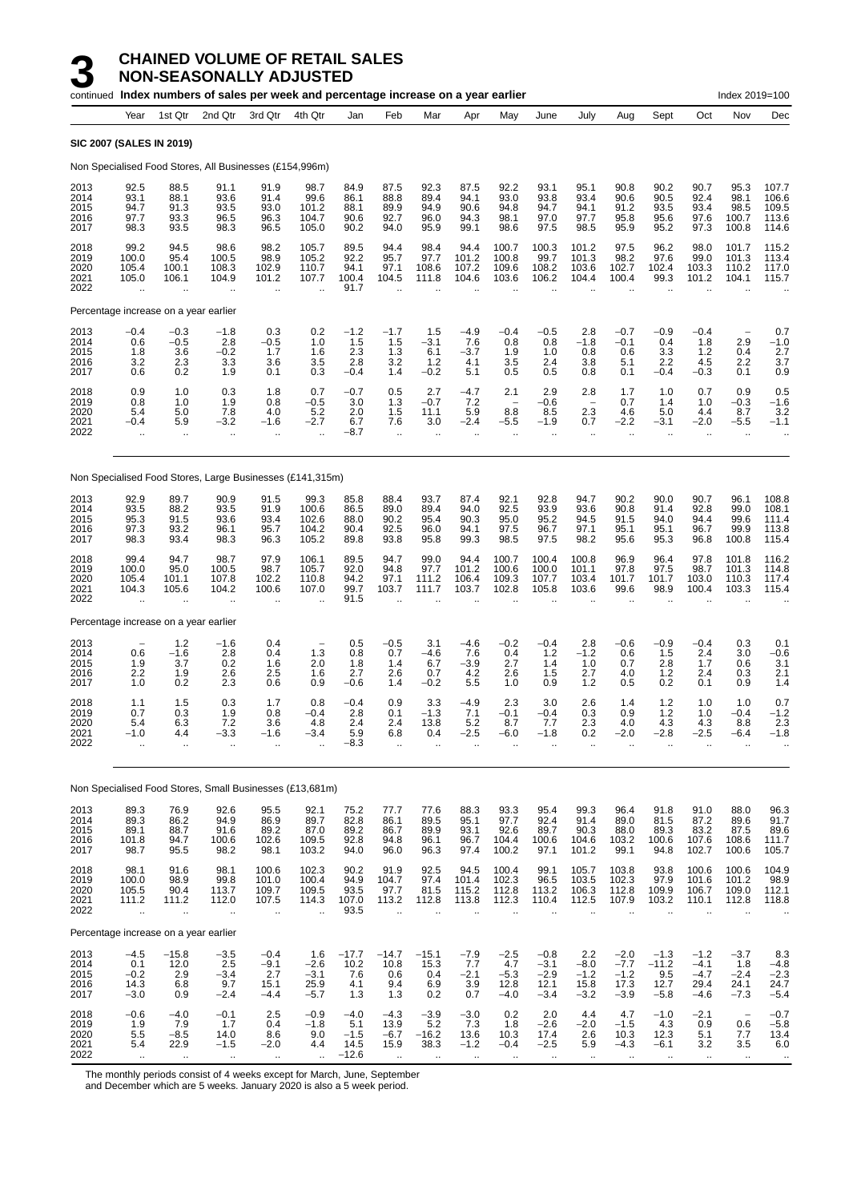# 3 CHAINED VOLUME OF RETAIL SALES NON-SEASONALLY ADJUSTED

continued **Index numbers of sales per week and percentage increase on a year earlier** Index 2019=100

| | Year | 1st Qtr | 2nd Qtr | 3rd Qtr | 4th Qtr | Jan | Feb | Mar | Apr | May | June | July | Aug | Sept | Oct | Nov | Dec |
|---|---|---|---|---|---|---|---|---|---|---|---|---|---|---|---|---|---|
| **SIC 2007 (SALES IN 2019)** | | | | | | | | | | | | | | | | | |
| Non Specialised Food Stores, All Businesses (£154,996m) | | | | | | | | | | | | | | | | | |
| 2013 | 92.5 | 88.5 | 91.1 | 91.9 | 98.7 | 84.9 | 87.5 | 92.3 | 87.5 | 92.2 | 93.1 | 95.1 | 90.8 | 90.2 | 90.7 | 95.3 | 107.7 |
| 2014 | 93.1 | 88.1 | 93.6 | 91.4 | 99.6 | 86.1 | 88.8 | 89.4 | 94.1 | 93.0 | 93.8 | 93.4 | 90.6 | 90.5 | 92.4 | 98.1 | 106.6 |
| 2015 | 94.7 | 91.3 | 93.5 | 93.0 | 101.2 | 88.1 | 89.9 | 94.9 | 90.6 | 94.8 | 94.7 | 94.1 | 91.2 | 93.5 | 93.4 | 98.5 | 109.5 |
| 2016 | 97.7 | 93.3 | 96.5 | 96.3 | 104.7 | 90.6 | 92.7 | 96.0 | 94.3 | 98.1 | 97.0 | 97.7 | 95.8 | 95.6 | 97.6 | 100.7 | 113.6 |
| 2017 | 98.3 | 93.5 | 98.3 | 96.5 | 105.0 | 90.2 | 94.0 | 95.9 | 99.1 | 98.6 | 97.5 | 98.5 | 95.9 | 95.2 | 97.3 | 100.8 | 114.6 |
| 2018 | 99.2 | 94.5 | 98.6 | 98.2 | 105.7 | 89.5 | 94.4 | 98.4 | 94.4 | 100.7 | 100.3 | 101.2 | 97.5 | 96.2 | 98.0 | 101.7 | 115.2 |
| 2019 | 100.0 | 95.4 | 100.5 | 98.9 | 105.2 | 92.2 | 95.7 | 97.7 | 101.2 | 100.8 | 99.7 | 101.3 | 98.2 | 97.6 | 99.0 | 101.3 | 113.4 |
| 2020 | 105.4 | 100.1 | 108.3 | 102.9 | 110.7 | 94.1 | 97.1 | 108.6 | 107.2 | 109.6 | 108.2 | 103.6 | 102.7 | 102.4 | 103.3 | 110.2 | 117.0 |
| 2021 | 105.0 | 106.1 | 104.9 | 101.2 | 107.7 | 100.4 | 104.5 | 111.8 | 104.6 | 103.6 | 106.2 | 104.4 | 100.4 | 99.3 | 101.2 | 104.1 | 115.7 |
| 2022 | .. | .. | .. | .. | .. | 91.7 | .. | .. | .. | .. | .. | .. | .. | .. | .. | .. | .. |
| Percentage increase on a year earlier | | | | | | | | | | | | | | | | | |
| 2013 | −0.4 | −0.3 | −1.8 | 0.3 | 0.2 | −1.2 | −1.7 | 1.5 | −4.9 | −0.4 | −0.5 | 2.8 | −0.7 | −0.9 | −0.4 | – | 0.7 |
| 2014 | 0.6 | −0.5 | 2.8 | −0.5 | 1.0 | 1.5 | 1.5 | −3.1 | 7.6 | 0.8 | 0.8 | −1.8 | −0.1 | 0.4 | 1.8 | 2.9 | −1.0 |
| 2015 | 1.8 | 3.6 | −0.2 | 1.7 | 1.6 | 2.3 | 1.3 | 6.1 | −3.7 | 1.9 | 1.0 | 0.8 | 0.6 | 3.3 | 1.2 | 0.4 | 2.7 |
| 2016 | 3.2 | 2.3 | 3.3 | 3.6 | 3.5 | 2.8 | 3.2 | 1.2 | 4.1 | 3.5 | 2.4 | 3.8 | 5.1 | 2.2 | 4.5 | 2.2 | 3.7 |
| 2017 | 0.6 | 0.2 | 1.9 | 0.1 | 0.3 | −0.4 | 1.4 | −0.2 | 5.1 | 0.5 | 0.5 | 0.8 | 0.1 | −0.4 | −0.3 | 0.1 | 0.9 |
| 2018 | 0.9 | 1.0 | 0.3 | 1.8 | 0.7 | −0.7 | 0.5 | 2.7 | −4.7 | 2.1 | 2.9 | 2.8 | 1.7 | 1.0 | 0.7 | 0.9 | 0.5 |
| 2019 | 0.8 | 1.0 | 1.9 | 0.8 | −0.5 | 3.0 | 1.3 | −0.7 | 7.2 | – | −0.6 | – | 0.7 | 1.4 | 1.0 | −0.3 | −1.6 |
| 2020 | 5.4 | 5.0 | 7.8 | 4.0 | 5.2 | 2.0 | 1.5 | 11.1 | 5.9 | 8.8 | 8.5 | 2.3 | 4.6 | 5.0 | 4.4 | 8.7 | 3.2 |
| 2021 | −0.4 | 5.9 | −3.2 | −1.6 | −2.7 | 6.7 | 7.6 | 3.0 | −2.4 | −5.5 | −1.9 | 0.7 | −2.2 | −3.1 | −2.0 | −5.5 | −1.1 |
| 2022 | .. | .. | .. | .. | .. | −8.7 | .. | .. | .. | .. | .. | .. | .. | .. | .. | .. | .. |
| Non Specialised Food Stores, Large Businesses (£141,315m) | | | | | | | | | | | | | | | | | |
| 2013 | 92.9 | 89.7 | 90.9 | 91.5 | 99.3 | 85.8 | 88.4 | 93.7 | 87.4 | 92.1 | 92.8 | 94.7 | 90.2 | 90.0 | 90.7 | 96.1 | 108.8 |
| 2014 | 93.5 | 88.2 | 93.5 | 91.9 | 100.6 | 86.5 | 89.0 | 89.4 | 94.0 | 92.5 | 93.9 | 93.6 | 90.8 | 91.4 | 92.8 | 99.0 | 108.1 |
| 2015 | 95.3 | 91.5 | 93.6 | 93.4 | 102.6 | 88.0 | 90.2 | 95.4 | 90.3 | 95.0 | 95.2 | 94.5 | 91.5 | 94.0 | 94.4 | 99.6 | 111.4 |
| 2016 | 97.3 | 93.2 | 96.1 | 95.7 | 104.2 | 90.4 | 92.5 | 96.0 | 94.1 | 97.5 | 96.7 | 97.1 | 95.1 | 95.1 | 96.7 | 99.9 | 113.8 |
| 2017 | 98.3 | 93.4 | 98.3 | 96.3 | 105.2 | 89.8 | 93.8 | 95.8 | 99.3 | 98.5 | 97.5 | 98.2 | 95.6 | 95.3 | 96.8 | 100.8 | 115.4 |
| 2018 | 99.4 | 94.7 | 98.7 | 97.9 | 106.1 | 89.5 | 94.7 | 99.0 | 94.4 | 100.7 | 100.4 | 100.8 | 96.9 | 96.4 | 97.8 | 101.8 | 116.2 |
| 2019 | 100.0 | 95.0 | 100.5 | 98.7 | 105.7 | 92.0 | 94.8 | 97.7 | 101.2 | 100.6 | 100.0 | 101.1 | 97.8 | 97.5 | 98.7 | 101.3 | 114.8 |
| 2020 | 105.4 | 101.1 | 107.8 | 102.2 | 110.8 | 94.2 | 97.1 | 111.2 | 106.4 | 109.3 | 107.7 | 103.4 | 101.7 | 101.7 | 103.0 | 110.3 | 117.4 |
| 2021 | 104.3 | 105.6 | 104.2 | 100.6 | 107.0 | 99.7 | 103.7 | 111.7 | 103.7 | 102.8 | 105.8 | 103.6 | 99.6 | 98.9 | 100.4 | 103.3 | 115.4 |
| 2022 | .. | .. | .. | .. | .. | 91.5 | .. | .. | .. | .. | .. | .. | .. | .. | .. | .. | .. |
| Percentage increase on a year earlier | | | | | | | | | | | | | | | | | |
| 2013 | – | 1.2 | −1.6 | 0.4 | – | 0.5 | −0.5 | 3.1 | −4.6 | −0.2 | −0.4 | 2.8 | −0.6 | −0.9 | −0.4 | 0.3 | 0.1 |
| 2014 | 0.6 | −1.6 | 2.8 | 0.4 | 1.3 | 0.8 | 0.7 | −4.6 | 7.6 | 0.4 | 1.2 | −1.2 | 0.6 | 1.5 | 2.4 | 3.0 | −0.6 |
| 2015 | 1.9 | 3.7 | 0.2 | 1.6 | 2.0 | 1.8 | 1.4 | 6.7 | −3.9 | 2.7 | 1.4 | 1.0 | 0.7 | 2.8 | 1.7 | 0.6 | 3.1 |
| 2016 | 2.2 | 1.9 | 2.6 | 2.5 | 1.6 | 2.7 | 2.6 | 0.7 | 4.2 | 2.6 | 1.5 | 2.7 | 4.0 | 1.2 | 2.4 | 0.3 | 2.1 |
| 2017 | 1.0 | 0.2 | 2.3 | 0.6 | 0.9 | −0.6 | 1.4 | −0.2 | 5.5 | 1.0 | 0.9 | 1.2 | 0.5 | 0.2 | 0.1 | 0.9 | 1.4 |
| 2018 | 1.1 | 1.5 | 0.3 | 1.7 | 0.8 | −0.4 | 0.9 | 3.3 | −4.9 | 2.3 | 3.0 | 2.6 | 1.4 | 1.2 | 1.0 | 1.0 | 0.7 |
| 2019 | 0.7 | 0.3 | 1.9 | 0.8 | −0.4 | 2.8 | 0.1 | −1.3 | 7.1 | −0.1 | −0.4 | 0.3 | 0.9 | 1.2 | 1.0 | −0.4 | −1.2 |
| 2020 | 5.4 | 6.3 | 7.2 | 3.6 | 4.8 | 2.4 | 2.4 | 13.8 | 5.2 | 8.7 | 7.7 | 2.3 | 4.0 | 4.3 | 4.3 | 8.8 | 2.3 |
| 2021 | −1.0 | 4.4 | −3.3 | −1.6 | −3.4 | 5.9 | 6.8 | 0.4 | −2.5 | −6.0 | −1.8 | 0.2 | −2.0 | −2.8 | −2.5 | −6.4 | −1.8 |
| 2022 | .. | .. | .. | .. | .. | −8.3 | .. | .. | .. | .. | .. | .. | .. | .. | .. | .. | .. |
| Non Specialised Food Stores, Small Businesses (£13,681m) | | | | | | | | | | | | | | | | | |
| 2013 | 89.3 | 76.9 | 92.6 | 95.5 | 92.1 | 75.2 | 77.7 | 77.6 | 88.3 | 93.3 | 95.4 | 99.3 | 96.4 | 91.8 | 91.0 | 88.0 | 96.3 |
| 2014 | 89.3 | 86.2 | 94.9 | 86.9 | 89.7 | 82.8 | 86.1 | 89.5 | 95.1 | 97.7 | 92.4 | 91.4 | 89.0 | 81.5 | 87.2 | 89.6 | 91.7 |
| 2015 | 89.1 | 88.7 | 91.6 | 89.2 | 87.0 | 89.2 | 86.7 | 89.9 | 93.1 | 92.6 | 89.7 | 90.3 | 88.0 | 89.3 | 83.2 | 87.5 | 89.6 |
| 2016 | 101.8 | 94.7 | 100.6 | 102.6 | 109.5 | 92.8 | 94.8 | 96.1 | 96.7 | 104.4 | 100.6 | 104.6 | 103.2 | 100.6 | 107.6 | 108.6 | 111.7 |
| 2017 | 98.7 | 95.5 | 98.2 | 98.1 | 103.2 | 94.0 | 96.0 | 96.3 | 97.4 | 100.2 | 97.1 | 101.2 | 99.1 | 94.8 | 102.7 | 100.6 | 105.7 |
| 2018 | 98.1 | 91.6 | 98.1 | 100.6 | 102.3 | 90.2 | 91.9 | 92.5 | 94.5 | 100.4 | 99.1 | 105.7 | 103.8 | 93.8 | 100.6 | 100.6 | 104.9 |
| 2019 | 100.0 | 98.9 | 99.8 | 101.0 | 100.4 | 94.9 | 104.7 | 97.4 | 101.4 | 102.3 | 96.5 | 103.5 | 102.3 | 97.9 | 101.6 | 101.2 | 98.9 |
| 2020 | 105.5 | 90.4 | 113.7 | 109.7 | 109.5 | 93.5 | 97.7 | 81.5 | 115.2 | 112.8 | 113.2 | 106.3 | 112.8 | 109.9 | 106.7 | 109.0 | 112.1 |
| 2021 | 111.2 | 111.2 | 112.0 | 107.5 | 114.3 | 107.0 | 113.2 | 112.8 | 113.8 | 112.3 | 110.4 | 112.5 | 107.9 | 103.2 | 110.1 | 112.8 | 118.8 |
| 2022 | .. | .. | .. | .. | .. | 93.5 | .. | .. | .. | .. | .. | .. | .. | .. | .. | .. | .. |
| Percentage increase on a year earlier | | | | | | | | | | | | | | | | | |
| 2013 | −4.5 | −15.8 | −3.5 | −0.4 | 1.6 | −17.7 | −14.7 | −15.1 | −7.9 | −2.5 | −0.8 | 2.2 | −2.0 | −1.3 | −1.2 | −3.7 | 8.3 |
| 2014 | 0.1 | 12.0 | 2.5 | −9.1 | −2.6 | 10.2 | 10.8 | 15.3 | 7.7 | 4.7 | −3.1 | −8.0 | −7.7 | −11.2 | −4.1 | 1.8 | −4.8 |
| 2015 | −0.2 | 2.9 | −3.4 | 2.7 | −3.1 | 7.6 | 0.6 | 0.4 | −2.1 | −5.3 | −2.9 | −1.2 | −1.2 | 9.5 | −4.7 | −2.4 | −2.3 |
| 2016 | 14.3 | 6.8 | 9.7 | 15.1 | 25.9 | 4.1 | 9.4 | 6.9 | 3.9 | 12.8 | 12.1 | 15.8 | 17.3 | 12.7 | 29.4 | 24.1 | 24.7 |
| 2017 | −3.0 | 0.9 | −2.4 | −4.4 | −5.7 | 1.3 | 1.3 | 0.2 | 0.7 | −4.0 | −3.4 | −3.2 | −3.9 | −5.8 | −4.6 | −7.3 | −5.4 |
| 2018 | −0.6 | −4.0 | −0.1 | 2.5 | −0.9 | −4.0 | −4.3 | −3.9 | −3.0 | 0.2 | 2.0 | 4.4 | 4.7 | −1.0 | −2.1 | – | −0.7 |
| 2019 | 1.9 | 7.9 | 1.7 | 0.4 | −1.8 | 5.1 | 13.9 | 5.2 | 7.3 | 1.8 | −2.6 | −2.0 | −1.5 | 4.3 | 0.9 | 0.6 | −5.8 |
| 2020 | 5.5 | −8.5 | 14.0 | 8.6 | 9.0 | −1.5 | −6.7 | −16.2 | 13.6 | 10.3 | 17.4 | 2.6 | 10.3 | 12.3 | 5.1 | 7.7 | 13.4 |
| 2021 | 5.4 | 22.9 | −1.5 | −2.0 | 4.4 | 14.5 | 15.9 | 38.3 | −1.2 | −0.4 | −2.5 | 5.9 | −4.3 | −6.1 | 3.2 | 3.5 | 6.0 |
| 2022 | .. | .. | .. | .. | .. | −12.6 | .. | .. | .. | .. | .. | .. | .. | .. | .. | .. | .. |

The monthly periods consist of 4 weeks except for March, June, September and December which are 5 weeks. January 2020 is also a 5 week period.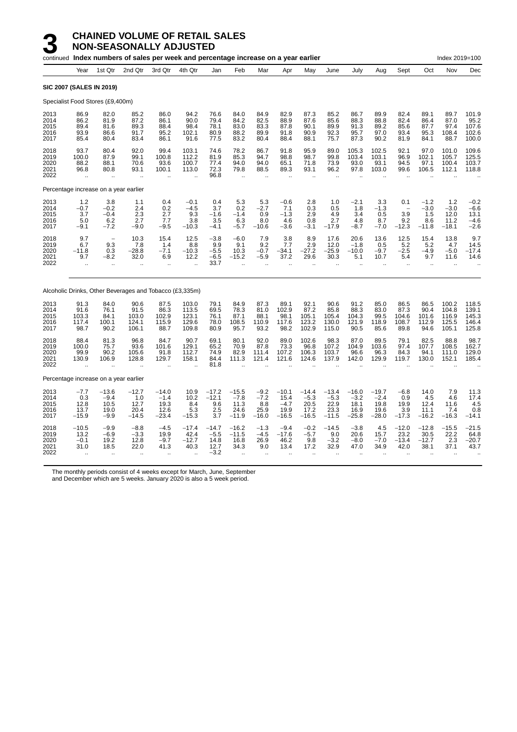# 3 CHAINED VOLUME OF RETAIL SALES NON-SEASONALLY ADJUSTED

continued **Index numbers of sales per week and percentage increase on a year earlier** Index 2019=100

| Year | Year | 1st Qtr | 2nd Qtr | 3rd Qtr | 4th Qtr | Jan | Feb | Mar | Apr | May | June | July | Aug | Sept | Oct | Nov | Dec |
|---|---|---|---|---|---|---|---|---|---|---|---|---|---|---|---|---|---|
| **SIC 2007 (SALES IN 2019)** | | | | | | | | | | | | | | | | | |
| Specialist Food Stores (£9,400m) | | | | | | | | | | | | | | | | | |
| 2013 | 86.9 | 82.0 | 85.2 | 86.0 | 94.2 | 76.6 | 84.0 | 84.9 | 82.9 | 87.3 | 85.2 | 86.7 | 89.9 | 82.4 | 89.1 | 89.7 | 101.9 |
| 2014 | 86.2 | 81.9 | 87.2 | 86.1 | 90.0 | 79.4 | 84.2 | 82.5 | 88.9 | 87.6 | 85.6 | 88.3 | 88.8 | 82.4 | 86.4 | 87.0 | 95.2 |
| 2015 | 89.4 | 81.6 | 89.3 | 88.4 | 98.4 | 78.1 | 83.0 | 83.3 | 87.8 | 90.1 | 89.9 | 91.3 | 89.2 | 85.6 | 87.7 | 97.4 | 107.6 |
| 2016 | 93.9 | 86.6 | 91.7 | 95.2 | 102.1 | 80.9 | 88.2 | 89.9 | 91.8 | 90.9 | 92.3 | 95.7 | 97.0 | 93.4 | 95.3 | 108.4 | 102.6 |
| 2017 | 85.4 | 80.4 | 83.4 | 86.1 | 91.6 | 77.5 | 83.2 | 80.4 | 88.4 | 88.1 | 75.7 | 87.3 | 90.2 | 81.9 | 84.1 | 88.7 | 100.0 |
| 2018 | 93.7 | 80.4 | 92.0 | 99.4 | 103.1 | 74.6 | 78.2 | 86.7 | 91.8 | 95.9 | 89.0 | 105.3 | 102.5 | 92.1 | 97.0 | 101.0 | 109.6 |
| 2019 | 100.0 | 87.9 | 99.1 | 100.8 | 112.2 | 81.9 | 85.3 | 94.7 | 98.8 | 98.7 | 99.8 | 103.4 | 103.1 | 96.9 | 102.1 | 105.7 | 125.5 |
| 2020 | 88.2 | 88.1 | 70.6 | 93.6 | 100.7 | 77.4 | 94.0 | 94.0 | 65.1 | 71.8 | 73.9 | 93.0 | 93.1 | 94.5 | 97.1 | 100.4 | 103.7 |
| 2021 | 96.8 | 80.8 | 93.1 | 100.1 | 113.0 | 72.3 | 79.8 | 88.5 | 89.3 | 93.1 | 96.2 | 97.8 | 103.0 | 99.6 | 106.5 | 112.1 | 118.8 |
| 2022 | .. | .. | .. | .. | .. | 96.8 | .. | .. | .. | .. | .. | .. | .. | .. | .. | .. | .. |
| Percentage increase on a year earlier | | | | | | | | | | | | | | | | | |
| 2013 | 1.2 | 3.8 | 1.1 | 0.4 | −0.1 | 0.4 | 5.3 | 5.3 | −0.6 | 2.8 | 1.0 | −2.1 | 3.3 | 0.1 | −1.2 | 1.2 | −0.2 |
| 2014 | −0.7 | −0.2 | 2.4 | 0.2 | −4.5 | 3.7 | 0.2 | −2.7 | 7.1 | 0.3 | 0.5 | 1.8 | −1.3 | – | −3.0 | −3.0 | −6.6 |
| 2015 | 3.7 | −0.4 | 2.3 | 2.7 | 9.3 | −1.6 | −1.4 | 0.9 | −1.3 | 2.9 | 4.9 | 3.4 | 0.5 | 3.9 | 1.5 | 12.0 | 13.1 |
| 2016 | 5.0 | 6.2 | 2.7 | 7.7 | 3.8 | 3.5 | 6.3 | 8.0 | 4.6 | 0.8 | 2.7 | 4.8 | 8.7 | 9.2 | 8.6 | 11.2 | −4.6 |
| 2017 | −9.1 | −7.2 | −9.0 | −9.5 | −10.3 | −4.1 | −5.7 | −10.6 | −3.6 | −3.1 | −17.9 | −8.7 | −7.0 | −12.3 | −11.8 | −18.1 | −2.6 |
| 2018 | 9.7 | – | 10.3 | 15.4 | 12.5 | −3.8 | −6.0 | 7.9 | 3.8 | 8.9 | 17.6 | 20.6 | 13.6 | 12.5 | 15.4 | 13.8 | 9.7 |
| 2019 | 6.7 | 9.3 | 7.8 | 1.4 | 8.8 | 9.9 | 9.1 | 9.2 | 7.7 | 2.9 | 12.0 | −1.8 | 0.5 | 5.2 | 5.2 | 4.7 | 14.5 |
| 2020 | −11.8 | 0.3 | −28.8 | −7.1 | −10.3 | −5.5 | 10.3 | −0.7 | −34.1 | −27.2 | −25.9 | −10.0 | −9.7 | −2.5 | −4.9 | −5.0 | −17.4 |
| 2021 | 9.7 | −8.2 | 32.0 | 6.9 | 12.2 | −6.5 | −15.2 | −5.9 | 37.2 | 29.6 | 30.3 | 5.1 | 10.7 | 5.4 | 9.7 | 11.6 | 14.6 |
| 2022 | .. | .. | .. | .. | .. | 33.7 | .. | .. | .. | .. | .. | .. | .. | .. | .. | .. | .. |
| Alcoholic Drinks, Other Beverages and Tobacco (£3,335m) | | | | | | | | | | | | | | | | | |
| 2013 | 91.3 | 84.0 | 90.6 | 87.5 | 103.0 | 79.1 | 84.9 | 87.3 | 89.1 | 92.1 | 90.6 | 91.2 | 85.0 | 86.5 | 86.5 | 100.2 | 118.5 |
| 2014 | 91.6 | 76.1 | 91.5 | 86.3 | 113.5 | 69.5 | 78.3 | 81.0 | 102.9 | 87.2 | 85.8 | 88.3 | 83.0 | 87.3 | 90.4 | 104.8 | 139.1 |
| 2015 | 103.3 | 84.1 | 103.0 | 102.9 | 123.1 | 76.1 | 87.1 | 88.1 | 98.1 | 105.1 | 105.4 | 104.3 | 99.5 | 104.6 | 101.6 | 116.9 | 145.3 |
| 2016 | 117.4 | 100.1 | 124.1 | 115.9 | 129.6 | 78.0 | 108.5 | 110.9 | 117.6 | 123.2 | 130.0 | 121.9 | 118.9 | 108.7 | 112.9 | 125.5 | 146.4 |
| 2017 | 98.7 | 90.2 | 106.1 | 88.7 | 109.8 | 80.9 | 95.7 | 93.2 | 98.2 | 102.9 | 115.0 | 90.5 | 85.6 | 89.8 | 94.6 | 105.1 | 125.8 |
| 2018 | 88.4 | 81.3 | 96.8 | 84.7 | 90.7 | 69.1 | 80.1 | 92.0 | 89.0 | 102.6 | 98.3 | 87.0 | 89.5 | 79.1 | 82.5 | 88.8 | 98.7 |
| 2019 | 100.0 | 75.7 | 93.6 | 101.6 | 129.1 | 65.2 | 70.9 | 87.8 | 73.3 | 96.8 | 107.2 | 104.9 | 103.6 | 97.4 | 107.7 | 108.5 | 162.7 |
| 2020 | 99.9 | 90.2 | 105.6 | 91.8 | 112.7 | 74.9 | 82.9 | 111.4 | 107.2 | 106.3 | 103.7 | 96.6 | 96.3 | 84.3 | 94.1 | 111.0 | 129.0 |
| 2021 | 130.9 | 106.9 | 128.8 | 129.7 | 158.1 | 84.4 | 111.3 | 121.4 | 121.6 | 124.6 | 137.9 | 142.0 | 129.9 | 119.7 | 130.0 | 152.1 | 185.4 |
| 2022 | .. | .. | .. | .. | .. | 81.8 | .. | .. | .. | .. | .. | .. | .. | .. | .. | .. | .. |
| Percentage increase on a year earlier | | | | | | | | | | | | | | | | | |
| 2013 | −7.7 | −13.6 | −12.7 | −14.0 | 10.9 | −17.2 | −15.5 | −9.2 | −10.1 | −14.4 | −13.4 | −16.0 | −19.7 | −6.8 | 14.0 | 7.9 | 11.3 |
| 2014 | 0.3 | −9.4 | 1.0 | −1.4 | 10.2 | −12.1 | −7.8 | −7.2 | 15.4 | −5.3 | −5.3 | −3.2 | −2.4 | 0.9 | 4.5 | 4.6 | 17.4 |
| 2015 | 12.8 | 10.5 | 12.7 | 19.3 | 8.4 | 9.6 | 11.3 | 8.8 | −4.7 | 20.5 | 22.9 | 18.1 | 19.8 | 19.9 | 12.4 | 11.6 | 4.5 |
| 2016 | 13.7 | 19.0 | 20.4 | 12.6 | 5.3 | 2.5 | 24.6 | 25.9 | 19.9 | 17.2 | 23.3 | 16.9 | 19.6 | 3.9 | 11.1 | 7.4 | 0.8 |
| 2017 | −15.9 | −9.9 | −14.5 | −23.4 | −15.3 | 3.7 | −11.9 | −16.0 | −16.5 | −16.5 | −11.5 | −25.8 | −28.0 | −17.3 | −16.2 | −16.3 | −14.1 |
| 2018 | −10.5 | −9.9 | −8.8 | −4.5 | −17.4 | −14.7 | −16.2 | −1.3 | −9.4 | −0.2 | −14.5 | −3.8 | 4.5 | −12.0 | −12.8 | −15.5 | −21.5 |
| 2019 | 13.2 | −6.9 | −3.3 | 19.9 | 42.4 | −5.5 | −11.5 | −4.5 | −17.6 | −5.7 | 9.0 | 20.6 | 15.7 | 23.2 | 30.5 | 22.2 | 64.8 |
| 2020 | −0.1 | 19.2 | 12.8 | −9.7 | −12.7 | 14.8 | 16.8 | 26.9 | 46.2 | 9.8 | −3.2 | −8.0 | −7.0 | −13.4 | −12.7 | 2.3 | −20.7 |
| 2021 | 31.0 | 18.5 | 22.0 | 41.3 | 40.3 | 12.7 | 34.3 | 9.0 | 13.4 | 17.2 | 32.9 | 47.0 | 34.9 | 42.0 | 38.1 | 37.1 | 43.7 |
| 2022 | .. | .. | .. | .. | .. | −3.2 | .. | .. | .. | .. | .. | .. | .. | .. | .. | .. | .. |

The monthly periods consist of 4 weeks except for March, June, September and December which are 5 weeks. January 2020 is also a 5 week period.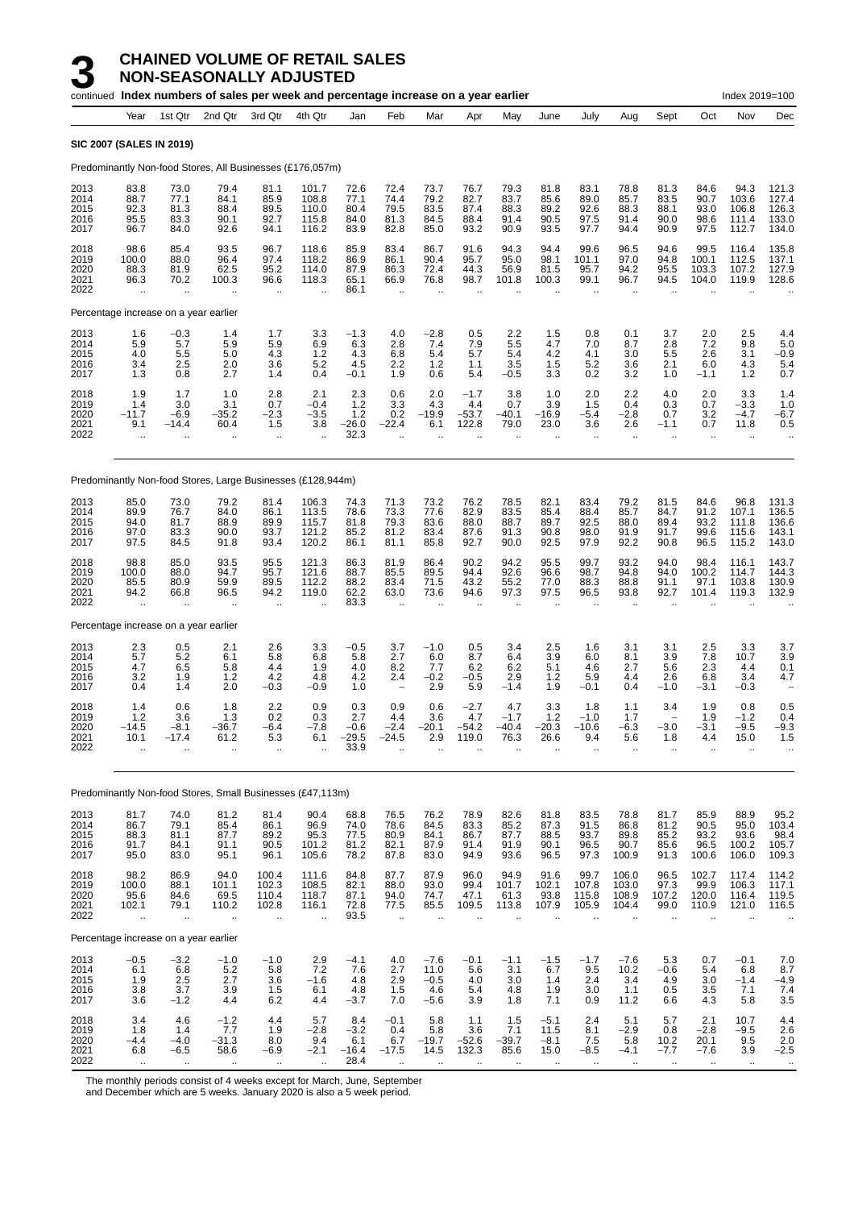# 3 CHAINED VOLUME OF RETAIL SALES NON-SEASONALLY ADJUSTED

continued **Index numbers of sales per week and percentage increase on a year earlier** Index 2019=100

| | Year | 1st Qtr | 2nd Qtr | 3rd Qtr | 4th Qtr | Jan | Feb | Mar | Apr | May | June | July | Aug | Sept | Oct | Nov | Dec |
|---|---|---|---|---|---|---|---|---|---|---|---|---|---|---|---|---|---|
| **SIC 2007 (SALES IN 2019)** | | | | | | | | | | | | | | | | | |
| Predominantly Non-food Stores, All Businesses (£176,057m) | | | | | | | | | | | | | | | | | |
| 2013 | 83.8 | 73.0 | 79.4 | 81.1 | 101.7 | 72.6 | 72.4 | 73.7 | 76.7 | 79.3 | 81.8 | 83.1 | 78.8 | 81.3 | 84.6 | 94.3 | 121.3 |
| 2014 | 88.7 | 77.1 | 84.1 | 85.9 | 108.8 | 77.1 | 74.4 | 79.2 | 82.7 | 83.7 | 85.6 | 89.0 | 85.7 | 83.5 | 90.7 | 103.6 | 127.4 |
| 2015 | 92.3 | 81.3 | 88.4 | 89.5 | 110.0 | 80.4 | 79.5 | 83.5 | 87.4 | 88.3 | 89.2 | 92.6 | 88.3 | 88.1 | 93.0 | 106.8 | 126.3 |
| 2016 | 95.5 | 83.3 | 90.1 | 92.7 | 115.8 | 84.0 | 81.3 | 84.5 | 88.4 | 91.4 | 90.5 | 97.5 | 91.4 | 90.0 | 98.6 | 111.4 | 133.0 |
| 2017 | 96.7 | 84.0 | 92.6 | 94.1 | 116.2 | 83.9 | 82.8 | 85.0 | 93.2 | 90.9 | 93.5 | 97.7 | 94.4 | 90.9 | 97.5 | 112.7 | 134.0 |
| 2018 | 98.6 | 85.4 | 93.5 | 96.7 | 118.6 | 85.9 | 83.4 | 86.7 | 91.6 | 94.3 | 94.4 | 99.6 | 96.5 | 94.6 | 99.5 | 116.4 | 135.8 |
| 2019 | 100.0 | 88.0 | 96.4 | 97.4 | 118.2 | 86.9 | 86.1 | 90.4 | 95.7 | 95.0 | 98.1 | 101.1 | 97.0 | 94.8 | 100.1 | 112.5 | 137.1 |
| 2020 | 88.3 | 81.9 | 62.5 | 95.2 | 114.0 | 87.9 | 86.3 | 72.4 | 44.3 | 56.9 | 81.5 | 95.7 | 94.2 | 95.5 | 103.3 | 107.2 | 127.9 |
| 2021 | 96.3 | 70.2 | 100.3 | 96.6 | 118.3 | 65.1 | 66.9 | 76.8 | 98.7 | 101.8 | 100.3 | 99.1 | 96.7 | 94.5 | 104.0 | 119.9 | 128.6 |
| 2022 | .. | .. | .. | .. | .. | 86.1 | .. | .. | .. | .. | .. | .. | .. | .. | .. | .. | .. |
| Percentage increase on a year earlier | | | | | | | | | | | | | | | | | |
| 2013 | 1.6 | −0.3 | 1.4 | 1.7 | 3.3 | −1.3 | 4.0 | −2.8 | 0.5 | 2.2 | 1.5 | 0.8 | 0.1 | 3.7 | 2.0 | 2.5 | 4.4 |
| 2014 | 5.9 | 5.7 | 5.9 | 5.9 | 6.9 | 6.3 | 2.8 | 7.4 | 7.9 | 5.5 | 4.7 | 7.0 | 8.7 | 2.8 | 7.2 | 9.8 | 5.0 |
| 2015 | 4.0 | 5.5 | 5.0 | 4.3 | 1.2 | 4.3 | 6.8 | 5.4 | 5.7 | 5.4 | 4.2 | 4.1 | 3.0 | 5.5 | 2.6 | 3.1 | −0.9 |
| 2016 | 3.4 | 2.5 | 2.0 | 3.6 | 5.2 | 4.5 | 2.2 | 1.2 | 1.1 | 3.5 | 1.5 | 5.2 | 3.6 | 2.1 | 6.0 | 4.3 | 5.4 |
| 2017 | 1.3 | 0.8 | 2.7 | 1.4 | 0.4 | −0.1 | 1.9 | 0.6 | 5.4 | −0.5 | 3.3 | 0.2 | 3.2 | 1.0 | −1.1 | 1.2 | 0.7 |
| 2018 | 1.9 | 1.7 | 1.0 | 2.8 | 2.1 | 2.3 | 0.6 | 2.0 | −1.7 | 3.8 | 1.0 | 2.0 | 2.2 | 4.0 | 2.0 | 3.3 | 1.4 |
| 2019 | 1.4 | 3.0 | 3.1 | 0.7 | −0.4 | 1.2 | 3.3 | 4.3 | 4.4 | 0.7 | 3.9 | 1.5 | 0.4 | 0.3 | 0.7 | −3.3 | 1.0 |
| 2020 | −11.7 | −6.9 | −35.2 | −2.3 | −3.5 | 1.2 | 0.2 | −19.9 | −53.7 | −40.1 | −16.9 | −5.4 | −2.8 | 0.7 | 3.2 | −4.7 | −6.7 |
| 2021 | 9.1 | −14.4 | 60.4 | 1.5 | 3.8 | −26.0 | −22.4 | 6.1 | 122.8 | 79.0 | 23.0 | 3.6 | 2.6 | −1.1 | 0.7 | 11.8 | 0.5 |
| 2022 | .. | .. | .. | .. | .. | 32.3 | .. | .. | .. | .. | .. | .. | .. | .. | .. | .. | .. |
| Predominantly Non-food Stores, Large Businesses (£128,944m) | | | | | | | | | | | | | | | | | |
| 2013 | 85.0 | 73.0 | 79.2 | 81.4 | 106.3 | 74.3 | 71.3 | 73.2 | 76.2 | 78.5 | 82.1 | 83.4 | 79.2 | 81.5 | 84.6 | 96.8 | 131.3 |
| 2014 | 89.9 | 76.7 | 84.0 | 86.1 | 113.5 | 78.6 | 73.3 | 77.6 | 82.9 | 83.5 | 85.4 | 88.4 | 85.7 | 84.7 | 91.2 | 107.1 | 136.5 |
| 2015 | 94.0 | 81.7 | 88.9 | 89.9 | 115.7 | 81.8 | 79.3 | 83.6 | 88.0 | 88.7 | 89.7 | 92.5 | 88.0 | 89.4 | 93.2 | 111.8 | 136.6 |
| 2016 | 97.0 | 83.3 | 90.0 | 93.7 | 121.2 | 85.2 | 81.2 | 83.4 | 87.6 | 91.3 | 90.8 | 98.0 | 91.9 | 91.7 | 99.6 | 115.6 | 143.1 |
| 2017 | 97.5 | 84.5 | 91.8 | 93.4 | 120.2 | 86.1 | 81.1 | 85.8 | 92.7 | 90.0 | 92.5 | 97.9 | 92.2 | 90.8 | 96.5 | 115.2 | 143.0 |
| 2018 | 98.8 | 85.0 | 93.5 | 95.5 | 121.3 | 86.3 | 81.9 | 86.4 | 90.2 | 94.2 | 95.5 | 99.7 | 93.2 | 94.0 | 98.4 | 116.1 | 143.7 |
| 2019 | 100.0 | 88.0 | 94.7 | 95.7 | 121.6 | 88.7 | 85.5 | 89.5 | 94.4 | 92.6 | 96.6 | 98.7 | 94.8 | 94.0 | 100.2 | 114.7 | 144.3 |
| 2020 | 85.5 | 80.9 | 59.9 | 89.5 | 112.2 | 88.2 | 83.4 | 71.5 | 43.2 | 55.2 | 77.0 | 88.3 | 88.8 | 91.1 | 97.1 | 103.8 | 130.9 |
| 2021 | 94.2 | 66.8 | 96.5 | 94.2 | 119.0 | 62.2 | 63.0 | 73.6 | 94.6 | 97.3 | 97.5 | 96.5 | 93.8 | 92.7 | 101.4 | 119.3 | 132.9 |
| 2022 | .. | .. | .. | .. | .. | 83.3 | .. | .. | .. | .. | .. | .. | .. | .. | .. | .. | .. |
| Percentage increase on a year earlier | | | | | | | | | | | | | | | | | |
| 2013 | 2.3 | 0.5 | 2.1 | 2.6 | 3.3 | −0.5 | 3.7 | −1.0 | 0.5 | 3.4 | 2.5 | 1.6 | 3.1 | 3.1 | 2.5 | 3.3 | 3.7 |
| 2014 | 5.7 | 5.2 | 6.1 | 5.8 | 6.8 | 5.8 | 2.7 | 6.0 | 8.7 | 6.4 | 3.9 | 6.0 | 8.1 | 3.9 | 7.8 | 10.7 | 3.9 |
| 2015 | 4.7 | 6.5 | 5.8 | 4.4 | 1.9 | 4.0 | 8.2 | 7.7 | 6.2 | 6.2 | 5.1 | 4.6 | 2.7 | 5.6 | 2.3 | 4.4 | 0.1 |
| 2016 | 3.2 | 1.9 | 1.2 | 4.2 | 4.8 | 4.2 | 2.4 | −0.2 | −0.5 | 2.9 | 1.2 | 5.9 | 4.4 | 2.6 | 6.8 | 3.4 | 4.7 |
| 2017 | 0.4 | 1.4 | 2.0 | −0.3 | −0.9 | 1.0 | − | 2.9 | 5.9 | −1.4 | 1.9 | −0.1 | 0.4 | −1.0 | −3.1 | −0.3 | − |
| 2018 | 1.4 | 0.6 | 1.8 | 2.2 | 0.9 | 0.3 | 0.9 | 0.6 | −2.7 | 4.7 | 3.3 | 1.8 | 1.1 | 3.4 | 1.9 | 0.8 | 0.5 |
| 2019 | 1.2 | 3.6 | 1.3 | 0.2 | 0.3 | 2.7 | 4.4 | 3.6 | 4.7 | −1.7 | 1.2 | −1.0 | 1.7 | − | 1.9 | −1.2 | 0.4 |
| 2020 | −14.5 | −8.1 | −36.7 | −6.4 | −7.8 | −0.6 | −2.4 | −20.1 | −54.2 | −40.4 | −20.3 | −10.6 | −6.3 | −3.0 | −3.1 | −9.5 | −9.3 |
| 2021 | 10.1 | −17.4 | 61.2 | 5.3 | 6.1 | −29.5 | −24.5 | 2.9 | 119.0 | 76.3 | 26.6 | 9.4 | 5.6 | 1.8 | 4.4 | 15.0 | 1.5 |
| 2022 | .. | .. | .. | .. | .. | 33.9 | .. | .. | .. | .. | .. | .. | .. | .. | .. | .. | .. |
| Predominantly Non-food Stores, Small Businesses (£47,113m) | | | | | | | | | | | | | | | | | |
| 2013 | 81.7 | 74.0 | 81.2 | 81.4 | 90.4 | 68.8 | 76.5 | 76.2 | 78.9 | 82.6 | 81.8 | 83.5 | 78.8 | 81.7 | 85.9 | 88.9 | 95.2 |
| 2014 | 86.7 | 79.1 | 85.4 | 86.1 | 96.9 | 74.0 | 78.6 | 84.5 | 83.3 | 85.2 | 87.3 | 91.5 | 86.8 | 81.2 | 90.5 | 95.0 | 103.4 |
| 2015 | 88.3 | 81.1 | 87.7 | 89.2 | 95.3 | 77.5 | 80.9 | 84.1 | 86.7 | 87.7 | 88.5 | 93.7 | 89.8 | 85.2 | 93.2 | 93.6 | 98.4 |
| 2016 | 91.7 | 84.1 | 91.1 | 90.5 | 101.2 | 81.2 | 82.1 | 87.9 | 91.4 | 91.9 | 90.1 | 96.5 | 90.7 | 85.6 | 96.5 | 100.2 | 105.7 |
| 2017 | 95.0 | 83.0 | 95.1 | 96.1 | 105.6 | 78.2 | 87.8 | 83.0 | 94.9 | 93.6 | 96.5 | 97.3 | 100.9 | 91.3 | 100.6 | 106.0 | 109.3 |
| 2018 | 98.2 | 86.9 | 94.0 | 100.4 | 111.6 | 84.8 | 87.7 | 87.9 | 96.0 | 94.9 | 91.6 | 99.7 | 106.0 | 96.5 | 102.7 | 117.4 | 114.2 |
| 2019 | 100.0 | 88.1 | 101.1 | 102.3 | 108.5 | 82.1 | 88.0 | 93.0 | 99.4 | 101.7 | 102.1 | 107.8 | 103.0 | 97.3 | 99.9 | 106.3 | 117.1 |
| 2020 | 95.6 | 84.6 | 69.5 | 110.4 | 118.7 | 87.1 | 94.0 | 74.7 | 47.1 | 61.3 | 93.8 | 115.8 | 108.9 | 107.2 | 120.0 | 116.4 | 119.5 |
| 2021 | 102.1 | 79.1 | 110.2 | 102.8 | 116.1 | 72.8 | 77.5 | 85.5 | 109.5 | 113.8 | 107.9 | 105.9 | 104.4 | 99.0 | 110.9 | 121.0 | 116.5 |
| 2022 | .. | .. | .. | .. | .. | 93.5 | .. | .. | .. | .. | .. | .. | .. | .. | .. | .. | .. |
| Percentage increase on a year earlier | | | | | | | | | | | | | | | | | |
| 2013 | −0.5 | −3.2 | −1.0 | −1.0 | 2.9 | −4.1 | 4.0 | −7.6 | −0.1 | −1.1 | −1.5 | −1.7 | −7.6 | 5.3 | 0.7 | −0.1 | 7.0 |
| 2014 | 6.1 | 6.8 | 5.2 | 5.8 | 7.2 | 7.6 | 2.7 | 11.0 | 5.6 | 3.1 | 6.7 | 9.5 | 10.2 | −0.6 | 5.4 | 6.8 | 8.7 |
| 2015 | 1.9 | 2.5 | 2.7 | 3.6 | −1.6 | 4.8 | 2.9 | −0.5 | 4.0 | 3.0 | 1.4 | 2.4 | 3.4 | 4.9 | 3.0 | −1.4 | −4.9 |
| 2016 | 3.8 | 3.7 | 3.9 | 1.5 | 6.1 | 4.8 | 1.5 | 4.6 | 5.4 | 4.8 | 1.9 | 3.0 | 1.1 | 0.5 | 3.5 | 7.1 | 7.4 |
| 2017 | 3.6 | −1.2 | 4.4 | 6.2 | 4.4 | −3.7 | 7.0 | −5.6 | 3.9 | 1.8 | 7.1 | 0.9 | 11.2 | 6.6 | 4.3 | 5.8 | 3.5 |
| 2018 | 3.4 | 4.6 | −1.2 | 4.4 | 5.7 | 8.4 | −0.1 | 5.8 | 1.1 | 1.5 | −5.1 | 2.4 | 5.1 | 5.7 | 2.1 | 10.7 | 4.4 |
| 2019 | 1.8 | 1.4 | 7.7 | 1.9 | −2.8 | −3.2 | 0.4 | 5.8 | 3.6 | 7.1 | 11.5 | 8.1 | −2.9 | 0.8 | −2.8 | −9.5 | 2.6 |
| 2020 | −4.4 | −4.0 | −31.3 | 8.0 | 9.4 | 6.1 | 6.7 | −19.7 | −52.6 | −39.7 | −8.1 | 7.5 | 5.8 | 10.2 | 20.1 | 9.5 | 2.0 |
| 2021 | 6.8 | −6.5 | 58.6 | −6.9 | −2.1 | −16.4 | −17.5 | 14.5 | 132.3 | 85.6 | 15.0 | −8.5 | −4.1 | −7.7 | −7.6 | 3.9 | −2.5 |
| 2022 | .. | .. | .. | .. | .. | 28.4 | .. | .. | .. | .. | .. | .. | .. | .. | .. | .. | .. |

The monthly periods consist of 4 weeks except for March, June, September and December which are 5 weeks. January 2020 is also a 5 week period.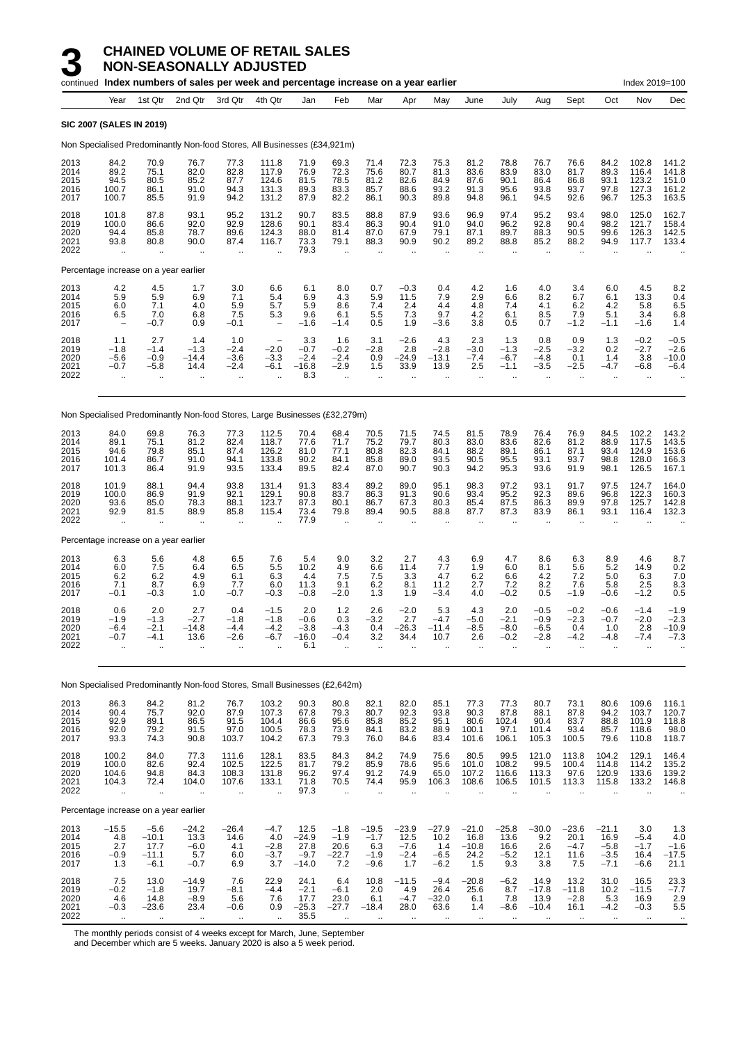# 3 CHAINED VOLUME OF RETAIL SALES NON-SEASONALLY ADJUSTED

continued **Index numbers of sales per week and percentage increase on a year earlier** Index 2019=100

| | Year | 1st Qtr | 2nd Qtr | 3rd Qtr | 4th Qtr | Jan | Feb | Mar | Apr | May | June | July | Aug | Sept | Oct | Nov | Dec |
|---|---|---|---|---|---|---|---|---|---|---|---|---|---|---|---|---|---|
| **SIC 2007 (SALES IN 2019)** | | | | | | | | | | | | | | | | | |
| Non Specialised Predominantly Non-food Stores, All Businesses (£34,921m) | | | | | | | | | | | | | | | | | |
| 2013 | 84.2 | 70.9 | 76.7 | 77.3 | 111.8 | 71.9 | 69.3 | 71.4 | 72.3 | 75.3 | 81.2 | 78.8 | 76.7 | 76.6 | 84.2 | 102.8 | 141.2 |
| 2014 | 89.2 | 75.1 | 82.0 | 82.8 | 117.9 | 76.9 | 72.3 | 75.6 | 80.7 | 81.3 | 83.6 | 83.9 | 83.0 | 81.7 | 89.3 | 116.4 | 141.8 |
| 2015 | 94.5 | 80.5 | 85.2 | 87.7 | 124.6 | 81.5 | 78.5 | 81.2 | 82.6 | 84.9 | 87.6 | 90.1 | 86.4 | 86.8 | 93.1 | 123.2 | 151.0 |
| 2016 | 100.7 | 86.1 | 91.0 | 94.3 | 131.3 | 89.3 | 83.3 | 85.7 | 88.6 | 93.2 | 91.3 | 95.6 | 93.8 | 93.7 | 97.8 | 127.3 | 161.2 |
| 2017 | 100.7 | 85.5 | 91.9 | 94.2 | 131.2 | 87.9 | 82.2 | 86.1 | 90.3 | 89.8 | 94.8 | 96.1 | 94.5 | 92.6 | 96.7 | 125.3 | 163.5 |
| 2018 | 101.8 | 87.8 | 93.1 | 95.2 | 131.2 | 90.7 | 83.5 | 88.8 | 87.9 | 93.6 | 96.9 | 97.4 | 95.2 | 93.4 | 98.0 | 125.0 | 162.7 |
| 2019 | 100.0 | 86.6 | 92.0 | 92.9 | 128.6 | 90.1 | 83.4 | 86.3 | 90.4 | 91.0 | 94.0 | 96.2 | 92.8 | 90.4 | 98.2 | 121.7 | 158.4 |
| 2020 | 94.4 | 85.8 | 78.7 | 89.6 | 124.3 | 88.0 | 81.4 | 87.0 | 67.9 | 79.1 | 87.1 | 89.7 | 88.3 | 90.5 | 99.6 | 126.3 | 142.5 |
| 2021 | 93.8 | 80.8 | 90.0 | 87.4 | 116.7 | 73.3 | 79.1 | 88.3 | 90.9 | 90.2 | 89.2 | 88.8 | 85.2 | 88.2 | 94.9 | 117.7 | 133.4 |
| 2022 | .. | .. | .. | .. | .. | 79.3 | .. | .. | .. | .. | .. | .. | .. | .. | .. | .. | .. |
| Percentage increase on a year earlier | | | | | | | | | | | | | | | | | |
| 2013 | 4.2 | 4.5 | 1.7 | 3.0 | 6.6 | 6.1 | 8.0 | 0.7 | −0.3 | 0.4 | 4.2 | 1.6 | 4.0 | 3.4 | 6.0 | 4.5 | 8.2 |
| 2014 | 5.9 | 5.9 | 6.9 | 7.1 | 5.4 | 6.9 | 4.3 | 5.9 | 11.5 | 7.9 | 2.9 | 6.6 | 8.2 | 6.7 | 6.1 | 13.3 | 0.4 |
| 2015 | 6.0 | 7.1 | 4.0 | 5.9 | 5.7 | 5.9 | 8.6 | 7.4 | 2.4 | 4.4 | 4.8 | 7.4 | 4.1 | 6.2 | 4.2 | 5.8 | 6.5 |
| 2016 | 6.5 | 7.0 | 6.8 | 7.5 | 5.3 | 9.6 | 6.1 | 5.5 | 7.3 | 9.7 | 4.2 | 6.1 | 8.5 | 7.9 | 5.1 | 3.4 | 6.8 |
| 2017 | − | −0.7 | 0.9 | −0.1 | − | −1.6 | −1.4 | 0.5 | 1.9 | −3.6 | 3.8 | 0.5 | 0.7 | −1.2 | −1.1 | −1.6 | 1.4 |
| 2018 | 1.1 | 2.7 | 1.4 | 1.0 | − | 3.3 | 1.6 | 3.1 | −2.6 | 4.3 | 2.3 | 1.3 | 0.8 | 0.9 | 1.3 | −0.2 | −0.5 |
| 2019 | −1.8 | −1.4 | −1.3 | −2.4 | −2.0 | −0.7 | −0.2 | −2.8 | 2.8 | −2.8 | −3.0 | −1.3 | −2.5 | −3.2 | 0.2 | −2.7 | −2.6 |
| 2020 | −5.6 | −0.9 | −14.4 | −3.6 | −3.3 | −2.4 | −2.4 | 0.9 | −24.9 | −13.1 | −7.4 | −6.7 | −4.8 | 0.1 | 1.4 | 3.8 | −10.0 |
| 2021 | −0.7 | −5.8 | 14.4 | −2.4 | −6.1 | −16.8 | −2.9 | 1.5 | 33.9 | 13.9 | 2.5 | −1.1 | −3.5 | −2.5 | −4.7 | −6.8 | −6.4 |
| 2022 | .. | .. | .. | .. | .. | 8.3 | .. | .. | .. | .. | .. | .. | .. | .. | .. | .. | .. |
| Non Specialised Predominantly Non-food Stores, Large Businesses (£32,279m) | | | | | | | | | | | | | | | | | |
| 2013 | 84.0 | 69.8 | 76.3 | 77.3 | 112.5 | 70.4 | 68.4 | 70.5 | 71.5 | 74.5 | 81.5 | 78.9 | 76.4 | 76.9 | 84.5 | 102.2 | 143.2 |
| 2014 | 89.1 | 75.1 | 81.2 | 82.4 | 118.7 | 77.6 | 71.7 | 75.2 | 79.7 | 80.3 | 83.0 | 83.6 | 82.6 | 81.2 | 88.9 | 117.5 | 143.5 |
| 2015 | 94.6 | 79.8 | 85.1 | 87.4 | 126.2 | 81.0 | 77.1 | 80.8 | 82.3 | 84.1 | 88.2 | 89.1 | 86.1 | 87.1 | 93.4 | 124.9 | 153.6 |
| 2016 | 101.4 | 86.7 | 91.0 | 94.1 | 133.8 | 90.2 | 84.1 | 85.8 | 89.0 | 93.5 | 90.5 | 95.5 | 93.1 | 93.7 | 98.8 | 128.0 | 166.3 |
| 2017 | 101.3 | 86.4 | 91.9 | 93.5 | 133.4 | 89.5 | 82.4 | 87.0 | 90.7 | 90.3 | 94.2 | 95.3 | 93.6 | 91.9 | 98.1 | 126.5 | 167.1 |
| 2018 | 101.9 | 88.1 | 94.4 | 93.8 | 131.4 | 91.3 | 83.4 | 89.2 | 89.0 | 95.1 | 98.3 | 97.2 | 93.1 | 91.7 | 97.5 | 124.7 | 164.0 |
| 2019 | 100.0 | 86.9 | 91.9 | 92.1 | 129.1 | 90.8 | 83.7 | 86.3 | 91.3 | 90.6 | 93.4 | 95.2 | 92.3 | 89.6 | 96.8 | 122.3 | 160.3 |
| 2020 | 93.6 | 85.0 | 78.3 | 88.1 | 123.7 | 87.3 | 80.1 | 86.7 | 67.3 | 80.3 | 85.4 | 87.5 | 86.3 | 89.9 | 97.8 | 125.7 | 142.8 |
| 2021 | 92.9 | 81.5 | 88.9 | 85.8 | 115.4 | 73.4 | 79.8 | 89.4 | 90.5 | 88.8 | 87.7 | 87.3 | 83.9 | 86.1 | 93.1 | 116.4 | 132.3 |
| 2022 | .. | .. | .. | .. | .. | 77.9 | .. | .. | .. | .. | .. | .. | .. | .. | .. | .. | .. |
| Percentage increase on a year earlier | | | | | | | | | | | | | | | | | |
| 2013 | 6.3 | 5.6 | 4.8 | 6.5 | 7.6 | 5.4 | 9.0 | 3.2 | 2.7 | 4.3 | 6.9 | 4.7 | 8.6 | 6.3 | 8.9 | 4.6 | 8.7 |
| 2014 | 6.0 | 7.5 | 6.4 | 6.5 | 5.5 | 10.2 | 4.9 | 6.6 | 11.4 | 7.7 | 1.9 | 6.0 | 8.1 | 5.6 | 5.2 | 14.9 | 0.2 |
| 2015 | 6.2 | 6.2 | 4.9 | 6.1 | 6.3 | 4.4 | 7.5 | 7.5 | 3.3 | 4.7 | 6.2 | 6.6 | 4.2 | 7.2 | 5.0 | 6.3 | 7.0 |
| 2016 | 7.1 | 8.7 | 6.9 | 7.7 | 6.0 | 11.3 | 9.1 | 6.2 | 8.1 | 11.2 | 2.7 | 7.2 | 8.2 | 7.6 | 5.8 | 2.5 | 8.3 |
| 2017 | −0.1 | −0.3 | 1.0 | −0.7 | −0.3 | −0.8 | −2.0 | 1.3 | 1.9 | −3.4 | 4.0 | −0.2 | 0.5 | −1.9 | −0.6 | −1.2 | 0.5 |
| 2018 | 0.6 | 2.0 | 2.7 | 0.4 | −1.5 | 2.0 | 1.2 | 2.6 | −2.0 | 5.3 | 4.3 | 2.0 | −0.5 | −0.2 | −0.6 | −1.4 | −1.9 |
| 2019 | −1.9 | −1.3 | −2.7 | −1.8 | −1.8 | −0.6 | 0.3 | −3.2 | 2.7 | −4.7 | −5.0 | −2.1 | −0.9 | −2.3 | −0.7 | −2.0 | −2.3 |
| 2020 | −6.4 | −2.1 | −14.8 | −4.4 | −4.2 | −3.8 | −4.3 | 0.4 | −26.3 | −11.4 | −8.5 | −8.0 | −6.5 | 0.4 | 1.0 | 2.8 | −10.9 |
| 2021 | −0.7 | −4.1 | 13.6 | −2.6 | −6.7 | −16.0 | −0.4 | 3.2 | 34.4 | 10.7 | 2.6 | −0.2 | −2.8 | −4.2 | −4.8 | −7.4 | −7.3 |
| 2022 | .. | .. | .. | .. | .. | 6.1 | .. | .. | .. | .. | .. | .. | .. | .. | .. | .. | .. |
| Non Specialised Predominantly Non-food Stores, Small Businesses (£2,642m) | | | | | | | | | | | | | | | | | |
| 2013 | 86.3 | 84.2 | 81.2 | 76.7 | 103.2 | 90.3 | 80.8 | 82.1 | 82.0 | 85.1 | 77.3 | 77.3 | 80.7 | 73.1 | 80.6 | 109.6 | 116.1 |
| 2014 | 90.4 | 75.7 | 92.0 | 87.9 | 107.3 | 67.8 | 79.3 | 80.7 | 92.3 | 93.8 | 90.3 | 87.8 | 88.1 | 87.8 | 94.2 | 103.7 | 120.7 |
| 2015 | 92.9 | 89.1 | 86.5 | 91.5 | 104.4 | 86.6 | 95.6 | 85.8 | 85.2 | 95.1 | 80.6 | 102.4 | 90.4 | 83.7 | 88.8 | 101.9 | 118.8 |
| 2016 | 92.0 | 79.2 | 91.5 | 97.0 | 100.5 | 78.3 | 73.9 | 84.1 | 83.2 | 88.9 | 100.1 | 97.1 | 101.4 | 93.4 | 85.7 | 118.6 | 98.0 |
| 2017 | 93.3 | 74.3 | 90.8 | 103.7 | 104.2 | 67.3 | 79.3 | 76.0 | 84.6 | 83.4 | 101.6 | 106.1 | 105.3 | 100.5 | 79.6 | 110.8 | 118.7 |
| 2018 | 100.2 | 84.0 | 77.3 | 111.6 | 128.1 | 83.5 | 84.3 | 84.2 | 74.9 | 75.6 | 80.5 | 99.5 | 121.0 | 113.8 | 104.2 | 129.1 | 146.4 |
| 2019 | 100.0 | 82.6 | 92.4 | 102.5 | 122.5 | 81.7 | 79.2 | 85.9 | 78.6 | 95.6 | 101.0 | 108.2 | 99.5 | 100.4 | 114.8 | 114.2 | 135.2 |
| 2020 | 104.6 | 94.8 | 84.3 | 108.3 | 131.8 | 96.2 | 97.4 | 91.2 | 74.9 | 65.0 | 107.2 | 116.6 | 113.3 | 97.6 | 120.9 | 133.6 | 139.2 |
| 2021 | 104.3 | 72.4 | 104.0 | 107.6 | 133.1 | 71.8 | 70.5 | 74.4 | 95.9 | 106.3 | 108.6 | 106.5 | 101.5 | 113.3 | 115.8 | 133.2 | 146.8 |
| 2022 | .. | .. | .. | .. | .. | 97.3 | .. | .. | .. | .. | .. | .. | .. | .. | .. | .. | .. |
| Percentage increase on a year earlier | | | | | | | | | | | | | | | | | |
| 2013 | −15.5 | −5.6 | −24.2 | −26.4 | −4.7 | 12.5 | −1.8 | −19.5 | −23.9 | −27.9 | −21.0 | −25.8 | −30.0 | −23.6 | −21.1 | 3.0 | 1.3 |
| 2014 | 4.8 | −10.1 | 13.3 | 14.6 | 4.0 | −24.9 | −1.9 | −1.7 | 12.5 | 10.2 | 16.8 | 13.6 | 9.2 | 20.1 | 16.9 | −5.4 | 4.0 |
| 2015 | 2.7 | 17.7 | −6.0 | 4.1 | −2.8 | 27.8 | 20.6 | 6.3 | −7.6 | 1.4 | −10.8 | 16.6 | 2.6 | −4.7 | −5.8 | −1.7 | −1.6 |
| 2016 | −0.9 | −11.1 | 5.7 | 6.0 | −3.7 | −9.7 | −22.7 | −1.9 | −2.4 | −6.5 | 24.2 | −5.2 | 12.1 | 11.6 | −3.5 | 16.4 | −17.5 |
| 2017 | 1.3 | −6.1 | −0.7 | 6.9 | 3.7 | −14.0 | 7.2 | −9.6 | 1.7 | −6.2 | 1.5 | 9.3 | 3.8 | 7.5 | −7.1 | −6.6 | 21.1 |
| 2018 | 7.5 | 13.0 | −14.9 | 7.6 | 22.9 | 24.1 | 6.4 | 10.8 | −11.5 | −9.4 | −20.8 | −6.2 | 14.9 | 13.2 | 31.0 | 16.5 | 23.3 |
| 2019 | −0.2 | −1.8 | 19.7 | −8.1 | −4.4 | −2.1 | −6.1 | 2.0 | 4.9 | 26.4 | 25.6 | 8.7 | −17.8 | −11.8 | 10.2 | −11.5 | −7.7 |
| 2020 | 4.6 | 14.8 | −8.9 | 5.6 | 7.6 | 17.7 | 23.0 | 6.1 | −4.7 | −32.0 | 6.1 | 7.8 | 13.9 | −2.8 | 5.3 | 16.9 | 2.9 |
| 2021 | −0.3 | −23.6 | 23.4 | −0.6 | 0.9 | −25.3 | −27.7 | −18.4 | 28.0 | 63.6 | 1.4 | −8.6 | −10.4 | 16.1 | −4.2 | −0.3 | 5.5 |
| 2022 | .. | .. | .. | .. | .. | 35.5 | .. | .. | .. | .. | .. | .. | .. | .. | .. | .. | .. |

The monthly periods consist of 4 weeks except for March, June, September and December which are 5 weeks. January 2020 is also a 5 week period.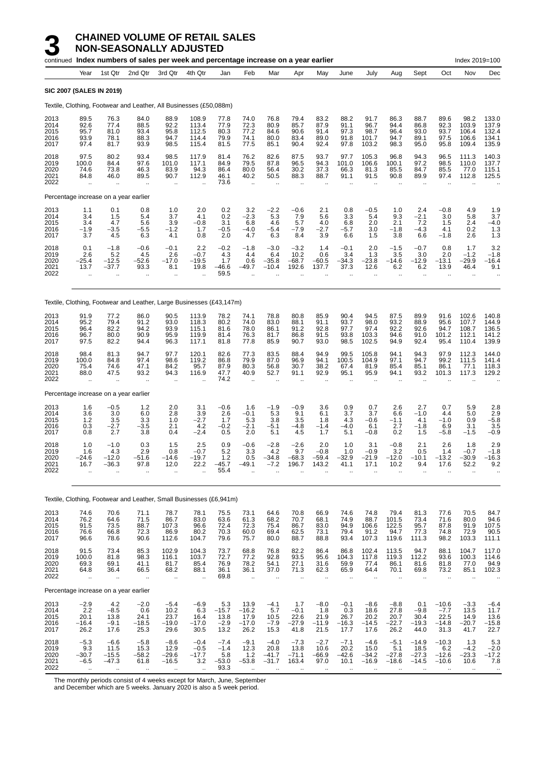# 3 CHAINED VOLUME OF RETAIL SALES NON-SEASONALLY ADJUSTED

continued **Index numbers of sales per week and percentage increase on a year earlier** Index 2019=100

| Year | 1st Qtr | 2nd Qtr | 3rd Qtr | 4th Qtr | Jan | Feb | Mar | Apr | May | June | July | Aug | Sept | Oct | Nov | Dec |
|---|---|---|---|---|---|---|---|---|---|---|---|---|---|---|---|---|
| **SIC 2007 (SALES IN 2019)** | | | | | | | | | | | | | | | | |
| Textile, Clothing, Footwear and Leather, All Businesses (£50,088m) | | | | | | | | | | | | | | | | |
| 2013 | 89.5 | 76.3 | 84.0 | 88.9 | 108.9 | 77.8 | 74.0 | 76.8 | 79.4 | 83.2 | 88.2 | 91.7 | 86.3 | 88.7 | 89.6 | 98.2 | 133.0 |
| 2014 | 92.6 | 77.4 | 88.5 | 92.2 | 113.4 | 77.9 | 72.3 | 80.9 | 85.7 | 87.9 | 91.1 | 96.7 | 94.4 | 86.8 | 92.3 | 103.9 | 137.9 |
| 2015 | 95.7 | 81.0 | 93.4 | 95.8 | 112.5 | 80.3 | 77.2 | 84.6 | 90.6 | 91.4 | 97.3 | 98.7 | 96.4 | 93.0 | 93.7 | 106.4 | 132.4 |
| 2016 | 93.9 | 78.1 | 88.3 | 94.7 | 114.4 | 79.9 | 74.1 | 80.0 | 83.4 | 89.0 | 91.8 | 101.7 | 94.7 | 89.1 | 97.5 | 106.6 | 134.1 |
| 2017 | 97.4 | 81.7 | 93.9 | 98.5 | 115.4 | 81.5 | 77.5 | 85.1 | 90.4 | 92.4 | 97.8 | 103.2 | 98.3 | 95.0 | 95.8 | 109.4 | 135.9 |
| 2018 | 97.5 | 80.2 | 93.4 | 98.5 | 117.9 | 81.4 | 76.2 | 82.6 | 87.5 | 93.7 | 97.7 | 105.3 | 96.8 | 94.3 | 96.5 | 111.3 | 140.3 |
| 2019 | 100.0 | 84.4 | 97.6 | 101.0 | 117.1 | 84.9 | 79.5 | 87.8 | 96.5 | 94.3 | 101.0 | 106.6 | 100.1 | 97.2 | 98.5 | 110.0 | 137.7 |
| 2020 | 74.6 | 73.8 | 46.3 | 83.9 | 94.3 | 86.4 | 80.0 | 56.4 | 30.2 | 37.3 | 66.3 | 81.3 | 85.5 | 84.7 | 85.5 | 77.0 | 115.1 |
| 2021 | 84.8 | 46.0 | 89.5 | 90.7 | 112.9 | 46.1 | 40.2 | 50.5 | 88.3 | 88.7 | 91.1 | 91.5 | 90.8 | 89.9 | 97.4 | 112.8 | 125.5 |
| 2022 | .. | .. | .. | .. | .. | 73.6 | .. | .. | .. | .. | .. | .. | .. | .. | .. | .. | .. |
| Percentage increase on a year earlier | | | | | | | | | | | | | | | | |
| 2013 | 1.1 | 0.1 | 0.8 | 1.0 | 2.0 | 0.2 | 3.2 | −2.2 | −0.6 | 2.1 | 0.8 | −0.5 | 1.0 | 2.4 | −0.8 | 4.9 | 1.9 |
| 2014 | 3.4 | 1.5 | 5.4 | 3.7 | 4.1 | 0.2 | −2.3 | 5.3 | 7.9 | 5.6 | 3.3 | 5.4 | 9.3 | −2.1 | 3.0 | 5.8 | 3.7 |
| 2015 | 3.4 | 4.7 | 5.6 | 3.9 | −0.8 | 3.1 | 6.8 | 4.6 | 5.7 | 4.0 | 6.8 | 2.0 | 2.1 | 7.2 | 1.5 | 2.4 | −4.0 |
| 2016 | −1.9 | −3.5 | −5.5 | −1.2 | 1.7 | −0.5 | −4.0 | −5.4 | −7.9 | −2.7 | −5.7 | 3.0 | −1.8 | −4.3 | 4.1 | 0.2 | 1.3 |
| 2017 | 3.7 | 4.5 | 6.3 | 4.1 | 0.8 | 2.0 | 4.7 | 6.3 | 8.4 | 3.9 | 6.6 | 1.5 | 3.8 | 6.6 | −1.8 | 2.6 | 1.3 |
| 2018 | 0.1 | −1.8 | −0.6 | −0.1 | 2.2 | −0.2 | −1.8 | −3.0 | −3.2 | 1.4 | −0.1 | 2.0 | −1.5 | −0.7 | 0.8 | 1.7 | 3.2 |
| 2019 | 2.6 | 5.2 | 4.5 | 2.6 | −0.7 | 4.3 | 4.4 | 6.4 | 10.2 | 0.6 | 3.4 | 1.3 | 3.5 | 3.0 | 2.0 | −1.2 | −1.8 |
| 2020 | −25.4 | −12.5 | −52.6 | −17.0 | −19.5 | 1.7 | 0.6 | −35.8 | −68.7 | −60.5 | −34.3 | −23.8 | −14.6 | −12.9 | −13.1 | −29.9 | −16.4 |
| 2021 | 13.7 | −37.7 | 93.3 | 8.1 | 19.8 | −46.6 | −49.7 | −10.4 | 192.6 | 137.7 | 37.3 | 12.6 | 6.2 | 6.2 | 13.9 | 46.4 | 9.1 |
| 2022 | .. | .. | .. | .. | .. | 59.5 | .. | .. | .. | .. | .. | .. | .. | .. | .. | .. | .. |
| Textile, Clothing, Footwear and Leather, Large Businesses (£43,147m) | | | | | | | | | | | | | | | | |
| 2013 | 91.9 | 77.2 | 86.0 | 90.5 | 113.9 | 78.2 | 74.1 | 78.8 | 80.8 | 85.9 | 90.4 | 94.5 | 87.5 | 89.9 | 91.6 | 102.6 | 140.8 |
| 2014 | 95.2 | 79.4 | 91.2 | 93.0 | 118.3 | 80.2 | 74.0 | 83.0 | 88.1 | 91.1 | 93.7 | 98.0 | 93.2 | 88.9 | 95.6 | 107.7 | 144.9 |
| 2015 | 96.4 | 82.2 | 94.2 | 93.9 | 115.1 | 81.6 | 78.0 | 86.1 | 91.2 | 92.8 | 97.7 | 97.4 | 92.2 | 92.6 | 94.7 | 108.7 | 136.5 |
| 2016 | 96.7 | 80.0 | 90.9 | 95.9 | 119.9 | 81.4 | 76.3 | 81.7 | 86.8 | 91.5 | 93.8 | 103.3 | 94.6 | 91.0 | 101.2 | 112.1 | 141.2 |
| 2017 | 97.5 | 82.2 | 94.4 | 96.3 | 117.1 | 81.8 | 77.8 | 85.9 | 90.7 | 93.0 | 98.5 | 102.5 | 94.9 | 92.4 | 95.4 | 110.4 | 139.9 |
| 2018 | 98.4 | 81.3 | 94.7 | 97.7 | 120.1 | 82.6 | 77.3 | 83.5 | 88.4 | 94.9 | 99.5 | 105.8 | 94.1 | 94.3 | 97.9 | 112.3 | 144.0 |
| 2019 | 100.0 | 84.8 | 97.4 | 98.6 | 119.2 | 86.8 | 79.9 | 87.0 | 96.9 | 94.1 | 100.5 | 104.9 | 97.1 | 94.7 | 99.2 | 111.5 | 141.4 |
| 2020 | 75.4 | 74.6 | 47.1 | 84.2 | 95.7 | 87.9 | 80.3 | 56.8 | 30.7 | 38.2 | 67.4 | 81.9 | 85.4 | 85.1 | 86.1 | 77.1 | 118.3 |
| 2021 | 88.0 | 47.5 | 93.2 | 94.3 | 116.9 | 47.7 | 40.9 | 52.7 | 91.1 | 92.9 | 95.1 | 95.9 | 94.1 | 93.2 | 101.3 | 117.3 | 129.2 |
| 2022 | .. | .. | .. | .. | .. | 74.2 | .. | .. | .. | .. | .. | .. | .. | .. | .. | .. | .. |
| Percentage increase on a year earlier | | | | | | | | | | | | | | | | |
| 2013 | 1.6 | −0.5 | 1.2 | 2.0 | 3.1 | −0.6 | 1.6 | −1.9 | −0.9 | 3.6 | 0.9 | 0.7 | 2.6 | 2.7 | 0.7 | 5.9 | 2.8 |
| 2014 | 3.6 | 3.0 | 6.0 | 2.8 | 3.9 | 2.6 | −0.1 | 5.3 | 9.1 | 6.1 | 3.7 | 3.7 | 6.6 | −1.0 | 4.4 | 5.0 | 2.9 |
| 2015 | 1.2 | 3.5 | 3.3 | 1.0 | −2.7 | 1.7 | 5.3 | 3.8 | 3.5 | 1.8 | 4.3 | −0.6 | −1.1 | 4.1 | −1.0 | 0.9 | −5.8 |
| 2016 | 0.3 | −2.7 | −3.5 | 2.1 | 4.2 | −0.2 | −2.1 | −5.1 | −4.8 | −1.4 | −4.0 | 6.1 | 2.7 | −1.8 | 6.9 | 3.1 | 3.5 |
| 2017 | 0.8 | 2.7 | 3.8 | 0.4 | −2.4 | 0.5 | 2.0 | 5.1 | 4.5 | 1.7 | 5.1 | −0.8 | 0.2 | 1.5 | −5.8 | −1.5 | −0.9 |
| 2018 | 1.0 | −1.0 | 0.3 | 1.5 | 2.5 | 0.9 | −0.6 | −2.8 | −2.6 | 2.0 | 1.0 | 3.1 | −0.8 | 2.1 | 2.6 | 1.8 | 2.9 |
| 2019 | 1.6 | 4.3 | 2.9 | 0.8 | −0.7 | 5.2 | 3.3 | 4.2 | 9.7 | −0.8 | 1.0 | −0.9 | 3.2 | 0.5 | 1.4 | −0.7 | −1.8 |
| 2020 | −24.6 | −12.0 | −51.6 | −14.6 | −19.7 | 1.2 | 0.5 | −34.8 | −68.3 | −59.4 | −32.9 | −21.9 | −12.0 | −10.1 | −13.2 | −30.9 | −16.3 |
| 2021 | 16.7 | −36.3 | 97.8 | 12.0 | 22.2 | −45.7 | −49.1 | −7.2 | 196.7 | 143.2 | 41.1 | 17.1 | 10.2 | 9.4 | 17.6 | 52.2 | 9.2 |
| 2022 | .. | .. | .. | .. | .. | 55.4 | .. | .. | .. | .. | .. | .. | .. | .. | .. | .. | .. |
| Textile, Clothing, Footwear and Leather, Small Businesses (£6,941m) | | | | | | | | | | | | | | | | |
| 2013 | 74.6 | 70.6 | 71.1 | 78.7 | 78.1 | 75.5 | 73.1 | 64.6 | 70.8 | 66.9 | 74.6 | 74.8 | 79.4 | 81.3 | 77.6 | 70.5 | 84.7 |
| 2014 | 76.2 | 64.6 | 71.5 | 86.7 | 83.0 | 63.6 | 61.3 | 68.2 | 70.7 | 68.1 | 74.9 | 88.7 | 101.5 | 73.4 | 71.6 | 80.0 | 94.6 |
| 2015 | 91.5 | 73.5 | 88.7 | 107.3 | 96.6 | 72.4 | 72.3 | 75.4 | 86.7 | 83.0 | 94.9 | 106.6 | 122.5 | 95.7 | 87.8 | 91.9 | 107.5 |
| 2016 | 76.6 | 66.8 | 72.3 | 86.9 | 80.2 | 70.3 | 60.0 | 69.4 | 62.5 | 73.1 | 79.4 | 91.2 | 94.7 | 77.3 | 74.8 | 72.9 | 90.5 |
| 2017 | 96.6 | 78.6 | 90.6 | 112.6 | 104.7 | 79.6 | 75.7 | 80.0 | 88.7 | 88.8 | 93.4 | 107.3 | 119.6 | 111.3 | 98.2 | 103.3 | 111.1 |
| 2018 | 91.5 | 73.4 | 85.3 | 102.9 | 104.3 | 73.7 | 68.8 | 76.8 | 82.2 | 86.4 | 86.8 | 102.4 | 113.5 | 94.7 | 88.1 | 104.7 | 117.0 |
| 2019 | 100.0 | 81.8 | 98.3 | 116.1 | 103.7 | 72.7 | 77.2 | 92.8 | 93.5 | 95.6 | 104.3 | 117.8 | 119.3 | 112.2 | 93.6 | 100.3 | 114.6 |
| 2020 | 69.3 | 69.1 | 41.1 | 81.7 | 85.4 | 76.9 | 78.2 | 54.1 | 27.1 | 31.6 | 59.9 | 77.4 | 86.1 | 81.6 | 81.8 | 77.0 | 94.9 |
| 2021 | 64.8 | 36.4 | 66.5 | 68.2 | 88.1 | 36.1 | 36.1 | 37.0 | 71.3 | 62.3 | 65.9 | 64.4 | 70.1 | 69.8 | 73.2 | 85.1 | 102.3 |
| 2022 | .. | .. | .. | .. | .. | 69.8 | .. | .. | .. | .. | .. | .. | .. | .. | .. | .. | .. |
| Percentage increase on a year earlier | | | | | | | | | | | | | | | | |
| 2013 | −2.9 | 4.2 | −2.0 | −5.4 | −6.9 | 5.3 | 13.9 | −4.1 | 1.7 | −8.0 | −0.1 | −8.6 | −8.8 | 0.1 | −10.6 | −3.3 | −6.4 |
| 2014 | 2.2 | −8.5 | 0.6 | 10.2 | 6.3 | −15.7 | −16.2 | 5.7 | −0.1 | 1.8 | 0.3 | 18.6 | 27.8 | −9.8 | −7.7 | 13.5 | 11.7 |
| 2015 | 20.1 | 13.8 | 24.1 | 23.7 | 16.4 | 13.8 | 17.9 | 10.5 | 22.6 | 21.9 | 26.7 | 20.2 | 20.7 | 30.4 | 22.5 | 14.9 | 13.6 |
| 2016 | −16.4 | −9.1 | −18.5 | −19.0 | −17.0 | −2.9 | −17.0 | −7.9 | −27.9 | −11.9 | −16.3 | −14.5 | −22.7 | −19.3 | −14.8 | −20.7 | −15.8 |
| 2017 | 26.2 | 17.6 | 25.3 | 29.6 | 30.5 | 13.2 | 26.2 | 15.3 | 41.8 | 21.5 | 17.7 | 17.6 | 26.2 | 44.0 | 31.3 | 41.7 | 22.7 |
| 2018 | −5.3 | −6.6 | −5.8 | −8.6 | −0.4 | −7.4 | −9.1 | −4.0 | −7.3 | −2.7 | −7.1 | −4.6 | −5.1 | −14.9 | −10.3 | 1.3 | 5.3 |
| 2019 | 9.3 | 11.5 | 15.3 | 12.9 | −0.5 | −1.4 | 12.3 | 20.8 | 13.8 | 10.6 | 20.2 | 15.0 | 5.1 | 18.5 | 6.2 | −4.2 | −2.0 |
| 2020 | −30.7 | −15.5 | −58.2 | −29.6 | −17.7 | 5.8 | 1.2 | −41.7 | −71.1 | −66.9 | −42.6 | −34.2 | −27.8 | −27.3 | −12.6 | −23.3 | −17.2 |
| 2021 | −6.5 | −47.3 | 61.8 | −16.5 | 3.2 | −53.0 | −53.8 | −31.7 | 163.4 | 97.0 | 10.1 | −16.9 | −18.6 | −14.5 | −10.6 | 10.6 | 7.8 |
| 2022 | .. | .. | .. | .. | .. | 93.3 | .. | .. | .. | .. | .. | .. | .. | .. | .. | .. | .. |

The monthly periods consist of 4 weeks except for March, June, September and December which are 5 weeks. January 2020 is also a 5 week period.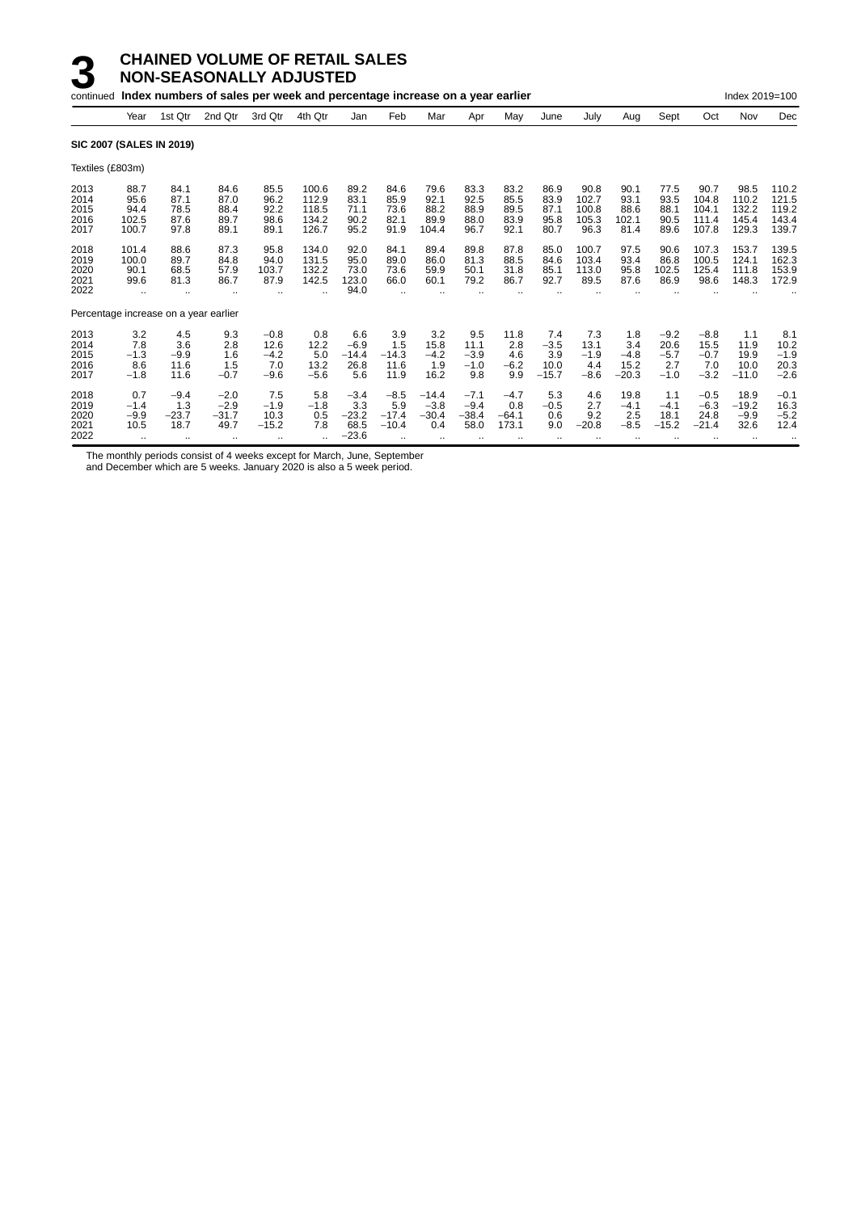# 3 CHAINED VOLUME OF RETAIL SALES NON-SEASONALLY ADJUSTED

continued **Index numbers of sales per week and percentage increase on a year earlier** Index 2019=100

| | Year | 1st Qtr | 2nd Qtr | 3rd Qtr | 4th Qtr | Jan | Feb | Mar | Apr | May | June | July | Aug | Sept | Oct | Nov | Dec |
|---|---|---|---|---|---|---|---|---|---|---|---|---|---|---|---|---|---|
| **SIC 2007 (SALES IN 2019)** | | | | | | | | | | | | | | | | | |
| Textiles (£803m) | | | | | | | | | | | | | | | | | |
| 2013 | 88.7 | 84.1 | 84.6 | 85.5 | 100.6 | 89.2 | 84.6 | 79.6 | 83.3 | 83.2 | 86.9 | 90.8 | 90.1 | 77.5 | 90.7 | 98.5 | 110.2 |
| 2014 | 95.6 | 87.1 | 87.0 | 96.2 | 112.9 | 83.1 | 85.9 | 92.1 | 92.5 | 85.5 | 83.9 | 102.7 | 93.1 | 93.5 | 104.8 | 110.2 | 121.5 |
| 2015 | 94.4 | 78.5 | 88.4 | 92.2 | 118.5 | 71.1 | 73.6 | 88.2 | 88.9 | 89.5 | 87.1 | 100.8 | 88.6 | 88.1 | 104.1 | 132.2 | 119.2 |
| 2016 | 102.5 | 87.6 | 89.7 | 98.6 | 134.2 | 90.2 | 82.1 | 89.9 | 88.0 | 83.9 | 95.8 | 105.3 | 102.1 | 90.5 | 111.4 | 145.4 | 143.4 |
| 2017 | 100.7 | 97.8 | 89.1 | 89.1 | 126.7 | 95.2 | 91.9 | 104.4 | 96.7 | 92.1 | 80.7 | 96.3 | 81.4 | 89.6 | 107.8 | 129.3 | 139.7 |
| 2018 | 101.4 | 88.6 | 87.3 | 95.8 | 134.0 | 92.0 | 84.1 | 89.4 | 89.8 | 87.8 | 85.0 | 100.7 | 97.5 | 90.6 | 107.3 | 153.7 | 139.5 |
| 2019 | 100.0 | 89.7 | 84.8 | 94.0 | 131.5 | 95.0 | 89.0 | 86.0 | 81.3 | 88.5 | 84.6 | 103.4 | 93.4 | 86.8 | 100.5 | 124.1 | 162.3 |
| 2020 | 90.1 | 68.5 | 57.9 | 103.7 | 132.2 | 73.0 | 73.6 | 59.9 | 50.1 | 31.8 | 85.1 | 113.0 | 95.8 | 102.5 | 125.4 | 111.8 | 153.9 |
| 2021 | 99.6 | 81.3 | 86.7 | 87.9 | 142.5 | 123.0 | 66.0 | 60.1 | 79.2 | 86.7 | 92.7 | 89.5 | 87.6 | 86.9 | 98.6 | 148.3 | 172.9 |
| 2022 | .. | .. | .. | .. | .. | 94.0 | .. | .. | .. | .. | .. | .. | .. | .. | .. | .. | .. |
| Percentage increase on a year earlier | | | | | | | | | | | | | | | | | |
| 2013 | 3.2 | 4.5 | 9.3 | −0.8 | 0.8 | 6.6 | 3.9 | 3.2 | 9.5 | 11.8 | 7.4 | 7.3 | 1.8 | −9.2 | −8.8 | 1.1 | 8.1 |
| 2014 | 7.8 | 3.6 | 2.8 | 12.6 | 12.2 | −6.9 | 1.5 | 15.8 | 11.1 | 2.8 | −3.5 | 13.1 | 3.4 | 20.6 | 15.5 | 11.9 | 10.2 |
| 2015 | −1.3 | −9.9 | 1.6 | −4.2 | 5.0 | −14.4 | −14.3 | −4.2 | −3.9 | 4.6 | 3.9 | −1.9 | −4.8 | −5.7 | −0.7 | 19.9 | −1.9 |
| 2016 | 8.6 | 11.6 | 1.5 | 7.0 | 13.2 | 26.8 | 11.6 | 1.9 | −1.0 | −6.2 | 10.0 | 4.4 | 15.2 | 2.7 | 7.0 | 10.0 | 20.3 |
| 2017 | −1.8 | 11.6 | −0.7 | −9.6 | −5.6 | 5.6 | 11.9 | 16.2 | 9.8 | 9.9 | −15.7 | −8.6 | −20.3 | −1.0 | −3.2 | −11.0 | −2.6 |
| 2018 | 0.7 | −9.4 | −2.0 | 7.5 | 5.8 | −3.4 | −8.5 | −14.4 | −7.1 | −4.7 | 5.3 | 4.6 | 19.8 | 1.1 | −0.5 | 18.9 | −0.1 |
| 2019 | −1.4 | 1.3 | −2.9 | −1.9 | −1.8 | 3.3 | 5.9 | −3.8 | −9.4 | 0.8 | −0.5 | 2.7 | −4.1 | −4.1 | −6.3 | −19.2 | 16.3 |
| 2020 | −9.9 | −23.7 | −31.7 | 10.3 | 0.5 | −23.2 | −17.4 | −30.4 | −38.4 | −64.1 | 0.6 | 9.2 | 2.5 | 18.1 | 24.8 | −9.9 | −5.2 |
| 2021 | 10.5 | 18.7 | 49.7 | −15.2 | 7.8 | 68.5 | −10.4 | 0.4 | 58.0 | 173.1 | 9.0 | −20.8 | −8.5 | −15.2 | −21.4 | 32.6 | 12.4 |
| 2022 | .. | .. | .. | .. | .. | −23.6 | .. | .. | .. | .. | .. | .. | .. | .. | .. | .. | .. |

The monthly periods consist of 4 weeks except for March, June, September and December which are 5 weeks. January 2020 is also a 5 week period.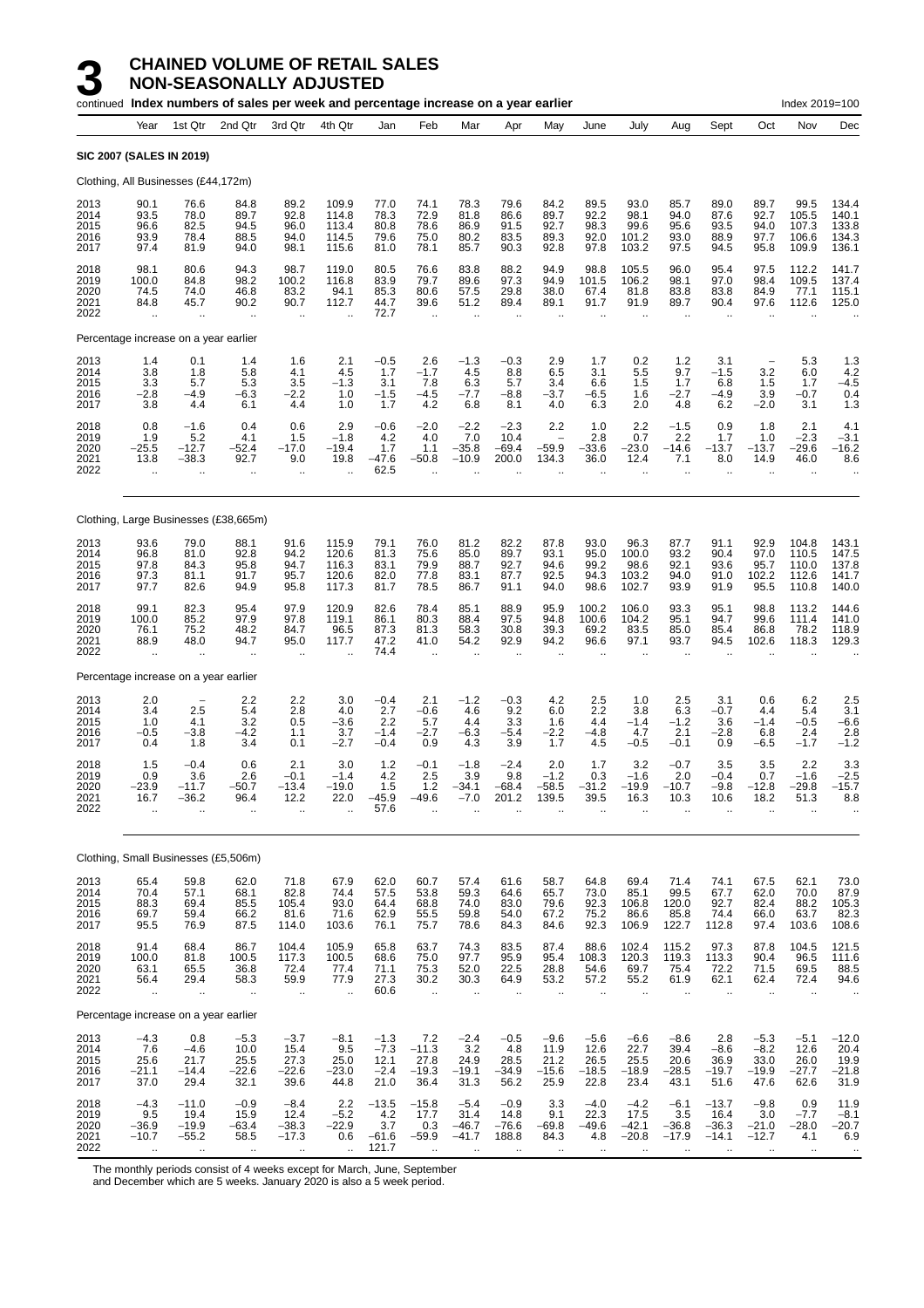# 3 CHAINED VOLUME OF RETAIL SALES NON-SEASONALLY ADJUSTED

continued **Index numbers of sales per week and percentage increase on a year earlier** Index 2019=100

| | Year | 1st Qtr | 2nd Qtr | 3rd Qtr | 4th Qtr | Jan | Feb | Mar | Apr | May | June | July | Aug | Sept | Oct | Nov | Dec |
|---|---|---|---|---|---|---|---|---|---|---|---|---|---|---|---|---|---|
| **SIC 2007 (SALES IN 2019)** | | | | | | | | | | | | | | | | | |
| Clothing, All Businesses (£44,172m) | | | | | | | | | | | | | | | | | |
| 2013 | 90.1 | 76.6 | 84.8 | 89.2 | 109.9 | 77.0 | 74.1 | 78.3 | 79.6 | 84.2 | 89.5 | 93.0 | 85.7 | 89.0 | 89.7 | 99.5 | 134.4 |
| 2014 | 93.5 | 78.0 | 89.7 | 92.8 | 114.8 | 78.3 | 72.9 | 81.8 | 86.6 | 89.7 | 92.2 | 98.1 | 94.0 | 87.6 | 92.7 | 105.5 | 140.1 |
| 2015 | 96.6 | 82.5 | 94.5 | 96.0 | 113.4 | 80.8 | 78.6 | 86.9 | 91.5 | 92.7 | 98.3 | 99.6 | 95.6 | 93.5 | 94.0 | 107.3 | 133.8 |
| 2016 | 93.9 | 78.4 | 88.5 | 94.0 | 114.5 | 79.6 | 75.0 | 80.2 | 83.5 | 89.3 | 92.0 | 101.2 | 93.0 | 88.9 | 97.7 | 106.6 | 134.3 |
| 2017 | 97.4 | 81.9 | 94.0 | 98.1 | 115.6 | 81.0 | 78.1 | 85.7 | 90.3 | 92.8 | 97.8 | 103.2 | 97.5 | 94.5 | 95.8 | 109.9 | 136.1 |
| 2018 | 98.1 | 80.6 | 94.3 | 98.7 | 119.0 | 80.5 | 76.6 | 83.8 | 88.2 | 94.9 | 98.8 | 105.5 | 96.0 | 95.4 | 97.5 | 112.2 | 141.7 |
| 2019 | 100.0 | 84.8 | 98.2 | 100.2 | 116.8 | 83.9 | 79.7 | 89.6 | 97.3 | 94.9 | 101.5 | 106.2 | 98.1 | 97.0 | 98.4 | 109.5 | 137.4 |
| 2020 | 74.5 | 74.0 | 46.8 | 83.2 | 94.1 | 85.3 | 80.6 | 57.5 | 29.8 | 38.0 | 67.4 | 81.8 | 83.8 | 83.8 | 84.9 | 77.1 | 115.1 |
| 2021 | 84.8 | 45.7 | 90.2 | 90.7 | 112.7 | 44.7 | 39.6 | 51.2 | 89.4 | 89.1 | 91.7 | 91.9 | 89.7 | 90.4 | 97.6 | 112.6 | 125.0 |
| 2022 | .. | .. | .. | .. | .. | 72.7 | .. | .. | .. | .. | .. | .. | .. | .. | .. | .. | .. |
| Percentage increase on a year earlier | | | | | | | | | | | | | | | | | |
| 2013 | 1.4 | 0.1 | 1.4 | 1.6 | 2.1 | −0.5 | 2.6 | −1.3 | −0.3 | 2.9 | 1.7 | 0.2 | 1.2 | 3.1 | – | 5.3 | 1.3 |
| 2014 | 3.8 | 1.8 | 5.8 | 4.1 | 4.5 | 1.7 | −1.7 | 4.5 | 8.8 | 6.5 | 3.1 | 5.5 | 9.7 | −1.5 | 3.2 | 6.0 | 4.2 |
| 2015 | 3.3 | 5.7 | 5.3 | 3.5 | −1.3 | 3.1 | 7.8 | 6.3 | 5.7 | 3.4 | 6.6 | 1.5 | 1.7 | 6.8 | 1.5 | 1.7 | −4.5 |
| 2016 | −2.8 | −4.9 | −6.3 | −2.2 | 1.0 | −1.5 | −4.5 | −7.7 | −8.8 | −3.7 | −6.5 | 1.6 | −2.7 | −4.9 | 3.9 | −0.7 | 0.4 |
| 2017 | 3.8 | 4.4 | 6.1 | 4.4 | 1.0 | 1.7 | 4.2 | 6.8 | 8.1 | 4.0 | 6.3 | 2.0 | 4.8 | 6.2 | −2.0 | 3.1 | 1.3 |
| 2018 | 0.8 | −1.6 | 0.4 | 0.6 | 2.9 | −0.6 | −2.0 | −2.2 | −2.3 | 2.2 | 1.0 | 2.2 | −1.5 | 0.9 | 1.8 | 2.1 | 4.1 |
| 2019 | 1.9 | 5.2 | 4.1 | 1.5 | −1.8 | 4.2 | 4.0 | 7.0 | 10.4 | – | 2.8 | 0.7 | 2.2 | 1.7 | 1.0 | −2.3 | −3.1 |
| 2020 | −25.5 | −12.7 | −52.4 | −17.0 | −19.4 | 1.7 | 1.1 | −35.8 | −69.4 | −59.9 | −33.6 | −23.0 | −14.6 | −13.7 | −13.7 | −29.6 | −16.2 |
| 2021 | 13.8 | −38.3 | 92.7 | 9.0 | 19.8 | −47.6 | −50.8 | −10.9 | 200.0 | 134.3 | 36.0 | 12.4 | 7.1 | 8.0 | 14.9 | 46.0 | 8.6 |
| 2022 | .. | .. | .. | .. | .. | 62.5 | .. | .. | .. | .. | .. | .. | .. | .. | .. | .. | .. |
| Clothing, Large Businesses (£38,665m) | | | | | | | | | | | | | | | | | |
| 2013 | 93.6 | 79.0 | 88.1 | 91.6 | 115.9 | 79.1 | 76.0 | 81.2 | 82.2 | 87.8 | 93.0 | 96.3 | 87.7 | 91.1 | 92.9 | 104.8 | 143.1 |
| 2014 | 96.8 | 81.0 | 92.8 | 94.2 | 120.6 | 81.3 | 75.6 | 85.0 | 89.7 | 93.1 | 95.0 | 100.0 | 93.2 | 90.4 | 97.0 | 110.5 | 147.5 |
| 2015 | 97.8 | 84.3 | 95.8 | 94.7 | 116.3 | 83.1 | 79.9 | 88.7 | 92.7 | 94.6 | 99.2 | 98.6 | 92.1 | 93.6 | 95.7 | 110.0 | 137.8 |
| 2016 | 97.3 | 81.1 | 91.7 | 95.7 | 120.6 | 82.0 | 77.8 | 83.1 | 87.7 | 92.5 | 94.3 | 103.2 | 94.0 | 91.0 | 102.2 | 112.6 | 141.7 |
| 2017 | 97.7 | 82.6 | 94.9 | 95.8 | 117.3 | 81.7 | 78.5 | 86.7 | 91.1 | 94.0 | 98.6 | 102.7 | 93.9 | 91.9 | 95.5 | 110.8 | 140.0 |
| 2018 | 99.1 | 82.3 | 95.4 | 97.9 | 120.9 | 82.6 | 78.4 | 85.1 | 88.9 | 95.9 | 100.2 | 106.0 | 93.3 | 95.1 | 98.8 | 113.2 | 144.6 |
| 2019 | 100.0 | 85.2 | 97.9 | 97.8 | 119.1 | 86.1 | 80.3 | 88.4 | 97.5 | 94.8 | 100.6 | 104.2 | 95.1 | 94.7 | 99.6 | 111.4 | 141.0 |
| 2020 | 76.1 | 75.2 | 48.2 | 84.7 | 96.5 | 87.3 | 81.3 | 58.3 | 30.8 | 39.3 | 69.2 | 83.5 | 85.0 | 85.4 | 86.8 | 78.2 | 118.9 |
| 2021 | 88.9 | 48.0 | 94.7 | 95.0 | 117.7 | 47.2 | 41.0 | 54.2 | 92.9 | 94.2 | 96.6 | 97.1 | 93.7 | 94.5 | 102.6 | 118.3 | 129.3 |
| 2022 | .. | .. | .. | .. | .. | 74.4 | .. | .. | .. | .. | .. | .. | .. | .. | .. | .. | .. |
| Percentage increase on a year earlier | | | | | | | | | | | | | | | | | |
| 2013 | 2.0 | – | 2.2 | 2.2 | 3.0 | −0.4 | 2.1 | −1.2 | −0.3 | 4.2 | 2.5 | 1.0 | 2.5 | 3.1 | 0.6 | 6.2 | 2.5 |
| 2014 | 3.4 | 2.5 | 5.4 | 2.8 | 4.0 | 2.7 | −0.6 | 4.6 | 9.2 | 6.0 | 2.2 | 3.8 | 6.3 | −0.7 | 4.4 | 5.4 | 3.1 |
| 2015 | 1.0 | 4.1 | 3.2 | 0.5 | −3.6 | 2.2 | 5.7 | 4.4 | 3.3 | 1.6 | 4.4 | −1.4 | −1.2 | 3.6 | −1.4 | −0.5 | −6.6 |
| 2016 | −0.5 | −3.8 | −4.2 | 1.1 | 3.7 | −1.4 | −2.7 | −6.3 | −5.4 | −2.2 | −4.8 | 4.7 | 2.1 | −2.8 | 6.8 | 2.4 | 2.8 |
| 2017 | 0.4 | 1.8 | 3.4 | 0.1 | −2.7 | −0.4 | 0.9 | 4.3 | 3.9 | 1.7 | 4.5 | −0.5 | −0.1 | 0.9 | −6.5 | −1.7 | −1.2 |
| 2018 | 1.5 | −0.4 | 0.6 | 2.1 | 3.0 | 1.2 | −0.1 | −1.8 | −2.4 | 2.0 | 1.7 | 3.2 | −0.7 | 3.5 | 3.5 | 2.2 | 3.3 |
| 2019 | 0.9 | 3.6 | 2.6 | −0.1 | −1.4 | 4.2 | 2.5 | 3.9 | 9.8 | −1.2 | 0.3 | −1.6 | 2.0 | −0.4 | 0.7 | −1.6 | −2.5 |
| 2020 | −23.9 | −11.7 | −50.7 | −13.4 | −19.0 | 1.5 | 1.2 | −34.1 | −68.4 | −58.5 | −31.2 | −19.9 | −10.7 | −9.8 | −12.8 | −29.8 | −15.7 |
| 2021 | 16.7 | −36.2 | 96.4 | 12.2 | 22.0 | −45.9 | −49.6 | −7.0 | 201.2 | 139.5 | 39.5 | 16.3 | 10.3 | 10.6 | 18.2 | 51.3 | 8.8 |
| 2022 | .. | .. | .. | .. | .. | 57.6 | .. | .. | .. | .. | .. | .. | .. | .. | .. | .. | .. |
| Clothing, Small Businesses (£5,506m) | | | | | | | | | | | | | | | | | |
| 2013 | 65.4 | 59.8 | 62.0 | 71.8 | 67.9 | 62.0 | 60.7 | 57.4 | 61.6 | 58.7 | 64.8 | 69.4 | 71.4 | 74.1 | 67.5 | 62.1 | 73.0 |
| 2014 | 70.4 | 57.1 | 68.1 | 82.8 | 74.4 | 57.5 | 53.8 | 59.3 | 64.6 | 65.7 | 73.0 | 85.1 | 99.5 | 67.7 | 62.0 | 70.0 | 87.9 |
| 2015 | 88.3 | 69.4 | 85.5 | 105.4 | 93.0 | 64.4 | 68.8 | 74.0 | 83.0 | 79.6 | 92.3 | 106.8 | 120.0 | 92.7 | 82.4 | 88.2 | 105.3 |
| 2016 | 69.7 | 59.4 | 66.2 | 81.6 | 71.6 | 62.9 | 55.5 | 59.8 | 54.0 | 67.2 | 75.2 | 86.6 | 85.8 | 74.4 | 66.0 | 63.7 | 82.3 |
| 2017 | 95.5 | 76.9 | 87.5 | 114.0 | 103.6 | 76.1 | 75.7 | 78.6 | 84.3 | 84.6 | 92.3 | 106.9 | 122.7 | 112.8 | 97.4 | 103.6 | 108.6 |
| 2018 | 91.4 | 68.4 | 86.7 | 104.4 | 105.9 | 65.8 | 63.7 | 74.3 | 83.5 | 87.4 | 88.6 | 102.4 | 115.2 | 97.3 | 87.8 | 104.5 | 121.5 |
| 2019 | 100.0 | 81.8 | 100.5 | 117.3 | 100.5 | 68.6 | 75.0 | 97.7 | 95.9 | 95.4 | 108.3 | 120.3 | 119.3 | 113.3 | 90.4 | 96.5 | 111.6 |
| 2020 | 63.1 | 65.5 | 36.8 | 72.4 | 77.4 | 71.1 | 75.3 | 52.0 | 22.5 | 28.8 | 54.6 | 69.7 | 75.4 | 72.2 | 71.5 | 69.5 | 88.5 |
| 2021 | 56.4 | 29.4 | 58.3 | 59.9 | 77.9 | 27.3 | 30.2 | 30.3 | 64.9 | 53.2 | 57.2 | 55.2 | 61.9 | 62.1 | 62.4 | 72.4 | 94.6 |
| 2022 | .. | .. | .. | .. | .. | 60.6 | .. | .. | .. | .. | .. | .. | .. | .. | .. | .. | .. |
| Percentage increase on a year earlier | | | | | | | | | | | | | | | | | |
| 2013 | −4.3 | 0.8 | −5.3 | −3.7 | −8.1 | −1.3 | 7.2 | −2.4 | −0.5 | −9.6 | −5.6 | −6.6 | −8.6 | 2.8 | −5.3 | −5.1 | −12.0 |
| 2014 | 7.6 | −4.6 | 10.0 | 15.4 | 9.5 | −7.3 | −11.3 | 3.2 | 4.8 | 11.9 | 12.6 | 22.7 | 39.4 | −8.6 | −8.2 | 12.6 | 20.4 |
| 2015 | 25.6 | 21.7 | 25.5 | 27.3 | 25.0 | 12.1 | 27.8 | 24.9 | 28.5 | 21.2 | 26.5 | 25.5 | 20.6 | 36.9 | 33.0 | 26.0 | 19.9 |
| 2016 | −21.1 | −14.4 | −22.6 | −22.6 | −23.0 | −2.4 | −19.3 | −19.1 | −34.9 | −15.6 | −18.5 | −18.9 | −28.5 | −19.7 | −19.9 | −27.7 | −21.8 |
| 2017 | 37.0 | 29.4 | 32.1 | 39.6 | 44.8 | 21.0 | 36.4 | 31.3 | 56.2 | 25.9 | 22.8 | 23.4 | 43.1 | 51.6 | 47.6 | 62.6 | 31.9 |
| 2018 | −4.3 | −11.0 | −0.9 | −8.4 | 2.2 | −13.5 | −15.8 | −5.4 | −0.9 | 3.3 | −4.0 | −4.2 | −6.1 | −13.7 | −9.8 | 0.9 | 11.9 |
| 2019 | 9.5 | 19.4 | 15.9 | 12.4 | −5.2 | 4.2 | 17.7 | 31.4 | 14.8 | 9.1 | 22.3 | 17.5 | 3.5 | 16.4 | 3.0 | −7.7 | −8.1 |
| 2020 | −36.9 | −19.9 | −63.4 | −38.3 | −22.9 | 3.7 | 0.3 | −46.7 | −76.6 | −69.8 | −49.6 | −42.1 | −36.8 | −36.3 | −21.0 | −28.0 | −20.7 |
| 2021 | −10.7 | −55.2 | 58.5 | −17.3 | 0.6 | −61.6 | −59.9 | −41.7 | 188.8 | 84.3 | 4.8 | −20.8 | −17.9 | −14.1 | −12.7 | 4.1 | 6.9 |
| 2022 | .. | .. | .. | .. | .. | 121.7 | .. | .. | .. | .. | .. | .. | .. | .. | .. | .. | .. |

The monthly periods consist of 4 weeks except for March, June, September and December which are 5 weeks. January 2020 is also a 5 week period.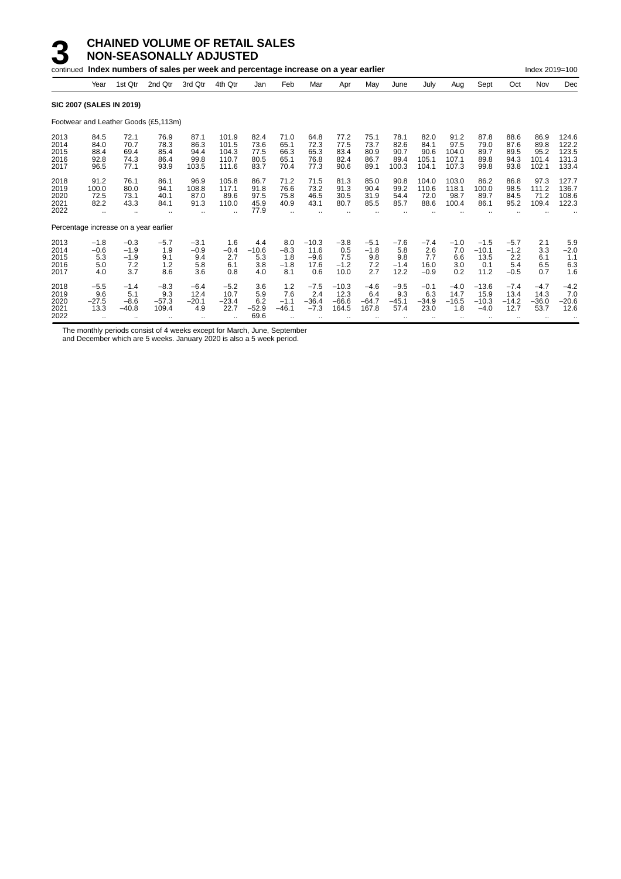# 3 CHAINED VOLUME OF RETAIL SALES NON-SEASONALLY ADJUSTED

continued **Index numbers of sales per week and percentage increase on a year earlier** Index 2019=100

| | Year | 1st Qtr | 2nd Qtr | 3rd Qtr | 4th Qtr | Jan | Feb | Mar | Apr | May | June | July | Aug | Sept | Oct | Nov | Dec |
|---|---|---|---|---|---|---|---|---|---|---|---|---|---|---|---|---|---|
| **SIC 2007 (SALES IN 2019)** | | | | | | | | | | | | | | | | | |
| Footwear and Leather Goods (£5,113m) | | | | | | | | | | | | | | | | | |
| 2013 | 84.5 | 72.1 | 76.9 | 87.1 | 101.9 | 82.4 | 71.0 | 64.8 | 77.2 | 75.1 | 78.1 | 82.0 | 91.2 | 87.8 | 88.6 | 86.9 | 124.6 |
| 2014 | 84.0 | 70.7 | 78.3 | 86.3 | 101.5 | 73.6 | 65.1 | 72.3 | 77.5 | 73.7 | 82.6 | 84.1 | 97.5 | 79.0 | 87.6 | 89.8 | 122.2 |
| 2015 | 88.4 | 69.4 | 85.4 | 94.4 | 104.3 | 77.5 | 66.3 | 65.3 | 83.4 | 80.9 | 90.7 | 90.6 | 104.0 | 89.7 | 89.5 | 95.2 | 123.5 |
| 2016 | 92.8 | 74.3 | 86.4 | 99.8 | 110.7 | 80.5 | 65.1 | 76.8 | 82.4 | 86.7 | 89.4 | 105.1 | 107.1 | 89.8 | 94.3 | 101.4 | 131.3 |
| 2017 | 96.5 | 77.1 | 93.9 | 103.5 | 111.6 | 83.7 | 70.4 | 77.3 | 90.6 | 89.1 | 100.3 | 104.1 | 107.3 | 99.8 | 93.8 | 102.1 | 133.4 |
| 2018 | 91.2 | 76.1 | 86.1 | 96.9 | 105.8 | 86.7 | 71.2 | 71.5 | 81.3 | 85.0 | 90.8 | 104.0 | 103.0 | 86.2 | 86.8 | 97.3 | 127.7 |
| 2019 | 100.0 | 80.0 | 94.1 | 108.8 | 117.1 | 91.8 | 76.6 | 73.2 | 91.3 | 90.4 | 99.2 | 110.6 | 118.1 | 100.0 | 98.5 | 111.2 | 136.7 |
| 2020 | 72.5 | 73.1 | 40.1 | 87.0 | 89.6 | 97.5 | 75.8 | 46.5 | 30.5 | 31.9 | 54.4 | 72.0 | 98.7 | 89.7 | 84.5 | 71.2 | 108.6 |
| 2021 | 82.2 | 43.3 | 84.1 | 91.3 | 110.0 | 45.9 | 40.9 | 43.1 | 80.7 | 85.5 | 85.7 | 88.6 | 100.4 | 86.1 | 95.2 | 109.4 | 122.3 |
| 2022 | .. | .. | .. | .. | .. | 77.9 | .. | .. | .. | .. | .. | .. | .. | .. | .. | .. | .. |
| Percentage increase on a year earlier | | | | | | | | | | | | | | | | | |
| 2013 | −1.8 | −0.3 | −5.7 | −3.1 | 1.6 | 4.4 | 8.0 | −10.3 | −3.8 | −5.1 | −7.6 | −7.4 | −1.0 | −1.5 | −5.7 | 2.1 | 5.9 |
| 2014 | −0.6 | −1.9 | 1.9 | −0.9 | −0.4 | −10.6 | −8.3 | 11.6 | 0.5 | −1.8 | 5.8 | 2.6 | 7.0 | −10.1 | −1.2 | 3.3 | −2.0 |
| 2015 | 5.3 | −1.9 | 9.1 | 9.4 | 2.7 | 5.3 | 1.8 | −9.6 | 7.5 | 9.8 | 9.8 | 7.7 | 6.6 | 13.5 | 2.2 | 6.1 | 1.1 |
| 2016 | 5.0 | 7.2 | 1.2 | 5.8 | 6.1 | 3.8 | −1.8 | 17.6 | −1.2 | 7.2 | −1.4 | 16.0 | 3.0 | 0.1 | 5.4 | 6.5 | 6.3 |
| 2017 | 4.0 | 3.7 | 8.6 | 3.6 | 0.8 | 4.0 | 8.1 | 0.6 | 10.0 | 2.7 | 12.2 | −0.9 | 0.2 | 11.2 | −0.5 | 0.7 | 1.6 |
| 2018 | −5.5 | −1.4 | −8.3 | −6.4 | −5.2 | 3.6 | 1.2 | −7.5 | −10.3 | −4.6 | −9.5 | −0.1 | −4.0 | −13.6 | −7.4 | −4.7 | −4.2 |
| 2019 | 9.6 | 5.1 | 9.3 | 12.4 | 10.7 | 5.9 | 7.6 | 2.4 | 12.3 | 6.4 | 9.3 | 6.3 | 14.7 | 15.9 | 13.4 | 14.3 | 7.0 |
| 2020 | −27.5 | −8.6 | −57.3 | −20.1 | −23.4 | 6.2 | −1.1 | −36.4 | −66.6 | −64.7 | −45.1 | −34.9 | −16.5 | −10.3 | −14.2 | −36.0 | −20.6 |
| 2021 | 13.3 | −40.8 | 109.4 | 4.9 | 22.7 | −52.9 | −46.1 | −7.3 | 164.5 | 167.8 | 57.4 | 23.0 | 1.8 | −4.0 | 12.7 | 53.7 | 12.6 |
| 2022 | .. | .. | .. | .. | .. | 69.6 | .. | .. | .. | .. | .. | .. | .. | .. | .. | .. | .. |

The monthly periods consist of 4 weeks except for March, June, September and December which are 5 weeks. January 2020 is also a 5 week period.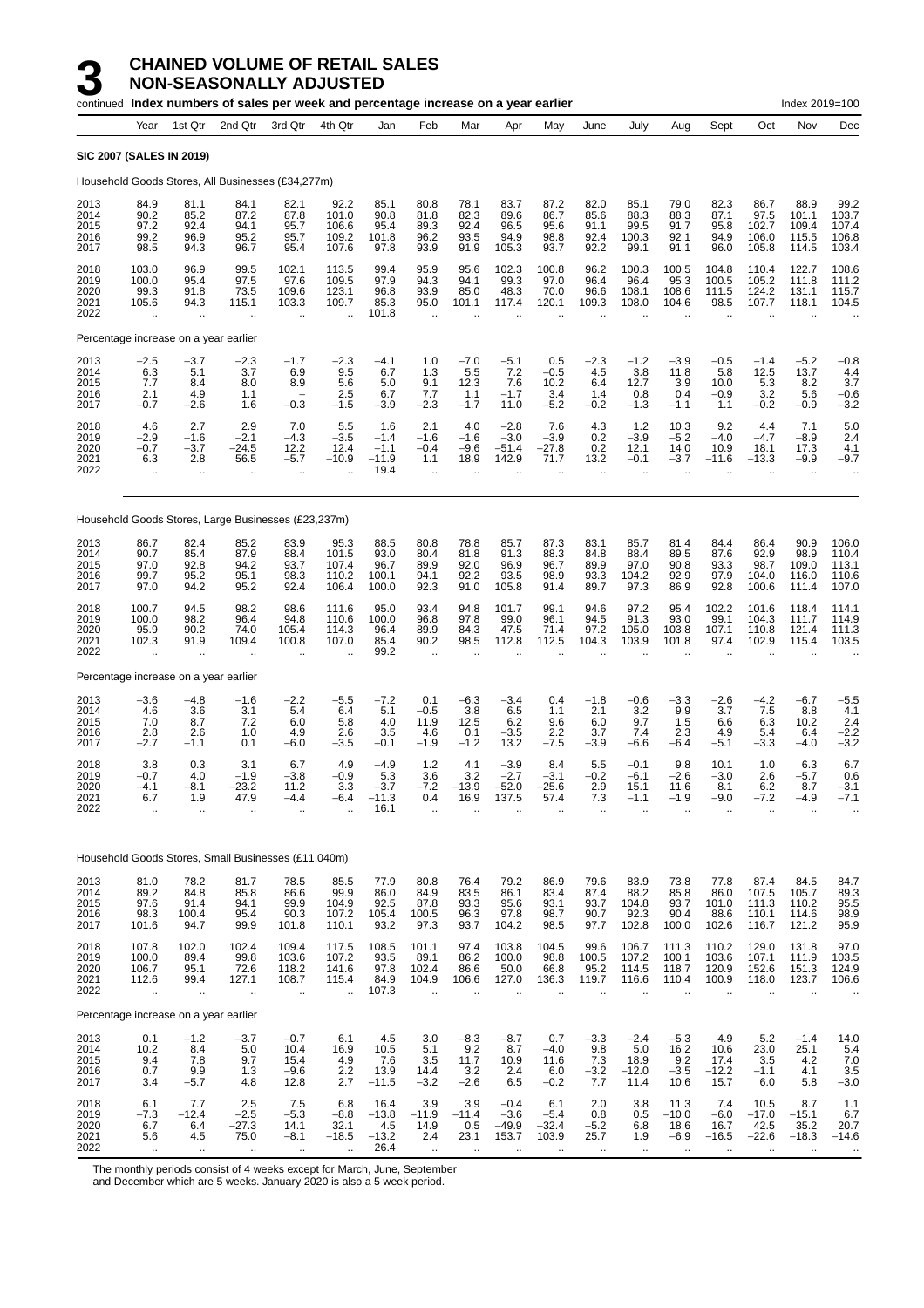# 3 CHAINED VOLUME OF RETAIL SALES NON-SEASONALLY ADJUSTED

continued **Index numbers of sales per week and percentage increase on a year earlier** Index 2019=100

| Year | 1st Qtr | 2nd Qtr | 3rd Qtr | 4th Qtr | Jan | Feb | Mar | Apr | May | June | July | Aug | Sept | Oct | Nov | Dec |
|---|---|---|---|---|---|---|---|---|---|---|---|---|---|---|---|---|
| **SIC 2007 (SALES IN 2019)** | | | | | | | | | | | | | | | | |
| Household Goods Stores, All Businesses (£34,277m) | | | | | | | | | | | | | | | | |
| 2013 | 84.9 | 81.1 | 84.1 | 82.1 | 92.2 | 85.1 | 80.8 | 78.1 | 83.7 | 87.2 | 82.0 | 85.1 | 79.0 | 82.3 | 86.7 | 88.9 | 99.2 |
| 2014 | 90.2 | 85.2 | 87.2 | 87.8 | 101.0 | 90.8 | 81.8 | 82.3 | 89.6 | 86.7 | 85.6 | 88.3 | 88.3 | 87.1 | 97.5 | 101.1 | 103.7 |
| 2015 | 97.2 | 92.4 | 94.1 | 95.7 | 106.6 | 95.4 | 89.3 | 92.4 | 96.5 | 95.6 | 91.1 | 99.5 | 91.7 | 95.8 | 102.7 | 109.4 | 107.4 |
| 2016 | 99.2 | 96.9 | 95.2 | 95.7 | 109.2 | 101.8 | 96.2 | 93.5 | 94.9 | 98.8 | 92.4 | 100.3 | 92.1 | 94.9 | 106.0 | 115.5 | 106.8 |
| 2017 | 98.5 | 94.3 | 96.7 | 95.4 | 107.6 | 97.8 | 93.9 | 91.9 | 105.3 | 93.7 | 92.2 | 99.1 | 91.1 | 96.0 | 105.8 | 114.5 | 103.4 |
| 2018 | 103.0 | 96.9 | 99.5 | 102.1 | 113.5 | 99.4 | 95.9 | 95.6 | 102.3 | 100.8 | 96.2 | 100.3 | 100.5 | 104.8 | 110.4 | 122.7 | 108.6 |
| 2019 | 100.0 | 95.4 | 97.5 | 97.6 | 109.5 | 97.9 | 94.3 | 94.1 | 99.3 | 97.0 | 96.4 | 96.4 | 95.3 | 100.5 | 105.2 | 111.8 | 111.2 |
| 2020 | 99.3 | 91.8 | 73.5 | 109.6 | 123.1 | 96.8 | 93.9 | 85.0 | 48.3 | 70.0 | 96.6 | 108.1 | 108.6 | 111.5 | 124.2 | 131.1 | 115.7 |
| 2021 | 105.6 | 94.3 | 115.1 | 103.3 | 109.7 | 85.3 | 95.0 | 101.1 | 117.4 | 120.1 | 109.3 | 108.0 | 104.6 | 98.5 | 107.7 | 118.1 | 104.5 |
| 2022 | .. | .. | .. | .. | .. | 101.8 | .. | .. | .. | .. | .. | .. | .. | .. | .. | .. | .. |
| Percentage increase on a year earlier | | | | | | | | | | | | | | | | |
| 2013 | −2.5 | −3.7 | −2.3 | −1.7 | −2.3 | −4.1 | 1.0 | −7.0 | −5.1 | 0.5 | −2.3 | −1.2 | −3.9 | −0.5 | −1.4 | −5.2 | −0.8 |
| 2014 | 6.3 | 5.1 | 3.7 | 6.9 | 9.5 | 6.7 | 1.3 | 5.5 | 7.2 | −0.5 | 4.5 | 3.8 | 11.8 | 5.8 | 12.5 | 13.7 | 4.4 |
| 2015 | 7.7 | 8.4 | 8.0 | 8.9 | 5.6 | 5.0 | 9.1 | 12.3 | 7.6 | 10.2 | 6.4 | 12.7 | 3.9 | 10.0 | 5.3 | 8.2 | 3.7 |
| 2016 | 2.1 | 4.9 | 1.1 | – | 2.5 | 6.7 | 7.7 | 1.1 | −1.7 | 3.4 | 1.4 | 0.8 | 0.4 | −0.9 | 3.2 | 5.6 | −0.6 |
| 2017 | −0.7 | −2.6 | 1.6 | −0.3 | −1.5 | −3.9 | −2.3 | −1.7 | 11.0 | −5.2 | −0.2 | −1.3 | −1.1 | 1.1 | −0.2 | −0.9 | −3.2 |
| 2018 | 4.6 | 2.7 | 2.9 | 7.0 | 5.5 | 1.6 | 2.1 | 4.0 | −2.8 | 7.6 | 4.3 | 1.2 | 10.3 | 9.2 | 4.4 | 7.1 | 5.0 |
| 2019 | −2.9 | −1.6 | −2.1 | −4.3 | −3.5 | −1.4 | −1.6 | −1.6 | −3.0 | −3.9 | 0.2 | −3.9 | −5.2 | −4.0 | −4.7 | −8.9 | 2.4 |
| 2020 | −0.7 | −3.7 | −24.5 | 12.2 | 12.4 | −1.1 | −0.4 | −9.6 | −51.4 | −27.8 | 0.2 | 12.1 | 14.0 | 10.9 | 18.1 | 17.3 | 4.1 |
| 2021 | 6.3 | 2.8 | 56.5 | −5.7 | −10.9 | −11.9 | 1.1 | 18.9 | 142.9 | 71.7 | 13.2 | −0.1 | −3.7 | −11.6 | −13.3 | −9.9 | −9.7 |
| 2022 | .. | .. | .. | .. | .. | 19.4 | .. | .. | .. | .. | .. | .. | .. | .. | .. | .. | .. |
| Household Goods Stores, Large Businesses (£23,237m) | | | | | | | | | | | | | | | | |
| 2013 | 86.7 | 82.4 | 85.2 | 83.9 | 95.3 | 88.5 | 80.8 | 78.8 | 85.7 | 87.3 | 83.1 | 85.7 | 81.4 | 84.4 | 86.4 | 90.9 | 106.0 |
| 2014 | 90.7 | 85.4 | 87.9 | 88.4 | 101.5 | 93.0 | 80.4 | 81.8 | 91.3 | 88.3 | 84.8 | 88.4 | 89.5 | 87.6 | 92.9 | 98.9 | 110.4 |
| 2015 | 97.0 | 92.8 | 94.2 | 93.7 | 107.4 | 96.7 | 89.9 | 92.0 | 96.9 | 96.7 | 89.9 | 97.0 | 90.8 | 93.3 | 98.7 | 109.0 | 113.1 |
| 2016 | 99.7 | 95.2 | 95.1 | 98.3 | 110.2 | 100.1 | 94.1 | 92.2 | 93.5 | 98.9 | 93.3 | 104.2 | 92.9 | 97.9 | 104.0 | 116.0 | 110.6 |
| 2017 | 97.0 | 94.2 | 95.2 | 92.4 | 106.4 | 100.0 | 92.3 | 91.0 | 105.8 | 91.4 | 89.7 | 97.3 | 86.9 | 92.9 | 100.6 | 111.4 | 107.0 |
| 2018 | 100.7 | 94.5 | 98.2 | 98.6 | 111.6 | 95.0 | 93.4 | 94.8 | 101.7 | 99.1 | 94.6 | 97.2 | 95.4 | 102.2 | 101.6 | 118.4 | 114.1 |
| 2019 | 100.0 | 98.2 | 96.4 | 94.8 | 110.6 | 100.0 | 96.8 | 97.8 | 99.0 | 96.1 | 94.5 | 91.3 | 93.0 | 99.1 | 104.3 | 111.7 | 114.9 |
| 2020 | 95.9 | 90.2 | 74.0 | 105.4 | 114.3 | 96.4 | 89.9 | 84.3 | 47.5 | 71.4 | 97.2 | 105.0 | 103.8 | 107.1 | 110.8 | 121.4 | 111.3 |
| 2021 | 102.3 | 91.9 | 109.4 | 100.8 | 107.0 | 85.4 | 90.2 | 98.5 | 112.8 | 112.5 | 104.3 | 103.9 | 101.8 | 97.4 | 102.9 | 115.4 | 103.5 |
| 2022 | .. | .. | .. | .. | .. | 99.2 | .. | .. | .. | .. | .. | .. | .. | .. | .. | .. | .. |
| Percentage increase on a year earlier | | | | | | | | | | | | | | | | |
| 2013 | −3.6 | −4.8 | −1.6 | −2.2 | −5.5 | −7.2 | 0.1 | −6.3 | −3.4 | 0.4 | −1.8 | −0.6 | −3.3 | −2.6 | −4.2 | −6.7 | −5.5 |
| 2014 | 4.6 | 3.6 | 3.1 | 5.4 | 6.4 | 5.1 | −0.5 | 3.8 | 6.5 | 1.1 | 2.1 | 3.2 | 9.9 | 3.7 | 7.5 | 8.8 | 4.1 |
| 2015 | 7.0 | 8.7 | 7.2 | 6.0 | 5.8 | 4.0 | 11.9 | 12.5 | 6.2 | 9.6 | 6.0 | 9.7 | 1.5 | 6.6 | 6.3 | 10.2 | 2.4 |
| 2016 | 2.8 | 2.6 | 1.0 | 4.9 | 2.6 | 3.5 | 4.6 | 0.1 | −3.5 | 2.2 | 3.7 | 7.4 | 2.3 | 4.9 | 5.4 | 6.4 | −2.2 |
| 2017 | −2.7 | −1.1 | 0.1 | −6.0 | −3.5 | −0.1 | −1.9 | −1.2 | 13.2 | −7.5 | −3.9 | −6.6 | −6.4 | −5.1 | −3.3 | −4.0 | −3.2 |
| 2018 | 3.8 | 0.3 | 3.1 | 6.7 | 4.9 | −4.9 | 1.2 | 4.1 | −3.9 | 8.4 | 5.5 | −0.1 | 9.8 | 10.1 | 1.0 | 6.3 | 6.7 |
| 2019 | −0.7 | 4.0 | −1.9 | −3.8 | −0.9 | 5.3 | 3.6 | 3.2 | −2.7 | −3.1 | −0.2 | −6.1 | −2.6 | −3.0 | 2.6 | −5.7 | 0.6 |
| 2020 | −4.1 | −8.1 | −23.2 | 11.2 | 3.3 | −3.7 | −7.2 | −13.9 | −52.0 | −25.6 | 2.9 | 15.1 | 11.6 | 8.1 | 6.2 | 8.7 | −3.1 |
| 2021 | 6.7 | 1.9 | 47.9 | −4.4 | −6.4 | −11.3 | 0.4 | 16.9 | 137.5 | 57.4 | 7.3 | −1.1 | −1.9 | −9.0 | −7.2 | −4.9 | −7.1 |
| 2022 | .. | .. | .. | .. | .. | 16.1 | .. | .. | .. | .. | .. | .. | .. | .. | .. | .. | .. |
| Household Goods Stores, Small Businesses (£11,040m) | | | | | | | | | | | | | | | | |
| 2013 | 81.0 | 78.2 | 81.7 | 78.5 | 85.5 | 77.9 | 80.8 | 76.4 | 79.2 | 86.9 | 79.6 | 83.9 | 73.8 | 77.8 | 87.4 | 84.5 | 84.7 |
| 2014 | 89.2 | 84.8 | 85.8 | 86.6 | 99.9 | 86.0 | 84.9 | 83.5 | 86.1 | 83.4 | 87.4 | 88.2 | 85.8 | 86.0 | 107.5 | 105.7 | 89.3 |
| 2015 | 97.6 | 91.4 | 94.1 | 99.9 | 104.9 | 92.5 | 87.8 | 93.3 | 95.6 | 93.1 | 93.7 | 104.8 | 93.7 | 101.0 | 111.3 | 110.2 | 95.5 |
| 2016 | 98.3 | 100.4 | 95.4 | 90.3 | 107.2 | 105.4 | 100.5 | 96.3 | 97.8 | 98.7 | 90.7 | 92.3 | 90.4 | 88.6 | 110.1 | 114.6 | 98.9 |
| 2017 | 101.6 | 94.7 | 99.9 | 101.8 | 110.1 | 93.2 | 97.3 | 93.7 | 104.2 | 98.5 | 97.7 | 102.8 | 100.0 | 102.6 | 116.7 | 121.2 | 95.9 |
| 2018 | 107.8 | 102.0 | 102.4 | 109.4 | 117.5 | 108.5 | 101.1 | 97.4 | 103.8 | 104.5 | 99.6 | 106.7 | 111.3 | 110.2 | 129.0 | 131.8 | 97.0 |
| 2019 | 100.0 | 89.4 | 99.8 | 103.6 | 107.2 | 93.5 | 89.1 | 86.2 | 100.0 | 98.8 | 100.5 | 107.2 | 100.1 | 103.6 | 107.1 | 111.9 | 103.5 |
| 2020 | 106.7 | 95.1 | 72.6 | 118.2 | 141.6 | 97.8 | 102.4 | 86.6 | 50.0 | 66.8 | 95.2 | 114.5 | 118.7 | 120.9 | 152.6 | 151.3 | 124.9 |
| 2021 | 112.6 | 99.4 | 127.1 | 108.7 | 115.4 | 84.9 | 104.9 | 106.6 | 127.0 | 136.3 | 119.7 | 116.6 | 110.4 | 100.9 | 118.0 | 123.7 | 106.6 |
| 2022 | .. | .. | .. | .. | .. | 107.3 | .. | .. | .. | .. | .. | .. | .. | .. | .. | .. | .. |
| Percentage increase on a year earlier | | | | | | | | | | | | | | | | |
| 2013 | 0.1 | −1.2 | −3.7 | −0.7 | 6.1 | 4.5 | 3.0 | −8.3 | −8.7 | 0.7 | −3.3 | −2.4 | −5.3 | 4.9 | 5.2 | −1.4 | 14.0 |
| 2014 | 10.2 | 8.4 | 5.0 | 10.4 | 16.9 | 10.5 | 5.1 | 9.2 | 8.7 | −4.0 | 9.8 | 5.0 | 16.2 | 10.6 | 23.0 | 25.1 | 5.4 |
| 2015 | 9.4 | 7.8 | 9.7 | 15.4 | 4.9 | 7.6 | 3.5 | 11.7 | 10.9 | 11.6 | 7.3 | 18.9 | 9.2 | 17.4 | 3.5 | 4.2 | 7.0 |
| 2016 | 0.7 | 9.9 | 1.3 | −9.6 | 2.2 | 13.9 | 14.4 | 3.2 | 2.4 | 6.0 | −3.2 | −12.0 | −3.5 | −12.2 | −1.1 | 4.1 | 3.5 |
| 2017 | 3.4 | −5.7 | 4.8 | 12.8 | 2.7 | −11.5 | −3.2 | −2.6 | 6.5 | −0.2 | 7.7 | 11.4 | 10.6 | 15.7 | 6.0 | 5.8 | −3.0 |
| 2018 | 6.1 | 7.7 | 2.5 | 7.5 | 6.8 | 16.4 | 3.9 | 3.9 | −0.4 | 6.1 | 2.0 | 3.8 | 11.3 | 7.4 | 10.5 | 8.7 | 1.1 |
| 2019 | −7.3 | −12.4 | −2.5 | −5.3 | −8.8 | −13.8 | −11.9 | −11.4 | −3.6 | −5.4 | 0.8 | 0.5 | −10.0 | −6.0 | −17.0 | −15.1 | 6.7 |
| 2020 | 6.7 | 6.4 | −27.3 | 14.1 | 32.1 | 4.5 | 14.9 | 0.5 | −49.9 | −32.4 | −5.2 | 6.8 | 18.6 | 16.7 | 42.5 | 35.2 | 20.7 |
| 2021 | 5.6 | 4.5 | 75.0 | −8.1 | −18.5 | −13.2 | 2.4 | 23.1 | 153.7 | 103.9 | 25.7 | 1.9 | −6.9 | −16.5 | −22.6 | −18.3 | −14.6 |
| 2022 | .. | .. | .. | .. | .. | 26.4 | .. | .. | .. | .. | .. | .. | .. | .. | .. | .. | .. |

The monthly periods consist of 4 weeks except for March, June, September and December which are 5 weeks. January 2020 is also a 5 week period.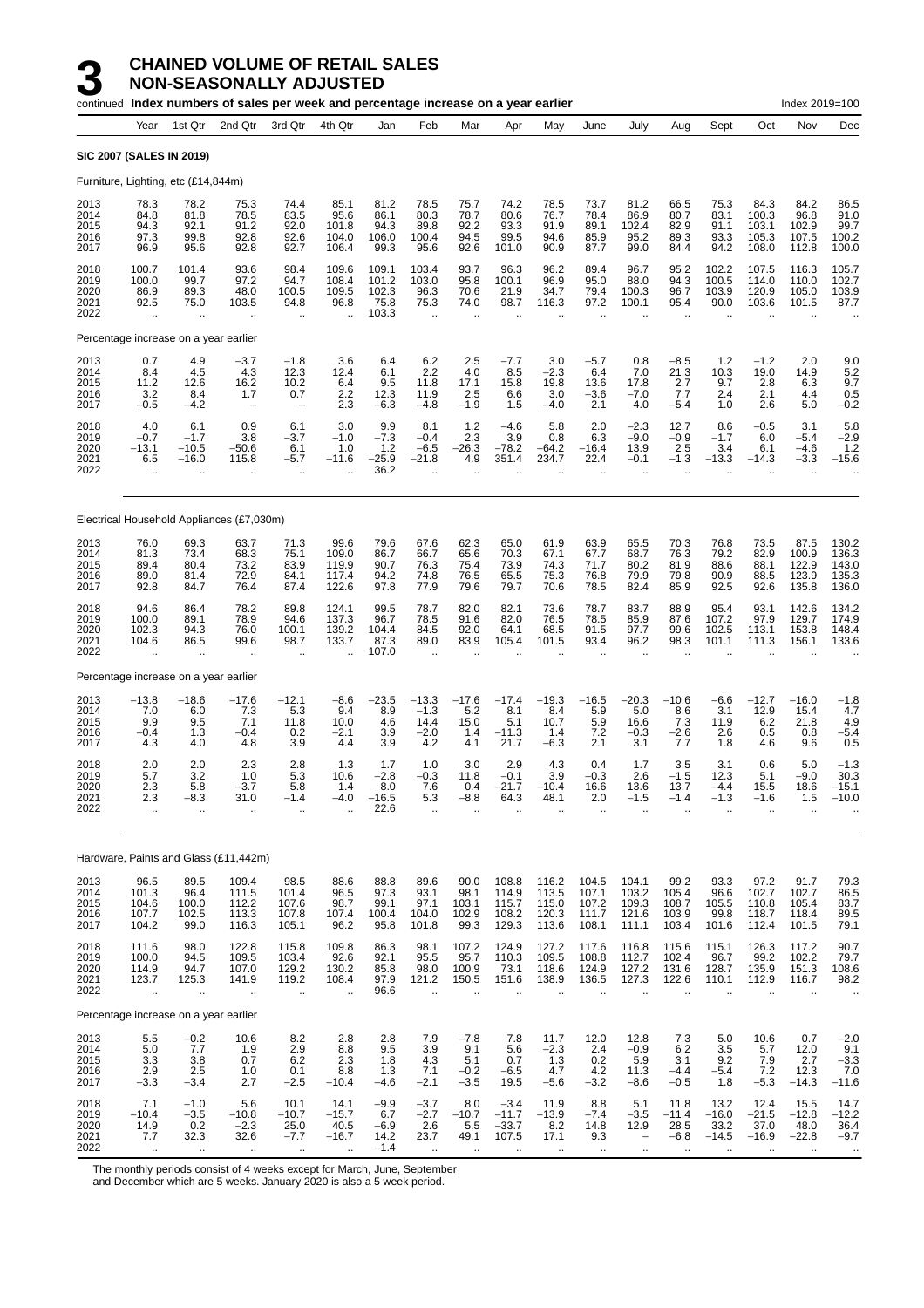# 3 CHAINED VOLUME OF RETAIL SALES NON-SEASONALLY ADJUSTED

continued **Index numbers of sales per week and percentage increase on a year earlier** Index 2019=100

| Year | Year | 1st Qtr | 2nd Qtr | 3rd Qtr | 4th Qtr | Jan | Feb | Mar | Apr | May | June | July | Aug | Sept | Oct | Nov | Dec |
|---|---|---|---|---|---|---|---|---|---|---|---|---|---|---|---|---|---|
| **SIC 2007 (SALES IN 2019)** | | | | | | | | | | | | | | | | | |
| Furniture, Lighting, etc (£14,844m) | | | | | | | | | | | | | | | | | |
| 2013 | 78.3 | 78.2 | 75.3 | 74.4 | 85.1 | 81.2 | 78.5 | 75.7 | 74.2 | 78.5 | 73.7 | 81.2 | 66.5 | 75.3 | 84.3 | 84.2 | 86.5 |
| 2014 | 84.8 | 81.8 | 78.5 | 83.5 | 95.6 | 86.1 | 80.3 | 78.7 | 80.6 | 76.7 | 78.4 | 86.9 | 80.7 | 83.1 | 100.3 | 96.8 | 91.0 |
| 2015 | 94.3 | 92.1 | 91.2 | 92.0 | 101.8 | 94.3 | 89.8 | 92.2 | 93.3 | 91.9 | 89.1 | 102.4 | 82.9 | 91.1 | 103.1 | 102.9 | 99.7 |
| 2016 | 97.3 | 99.8 | 92.8 | 92.6 | 104.0 | 106.0 | 100.4 | 94.5 | 99.5 | 94.6 | 85.9 | 95.2 | 89.3 | 93.3 | 105.3 | 107.5 | 100.2 |
| 2017 | 96.9 | 95.6 | 92.8 | 92.7 | 106.4 | 99.3 | 95.6 | 92.6 | 101.0 | 90.9 | 87.7 | 99.0 | 84.4 | 94.2 | 108.0 | 112.8 | 100.0 |
| 2018 | 100.7 | 101.4 | 93.6 | 98.4 | 109.6 | 109.1 | 103.4 | 93.7 | 96.3 | 96.2 | 89.4 | 96.7 | 95.2 | 102.2 | 107.5 | 116.3 | 105.7 |
| 2019 | 100.0 | 99.7 | 97.2 | 94.7 | 108.4 | 101.2 | 103.0 | 95.8 | 100.1 | 96.9 | 95.0 | 88.0 | 94.3 | 100.5 | 114.0 | 110.0 | 102.7 |
| 2020 | 86.9 | 89.3 | 48.0 | 100.5 | 109.5 | 102.3 | 96.3 | 70.6 | 21.9 | 34.7 | 79.4 | 100.3 | 96.7 | 103.9 | 120.9 | 105.0 | 103.9 |
| 2021 | 92.5 | 75.0 | 103.5 | 94.8 | 96.8 | 75.8 | 75.3 | 74.0 | 98.7 | 116.3 | 97.2 | 100.1 | 95.4 | 90.0 | 103.6 | 101.5 | 87.7 |
| 2022 | .. | .. | .. | .. | .. | 103.3 | .. | .. | .. | .. | .. | .. | .. | .. | .. | .. | .. |
| Percentage increase on a year earlier | | | | | | | | | | | | | | | | | |
| 2013 | 0.7 | 4.9 | −3.7 | −1.8 | 3.6 | 6.4 | 6.2 | 2.5 | −7.7 | 3.0 | −5.7 | 0.8 | −8.5 | 1.2 | −1.2 | 2.0 | 9.0 |
| 2014 | 8.4 | 4.5 | 4.3 | 12.3 | 12.4 | 6.1 | 2.2 | 4.0 | 8.5 | −2.3 | 6.4 | 7.0 | 21.3 | 10.3 | 19.0 | 14.9 | 5.2 |
| 2015 | 11.2 | 12.6 | 16.2 | 10.2 | 6.4 | 9.5 | 11.8 | 17.1 | 15.8 | 19.8 | 13.6 | 17.8 | 2.7 | 9.7 | 2.8 | 6.3 | 9.7 |
| 2016 | 3.2 | 8.4 | 1.7 | 0.7 | 2.2 | 12.3 | 11.9 | 2.5 | 6.6 | 3.0 | −3.6 | −7.0 | 7.7 | 2.4 | 2.1 | 4.4 | 0.5 |
| 2017 | −0.5 | −4.2 | – | – | 2.3 | −6.3 | −4.8 | −1.9 | 1.5 | −4.0 | 2.1 | 4.0 | −5.4 | 1.0 | 2.6 | 5.0 | −0.2 |
| 2018 | 4.0 | 6.1 | 0.9 | 6.1 | 3.0 | 9.9 | 8.1 | 1.2 | −4.6 | 5.8 | 2.0 | −2.3 | 12.7 | 8.6 | −0.5 | 3.1 | 5.8 |
| 2019 | −0.7 | −1.7 | 3.8 | −3.7 | −1.0 | −7.3 | −0.4 | 2.3 | 3.9 | 0.8 | 6.3 | −9.0 | −0.9 | −1.7 | 6.0 | −5.4 | −2.9 |
| 2020 | −13.1 | −10.5 | −50.6 | 6.1 | 1.0 | 1.2 | −6.5 | −26.3 | −78.2 | −64.2 | −16.4 | 13.9 | 2.5 | 3.4 | 6.1 | −4.6 | 1.2 |
| 2021 | 6.5 | −16.0 | 115.8 | −5.7 | −11.6 | −25.9 | −21.8 | 4.9 | 351.4 | 234.7 | 22.4 | −0.1 | −1.3 | −13.3 | −14.3 | −3.3 | −15.6 |
| 2022 | .. | .. | .. | .. | .. | 36.2 | .. | .. | .. | .. | .. | .. | .. | .. | .. | .. | .. |
| Electrical Household Appliances (£7,030m) | | | | | | | | | | | | | | | | | |
| 2013 | 76.0 | 69.3 | 63.7 | 71.3 | 99.6 | 79.6 | 67.6 | 62.3 | 65.0 | 61.9 | 63.9 | 65.5 | 70.3 | 76.8 | 73.5 | 87.5 | 130.2 |
| 2014 | 81.3 | 73.4 | 68.3 | 75.1 | 109.0 | 86.7 | 66.7 | 65.6 | 70.3 | 67.1 | 67.7 | 68.7 | 76.3 | 79.2 | 82.9 | 100.9 | 136.3 |
| 2015 | 89.4 | 80.4 | 73.2 | 83.9 | 119.9 | 90.7 | 76.3 | 75.4 | 73.9 | 74.3 | 71.7 | 80.2 | 81.9 | 88.6 | 88.1 | 122.9 | 143.0 |
| 2016 | 89.0 | 81.4 | 72.9 | 84.1 | 117.4 | 94.2 | 74.8 | 76.5 | 65.5 | 75.3 | 76.8 | 79.9 | 79.8 | 90.9 | 88.5 | 123.9 | 135.3 |
| 2017 | 92.8 | 84.7 | 76.4 | 87.4 | 122.6 | 97.8 | 77.9 | 79.6 | 79.7 | 70.6 | 78.5 | 82.4 | 85.9 | 92.5 | 92.6 | 135.8 | 136.0 |
| 2018 | 94.6 | 86.4 | 78.2 | 89.8 | 124.1 | 99.5 | 78.7 | 82.0 | 82.1 | 73.6 | 78.7 | 83.7 | 88.9 | 95.4 | 93.1 | 142.6 | 134.2 |
| 2019 | 100.0 | 89.1 | 78.9 | 94.6 | 137.3 | 96.7 | 78.5 | 91.6 | 82.0 | 76.5 | 78.5 | 85.9 | 87.6 | 107.2 | 97.9 | 129.7 | 174.9 |
| 2020 | 102.3 | 94.3 | 76.0 | 100.1 | 139.2 | 104.4 | 84.5 | 92.0 | 64.1 | 68.5 | 91.5 | 97.7 | 99.6 | 102.5 | 113.1 | 153.8 | 148.4 |
| 2021 | 104.6 | 86.5 | 99.6 | 98.7 | 133.7 | 87.3 | 89.0 | 83.9 | 105.4 | 101.5 | 93.4 | 96.2 | 98.3 | 101.1 | 111.3 | 156.1 | 133.6 |
| 2022 | .. | .. | .. | .. | .. | 107.0 | .. | .. | .. | .. | .. | .. | .. | .. | .. | .. | .. |
| Percentage increase on a year earlier | | | | | | | | | | | | | | | | | |
| 2013 | −13.8 | −18.6 | −17.6 | −12.1 | −8.6 | −23.5 | −13.3 | −17.6 | −17.4 | −19.3 | −16.5 | −20.3 | −10.6 | −6.6 | −12.7 | −16.0 | −1.8 |
| 2014 | 7.0 | 6.0 | 7.3 | 5.3 | 9.4 | 8.9 | −1.3 | 5.2 | 8.1 | 8.4 | 5.9 | 5.0 | 8.6 | 3.1 | 12.9 | 15.4 | 4.7 |
| 2015 | 9.9 | 9.5 | 7.1 | 11.8 | 10.0 | 4.6 | 14.4 | 15.0 | 5.1 | 10.7 | 5.9 | 16.6 | 7.3 | 11.9 | 6.2 | 21.8 | 4.9 |
| 2016 | −0.4 | 1.3 | −0.4 | 0.2 | −2.1 | 3.9 | −2.0 | 1.4 | −11.3 | 1.4 | 7.2 | −0.3 | −2.6 | 2.6 | 0.5 | 0.8 | −5.4 |
| 2017 | 4.3 | 4.0 | 4.8 | 3.9 | 4.4 | 3.9 | 4.2 | 4.1 | 21.7 | −6.3 | 2.1 | 3.1 | 7.7 | 1.8 | 4.6 | 9.6 | 0.5 |
| 2018 | 2.0 | 2.0 | 2.3 | 2.8 | 1.3 | 1.7 | 1.0 | 3.0 | 2.9 | 4.3 | 0.4 | 1.7 | 3.5 | 3.1 | 0.6 | 5.0 | −1.3 |
| 2019 | 5.7 | 3.2 | 1.0 | 5.3 | 10.6 | −2.8 | −0.3 | 11.8 | −0.1 | 3.9 | −0.3 | 2.6 | −1.5 | 12.3 | 5.1 | −9.0 | 30.3 |
| 2020 | 2.3 | 5.8 | −3.7 | 5.8 | 1.4 | 8.0 | 7.6 | 0.4 | −21.7 | −10.4 | 16.6 | 13.6 | 13.7 | −4.4 | 15.5 | 18.6 | −15.1 |
| 2021 | 2.3 | −8.3 | 31.0 | −1.4 | −4.0 | −16.5 | 5.3 | −8.8 | 64.3 | 48.1 | 2.0 | −1.5 | −1.4 | −1.3 | −1.6 | 1.5 | −10.0 |
| 2022 | .. | .. | .. | .. | .. | 22.6 | .. | .. | .. | .. | .. | .. | .. | .. | .. | .. | .. |
| Hardware, Paints and Glass (£11,442m) | | | | | | | | | | | | | | | | | |
| 2013 | 96.5 | 89.5 | 109.4 | 98.5 | 88.6 | 88.8 | 89.6 | 90.0 | 108.8 | 116.2 | 104.5 | 104.1 | 99.2 | 93.3 | 97.2 | 91.7 | 79.3 |
| 2014 | 101.3 | 96.4 | 111.5 | 101.4 | 96.5 | 97.3 | 93.1 | 98.1 | 114.9 | 113.5 | 107.1 | 103.2 | 105.4 | 96.6 | 102.7 | 102.7 | 86.5 |
| 2015 | 104.6 | 100.0 | 112.2 | 107.6 | 98.7 | 99.1 | 97.1 | 103.1 | 115.7 | 115.0 | 107.2 | 109.3 | 108.7 | 105.5 | 110.8 | 105.4 | 83.7 |
| 2016 | 107.7 | 102.5 | 113.3 | 107.8 | 107.4 | 100.4 | 104.0 | 102.9 | 108.2 | 120.3 | 111.7 | 121.6 | 103.9 | 99.8 | 118.7 | 118.4 | 89.5 |
| 2017 | 104.2 | 99.0 | 116.3 | 105.1 | 96.2 | 95.8 | 101.8 | 99.3 | 129.3 | 113.6 | 108.1 | 111.1 | 103.4 | 101.6 | 112.4 | 101.5 | 79.1 |
| 2018 | 111.6 | 98.0 | 122.8 | 115.8 | 109.8 | 86.3 | 98.1 | 107.2 | 124.9 | 127.2 | 117.6 | 116.8 | 115.6 | 115.1 | 126.3 | 117.2 | 90.7 |
| 2019 | 100.0 | 94.5 | 109.5 | 103.4 | 92.6 | 92.1 | 95.5 | 95.7 | 110.3 | 109.5 | 108.8 | 112.7 | 102.4 | 96.7 | 99.2 | 102.2 | 79.7 |
| 2020 | 114.9 | 94.7 | 107.0 | 129.2 | 130.2 | 85.8 | 98.0 | 100.9 | 73.1 | 118.6 | 124.9 | 127.2 | 131.6 | 128.7 | 135.9 | 151.3 | 108.6 |
| 2021 | 123.7 | 125.3 | 141.9 | 119.2 | 108.4 | 97.9 | 121.2 | 150.5 | 151.6 | 138.9 | 136.5 | 127.3 | 122.6 | 110.1 | 112.9 | 116.7 | 98.2 |
| 2022 | .. | .. | .. | .. | .. | 96.6 | .. | .. | .. | .. | .. | .. | .. | .. | .. | .. | .. |
| Percentage increase on a year earlier | | | | | | | | | | | | | | | | | |
| 2013 | 5.5 | −0.2 | 10.6 | 8.2 | 2.8 | 2.8 | 7.9 | −7.8 | 7.8 | 11.7 | 12.0 | 12.8 | 7.3 | 5.0 | 10.6 | 0.7 | −2.0 |
| 2014 | 5.0 | 7.7 | 1.9 | 2.9 | 8.8 | 9.5 | 3.9 | 9.1 | 5.6 | −2.3 | 2.4 | −0.9 | 6.2 | 3.5 | 5.7 | 12.0 | 9.1 |
| 2015 | 3.3 | 3.8 | 0.7 | 6.2 | 2.3 | 1.8 | 4.3 | 5.1 | 0.7 | 1.3 | 0.2 | 5.9 | 3.1 | 9.2 | 7.9 | 2.7 | −3.3 |
| 2016 | 2.9 | 2.5 | 1.0 | 0.1 | 8.8 | 1.3 | 7.1 | −0.2 | −6.5 | 4.7 | 4.2 | 11.3 | −4.4 | −5.4 | 7.2 | 12.3 | 7.0 |
| 2017 | −3.3 | −3.4 | 2.7 | −2.5 | −10.4 | −4.6 | −2.1 | −3.5 | 19.5 | −5.6 | −3.2 | −8.6 | −0.5 | 1.8 | −5.3 | −14.3 | −11.6 |
| 2018 | 7.1 | −1.0 | 5.6 | 10.1 | 14.1 | −9.9 | −3.7 | 8.0 | −3.4 | 11.9 | 8.8 | 5.1 | 11.8 | 13.2 | 12.4 | 15.5 | 14.7 |
| 2019 | −10.4 | −3.5 | −10.8 | −10.7 | −15.7 | 6.7 | −2.7 | −10.7 | −11.7 | −13.9 | −7.4 | −3.5 | −11.4 | −16.0 | −21.5 | −12.8 | −12.2 |
| 2020 | 14.9 | 0.2 | −2.3 | 25.0 | 40.5 | −6.9 | 2.6 | 5.5 | −33.7 | 8.2 | 14.8 | 12.9 | 28.5 | 33.2 | 37.0 | 48.0 | 36.4 |
| 2021 | 7.7 | 32.3 | 32.6 | −7.7 | −16.7 | 14.2 | 23.7 | 49.1 | 107.5 | 17.1 | 9.3 | – | −6.8 | −14.5 | −16.9 | −22.8 | −9.7 |
| 2022 | .. | .. | .. | .. | .. | −1.4 | .. | .. | .. | .. | .. | .. | .. | .. | .. | .. | .. |

The monthly periods consist of 4 weeks except for March, June, September and December which are 5 weeks. January 2020 is also a 5 week period.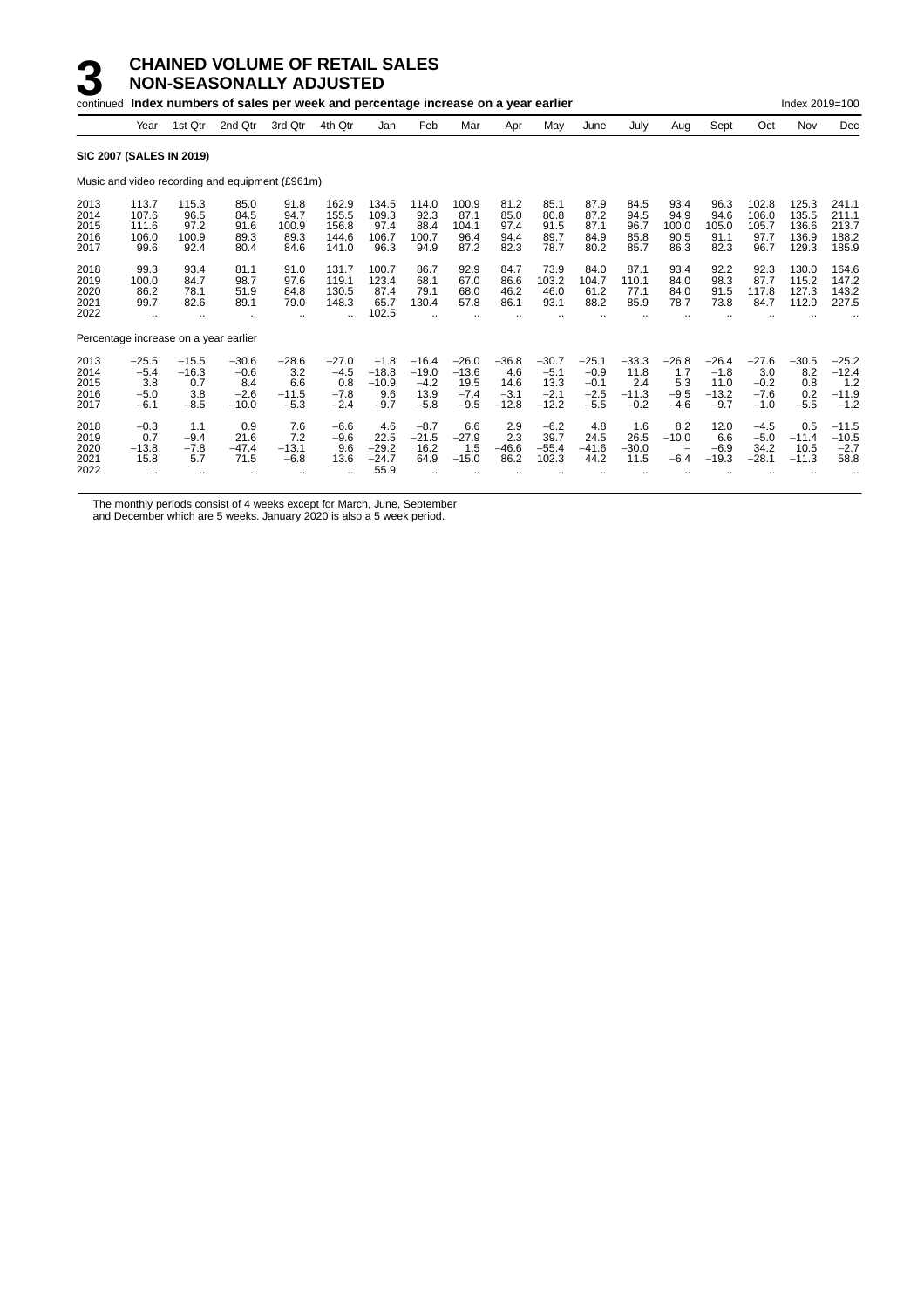# 3 CHAINED VOLUME OF RETAIL SALES NON-SEASONALLY ADJUSTED

continued **Index numbers of sales per week and percentage increase on a year earlier** Index 2019=100

| | Year | 1st Qtr | 2nd Qtr | 3rd Qtr | 4th Qtr | Jan | Feb | Mar | Apr | May | June | July | Aug | Sept | Oct | Nov | Dec |
|---|---|---|---|---|---|---|---|---|---|---|---|---|---|---|---|---|---|
| **SIC 2007 (SALES IN 2019)** | | | | | | | | | | | | | | | | | |
| Music and video recording and equipment (£961m) | | | | | | | | | | | | | | | | | |
| 2013 | 113.7 | 115.3 | 85.0 | 91.8 | 162.9 | 134.5 | 114.0 | 100.9 | 81.2 | 85.1 | 87.9 | 84.5 | 93.4 | 96.3 | 102.8 | 125.3 | 241.1 |
| 2014 | 107.6 | 96.5 | 84.5 | 94.7 | 155.5 | 109.3 | 92.3 | 87.1 | 85.0 | 80.8 | 87.2 | 94.5 | 94.9 | 94.6 | 106.0 | 135.5 | 211.1 |
| 2015 | 111.6 | 97.2 | 91.6 | 100.9 | 156.8 | 97.4 | 88.4 | 104.1 | 97.4 | 91.5 | 87.1 | 96.7 | 100.0 | 105.0 | 105.7 | 136.6 | 213.7 |
| 2016 | 106.0 | 100.9 | 89.3 | 89.3 | 144.6 | 106.7 | 100.7 | 96.4 | 94.4 | 89.7 | 84.9 | 85.8 | 90.5 | 91.1 | 97.7 | 136.9 | 188.2 |
| 2017 | 99.6 | 92.4 | 80.4 | 84.6 | 141.0 | 96.3 | 94.9 | 87.2 | 82.3 | 78.7 | 80.2 | 85.7 | 86.3 | 82.3 | 96.7 | 129.3 | 185.9 |
| 2018 | 99.3 | 93.4 | 81.1 | 91.0 | 131.7 | 100.7 | 86.7 | 92.9 | 84.7 | 73.9 | 84.0 | 87.1 | 93.4 | 92.2 | 92.3 | 130.0 | 164.6 |
| 2019 | 100.0 | 84.7 | 98.7 | 97.6 | 119.1 | 123.4 | 68.1 | 67.0 | 86.6 | 103.2 | 104.7 | 110.1 | 84.0 | 98.3 | 87.7 | 115.2 | 147.2 |
| 2020 | 86.2 | 78.1 | 51.9 | 84.8 | 130.5 | 87.4 | 79.1 | 68.0 | 46.2 | 46.0 | 61.2 | 77.1 | 84.0 | 91.5 | 117.8 | 127.3 | 143.2 |
| 2021 | 99.7 | 82.6 | 89.1 | 79.0 | 148.3 | 65.7 | 130.4 | 57.8 | 86.1 | 93.1 | 88.2 | 85.9 | 78.7 | 73.8 | 84.7 | 112.9 | 227.5 |
| 2022 | .. | .. | .. | .. | .. | 102.5 | .. | .. | .. | .. | .. | .. | .. | .. | .. | .. | .. |
| Percentage increase on a year earlier | | | | | | | | | | | | | | | | | |
| 2013 | −25.5 | −15.5 | −30.6 | −28.6 | −27.0 | −1.8 | −16.4 | −26.0 | −36.8 | −30.7 | −25.1 | −33.3 | −26.8 | −26.4 | −27.6 | −30.5 | −25.2 |
| 2014 | −5.4 | −16.3 | −0.6 | 3.2 | −4.5 | −18.8 | −19.0 | −13.6 | 4.6 | −5.1 | −0.9 | 11.8 | 1.7 | −1.8 | 3.0 | 8.2 | −12.4 |
| 2015 | 3.8 | 0.7 | 8.4 | 6.6 | 0.8 | −10.9 | −4.2 | 19.5 | 14.6 | 13.3 | −0.1 | 2.4 | 5.3 | 11.0 | −0.2 | 0.8 | 1.2 |
| 2016 | −5.0 | 3.8 | −2.6 | −11.5 | −7.8 | 9.6 | 13.9 | −7.4 | −3.1 | −2.1 | −2.5 | −11.3 | −9.5 | −13.2 | −7.6 | 0.2 | −11.9 |
| 2017 | −6.1 | −8.5 | −10.0 | −5.3 | −2.4 | −9.7 | −5.8 | −9.5 | −12.8 | −12.2 | −5.5 | −0.2 | −4.6 | −9.7 | −1.0 | −5.5 | −1.2 |
| 2018 | −0.3 | 1.1 | 0.9 | 7.6 | −6.6 | 4.6 | −8.7 | 6.6 | 2.9 | −6.2 | 4.8 | 1.6 | 8.2 | 12.0 | −4.5 | 0.5 | −11.5 |
| 2019 | 0.7 | −9.4 | 21.6 | 7.2 | −9.6 | 22.5 | −21.5 | −27.9 | 2.3 | 39.7 | 24.5 | 26.5 | −10.0 | 6.6 | −5.0 | −11.4 | −10.5 |
| 2020 | −13.8 | −7.8 | −47.4 | −13.1 | 9.6 | −29.2 | 16.2 | 1.5 | −46.6 | −55.4 | −41.6 | −30.0 | − | −6.9 | 34.2 | 10.5 | −2.7 |
| 2021 | 15.8 | 5.7 | 71.5 | −6.8 | 13.6 | −24.7 | 64.9 | −15.0 | 86.2 | 102.3 | 44.2 | 11.5 | −6.4 | −19.3 | −28.1 | −11.3 | 58.8 |
| 2022 | .. | .. | .. | .. | .. | 55.9 | .. | .. | .. | .. | .. | .. | .. | .. | .. | .. | .. |

The monthly periods consist of 4 weeks except for March, June, September and December which are 5 weeks. January 2020 is also a 5 week period.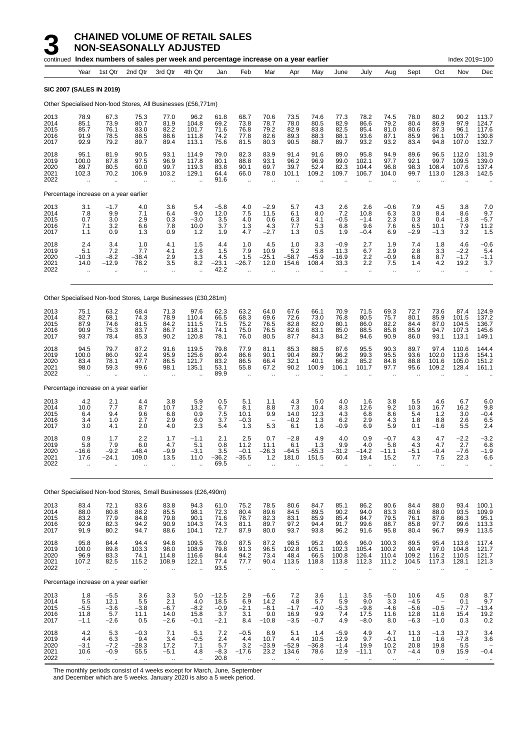# 3 CHAINED VOLUME OF RETAIL SALES NON-SEASONALLY ADJUSTED

continued **Index numbers of sales per week and percentage increase on a year earlier** Index 2019=100

**SIC 2007 (SALES IN 2019)**

Other Specialised Non-food Stores, All Businesses (£56,771m)

| Year | Year | 1st Qtr | 2nd Qtr | 3rd Qtr | 4th Qtr | Jan | Feb | Mar | Apr | May | June | July | Aug | Sept | Oct | Nov | Dec |
|---|---|---|---|---|---|---|---|---|---|---|---|---|---|---|---|---|---|
| 2013 | 78.9 | 67.3 | 75.3 | 77.0 | 96.2 | 61.8 | 68.7 | 70.6 | 73.5 | 74.6 | 77.3 | 78.2 | 74.5 | 78.0 | 80.2 | 90.2 | 113.7 |
| 2014 | 85.1 | 73.9 | 80.7 | 81.9 | 104.8 | 69.2 | 73.8 | 78.7 | 78.0 | 80.5 | 82.9 | 86.6 | 79.2 | 80.4 | 86.9 | 97.9 | 124.7 |
| 2015 | 85.7 | 76.1 | 83.0 | 82.2 | 101.7 | 71.6 | 76.8 | 79.2 | 82.9 | 83.8 | 82.5 | 85.4 | 81.0 | 80.6 | 87.3 | 96.1 | 117.6 |
| 2016 | 91.9 | 78.5 | 88.5 | 88.6 | 111.8 | 74.2 | 77.8 | 82.6 | 89.3 | 88.3 | 88.1 | 93.6 | 87.1 | 85.9 | 96.1 | 103.7 | 130.8 |
| 2017 | 92.9 | 79.2 | 89.7 | 89.4 | 113.1 | 75.6 | 81.5 | 80.3 | 90.5 | 88.7 | 89.7 | 93.2 | 93.2 | 83.4 | 94.8 | 107.0 | 132.7 |
| 2018 | 95.1 | 81.9 | 90.5 | 93.1 | 114.9 | 79.0 | 82.3 | 83.9 | 91.4 | 91.6 | 89.0 | 95.8 | 94.9 | 89.6 | 96.5 | 112.0 | 131.9 |
| 2019 | 100.0 | 87.8 | 97.5 | 96.9 | 117.8 | 80.1 | 88.8 | 93.1 | 96.2 | 96.9 | 99.0 | 102.1 | 97.7 | 92.1 | 99.7 | 109.5 | 139.0 |
| 2020 | 89.7 | 80.5 | 60.0 | 99.7 | 119.3 | 83.8 | 90.1 | 69.7 | 39.7 | 52.4 | 82.3 | 104.4 | 96.8 | 98.3 | 108.4 | 107.6 | 137.4 |
| 2021 | 102.3 | 70.2 | 106.9 | 103.2 | 129.1 | 64.4 | 66.0 | 78.0 | 101.1 | 109.2 | 109.7 | 106.7 | 104.0 | 99.7 | 113.0 | 128.3 | 142.5 |
| 2022 | .. | .. | .. | .. | .. | 91.6 | .. | .. | .. | .. | .. | .. | .. | .. | .. | .. | .. |
| **Percentage increase on a year earlier** | | | | | | | | | | | | | | | | | |
| 2013 | 3.1 | −1.7 | 4.0 | 3.6 | 5.4 | −5.8 | 4.0 | −2.9 | 5.7 | 4.3 | 2.6 | 2.6 | −0.6 | 7.9 | 4.5 | 3.8 | 7.0 |
| 2014 | 7.8 | 9.9 | 7.1 | 6.4 | 9.0 | 12.0 | 7.5 | 11.5 | 6.1 | 8.0 | 7.2 | 10.8 | 6.3 | 3.0 | 8.4 | 8.6 | 9.7 |
| 2015 | 0.7 | 3.0 | 2.9 | 0.3 | −3.0 | 3.5 | 4.0 | 0.6 | 6.3 | 4.1 | −0.5 | −1.4 | 2.3 | 0.3 | 0.4 | −1.8 | −5.7 |
| 2016 | 7.1 | 3.2 | 6.6 | 7.8 | 10.0 | 3.7 | 1.3 | 4.3 | 7.7 | 5.3 | 6.8 | 9.6 | 7.6 | 6.5 | 10.1 | 7.9 | 11.2 |
| 2017 | 1.1 | 0.9 | 1.3 | 0.9 | 1.2 | 1.9 | 4.7 | −2.7 | 1.3 | 0.5 | 1.9 | −0.4 | 6.9 | −2.9 | −1.3 | 3.2 | 1.5 |
| 2018 | 2.4 | 3.4 | 1.0 | 4.1 | 1.5 | 4.4 | 1.0 | 4.5 | 1.0 | 3.3 | −0.9 | 2.7 | 1.9 | 7.4 | 1.8 | 4.6 | −0.6 |
| 2019 | 5.1 | 7.2 | 7.7 | 4.1 | 2.6 | 1.5 | 7.9 | 10.9 | 5.2 | 5.8 | 11.3 | 6.7 | 2.9 | 2.8 | 3.3 | −2.2 | 5.4 |
| 2020 | −10.3 | −8.2 | −38.4 | 2.9 | 1.3 | 4.5 | 1.5 | −25.1 | −58.7 | −45.9 | −16.9 | 2.2 | −0.9 | 6.8 | 8.7 | −1.7 | −1.1 |
| 2021 | 14.0 | −12.9 | 78.2 | 3.5 | 8.2 | −23.1 | −26.7 | 12.0 | 154.6 | 108.4 | 33.3 | 2.2 | 7.5 | 1.4 | 4.2 | 19.2 | 3.7 |
| 2022 | .. | .. | .. | .. | .. | 42.2 | .. | .. | .. | .. | .. | .. | .. | .. | .. | .. | .. |

Other Specialised Non-food Stores, Large Businesses (£30,281m)

| Year | Year | 1st Qtr | 2nd Qtr | 3rd Qtr | 4th Qtr | Jan | Feb | Mar | Apr | May | June | July | Aug | Sept | Oct | Nov | Dec |
|---|---|---|---|---|---|---|---|---|---|---|---|---|---|---|---|---|---|
| 2013 | 75.1 | 63.2 | 68.4 | 71.3 | 97.6 | 62.3 | 63.2 | 64.0 | 67.6 | 66.1 | 70.9 | 71.5 | 69.3 | 72.7 | 73.6 | 87.4 | 124.9 |
| 2014 | 82.7 | 68.1 | 74.3 | 78.9 | 110.4 | 66.5 | 68.3 | 69.6 | 72.6 | 73.0 | 76.8 | 80.5 | 75.7 | 80.1 | 85.9 | 101.5 | 137.2 |
| 2015 | 87.9 | 74.6 | 81.5 | 84.2 | 111.5 | 71.5 | 75.2 | 76.5 | 82.8 | 82.0 | 80.1 | 86.0 | 82.2 | 84.4 | 87.0 | 104.5 | 136.7 |
| 2016 | 90.9 | 75.3 | 83.7 | 86.7 | 118.1 | 74.1 | 75.0 | 76.5 | 82.6 | 83.1 | 85.0 | 88.5 | 85.8 | 85.9 | 94.7 | 107.3 | 145.6 |
| 2017 | 93.7 | 78.4 | 85.3 | 90.2 | 120.8 | 78.1 | 76.0 | 80.5 | 87.7 | 84.3 | 84.2 | 94.6 | 90.9 | 86.0 | 93.1 | 113.1 | 149.1 |
| 2018 | 94.5 | 79.7 | 87.2 | 91.6 | 119.5 | 79.8 | 77.9 | 81.1 | 85.3 | 88.5 | 87.6 | 95.5 | 90.3 | 89.7 | 97.4 | 110.6 | 144.4 |
| 2019 | 100.0 | 86.0 | 92.4 | 95.9 | 125.6 | 80.4 | 86.6 | 90.1 | 90.4 | 89.7 | 96.2 | 99.3 | 95.5 | 93.6 | 102.0 | 113.6 | 154.1 |
| 2020 | 83.4 | 78.1 | 47.7 | 86.5 | 121.7 | 83.2 | 86.5 | 66.4 | 32.1 | 40.1 | 66.2 | 85.2 | 84.8 | 88.8 | 101.6 | 105.0 | 151.2 |
| 2021 | 98.0 | 59.3 | 99.6 | 98.1 | 135.1 | 53.1 | 55.8 | 67.2 | 90.2 | 100.9 | 106.1 | 101.7 | 97.7 | 95.6 | 109.2 | 128.4 | 161.1 |
| 2022 | .. | .. | .. | .. | .. | 89.9 | .. | .. | .. | .. | .. | .. | .. | .. | .. | .. | .. |
| **Percentage increase on a year earlier** | | | | | | | | | | | | | | | | | |
| 2013 | 4.2 | 2.1 | 4.4 | 3.8 | 5.9 | 0.5 | 5.1 | 1.1 | 4.3 | 5.0 | 4.0 | 1.6 | 3.8 | 5.5 | 4.6 | 6.7 | 6.0 |
| 2014 | 10.0 | 7.7 | 8.7 | 10.7 | 13.2 | 6.7 | 8.1 | 8.8 | 7.3 | 10.4 | 8.3 | 12.6 | 9.2 | 10.3 | 16.7 | 16.2 | 9.8 |
| 2015 | 6.4 | 9.4 | 9.6 | 6.8 | 0.9 | 7.5 | 10.1 | 9.9 | 14.0 | 12.3 | 4.3 | 6.8 | 8.6 | 5.4 | 1.2 | 3.0 | −0.4 |
| 2016 | 3.4 | 1.0 | 2.7 | 2.9 | 6.0 | 3.7 | −0.3 | − | −0.2 | 1.3 | 6.2 | 2.9 | 4.3 | 1.8 | 8.8 | 2.6 | 6.5 |
| 2017 | 3.0 | 4.1 | 2.0 | 4.0 | 2.3 | 5.4 | 1.3 | 5.3 | 6.1 | 1.6 | −0.9 | 6.9 | 5.9 | 0.1 | −1.6 | 5.5 | 2.4 |
| 2018 | 0.9 | 1.7 | 2.2 | 1.7 | −1.1 | 2.1 | 2.5 | 0.7 | −2.8 | 4.9 | 4.0 | 0.9 | −0.7 | 4.3 | 4.7 | −2.2 | −3.2 |
| 2019 | 5.8 | 7.9 | 6.0 | 4.7 | 5.1 | 0.8 | 11.2 | 11.1 | 6.1 | 1.3 | 9.9 | 4.0 | 5.8 | 4.3 | 4.7 | 2.7 | 6.8 |
| 2020 | −16.6 | −9.2 | −48.4 | −9.9 | −3.1 | 3.5 | −0.1 | −26.3 | −64.5 | −55.3 | −31.2 | −14.2 | −11.1 | −5.1 | −0.4 | −7.6 | −1.9 |
| 2021 | 17.6 | −24.1 | 109.0 | 13.5 | 11.0 | −36.2 | −35.5 | 1.2 | 181.0 | 151.5 | 60.4 | 19.4 | 15.2 | 7.7 | 7.5 | 22.3 | 6.6 |
| 2022 | .. | .. | .. | .. | .. | 69.5 | .. | .. | .. | .. | .. | .. | .. | .. | .. | .. | .. |

Other Specialised Non-food Stores, Small Businesses (£26,490m)

| Year | Year | 1st Qtr | 2nd Qtr | 3rd Qtr | 4th Qtr | Jan | Feb | Mar | Apr | May | June | July | Aug | Sept | Oct | Nov | Dec |
|---|---|---|---|---|---|---|---|---|---|---|---|---|---|---|---|---|---|
| 2013 | 83.4 | 72.1 | 83.6 | 83.8 | 94.3 | 61.0 | 75.2 | 78.5 | 80.6 | 84.7 | 85.1 | 86.2 | 80.6 | 84.4 | 88.0 | 93.4 | 100.1 |
| 2014 | 88.0 | 80.8 | 88.2 | 85.5 | 98.1 | 72.3 | 80.4 | 89.6 | 84.5 | 89.5 | 90.2 | 94.0 | 83.3 | 80.6 | 88.0 | 93.5 | 109.9 |
| 2015 | 83.2 | 77.9 | 84.8 | 79.8 | 90.1 | 71.6 | 78.7 | 82.3 | 83.1 | 85.9 | 85.4 | 84.7 | 79.5 | 76.1 | 87.6 | 86.3 | 95.1 |
| 2016 | 92.9 | 82.3 | 94.2 | 90.9 | 104.3 | 74.3 | 81.1 | 89.7 | 97.2 | 94.4 | 91.7 | 99.6 | 88.7 | 85.8 | 97.7 | 99.6 | 113.3 |
| 2017 | 91.9 | 80.2 | 94.7 | 88.6 | 104.1 | 72.7 | 87.9 | 80.0 | 93.7 | 93.8 | 96.2 | 91.6 | 95.8 | 80.4 | 96.7 | 99.9 | 113.5 |
| 2018 | 95.8 | 84.4 | 94.4 | 94.8 | 109.5 | 78.0 | 87.5 | 87.2 | 98.5 | 95.2 | 90.6 | 96.0 | 100.3 | 89.5 | 95.4 | 113.6 | 117.4 |
| 2019 | 100.0 | 89.8 | 103.3 | 98.0 | 108.9 | 79.8 | 91.3 | 96.5 | 102.8 | 105.1 | 102.3 | 105.4 | 100.2 | 90.4 | 97.0 | 104.8 | 121.7 |
| 2020 | 96.9 | 83.3 | 74.1 | 114.8 | 116.6 | 84.4 | 94.2 | 73.4 | 48.4 | 66.5 | 100.8 | 126.4 | 110.4 | 109.2 | 116.2 | 110.5 | 121.7 |
| 2021 | 107.2 | 82.5 | 115.2 | 108.9 | 122.1 | 77.4 | 77.7 | 90.4 | 113.5 | 118.8 | 113.8 | 112.3 | 111.2 | 104.5 | 117.3 | 128.1 | 121.3 |
| 2022 | .. | .. | .. | .. | .. | 93.5 | .. | .. | .. | .. | .. | .. | .. | .. | .. | .. | .. |
| **Percentage increase on a year earlier** | | | | | | | | | | | | | | | | | |
| 2013 | 1.8 | −5.5 | 3.6 | 3.3 | 5.0 | −12.5 | 2.9 | −6.6 | 7.2 | 3.6 | 1.1 | 3.5 | −5.0 | 10.6 | 4.5 | 0.8 | 8.7 |
| 2014 | 5.5 | 12.1 | 5.5 | 2.1 | 4.0 | 18.5 | 6.9 | 14.2 | 4.8 | 5.7 | 5.9 | 9.0 | 3.3 | −4.5 | − | 0.1 | 9.7 |
| 2015 | −5.5 | −3.6 | −3.8 | −6.7 | −8.2 | −0.9 | −2.1 | −8.1 | −1.7 | −4.0 | −5.3 | −9.8 | −4.6 | −5.6 | −0.5 | −7.7 | −13.4 |
| 2016 | 11.8 | 5.7 | 11.1 | 14.0 | 15.8 | 3.7 | 3.1 | 9.0 | 16.9 | 9.9 | 7.4 | 17.5 | 11.6 | 12.8 | 11.6 | 15.4 | 19.2 |
| 2017 | −1.1 | −2.6 | 0.5 | −2.6 | −0.1 | −2.1 | 8.4 | −10.8 | −3.5 | −0.7 | 4.9 | −8.0 | 8.0 | −6.3 | −1.0 | 0.3 | 0.2 |
| 2018 | 4.2 | 5.3 | −0.3 | 7.1 | 5.1 | 7.2 | −0.5 | 8.9 | 5.1 | 1.4 | −5.9 | 4.9 | 4.7 | 11.3 | −1.3 | 13.7 | 3.4 |
| 2019 | 4.4 | 6.3 | 9.4 | 3.4 | −0.5 | 2.4 | 4.4 | 10.7 | 4.4 | 10.5 | 12.9 | 9.7 | −0.1 | 1.0 | 1.6 | −7.8 | 3.6 |
| 2020 | −3.1 | −7.2 | −28.3 | 17.2 | 7.1 | 5.7 | 3.2 | −23.9 | −52.9 | −36.8 | −1.4 | 19.9 | 10.2 | 20.8 | 19.8 | 5.5 | − |
| 2021 | 10.6 | −0.9 | 55.5 | −5.1 | 4.8 | −8.3 | −17.6 | 23.2 | 134.6 | 78.6 | 12.9 | −11.1 | 0.7 | −4.4 | 0.9 | 15.9 | −0.4 |
| 2022 | .. | .. | .. | .. | .. | 20.8 | .. | .. | .. | .. | .. | .. | .. | .. | .. | .. | .. |

The monthly periods consist of 4 weeks except for March, June, September and December which are 5 weeks. January 2020 is also a 5 week period.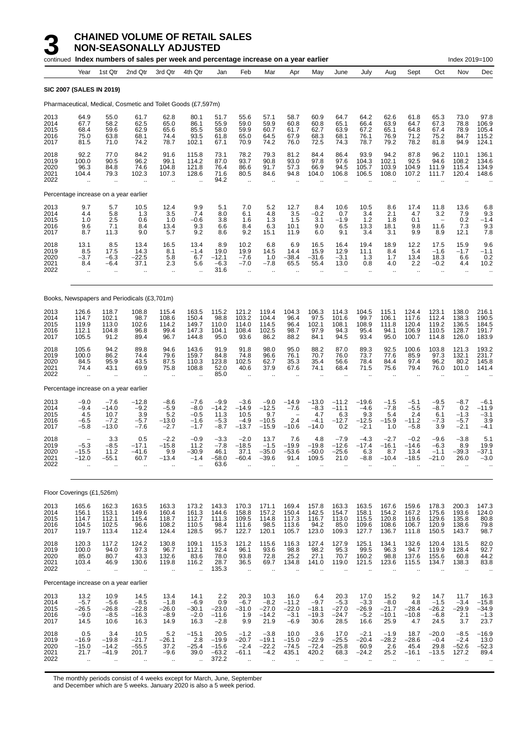# 3 CHAINED VOLUME OF RETAIL SALES NON-SEASONALLY ADJUSTED

continued **Index numbers of sales per week and percentage increase on a year earlier** Index 2019=100

| Year | Year | 1st Qtr | 2nd Qtr | 3rd Qtr | 4th Qtr | Jan | Feb | Mar | Apr | May | June | July | Aug | Sept | Oct | Nov | Dec |
|---|---|---|---|---|---|---|---|---|---|---|---|---|---|---|---|---|---|
| **SIC 2007 (SALES IN 2019)** | | | | | | | | | | | | | | | | | |
| Pharmaceutical, Medical, Cosmetic and Toilet Goods (£7,597m) | | | | | | | | | | | | | | | | | |
| 2013 | 64.9 | 55.0 | 61.7 | 62.8 | 80.1 | 51.7 | 55.6 | 57.1 | 58.7 | 60.9 | 64.7 | 64.2 | 62.6 | 61.8 | 65.3 | 73.0 | 97.8 |
| 2014 | 67.7 | 58.2 | 62.5 | 65.0 | 86.1 | 55.9 | 59.0 | 59.9 | 60.8 | 60.8 | 65.1 | 66.4 | 63.9 | 64.7 | 67.3 | 78.8 | 106.9 |
| 2015 | 68.4 | 59.6 | 62.9 | 65.6 | 85.5 | 58.0 | 59.9 | 60.7 | 61.7 | 62.7 | 63.9 | 67.2 | 65.1 | 64.8 | 67.4 | 78.9 | 105.4 |
| 2016 | 75.0 | 63.8 | 68.1 | 74.4 | 93.5 | 61.8 | 65.0 | 64.5 | 67.9 | 68.3 | 68.1 | 76.1 | 76.9 | 71.2 | 75.2 | 84.7 | 115.2 |
| 2017 | 81.5 | 71.0 | 74.2 | 78.7 | 102.1 | 67.1 | 70.9 | 74.2 | 76.0 | 72.5 | 74.3 | 78.7 | 79.2 | 78.2 | 81.8 | 94.9 | 124.1 |
| 2018 | 92.2 | 77.0 | 84.2 | 91.6 | 115.8 | 73.1 | 78.2 | 79.3 | 81.2 | 84.4 | 86.4 | 93.9 | 94.2 | 87.8 | 96.2 | 110.1 | 136.1 |
| 2019 | 100.0 | 90.5 | 96.2 | 99.1 | 114.2 | 87.0 | 93.7 | 90.8 | 93.0 | 97.8 | 97.6 | 104.3 | 102.1 | 92.5 | 94.6 | 108.2 | 134.6 |
| 2020 | 96.3 | 84.8 | 74.6 | 104.8 | 121.8 | 76.4 | 86.6 | 91.7 | 57.3 | 66.9 | 94.5 | 105.7 | 103.9 | 104.9 | 111.9 | 115.4 | 134.9 |
| 2021 | 104.4 | 79.3 | 102.3 | 107.3 | 128.6 | 71.6 | 80.5 | 84.6 | 94.8 | 104.0 | 106.8 | 106.5 | 108.0 | 107.2 | 111.7 | 120.4 | 148.6 |
| 2022 | .. | .. | .. | .. | .. | 94.2 | .. | .. | .. | .. | .. | .. | .. | .. | .. | .. | .. |
| Percentage increase on a year earlier | | | | | | | | | | | | | | | | | |
| 2013 | 9.7 | 5.7 | 10.5 | 12.4 | 9.9 | 5.1 | 7.0 | 5.2 | 12.7 | 8.4 | 10.6 | 10.5 | 8.6 | 17.4 | 11.8 | 13.6 | 6.8 |
| 2014 | 4.4 | 5.8 | 1.3 | 3.5 | 7.4 | 8.0 | 6.1 | 4.8 | 3.5 | −0.2 | 0.7 | 3.4 | 2.1 | 4.7 | 3.2 | 7.9 | 9.3 |
| 2015 | 1.0 | 2.5 | 0.6 | 1.0 | −0.6 | 3.8 | 1.6 | 1.3 | 1.5 | 3.1 | −1.9 | 1.2 | 1.8 | 0.1 | − | 0.2 | −1.4 |
| 2016 | 9.6 | 7.1 | 8.4 | 13.4 | 9.3 | 6.6 | 8.4 | 6.3 | 10.1 | 9.0 | 6.5 | 13.3 | 18.1 | 9.8 | 11.6 | 7.3 | 9.3 |
| 2017 | 8.7 | 11.3 | 9.0 | 5.7 | 9.2 | 8.6 | 9.2 | 15.1 | 11.9 | 6.0 | 9.1 | 3.4 | 3.1 | 9.9 | 8.9 | 12.1 | 7.8 |
| 2018 | 13.1 | 8.5 | 13.4 | 16.5 | 13.4 | 8.9 | 10.2 | 6.8 | 6.9 | 16.5 | 16.4 | 19.4 | 18.9 | 12.2 | 17.5 | 15.9 | 9.6 |
| 2019 | 8.5 | 17.5 | 14.3 | 8.1 | −1.4 | 19.0 | 19.9 | 14.5 | 14.4 | 15.9 | 12.9 | 11.1 | 8.4 | 5.4 | −1.6 | −1.7 | −1.1 |
| 2020 | −3.7 | −6.3 | −22.5 | 5.8 | 6.7 | −12.1 | −7.6 | 1.0 | −38.4 | −31.6 | −3.1 | 1.3 | 1.7 | 13.4 | 18.3 | 6.6 | 0.2 |
| 2021 | 8.4 | −6.4 | 37.1 | 2.3 | 5.6 | −6.3 | −7.0 | −7.8 | 65.5 | 55.4 | 13.0 | 0.8 | 4.0 | 2.2 | −0.2 | 4.4 | 10.2 |
| 2022 | .. | .. | .. | .. | .. | 31.6 | .. | .. | .. | .. | .. | .. | .. | .. | .. | .. | .. |
| Books, Newspapers and Periodicals (£3,701m) | | | | | | | | | | | | | | | | | |
| 2013 | 126.6 | 118.7 | 108.8 | 115.4 | 163.5 | 115.2 | 121.2 | 119.4 | 104.3 | 106.3 | 114.3 | 104.5 | 115.1 | 124.4 | 123.1 | 138.0 | 216.1 |
| 2014 | 114.7 | 102.1 | 98.7 | 108.6 | 150.4 | 98.8 | 103.2 | 104.4 | 96.4 | 97.5 | 101.6 | 99.7 | 106.1 | 117.6 | 112.4 | 138.3 | 190.5 |
| 2015 | 119.9 | 113.0 | 102.6 | 114.2 | 149.7 | 110.0 | 114.0 | 114.5 | 96.4 | 102.1 | 108.1 | 108.9 | 111.8 | 120.4 | 119.2 | 136.5 | 184.5 |
| 2016 | 112.1 | 104.8 | 96.8 | 99.4 | 147.3 | 104.1 | 108.4 | 102.5 | 98.7 | 97.9 | 94.3 | 95.4 | 94.1 | 106.9 | 110.5 | 128.7 | 191.7 |
| 2017 | 105.5 | 91.2 | 89.4 | 96.7 | 144.8 | 95.0 | 93.6 | 86.2 | 88.2 | 84.1 | 94.5 | 93.4 | 95.0 | 100.7 | 114.8 | 126.0 | 183.9 |
| 2018 | 105.6 | 94.2 | 89.8 | 94.6 | 143.6 | 91.9 | 91.8 | 98.0 | 95.0 | 88.2 | 87.0 | 89.3 | 92.5 | 100.6 | 103.8 | 121.3 | 193.2 |
| 2019 | 100.0 | 86.2 | 74.4 | 79.6 | 159.7 | 84.8 | 74.8 | 96.6 | 76.1 | 70.7 | 76.0 | 73.7 | 77.6 | 85.9 | 97.3 | 132.1 | 231.7 |
| 2020 | 84.5 | 95.9 | 43.5 | 87.5 | 110.3 | 123.8 | 102.5 | 62.7 | 35.3 | 35.4 | 56.6 | 78.4 | 84.4 | 97.4 | 96.2 | 80.2 | 145.8 |
| 2021 | 74.4 | 43.1 | 69.9 | 75.8 | 108.8 | 52.0 | 40.6 | 37.9 | 67.6 | 74.1 | 68.4 | 71.5 | 75.6 | 79.4 | 76.0 | 101.0 | 141.4 |
| 2022 | .. | .. | .. | .. | .. | 85.0 | .. | .. | .. | .. | .. | .. | .. | .. | .. | .. | .. |
| Percentage increase on a year earlier | | | | | | | | | | | | | | | | | |
| 2013 | −9.0 | −7.6 | −12.8 | −8.6 | −7.6 | −9.9 | −3.6 | −9.0 | −14.9 | −13.0 | −11.2 | −19.6 | −1.5 | −5.1 | −9.5 | −8.7 | −6.1 |
| 2014 | −9.4 | −14.0 | −9.2 | −5.9 | −8.0 | −14.2 | −14.9 | −12.5 | −7.6 | −8.3 | −11.1 | −4.6 | −7.8 | −5.5 | −8.7 | 0.2 | −11.9 |
| 2015 | 4.5 | 10.7 | 3.9 | 5.2 | −0.5 | 11.3 | 10.5 | 9.7 | − | 4.7 | 6.3 | 9.3 | 5.4 | 2.4 | 6.1 | −1.3 | −3.1 |
| 2016 | −6.5 | −7.2 | −5.7 | −13.0 | −1.6 | −5.3 | −4.9 | −10.5 | 2.4 | −4.1 | −12.7 | −12.5 | −15.9 | −11.2 | −7.3 | −5.7 | 3.9 |
| 2017 | −5.8 | −13.0 | −7.6 | −2.7 | −1.7 | −8.7 | −13.7 | −15.9 | −10.6 | −14.0 | 0.2 | −2.1 | 1.0 | −5.8 | 3.9 | −2.1 | −4.1 |
| 2018 | − | 3.3 | 0.5 | −2.2 | −0.9 | −3.3 | −2.0 | 13.7 | 7.6 | 4.8 | −7.9 | −4.3 | −2.7 | −0.2 | −9.6 | −3.8 | 5.1 |
| 2019 | −5.3 | −8.5 | −17.1 | −15.8 | 11.2 | −7.8 | −18.5 | −1.5 | −19.9 | −19.8 | −12.6 | −17.4 | −16.1 | −14.6 | −6.3 | 8.9 | 19.9 |
| 2020 | −15.5 | 11.2 | −41.6 | 9.9 | −30.9 | 46.1 | 37.1 | −35.0 | −53.6 | −50.0 | −25.6 | 6.3 | 8.7 | 13.4 | −1.1 | −39.3 | −37.1 |
| 2021 | −12.0 | −55.1 | 60.7 | −13.4 | −1.4 | −58.0 | −60.4 | −39.6 | 91.4 | 109.5 | 21.0 | −8.8 | −10.4 | −18.5 | −21.0 | 26.0 | −3.0 |
| 2022 | .. | .. | .. | .. | .. | 63.6 | .. | .. | .. | .. | .. | .. | .. | .. | .. | .. | .. |
| Floor Coverings (£1,526m) | | | | | | | | | | | | | | | | | |
| 2013 | 165.6 | 162.3 | 163.5 | 163.3 | 173.2 | 143.3 | 170.3 | 171.1 | 169.4 | 157.8 | 163.3 | 163.5 | 167.6 | 159.6 | 178.3 | 200.3 | 147.3 |
| 2014 | 156.1 | 153.1 | 149.6 | 160.4 | 161.3 | 144.6 | 158.8 | 157.2 | 150.4 | 142.5 | 154.7 | 158.1 | 154.2 | 167.2 | 175.6 | 193.6 | 124.0 |
| 2015 | 114.7 | 112.1 | 115.4 | 118.7 | 112.7 | 111.3 | 109.5 | 114.8 | 117.3 | 116.7 | 113.0 | 115.5 | 120.8 | 119.6 | 129.6 | 135.8 | 80.8 |
| 2016 | 104.5 | 102.5 | 96.6 | 108.2 | 110.5 | 98.4 | 111.6 | 98.5 | 113.6 | 94.2 | 85.0 | 109.6 | 108.6 | 106.7 | 120.9 | 138.6 | 79.8 |
| 2017 | 119.7 | 113.4 | 112.4 | 124.4 | 128.5 | 95.7 | 122.7 | 120.1 | 105.7 | 123.0 | 109.3 | 127.7 | 136.7 | 111.8 | 150.5 | 143.7 | 98.7 |
| 2018 | 120.3 | 117.2 | 124.2 | 130.8 | 109.1 | 115.3 | 121.2 | 115.6 | 116.3 | 127.4 | 127.9 | 125.1 | 134.1 | 132.6 | 120.4 | 131.5 | 82.0 |
| 2019 | 100.0 | 94.0 | 97.3 | 96.7 | 112.1 | 92.4 | 96.1 | 93.6 | 98.8 | 98.2 | 95.3 | 99.5 | 96.3 | 94.7 | 119.9 | 128.4 | 92.7 |
| 2020 | 85.0 | 80.7 | 43.3 | 132.6 | 83.6 | 78.0 | 93.8 | 72.8 | 25.2 | 27.1 | 70.7 | 160.2 | 98.8 | 137.6 | 155.6 | 60.8 | 44.2 |
| 2021 | 103.4 | 46.9 | 130.6 | 119.8 | 116.2 | 28.7 | 36.5 | 69.7 | 134.8 | 141.0 | 119.0 | 121.5 | 123.6 | 115.5 | 134.7 | 138.3 | 83.8 |
| 2022 | .. | .. | .. | .. | .. | 135.3 | .. | .. | .. | .. | .. | .. | .. | .. | .. | .. | .. |
| Percentage increase on a year earlier | | | | | | | | | | | | | | | | | |
| 2013 | 13.2 | 10.9 | 14.5 | 13.4 | 14.1 | 2.2 | 20.3 | 10.3 | 16.0 | 6.4 | 20.3 | 17.0 | 15.2 | 9.2 | 14.7 | 11.7 | 16.3 |
| 2014 | −5.7 | −5.6 | −8.5 | −1.8 | −6.9 | 0.9 | −6.7 | −8.2 | −11.2 | −9.7 | −5.3 | −3.3 | −8.0 | 4.8 | −1.5 | −3.4 | −15.8 |
| 2015 | −26.5 | −26.8 | −22.8 | −26.0 | −30.1 | −23.0 | −31.0 | −27.0 | −22.0 | −18.1 | −27.0 | −26.9 | −21.7 | −28.4 | −26.2 | −29.9 | −34.9 |
| 2016 | −9.0 | −8.5 | −16.3 | −8.9 | −2.0 | −11.6 | 1.9 | −14.2 | −3.1 | −19.3 | −24.7 | −5.2 | −10.1 | −10.8 | −6.8 | 2.1 | −1.3 |
| 2017 | 14.5 | 10.6 | 16.3 | 14.9 | 16.3 | −2.8 | 9.9 | 21.9 | −6.9 | 30.6 | 28.5 | 16.6 | 25.9 | 4.7 | 24.5 | 3.7 | 23.7 |
| 2018 | 0.5 | 3.4 | 10.5 | 5.2 | −15.1 | 20.5 | −1.2 | −3.8 | 10.0 | 3.6 | 17.0 | −2.1 | −1.9 | 18.7 | −20.0 | −8.5 | −16.9 |
| 2019 | −16.9 | −19.8 | −21.7 | −26.1 | 2.8 | −19.9 | −20.7 | −19.1 | −15.0 | −22.9 | −25.5 | −20.4 | −28.2 | −28.6 | −0.4 | −2.4 | 13.0 |
| 2020 | −15.0 | −14.2 | −55.5 | 37.2 | −25.4 | −15.6 | −2.4 | −22.2 | −74.5 | −72.4 | −25.8 | 60.9 | 2.6 | 45.4 | 29.8 | −52.6 | −52.3 |
| 2021 | 21.7 | −41.9 | 201.7 | −9.6 | 39.0 | −63.2 | −61.1 | −4.2 | 435.1 | 420.2 | 68.3 | −24.2 | 25.2 | −16.1 | −13.5 | 127.2 | 89.4 |
| 2022 | .. | .. | .. | .. | .. | 372.2 | .. | .. | .. | .. | .. | .. | .. | .. | .. | .. | .. |

The monthly periods consist of 4 weeks except for March, June, September and December which are 5 weeks. January 2020 is also a 5 week period.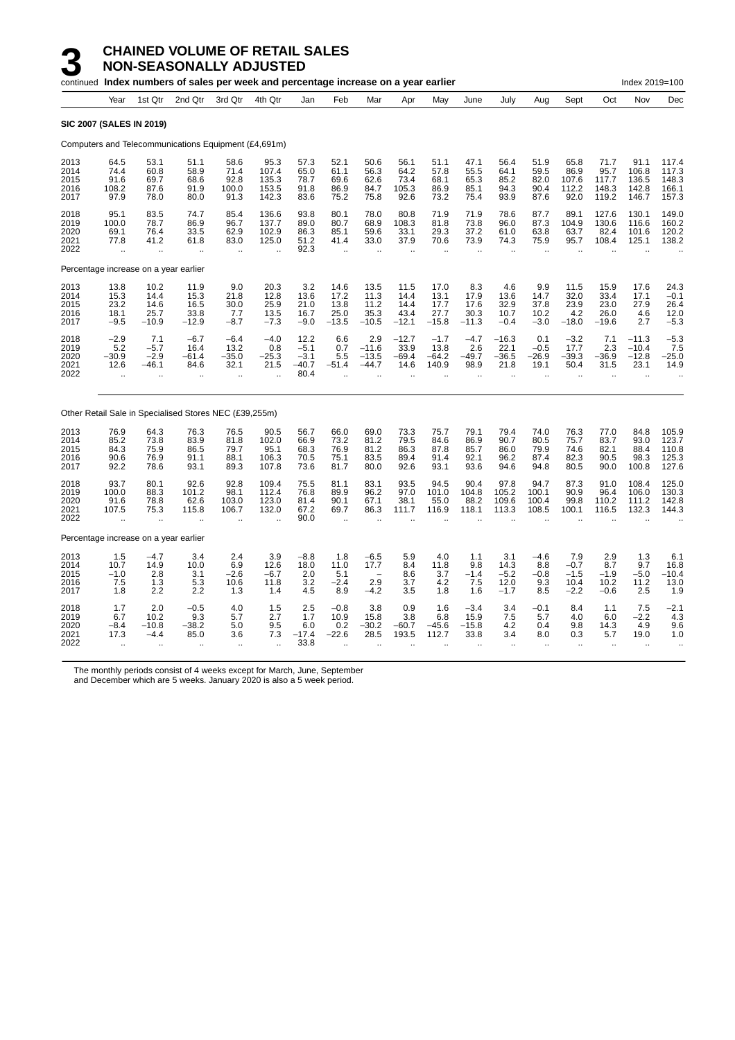# 3 CHAINED VOLUME OF RETAIL SALES NON-SEASONALLY ADJUSTED

continued **Index numbers of sales per week and percentage increase on a year earlier** Index 2019=100

| | Year | 1st Qtr | 2nd Qtr | 3rd Qtr | 4th Qtr | Jan | Feb | Mar | Apr | May | June | July | Aug | Sept | Oct | Nov | Dec |
|---|---|---|---|---|---|---|---|---|---|---|---|---|---|---|---|---|---|
| **SIC 2007 (SALES IN 2019)** | | | | | | | | | | | | | | | | | |
| Computers and Telecommunications Equipment (£4,691m) | | | | | | | | | | | | | | | | | |
| 2013 | 64.5 | 53.1 | 51.1 | 58.6 | 95.3 | 57.3 | 52.1 | 50.6 | 56.1 | 51.1 | 47.1 | 56.4 | 51.9 | 65.8 | 71.7 | 91.1 | 117.4 |
| 2014 | 74.4 | 60.8 | 58.9 | 71.4 | 107.4 | 65.0 | 61.1 | 56.3 | 64.2 | 57.8 | 55.5 | 64.1 | 59.5 | 86.9 | 95.7 | 106.8 | 117.3 |
| 2015 | 91.6 | 69.7 | 68.6 | 92.8 | 135.3 | 78.7 | 69.6 | 62.6 | 73.4 | 68.1 | 65.3 | 85.2 | 82.0 | 107.6 | 117.7 | 136.5 | 148.3 |
| 2016 | 108.2 | 87.6 | 91.9 | 100.0 | 153.5 | 91.8 | 86.9 | 84.7 | 105.3 | 86.9 | 85.1 | 94.3 | 90.4 | 112.2 | 148.3 | 142.8 | 166.1 |
| 2017 | 97.9 | 78.0 | 80.0 | 91.3 | 142.3 | 83.6 | 75.2 | 75.8 | 92.6 | 73.2 | 75.4 | 93.9 | 87.6 | 92.0 | 119.2 | 146.7 | 157.3 |
| 2018 | 95.1 | 83.5 | 74.7 | 85.4 | 136.6 | 93.8 | 80.1 | 78.0 | 80.8 | 71.9 | 71.9 | 78.6 | 87.7 | 89.1 | 127.6 | 130.1 | 149.0 |
| 2019 | 100.0 | 78.7 | 86.9 | 96.7 | 137.7 | 89.0 | 80.7 | 68.9 | 108.3 | 81.8 | 73.8 | 96.0 | 87.3 | 104.9 | 130.6 | 116.6 | 160.2 |
| 2020 | 69.1 | 76.4 | 33.5 | 62.9 | 102.9 | 86.3 | 85.1 | 59.6 | 33.1 | 29.3 | 37.2 | 61.0 | 63.8 | 63.7 | 82.4 | 101.6 | 120.2 |
| 2021 | 77.8 | 41.2 | 61.8 | 83.0 | 125.0 | 51.2 | 41.4 | 33.0 | 37.9 | 70.6 | 73.9 | 74.3 | 75.9 | 95.7 | 108.4 | 125.1 | 138.2 |
| 2022 | .. | .. | .. | .. | .. | 92.3 | .. | .. | .. | .. | .. | .. | .. | .. | .. | .. | .. |
| Percentage increase on a year earlier | | | | | | | | | | | | | | | | | |
| 2013 | 13.8 | 10.2 | 11.9 | 9.0 | 20.3 | 3.2 | 14.6 | 13.5 | 11.5 | 17.0 | 8.3 | 4.6 | 9.9 | 11.5 | 15.9 | 17.6 | 24.3 |
| 2014 | 15.3 | 14.4 | 15.3 | 21.8 | 12.8 | 13.6 | 17.2 | 11.3 | 14.4 | 13.1 | 17.9 | 13.6 | 14.7 | 32.0 | 33.4 | 17.1 | −0.1 |
| 2015 | 23.2 | 14.6 | 16.5 | 30.0 | 25.9 | 21.0 | 13.8 | 11.2 | 14.4 | 17.7 | 17.6 | 32.9 | 37.8 | 23.9 | 23.0 | 27.9 | 26.4 |
| 2016 | 18.1 | 25.7 | 33.8 | 7.7 | 13.5 | 16.7 | 25.0 | 35.3 | 43.4 | 27.7 | 30.3 | 10.7 | 10.2 | 4.2 | 26.0 | 4.6 | 12.0 |
| 2017 | −9.5 | −10.9 | −12.9 | −8.7 | −7.3 | −9.0 | −13.5 | −10.5 | −12.1 | −15.8 | −11.3 | −0.4 | −3.0 | −18.0 | −19.6 | 2.7 | −5.3 |
| 2018 | −2.9 | 7.1 | −6.7 | −6.4 | −4.0 | 12.2 | 6.6 | 2.9 | −12.7 | −1.7 | −4.7 | −16.3 | 0.1 | −3.2 | 7.1 | −11.3 | −5.3 |
| 2019 | 5.2 | −5.7 | 16.4 | 13.2 | 0.8 | −5.1 | 0.7 | −11.6 | 33.9 | 13.8 | 2.6 | 22.1 | −0.5 | 17.7 | 2.3 | −10.4 | 7.5 |
| 2020 | −30.9 | −2.9 | −61.4 | −35.0 | −25.3 | −3.1 | 5.5 | −13.5 | −69.4 | −64.2 | −49.7 | −36.5 | −26.9 | −39.3 | −36.9 | −12.8 | −25.0 |
| 2021 | 12.6 | −46.1 | 84.6 | 32.1 | 21.5 | −40.7 | −51.4 | −44.7 | 14.6 | 140.9 | 98.9 | 21.8 | 19.1 | 50.4 | 31.5 | 23.1 | 14.9 |
| 2022 | .. | .. | .. | .. | .. | 80.4 | .. | .. | .. | .. | .. | .. | .. | .. | .. | .. | .. |
| Other Retail Sale in Specialised Stores NEC (£39,255m) | | | | | | | | | | | | | | | | | |
| 2013 | 76.9 | 64.3 | 76.3 | 76.5 | 90.5 | 56.7 | 66.0 | 69.0 | 73.3 | 75.7 | 79.1 | 79.4 | 74.0 | 76.3 | 77.0 | 84.8 | 105.9 |
| 2014 | 85.2 | 73.8 | 83.9 | 81.8 | 102.0 | 66.9 | 73.2 | 81.2 | 79.5 | 84.6 | 86.9 | 90.7 | 80.5 | 75.7 | 83.7 | 93.0 | 123.7 |
| 2015 | 84.3 | 75.9 | 86.5 | 79.7 | 95.1 | 68.3 | 76.9 | 81.2 | 86.3 | 87.8 | 85.7 | 86.0 | 79.9 | 74.6 | 82.1 | 88.4 | 110.8 |
| 2016 | 90.6 | 76.9 | 91.1 | 88.1 | 106.3 | 70.5 | 75.1 | 83.5 | 89.4 | 91.4 | 92.1 | 96.2 | 87.4 | 82.3 | 90.5 | 98.3 | 125.3 |
| 2017 | 92.2 | 78.6 | 93.1 | 89.3 | 107.8 | 73.6 | 81.7 | 80.0 | 92.6 | 93.1 | 93.6 | 94.6 | 94.8 | 80.5 | 90.0 | 100.8 | 127.6 |
| 2018 | 93.7 | 80.1 | 92.6 | 92.8 | 109.4 | 75.5 | 81.1 | 83.1 | 93.5 | 94.5 | 90.4 | 97.8 | 94.7 | 87.3 | 91.0 | 108.4 | 125.0 |
| 2019 | 100.0 | 88.3 | 101.2 | 98.1 | 112.4 | 76.8 | 89.9 | 96.2 | 97.0 | 101.0 | 104.8 | 105.2 | 100.1 | 90.9 | 96.4 | 106.0 | 130.3 |
| 2020 | 91.6 | 78.8 | 62.6 | 103.0 | 123.0 | 81.4 | 90.1 | 67.1 | 38.1 | 55.0 | 88.2 | 109.6 | 100.4 | 99.8 | 110.2 | 111.2 | 142.8 |
| 2021 | 107.5 | 75.3 | 115.8 | 106.7 | 132.0 | 67.2 | 69.7 | 86.3 | 111.7 | 116.9 | 118.1 | 113.3 | 108.5 | 100.1 | 116.5 | 132.3 | 144.3 |
| 2022 | .. | .. | .. | .. | .. | 90.0 | .. | .. | .. | .. | .. | .. | .. | .. | .. | .. | .. |
| Percentage increase on a year earlier | | | | | | | | | | | | | | | | | |
| 2013 | 1.5 | −4.7 | 3.4 | 2.4 | 3.9 | −8.8 | 1.8 | −6.5 | 5.9 | 4.0 | 1.1 | 3.1 | −4.6 | 7.9 | 2.9 | 1.3 | 6.1 |
| 2014 | 10.7 | 14.9 | 10.0 | 6.9 | 12.6 | 18.0 | 11.0 | 17.7 | 8.4 | 11.8 | 9.8 | 14.3 | 8.8 | −0.7 | 8.7 | 9.7 | 16.8 |
| 2015 | −1.0 | 2.8 | 3.1 | −2.6 | −6.7 | 2.0 | 5.1 | – | 8.6 | 3.7 | −1.4 | −5.2 | −0.8 | −1.5 | −1.9 | −5.0 | −10.4 |
| 2016 | 7.5 | 1.3 | 5.3 | 10.6 | 11.8 | 3.2 | −2.4 | 2.9 | 3.7 | 4.2 | 7.5 | 12.0 | 9.3 | 10.4 | 10.2 | 11.2 | 13.0 |
| 2017 | 1.8 | 2.2 | 2.2 | 1.3 | 1.4 | 4.5 | 8.9 | −4.2 | 3.5 | 1.8 | 1.6 | −1.7 | 8.5 | −2.2 | −0.6 | 2.5 | 1.9 |
| 2018 | 1.7 | 2.0 | −0.5 | 4.0 | 1.5 | 2.5 | −0.8 | 3.8 | 0.9 | 1.6 | −3.4 | 3.4 | −0.1 | 8.4 | 1.1 | 7.5 | −2.1 |
| 2019 | 6.7 | 10.2 | 9.3 | 5.7 | 2.7 | 1.7 | 10.9 | 15.8 | 3.8 | 6.8 | 15.9 | 7.5 | 5.7 | 4.0 | 6.0 | −2.2 | 4.3 |
| 2020 | −8.4 | −10.8 | −38.2 | 5.0 | 9.5 | 6.0 | 0.2 | −30.2 | −60.7 | −45.6 | −15.8 | 4.2 | 0.4 | 9.8 | 14.3 | 4.9 | 9.6 |
| 2021 | 17.3 | −4.4 | 85.0 | 3.6 | 7.3 | −17.4 | −22.6 | 28.5 | 193.5 | 112.7 | 33.8 | 3.4 | 8.0 | 0.3 | 5.7 | 19.0 | 1.0 |
| 2022 | .. | .. | .. | .. | .. | 33.8 | .. | .. | .. | .. | .. | .. | .. | .. | .. | .. | .. |

The monthly periods consist of 4 weeks except for March, June, September and December which are 5 weeks. January 2020 is also a 5 week period.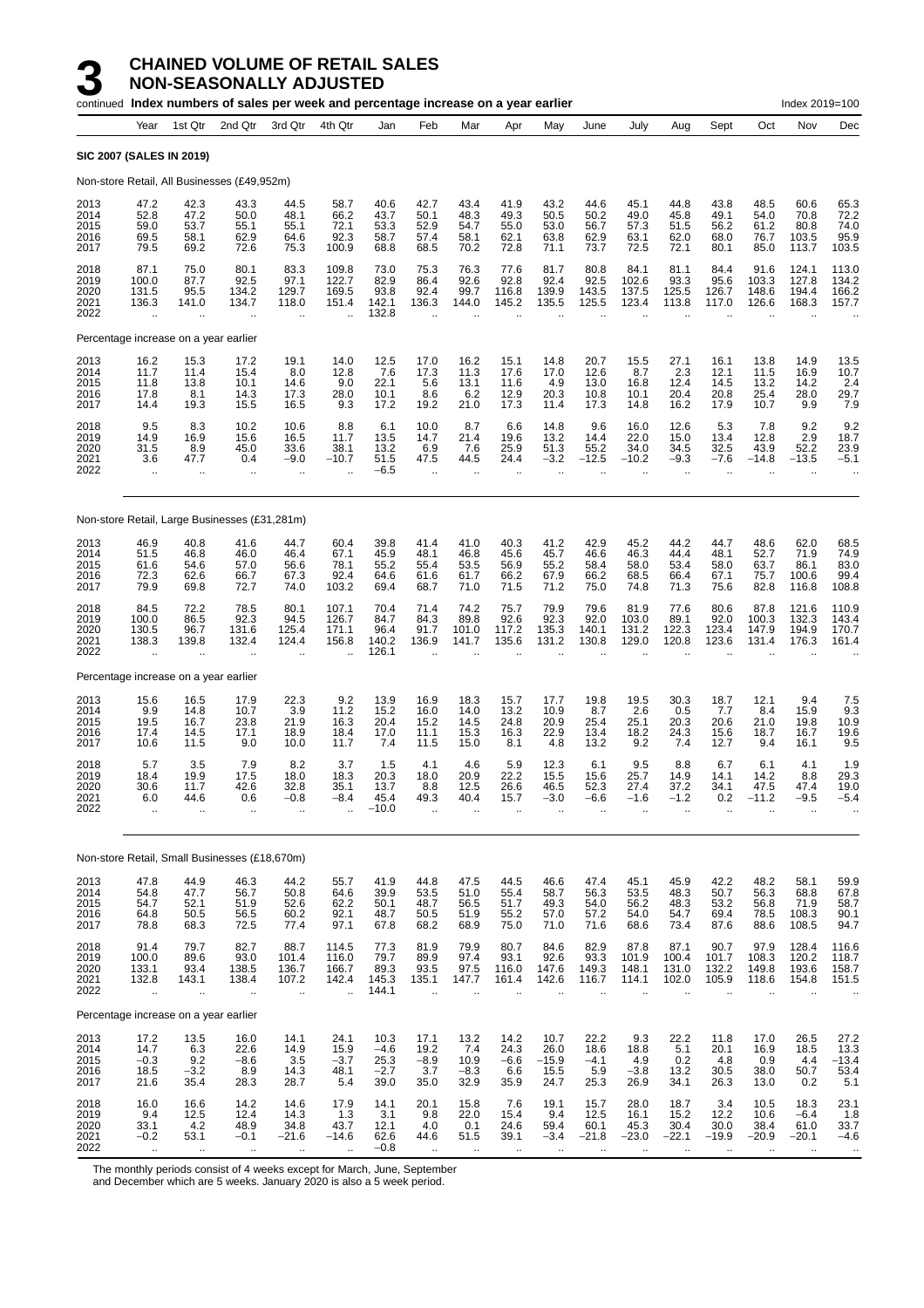# 3 CHAINED VOLUME OF RETAIL SALES NON-SEASONALLY ADJUSTED

continued **Index numbers of sales per week and percentage increase on a year earlier** Index 2019=100

| | Year | 1st Qtr | 2nd Qtr | 3rd Qtr | 4th Qtr | Jan | Feb | Mar | Apr | May | June | July | Aug | Sept | Oct | Nov | Dec |
|---|---|---|---|---|---|---|---|---|---|---|---|---|---|---|---|---|---|
| **SIC 2007 (SALES IN 2019)** | | | | | | | | | | | | | | | | | |
| Non-store Retail, All Businesses (£49,952m) | | | | | | | | | | | | | | | | | |
| 2013 | 47.2 | 42.3 | 43.3 | 44.5 | 58.7 | 40.6 | 42.7 | 43.4 | 41.9 | 43.2 | 44.6 | 45.1 | 44.8 | 43.8 | 48.5 | 60.6 | 65.3 |
| 2014 | 52.8 | 47.2 | 50.0 | 48.1 | 66.2 | 43.7 | 50.1 | 48.3 | 49.3 | 50.5 | 50.2 | 49.0 | 45.8 | 49.1 | 54.0 | 70.8 | 72.2 |
| 2015 | 59.0 | 53.7 | 55.1 | 55.1 | 72.1 | 53.3 | 52.9 | 54.7 | 55.0 | 53.0 | 56.7 | 57.3 | 51.5 | 56.2 | 61.2 | 80.8 | 74.0 |
| 2016 | 69.5 | 58.1 | 62.9 | 64.6 | 92.3 | 58.7 | 57.4 | 58.1 | 62.1 | 63.8 | 62.9 | 63.1 | 62.0 | 68.0 | 76.7 | 103.5 | 95.9 |
| 2017 | 79.5 | 69.2 | 72.6 | 75.3 | 100.9 | 68.8 | 68.5 | 70.2 | 72.8 | 71.1 | 73.7 | 72.5 | 72.1 | 80.1 | 85.0 | 113.7 | 103.5 |
| 2018 | 87.1 | 75.0 | 80.1 | 83.3 | 109.8 | 73.0 | 75.3 | 76.3 | 77.6 | 81.7 | 80.8 | 84.1 | 81.1 | 84.4 | 91.6 | 124.1 | 113.0 |
| 2019 | 100.0 | 87.7 | 92.5 | 97.1 | 122.7 | 82.9 | 86.4 | 92.6 | 92.8 | 92.4 | 92.5 | 102.6 | 93.3 | 95.6 | 103.3 | 127.8 | 134.2 |
| 2020 | 131.5 | 95.5 | 134.2 | 129.7 | 169.5 | 93.8 | 92.4 | 99.7 | 116.8 | 139.9 | 143.5 | 137.5 | 125.5 | 126.7 | 148.6 | 194.4 | 166.2 |
| 2021 | 136.3 | 141.0 | 134.7 | 118.0 | 151.4 | 142.1 | 136.3 | 144.0 | 145.2 | 135.5 | 125.5 | 123.4 | 113.8 | 117.0 | 126.6 | 168.3 | 157.7 |
| 2022 | .. | .. | .. | .. | .. | 132.8 | .. | .. | .. | .. | .. | .. | .. | .. | .. | .. | .. |
| Percentage increase on a year earlier | | | | | | | | | | | | | | | | | |
| 2013 | 16.2 | 15.3 | 17.2 | 19.1 | 14.0 | 12.5 | 17.0 | 16.2 | 15.1 | 14.8 | 20.7 | 15.5 | 27.1 | 16.1 | 13.8 | 14.9 | 13.5 |
| 2014 | 11.7 | 11.4 | 15.4 | 8.0 | 12.8 | 7.6 | 17.3 | 11.3 | 17.6 | 17.0 | 12.6 | 8.7 | 2.3 | 12.1 | 11.5 | 16.9 | 10.7 |
| 2015 | 11.8 | 13.8 | 10.1 | 14.6 | 9.0 | 22.1 | 5.6 | 13.1 | 11.6 | 4.9 | 13.0 | 16.8 | 12.4 | 14.5 | 13.2 | 14.2 | 2.4 |
| 2016 | 17.8 | 8.1 | 14.3 | 17.3 | 28.0 | 10.1 | 8.6 | 6.2 | 12.9 | 20.3 | 10.8 | 10.1 | 20.4 | 20.8 | 25.4 | 28.0 | 29.7 |
| 2017 | 14.4 | 19.3 | 15.5 | 16.5 | 9.3 | 17.2 | 19.2 | 21.0 | 17.3 | 11.4 | 17.3 | 14.8 | 16.2 | 17.9 | 10.7 | 9.9 | 7.9 |
| 2018 | 9.5 | 8.3 | 10.2 | 10.6 | 8.8 | 6.1 | 10.0 | 8.7 | 6.6 | 14.8 | 9.6 | 16.0 | 12.6 | 5.3 | 7.8 | 9.2 | 9.2 |
| 2019 | 14.9 | 16.9 | 15.6 | 16.5 | 11.7 | 13.5 | 14.7 | 21.4 | 19.6 | 13.2 | 14.4 | 22.0 | 15.0 | 13.4 | 12.8 | 2.9 | 18.7 |
| 2020 | 31.5 | 8.9 | 45.0 | 33.6 | 38.1 | 13.2 | 6.9 | 7.6 | 25.9 | 51.3 | 55.2 | 34.0 | 34.5 | 32.5 | 43.9 | 52.2 | 23.9 |
| 2021 | 3.6 | 47.7 | 0.4 | −9.0 | −10.7 | 51.5 | 47.5 | 44.5 | 24.4 | −3.2 | −12.5 | −10.2 | −9.3 | −7.6 | −14.8 | −13.5 | −5.1 |
| 2022 | .. | .. | .. | .. | .. | −6.5 | .. | .. | .. | .. | .. | .. | .. | .. | .. | .. | .. |
| Non-store Retail, Large Businesses (£31,281m) | | | | | | | | | | | | | | | | | |
| 2013 | 46.9 | 40.8 | 41.6 | 44.7 | 60.4 | 39.8 | 41.4 | 41.0 | 40.3 | 41.2 | 42.9 | 45.2 | 44.2 | 44.7 | 48.6 | 62.0 | 68.5 |
| 2014 | 51.5 | 46.8 | 46.0 | 46.4 | 67.1 | 45.9 | 48.1 | 46.8 | 45.6 | 45.7 | 46.6 | 46.3 | 44.4 | 48.1 | 52.7 | 71.9 | 74.9 |
| 2015 | 61.6 | 54.6 | 57.0 | 56.6 | 78.1 | 55.2 | 55.4 | 53.5 | 56.9 | 55.2 | 58.4 | 58.0 | 53.4 | 58.0 | 63.7 | 86.1 | 83.0 |
| 2016 | 72.3 | 62.6 | 66.7 | 67.3 | 92.4 | 64.6 | 61.6 | 61.7 | 66.2 | 67.9 | 66.2 | 68.5 | 66.4 | 67.1 | 75.7 | 100.6 | 99.4 |
| 2017 | 79.9 | 69.8 | 72.7 | 74.0 | 103.2 | 69.4 | 68.7 | 71.0 | 71.5 | 71.2 | 75.0 | 74.8 | 71.3 | 75.6 | 82.8 | 116.8 | 108.8 |
| 2018 | 84.5 | 72.2 | 78.5 | 80.1 | 107.1 | 70.4 | 71.4 | 74.2 | 75.7 | 79.9 | 79.6 | 81.9 | 77.6 | 80.6 | 87.8 | 121.6 | 110.9 |
| 2019 | 100.0 | 86.5 | 92.3 | 94.5 | 126.7 | 84.7 | 84.3 | 89.8 | 92.6 | 92.3 | 92.0 | 103.0 | 89.1 | 92.0 | 100.3 | 132.3 | 143.4 |
| 2020 | 130.5 | 96.7 | 131.6 | 125.4 | 171.1 | 96.4 | 91.7 | 101.0 | 117.2 | 135.3 | 140.1 | 131.2 | 122.3 | 123.4 | 147.9 | 194.9 | 170.7 |
| 2021 | 138.3 | 139.8 | 132.4 | 124.4 | 156.8 | 140.2 | 136.9 | 141.7 | 135.6 | 131.2 | 130.8 | 129.0 | 120.8 | 123.6 | 131.4 | 176.3 | 161.4 |
| 2022 | .. | .. | .. | .. | .. | 126.1 | .. | .. | .. | .. | .. | .. | .. | .. | .. | .. | .. |
| Percentage increase on a year earlier | | | | | | | | | | | | | | | | | |
| 2013 | 15.6 | 16.5 | 17.9 | 22.3 | 9.2 | 13.9 | 16.9 | 18.3 | 15.7 | 17.7 | 19.8 | 19.5 | 30.3 | 18.7 | 12.1 | 9.4 | 7.5 |
| 2014 | 9.9 | 14.8 | 10.7 | 3.9 | 11.2 | 15.2 | 16.0 | 14.0 | 13.2 | 10.9 | 8.7 | 2.6 | 0.5 | 7.7 | 8.4 | 15.9 | 9.3 |
| 2015 | 19.5 | 16.7 | 23.8 | 21.9 | 16.3 | 20.4 | 15.2 | 14.5 | 24.8 | 20.9 | 25.4 | 25.1 | 20.3 | 20.6 | 21.0 | 19.8 | 10.9 |
| 2016 | 17.4 | 14.5 | 17.1 | 18.9 | 18.4 | 17.0 | 11.1 | 15.3 | 16.3 | 22.9 | 13.4 | 18.2 | 24.3 | 15.6 | 18.7 | 16.7 | 19.6 |
| 2017 | 10.6 | 11.5 | 9.0 | 10.0 | 11.7 | 7.4 | 11.5 | 15.0 | 8.1 | 4.8 | 13.2 | 9.2 | 7.4 | 12.7 | 9.4 | 16.1 | 9.5 |
| 2018 | 5.7 | 3.5 | 7.9 | 8.2 | 3.7 | 1.5 | 4.1 | 4.6 | 5.9 | 12.3 | 6.1 | 9.5 | 8.8 | 6.7 | 6.1 | 4.1 | 1.9 |
| 2019 | 18.4 | 19.9 | 17.5 | 18.0 | 18.3 | 20.3 | 18.0 | 20.9 | 22.2 | 15.5 | 15.6 | 25.7 | 14.9 | 14.1 | 14.2 | 8.8 | 29.3 |
| 2020 | 30.6 | 11.7 | 42.6 | 32.8 | 35.1 | 13.7 | 8.8 | 12.5 | 26.6 | 46.5 | 52.3 | 27.4 | 37.2 | 34.1 | 47.5 | 47.4 | 19.0 |
| 2021 | 6.0 | 44.6 | 0.6 | −0.8 | −8.4 | 45.4 | 49.3 | 40.4 | 15.7 | −3.0 | −6.6 | −1.6 | −1.2 | 0.2 | −11.2 | −9.5 | −5.4 |
| 2022 | .. | .. | .. | .. | .. | −10.0 | .. | .. | .. | .. | .. | .. | .. | .. | .. | .. | .. |
| Non-store Retail, Small Businesses (£18,670m) | | | | | | | | | | | | | | | | | |
| 2013 | 47.8 | 44.9 | 46.3 | 44.2 | 55.7 | 41.9 | 44.8 | 47.5 | 44.5 | 46.6 | 47.4 | 45.1 | 45.9 | 42.2 | 48.2 | 58.1 | 59.9 |
| 2014 | 54.8 | 47.7 | 56.7 | 50.8 | 64.6 | 39.9 | 53.5 | 51.0 | 55.4 | 58.7 | 56.3 | 53.5 | 48.3 | 50.7 | 56.3 | 68.8 | 67.8 |
| 2015 | 54.7 | 52.1 | 51.9 | 52.6 | 62.2 | 50.1 | 48.7 | 56.5 | 51.7 | 49.3 | 54.0 | 56.2 | 48.3 | 53.2 | 56.8 | 71.9 | 58.7 |
| 2016 | 64.8 | 50.5 | 56.5 | 60.2 | 92.1 | 48.7 | 50.5 | 51.9 | 55.2 | 57.0 | 57.2 | 54.0 | 54.7 | 69.4 | 78.5 | 108.3 | 90.1 |
| 2017 | 78.8 | 68.3 | 72.5 | 77.4 | 97.1 | 67.8 | 68.2 | 68.9 | 75.0 | 71.0 | 71.6 | 68.6 | 73.4 | 87.6 | 88.6 | 108.5 | 94.7 |
| 2018 | 91.4 | 79.7 | 82.7 | 88.7 | 114.5 | 77.3 | 81.9 | 79.9 | 80.7 | 84.6 | 82.9 | 87.8 | 87.1 | 90.7 | 97.9 | 128.4 | 116.6 |
| 2019 | 100.0 | 89.6 | 93.0 | 101.4 | 116.0 | 79.7 | 89.9 | 97.4 | 93.1 | 92.6 | 93.3 | 101.9 | 100.4 | 101.7 | 108.3 | 120.2 | 118.7 |
| 2020 | 133.1 | 93.4 | 138.5 | 136.7 | 166.7 | 89.3 | 93.5 | 97.5 | 116.0 | 147.6 | 149.3 | 148.1 | 131.0 | 132.2 | 149.8 | 193.6 | 158.7 |
| 2021 | 132.8 | 143.1 | 138.4 | 107.2 | 142.4 | 145.3 | 135.1 | 147.7 | 161.4 | 142.6 | 116.7 | 114.1 | 102.0 | 105.9 | 118.6 | 154.8 | 151.5 |
| 2022 | .. | .. | .. | .. | .. | 144.1 | .. | .. | .. | .. | .. | .. | .. | .. | .. | .. | .. |
| Percentage increase on a year earlier | | | | | | | | | | | | | | | | | |
| 2013 | 17.2 | 13.5 | 16.0 | 14.1 | 24.1 | 10.3 | 17.1 | 13.2 | 14.2 | 10.7 | 22.2 | 9.3 | 22.2 | 11.8 | 17.0 | 26.5 | 27.2 |
| 2014 | 14.7 | 6.3 | 22.6 | 14.9 | 15.9 | −4.6 | 19.2 | 7.4 | 24.3 | 26.0 | 18.6 | 18.8 | 5.1 | 20.1 | 16.9 | 18.5 | 13.3 |
| 2015 | −0.3 | 9.2 | −8.6 | 3.5 | −3.7 | 25.3 | −8.9 | 10.9 | −6.6 | −15.9 | −4.1 | 4.9 | 0.2 | 4.8 | 0.9 | 4.4 | −13.4 |
| 2016 | 18.5 | −3.2 | 8.9 | 14.3 | 48.1 | −2.7 | 3.7 | −8.3 | 6.6 | 15.5 | 5.9 | −3.8 | 13.2 | 30.5 | 38.0 | 50.7 | 53.4 |
| 2017 | 21.6 | 35.4 | 28.3 | 28.7 | 5.4 | 39.0 | 35.0 | 32.9 | 35.9 | 24.7 | 25.3 | 26.9 | 34.1 | 26.3 | 13.0 | 0.2 | 5.1 |
| 2018 | 16.0 | 16.6 | 14.2 | 14.6 | 17.9 | 14.1 | 20.1 | 15.8 | 7.6 | 19.1 | 15.7 | 28.0 | 18.7 | 3.4 | 10.5 | 18.3 | 23.1 |
| 2019 | 9.4 | 12.5 | 12.4 | 14.3 | 1.3 | 3.1 | 9.8 | 22.0 | 15.4 | 9.4 | 12.5 | 16.1 | 15.2 | 12.2 | 10.6 | −6.4 | 1.8 |
| 2020 | 33.1 | 4.2 | 48.9 | 34.8 | 43.7 | 12.1 | 4.0 | 0.1 | 24.6 | 59.4 | 60.1 | 45.3 | 30.4 | 30.0 | 38.4 | 61.0 | 33.7 |
| 2021 | −0.2 | 53.1 | −0.1 | −21.6 | −14.6 | 62.6 | 44.6 | 51.5 | 39.1 | −3.4 | −21.8 | −23.0 | −22.1 | −19.9 | −20.9 | −20.1 | −4.6 |
| 2022 | .. | .. | .. | .. | .. | −0.8 | .. | .. | .. | .. | .. | .. | .. | .. | .. | .. | .. |

The monthly periods consist of 4 weeks except for March, June, September and December which are 5 weeks. January 2020 is also a 5 week period.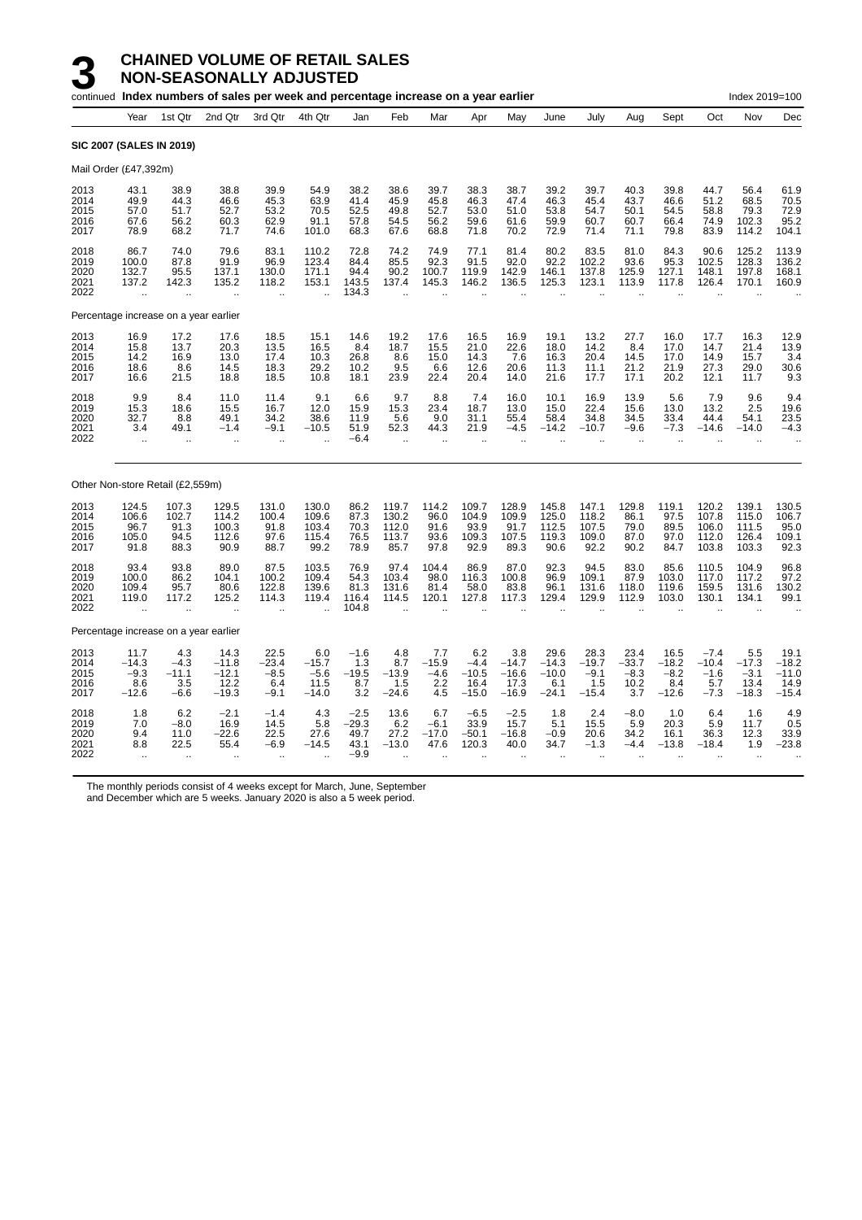# 3 CHAINED VOLUME OF RETAIL SALES NON-SEASONALLY ADJUSTED

continued **Index numbers of sales per week and percentage increase on a year earlier** Index 2019=100

| | Year | 1st Qtr | 2nd Qtr | 3rd Qtr | 4th Qtr | Jan | Feb | Mar | Apr | May | June | July | Aug | Sept | Oct | Nov | Dec |
|---|---|---|---|---|---|---|---|---|---|---|---|---|---|---|---|---|---|
| **SIC 2007 (SALES IN 2019)** | | | | | | | | | | | | | | | | | |
| Mail Order (£47,392m) | | | | | | | | | | | | | | | | | |
| 2013 | 43.1 | 38.9 | 38.8 | 39.9 | 54.9 | 38.2 | 38.6 | 39.7 | 38.3 | 38.7 | 39.2 | 39.7 | 40.3 | 39.8 | 44.7 | 56.4 | 61.9 |
| 2014 | 49.9 | 44.3 | 46.6 | 45.3 | 63.9 | 41.4 | 45.9 | 45.8 | 46.3 | 47.4 | 46.3 | 45.4 | 43.7 | 46.6 | 51.2 | 68.5 | 70.5 |
| 2015 | 57.0 | 51.7 | 52.7 | 53.2 | 70.5 | 52.5 | 49.8 | 52.7 | 53.0 | 51.0 | 53.8 | 54.7 | 50.1 | 54.5 | 58.8 | 79.3 | 72.9 |
| 2016 | 67.6 | 56.2 | 60.3 | 62.9 | 91.1 | 57.8 | 54.5 | 56.2 | 59.6 | 61.6 | 59.9 | 60.7 | 60.7 | 66.4 | 74.9 | 102.3 | 95.2 |
| 2017 | 78.9 | 68.2 | 71.7 | 74.6 | 101.0 | 68.3 | 67.6 | 68.8 | 71.8 | 70.2 | 72.9 | 71.4 | 71.1 | 79.8 | 83.9 | 114.2 | 104.1 |
| 2018 | 86.7 | 74.0 | 79.6 | 83.1 | 110.2 | 72.8 | 74.2 | 74.9 | 77.1 | 81.4 | 80.2 | 83.5 | 81.0 | 84.3 | 90.6 | 125.2 | 113.9 |
| 2019 | 100.0 | 87.8 | 91.9 | 96.9 | 123.4 | 84.4 | 85.5 | 92.3 | 91.5 | 92.0 | 92.2 | 102.2 | 93.6 | 95.3 | 102.5 | 128.3 | 136.2 |
| 2020 | 132.7 | 95.5 | 137.1 | 130.0 | 171.1 | 94.4 | 90.2 | 100.7 | 119.9 | 142.9 | 146.1 | 137.8 | 125.9 | 127.1 | 148.1 | 197.8 | 168.1 |
| 2021 | 137.2 | 142.3 | 135.2 | 118.2 | 153.1 | 143.5 | 137.4 | 145.3 | 146.2 | 136.5 | 125.3 | 123.1 | 113.9 | 117.8 | 126.4 | 170.1 | 160.9 |
| 2022 | .. | .. | .. | .. | .. | 134.3 | .. | .. | .. | .. | .. | .. | .. | .. | .. | .. | .. |
| Percentage increase on a year earlier | | | | | | | | | | | | | | | | | |
| 2013 | 16.9 | 17.2 | 17.6 | 18.5 | 15.1 | 14.6 | 19.2 | 17.6 | 16.5 | 16.9 | 19.1 | 13.2 | 27.7 | 16.0 | 17.7 | 16.3 | 12.9 |
| 2014 | 15.8 | 13.7 | 20.3 | 13.5 | 16.5 | 8.4 | 18.7 | 15.5 | 21.0 | 22.6 | 18.0 | 14.2 | 8.4 | 17.0 | 14.7 | 21.4 | 13.9 |
| 2015 | 14.2 | 16.9 | 13.0 | 17.4 | 10.3 | 26.8 | 8.6 | 15.0 | 14.3 | 7.6 | 16.3 | 20.4 | 14.5 | 17.0 | 14.9 | 15.7 | 3.4 |
| 2016 | 18.6 | 8.6 | 14.5 | 18.3 | 29.2 | 10.2 | 9.5 | 6.6 | 12.6 | 20.6 | 11.3 | 11.1 | 21.2 | 21.9 | 27.3 | 29.0 | 30.6 |
| 2017 | 16.6 | 21.5 | 18.8 | 18.5 | 10.8 | 18.1 | 23.9 | 22.4 | 20.4 | 14.0 | 21.6 | 17.7 | 17.1 | 20.2 | 12.1 | 11.7 | 9.3 |
| 2018 | 9.9 | 8.4 | 11.0 | 11.4 | 9.1 | 6.6 | 9.7 | 8.8 | 7.4 | 16.0 | 10.1 | 16.9 | 13.9 | 5.6 | 7.9 | 9.6 | 9.4 |
| 2019 | 15.3 | 18.6 | 15.5 | 16.7 | 12.0 | 15.9 | 15.3 | 23.4 | 18.7 | 13.0 | 15.0 | 22.4 | 15.6 | 13.0 | 13.2 | 2.5 | 19.6 |
| 2020 | 32.7 | 8.8 | 49.1 | 34.2 | 38.6 | 11.9 | 5.6 | 9.0 | 31.1 | 55.4 | 58.4 | 34.8 | 34.5 | 33.4 | 44.4 | 54.1 | 23.5 |
| 2021 | 3.4 | 49.1 | −1.4 | −9.1 | −10.5 | 51.9 | 52.3 | 44.3 | 21.9 | −4.5 | −14.2 | −10.7 | −9.6 | −7.3 | −14.6 | −14.0 | −4.3 |
| 2022 | .. | .. | .. | .. | .. | −6.4 | .. | .. | .. | .. | .. | .. | .. | .. | .. | .. | .. |
| Other Non-store Retail (£2,559m) | | | | | | | | | | | | | | | | | |
| 2013 | 124.5 | 107.3 | 129.5 | 131.0 | 130.0 | 86.2 | 119.7 | 114.2 | 109.7 | 128.9 | 145.8 | 147.1 | 129.8 | 119.1 | 120.2 | 139.1 | 130.5 |
| 2014 | 106.6 | 102.7 | 114.2 | 100.4 | 109.6 | 87.3 | 130.2 | 96.0 | 104.9 | 109.9 | 125.0 | 118.2 | 86.1 | 97.5 | 107.8 | 115.0 | 106.7 |
| 2015 | 96.7 | 91.3 | 100.3 | 91.8 | 103.4 | 70.3 | 112.0 | 91.6 | 93.9 | 91.7 | 112.5 | 107.5 | 79.0 | 89.5 | 106.0 | 111.5 | 95.0 |
| 2016 | 105.0 | 94.5 | 112.6 | 97.6 | 115.4 | 76.5 | 113.7 | 93.6 | 109.3 | 107.5 | 119.3 | 109.0 | 87.0 | 97.0 | 112.0 | 126.4 | 109.1 |
| 2017 | 91.8 | 88.3 | 90.9 | 88.7 | 99.2 | 78.9 | 85.7 | 97.8 | 92.9 | 89.3 | 90.6 | 92.2 | 90.2 | 84.7 | 103.8 | 103.3 | 92.3 |
| 2018 | 93.4 | 93.8 | 89.0 | 87.5 | 103.5 | 76.9 | 97.4 | 104.4 | 86.9 | 87.0 | 92.3 | 94.5 | 83.0 | 85.6 | 110.5 | 104.9 | 96.8 |
| 2019 | 100.0 | 86.2 | 104.1 | 100.2 | 109.4 | 54.3 | 103.4 | 98.0 | 116.3 | 100.8 | 96.9 | 109.1 | 87.9 | 103.0 | 117.0 | 117.2 | 97.2 |
| 2020 | 109.4 | 95.7 | 80.6 | 122.8 | 139.6 | 81.3 | 131.6 | 81.4 | 58.0 | 83.8 | 96.1 | 131.6 | 118.0 | 119.6 | 159.5 | 131.6 | 130.2 |
| 2021 | 119.0 | 117.2 | 125.2 | 114.3 | 119.4 | 116.4 | 114.5 | 120.1 | 127.8 | 117.3 | 129.4 | 129.9 | 112.9 | 103.0 | 130.1 | 134.1 | 99.1 |
| 2022 | .. | .. | .. | .. | .. | 104.8 | .. | .. | .. | .. | .. | .. | .. | .. | .. | .. | .. |
| Percentage increase on a year earlier | | | | | | | | | | | | | | | | | |
| 2013 | 11.7 | 4.3 | 14.3 | 22.5 | 6.0 | −1.6 | 4.8 | 7.7 | 6.2 | 3.8 | 29.6 | 28.3 | 23.4 | 16.5 | −7.4 | 5.5 | 19.1 |
| 2014 | −14.3 | −4.3 | −11.8 | −23.4 | −15.7 | 1.3 | 8.7 | −15.9 | −4.4 | −14.7 | −14.3 | −19.7 | −33.7 | −18.2 | −10.4 | −17.3 | −18.2 |
| 2015 | −9.3 | −11.1 | −12.1 | −8.5 | −5.6 | −19.5 | −13.9 | −4.6 | −10.5 | −16.6 | −10.0 | −9.1 | −8.3 | −8.2 | −1.6 | −3.1 | −11.0 |
| 2016 | 8.6 | 3.5 | 12.2 | 6.4 | 11.5 | 8.7 | 1.5 | 2.2 | 16.4 | 17.3 | 6.1 | 1.5 | 10.2 | 8.4 | 5.7 | 13.4 | 14.9 |
| 2017 | −12.6 | −6.6 | −19.3 | −9.1 | −14.0 | 3.2 | −24.6 | 4.5 | −15.0 | −16.9 | −24.1 | −15.4 | 3.7 | −12.6 | −7.3 | −18.3 | −15.4 |
| 2018 | 1.8 | 6.2 | −2.1 | −1.4 | 4.3 | −2.5 | 13.6 | 6.7 | −6.5 | −2.5 | 1.8 | 2.4 | −8.0 | 1.0 | 6.4 | 1.6 | 4.9 |
| 2019 | 7.0 | −8.0 | 16.9 | 14.5 | 5.8 | −29.3 | 6.2 | −6.1 | 33.9 | 15.7 | 5.1 | 15.5 | 5.9 | 20.3 | 5.9 | 11.7 | 0.5 |
| 2020 | 9.4 | 11.0 | −22.6 | 22.5 | 27.6 | 49.7 | 27.2 | −17.0 | −50.1 | −16.8 | −0.9 | 20.6 | 34.2 | 16.1 | 36.3 | 12.3 | 33.9 |
| 2021 | 8.8 | 22.5 | 55.4 | −6.9 | −14.5 | 43.1 | −13.0 | 47.6 | 120.3 | 40.0 | 34.7 | −1.3 | −4.4 | −13.8 | −18.4 | 1.9 | −23.8 |
| 2022 | .. | .. | .. | .. | .. | −9.9 | .. | .. | .. | .. | .. | .. | .. | .. | .. | .. | .. |

The monthly periods consist of 4 weeks except for March, June, September and December which are 5 weeks. January 2020 is also a 5 week period.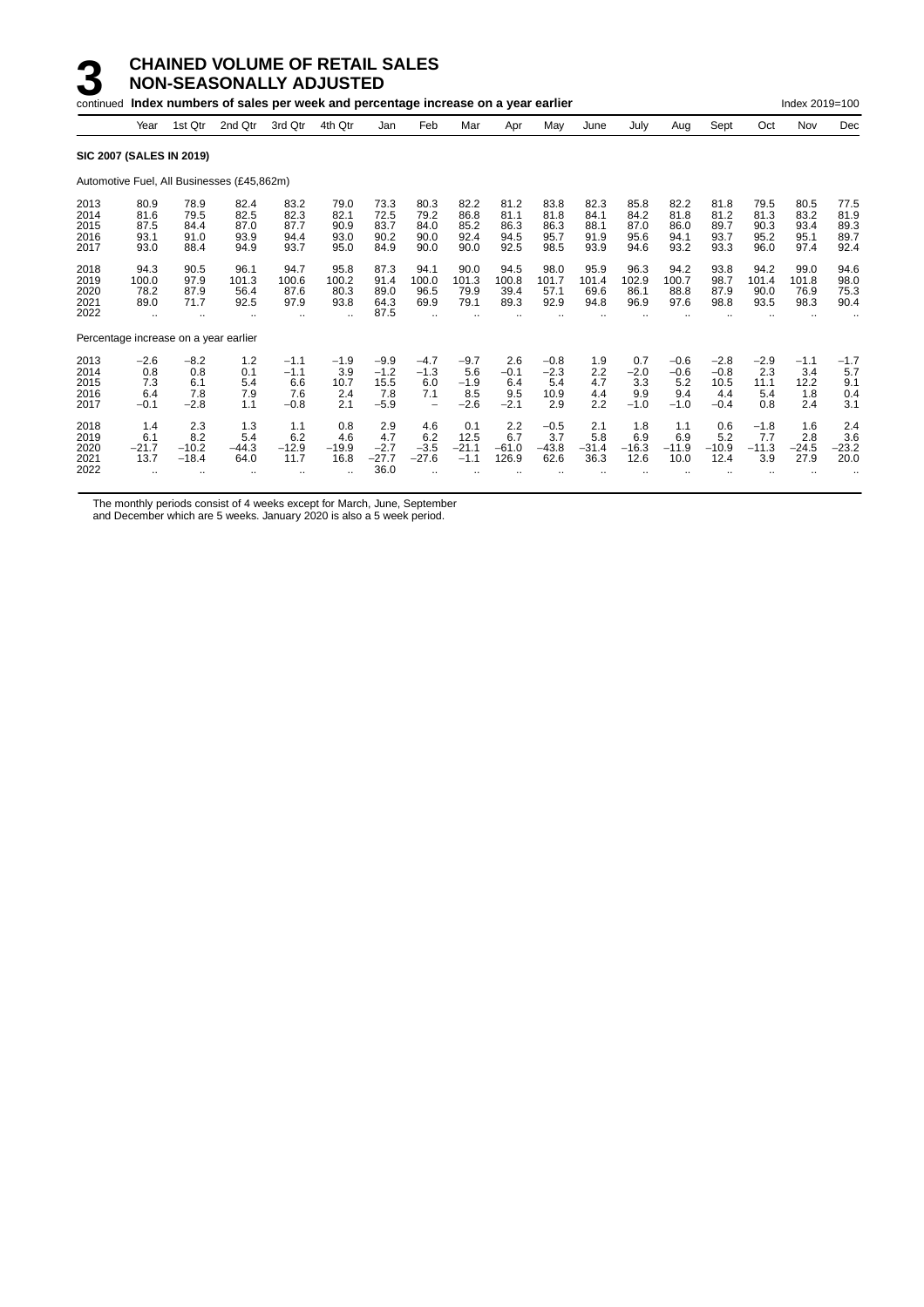# 3 CHAINED VOLUME OF RETAIL SALES NON-SEASONALLY ADJUSTED

continued **Index numbers of sales per week and percentage increase on a year earlier** Index 2019=100

| | Year | 1st Qtr | 2nd Qtr | 3rd Qtr | 4th Qtr | Jan | Feb | Mar | Apr | May | June | July | Aug | Sept | Oct | Nov | Dec |
|---|---|---|---|---|---|---|---|---|---|---|---|---|---|---|---|---|---|
| **SIC 2007 (SALES IN 2019)** | | | | | | | | | | | | | | | | | |
| Automotive Fuel, All Businesses (£45,862m) | | | | | | | | | | | | | | | | | |
| 2013 | 80.9 | 78.9 | 82.4 | 83.2 | 79.0 | 73.3 | 80.3 | 82.2 | 81.2 | 83.8 | 82.3 | 85.8 | 82.2 | 81.8 | 79.5 | 80.5 | 77.5 |
| 2014 | 81.6 | 79.5 | 82.5 | 82.3 | 82.1 | 72.5 | 79.2 | 86.8 | 81.1 | 81.8 | 84.1 | 84.2 | 81.8 | 81.2 | 81.3 | 83.2 | 81.9 |
| 2015 | 87.5 | 84.4 | 87.0 | 87.7 | 90.9 | 83.7 | 84.0 | 85.2 | 86.3 | 86.3 | 88.1 | 87.0 | 86.0 | 89.7 | 90.3 | 93.4 | 89.3 |
| 2016 | 93.1 | 91.0 | 93.9 | 94.4 | 93.0 | 90.2 | 90.0 | 92.4 | 94.5 | 95.7 | 91.9 | 95.6 | 94.1 | 93.7 | 95.2 | 95.1 | 89.7 |
| 2017 | 93.0 | 88.4 | 94.9 | 93.7 | 95.0 | 84.9 | 90.0 | 90.0 | 92.5 | 98.5 | 93.9 | 94.6 | 93.2 | 93.3 | 96.0 | 97.4 | 92.4 |
| 2018 | 94.3 | 90.5 | 96.1 | 94.7 | 95.8 | 87.3 | 94.1 | 90.0 | 94.5 | 98.0 | 95.9 | 96.3 | 94.2 | 93.8 | 94.2 | 99.0 | 94.6 |
| 2019 | 100.0 | 97.9 | 101.3 | 100.6 | 100.2 | 91.4 | 100.0 | 101.3 | 100.8 | 101.7 | 101.4 | 102.9 | 100.7 | 98.7 | 101.4 | 101.8 | 98.0 |
| 2020 | 78.2 | 87.9 | 56.4 | 87.6 | 80.3 | 89.0 | 96.5 | 79.9 | 39.4 | 57.1 | 69.6 | 86.1 | 88.8 | 87.9 | 90.0 | 76.9 | 75.3 |
| 2021 | 89.0 | 71.7 | 92.5 | 97.9 | 93.8 | 64.3 | 69.9 | 79.1 | 89.3 | 92.9 | 94.8 | 96.9 | 97.6 | 98.8 | 93.5 | 98.3 | 90.4 |
| 2022 | .. | .. | .. | .. | .. | 87.5 | .. | .. | .. | .. | .. | .. | .. | .. | .. | .. | .. |
| Percentage increase on a year earlier | | | | | | | | | | | | | | | | | |
| 2013 | −2.6 | −8.2 | 1.2 | −1.1 | −1.9 | −9.9 | −4.7 | −9.7 | 2.6 | −0.8 | 1.9 | 0.7 | −0.6 | −2.8 | −2.9 | −1.1 | −1.7 |
| 2014 | 0.8 | 0.8 | 0.1 | −1.1 | 3.9 | −1.2 | −1.3 | 5.6 | −0.1 | −2.3 | 2.2 | −2.0 | −0.6 | −0.8 | 2.3 | 3.4 | 5.7 |
| 2015 | 7.3 | 6.1 | 5.4 | 6.6 | 10.7 | 15.5 | 6.0 | −1.9 | 6.4 | 5.4 | 4.7 | 3.3 | 5.2 | 10.5 | 11.1 | 12.2 | 9.1 |
| 2016 | 6.4 | 7.8 | 7.9 | 7.6 | 2.4 | 7.8 | 7.1 | 8.5 | 9.5 | 10.9 | 4.4 | 9.9 | 9.4 | 4.4 | 5.4 | 1.8 | 0.4 |
| 2017 | −0.1 | −2.8 | 1.1 | −0.8 | 2.1 | −5.9 | − | −2.6 | −2.1 | 2.9 | 2.2 | −1.0 | −1.0 | −0.4 | 0.8 | 2.4 | 3.1 |
| 2018 | 1.4 | 2.3 | 1.3 | 1.1 | 0.8 | 2.9 | 4.6 | 0.1 | 2.2 | −0.5 | 2.1 | 1.8 | 1.1 | 0.6 | −1.8 | 1.6 | 2.4 |
| 2019 | 6.1 | 8.2 | 5.4 | 6.2 | 4.6 | 4.7 | 6.2 | 12.5 | 6.7 | 3.7 | 5.8 | 6.9 | 6.9 | 5.2 | 7.7 | 2.8 | 3.6 |
| 2020 | −21.7 | −10.2 | −44.3 | −12.9 | −19.9 | −2.7 | −3.5 | −21.1 | −61.0 | −43.8 | −31.4 | −16.3 | −11.9 | −10.9 | −11.3 | −24.5 | −23.2 |
| 2021 | 13.7 | −18.4 | 64.0 | 11.7 | 16.8 | −27.7 | −27.6 | −1.1 | 126.9 | 62.6 | 36.3 | 12.6 | 10.0 | 12.4 | 3.9 | 27.9 | 20.0 |
| 2022 | .. | .. | .. | .. | .. | 36.0 | .. | .. | .. | .. | .. | .. | .. | .. | .. | .. | .. |

The monthly periods consist of 4 weeks except for March, June, September and December which are 5 weeks. January 2020 is also a 5 week period.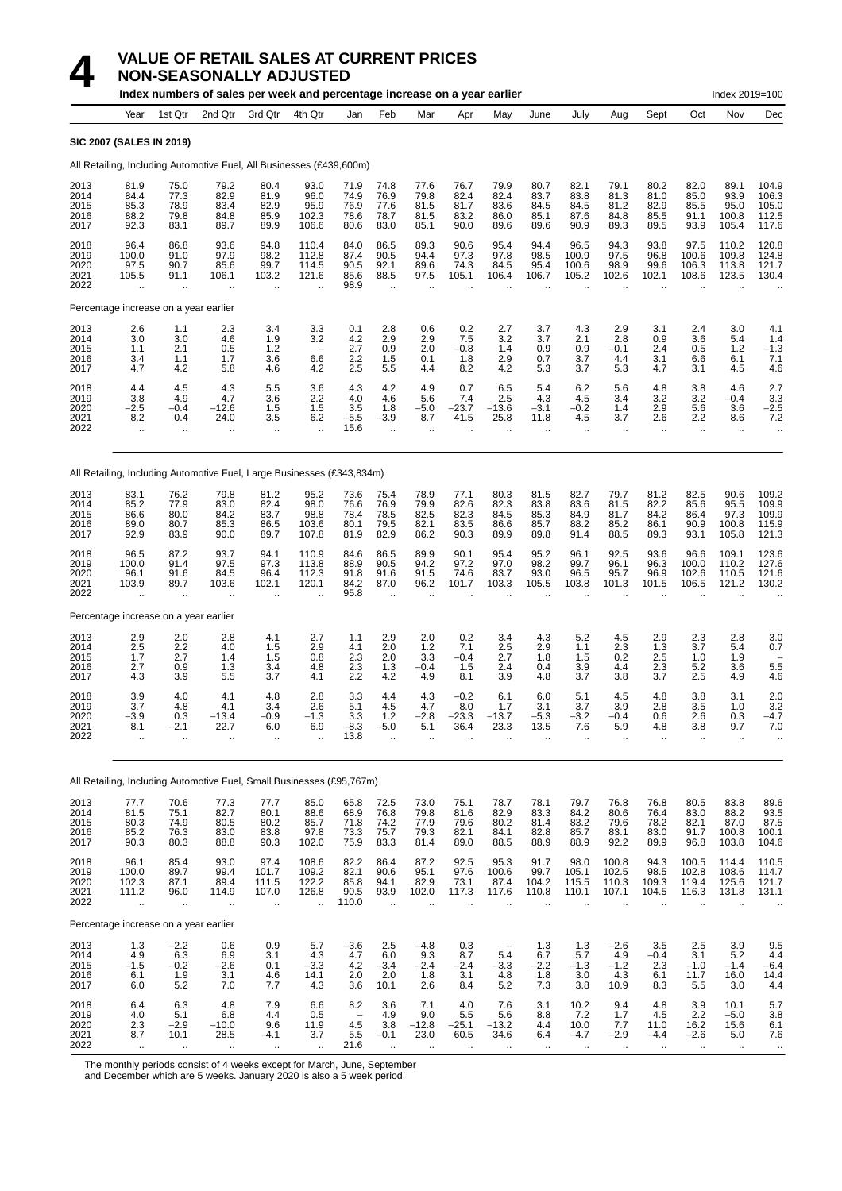# 4 VALUE OF RETAIL SALES AT CURRENT PRICES NON-SEASONALLY ADJUSTED

**Index numbers of sales per week and percentage increase on a year earlier** — Index 2019=100

**SIC 2007 (SALES IN 2019)**

All Retailing, Including Automotive Fuel, All Businesses (£439,600m)

| Year | Year | 1st Qtr | 2nd Qtr | 3rd Qtr | 4th Qtr | Jan | Feb | Mar | Apr | May | June | July | Aug | Sept | Oct | Nov | Dec |
|---|---|---|---|---|---|---|---|---|---|---|---|---|---|---|---|---|---|
| 2013 | 81.9 | 75.0 | 79.2 | 80.4 | 93.0 | 71.9 | 74.8 | 77.6 | 76.7 | 79.9 | 80.7 | 82.1 | 79.1 | 80.2 | 82.0 | 89.1 | 104.9 |
| 2014 | 84.4 | 77.3 | 82.9 | 81.9 | 96.0 | 74.9 | 76.9 | 79.8 | 82.4 | 82.4 | 83.7 | 83.8 | 81.3 | 81.0 | 85.0 | 93.9 | 106.3 |
| 2015 | 85.3 | 78.9 | 83.4 | 82.9 | 95.9 | 76.9 | 77.6 | 81.5 | 81.7 | 83.6 | 84.5 | 84.5 | 81.2 | 82.9 | 85.5 | 95.0 | 105.0 |
| 2016 | 88.2 | 79.8 | 84.8 | 85.9 | 102.3 | 78.6 | 78.7 | 81.5 | 83.2 | 86.0 | 85.1 | 87.6 | 84.8 | 85.5 | 91.1 | 100.8 | 112.5 |
| 2017 | 92.3 | 83.1 | 89.7 | 89.9 | 106.6 | 80.6 | 83.0 | 85.1 | 90.0 | 89.6 | 89.6 | 90.9 | 89.3 | 89.5 | 93.9 | 105.4 | 117.6 |
| 2018 | 96.4 | 86.8 | 93.6 | 94.8 | 110.4 | 84.0 | 86.5 | 89.3 | 90.6 | 95.4 | 94.4 | 96.5 | 94.3 | 93.8 | 97.5 | 110.2 | 120.8 |
| 2019 | 100.0 | 91.0 | 97.9 | 98.2 | 112.8 | 87.4 | 90.5 | 94.4 | 97.3 | 97.8 | 98.5 | 100.9 | 97.5 | 96.8 | 100.6 | 109.8 | 124.8 |
| 2020 | 97.5 | 90.7 | 85.6 | 99.7 | 114.5 | 90.5 | 92.1 | 89.6 | 74.3 | 84.5 | 95.4 | 100.6 | 98.9 | 99.6 | 106.3 | 113.8 | 121.7 |
| 2021 | 105.5 | 91.1 | 106.1 | 103.2 | 121.6 | 85.6 | 88.5 | 97.5 | 105.1 | 106.4 | 106.7 | 105.2 | 102.6 | 102.1 | 108.6 | 123.5 | 130.4 |
| 2022 | .. | .. | .. | .. | .. | 98.9 | .. | .. | .. | .. | .. | .. | .. | .. | .. | .. | .. |
| **Percentage increase on a year earlier** | | | | | | | | | | | | | | | | | |
| 2013 | 2.6 | 1.1 | 2.3 | 3.4 | 3.3 | 0.1 | 2.8 | 0.6 | 0.2 | 2.7 | 3.7 | 4.3 | 2.9 | 3.1 | 2.4 | 3.0 | 4.1 |
| 2014 | 3.0 | 3.0 | 4.6 | 1.9 | 3.2 | 4.2 | 2.9 | 2.9 | 7.5 | 3.2 | 3.7 | 2.1 | 2.8 | 0.9 | 3.6 | 5.4 | 1.4 |
| 2015 | 1.1 | 2.1 | 0.5 | 1.2 | – | 2.7 | 0.9 | 2.0 | –0.8 | 1.4 | 0.9 | 0.9 | –0.1 | 2.4 | 0.5 | 1.2 | –1.3 |
| 2016 | 3.4 | 1.1 | 1.7 | 3.6 | 6.6 | 2.2 | 1.5 | 0.1 | 1.8 | 2.9 | 0.7 | 3.7 | 4.4 | 3.1 | 6.6 | 6.1 | 7.1 |
| 2017 | 4.7 | 4.2 | 5.8 | 4.6 | 4.2 | 2.5 | 5.5 | 4.4 | 8.2 | 4.2 | 5.3 | 3.7 | 5.3 | 4.7 | 3.1 | 4.5 | 4.6 |
| 2018 | 4.4 | 4.5 | 4.3 | 5.5 | 3.6 | 4.3 | 4.2 | 4.9 | 0.7 | 6.5 | 5.4 | 6.2 | 5.6 | 4.8 | 3.8 | 4.6 | 2.7 |
| 2019 | 3.8 | 4.9 | 4.7 | 3.6 | 2.2 | 4.0 | 4.6 | 5.6 | 7.4 | 2.5 | 4.3 | 4.5 | 3.4 | 3.2 | 3.2 | –0.4 | 3.3 |
| 2020 | –2.5 | –0.4 | –12.6 | 1.5 | 1.5 | 3.5 | 1.8 | –5.0 | –23.7 | –13.6 | –3.1 | –0.2 | 1.4 | 2.9 | 5.6 | 3.6 | –2.5 |
| 2021 | 8.2 | 0.4 | 24.0 | 3.5 | 6.2 | –5.5 | –3.9 | 8.7 | 41.5 | 25.8 | 11.8 | 4.5 | 3.7 | 2.6 | 2.2 | 8.6 | 7.2 |
| 2022 | .. | .. | .. | .. | .. | 15.6 | .. | .. | .. | .. | .. | .. | .. | .. | .. | .. | .. |

All Retailing, Including Automotive Fuel, Large Businesses (£343,834m)

| Year | Year | 1st Qtr | 2nd Qtr | 3rd Qtr | 4th Qtr | Jan | Feb | Mar | Apr | May | June | July | Aug | Sept | Oct | Nov | Dec |
|---|---|---|---|---|---|---|---|---|---|---|---|---|---|---|---|---|---|
| 2013 | 83.1 | 76.2 | 79.8 | 81.2 | 95.2 | 73.6 | 75.4 | 78.9 | 77.1 | 80.3 | 81.5 | 82.7 | 79.7 | 81.2 | 82.5 | 90.6 | 109.2 |
| 2014 | 85.2 | 77.9 | 83.0 | 82.4 | 98.0 | 76.6 | 76.9 | 79.9 | 82.6 | 82.3 | 83.8 | 83.6 | 81.5 | 82.2 | 85.6 | 95.5 | 109.9 |
| 2015 | 86.6 | 80.0 | 84.2 | 83.7 | 98.8 | 78.4 | 78.5 | 82.5 | 82.3 | 84.5 | 85.3 | 84.9 | 81.7 | 84.2 | 86.4 | 97.3 | 109.9 |
| 2016 | 89.0 | 80.7 | 85.3 | 86.5 | 103.6 | 80.1 | 79.5 | 82.1 | 83.5 | 86.6 | 85.7 | 88.2 | 85.2 | 86.1 | 90.9 | 100.8 | 115.9 |
| 2017 | 92.9 | 83.9 | 90.0 | 89.7 | 107.8 | 81.9 | 82.9 | 86.2 | 90.3 | 89.9 | 89.8 | 91.4 | 88.5 | 89.3 | 93.1 | 105.8 | 121.3 |
| 2018 | 96.5 | 87.2 | 93.7 | 94.1 | 110.9 | 84.6 | 86.5 | 89.9 | 90.1 | 95.4 | 95.2 | 96.1 | 92.5 | 93.6 | 96.6 | 109.1 | 123.6 |
| 2019 | 100.0 | 91.4 | 97.5 | 97.3 | 113.8 | 88.9 | 90.5 | 94.2 | 97.2 | 97.0 | 98.2 | 99.7 | 96.1 | 96.3 | 100.0 | 110.2 | 127.6 |
| 2020 | 96.1 | 91.6 | 84.5 | 96.4 | 112.3 | 91.8 | 91.6 | 91.5 | 74.6 | 83.7 | 93.0 | 96.5 | 95.7 | 96.9 | 102.6 | 110.5 | 121.6 |
| 2021 | 103.9 | 89.7 | 103.6 | 102.1 | 120.1 | 84.2 | 87.0 | 96.2 | 101.7 | 103.3 | 105.5 | 103.8 | 101.3 | 101.5 | 106.5 | 121.2 | 130.2 |
| 2022 | .. | .. | .. | .. | .. | 95.8 | .. | .. | .. | .. | .. | .. | .. | .. | .. | .. | .. |
| **Percentage increase on a year earlier** | | | | | | | | | | | | | | | | | |
| 2013 | 2.9 | 2.0 | 2.8 | 4.1 | 2.7 | 1.1 | 2.9 | 2.0 | 0.2 | 3.4 | 4.3 | 5.2 | 4.5 | 2.9 | 2.3 | 2.8 | 3.0 |
| 2014 | 2.5 | 2.2 | 4.0 | 1.5 | 2.9 | 4.1 | 2.0 | 1.2 | 7.1 | 2.5 | 2.9 | 1.1 | 2.3 | 1.3 | 3.7 | 5.4 | 0.7 |
| 2015 | 1.7 | 2.7 | 1.4 | 1.5 | 0.8 | 2.3 | 2.0 | 3.3 | –0.4 | 2.7 | 1.8 | 1.5 | 0.2 | 2.5 | 1.0 | 1.9 | – |
| 2016 | 2.7 | 0.9 | 1.3 | 3.4 | 4.8 | 2.3 | 1.3 | –0.4 | 1.5 | 2.4 | 0.4 | 3.9 | 4.4 | 2.3 | 5.2 | 3.6 | 5.5 |
| 2017 | 4.3 | 3.9 | 5.5 | 3.7 | 4.1 | 2.2 | 4.2 | 4.9 | 8.1 | 3.9 | 4.8 | 3.7 | 3.8 | 3.7 | 2.5 | 4.9 | 4.6 |
| 2018 | 3.9 | 4.0 | 4.1 | 4.8 | 2.8 | 3.3 | 4.4 | 4.3 | –0.2 | 6.1 | 6.0 | 5.1 | 4.5 | 4.8 | 3.8 | 3.1 | 2.0 |
| 2019 | 3.7 | 4.8 | 4.1 | 3.4 | 2.6 | 5.1 | 4.5 | 4.7 | 8.0 | 1.7 | 3.1 | 3.7 | 3.9 | 2.8 | 3.5 | 1.0 | 3.2 |
| 2020 | –3.9 | 0.3 | –13.4 | –0.9 | –1.3 | 3.3 | 1.2 | –2.8 | –23.3 | –13.7 | –5.3 | –3.2 | –0.4 | 0.6 | 2.6 | 0.3 | –4.7 |
| 2021 | 8.1 | –2.1 | 22.7 | 6.0 | 6.9 | –8.3 | –5.0 | 5.1 | 36.4 | 23.3 | 13.5 | 7.6 | 5.9 | 4.8 | 3.8 | 9.7 | 7.0 |
| 2022 | .. | .. | .. | .. | .. | 13.8 | .. | .. | .. | .. | .. | .. | .. | .. | .. | .. | .. |

All Retailing, Including Automotive Fuel, Small Businesses (£95,767m)

| Year | Year | 1st Qtr | 2nd Qtr | 3rd Qtr | 4th Qtr | Jan | Feb | Mar | Apr | May | June | July | Aug | Sept | Oct | Nov | Dec |
|---|---|---|---|---|---|---|---|---|---|---|---|---|---|---|---|---|---|
| 2013 | 77.7 | 70.6 | 77.3 | 77.7 | 85.0 | 65.8 | 72.5 | 73.0 | 75.1 | 78.7 | 78.1 | 79.7 | 76.8 | 76.8 | 80.5 | 83.8 | 89.6 |
| 2014 | 81.5 | 75.1 | 82.7 | 80.1 | 88.6 | 68.9 | 76.8 | 79.8 | 81.6 | 82.9 | 83.3 | 84.2 | 80.6 | 76.4 | 83.0 | 88.2 | 93.5 |
| 2015 | 80.3 | 74.9 | 80.5 | 80.2 | 85.7 | 71.8 | 74.2 | 77.9 | 79.6 | 80.2 | 81.4 | 83.2 | 79.6 | 78.2 | 82.1 | 87.0 | 87.5 |
| 2016 | 85.2 | 76.3 | 83.0 | 83.8 | 97.8 | 73.3 | 75.7 | 79.3 | 82.1 | 84.1 | 82.8 | 85.7 | 83.1 | 83.0 | 91.7 | 100.8 | 100.1 |
| 2017 | 90.3 | 80.3 | 88.8 | 90.3 | 102.0 | 75.9 | 83.3 | 81.4 | 89.0 | 88.5 | 88.9 | 88.9 | 92.2 | 89.9 | 96.8 | 103.8 | 104.6 |
| 2018 | 96.1 | 85.4 | 93.0 | 97.4 | 108.6 | 82.2 | 86.4 | 87.2 | 92.5 | 95.3 | 91.7 | 98.0 | 100.8 | 94.3 | 100.5 | 114.4 | 110.5 |
| 2019 | 100.0 | 89.7 | 99.4 | 101.7 | 109.2 | 82.1 | 90.6 | 95.1 | 97.6 | 100.6 | 99.7 | 105.1 | 102.5 | 98.5 | 102.8 | 108.6 | 114.7 |
| 2020 | 102.3 | 87.1 | 89.4 | 111.5 | 122.2 | 85.8 | 94.1 | 82.9 | 73.1 | 87.4 | 104.2 | 115.5 | 110.3 | 109.3 | 119.4 | 125.6 | 121.7 |
| 2021 | 111.2 | 96.0 | 114.9 | 107.0 | 126.8 | 90.5 | 93.9 | 102.0 | 117.3 | 117.6 | 110.8 | 110.1 | 107.1 | 104.5 | 116.3 | 131.8 | 131.1 |
| 2022 | .. | .. | .. | .. | .. | 110.0 | .. | .. | .. | .. | .. | .. | .. | .. | .. | .. | .. |
| **Percentage increase on a year earlier** | | | | | | | | | | | | | | | | | |
| 2013 | 1.3 | –2.2 | 0.6 | 0.9 | 5.7 | –3.6 | 2.5 | –4.8 | 0.3 | – | 1.3 | 1.3 | –2.6 | 3.5 | 2.5 | 3.9 | 9.5 |
| 2014 | 4.9 | 6.3 | 6.9 | 3.1 | 4.3 | 4.7 | 6.0 | 9.3 | 8.7 | 5.4 | 6.7 | 5.7 | 4.9 | –0.4 | 3.1 | 5.2 | 4.4 |
| 2015 | –1.5 | –0.2 | –2.6 | 0.1 | –3.3 | 4.2 | –3.4 | –2.4 | –2.4 | –3.3 | –2.2 | –1.3 | –1.2 | 2.3 | –1.0 | –1.4 | –6.4 |
| 2016 | 6.1 | 1.9 | 3.1 | 4.6 | 14.1 | 2.0 | 2.0 | 1.8 | 3.1 | 4.8 | 1.8 | 3.0 | 4.3 | 6.1 | 11.7 | 16.0 | 14.4 |
| 2017 | 6.0 | 5.2 | 7.0 | 7.7 | 4.3 | 3.6 | 10.1 | 2.6 | 8.4 | 5.2 | 7.3 | 3.8 | 10.9 | 8.3 | 5.5 | 3.0 | 4.4 |
| 2018 | 6.4 | 6.3 | 4.8 | 7.9 | 6.6 | 8.2 | 3.6 | 7.1 | 4.0 | 7.6 | 3.1 | 10.2 | 9.4 | 4.8 | 3.9 | 10.1 | 5.7 |
| 2019 | 4.0 | 5.1 | 6.8 | 4.4 | 0.5 | – | 4.9 | 9.0 | 5.5 | 5.6 | 8.8 | 7.2 | 1.7 | 4.5 | 2.2 | –5.0 | 3.8 |
| 2020 | 2.3 | –2.9 | –10.0 | 9.6 | 11.9 | 4.5 | 3.8 | –12.8 | –25.1 | –13.2 | 4.4 | 10.0 | 7.7 | 11.0 | 16.2 | 15.6 | 6.1 |
| 2021 | 8.7 | 10.1 | 28.5 | –4.1 | 3.7 | 5.5 | –0.1 | 23.0 | 60.5 | 34.6 | 6.4 | –4.7 | –2.9 | –4.4 | –2.6 | 5.0 | 7.6 |
| 2022 | .. | .. | .. | .. | .. | 21.6 | .. | .. | .. | .. | .. | .. | .. | .. | .. | .. | .. |

The monthly periods consist of 4 weeks except for March, June, September and December which are 5 weeks. January 2020 is also a 5 week period.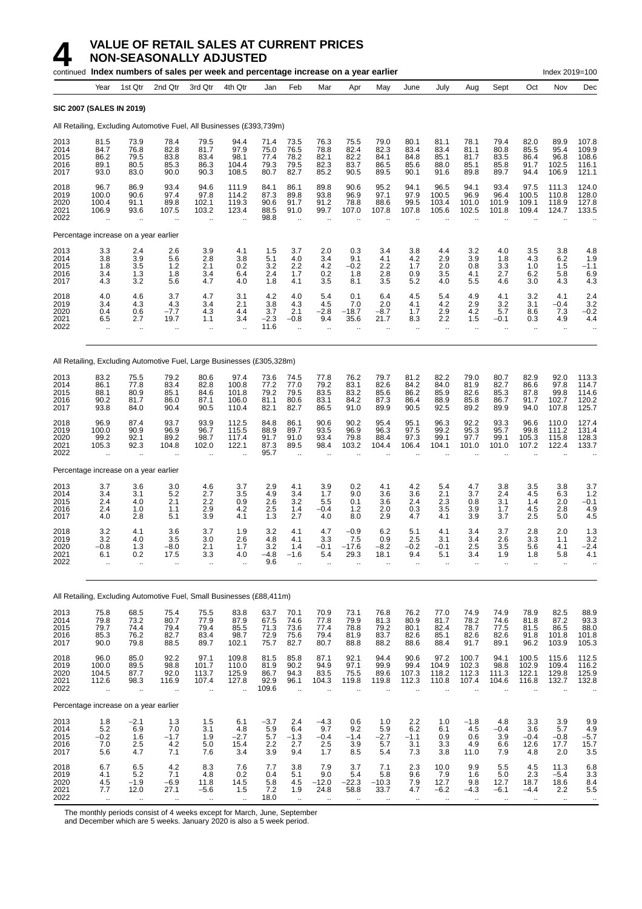# 4 VALUE OF RETAIL SALES AT CURRENT PRICES NON-SEASONALLY ADJUSTED

continued **Index numbers of sales per week and percentage increase on a year earlier** Index 2019=100

| Year | 1st Qtr | 2nd Qtr | 3rd Qtr | 4th Qtr | Jan | Feb | Mar | Apr | May | June | July | Aug | Sept | Oct | Nov | Dec |
|---|---|---|---|---|---|---|---|---|---|---|---|---|---|---|---|---|
| **SIC 2007 (SALES IN 2019)** | | | | | | | | | | | | | | | | |
| All Retailing, Excluding Automotive Fuel, All Businesses (£393,739m) | | | | | | | | | | | | | | | | |
| 2013 | 81.5 | 73.9 | 78.4 | 79.5 | 94.4 | 71.4 | 73.5 | 76.3 | 75.5 | 79.0 | 80.1 | 81.1 | 78.1 | 79.4 | 82.0 | 89.9 | 107.8 |
| 2014 | 84.7 | 76.8 | 82.8 | 81.7 | 97.9 | 75.0 | 76.5 | 78.8 | 82.4 | 82.3 | 83.4 | 83.4 | 81.1 | 80.8 | 85.5 | 95.4 | 109.9 |
| 2015 | 86.2 | 79.5 | 83.8 | 83.4 | 98.1 | 77.4 | 78.2 | 82.1 | 82.2 | 84.1 | 84.8 | 85.1 | 81.7 | 83.5 | 86.4 | 96.8 | 108.6 |
| 2016 | 89.1 | 80.5 | 85.3 | 86.3 | 104.4 | 79.3 | 79.5 | 82.3 | 83.7 | 86.5 | 85.6 | 88.0 | 85.1 | 85.8 | 91.7 | 102.5 | 116.1 |
| 2017 | 93.0 | 83.0 | 90.0 | 90.3 | 108.5 | 80.7 | 82.7 | 85.2 | 90.5 | 89.5 | 90.1 | 91.6 | 89.8 | 89.7 | 94.4 | 106.9 | 121.1 |
| 2018 | 96.7 | 86.9 | 93.4 | 94.6 | 111.9 | 84.1 | 86.1 | 89.8 | 90.6 | 95.2 | 94.1 | 96.5 | 94.1 | 93.4 | 97.5 | 111.3 | 124.0 |
| 2019 | 100.0 | 90.6 | 97.4 | 97.8 | 114.2 | 87.3 | 89.8 | 93.8 | 96.9 | 97.1 | 97.9 | 100.5 | 96.9 | 96.4 | 100.5 | 110.8 | 128.0 |
| 2020 | 100.4 | 91.1 | 89.8 | 102.1 | 119.3 | 90.6 | 91.7 | 91.2 | 78.8 | 88.6 | 99.5 | 103.4 | 101.0 | 101.9 | 109.1 | 118.9 | 127.8 |
| 2021 | 106.9 | 93.6 | 107.5 | 103.2 | 123.4 | 88.5 | 91.0 | 99.7 | 107.0 | 107.8 | 107.8 | 105.6 | 102.5 | 101.8 | 109.4 | 124.7 | 133.5 |
| 2022 | .. | .. | .. | .. | .. | 98.8 | .. | .. | .. | .. | .. | .. | .. | .. | .. | .. | .. |
| Percentage increase on a year earlier | | | | | | | | | | | | | | | | |
| 2013 | 3.3 | 2.4 | 2.6 | 3.9 | 4.1 | 1.5 | 3.7 | 2.0 | 0.3 | 3.4 | 3.8 | 4.4 | 3.2 | 4.0 | 3.5 | 3.8 | 4.8 |
| 2014 | 3.8 | 3.9 | 5.6 | 2.8 | 3.8 | 5.1 | 4.0 | 3.4 | 9.1 | 4.1 | 4.2 | 2.9 | 3.9 | 1.8 | 4.3 | 6.2 | 1.9 |
| 2015 | 1.8 | 3.5 | 1.2 | 2.1 | 0.2 | 3.2 | 2.2 | 4.2 | −0.2 | 2.2 | 1.7 | 2.0 | 0.8 | 3.3 | 1.0 | 1.5 | −1.1 |
| 2016 | 3.4 | 1.3 | 1.8 | 3.4 | 6.4 | 2.4 | 1.7 | 0.2 | 1.8 | 2.8 | 0.9 | 3.5 | 4.1 | 2.7 | 6.2 | 5.8 | 6.9 |
| 2017 | 4.3 | 3.2 | 5.6 | 4.7 | 4.0 | 1.8 | 4.1 | 3.5 | 8.1 | 3.5 | 5.2 | 4.0 | 5.5 | 4.6 | 3.0 | 4.3 | 4.3 |
| 2018 | 4.0 | 4.6 | 3.7 | 4.7 | 3.1 | 4.2 | 4.0 | 5.4 | 0.1 | 6.4 | 4.5 | 5.4 | 4.9 | 4.1 | 3.2 | 4.1 | 2.4 |
| 2019 | 3.4 | 4.3 | 4.3 | 3.4 | 2.1 | 3.8 | 4.3 | 4.5 | 7.0 | 2.0 | 4.1 | 4.2 | 2.9 | 3.2 | 3.1 | −0.4 | 3.2 |
| 2020 | 0.4 | 0.6 | −7.7 | 4.3 | 4.4 | 3.7 | 2.1 | −2.8 | −18.7 | −8.7 | 1.7 | 2.9 | 4.2 | 5.7 | 8.6 | 7.3 | −0.2 |
| 2021 | 6.5 | 2.7 | 19.7 | 1.1 | 3.4 | −2.3 | −0.8 | 9.4 | 35.6 | 21.7 | 8.3 | 2.2 | 1.5 | −0.1 | 0.3 | 4.9 | 4.4 |
| 2022 | .. | .. | .. | .. | .. | 11.6 | .. | .. | .. | .. | .. | .. | .. | .. | .. | .. | .. |
| All Retailing, Excluding Automotive Fuel, Large Businesses (£305,328m) | | | | | | | | | | | | | | | | |
| 2013 | 83.2 | 75.5 | 79.2 | 80.6 | 97.4 | 73.6 | 74.5 | 77.8 | 76.2 | 79.7 | 81.2 | 82.2 | 79.0 | 80.7 | 82.9 | 92.0 | 113.3 |
| 2014 | 86.1 | 77.8 | 83.4 | 82.8 | 100.8 | 77.2 | 77.0 | 79.2 | 83.1 | 82.6 | 84.2 | 84.0 | 81.9 | 82.7 | 86.6 | 97.8 | 114.7 |
| 2015 | 88.1 | 80.9 | 85.1 | 84.6 | 101.8 | 79.2 | 79.5 | 83.5 | 83.2 | 85.6 | 86.2 | 85.9 | 82.6 | 85.3 | 87.8 | 99.8 | 114.6 |
| 2016 | 90.2 | 81.7 | 86.0 | 87.1 | 106.0 | 81.1 | 80.6 | 83.1 | 84.2 | 87.3 | 86.4 | 88.9 | 85.8 | 86.7 | 91.7 | 102.7 | 120.2 |
| 2017 | 93.8 | 84.0 | 90.4 | 90.5 | 110.4 | 82.1 | 82.7 | 86.5 | 91.0 | 89.9 | 90.5 | 92.5 | 89.2 | 89.9 | 94.0 | 107.8 | 125.7 |
| 2018 | 96.9 | 87.4 | 93.7 | 93.9 | 112.5 | 84.8 | 86.1 | 90.6 | 90.2 | 95.4 | 95.1 | 96.3 | 92.2 | 93.3 | 96.6 | 110.0 | 127.4 |
| 2019 | 100.0 | 90.9 | 96.9 | 96.7 | 115.5 | 88.9 | 89.7 | 93.5 | 96.9 | 96.3 | 97.5 | 99.2 | 95.3 | 95.7 | 99.8 | 111.2 | 131.4 |
| 2020 | 99.2 | 92.1 | 89.2 | 98.7 | 117.4 | 91.7 | 91.0 | 93.4 | 79.8 | 88.4 | 97.3 | 99.1 | 97.7 | 99.1 | 105.3 | 115.8 | 128.3 |
| 2021 | 105.3 | 92.3 | 104.8 | 102.0 | 122.1 | 87.3 | 89.5 | 98.4 | 103.2 | 104.4 | 106.4 | 104.1 | 101.0 | 101.0 | 107.2 | 122.4 | 133.7 |
| 2022 | .. | .. | .. | .. | .. | 95.7 | .. | .. | .. | .. | .. | .. | .. | .. | .. | .. | .. |
| Percentage increase on a year earlier | | | | | | | | | | | | | | | | |
| 2013 | 3.7 | 3.6 | 3.0 | 4.6 | 3.7 | 2.9 | 4.1 | 3.9 | 0.2 | 4.1 | 4.2 | 5.4 | 4.7 | 3.8 | 3.5 | 3.8 | 3.7 |
| 2014 | 3.4 | 3.1 | 5.2 | 2.7 | 3.5 | 4.9 | 3.4 | 1.7 | 9.0 | 3.6 | 3.6 | 2.1 | 3.7 | 2.4 | 4.5 | 6.3 | 1.2 |
| 2015 | 2.4 | 4.0 | 2.1 | 2.2 | 0.9 | 2.6 | 3.2 | 5.5 | 0.1 | 3.6 | 2.4 | 2.3 | 0.8 | 3.1 | 1.4 | 2.0 | −0.1 |
| 2016 | 2.4 | 1.0 | 1.1 | 2.9 | 4.2 | 2.5 | 1.4 | −0.4 | 1.2 | 2.0 | 0.3 | 3.5 | 3.9 | 1.7 | 4.5 | 2.8 | 4.9 |
| 2017 | 4.0 | 2.8 | 5.1 | 3.9 | 4.1 | 1.3 | 2.7 | 4.0 | 8.0 | 2.9 | 4.7 | 4.1 | 3.9 | 3.7 | 2.5 | 5.0 | 4.5 |
| 2018 | 3.2 | 4.1 | 3.6 | 3.7 | 1.9 | 3.2 | 4.0 | 4.7 | −0.9 | 6.2 | 5.1 | 4.1 | 3.4 | 3.7 | 2.8 | 2.0 | 1.3 |
| 2019 | 3.2 | 4.0 | 3.5 | 3.0 | 2.6 | 4.8 | 4.1 | 3.3 | 7.5 | 0.9 | 2.5 | 3.1 | 3.4 | 2.6 | 3.3 | 1.1 | 3.2 |
| 2020 | −0.8 | 1.3 | −8.0 | 2.1 | 1.7 | 3.2 | 1.4 | −0.1 | −17.6 | −8.2 | −0.2 | −0.1 | 2.5 | 3.5 | 5.6 | 4.1 | −2.4 |
| 2021 | 6.1 | 0.2 | 17.5 | 3.3 | 4.0 | −4.8 | −1.6 | 5.4 | 29.3 | 18.1 | 9.4 | 5.1 | 3.4 | 1.9 | 1.8 | 5.8 | 4.1 |
| 2022 | .. | .. | .. | .. | .. | 9.6 | .. | .. | .. | .. | .. | .. | .. | .. | .. | .. | .. |
| All Retailing, Excluding Automotive Fuel, Small Businesses (£88,411m) | | | | | | | | | | | | | | | | |
| 2013 | 75.8 | 68.5 | 75.4 | 75.5 | 83.8 | 63.7 | 70.1 | 70.9 | 73.1 | 76.8 | 76.2 | 77.0 | 74.9 | 74.9 | 78.9 | 82.5 | 88.9 |
| 2014 | 79.8 | 73.2 | 80.7 | 77.9 | 87.9 | 67.5 | 74.6 | 77.8 | 79.9 | 81.3 | 80.9 | 81.7 | 78.2 | 74.6 | 81.8 | 87.2 | 93.3 |
| 2015 | 79.7 | 74.4 | 79.4 | 79.4 | 85.5 | 71.3 | 73.6 | 77.4 | 78.8 | 79.2 | 80.1 | 82.4 | 78.7 | 77.5 | 81.5 | 86.5 | 88.0 |
| 2016 | 85.3 | 76.2 | 82.7 | 83.4 | 98.7 | 72.9 | 75.6 | 79.4 | 81.9 | 83.7 | 82.6 | 85.1 | 82.6 | 82.6 | 91.8 | 101.8 | 101.8 |
| 2017 | 90.0 | 79.8 | 88.5 | 89.7 | 102.1 | 75.7 | 82.7 | 80.7 | 88.8 | 88.2 | 88.6 | 88.4 | 91.7 | 89.1 | 96.2 | 103.9 | 105.3 |
| 2018 | 96.0 | 85.0 | 92.2 | 97.1 | 109.8 | 81.5 | 85.8 | 87.1 | 92.1 | 94.4 | 90.6 | 97.2 | 100.7 | 94.1 | 100.5 | 115.6 | 112.5 |
| 2019 | 100.0 | 89.5 | 98.8 | 101.7 | 110.0 | 81.9 | 90.2 | 94.9 | 97.1 | 99.9 | 99.4 | 104.9 | 102.3 | 98.8 | 102.9 | 109.4 | 116.2 |
| 2020 | 104.5 | 87.7 | 92.0 | 113.7 | 125.9 | 86.7 | 94.3 | 83.5 | 75.5 | 89.6 | 107.3 | 118.2 | 112.3 | 111.3 | 122.1 | 129.8 | 125.9 |
| 2021 | 112.6 | 98.3 | 116.9 | 107.4 | 127.8 | 92.9 | 96.1 | 104.3 | 119.8 | 119.8 | 112.3 | 110.8 | 107.4 | 104.6 | 116.8 | 132.7 | 132.8 |
| 2022 | .. | .. | .. | .. | .. | 109.6 | .. | .. | .. | .. | .. | .. | .. | .. | .. | .. | .. |
| Percentage increase on a year earlier | | | | | | | | | | | | | | | | |
| 2013 | 1.8 | −2.1 | 1.3 | 1.5 | 6.1 | −3.7 | 2.4 | −4.3 | 0.6 | 1.0 | 2.2 | 1.0 | −1.8 | 4.8 | 3.3 | 3.9 | 9.9 |
| 2014 | 5.2 | 6.9 | 7.0 | 3.1 | 4.8 | 5.9 | 6.4 | 9.7 | 9.2 | 5.9 | 6.2 | 6.1 | 4.5 | −0.4 | 3.6 | 5.7 | 4.9 |
| 2015 | −0.2 | 1.6 | −1.7 | 1.9 | −2.7 | 5.7 | −1.3 | −0.4 | −1.4 | −2.7 | −1.1 | 0.9 | 0.6 | 3.9 | −0.4 | −0.8 | −5.7 |
| 2016 | 7.0 | 2.5 | 4.2 | 5.0 | 15.4 | 2.2 | 2.7 | 2.5 | 3.9 | 5.7 | 3.1 | 3.3 | 4.9 | 6.6 | 12.6 | 17.7 | 15.7 |
| 2017 | 5.6 | 4.7 | 7.1 | 7.6 | 3.4 | 3.9 | 9.4 | 1.7 | 8.5 | 5.4 | 7.3 | 3.8 | 11.0 | 7.9 | 4.8 | 2.0 | 3.5 |
| 2018 | 6.7 | 6.5 | 4.2 | 8.3 | 7.6 | 7.7 | 3.8 | 7.9 | 3.7 | 7.1 | 2.3 | 10.0 | 9.9 | 5.5 | 4.5 | 11.3 | 6.8 |
| 2019 | 4.1 | 5.2 | 7.1 | 4.8 | 0.2 | 0.4 | 5.1 | 9.0 | 5.4 | 5.8 | 9.6 | 7.9 | 1.6 | 5.0 | 2.3 | −5.4 | 3.3 |
| 2020 | 4.5 | −1.9 | −6.9 | 11.8 | 14.5 | 5.8 | 4.5 | −12.0 | −22.3 | −10.3 | 7.9 | 12.7 | 9.8 | 12.7 | 18.7 | 18.6 | 8.4 |
| 2021 | 7.7 | 12.0 | 27.1 | −5.6 | 1.5 | 7.2 | 1.9 | 24.8 | 58.8 | 33.7 | 4.7 | −6.2 | −4.3 | −6.1 | −4.4 | 2.2 | 5.5 |
| 2022 | .. | .. | .. | .. | .. | 18.0 | .. | .. | .. | .. | .. | .. | .. | .. | .. | .. | .. |

The monthly periods consist of 4 weeks except for March, June, September and December which are 5 weeks. January 2020 is also a 5 week period.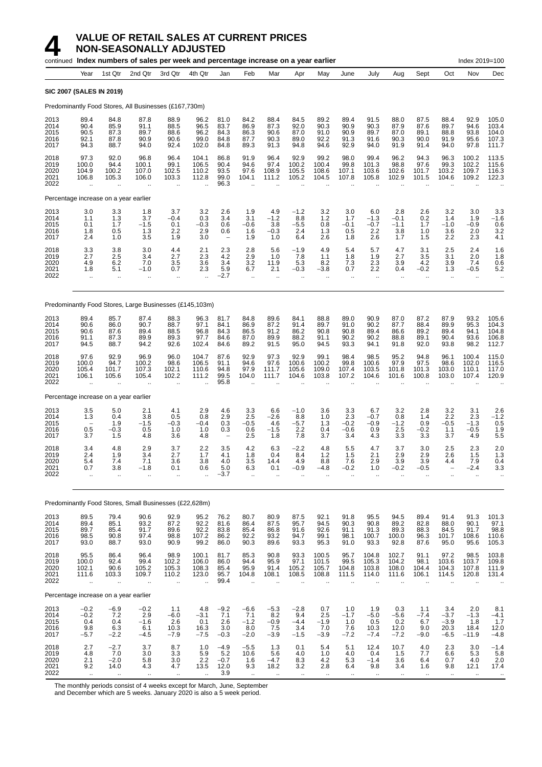# 4 VALUE OF RETAIL SALES AT CURRENT PRICES NON-SEASONALLY ADJUSTED

continued **Index numbers of sales per week and percentage increase on a year earlier** Index 2019=100

| | Year | 1st Qtr | 2nd Qtr | 3rd Qtr | 4th Qtr | Jan | Feb | Mar | Apr | May | June | July | Aug | Sept | Oct | Nov | Dec |
|---|---|---|---|---|---|---|---|---|---|---|---|---|---|---|---|---|---|
| **SIC 2007 (SALES IN 2019)** | | | | | | | | | | | | | | | | | |
| Predominantly Food Stores, All Businesses (£167,730m) | | | | | | | | | | | | | | | | | |
| 2013 | 89.4 | 84.8 | 87.8 | 88.9 | 96.2 | 81.0 | 84.2 | 88.4 | 84.5 | 89.2 | 89.4 | 91.5 | 88.0 | 87.5 | 88.4 | 92.9 | 105.0 |
| 2014 | 90.4 | 85.9 | 91.1 | 88.5 | 96.5 | 83.7 | 86.9 | 87.3 | 92.0 | 90.3 | 90.9 | 90.3 | 87.9 | 87.6 | 89.7 | 94.6 | 103.4 |
| 2015 | 90.5 | 87.3 | 89.7 | 88.6 | 96.2 | 84.3 | 86.3 | 90.6 | 87.0 | 91.0 | 90.9 | 89.7 | 87.0 | 89.1 | 88.8 | 93.8 | 104.0 |
| 2016 | 92.1 | 87.8 | 90.9 | 90.6 | 99.0 | 84.8 | 87.7 | 90.3 | 89.0 | 92.2 | 91.3 | 91.6 | 90.3 | 90.0 | 91.9 | 95.6 | 107.3 |
| 2017 | 94.3 | 88.7 | 94.0 | 92.4 | 102.0 | 84.8 | 89.3 | 91.3 | 94.8 | 94.6 | 92.9 | 94.0 | 91.9 | 91.4 | 94.0 | 97.8 | 111.7 |
| 2018 | 97.3 | 92.0 | 96.8 | 96.4 | 104.1 | 86.8 | 91.9 | 96.4 | 92.9 | 99.2 | 98.0 | 99.4 | 96.2 | 94.3 | 96.3 | 100.2 | 113.5 |
| 2019 | 100.0 | 94.4 | 100.1 | 99.1 | 106.5 | 90.4 | 94.6 | 97.4 | 100.2 | 100.4 | 99.8 | 101.3 | 98.8 | 97.6 | 99.3 | 102.2 | 115.6 |
| 2020 | 104.9 | 100.2 | 107.0 | 102.5 | 110.2 | 93.5 | 97.6 | 108.9 | 105.5 | 108.6 | 107.1 | 103.6 | 102.6 | 101.7 | 103.2 | 109.7 | 116.3 |
| 2021 | 106.8 | 105.3 | 106.0 | 103.3 | 112.8 | 99.0 | 104.1 | 111.2 | 105.2 | 104.5 | 107.8 | 105.8 | 102.9 | 101.5 | 104.6 | 109.2 | 122.3 |
| 2022 | .. | .. | .. | .. | .. | 96.3 | .. | .. | .. | .. | .. | .. | .. | .. | .. | .. | .. |
| Percentage increase on a year earlier | | | | | | | | | | | | | | | | | |
| 2013 | 3.0 | 3.3 | 1.8 | 3.7 | 3.2 | 2.6 | 1.9 | 4.9 | −1.2 | 3.2 | 3.0 | 6.0 | 2.8 | 2.6 | 3.2 | 3.0 | 3.3 |
| 2014 | 1.1 | 1.3 | 3.7 | −0.4 | 0.3 | 3.4 | 3.1 | −1.2 | 8.8 | 1.2 | 1.7 | −1.3 | −0.1 | 0.2 | 1.4 | 1.9 | −1.6 |
| 2015 | 0.1 | 1.7 | −1.5 | 0.1 | −0.3 | 0.6 | −0.6 | 3.8 | −5.5 | 0.8 | −0.1 | −0.7 | −1.1 | 1.7 | −1.0 | −0.9 | 0.6 |
| 2016 | 1.8 | 0.5 | 1.3 | 2.2 | 2.9 | 0.6 | 1.6 | −0.3 | 2.4 | 1.3 | 0.5 | 2.2 | 3.8 | 1.0 | 3.6 | 2.0 | 3.2 |
| 2017 | 2.4 | 1.0 | 3.5 | 1.9 | 3.0 | – | 1.9 | 1.0 | 6.4 | 2.6 | 1.8 | 2.6 | 1.7 | 1.5 | 2.2 | 2.3 | 4.1 |
| 2018 | 3.3 | 3.8 | 3.0 | 4.4 | 2.1 | 2.3 | 2.8 | 5.6 | −1.9 | 4.9 | 5.4 | 5.7 | 4.7 | 3.1 | 2.5 | 2.4 | 1.6 |
| 2019 | 2.7 | 2.5 | 3.4 | 2.7 | 2.3 | 4.2 | 2.9 | 1.0 | 7.8 | 1.1 | 1.8 | 1.9 | 2.7 | 3.5 | 3.1 | 2.0 | 1.8 |
| 2020 | 4.9 | 6.2 | 7.0 | 3.5 | 3.6 | 3.4 | 3.2 | 11.9 | 5.3 | 8.2 | 7.3 | 2.3 | 3.9 | 4.2 | 3.9 | 7.4 | 0.6 |
| 2021 | 1.8 | 5.1 | −1.0 | 0.7 | 2.3 | 5.9 | 6.7 | 2.1 | −0.3 | −3.8 | 0.7 | 2.2 | 0.4 | −0.2 | 1.3 | −0.5 | 5.2 |
| 2022 | .. | .. | .. | .. | .. | −2.7 | .. | .. | .. | .. | .. | .. | .. | .. | .. | .. | .. |
| Predominantly Food Stores, Large Businesses (£145,103m) | | | | | | | | | | | | | | | | | |
| 2013 | 89.4 | 85.7 | 87.4 | 88.3 | 96.3 | 81.7 | 84.8 | 89.6 | 84.1 | 88.8 | 89.0 | 90.9 | 87.0 | 87.2 | 87.9 | 93.2 | 105.6 |
| 2014 | 90.6 | 86.0 | 90.7 | 88.7 | 97.1 | 84.1 | 86.9 | 87.2 | 91.4 | 89.7 | 91.0 | 90.2 | 87.7 | 88.4 | 89.9 | 95.3 | 104.3 |
| 2015 | 90.6 | 87.6 | 89.4 | 88.5 | 96.8 | 84.3 | 86.5 | 91.2 | 86.2 | 90.8 | 90.8 | 89.4 | 86.6 | 89.2 | 89.4 | 94.1 | 104.8 |
| 2016 | 91.1 | 87.3 | 89.9 | 89.3 | 97.7 | 84.6 | 87.0 | 89.9 | 88.2 | 91.1 | 90.2 | 90.2 | 88.8 | 89.1 | 90.4 | 93.6 | 106.8 |
| 2017 | 94.5 | 88.7 | 94.2 | 92.6 | 102.4 | 84.6 | 89.2 | 91.5 | 95.0 | 94.5 | 93.3 | 94.1 | 91.8 | 92.0 | 93.8 | 98.2 | 112.7 |
| 2018 | 97.6 | 92.9 | 96.9 | 96.0 | 104.7 | 87.6 | 92.9 | 97.3 | 92.9 | 99.1 | 98.4 | 98.5 | 95.2 | 94.8 | 96.1 | 100.4 | 115.0 |
| 2019 | 100.0 | 94.7 | 100.2 | 98.6 | 106.5 | 91.1 | 94.6 | 97.6 | 100.6 | 100.2 | 99.8 | 100.6 | 97.9 | 97.5 | 98.6 | 102.0 | 116.5 |
| 2020 | 105.4 | 101.7 | 107.3 | 102.1 | 110.6 | 94.8 | 97.9 | 111.7 | 105.6 | 109.0 | 107.4 | 103.5 | 101.8 | 101.3 | 103.0 | 110.1 | 117.0 |
| 2021 | 106.1 | 105.6 | 105.4 | 102.2 | 111.2 | 99.5 | 104.0 | 111.7 | 104.6 | 103.8 | 107.2 | 104.6 | 101.6 | 100.8 | 103.0 | 107.4 | 120.9 |
| 2022 | .. | .. | .. | .. | .. | 95.8 | .. | .. | .. | .. | .. | .. | .. | .. | .. | .. | .. |
| Percentage increase on a year earlier | | | | | | | | | | | | | | | | | |
| 2013 | 3.5 | 5.0 | 2.1 | 4.1 | 2.9 | 4.6 | 3.3 | 6.6 | −1.0 | 3.6 | 3.3 | 6.7 | 3.2 | 2.8 | 3.2 | 3.1 | 2.6 |
| 2014 | 1.3 | 0.4 | 3.8 | 0.5 | 0.8 | 2.9 | 2.5 | −2.6 | 8.8 | 1.0 | 2.3 | −0.7 | 0.8 | 1.4 | 2.2 | 2.3 | −1.2 |
| 2015 | – | 1.9 | −1.5 | −0.3 | −0.4 | 0.3 | −0.5 | 4.6 | −5.7 | 1.3 | −0.2 | −0.9 | −1.2 | 0.9 | −0.5 | −1.3 | 0.5 |
| 2016 | 0.5 | −0.3 | 0.5 | 1.0 | 1.0 | 0.3 | 0.6 | −1.5 | 2.2 | 0.4 | −0.6 | 0.9 | 2.5 | −0.2 | 1.1 | −0.5 | 1.9 |
| 2017 | 3.7 | 1.5 | 4.8 | 3.6 | 4.8 | – | 2.5 | 1.8 | 7.8 | 3.7 | 3.4 | 4.3 | 3.3 | 3.3 | 3.7 | 4.9 | 5.5 |
| 2018 | 3.4 | 4.8 | 2.9 | 3.7 | 2.2 | 3.5 | 4.2 | 6.3 | −2.2 | 4.8 | 5.5 | 4.7 | 3.7 | 3.0 | 2.5 | 2.3 | 2.0 |
| 2019 | 2.4 | 1.9 | 3.4 | 2.7 | 1.7 | 4.1 | 1.8 | 0.4 | 8.4 | 1.2 | 1.5 | 2.1 | 2.9 | 2.9 | 2.6 | 1.5 | 1.3 |
| 2020 | 5.4 | 7.4 | 7.1 | 3.6 | 3.8 | 4.0 | 3.5 | 14.4 | 4.9 | 8.8 | 7.6 | 2.9 | 3.9 | 3.9 | 4.4 | 7.9 | 0.4 |
| 2021 | 0.7 | 3.8 | −1.8 | 0.1 | 0.6 | 5.0 | 6.3 | 0.1 | −0.9 | −4.8 | −0.2 | 1.0 | −0.2 | −0.5 | – | −2.4 | 3.3 |
| 2022 | .. | .. | .. | .. | .. | −3.7 | .. | .. | .. | .. | .. | .. | .. | .. | .. | .. | .. |
| Predominantly Food Stores, Small Businesses (£22,628m) | | | | | | | | | | | | | | | | | |
| 2013 | 89.5 | 79.4 | 90.6 | 92.9 | 95.2 | 76.2 | 80.7 | 80.9 | 87.5 | 92.1 | 91.8 | 95.5 | 94.5 | 89.4 | 91.4 | 91.3 | 101.3 |
| 2014 | 89.4 | 85.1 | 93.2 | 87.2 | 92.2 | 81.6 | 86.4 | 87.5 | 95.7 | 94.5 | 90.3 | 90.8 | 89.2 | 82.8 | 88.0 | 90.1 | 97.1 |
| 2015 | 89.7 | 85.4 | 91.7 | 89.6 | 92.2 | 83.8 | 85.4 | 86.8 | 91.6 | 92.6 | 91.1 | 91.3 | 89.3 | 88.3 | 84.5 | 91.7 | 98.8 |
| 2016 | 98.5 | 90.8 | 97.4 | 98.8 | 107.2 | 86.2 | 92.2 | 93.2 | 94.7 | 99.1 | 98.1 | 100.7 | 100.0 | 96.3 | 101.7 | 108.6 | 110.6 |
| 2017 | 93.0 | 88.7 | 93.0 | 90.9 | 99.2 | 86.0 | 90.3 | 89.6 | 93.3 | 95.3 | 91.0 | 93.3 | 92.8 | 87.6 | 95.0 | 95.6 | 105.3 |
| 2018 | 95.5 | 86.4 | 96.4 | 98.9 | 100.1 | 81.7 | 85.3 | 90.8 | 93.3 | 100.5 | 95.7 | 104.8 | 102.7 | 91.1 | 97.2 | 98.5 | 103.8 |
| 2019 | 100.0 | 92.4 | 99.4 | 102.2 | 106.0 | 86.0 | 94.4 | 95.9 | 97.1 | 101.5 | 99.5 | 105.3 | 104.2 | 98.1 | 103.6 | 103.7 | 109.8 |
| 2020 | 102.1 | 90.6 | 105.2 | 105.3 | 108.3 | 85.4 | 95.9 | 91.4 | 105.2 | 105.7 | 104.8 | 103.8 | 108.0 | 104.4 | 104.3 | 107.8 | 111.9 |
| 2021 | 111.6 | 103.3 | 109.7 | 110.2 | 123.0 | 95.7 | 104.8 | 108.1 | 108.5 | 108.8 | 111.5 | 114.0 | 111.6 | 106.1 | 114.5 | 120.8 | 131.4 |
| 2022 | .. | .. | .. | .. | .. | 99.4 | .. | .. | .. | .. | .. | .. | .. | .. | .. | .. | .. |
| Percentage increase on a year earlier | | | | | | | | | | | | | | | | | |
| 2013 | −0.2 | −6.9 | −0.2 | 1.1 | 4.8 | −9.2 | −6.6 | −5.3 | −2.8 | 0.7 | 1.0 | 1.9 | 0.3 | 1.1 | 3.4 | 2.0 | 8.1 |
| 2014 | −0.2 | 7.2 | 2.9 | −6.0 | −3.1 | 7.1 | 7.1 | 8.2 | 9.4 | 2.5 | −1.7 | −5.0 | −5.6 | −7.4 | −3.7 | −1.3 | −4.1 |
| 2015 | 0.4 | 0.4 | −1.6 | 2.6 | 0.1 | 2.6 | −1.2 | −0.9 | −4.4 | −1.9 | 1.0 | 0.5 | 0.2 | 6.7 | −3.9 | 1.8 | 1.7 |
| 2016 | 9.8 | 6.3 | 6.1 | 10.3 | 16.3 | 3.0 | 8.0 | 7.5 | 3.4 | 7.0 | 7.6 | 10.3 | 12.0 | 9.0 | 20.3 | 18.4 | 12.0 |
| 2017 | −5.7 | −2.2 | −4.5 | −7.9 | −7.5 | −0.3 | −2.0 | −3.9 | −1.5 | −3.9 | −7.2 | −7.4 | −7.2 | −9.0 | −6.5 | −11.9 | −4.8 |
| 2018 | 2.7 | −2.7 | 3.7 | 8.7 | 1.0 | −4.9 | −5.5 | 1.3 | 0.1 | 5.4 | 5.1 | 12.4 | 10.7 | 4.0 | 2.3 | 3.0 | −1.4 |
| 2019 | 4.8 | 7.0 | 3.0 | 3.3 | 5.9 | 5.2 | 10.6 | 5.6 | 4.0 | 1.0 | 4.0 | 0.4 | 1.5 | 7.7 | 6.6 | 5.3 | 5.8 |
| 2020 | 2.1 | −2.0 | 5.8 | 3.0 | 2.2 | −0.7 | 1.6 | −4.7 | 8.3 | 4.2 | 5.3 | −1.4 | 3.6 | 6.4 | 0.7 | 4.0 | 2.0 |
| 2021 | 9.2 | 14.0 | 4.3 | 4.7 | 13.5 | 12.0 | 9.3 | 18.2 | 3.2 | 2.8 | 6.4 | 9.8 | 3.4 | 1.6 | 9.8 | 12.1 | 17.4 |
| 2022 | .. | .. | .. | .. | .. | 3.9 | .. | .. | .. | .. | .. | .. | .. | .. | .. | .. | .. |

The monthly periods consist of 4 weeks except for March, June, September and December which are 5 weeks. January 2020 is also a 5 week period.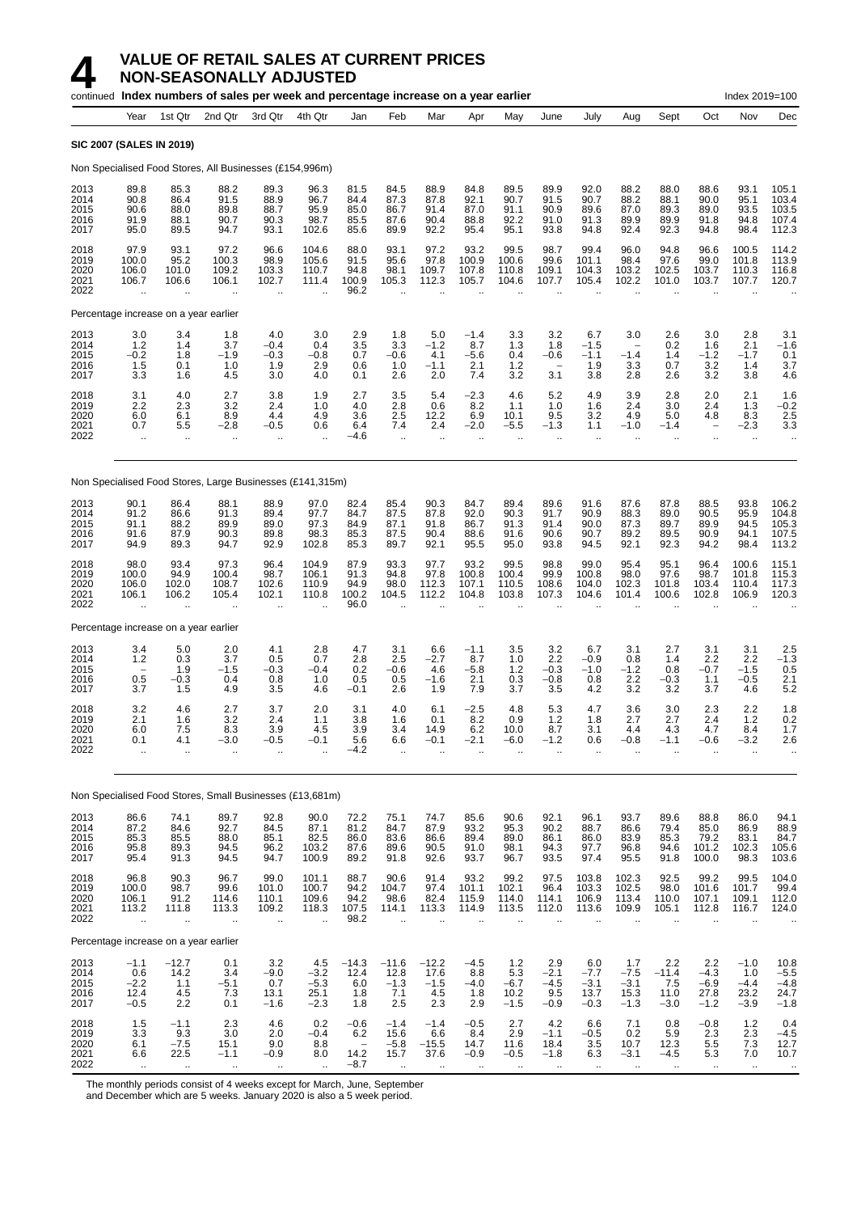# 4 VALUE OF RETAIL SALES AT CURRENT PRICES NON-SEASONALLY ADJUSTED

continued **Index numbers of sales per week and percentage increase on a year earlier** Index 2019=100

| | Year | 1st Qtr | 2nd Qtr | 3rd Qtr | 4th Qtr | Jan | Feb | Mar | Apr | May | June | July | Aug | Sept | Oct | Nov | Dec |
|---|---|---|---|---|---|---|---|---|---|---|---|---|---|---|---|---|---|
| **SIC 2007 (SALES IN 2019)** | | | | | | | | | | | | | | | | | |
| Non Specialised Food Stores, All Businesses (£154,996m) | | | | | | | | | | | | | | | | | |
| 2013 | 89.8 | 85.3 | 88.2 | 89.3 | 96.3 | 81.5 | 84.5 | 88.9 | 84.8 | 89.5 | 89.9 | 92.0 | 88.2 | 88.0 | 88.6 | 93.1 | 105.1 |
| 2014 | 90.8 | 86.4 | 91.5 | 88.9 | 96.7 | 84.4 | 87.3 | 87.8 | 92.1 | 90.7 | 91.5 | 90.7 | 88.2 | 88.1 | 90.0 | 95.1 | 103.4 |
| 2015 | 90.6 | 88.0 | 89.8 | 88.7 | 95.9 | 85.0 | 86.7 | 91.4 | 87.0 | 91.1 | 90.9 | 89.6 | 87.0 | 89.3 | 89.0 | 93.5 | 103.5 |
| 2016 | 91.9 | 88.1 | 90.7 | 90.3 | 98.7 | 85.5 | 87.6 | 90.4 | 88.8 | 92.2 | 91.0 | 91.3 | 89.9 | 89.9 | 91.8 | 94.8 | 107.4 |
| 2017 | 95.0 | 89.5 | 94.7 | 93.1 | 102.6 | 85.6 | 89.9 | 92.2 | 95.4 | 95.1 | 93.8 | 94.8 | 92.4 | 92.3 | 94.8 | 98.4 | 112.3 |
| 2018 | 97.9 | 93.1 | 97.2 | 96.6 | 104.6 | 88.0 | 93.1 | 97.2 | 93.2 | 99.5 | 98.7 | 99.4 | 96.0 | 94.8 | 96.6 | 100.5 | 114.2 |
| 2019 | 100.0 | 95.2 | 100.3 | 98.9 | 105.6 | 91.5 | 95.6 | 97.8 | 100.9 | 100.6 | 99.6 | 101.1 | 98.4 | 97.6 | 99.0 | 101.8 | 113.9 |
| 2020 | 106.0 | 101.0 | 109.2 | 103.3 | 110.7 | 94.8 | 98.1 | 109.7 | 107.8 | 110.8 | 109.1 | 104.3 | 103.2 | 102.5 | 103.7 | 110.3 | 116.8 |
| 2021 | 106.7 | 106.6 | 106.1 | 102.7 | 111.4 | 100.9 | 105.3 | 112.3 | 105.7 | 104.6 | 107.7 | 105.4 | 102.2 | 101.0 | 103.7 | 107.7 | 120.7 |
| 2022 | .. | .. | .. | .. | .. | 96.2 | .. | .. | .. | .. | .. | .. | .. | .. | .. | .. | .. |
| Percentage increase on a year earlier | | | | | | | | | | | | | | | | | |
| 2013 | 3.0 | 3.4 | 1.8 | 4.0 | 3.0 | 2.9 | 1.8 | 5.0 | −1.4 | 3.3 | 3.2 | 6.7 | 3.0 | 2.6 | 3.0 | 2.8 | 3.1 |
| 2014 | 1.2 | 1.4 | 3.7 | −0.4 | 0.4 | 3.5 | 3.3 | −1.2 | 8.7 | 1.3 | 1.8 | −1.5 | – | 0.2 | 1.6 | 2.1 | −1.6 |
| 2015 | −0.2 | 1.8 | −1.9 | −0.3 | −0.8 | 0.7 | −0.6 | 4.1 | −5.6 | 0.4 | −0.6 | −1.1 | −1.4 | 1.4 | −1.2 | −1.7 | 0.1 |
| 2016 | 1.5 | 0.1 | 1.0 | 1.9 | 2.9 | 0.6 | 1.0 | −1.1 | 2.1 | 1.2 | – | 1.9 | 3.3 | 0.7 | 3.2 | 1.4 | 3.7 |
| 2017 | 3.3 | 1.6 | 4.5 | 3.0 | 4.0 | 0.1 | 2.6 | 2.0 | 7.4 | 3.2 | 3.1 | 3.8 | 2.8 | 2.6 | 3.2 | 3.8 | 4.6 |
| 2018 | 3.1 | 4.0 | 2.7 | 3.8 | 1.9 | 2.7 | 3.5 | 5.4 | −2.3 | 4.6 | 5.2 | 4.9 | 3.9 | 2.8 | 2.0 | 2.1 | 1.6 |
| 2019 | 2.2 | 2.3 | 3.2 | 2.4 | 1.0 | 4.0 | 2.8 | 0.6 | 8.2 | 1.1 | 1.0 | 1.6 | 2.4 | 3.0 | 2.4 | 1.3 | −0.2 |
| 2020 | 6.0 | 6.1 | 8.9 | 4.4 | 4.9 | 3.6 | 2.5 | 12.2 | 6.9 | 10.1 | 9.5 | 3.2 | 4.9 | 5.0 | 4.8 | 8.3 | 2.5 |
| 2021 | 0.7 | 5.5 | −2.8 | −0.5 | 0.6 | 6.4 | 7.4 | 2.4 | −2.0 | −5.5 | −1.3 | 1.1 | −1.0 | −1.4 | – | −2.3 | 3.3 |
| 2022 | .. | .. | .. | .. | .. | −4.6 | .. | .. | .. | .. | .. | .. | .. | .. | .. | .. | .. |
| Non Specialised Food Stores, Large Businesses (£141,315m) | | | | | | | | | | | | | | | | | |
| 2013 | 90.1 | 86.4 | 88.1 | 88.9 | 97.0 | 82.4 | 85.4 | 90.3 | 84.7 | 89.4 | 89.6 | 91.6 | 87.6 | 87.8 | 88.5 | 93.8 | 106.2 |
| 2014 | 91.2 | 86.6 | 91.3 | 89.4 | 97.7 | 84.7 | 87.5 | 87.8 | 92.0 | 90.3 | 91.7 | 90.9 | 88.3 | 89.0 | 90.5 | 95.9 | 104.8 |
| 2015 | 91.1 | 88.2 | 89.9 | 89.0 | 97.3 | 84.9 | 87.1 | 91.8 | 86.7 | 91.3 | 91.4 | 90.0 | 87.3 | 89.7 | 89.9 | 94.5 | 105.3 |
| 2016 | 91.6 | 87.9 | 90.3 | 89.8 | 98.3 | 85.3 | 87.5 | 90.4 | 88.6 | 91.6 | 90.6 | 90.7 | 89.2 | 89.5 | 90.9 | 94.1 | 107.5 |
| 2017 | 94.9 | 89.3 | 94.7 | 92.9 | 102.8 | 85.3 | 89.7 | 92.1 | 95.5 | 95.0 | 93.8 | 94.5 | 92.1 | 92.3 | 94.2 | 98.4 | 113.2 |
| 2018 | 98.0 | 93.4 | 97.3 | 96.4 | 104.9 | 87.9 | 93.3 | 97.7 | 93.2 | 99.5 | 98.8 | 99.0 | 95.4 | 95.1 | 96.4 | 100.6 | 115.1 |
| 2019 | 100.0 | 94.9 | 100.4 | 98.7 | 106.1 | 91.3 | 94.8 | 97.8 | 100.8 | 100.4 | 99.9 | 100.8 | 98.0 | 97.6 | 98.7 | 101.8 | 115.3 |
| 2020 | 106.0 | 102.0 | 108.7 | 102.6 | 110.9 | 94.9 | 98.0 | 112.3 | 107.1 | 110.5 | 108.6 | 104.0 | 102.3 | 101.8 | 103.4 | 110.4 | 117.3 |
| 2021 | 106.1 | 106.2 | 105.4 | 102.1 | 110.8 | 100.2 | 104.5 | 112.2 | 104.8 | 103.8 | 107.3 | 104.6 | 101.4 | 100.6 | 102.8 | 106.9 | 120.3 |
| 2022 | .. | .. | .. | .. | .. | 96.0 | .. | .. | .. | .. | .. | .. | .. | .. | .. | .. | .. |
| Percentage increase on a year earlier | | | | | | | | | | | | | | | | | |
| 2013 | 3.4 | 5.0 | 2.0 | 4.1 | 2.8 | 4.7 | 3.1 | 6.6 | −1.1 | 3.5 | 3.2 | 6.7 | 3.1 | 2.7 | 3.1 | 3.1 | 2.5 |
| 2014 | 1.2 | 0.3 | 3.7 | 0.5 | 0.7 | 2.8 | 2.5 | −2.7 | 8.7 | 1.0 | 2.2 | −0.9 | 0.8 | 1.4 | 2.2 | 2.2 | −1.3 |
| 2015 | – | 1.9 | −1.5 | −0.3 | −0.4 | 0.2 | −0.6 | 4.6 | −5.8 | 1.2 | −0.3 | −1.0 | −1.2 | 0.8 | −0.7 | −1.5 | 0.5 |
| 2016 | 0.5 | −0.3 | 0.4 | 0.8 | 1.0 | 0.5 | 0.5 | −1.6 | 2.1 | 0.3 | −0.8 | 0.8 | 2.2 | −0.3 | 1.1 | −0.5 | 2.1 |
| 2017 | 3.7 | 1.5 | 4.9 | 3.5 | 4.6 | −0.1 | 2.6 | 1.9 | 7.9 | 3.7 | 3.5 | 4.2 | 3.2 | 3.2 | 3.7 | 4.6 | 5.2 |
| 2018 | 3.2 | 4.6 | 2.7 | 3.7 | 2.0 | 3.1 | 4.0 | 6.1 | −2.5 | 4.8 | 5.3 | 4.7 | 3.6 | 3.0 | 2.3 | 2.2 | 1.8 |
| 2019 | 2.1 | 1.6 | 3.2 | 2.4 | 1.1 | 3.8 | 1.6 | 0.1 | 8.2 | 0.9 | 1.2 | 1.8 | 2.7 | 2.7 | 2.4 | 1.2 | 0.2 |
| 2020 | 6.0 | 7.5 | 8.3 | 3.9 | 4.5 | 3.9 | 3.4 | 14.9 | 6.2 | 10.0 | 8.7 | 3.1 | 4.4 | 4.3 | 4.7 | 8.4 | 1.7 |
| 2021 | 0.1 | 4.1 | −3.0 | −0.5 | −0.1 | 5.6 | 6.6 | −0.1 | −2.1 | −6.0 | −1.2 | 0.6 | −0.8 | −1.1 | −0.6 | −3.2 | 2.6 |
| 2022 | .. | .. | .. | .. | .. | −4.2 | .. | .. | .. | .. | .. | .. | .. | .. | .. | .. | .. |
| Non Specialised Food Stores, Small Businesses (£13,681m) | | | | | | | | | | | | | | | | | |
| 2013 | 86.6 | 74.1 | 89.7 | 92.8 | 90.0 | 72.2 | 75.1 | 74.7 | 85.6 | 90.6 | 92.1 | 96.1 | 93.7 | 89.6 | 88.8 | 86.0 | 94.1 |
| 2014 | 87.2 | 84.6 | 92.7 | 84.5 | 87.1 | 81.2 | 84.7 | 87.9 | 93.2 | 95.3 | 90.2 | 88.7 | 86.6 | 79.4 | 85.0 | 86.9 | 88.9 |
| 2015 | 85.3 | 85.5 | 88.0 | 85.1 | 82.5 | 86.0 | 83.6 | 86.6 | 89.4 | 89.0 | 86.1 | 86.0 | 83.9 | 85.3 | 79.2 | 83.1 | 84.7 |
| 2016 | 95.8 | 89.3 | 94.5 | 96.2 | 103.2 | 87.6 | 89.6 | 90.5 | 91.0 | 98.1 | 94.3 | 97.7 | 96.8 | 94.6 | 101.2 | 102.3 | 105.6 |
| 2017 | 95.4 | 91.3 | 94.5 | 94.7 | 100.9 | 89.2 | 91.8 | 92.6 | 93.7 | 96.7 | 93.5 | 97.4 | 95.5 | 91.8 | 100.0 | 98.3 | 103.6 |
| 2018 | 96.8 | 90.3 | 96.7 | 99.0 | 101.1 | 88.7 | 90.6 | 91.4 | 93.2 | 99.2 | 97.5 | 103.8 | 102.3 | 92.5 | 99.2 | 99.5 | 104.0 |
| 2019 | 100.0 | 98.7 | 99.6 | 101.0 | 100.7 | 94.2 | 104.7 | 97.4 | 101.1 | 102.1 | 96.4 | 103.3 | 102.5 | 98.0 | 101.6 | 101.7 | 99.4 |
| 2020 | 106.1 | 91.2 | 114.6 | 110.1 | 109.6 | 94.2 | 98.6 | 82.4 | 115.9 | 114.0 | 114.1 | 106.9 | 113.4 | 110.0 | 107.1 | 109.1 | 112.0 |
| 2021 | 113.2 | 111.8 | 113.3 | 109.2 | 118.3 | 107.5 | 114.1 | 113.3 | 114.9 | 113.5 | 112.0 | 113.6 | 109.9 | 105.1 | 112.8 | 116.7 | 124.0 |
| 2022 | .. | .. | .. | .. | .. | 98.2 | .. | .. | .. | .. | .. | .. | .. | .. | .. | .. | .. |
| Percentage increase on a year earlier | | | | | | | | | | | | | | | | | |
| 2013 | −1.1 | −12.7 | 0.1 | 3.2 | 4.5 | −14.3 | −11.6 | −12.2 | −4.5 | 1.2 | 2.9 | 6.0 | 1.7 | 2.2 | 2.2 | −1.0 | 10.8 |
| 2014 | 0.6 | 14.2 | 3.4 | −9.0 | −3.2 | 12.4 | 12.8 | 17.6 | 8.8 | 5.3 | −2.1 | −7.7 | −7.5 | −11.4 | −4.3 | 1.0 | −5.5 |
| 2015 | −2.2 | 1.1 | −5.1 | 0.7 | −5.3 | 6.0 | −1.3 | −1.5 | −4.0 | −6.7 | −4.5 | −3.1 | −3.1 | 7.5 | −6.9 | −4.4 | −4.8 |
| 2016 | 12.4 | 4.5 | 7.3 | 13.1 | 25.1 | 1.8 | 7.1 | 4.5 | 1.8 | 10.2 | 9.5 | 13.7 | 15.3 | 11.0 | 27.8 | 23.2 | 24.7 |
| 2017 | −0.5 | 2.2 | 0.1 | −1.6 | −2.3 | 1.8 | 2.5 | 2.3 | 2.9 | −1.5 | −0.9 | −0.3 | −1.3 | −3.0 | −1.2 | −3.9 | −1.8 |
| 2018 | 1.5 | −1.1 | 2.3 | 4.6 | 0.2 | −0.6 | −1.4 | −1.4 | −0.5 | 2.7 | 4.2 | 6.6 | 7.1 | 0.8 | −0.8 | 1.2 | 0.4 |
| 2019 | 3.3 | 9.3 | 3.0 | 2.0 | −0.4 | 6.2 | 15.6 | 6.6 | 8.4 | 2.9 | −1.1 | −0.5 | 0.2 | 5.9 | 2.3 | 2.3 | −4.5 |
| 2020 | 6.1 | −7.5 | 15.1 | 9.0 | 8.8 | – | −5.8 | −15.5 | 14.7 | 11.6 | 18.4 | 3.5 | 10.7 | 12.3 | 5.5 | 7.3 | 12.7 |
| 2021 | 6.6 | 22.5 | −1.1 | −0.9 | 8.0 | 14.2 | 15.7 | 37.6 | −0.9 | −0.5 | −1.8 | 6.3 | −3.1 | −4.5 | 5.3 | 7.0 | 10.7 |
| 2022 | .. | .. | .. | .. | .. | −8.7 | .. | .. | .. | .. | .. | .. | .. | .. | .. | .. | .. |

The monthly periods consist of 4 weeks except for March, June, September and December which are 5 weeks. January 2020 is also a 5 week period.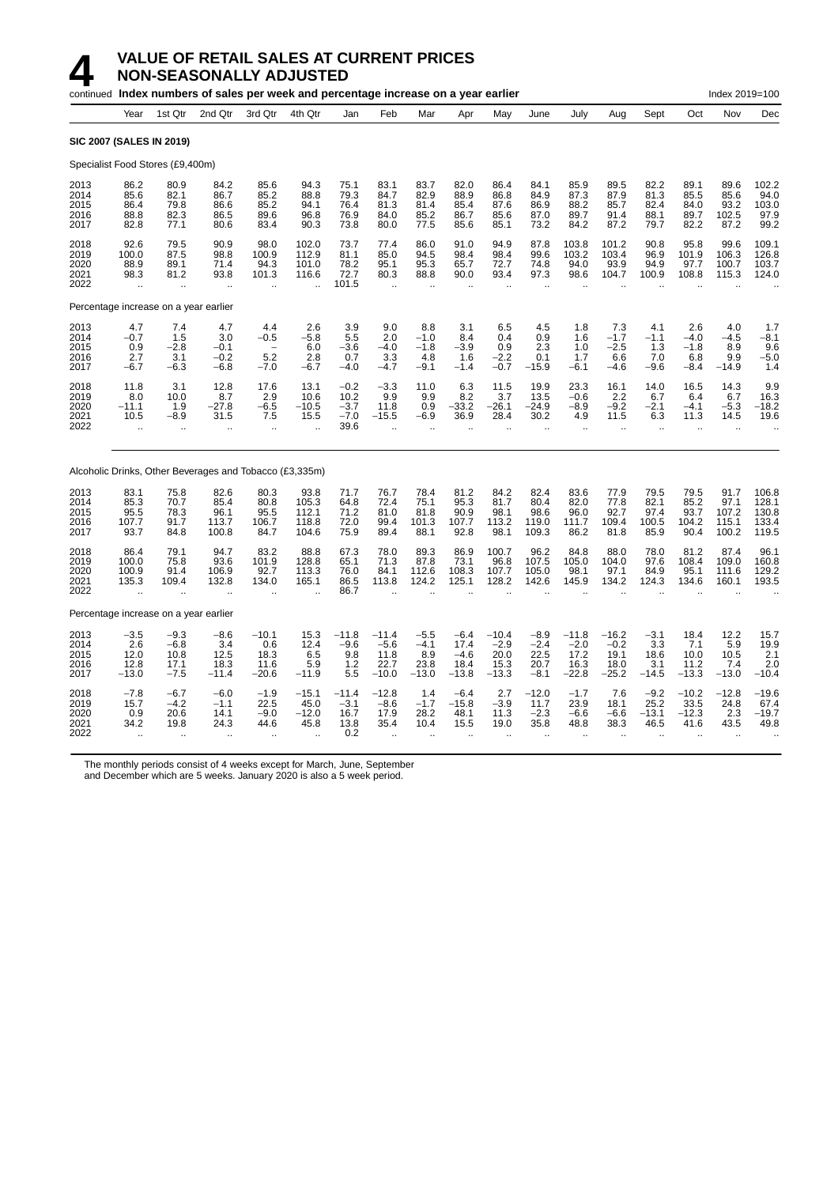# 4 VALUE OF RETAIL SALES AT CURRENT PRICES NON-SEASONALLY ADJUSTED

continued **Index numbers of sales per week and percentage increase on a year earlier** Index 2019=100

| | Year | 1st Qtr | 2nd Qtr | 3rd Qtr | 4th Qtr | Jan | Feb | Mar | Apr | May | June | July | Aug | Sept | Oct | Nov | Dec |
|---|---|---|---|---|---|---|---|---|---|---|---|---|---|---|---|---|---|
| **SIC 2007 (SALES IN 2019)** | | | | | | | | | | | | | | | | | |
| Specialist Food Stores (£9,400m) | | | | | | | | | | | | | | | | | |
| 2013 | 86.2 | 80.9 | 84.2 | 85.6 | 94.3 | 75.1 | 83.1 | 83.7 | 82.0 | 86.4 | 84.1 | 85.9 | 89.5 | 82.2 | 89.1 | 89.6 | 102.2 |
| 2014 | 85.6 | 82.1 | 86.7 | 85.2 | 88.8 | 79.3 | 84.7 | 82.9 | 88.9 | 86.8 | 84.9 | 87.3 | 87.9 | 81.3 | 85.5 | 85.6 | 94.0 |
| 2015 | 86.4 | 79.8 | 86.6 | 85.2 | 94.1 | 76.4 | 81.3 | 81.4 | 85.4 | 87.6 | 86.9 | 88.2 | 85.7 | 82.4 | 84.0 | 93.2 | 103.0 |
| 2016 | 88.8 | 82.3 | 86.5 | 89.6 | 96.8 | 76.9 | 84.0 | 85.2 | 86.7 | 85.6 | 87.0 | 89.7 | 91.4 | 88.1 | 89.7 | 102.5 | 97.9 |
| 2017 | 82.8 | 77.1 | 80.6 | 83.4 | 90.3 | 73.8 | 80.0 | 77.5 | 85.6 | 85.1 | 73.2 | 84.2 | 87.2 | 79.7 | 82.2 | 87.2 | 99.2 |
| 2018 | 92.6 | 79.5 | 90.9 | 98.0 | 102.0 | 73.7 | 77.4 | 86.0 | 91.0 | 94.9 | 87.8 | 103.8 | 101.2 | 90.8 | 95.8 | 99.6 | 109.1 |
| 2019 | 100.0 | 87.5 | 98.8 | 100.9 | 112.9 | 81.1 | 85.0 | 94.5 | 98.4 | 98.4 | 99.6 | 103.2 | 103.4 | 96.9 | 101.9 | 106.3 | 126.8 |
| 2020 | 88.9 | 89.1 | 71.4 | 94.3 | 101.0 | 78.2 | 95.1 | 95.3 | 65.7 | 72.7 | 74.8 | 94.0 | 93.9 | 94.9 | 97.7 | 100.7 | 103.7 |
| 2021 | 98.3 | 81.2 | 93.8 | 101.3 | 116.6 | 72.7 | 80.3 | 88.8 | 90.0 | 93.4 | 97.3 | 98.6 | 104.7 | 100.9 | 108.8 | 115.3 | 124.0 |
| 2022 | .. | .. | .. | .. | .. | 101.5 | .. | .. | .. | .. | .. | .. | .. | .. | .. | .. | .. |
| Percentage increase on a year earlier | | | | | | | | | | | | | | | | | |
| 2013 | 4.7 | 7.4 | 4.7 | 4.4 | 2.6 | 3.9 | 9.0 | 8.8 | 3.1 | 6.5 | 4.5 | 1.8 | 7.3 | 4.1 | 2.6 | 4.0 | 1.7 |
| 2014 | −0.7 | 1.5 | 3.0 | −0.5 | −5.8 | 5.5 | 2.0 | −1.0 | 8.4 | 0.4 | 0.9 | 1.6 | −1.7 | −1.1 | −4.0 | −4.5 | −8.1 |
| 2015 | 0.9 | −2.8 | −0.1 | − | 6.0 | −3.6 | −4.0 | −1.8 | −3.9 | 0.9 | 2.3 | 1.0 | −2.5 | 1.3 | −1.8 | 8.9 | 9.6 |
| 2016 | 2.7 | 3.1 | −0.2 | 5.2 | 2.8 | 0.7 | 3.3 | 4.8 | 1.6 | −2.2 | 0.1 | 1.7 | 6.6 | 7.0 | 6.8 | 9.9 | −5.0 |
| 2017 | −6.7 | −6.3 | −6.8 | −7.0 | −6.7 | −4.0 | −4.7 | −9.1 | −1.4 | −0.7 | −15.9 | −6.1 | −4.6 | −9.6 | −8.4 | −14.9 | 1.4 |
| 2018 | 11.8 | 3.1 | 12.8 | 17.6 | 13.1 | −0.2 | −3.3 | 11.0 | 6.3 | 11.5 | 19.9 | 23.3 | 16.1 | 14.0 | 16.5 | 14.3 | 9.9 |
| 2019 | 8.0 | 10.0 | 8.7 | 2.9 | 10.6 | 10.2 | 9.9 | 9.9 | 8.2 | 3.7 | 13.5 | −0.6 | 2.2 | 6.7 | 6.4 | 6.7 | 16.3 |
| 2020 | −11.1 | 1.9 | −27.8 | −6.5 | −10.5 | −3.7 | 11.8 | 0.9 | −33.2 | −26.1 | −24.9 | −8.9 | −9.2 | −2.1 | −4.1 | −5.3 | −18.2 |
| 2021 | 10.5 | −8.9 | 31.5 | 7.5 | 15.5 | −7.0 | −15.5 | −6.9 | 36.9 | 28.4 | 30.2 | 4.9 | 11.5 | 6.3 | 11.3 | 14.5 | 19.6 |
| 2022 | .. | .. | .. | .. | .. | 39.6 | .. | .. | .. | .. | .. | .. | .. | .. | .. | .. | .. |
| Alcoholic Drinks, Other Beverages and Tobacco (£3,335m) | | | | | | | | | | | | | | | | | |
| 2013 | 83.1 | 75.8 | 82.6 | 80.3 | 93.8 | 71.7 | 76.7 | 78.4 | 81.2 | 84.2 | 82.4 | 83.6 | 77.9 | 79.5 | 79.5 | 91.7 | 106.8 |
| 2014 | 85.3 | 70.7 | 85.4 | 80.8 | 105.3 | 64.8 | 72.4 | 75.1 | 95.3 | 81.7 | 80.4 | 82.0 | 77.8 | 82.1 | 85.2 | 97.1 | 128.1 |
| 2015 | 95.5 | 78.3 | 96.1 | 95.5 | 112.1 | 71.2 | 81.0 | 81.8 | 90.9 | 98.1 | 98.6 | 96.0 | 92.7 | 97.4 | 93.7 | 107.2 | 130.8 |
| 2016 | 107.7 | 91.7 | 113.7 | 106.7 | 118.8 | 72.0 | 99.4 | 101.3 | 107.7 | 113.2 | 119.0 | 111.7 | 109.4 | 100.5 | 104.2 | 115.1 | 133.4 |
| 2017 | 93.7 | 84.8 | 100.8 | 84.7 | 104.6 | 75.9 | 89.4 | 88.1 | 92.8 | 98.1 | 109.3 | 86.2 | 81.8 | 85.9 | 90.4 | 100.2 | 119.5 |
| 2018 | 86.4 | 79.1 | 94.7 | 83.2 | 88.8 | 67.3 | 78.0 | 89.3 | 86.9 | 100.7 | 96.2 | 84.8 | 88.0 | 78.0 | 81.2 | 87.4 | 96.1 |
| 2019 | 100.0 | 75.8 | 93.6 | 101.9 | 128.8 | 65.1 | 71.3 | 87.8 | 73.1 | 96.8 | 107.5 | 105.0 | 104.0 | 97.6 | 108.4 | 109.0 | 160.8 |
| 2020 | 100.9 | 91.4 | 106.9 | 92.7 | 113.3 | 76.0 | 84.1 | 112.6 | 108.3 | 107.7 | 105.0 | 98.1 | 97.1 | 84.9 | 95.1 | 111.6 | 129.2 |
| 2021 | 135.3 | 109.4 | 132.8 | 134.0 | 165.1 | 86.5 | 113.8 | 124.2 | 125.1 | 128.2 | 142.6 | 145.9 | 134.2 | 124.3 | 134.6 | 160.1 | 193.5 |
| 2022 | .. | .. | .. | .. | .. | 86.7 | .. | .. | .. | .. | .. | .. | .. | .. | .. | .. | .. |
| Percentage increase on a year earlier | | | | | | | | | | | | | | | | | |
| 2013 | −3.5 | −9.3 | −8.6 | −10.1 | 15.3 | −11.8 | −11.4 | −5.5 | −6.4 | −10.4 | −8.9 | −11.8 | −16.2 | −3.1 | 18.4 | 12.2 | 15.7 |
| 2014 | 2.6 | −6.8 | 3.4 | 0.6 | 12.4 | −9.6 | −5.6 | −4.1 | 17.4 | −2.9 | −2.4 | −2.0 | −0.2 | 3.3 | 7.1 | 5.9 | 19.9 |
| 2015 | 12.0 | 10.8 | 12.5 | 18.3 | 6.5 | 9.8 | 11.8 | 8.9 | −4.6 | 20.0 | 22.5 | 17.2 | 19.1 | 18.6 | 10.0 | 10.5 | 2.1 |
| 2016 | 12.8 | 17.1 | 18.3 | 11.6 | 5.9 | 1.2 | 22.7 | 23.8 | 18.4 | 15.3 | 20.7 | 16.3 | 18.0 | 3.1 | 11.2 | 7.4 | 2.0 |
| 2017 | −13.0 | −7.5 | −11.4 | −20.6 | −11.9 | 5.5 | −10.0 | −13.0 | −13.8 | −13.3 | −8.1 | −22.8 | −25.2 | −14.5 | −13.3 | −13.0 | −10.4 |
| 2018 | −7.8 | −6.7 | −6.0 | −1.9 | −15.1 | −11.4 | −12.8 | 1.4 | −6.4 | 2.7 | −12.0 | −1.7 | 7.6 | −9.2 | −10.2 | −12.8 | −19.6 |
| 2019 | 15.7 | −4.2 | −1.1 | 22.5 | 45.0 | −3.1 | −8.6 | −1.7 | −15.8 | −3.9 | 11.7 | 23.9 | 18.1 | 25.2 | 33.5 | 24.8 | 67.4 |
| 2020 | 0.9 | 20.6 | 14.1 | −9.0 | −12.0 | 16.7 | 17.9 | 28.2 | 48.1 | 11.3 | −2.3 | −6.6 | −6.6 | −13.1 | −12.3 | 2.3 | −19.7 |
| 2021 | 34.2 | 19.8 | 24.3 | 44.6 | 45.8 | 13.8 | 35.4 | 10.4 | 15.5 | 19.0 | 35.8 | 48.8 | 38.3 | 46.5 | 41.6 | 43.5 | 49.8 |
| 2022 | .. | .. | .. | .. | .. | 0.2 | .. | .. | .. | .. | .. | .. | .. | .. | .. | .. | .. |

The monthly periods consist of 4 weeks except for March, June, September and December which are 5 weeks. January 2020 is also a 5 week period.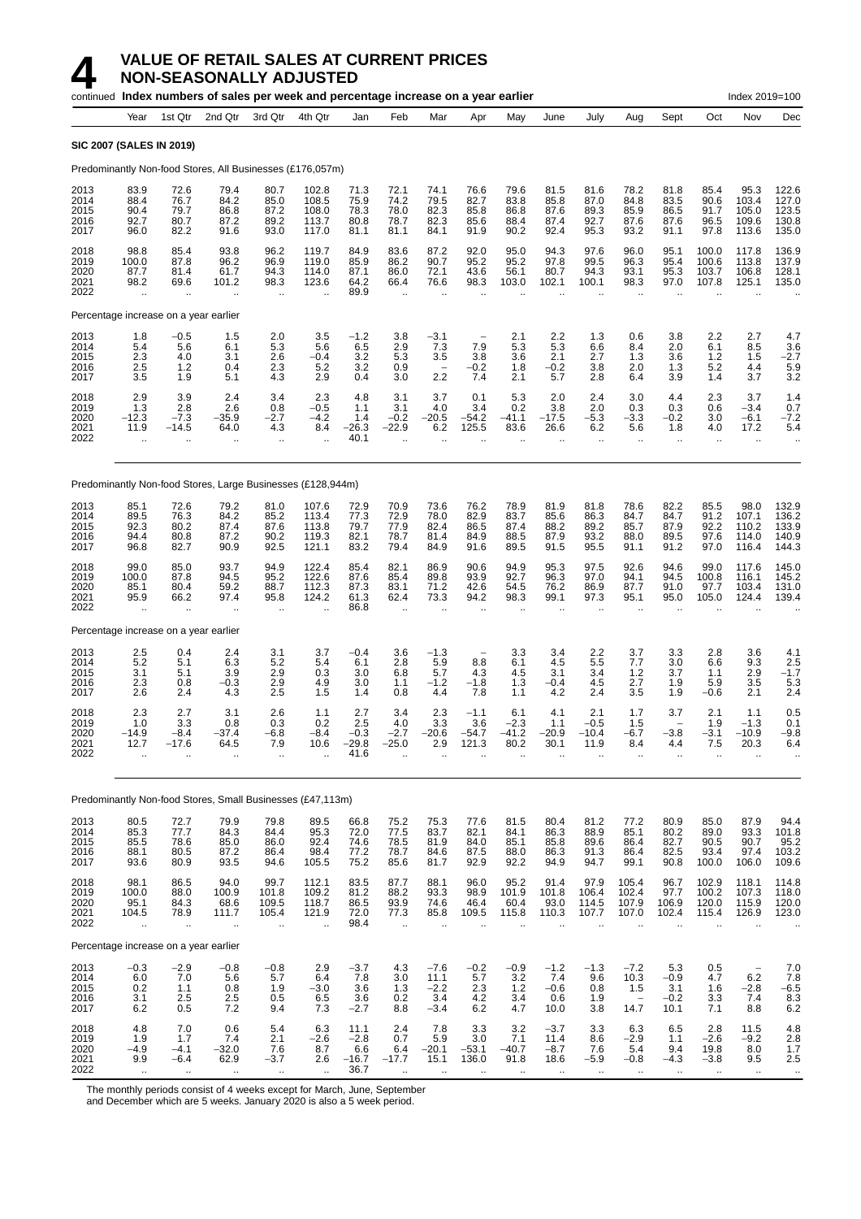# 4 VALUE OF RETAIL SALES AT CURRENT PRICES NON-SEASONALLY ADJUSTED

continued **Index numbers of sales per week and percentage increase on a year earlier** Index 2019=100

| | Year | 1st Qtr | 2nd Qtr | 3rd Qtr | 4th Qtr | Jan | Feb | Mar | Apr | May | June | July | Aug | Sept | Oct | Nov | Dec |
|---|---|---|---|---|---|---|---|---|---|---|---|---|---|---|---|---|---|
| **SIC 2007 (SALES IN 2019)** | | | | | | | | | | | | | | | | | |
| Predominantly Non-food Stores, All Businesses (£176,057m) | | | | | | | | | | | | | | | | | |
| 2013 | 83.9 | 72.6 | 79.4 | 80.7 | 102.8 | 71.3 | 72.1 | 74.1 | 76.6 | 79.6 | 81.5 | 81.6 | 78.2 | 81.8 | 85.4 | 95.3 | 122.6 |
| 2014 | 88.4 | 76.7 | 84.2 | 85.0 | 108.5 | 75.9 | 74.2 | 79.5 | 82.7 | 83.8 | 85.8 | 87.0 | 84.8 | 83.5 | 90.6 | 103.4 | 127.0 |
| 2015 | 90.4 | 79.7 | 86.8 | 87.2 | 108.0 | 78.3 | 78.0 | 82.3 | 85.8 | 86.8 | 87.6 | 89.3 | 85.9 | 86.5 | 91.7 | 105.0 | 123.5 |
| 2016 | 92.7 | 80.7 | 87.2 | 89.2 | 113.7 | 80.8 | 78.7 | 82.3 | 85.6 | 88.4 | 87.4 | 92.7 | 87.6 | 87.6 | 96.5 | 109.6 | 130.8 |
| 2017 | 96.0 | 82.2 | 91.6 | 93.0 | 117.0 | 81.1 | 81.1 | 84.1 | 91.9 | 90.2 | 92.4 | 95.3 | 93.2 | 91.1 | 97.8 | 113.6 | 135.0 |
| 2018 | 98.8 | 85.4 | 93.8 | 96.2 | 119.7 | 84.9 | 83.6 | 87.2 | 92.0 | 95.0 | 94.3 | 97.6 | 96.0 | 95.1 | 100.0 | 117.8 | 136.9 |
| 2019 | 100.0 | 87.8 | 96.2 | 96.9 | 119.0 | 85.9 | 86.2 | 90.7 | 95.2 | 95.2 | 97.8 | 99.5 | 96.3 | 95.4 | 100.6 | 113.8 | 137.9 |
| 2020 | 87.7 | 81.4 | 61.7 | 94.3 | 114.0 | 87.1 | 86.0 | 72.1 | 43.6 | 56.1 | 80.7 | 94.3 | 93.1 | 95.3 | 103.7 | 106.8 | 128.1 |
| 2021 | 98.2 | 69.6 | 101.2 | 98.3 | 123.6 | 64.2 | 66.4 | 76.6 | 98.3 | 103.0 | 102.1 | 100.1 | 98.3 | 97.0 | 107.8 | 125.1 | 135.0 |
| 2022 | .. | .. | .. | .. | .. | 89.9 | .. | .. | .. | .. | .. | .. | .. | .. | .. | .. | .. |
| Percentage increase on a year earlier | | | | | | | | | | | | | | | | | |
| 2013 | 1.8 | −0.5 | 1.5 | 2.0 | 3.5 | −1.2 | 3.8 | −3.1 | – | 2.1 | 2.2 | 1.3 | 0.6 | 3.8 | 2.2 | 2.7 | 4.7 |
| 2014 | 5.4 | 5.6 | 6.1 | 5.3 | 5.6 | 6.5 | 2.9 | 7.3 | 7.9 | 5.3 | 5.3 | 6.6 | 8.4 | 2.0 | 6.1 | 8.5 | 3.6 |
| 2015 | 2.3 | 4.0 | 3.1 | 2.6 | −0.4 | 3.2 | 5.3 | 3.5 | 3.8 | 3.6 | 2.1 | 2.7 | 1.3 | 3.6 | 1.2 | 1.5 | −2.7 |
| 2016 | 2.5 | 1.2 | 0.4 | 2.3 | 5.2 | 3.2 | 0.9 | – | −0.2 | 1.8 | −0.2 | 3.8 | 2.0 | 1.3 | 5.2 | 4.4 | 5.9 |
| 2017 | 3.5 | 1.9 | 5.1 | 4.3 | 2.9 | 0.4 | 3.0 | 2.2 | 7.4 | 2.1 | 5.7 | 2.8 | 6.4 | 3.9 | 1.4 | 3.7 | 3.2 |
| 2018 | 2.9 | 3.9 | 2.4 | 3.4 | 2.3 | 4.8 | 3.1 | 3.7 | 0.1 | 5.3 | 2.0 | 2.4 | 3.0 | 4.4 | 2.3 | 3.7 | 1.4 |
| 2019 | 1.3 | 2.8 | 2.6 | 0.8 | −0.5 | 1.1 | 3.1 | 4.0 | 3.4 | 0.2 | 3.8 | 2.0 | 0.3 | 0.3 | 0.6 | −3.4 | 0.7 |
| 2020 | −12.3 | −7.3 | −35.9 | −2.7 | −4.2 | 1.4 | −0.2 | −20.5 | −54.2 | −41.1 | −17.5 | −5.3 | −3.3 | −0.2 | 3.0 | −6.1 | −7.2 |
| 2021 | 11.9 | −14.5 | 64.0 | 4.3 | 8.4 | −26.3 | −22.9 | 6.2 | 125.5 | 83.6 | 26.6 | 6.2 | 5.6 | 1.8 | 4.0 | 17.2 | 5.4 |
| 2022 | .. | .. | .. | .. | .. | 40.1 | .. | .. | .. | .. | .. | .. | .. | .. | .. | .. | .. |
| Predominantly Non-food Stores, Large Businesses (£128,944m) | | | | | | | | | | | | | | | | | |
| 2013 | 85.1 | 72.6 | 79.2 | 81.0 | 107.6 | 72.9 | 70.9 | 73.6 | 76.2 | 78.9 | 81.9 | 81.8 | 78.6 | 82.2 | 85.5 | 98.0 | 132.9 |
| 2014 | 89.5 | 76.3 | 84.2 | 85.2 | 113.4 | 77.3 | 72.9 | 78.0 | 82.9 | 83.7 | 85.6 | 86.3 | 84.7 | 84.7 | 91.2 | 107.1 | 136.2 |
| 2015 | 92.3 | 80.2 | 87.4 | 87.6 | 113.8 | 79.7 | 77.9 | 82.4 | 86.5 | 87.4 | 88.2 | 89.2 | 85.7 | 87.9 | 92.2 | 110.2 | 133.9 |
| 2016 | 94.4 | 80.8 | 87.2 | 90.2 | 119.3 | 82.1 | 78.7 | 81.4 | 84.9 | 88.5 | 87.9 | 93.2 | 88.0 | 89.5 | 97.6 | 114.0 | 140.9 |
| 2017 | 96.8 | 82.7 | 90.9 | 92.5 | 121.1 | 83.2 | 79.4 | 84.9 | 91.6 | 89.5 | 91.5 | 95.5 | 91.1 | 91.2 | 97.0 | 116.4 | 144.3 |
| 2018 | 99.0 | 85.0 | 93.7 | 94.9 | 122.4 | 85.4 | 82.1 | 86.9 | 90.6 | 94.9 | 95.3 | 97.5 | 92.6 | 94.6 | 99.0 | 117.6 | 145.0 |
| 2019 | 100.0 | 87.8 | 94.5 | 95.2 | 122.6 | 87.6 | 85.4 | 89.8 | 93.9 | 92.7 | 96.3 | 97.0 | 94.1 | 94.5 | 100.8 | 116.1 | 145.2 |
| 2020 | 85.1 | 80.4 | 59.2 | 88.7 | 112.3 | 87.3 | 83.1 | 71.2 | 42.6 | 54.5 | 76.2 | 86.9 | 87.7 | 91.0 | 97.7 | 103.4 | 131.0 |
| 2021 | 95.9 | 66.2 | 97.4 | 95.8 | 124.2 | 61.3 | 62.4 | 73.3 | 94.2 | 98.3 | 99.1 | 97.3 | 95.1 | 95.0 | 105.0 | 124.4 | 139.4 |
| 2022 | .. | .. | .. | .. | .. | 86.8 | .. | .. | .. | .. | .. | .. | .. | .. | .. | .. | .. |
| Percentage increase on a year earlier | | | | | | | | | | | | | | | | | |
| 2013 | 2.5 | 0.4 | 2.4 | 3.1 | 3.7 | −0.4 | 3.6 | −1.3 | – | 3.3 | 3.4 | 2.2 | 3.7 | 3.3 | 2.8 | 3.6 | 4.1 |
| 2014 | 5.2 | 5.1 | 6.3 | 5.2 | 5.4 | 6.1 | 2.8 | 5.9 | 8.8 | 6.1 | 4.5 | 5.5 | 7.7 | 3.0 | 6.6 | 9.3 | 2.5 |
| 2015 | 3.1 | 5.1 | 3.9 | 2.9 | 0.3 | 3.0 | 6.8 | 5.7 | 4.3 | 4.5 | 3.1 | 3.4 | 1.2 | 3.7 | 1.1 | 2.9 | −1.7 |
| 2016 | 2.3 | 0.8 | −0.3 | 2.9 | 4.9 | 3.0 | 1.1 | −1.2 | −1.8 | 1.3 | −0.4 | 4.5 | 2.7 | 1.9 | 5.9 | 3.5 | 5.3 |
| 2017 | 2.6 | 2.4 | 4.3 | 2.5 | 1.5 | 1.4 | 0.8 | 4.4 | 7.8 | 1.1 | 4.2 | 2.4 | 3.5 | 1.9 | −0.6 | 2.1 | 2.4 |
| 2018 | 2.3 | 2.7 | 3.1 | 2.6 | 1.1 | 2.7 | 3.4 | 2.3 | −1.1 | 6.1 | 4.1 | 2.1 | 1.7 | 3.7 | 2.1 | 1.1 | 0.5 |
| 2019 | 1.0 | 3.3 | 0.8 | 0.3 | 0.2 | 2.5 | 4.0 | 3.3 | 3.6 | −2.3 | 1.1 | −0.5 | 1.5 | – | 1.9 | −1.3 | 0.1 |
| 2020 | −14.9 | −8.4 | −37.4 | −6.8 | −8.4 | −0.3 | −2.7 | −20.6 | −54.7 | −41.2 | −20.9 | −10.4 | −6.7 | −3.8 | −3.1 | −10.9 | −9.8 |
| 2021 | 12.7 | −17.6 | 64.5 | 7.9 | 10.6 | −29.8 | −25.0 | 2.9 | 121.3 | 80.2 | 30.1 | 11.9 | 8.4 | 4.4 | 7.5 | 20.3 | 6.4 |
| 2022 | .. | .. | .. | .. | .. | 41.6 | .. | .. | .. | .. | .. | .. | .. | .. | .. | .. | .. |
| Predominantly Non-food Stores, Small Businesses (£47,113m) | | | | | | | | | | | | | | | | | |
| 2013 | 80.5 | 72.7 | 79.9 | 79.8 | 89.5 | 66.8 | 75.2 | 75.3 | 77.6 | 81.5 | 80.4 | 81.2 | 77.2 | 80.9 | 85.0 | 87.9 | 94.4 |
| 2014 | 85.3 | 77.7 | 84.3 | 84.4 | 95.3 | 72.0 | 77.5 | 83.7 | 82.1 | 84.1 | 86.3 | 88.9 | 85.1 | 80.2 | 89.0 | 93.3 | 101.8 |
| 2015 | 85.5 | 78.6 | 85.0 | 86.0 | 92.4 | 74.6 | 78.5 | 81.9 | 84.0 | 85.1 | 85.8 | 89.6 | 86.4 | 82.7 | 90.5 | 90.7 | 95.2 |
| 2016 | 88.1 | 80.5 | 87.2 | 86.4 | 98.4 | 77.2 | 78.7 | 84.6 | 87.5 | 88.0 | 86.3 | 91.3 | 86.4 | 82.5 | 93.4 | 97.4 | 103.2 |
| 2017 | 93.6 | 80.9 | 93.5 | 94.6 | 105.5 | 75.2 | 85.6 | 81.7 | 92.9 | 92.2 | 94.9 | 94.7 | 99.1 | 90.8 | 100.0 | 106.0 | 109.6 |
| 2018 | 98.1 | 86.5 | 94.0 | 99.7 | 112.1 | 83.5 | 87.7 | 88.1 | 96.0 | 95.2 | 91.4 | 97.9 | 105.4 | 96.7 | 102.9 | 118.1 | 114.8 |
| 2019 | 100.0 | 88.0 | 100.9 | 101.8 | 109.2 | 81.2 | 88.2 | 93.3 | 98.9 | 101.9 | 101.8 | 106.4 | 102.4 | 97.7 | 100.2 | 107.3 | 118.0 |
| 2020 | 95.1 | 84.3 | 68.6 | 109.5 | 118.7 | 86.5 | 93.9 | 74.6 | 46.4 | 60.4 | 93.0 | 114.5 | 107.9 | 106.9 | 120.0 | 115.9 | 120.0 |
| 2021 | 104.5 | 78.9 | 111.7 | 105.4 | 121.9 | 72.0 | 77.3 | 85.8 | 109.5 | 115.8 | 110.3 | 107.7 | 107.0 | 102.4 | 115.4 | 126.9 | 123.0 |
| 2022 | .. | .. | .. | .. | .. | 98.4 | .. | .. | .. | .. | .. | .. | .. | .. | .. | .. | .. |
| Percentage increase on a year earlier | | | | | | | | | | | | | | | | | |
| 2013 | −0.3 | −2.9 | −0.8 | −0.8 | 2.9 | −3.7 | 4.3 | −7.6 | −0.2 | −0.9 | −1.2 | −1.3 | −7.2 | 5.3 | 0.5 | – | 7.0 |
| 2014 | 6.0 | 7.0 | 5.6 | 5.7 | 6.4 | 7.8 | 3.0 | 11.1 | 5.7 | 3.2 | 7.4 | 9.6 | 10.3 | −0.9 | 4.7 | 6.2 | 7.8 |
| 2015 | 0.2 | 1.1 | 0.8 | 1.9 | −3.0 | 3.6 | 1.3 | −2.2 | 2.3 | 1.2 | −0.6 | 0.8 | 1.5 | 3.1 | 1.6 | −2.8 | −6.5 |
| 2016 | 3.1 | 2.5 | 2.5 | 0.5 | 6.5 | 3.6 | 0.2 | 3.4 | 4.2 | 3.4 | 0.6 | 1.9 | – | −0.2 | 3.3 | 7.4 | 8.3 |
| 2017 | 6.2 | 0.5 | 7.2 | 9.4 | 7.3 | −2.7 | 8.8 | −3.4 | 6.2 | 4.7 | 10.0 | 3.8 | 14.7 | 10.1 | 7.1 | 8.8 | 6.2 |
| 2018 | 4.8 | 7.0 | 0.6 | 5.4 | 6.3 | 11.1 | 2.4 | 7.8 | 3.3 | 3.2 | −3.7 | 3.3 | 6.3 | 6.5 | 2.8 | 11.5 | 4.8 |
| 2019 | 1.9 | 1.7 | 7.4 | 2.1 | −2.6 | −2.8 | 0.7 | 5.9 | 3.0 | 7.1 | 11.4 | 8.6 | −2.9 | 1.1 | −2.6 | −9.2 | 2.8 |
| 2020 | −4.9 | −4.1 | −32.0 | 7.6 | 8.7 | 6.6 | 6.4 | −20.1 | −53.1 | −40.7 | −8.7 | 7.6 | 5.4 | 9.4 | 19.8 | 8.0 | 1.7 |
| 2021 | 9.9 | −6.4 | 62.9 | −3.7 | 2.6 | −16.7 | −17.7 | 15.1 | 136.0 | 91.8 | 18.6 | −5.9 | −0.8 | −4.3 | −3.8 | 9.5 | 2.5 |
| 2022 | .. | .. | .. | .. | .. | 36.7 | .. | .. | .. | .. | .. | .. | .. | .. | .. | .. | .. |

The monthly periods consist of 4 weeks except for March, June, September and December which are 5 weeks. January 2020 is also a 5 week period.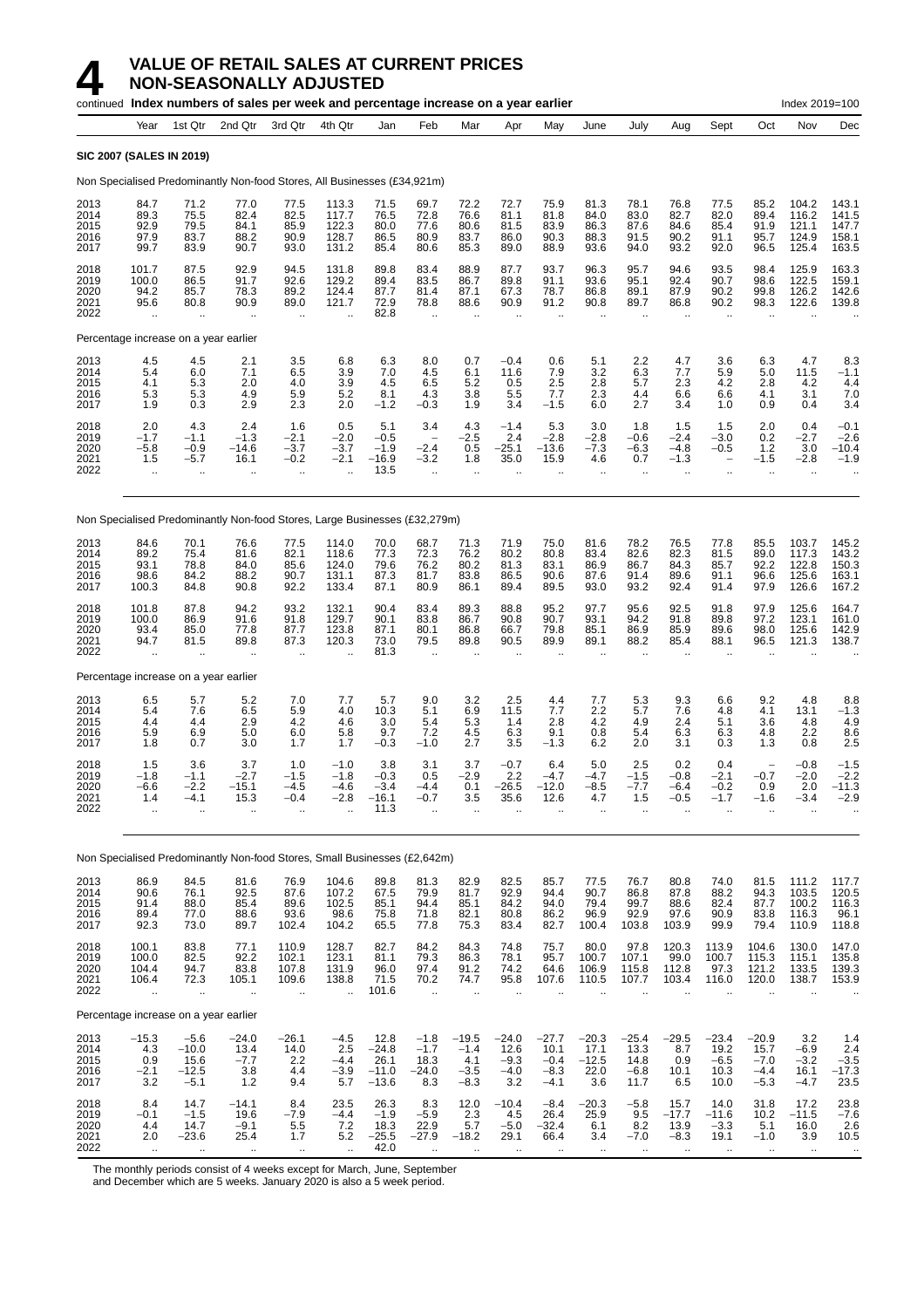# 4 VALUE OF RETAIL SALES AT CURRENT PRICES NON-SEASONALLY ADJUSTED

continued **Index numbers of sales per week and percentage increase on a year earlier** Index 2019=100

| | Year | 1st Qtr | 2nd Qtr | 3rd Qtr | 4th Qtr | Jan | Feb | Mar | Apr | May | June | July | Aug | Sept | Oct | Nov | Dec |
|---|---|---|---|---|---|---|---|---|---|---|---|---|---|---|---|---|---|
| **SIC 2007 (SALES IN 2019)** | | | | | | | | | | | | | | | | | |
| Non Specialised Predominantly Non-food Stores, All Businesses (£34,921m) | | | | | | | | | | | | | | | | | |
| 2013 | 84.7 | 71.2 | 77.0 | 77.5 | 113.3 | 71.5 | 69.7 | 72.2 | 72.7 | 75.9 | 81.3 | 78.1 | 76.8 | 77.5 | 85.2 | 104.2 | 143.1 |
| 2014 | 89.3 | 75.5 | 82.4 | 82.5 | 117.7 | 76.5 | 72.8 | 76.6 | 81.1 | 81.8 | 84.0 | 83.0 | 82.7 | 82.0 | 89.4 | 116.2 | 141.5 |
| 2015 | 92.9 | 79.5 | 84.1 | 85.9 | 122.3 | 80.0 | 77.6 | 80.6 | 81.5 | 83.9 | 86.3 | 87.6 | 84.6 | 85.4 | 91.9 | 121.1 | 147.7 |
| 2016 | 97.9 | 83.7 | 88.2 | 90.9 | 128.7 | 86.5 | 80.9 | 83.7 | 86.0 | 90.3 | 88.3 | 91.5 | 90.2 | 91.1 | 95.7 | 124.9 | 158.1 |
| 2017 | 99.7 | 83.9 | 90.7 | 93.0 | 131.2 | 85.4 | 80.6 | 85.3 | 89.0 | 88.9 | 93.6 | 94.0 | 93.2 | 92.0 | 96.5 | 125.4 | 163.5 |
| 2018 | 101.7 | 87.5 | 92.9 | 94.5 | 131.8 | 89.8 | 83.4 | 88.9 | 87.7 | 93.7 | 96.3 | 95.7 | 94.6 | 93.5 | 98.4 | 125.9 | 163.3 |
| 2019 | 100.0 | 86.5 | 91.7 | 92.6 | 129.2 | 89.4 | 83.5 | 86.7 | 89.8 | 91.1 | 93.6 | 95.1 | 92.4 | 90.7 | 98.6 | 122.5 | 159.1 |
| 2020 | 94.2 | 85.7 | 78.3 | 89.2 | 124.4 | 87.7 | 81.4 | 87.1 | 67.3 | 78.7 | 86.8 | 89.1 | 87.9 | 90.2 | 99.8 | 126.2 | 142.6 |
| 2021 | 95.6 | 80.8 | 90.9 | 89.0 | 121.7 | 72.9 | 78.8 | 88.6 | 90.9 | 91.2 | 90.8 | 89.7 | 86.8 | 90.2 | 98.3 | 122.6 | 139.8 |
| 2022 | .. | .. | .. | .. | .. | 82.8 | .. | .. | .. | .. | .. | .. | .. | .. | .. | .. | .. |
| Percentage increase on a year earlier | | | | | | | | | | | | | | | | | |
| 2013 | 4.5 | 4.5 | 2.1 | 3.5 | 6.8 | 6.3 | 8.0 | 0.7 | –0.4 | 0.6 | 5.1 | 2.2 | 4.7 | 3.6 | 6.3 | 4.7 | 8.3 |
| 2014 | 5.4 | 6.0 | 7.1 | 6.5 | 3.9 | 7.0 | 4.5 | 6.1 | 11.6 | 7.9 | 3.2 | 6.3 | 7.7 | 5.9 | 5.0 | 11.5 | –1.1 |
| 2015 | 4.1 | 5.3 | 2.0 | 4.0 | 3.9 | 4.5 | 6.5 | 5.2 | 0.5 | 2.5 | 2.8 | 5.7 | 2.3 | 4.2 | 2.8 | 4.2 | 4.4 |
| 2016 | 5.3 | 5.3 | 4.9 | 5.9 | 5.2 | 8.1 | 4.3 | 3.8 | 5.5 | 7.7 | 2.3 | 4.4 | 6.6 | 6.6 | 4.1 | 3.1 | 7.0 |
| 2017 | 1.9 | 0.3 | 2.9 | 2.3 | 2.0 | –1.2 | –0.3 | 1.9 | 3.4 | –1.5 | 6.0 | 2.7 | 3.4 | 1.0 | 0.9 | 0.4 | 3.4 |
| 2018 | 2.0 | 4.3 | 2.4 | 1.6 | 0.5 | 5.1 | 3.4 | 4.3 | –1.4 | 5.3 | 3.0 | 1.8 | 1.5 | 1.5 | 2.0 | 0.4 | –0.1 |
| 2019 | –1.7 | –1.1 | –1.3 | –2.1 | –2.0 | –0.5 | – | –2.5 | 2.4 | –2.8 | –2.8 | –0.6 | –2.4 | –3.0 | 0.2 | –2.7 | –2.6 |
| 2020 | –5.8 | –0.9 | –14.6 | –3.7 | –3.7 | –1.9 | –2.4 | 0.5 | –25.1 | –13.6 | –7.3 | –6.3 | –4.8 | –0.5 | 1.2 | 3.0 | –10.4 |
| 2021 | 1.5 | –5.7 | 16.1 | –0.2 | –2.1 | –16.9 | –3.2 | 1.8 | 35.0 | 15.9 | 4.6 | 0.7 | –1.3 | – | –1.5 | –2.8 | –1.9 |
| 2022 | .. | .. | .. | .. | .. | 13.5 | .. | .. | .. | .. | .. | .. | .. | .. | .. | .. | .. |
| Non Specialised Predominantly Non-food Stores, Large Businesses (£32,279m) | | | | | | | | | | | | | | | | | |
| 2013 | 84.6 | 70.1 | 76.6 | 77.5 | 114.0 | 70.0 | 68.7 | 71.3 | 71.9 | 75.0 | 81.6 | 78.2 | 76.5 | 77.8 | 85.5 | 103.7 | 145.2 |
| 2014 | 89.2 | 75.4 | 81.6 | 82.1 | 118.6 | 77.3 | 72.3 | 76.2 | 80.2 | 80.8 | 83.4 | 82.6 | 82.3 | 81.5 | 89.0 | 117.3 | 143.2 |
| 2015 | 93.1 | 78.8 | 84.0 | 85.6 | 124.0 | 79.6 | 76.2 | 80.2 | 81.3 | 83.1 | 86.9 | 86.7 | 84.3 | 85.7 | 92.2 | 122.8 | 150.3 |
| 2016 | 98.6 | 84.2 | 88.2 | 90.7 | 131.1 | 87.3 | 81.7 | 83.8 | 86.5 | 90.6 | 87.6 | 91.4 | 89.6 | 91.1 | 96.6 | 125.6 | 163.1 |
| 2017 | 100.3 | 84.8 | 90.8 | 92.2 | 133.4 | 87.1 | 80.9 | 86.1 | 89.4 | 89.5 | 93.0 | 93.2 | 92.4 | 91.4 | 97.9 | 126.6 | 167.2 |
| 2018 | 101.8 | 87.8 | 94.2 | 93.2 | 132.1 | 90.4 | 83.4 | 89.3 | 88.8 | 95.2 | 97.7 | 95.6 | 92.5 | 91.8 | 97.9 | 125.6 | 164.7 |
| 2019 | 100.0 | 86.9 | 91.6 | 91.8 | 129.7 | 90.1 | 83.8 | 86.7 | 90.8 | 90.7 | 93.1 | 94.2 | 91.8 | 89.8 | 97.2 | 123.1 | 161.0 |
| 2020 | 93.4 | 85.0 | 77.8 | 87.7 | 123.8 | 87.1 | 80.1 | 86.8 | 66.7 | 79.8 | 85.1 | 86.9 | 85.9 | 89.6 | 98.0 | 125.6 | 142.9 |
| 2021 | 94.7 | 81.5 | 89.8 | 87.3 | 120.3 | 73.0 | 79.5 | 89.8 | 90.5 | 89.9 | 89.1 | 88.2 | 85.4 | 88.1 | 96.5 | 121.3 | 138.7 |
| 2022 | .. | .. | .. | .. | .. | 81.3 | .. | .. | .. | .. | .. | .. | .. | .. | .. | .. | .. |
| Percentage increase on a year earlier | | | | | | | | | | | | | | | | | |
| 2013 | 6.5 | 5.7 | 5.2 | 7.0 | 7.7 | 5.7 | 9.0 | 3.2 | 2.5 | 4.4 | 7.7 | 5.3 | 9.3 | 6.6 | 9.2 | 4.8 | 8.8 |
| 2014 | 5.4 | 7.6 | 6.5 | 5.9 | 4.0 | 10.3 | 5.1 | 6.9 | 11.5 | 7.7 | 2.2 | 5.7 | 7.6 | 4.8 | 4.1 | 13.1 | –1.3 |
| 2015 | 4.4 | 4.4 | 2.9 | 4.2 | 4.6 | 3.0 | 5.4 | 5.3 | 1.4 | 2.8 | 4.2 | 4.9 | 2.4 | 5.1 | 3.6 | 4.8 | 4.9 |
| 2016 | 5.9 | 6.9 | 5.0 | 6.0 | 5.8 | 9.7 | 7.2 | 4.5 | 6.3 | 9.1 | 0.8 | 5.4 | 6.3 | 6.3 | 4.8 | 2.2 | 8.6 |
| 2017 | 1.8 | 0.7 | 3.0 | 1.7 | 1.7 | –0.3 | –1.0 | 2.7 | 3.5 | –1.3 | 6.2 | 2.0 | 3.1 | 0.3 | 1.3 | 0.8 | 2.5 |
| 2018 | 1.5 | 3.6 | 3.7 | 1.0 | –1.0 | 3.8 | 3.1 | 3.7 | –0.7 | 6.4 | 5.0 | 2.5 | 0.2 | 0.4 | – | –0.8 | –1.5 |
| 2019 | –1.8 | –1.1 | –2.7 | –1.5 | –1.8 | –0.3 | 0.5 | –2.9 | 2.2 | –4.7 | –4.7 | –1.5 | –0.8 | –2.1 | –0.7 | –2.0 | –2.2 |
| 2020 | –6.6 | –2.2 | –15.1 | –4.5 | –4.6 | –3.4 | –4.4 | 0.1 | –26.5 | –12.0 | –8.5 | –7.7 | –6.4 | –0.2 | 0.9 | 2.0 | –11.3 |
| 2021 | 1.4 | –4.1 | 15.3 | –0.4 | –2.8 | –16.1 | –0.7 | 3.5 | 35.6 | 12.6 | 4.7 | 1.5 | –0.5 | –1.7 | –1.6 | –3.4 | –2.9 |
| 2022 | .. | .. | .. | .. | .. | 11.3 | .. | .. | .. | .. | .. | .. | .. | .. | .. | .. | .. |
| Non Specialised Predominantly Non-food Stores, Small Businesses (£2,642m) | | | | | | | | | | | | | | | | | |
| 2013 | 86.9 | 84.5 | 81.6 | 76.9 | 104.6 | 89.8 | 81.3 | 82.9 | 82.5 | 85.7 | 77.5 | 76.7 | 80.8 | 74.0 | 81.5 | 111.2 | 117.7 |
| 2014 | 90.6 | 76.1 | 92.5 | 87.6 | 107.2 | 67.5 | 79.9 | 81.7 | 92.9 | 94.4 | 90.7 | 86.8 | 87.8 | 88.2 | 94.3 | 103.5 | 120.5 |
| 2015 | 91.4 | 88.0 | 85.4 | 89.6 | 102.5 | 85.1 | 94.4 | 85.1 | 84.2 | 94.0 | 79.4 | 99.7 | 88.6 | 82.4 | 87.7 | 100.2 | 116.3 |
| 2016 | 89.4 | 77.0 | 88.6 | 93.6 | 98.6 | 75.8 | 71.8 | 82.1 | 80.8 | 86.2 | 96.9 | 92.9 | 97.6 | 90.9 | 83.8 | 116.3 | 96.1 |
| 2017 | 92.3 | 73.0 | 89.7 | 102.4 | 104.2 | 65.5 | 77.8 | 75.3 | 83.4 | 82.7 | 100.4 | 103.8 | 103.9 | 99.9 | 79.4 | 110.9 | 118.8 |
| 2018 | 100.1 | 83.8 | 77.1 | 110.9 | 128.7 | 82.7 | 84.2 | 84.3 | 74.8 | 75.7 | 80.0 | 97.8 | 120.3 | 113.9 | 104.6 | 130.0 | 147.0 |
| 2019 | 100.0 | 82.5 | 92.2 | 102.1 | 123.1 | 81.1 | 79.3 | 86.3 | 78.1 | 95.7 | 100.7 | 107.1 | 99.0 | 100.7 | 115.3 | 115.1 | 135.8 |
| 2020 | 104.4 | 94.7 | 83.8 | 107.8 | 131.9 | 96.0 | 97.4 | 91.2 | 74.2 | 64.6 | 106.9 | 115.8 | 112.8 | 97.3 | 121.2 | 133.5 | 139.3 |
| 2021 | 106.4 | 72.3 | 105.1 | 109.6 | 138.8 | 71.5 | 70.2 | 74.7 | 95.8 | 107.6 | 110.5 | 107.7 | 103.4 | 116.0 | 120.0 | 138.7 | 153.9 |
| 2022 | .. | .. | .. | .. | .. | 101.6 | .. | .. | .. | .. | .. | .. | .. | .. | .. | .. | .. |
| Percentage increase on a year earlier | | | | | | | | | | | | | | | | | |
| 2013 | –15.3 | –5.6 | –24.0 | –26.1 | –4.5 | 12.8 | –1.8 | –19.5 | –24.0 | –27.7 | –20.3 | –25.4 | –29.5 | –23.4 | –20.9 | 3.2 | 1.4 |
| 2014 | 4.3 | –10.0 | 13.4 | 14.0 | 2.5 | –24.8 | –1.7 | –1.4 | 12.6 | 10.1 | 17.1 | 13.3 | 8.7 | 19.2 | 15.7 | –6.9 | 2.4 |
| 2015 | 0.9 | 15.6 | –7.7 | 2.2 | –4.4 | 26.1 | 18.3 | 4.1 | –9.3 | –0.4 | –12.5 | 14.8 | 0.9 | –6.5 | –7.0 | –3.2 | –3.5 |
| 2016 | –2.1 | –12.5 | 3.8 | 4.4 | –3.9 | –11.0 | –24.0 | –3.5 | –4.0 | –8.3 | 22.0 | –6.8 | 10.1 | 10.3 | –4.4 | 16.1 | –17.3 |
| 2017 | 3.2 | –5.1 | 1.2 | 9.4 | 5.7 | –13.6 | 8.3 | –8.3 | 3.2 | –4.1 | 3.6 | 11.7 | 6.5 | 10.0 | –5.3 | –4.7 | 23.5 |
| 2018 | 8.4 | 14.7 | –14.1 | 8.4 | 23.5 | 26.3 | 8.3 | 12.0 | –10.4 | –8.4 | –20.3 | –5.8 | 15.7 | 14.0 | 31.8 | 17.2 | 23.8 |
| 2019 | –0.1 | –1.5 | 19.6 | –7.9 | –4.4 | –1.9 | –5.9 | 2.3 | 4.5 | 26.4 | 25.9 | 9.5 | –17.7 | –11.6 | 10.2 | –11.5 | –7.6 |
| 2020 | 4.4 | 14.7 | –9.1 | 5.5 | 7.2 | 18.3 | 22.9 | 5.7 | –5.0 | –32.4 | 6.1 | 8.2 | 13.9 | –3.3 | 5.1 | 16.0 | 2.6 |
| 2021 | 2.0 | –23.6 | 25.4 | 1.7 | 5.2 | –25.5 | –27.9 | –18.2 | 29.1 | 66.4 | 3.4 | –7.0 | –8.3 | 19.1 | –1.0 | 3.9 | 10.5 |
| 2022 | .. | .. | .. | .. | .. | 42.0 | .. | .. | .. | .. | .. | .. | .. | .. | .. | .. | .. |

The monthly periods consist of 4 weeks except for March, June, September and December which are 5 weeks. January 2020 is also a 5 week period.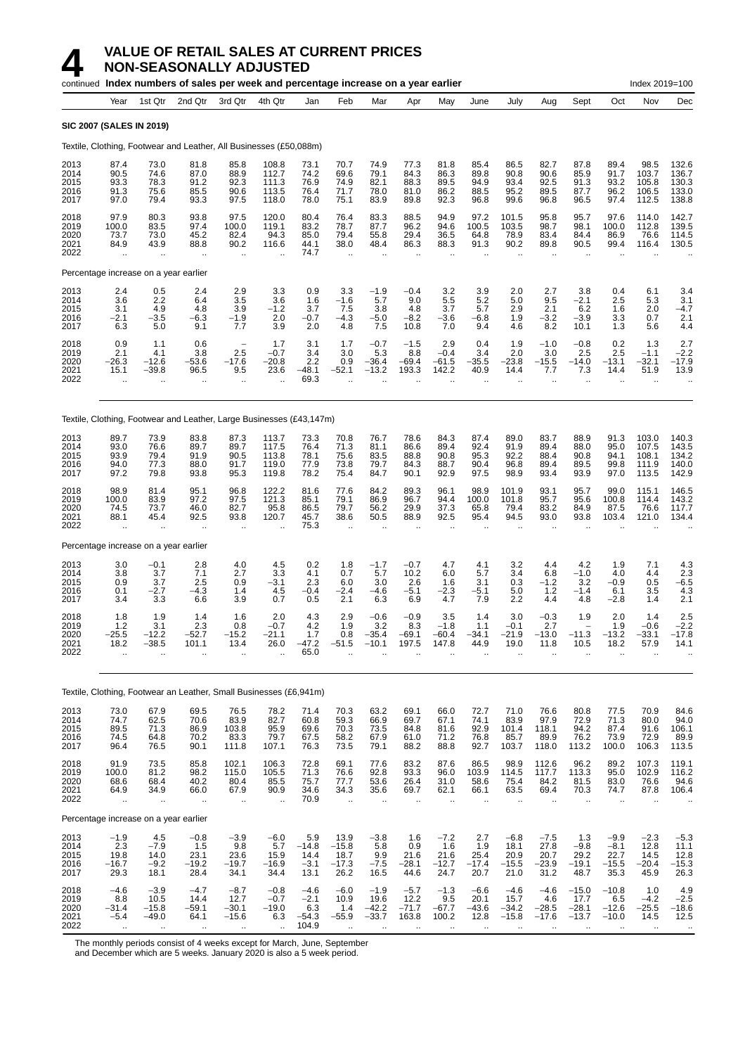# 4 VALUE OF RETAIL SALES AT CURRENT PRICES NON-SEASONALLY ADJUSTED

continued **Index numbers of sales per week and percentage increase on a year earlier** Index 2019=100

| Year | Year | 1st Qtr | 2nd Qtr | 3rd Qtr | 4th Qtr | Jan | Feb | Mar | Apr | May | June | July | Aug | Sept | Oct | Nov | Dec |
|---|---|---|---|---|---|---|---|---|---|---|---|---|---|---|---|---|---|
| **SIC 2007 (SALES IN 2019)** | | | | | | | | | | | | | | | | | |
| Textile, Clothing, Footwear and Leather, All Businesses (£50,088m) | | | | | | | | | | | | | | | | | |
| 2013 | 87.4 | 73.0 | 81.8 | 85.8 | 108.8 | 73.1 | 70.7 | 74.9 | 77.3 | 81.8 | 85.4 | 86.5 | 82.7 | 87.8 | 89.4 | 98.5 | 132.6 |
| 2014 | 90.5 | 74.6 | 87.0 | 88.9 | 112.7 | 74.2 | 69.6 | 79.1 | 84.3 | 86.3 | 89.8 | 90.8 | 90.6 | 85.9 | 91.7 | 103.7 | 136.7 |
| 2015 | 93.3 | 78.3 | 91.2 | 92.3 | 111.3 | 76.9 | 74.9 | 82.1 | 88.3 | 89.5 | 94.9 | 93.4 | 92.5 | 91.3 | 93.2 | 105.8 | 130.3 |
| 2016 | 91.3 | 75.6 | 85.5 | 90.6 | 113.5 | 76.4 | 71.7 | 78.0 | 81.0 | 86.2 | 88.5 | 95.2 | 89.5 | 87.7 | 96.2 | 106.5 | 133.0 |
| 2017 | 97.0 | 79.4 | 93.3 | 97.5 | 118.0 | 78.0 | 75.1 | 83.9 | 89.8 | 92.3 | 96.8 | 99.6 | 96.8 | 96.5 | 97.4 | 112.5 | 138.8 |
| 2018 | 97.9 | 80.3 | 93.8 | 97.5 | 120.0 | 80.4 | 76.4 | 83.3 | 88.5 | 94.9 | 97.2 | 101.5 | 95.8 | 95.7 | 97.6 | 114.0 | 142.7 |
| 2019 | 100.0 | 83.5 | 97.4 | 100.0 | 119.1 | 83.2 | 78.7 | 87.7 | 96.2 | 94.6 | 100.5 | 103.5 | 98.7 | 98.1 | 100.0 | 112.8 | 139.5 |
| 2020 | 73.7 | 73.0 | 45.2 | 82.4 | 94.3 | 85.0 | 79.4 | 55.8 | 29.4 | 36.5 | 64.8 | 78.9 | 83.4 | 84.4 | 86.9 | 76.6 | 114.5 |
| 2021 | 84.9 | 43.9 | 88.8 | 90.2 | 116.6 | 44.1 | 38.0 | 48.4 | 86.3 | 88.3 | 91.3 | 90.2 | 89.8 | 90.5 | 99.4 | 116.4 | 130.5 |
| 2022 | .. | .. | .. | .. | .. | 74.7 | .. | .. | .. | .. | .. | .. | .. | .. | .. | .. | .. |
| Percentage increase on a year earlier | | | | | | | | | | | | | | | | | |
| 2013 | 2.4 | 0.5 | 2.4 | 2.9 | 3.3 | 0.9 | 3.3 | −1.9 | −0.4 | 3.2 | 3.9 | 2.0 | 2.7 | 3.8 | 0.4 | 6.1 | 3.4 |
| 2014 | 3.6 | 2.2 | 6.4 | 3.5 | 3.6 | 1.6 | −1.6 | 5.7 | 9.0 | 5.5 | 5.2 | 5.0 | 9.5 | −2.1 | 2.5 | 5.3 | 3.1 |
| 2015 | 3.1 | 4.9 | 4.8 | 3.9 | −1.2 | 3.7 | 7.5 | 3.8 | 4.8 | 3.7 | 5.7 | 2.9 | 2.1 | 6.2 | 1.6 | 2.0 | −4.7 |
| 2016 | −2.1 | −3.5 | −6.3 | −1.9 | 2.0 | −0.7 | −4.3 | −5.0 | −8.2 | −3.6 | −6.8 | 1.9 | −3.2 | −3.9 | 3.3 | 0.7 | 2.1 |
| 2017 | 6.3 | 5.0 | 9.1 | 7.7 | 3.9 | 2.0 | 4.8 | 7.5 | 10.8 | 7.0 | 9.4 | 4.6 | 8.2 | 10.1 | 1.3 | 5.6 | 4.4 |
| 2018 | 0.9 | 1.1 | 0.6 | – | 1.7 | 3.1 | 1.7 | −0.7 | −1.5 | 2.9 | 0.4 | 1.9 | −1.0 | −0.8 | 0.2 | 1.3 | 2.7 |
| 2019 | 2.1 | 4.1 | 3.8 | 2.5 | −0.7 | 3.4 | 3.0 | 5.3 | 8.8 | −0.4 | 3.4 | 2.0 | 3.0 | 2.5 | 2.5 | −1.1 | −2.2 |
| 2020 | −26.3 | −12.6 | −53.6 | −17.6 | −20.8 | 2.2 | 0.9 | −36.4 | −69.4 | −61.5 | −35.5 | −23.8 | −15.5 | −14.0 | −13.1 | −32.1 | −17.9 |
| 2021 | 15.1 | −39.8 | 96.5 | 9.5 | 23.6 | −48.1 | −52.1 | −13.2 | 193.3 | 142.2 | 40.9 | 14.4 | 7.7 | 7.3 | 14.4 | 51.9 | 13.9 |
| 2022 | .. | .. | .. | .. | .. | 69.3 | .. | .. | .. | .. | .. | .. | .. | .. | .. | .. | .. |
| Textile, Clothing, Footwear and Leather, Large Businesses (£43,147m) | | | | | | | | | | | | | | | | | |
| 2013 | 89.7 | 73.9 | 83.8 | 87.3 | 113.7 | 73.3 | 70.8 | 76.7 | 78.6 | 84.3 | 87.4 | 89.0 | 83.7 | 88.9 | 91.3 | 103.0 | 140.3 |
| 2014 | 93.0 | 76.6 | 89.7 | 89.7 | 117.5 | 76.4 | 71.3 | 81.1 | 86.6 | 89.4 | 92.4 | 91.9 | 89.4 | 88.0 | 95.0 | 107.5 | 143.5 |
| 2015 | 93.9 | 79.4 | 91.9 | 90.5 | 113.8 | 78.1 | 75.6 | 83.5 | 88.8 | 90.8 | 95.3 | 92.2 | 88.4 | 90.8 | 94.1 | 108.1 | 134.2 |
| 2016 | 94.0 | 77.3 | 88.0 | 91.7 | 119.0 | 77.9 | 73.8 | 79.7 | 84.3 | 88.7 | 90.4 | 96.8 | 89.4 | 89.5 | 99.8 | 111.9 | 140.0 |
| 2017 | 97.2 | 79.8 | 93.8 | 95.3 | 119.8 | 78.2 | 75.4 | 84.7 | 90.1 | 92.9 | 97.5 | 98.9 | 93.4 | 93.9 | 97.0 | 113.5 | 142.9 |
| 2018 | 98.9 | 81.4 | 95.1 | 96.8 | 122.2 | 81.6 | 77.6 | 84.2 | 89.3 | 96.1 | 98.9 | 101.9 | 93.1 | 95.7 | 99.0 | 115.1 | 146.5 |
| 2019 | 100.0 | 83.9 | 97.2 | 97.5 | 121.3 | 85.1 | 79.1 | 86.9 | 96.7 | 94.4 | 100.0 | 101.8 | 95.7 | 95.6 | 100.8 | 114.4 | 143.2 |
| 2020 | 74.5 | 73.7 | 46.0 | 82.7 | 95.8 | 86.5 | 79.7 | 56.2 | 29.9 | 37.3 | 65.8 | 79.4 | 83.2 | 84.9 | 87.5 | 76.6 | 117.7 |
| 2021 | 88.1 | 45.4 | 92.5 | 93.8 | 120.7 | 45.7 | 38.6 | 50.5 | 88.9 | 92.5 | 95.4 | 94.5 | 93.0 | 93.8 | 103.4 | 121.0 | 134.4 |
| 2022 | .. | .. | .. | .. | .. | 75.3 | .. | .. | .. | .. | .. | .. | .. | .. | .. | .. | .. |
| Percentage increase on a year earlier | | | | | | | | | | | | | | | | | |
| 2013 | 3.0 | −0.1 | 2.8 | 4.0 | 4.5 | 0.2 | 1.8 | −1.7 | −0.7 | 4.7 | 4.1 | 3.2 | 4.4 | 4.2 | 1.9 | 7.1 | 4.3 |
| 2014 | 3.8 | 3.7 | 7.1 | 2.7 | 3.3 | 4.1 | 0.7 | 5.7 | 10.2 | 6.0 | 5.7 | 3.4 | 6.8 | −1.0 | 4.0 | 4.4 | 2.3 |
| 2015 | 0.9 | 3.7 | 2.5 | 0.9 | −3.1 | 2.3 | 6.0 | 3.0 | 2.6 | 1.6 | 3.1 | 0.3 | −1.2 | 3.2 | −0.9 | 0.5 | −6.5 |
| 2016 | 0.1 | −2.7 | −4.3 | 1.4 | 4.5 | −0.4 | −2.4 | −4.6 | −5.1 | −2.3 | −5.1 | 5.0 | 1.2 | −1.4 | 6.1 | 3.5 | 4.3 |
| 2017 | 3.4 | 3.3 | 6.6 | 3.9 | 0.7 | 0.5 | 2.1 | 6.3 | 6.9 | 4.7 | 7.9 | 2.2 | 4.4 | 4.8 | −2.8 | 1.4 | 2.1 |
| 2018 | 1.8 | 1.9 | 1.4 | 1.6 | 2.0 | 4.3 | 2.9 | −0.6 | −0.9 | 3.5 | 1.4 | 3.0 | −0.3 | 1.9 | 2.0 | 1.4 | 2.5 |
| 2019 | 1.2 | 3.1 | 2.3 | 0.8 | −0.7 | 4.2 | 1.9 | 3.2 | 8.3 | −1.8 | 1.1 | −0.1 | 2.7 | – | 1.9 | −0.6 | −2.2 |
| 2020 | −25.5 | −12.2 | −52.7 | −15.2 | −21.1 | 1.7 | 0.8 | −35.4 | −69.1 | −60.4 | −34.1 | −21.9 | −13.0 | −11.3 | −13.2 | −33.1 | −17.8 |
| 2021 | 18.2 | −38.5 | 101.1 | 13.4 | 26.0 | −47.2 | −51.5 | −10.1 | 197.5 | 147.8 | 44.9 | 19.0 | 11.8 | 10.5 | 18.2 | 57.9 | 14.1 |
| 2022 | .. | .. | .. | .. | .. | 65.0 | .. | .. | .. | .. | .. | .. | .. | .. | .. | .. | .. |
| Textile, Clothing, Footwear an Leather, Small Businesses (£6,941m) | | | | | | | | | | | | | | | | | |
| 2013 | 73.0 | 67.9 | 69.5 | 76.5 | 78.2 | 71.4 | 70.3 | 63.2 | 69.1 | 66.0 | 72.7 | 71.0 | 76.6 | 80.8 | 77.5 | 70.9 | 84.6 |
| 2014 | 74.7 | 62.5 | 70.6 | 83.9 | 82.7 | 60.8 | 59.3 | 66.9 | 69.7 | 67.1 | 74.1 | 83.9 | 97.9 | 72.9 | 71.3 | 80.0 | 94.0 |
| 2015 | 89.5 | 71.3 | 86.9 | 103.8 | 95.9 | 69.6 | 70.3 | 73.5 | 84.8 | 81.6 | 92.9 | 101.4 | 118.1 | 94.2 | 87.4 | 91.6 | 106.1 |
| 2016 | 74.5 | 64.8 | 70.2 | 83.3 | 79.7 | 67.5 | 58.2 | 67.9 | 61.0 | 71.2 | 76.8 | 85.7 | 89.9 | 76.2 | 73.9 | 72.9 | 89.9 |
| 2017 | 96.4 | 76.5 | 90.1 | 111.8 | 107.1 | 76.3 | 73.5 | 79.1 | 88.2 | 88.8 | 92.7 | 103.7 | 118.0 | 113.2 | 100.0 | 106.3 | 113.5 |
| 2018 | 91.9 | 73.5 | 85.8 | 102.1 | 106.3 | 72.8 | 69.1 | 77.6 | 83.2 | 87.6 | 86.5 | 98.9 | 112.6 | 96.2 | 89.2 | 107.3 | 119.1 |
| 2019 | 100.0 | 81.2 | 98.2 | 115.0 | 105.5 | 71.3 | 76.6 | 92.8 | 93.3 | 96.0 | 103.9 | 114.5 | 117.7 | 113.3 | 95.0 | 102.9 | 116.2 |
| 2020 | 68.6 | 68.4 | 40.2 | 80.4 | 85.5 | 75.7 | 77.7 | 53.6 | 26.4 | 31.0 | 58.6 | 75.4 | 84.2 | 81.5 | 83.0 | 76.6 | 94.6 |
| 2021 | 64.9 | 34.9 | 66.0 | 67.9 | 90.9 | 34.6 | 34.3 | 35.6 | 69.7 | 62.1 | 66.1 | 63.5 | 69.4 | 70.3 | 74.7 | 87.8 | 106.4 |
| 2022 | .. | .. | .. | .. | .. | 70.9 | .. | .. | .. | .. | .. | .. | .. | .. | .. | .. | .. |
| Percentage increase on a year earlier | | | | | | | | | | | | | | | | | |
| 2013 | −1.9 | 4.5 | −0.8 | −3.9 | −6.0 | 5.9 | 13.9 | −3.8 | 1.6 | −7.2 | 2.7 | −6.8 | −7.5 | 1.3 | −9.9 | −2.3 | −5.3 |
| 2014 | 2.3 | −7.9 | 1.5 | 9.8 | 5.7 | −14.8 | −15.8 | 5.8 | 0.9 | 1.6 | 1.9 | 18.1 | 27.8 | −9.8 | −8.1 | 12.8 | 11.1 |
| 2015 | 19.8 | 14.0 | 23.1 | 23.6 | 15.9 | 14.4 | 18.7 | 9.9 | 21.6 | 21.6 | 25.4 | 20.9 | 20.7 | 29.2 | 22.7 | 14.5 | 12.8 |
| 2016 | −16.7 | −9.2 | −19.2 | −19.7 | −16.9 | −3.1 | −17.3 | −7.5 | −28.1 | −12.7 | −17.4 | −15.5 | −23.9 | −19.1 | −15.5 | −20.4 | −15.3 |
| 2017 | 29.3 | 18.1 | 28.4 | 34.1 | 34.4 | 13.1 | 26.2 | 16.5 | 44.6 | 24.7 | 20.7 | 21.0 | 31.2 | 48.7 | 35.3 | 45.9 | 26.3 |
| 2018 | −4.6 | −3.9 | −4.7 | −8.7 | −0.8 | −4.6 | −6.0 | −1.9 | −5.7 | −1.3 | −6.6 | −4.6 | −4.6 | −15.0 | −10.8 | 1.0 | 4.9 |
| 2019 | 8.8 | 10.5 | 14.4 | 12.7 | −0.7 | −2.1 | 10.9 | 19.6 | 12.2 | 9.5 | 20.1 | 15.7 | 4.6 | 17.7 | 6.5 | −4.2 | −2.5 |
| 2020 | −31.4 | −15.8 | −59.1 | −30.1 | −19.0 | 6.3 | 1.4 | −42.2 | −71.7 | −67.7 | −43.6 | −34.2 | −28.5 | −28.1 | −12.6 | −25.5 | −18.6 |
| 2021 | −5.4 | −49.0 | 64.1 | −15.6 | 6.3 | −54.3 | −55.9 | −33.7 | 163.8 | 100.2 | 12.8 | −15.8 | −17.6 | −13.7 | −10.0 | 14.5 | 12.5 |
| 2022 | .. | .. | .. | .. | .. | 104.9 | .. | .. | .. | .. | .. | .. | .. | .. | .. | .. | .. |

The monthly periods consist of 4 weeks except for March, June, September and December which are 5 weeks. January 2020 is also a 5 week period.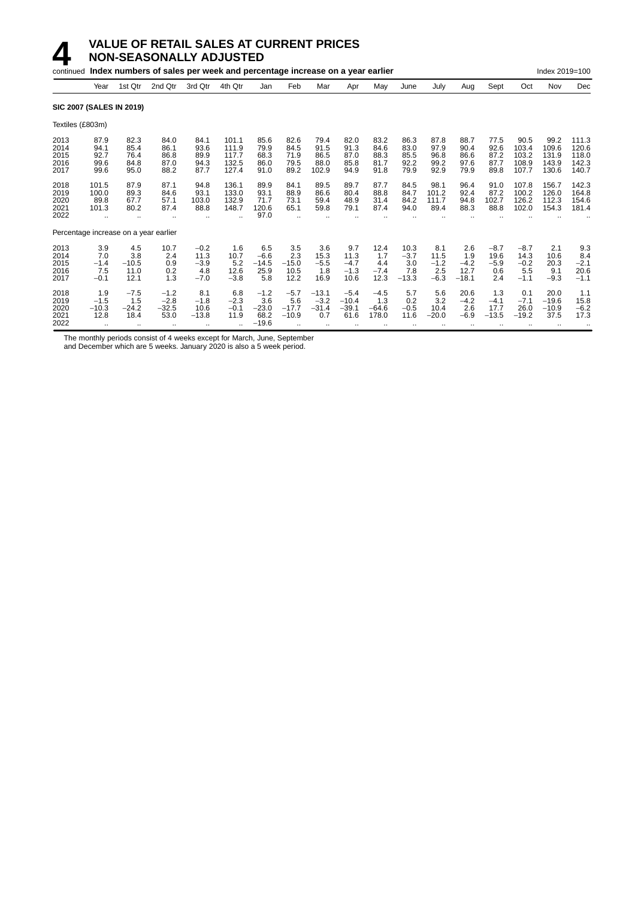# 4 VALUE OF RETAIL SALES AT CURRENT PRICES
## NON-SEASONALLY ADJUSTED

continued **Index numbers of sales per week and percentage increase on a year earlier** Index 2019=100

| | Year | 1st Qtr | 2nd Qtr | 3rd Qtr | 4th Qtr | Jan | Feb | Mar | Apr | May | June | July | Aug | Sept | Oct | Nov | Dec |
|---|---|---|---|---|---|---|---|---|---|---|---|---|---|---|---|---|---|
| **SIC 2007 (SALES IN 2019)** | | | | | | | | | | | | | | | | | |
| Textiles (£803m) | | | | | | | | | | | | | | | | | |
| 2013 | 87.9 | 82.3 | 84.0 | 84.1 | 101.1 | 85.6 | 82.6 | 79.4 | 82.0 | 83.2 | 86.3 | 87.8 | 88.7 | 77.5 | 90.5 | 99.2 | 111.3 |
| 2014 | 94.1 | 85.4 | 86.1 | 93.6 | 111.9 | 79.9 | 84.5 | 91.5 | 91.3 | 84.6 | 83.0 | 97.9 | 90.4 | 92.6 | 103.4 | 109.6 | 120.6 |
| 2015 | 92.7 | 76.4 | 86.8 | 89.9 | 117.7 | 68.3 | 71.9 | 86.5 | 87.0 | 88.3 | 85.5 | 96.8 | 86.6 | 87.2 | 103.2 | 131.9 | 118.0 |
| 2016 | 99.6 | 84.8 | 87.0 | 94.3 | 132.5 | 86.0 | 79.5 | 88.0 | 85.8 | 81.7 | 92.2 | 99.2 | 97.6 | 87.7 | 108.9 | 143.9 | 142.3 |
| 2017 | 99.6 | 95.0 | 88.2 | 87.7 | 127.4 | 91.0 | 89.2 | 102.9 | 94.9 | 91.8 | 79.9 | 92.9 | 79.9 | 89.8 | 107.7 | 130.6 | 140.7 |
| 2018 | 101.5 | 87.9 | 87.1 | 94.8 | 136.1 | 89.9 | 84.1 | 89.5 | 89.7 | 87.7 | 84.5 | 98.1 | 96.4 | 91.0 | 107.8 | 156.7 | 142.3 |
| 2019 | 100.0 | 89.3 | 84.6 | 93.1 | 133.0 | 93.1 | 88.9 | 86.6 | 80.4 | 88.8 | 84.7 | 101.2 | 92.4 | 87.2 | 100.2 | 126.0 | 164.8 |
| 2020 | 89.8 | 67.7 | 57.1 | 103.0 | 132.9 | 71.7 | 73.1 | 59.4 | 48.9 | 31.4 | 84.2 | 111.7 | 94.8 | 102.7 | 126.2 | 112.3 | 154.6 |
| 2021 | 101.3 | 80.2 | 87.4 | 88.8 | 148.7 | 120.6 | 65.1 | 59.8 | 79.1 | 87.4 | 94.0 | 89.4 | 88.3 | 88.8 | 102.0 | 154.3 | 181.4 |
| 2022 | .. | .. | .. | .. | .. | 97.0 | .. | .. | .. | .. | .. | .. | .. | .. | .. | .. | .. |
| Percentage increase on a year earlier | | | | | | | | | | | | | | | | | |
| 2013 | 3.9 | 4.5 | 10.7 | −0.2 | 1.6 | 6.5 | 3.5 | 3.6 | 9.7 | 12.4 | 10.3 | 8.1 | 2.6 | −8.7 | −8.7 | 2.1 | 9.3 |
| 2014 | 7.0 | 3.8 | 2.4 | 11.3 | 10.7 | −6.6 | 2.3 | 15.3 | 11.3 | 1.7 | −3.7 | 11.5 | 1.9 | 19.6 | 14.3 | 10.6 | 8.4 |
| 2015 | −1.4 | −10.5 | 0.9 | −3.9 | 5.2 | −14.5 | −15.0 | −5.5 | −4.7 | 4.4 | 3.0 | −1.2 | −4.2 | −5.9 | −0.2 | 20.3 | −2.1 |
| 2016 | 7.5 | 11.0 | 0.2 | 4.8 | 12.6 | 25.9 | 10.5 | 1.8 | −1.3 | −7.4 | 7.8 | 2.5 | 12.7 | 0.6 | 5.5 | 9.1 | 20.6 |
| 2017 | −0.1 | 12.1 | 1.3 | −7.0 | −3.8 | 5.8 | 12.2 | 16.9 | 10.6 | 12.3 | −13.3 | −6.3 | −18.1 | 2.4 | −1.1 | −9.3 | −1.1 |
| 2018 | 1.9 | −7.5 | −1.2 | 8.1 | 6.8 | −1.2 | −5.7 | −13.1 | −5.4 | −4.5 | 5.7 | 5.6 | 20.6 | 1.3 | 0.1 | 20.0 | 1.1 |
| 2019 | −1.5 | 1.5 | −2.8 | −1.8 | −2.3 | 3.6 | 5.6 | −3.2 | −10.4 | 1.3 | 0.2 | 3.2 | −4.2 | −4.1 | −7.1 | −19.6 | 15.8 |
| 2020 | −10.3 | −24.2 | −32.5 | 10.6 | −0.1 | −23.0 | −17.7 | −31.4 | −39.1 | −64.6 | −0.5 | 10.4 | 2.6 | 17.7 | 26.0 | −10.9 | −6.2 |
| 2021 | 12.8 | 18.4 | 53.0 | −13.8 | 11.9 | 68.2 | −10.9 | 0.7 | 61.6 | 178.0 | 11.6 | −20.0 | −6.9 | −13.5 | −19.2 | 37.5 | 17.3 |
| 2022 | .. | .. | .. | .. | .. | −19.6 | .. | .. | .. | .. | .. | .. | .. | .. | .. | .. | .. |

The monthly periods consist of 4 weeks except for March, June, September and December which are 5 weeks. January 2020 is also a 5 week period.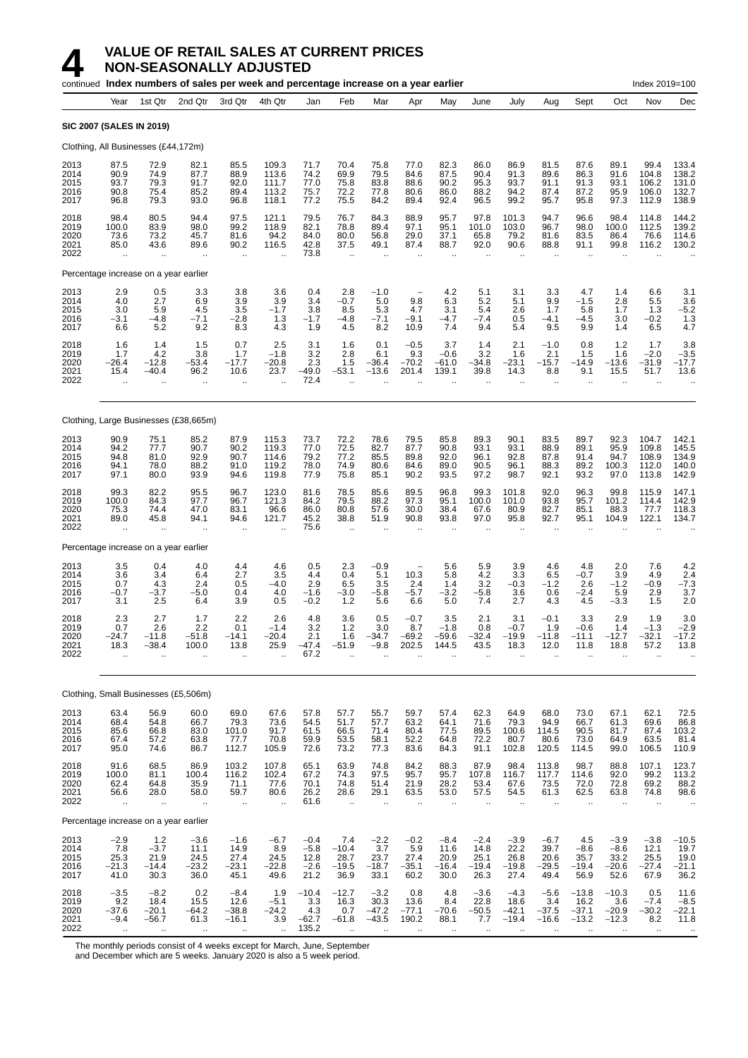# 4 VALUE OF RETAIL SALES AT CURRENT PRICES NON-SEASONALLY ADJUSTED

continued **Index numbers of sales per week and percentage increase on a year earlier** Index 2019=100

| Year | 1st Qtr | 2nd Qtr | 3rd Qtr | 4th Qtr | Jan | Feb | Mar | Apr | May | June | July | Aug | Sept | Oct | Nov | Dec |
|---|---|---|---|---|---|---|---|---|---|---|---|---|---|---|---|---|
| **SIC 2007 (SALES IN 2019)** | | | | | | | | | | | | | | | | |
| Clothing, All Businesses (£44,172m) | | | | | | | | | | | | | | | | |
| 2013 | 87.5 | 72.9 | 82.1 | 85.5 | 109.3 | 71.7 | 70.4 | 75.8 | 77.0 | 82.3 | 86.0 | 86.9 | 81.5 | 87.6 | 89.1 | 99.4 | 133.4 |
| 2014 | 90.9 | 74.9 | 87.7 | 88.9 | 113.6 | 74.2 | 69.9 | 79.5 | 84.6 | 87.5 | 90.4 | 91.3 | 89.6 | 86.3 | 91.6 | 104.8 | 138.2 |
| 2015 | 93.7 | 79.3 | 91.7 | 92.0 | 111.7 | 77.0 | 75.8 | 83.8 | 88.6 | 90.2 | 95.3 | 93.7 | 91.1 | 91.3 | 93.1 | 106.2 | 131.0 |
| 2016 | 90.8 | 75.4 | 85.2 | 89.4 | 113.2 | 75.7 | 72.2 | 77.8 | 80.6 | 86.0 | 88.2 | 94.2 | 87.4 | 87.2 | 95.9 | 106.0 | 132.7 |
| 2017 | 96.8 | 79.3 | 93.0 | 96.8 | 118.1 | 77.2 | 75.5 | 84.2 | 89.4 | 92.4 | 96.5 | 99.2 | 95.7 | 95.8 | 97.3 | 112.9 | 138.9 |
| 2018 | 98.4 | 80.5 | 94.4 | 97.5 | 121.1 | 79.5 | 76.7 | 84.3 | 88.9 | 95.7 | 97.8 | 101.3 | 94.7 | 96.6 | 98.4 | 114.8 | 144.2 |
| 2019 | 100.0 | 83.9 | 98.0 | 99.2 | 118.9 | 82.1 | 78.8 | 89.4 | 97.1 | 95.1 | 101.0 | 103.0 | 96.7 | 98.0 | 100.0 | 112.5 | 139.2 |
| 2020 | 73.6 | 73.2 | 45.7 | 81.6 | 94.2 | 84.0 | 80.0 | 56.8 | 29.0 | 37.1 | 65.8 | 79.2 | 81.6 | 83.5 | 86.4 | 76.6 | 114.6 |
| 2021 | 85.0 | 43.6 | 89.6 | 90.2 | 116.5 | 42.8 | 37.5 | 49.1 | 87.4 | 88.7 | 92.0 | 90.6 | 88.8 | 91.1 | 99.8 | 116.2 | 130.2 |
| 2022 | .. | .. | .. | .. | .. | 73.8 | .. | .. | .. | .. | .. | .. | .. | .. | .. | .. | .. |
| Percentage increase on a year earlier | | | | | | | | | | | | | | | | |
| 2013 | 2.9 | 0.5 | 3.3 | 3.8 | 3.6 | 0.4 | 2.8 | −1.0 | – | 4.2 | 5.1 | 3.1 | 3.3 | 4.7 | 1.4 | 6.6 | 3.1 |
| 2014 | 4.0 | 2.7 | 6.9 | 3.9 | 3.9 | 3.4 | −0.7 | 5.0 | 9.8 | 6.3 | 5.2 | 5.1 | 9.9 | −1.5 | 2.8 | 5.5 | 3.6 |
| 2015 | 3.0 | 5.9 | 4.5 | 3.5 | −1.7 | 3.8 | 8.5 | 5.3 | 4.7 | 3.1 | 5.4 | 2.6 | 1.7 | 5.8 | 1.7 | 1.3 | −5.2 |
| 2016 | −3.1 | −4.8 | −7.1 | −2.8 | 1.3 | −1.7 | −4.8 | −7.1 | −9.1 | −4.7 | −7.4 | 0.5 | −4.1 | −4.5 | 3.0 | −0.2 | 1.3 |
| 2017 | 6.6 | 5.2 | 9.2 | 8.3 | 4.3 | 1.9 | 4.5 | 8.2 | 10.9 | 7.4 | 9.4 | 5.4 | 9.5 | 9.9 | 1.4 | 6.5 | 4.7 |
| 2018 | 1.6 | 1.4 | 1.5 | 0.7 | 2.5 | 3.1 | 1.6 | 0.1 | −0.5 | 3.7 | 1.4 | 2.1 | −1.0 | 0.8 | 1.2 | 1.7 | 3.8 |
| 2019 | 1.7 | 4.2 | 3.8 | 1.7 | −1.8 | 3.2 | 2.8 | 6.1 | 9.3 | −0.6 | 3.2 | 1.6 | 2.1 | 1.5 | 1.6 | −2.0 | −3.5 |
| 2020 | −26.4 | −12.8 | −53.4 | −17.7 | −20.8 | 2.3 | 1.5 | −36.4 | −70.2 | −61.0 | −34.8 | −23.1 | −15.7 | −14.9 | −13.6 | −31.9 | −17.7 |
| 2021 | 15.4 | −40.4 | 96.2 | 10.6 | 23.7 | −49.0 | −53.1 | −13.6 | 201.4 | 139.1 | 39.8 | 14.3 | 8.8 | 9.1 | 15.5 | 51.7 | 13.6 |
| 2022 | .. | .. | .. | .. | .. | 72.4 | .. | .. | .. | .. | .. | .. | .. | .. | .. | .. | .. |
| Clothing, Large Businesses (£38,665m) | | | | | | | | | | | | | | | | |
| 2013 | 90.9 | 75.1 | 85.2 | 87.9 | 115.3 | 73.7 | 72.2 | 78.6 | 79.5 | 85.8 | 89.3 | 90.1 | 83.5 | 89.7 | 92.3 | 104.7 | 142.1 |
| 2014 | 94.2 | 77.7 | 90.7 | 90.2 | 119.3 | 77.0 | 72.5 | 82.7 | 87.7 | 90.8 | 93.1 | 93.1 | 88.9 | 89.1 | 95.9 | 109.8 | 145.5 |
| 2015 | 94.8 | 81.0 | 92.9 | 90.7 | 114.6 | 79.2 | 77.2 | 85.5 | 89.8 | 92.0 | 96.1 | 92.8 | 87.8 | 91.4 | 94.7 | 108.9 | 134.9 |
| 2016 | 94.1 | 78.0 | 88.2 | 91.0 | 119.2 | 78.0 | 74.9 | 80.6 | 84.6 | 89.0 | 90.5 | 96.1 | 88.3 | 89.2 | 100.3 | 112.0 | 140.0 |
| 2017 | 97.1 | 80.0 | 93.9 | 94.6 | 119.8 | 77.9 | 75.8 | 85.1 | 90.2 | 93.5 | 97.2 | 98.7 | 92.1 | 93.2 | 97.0 | 113.8 | 142.9 |
| 2018 | 99.3 | 82.2 | 95.5 | 96.7 | 123.0 | 81.6 | 78.5 | 85.6 | 89.5 | 96.8 | 99.3 | 101.8 | 92.0 | 96.3 | 99.8 | 115.9 | 147.1 |
| 2019 | 100.0 | 84.3 | 97.7 | 96.7 | 121.3 | 84.2 | 79.5 | 88.2 | 97.3 | 95.1 | 100.0 | 101.0 | 93.8 | 95.7 | 101.2 | 114.4 | 142.9 |
| 2020 | 75.3 | 74.4 | 47.0 | 83.1 | 96.6 | 86.0 | 80.8 | 57.6 | 30.0 | 38.4 | 67.6 | 80.9 | 82.7 | 85.1 | 88.3 | 77.7 | 118.3 |
| 2021 | 89.0 | 45.8 | 94.1 | 94.6 | 121.7 | 45.2 | 38.8 | 51.9 | 90.8 | 93.8 | 97.0 | 95.8 | 92.7 | 95.1 | 104.9 | 122.1 | 134.7 |
| 2022 | .. | .. | .. | .. | .. | 75.6 | .. | .. | .. | .. | .. | .. | .. | .. | .. | .. | .. |
| Percentage increase on a year earlier | | | | | | | | | | | | | | | | |
| 2013 | 3.5 | 0.4 | 4.0 | 4.4 | 4.6 | 0.5 | 2.3 | −0.9 | – | 5.6 | 5.9 | 3.9 | 4.6 | 4.8 | 2.0 | 7.6 | 4.2 |
| 2014 | 3.6 | 3.4 | 6.4 | 2.7 | 3.5 | 4.4 | 0.4 | 5.1 | 10.3 | 5.8 | 4.2 | 3.3 | 6.5 | −0.7 | 3.9 | 4.9 | 2.4 |
| 2015 | 0.7 | 4.3 | 2.4 | 0.5 | −4.0 | 2.9 | 6.5 | 3.5 | 2.4 | 1.4 | 3.2 | −0.3 | −1.2 | 2.6 | −1.2 | −0.9 | −7.3 |
| 2016 | −0.7 | −3.7 | −5.0 | 0.4 | 4.0 | −1.6 | −3.0 | −5.8 | −5.7 | −3.2 | −5.8 | 3.6 | 0.6 | −2.4 | 5.9 | 2.9 | 3.7 |
| 2017 | 3.1 | 2.5 | 6.4 | 3.9 | 0.5 | −0.2 | 1.2 | 5.6 | 6.6 | 5.0 | 7.4 | 2.7 | 4.3 | 4.5 | −3.3 | 1.5 | 2.0 |
| 2018 | 2.3 | 2.7 | 1.7 | 2.2 | 2.6 | 4.8 | 3.6 | 0.5 | −0.7 | 3.5 | 2.1 | 3.1 | −0.1 | 3.3 | 2.9 | 1.9 | 3.0 |
| 2019 | 0.7 | 2.6 | 2.2 | 0.1 | −1.4 | 3.2 | 1.2 | 3.0 | 8.7 | −1.8 | 0.8 | −0.7 | 1.9 | −0.6 | 1.4 | −1.3 | −2.9 |
| 2020 | −24.7 | −11.8 | −51.8 | −14.1 | −20.4 | 2.1 | 1.6 | −34.7 | −69.2 | −59.6 | −32.4 | −19.9 | −11.8 | −11.1 | −12.7 | −32.1 | −17.2 |
| 2021 | 18.3 | −38.4 | 100.0 | 13.8 | 25.9 | −47.4 | −51.9 | −9.8 | 202.5 | 144.5 | 43.5 | 18.3 | 12.0 | 11.8 | 18.8 | 57.2 | 13.8 |
| 2022 | .. | .. | .. | .. | .. | 67.2 | .. | .. | .. | .. | .. | .. | .. | .. | .. | .. | .. |
| Clothing, Small Businesses (£5,506m) | | | | | | | | | | | | | | | | |
| 2013 | 63.4 | 56.9 | 60.0 | 69.0 | 67.6 | 57.8 | 57.7 | 55.7 | 59.7 | 57.4 | 62.3 | 64.9 | 68.0 | 73.0 | 67.1 | 62.1 | 72.5 |
| 2014 | 68.4 | 54.8 | 66.7 | 79.3 | 73.6 | 54.5 | 51.7 | 57.7 | 63.2 | 64.1 | 71.6 | 79.3 | 94.9 | 66.7 | 61.3 | 69.6 | 86.8 |
| 2015 | 85.6 | 66.8 | 83.0 | 101.0 | 91.7 | 61.5 | 66.5 | 71.4 | 80.4 | 77.5 | 89.5 | 100.6 | 114.5 | 90.5 | 81.7 | 87.4 | 103.2 |
| 2016 | 67.4 | 57.2 | 63.8 | 77.7 | 70.8 | 59.9 | 53.5 | 58.1 | 52.2 | 64.8 | 72.2 | 80.7 | 80.6 | 73.0 | 64.9 | 63.5 | 81.4 |
| 2017 | 95.0 | 74.6 | 86.7 | 112.7 | 105.9 | 72.6 | 73.2 | 77.3 | 83.6 | 84.3 | 91.1 | 102.8 | 120.5 | 114.5 | 99.0 | 106.5 | 110.9 |
| 2018 | 91.6 | 68.5 | 86.9 | 103.2 | 107.8 | 65.1 | 63.9 | 74.8 | 84.2 | 88.3 | 87.9 | 98.4 | 113.8 | 98.7 | 88.8 | 107.1 | 123.7 |
| 2019 | 100.0 | 81.1 | 100.4 | 116.2 | 102.4 | 67.2 | 74.3 | 97.5 | 95.7 | 95.7 | 107.8 | 116.7 | 117.7 | 114.6 | 92.0 | 99.2 | 113.2 |
| 2020 | 62.4 | 64.8 | 35.9 | 71.1 | 77.6 | 70.1 | 74.8 | 51.4 | 21.9 | 28.2 | 53.4 | 67.6 | 73.5 | 72.0 | 72.8 | 69.2 | 88.2 |
| 2021 | 56.6 | 28.0 | 58.0 | 59.7 | 80.6 | 26.2 | 28.6 | 29.1 | 63.5 | 53.0 | 57.5 | 54.5 | 61.3 | 62.5 | 63.8 | 74.8 | 98.6 |
| 2022 | .. | .. | .. | .. | .. | 61.6 | .. | .. | .. | .. | .. | .. | .. | .. | .. | .. | .. |
| Percentage increase on a year earlier | | | | | | | | | | | | | | | | |
| 2013 | −2.9 | 1.2 | −3.6 | −1.6 | −6.7 | −0.4 | 7.4 | −2.2 | −0.2 | −8.4 | −2.4 | −3.9 | −6.7 | 4.5 | −3.9 | −3.8 | −10.5 |
| 2014 | 7.8 | −3.7 | 11.1 | 14.9 | 8.9 | −5.8 | −10.4 | 3.7 | 5.9 | 11.6 | 14.8 | 22.2 | 39.7 | −8.6 | −8.6 | 12.1 | 19.7 |
| 2015 | 25.3 | 21.9 | 24.5 | 27.4 | 24.5 | 12.8 | 28.7 | 23.7 | 27.4 | 20.9 | 25.1 | 26.8 | 20.6 | 35.7 | 33.2 | 25.5 | 19.0 |
| 2016 | −21.3 | −14.4 | −23.2 | −23.1 | −22.8 | −2.6 | −19.5 | −18.7 | −35.1 | −16.4 | −19.4 | −19.8 | −29.5 | −19.4 | −20.6 | −27.4 | −21.1 |
| 2017 | 41.0 | 30.3 | 36.0 | 45.1 | 49.6 | 21.2 | 36.9 | 33.1 | 60.2 | 30.0 | 26.3 | 27.4 | 49.4 | 56.9 | 52.6 | 67.9 | 36.2 |
| 2018 | −3.5 | −8.2 | 0.2 | −8.4 | 1.9 | −10.4 | −12.7 | −3.2 | 0.8 | 4.8 | −3.6 | −4.3 | −5.6 | −13.8 | −10.3 | 0.5 | 11.6 |
| 2019 | 9.2 | 18.4 | 15.5 | 12.6 | −5.1 | 3.3 | 16.3 | 30.3 | 13.6 | 8.4 | 22.8 | 18.6 | 3.4 | 16.2 | 3.6 | −7.4 | −8.5 |
| 2020 | −37.6 | −20.1 | −64.2 | −38.8 | −24.2 | 4.3 | 0.7 | −47.2 | −77.1 | −70.6 | −50.5 | −42.1 | −37.5 | −37.1 | −20.9 | −30.2 | −22.1 |
| 2021 | −9.4 | −56.7 | 61.3 | −16.1 | 3.9 | −62.7 | −61.8 | −43.5 | 190.2 | 88.1 | 7.7 | −19.4 | −16.6 | −13.2 | −12.3 | 8.2 | 11.8 |
| 2022 | .. | .. | .. | .. | .. | 135.2 | .. | .. | .. | .. | .. | .. | .. | .. | .. | .. | .. |

The monthly periods consist of 4 weeks except for March, June, September and December which are 5 weeks. January 2020 is also a 5 week period.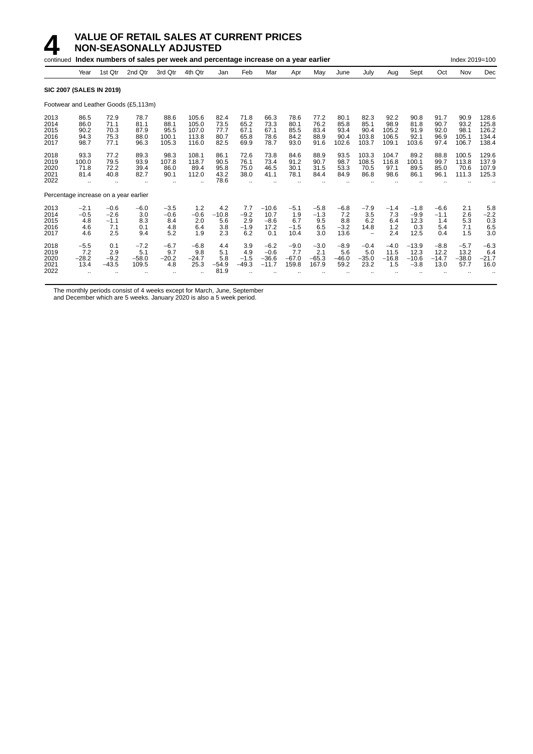# 4 VALUE OF RETAIL SALES AT CURRENT PRICES NON-SEASONALLY ADJUSTED

continued **Index numbers of sales per week and percentage increase on a year earlier** Index 2019=100

| | Year | 1st Qtr | 2nd Qtr | 3rd Qtr | 4th Qtr | Jan | Feb | Mar | Apr | May | June | July | Aug | Sept | Oct | Nov | Dec |
|---|---|---|---|---|---|---|---|---|---|---|---|---|---|---|---|---|---|
| **SIC 2007 (SALES IN 2019)** | | | | | | | | | | | | | | | | | |
| Footwear and Leather Goods (£5,113m) | | | | | | | | | | | | | | | | | |
| 2013 | 86.5 | 72.9 | 78.7 | 88.6 | 105.6 | 82.4 | 71.8 | 66.3 | 78.6 | 77.2 | 80.1 | 82.3 | 92.2 | 90.8 | 91.7 | 90.9 | 128.6 |
| 2014 | 86.0 | 71.1 | 81.1 | 88.1 | 105.0 | 73.5 | 65.2 | 73.3 | 80.1 | 76.2 | 85.8 | 85.1 | 98.9 | 81.8 | 90.7 | 93.2 | 125.8 |
| 2015 | 90.2 | 70.3 | 87.9 | 95.5 | 107.0 | 77.7 | 67.1 | 67.1 | 85.5 | 83.4 | 93.4 | 90.4 | 105.2 | 91.9 | 92.0 | 98.1 | 126.2 |
| 2016 | 94.3 | 75.3 | 88.0 | 100.1 | 113.8 | 80.7 | 65.8 | 78.6 | 84.2 | 88.9 | 90.4 | 103.8 | 106.5 | 92.1 | 96.9 | 105.1 | 134.4 |
| 2017 | 98.7 | 77.1 | 96.3 | 105.3 | 116.0 | 82.5 | 69.9 | 78.7 | 93.0 | 91.6 | 102.6 | 103.7 | 109.1 | 103.6 | 97.4 | 106.7 | 138.4 |
| 2018 | 93.3 | 77.2 | 89.3 | 98.3 | 108.1 | 86.1 | 72.6 | 73.8 | 84.6 | 88.9 | 93.5 | 103.3 | 104.7 | 89.2 | 88.8 | 100.5 | 129.6 |
| 2019 | 100.0 | 79.5 | 93.9 | 107.8 | 118.7 | 90.5 | 76.1 | 73.4 | 91.2 | 90.7 | 98.7 | 108.5 | 116.8 | 100.1 | 99.7 | 113.8 | 137.9 |
| 2020 | 71.8 | 72.2 | 39.4 | 86.0 | 89.4 | 95.8 | 75.0 | 46.5 | 30.1 | 31.5 | 53.3 | 70.5 | 97.1 | 89.5 | 85.0 | 70.6 | 107.9 |
| 2021 | 81.4 | 40.8 | 82.7 | 90.1 | 112.0 | 43.2 | 38.0 | 41.1 | 78.1 | 84.4 | 84.9 | 86.8 | 98.6 | 86.1 | 96.1 | 111.3 | 125.3 |
| 2022 | .. | .. | .. | .. | .. | 78.6 | .. | .. | .. | .. | .. | .. | .. | .. | .. | .. | .. |
| Percentage increase on a year earlier | | | | | | | | | | | | | | | | | |
| 2013 | −2.1 | −0.6 | −6.0 | −3.5 | 1.2 | 4.2 | 7.7 | −10.6 | −5.1 | −5.8 | −6.8 | −7.9 | −1.4 | −1.8 | −6.6 | 2.1 | 5.8 |
| 2014 | −0.5 | −2.6 | 3.0 | −0.6 | −0.6 | −10.8 | −9.2 | 10.7 | 1.9 | −1.3 | 7.2 | 3.5 | 7.3 | −9.9 | −1.1 | 2.6 | −2.2 |
| 2015 | 4.8 | −1.1 | 8.3 | 8.4 | 2.0 | 5.6 | 2.9 | −8.6 | 6.7 | 9.5 | 8.8 | 6.2 | 6.4 | 12.3 | 1.4 | 5.3 | 0.3 |
| 2016 | 4.6 | 7.1 | 0.1 | 4.8 | 6.4 | 3.8 | −1.9 | 17.2 | −1.5 | 6.5 | −3.2 | 14.8 | 1.2 | 0.3 | 5.4 | 7.1 | 6.5 |
| 2017 | 4.6 | 2.5 | 9.4 | 5.2 | 1.9 | 2.3 | 6.2 | 0.1 | 10.4 | 3.0 | 13.6 | – | 2.4 | 12.5 | 0.4 | 1.5 | 3.0 |
| 2018 | −5.5 | 0.1 | −7.2 | −6.7 | −6.8 | 4.4 | 3.9 | −6.2 | −9.0 | −3.0 | −8.9 | −0.4 | −4.0 | −13.9 | −8.8 | −5.7 | −6.3 |
| 2019 | 7.2 | 2.9 | 5.1 | 9.7 | 9.8 | 5.1 | 4.9 | −0.6 | 7.7 | 2.1 | 5.6 | 5.0 | 11.5 | 12.3 | 12.2 | 13.2 | 6.4 |
| 2020 | −28.2 | −9.2 | −58.0 | −20.2 | −24.7 | 5.8 | −1.5 | −36.6 | −67.0 | −65.3 | −46.0 | −35.0 | −16.8 | −10.6 | −14.7 | −38.0 | −21.7 |
| 2021 | 13.4 | −43.5 | 109.5 | 4.8 | 25.3 | −54.9 | −49.3 | −11.7 | 159.8 | 167.9 | 59.2 | 23.2 | 1.5 | −3.8 | 13.0 | 57.7 | 16.0 |
| 2022 | .. | .. | .. | .. | .. | 81.9 | .. | .. | .. | .. | .. | .. | .. | .. | .. | .. | .. |

The monthly periods consist of 4 weeks except for March, June, September and December which are 5 weeks. January 2020 is also a 5 week period.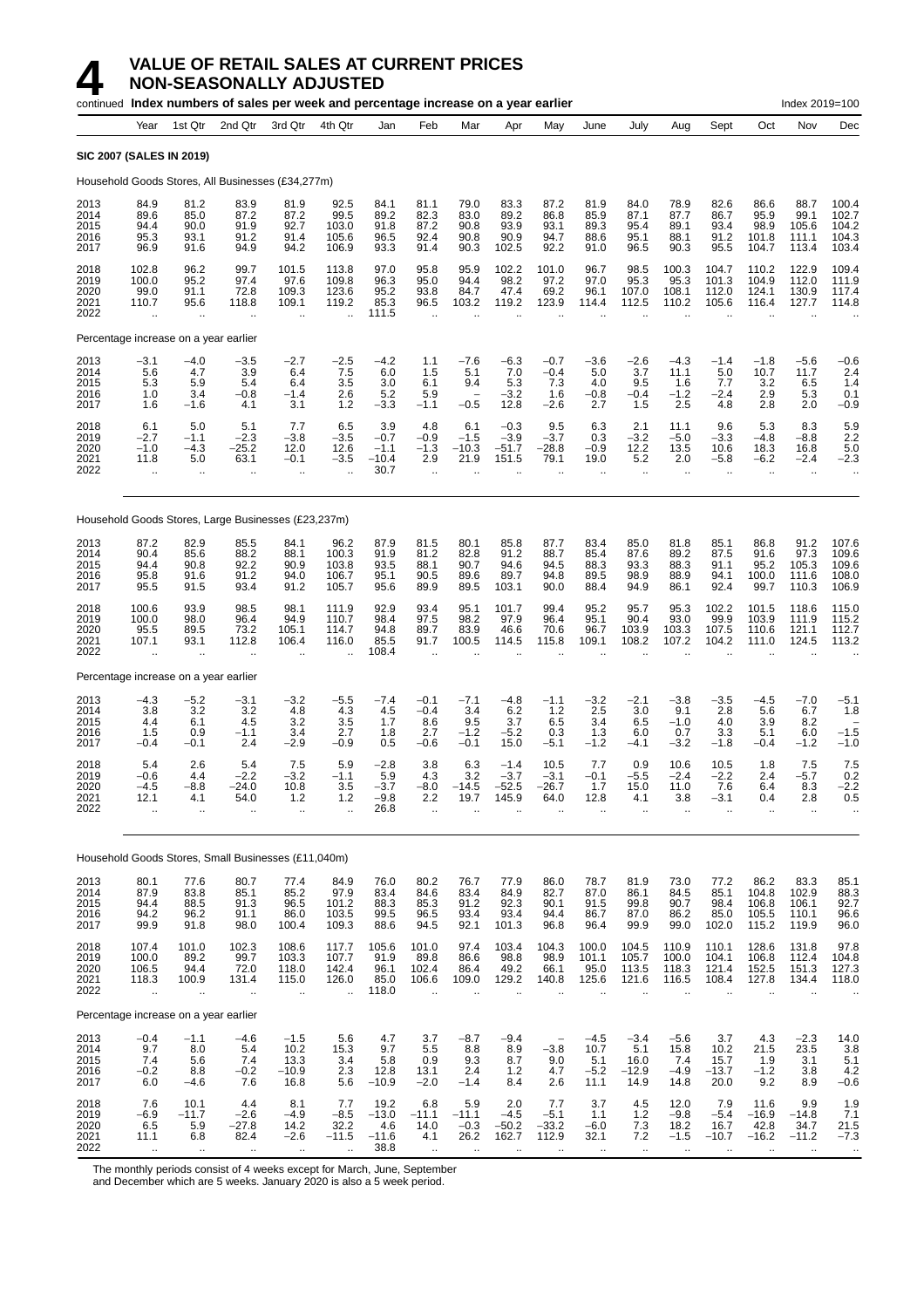# 4 VALUE OF RETAIL SALES AT CURRENT PRICES NON-SEASONALLY ADJUSTED

continued **Index numbers of sales per week and percentage increase on a year earlier** Index 2019=100

| Year | Year | 1st Qtr | 2nd Qtr | 3rd Qtr | 4th Qtr | Jan | Feb | Mar | Apr | May | June | July | Aug | Sept | Oct | Nov | Dec |
|---|---|---|---|---|---|---|---|---|---|---|---|---|---|---|---|---|---|
| **SIC 2007 (SALES IN 2019)** | | | | | | | | | | | | | | | | | |
| Household Goods Stores, All Businesses (£34,277m) | | | | | | | | | | | | | | | | | |
| 2013 | 84.9 | 81.2 | 83.9 | 81.9 | 92.5 | 84.1 | 81.1 | 79.0 | 83.3 | 87.2 | 81.9 | 84.0 | 78.9 | 82.6 | 86.6 | 88.7 | 100.4 |
| 2014 | 89.6 | 85.0 | 87.2 | 87.2 | 99.5 | 89.2 | 82.3 | 83.0 | 89.2 | 86.8 | 85.9 | 87.1 | 87.7 | 86.7 | 95.9 | 99.1 | 102.7 |
| 2015 | 94.4 | 90.0 | 91.9 | 92.7 | 103.0 | 91.8 | 87.2 | 90.8 | 93.9 | 93.1 | 89.3 | 95.4 | 89.1 | 93.4 | 98.9 | 105.6 | 104.2 |
| 2016 | 95.3 | 93.1 | 91.2 | 91.4 | 105.6 | 96.5 | 92.4 | 90.8 | 90.9 | 94.7 | 88.6 | 95.1 | 88.1 | 91.2 | 101.8 | 111.1 | 104.3 |
| 2017 | 96.9 | 91.6 | 94.9 | 94.2 | 106.9 | 93.3 | 91.4 | 90.3 | 102.5 | 92.2 | 91.0 | 96.5 | 90.3 | 95.5 | 104.7 | 113.4 | 103.4 |
| 2018 | 102.8 | 96.2 | 99.7 | 101.5 | 113.8 | 97.0 | 95.8 | 95.9 | 102.2 | 101.0 | 96.7 | 98.5 | 100.3 | 104.7 | 110.2 | 122.9 | 109.4 |
| 2019 | 100.0 | 95.2 | 97.4 | 97.6 | 109.8 | 96.3 | 95.0 | 94.4 | 98.2 | 97.2 | 97.0 | 95.3 | 95.3 | 101.3 | 104.9 | 112.0 | 111.9 |
| 2020 | 99.0 | 91.1 | 72.8 | 109.3 | 123.6 | 95.2 | 93.8 | 84.7 | 47.4 | 69.2 | 96.1 | 107.0 | 108.1 | 112.0 | 124.1 | 130.9 | 117.4 |
| 2021 | 110.7 | 95.6 | 118.8 | 109.1 | 119.2 | 85.3 | 96.5 | 103.2 | 119.2 | 123.9 | 114.4 | 112.5 | 110.2 | 105.6 | 116.4 | 127.7 | 114.8 |
| 2022 | .. | .. | .. | .. | .. | 111.5 | .. | .. | .. | .. | .. | .. | .. | .. | .. | .. | .. |
| Percentage increase on a year earlier | | | | | | | | | | | | | | | | | |
| 2013 | −3.1 | −4.0 | −3.5 | −2.7 | −2.5 | −4.2 | 1.1 | −7.6 | −6.3 | −0.7 | −3.6 | −2.6 | −4.3 | −1.4 | −1.8 | −5.6 | −0.6 |
| 2014 | 5.6 | 4.7 | 3.9 | 6.4 | 7.5 | 6.0 | 1.5 | 5.1 | 7.0 | −0.4 | 5.0 | 3.7 | 11.1 | 5.0 | 10.7 | 11.7 | 2.4 |
| 2015 | 5.3 | 5.9 | 5.4 | 6.4 | 3.5 | 3.0 | 6.1 | 9.4 | 5.3 | 7.3 | 4.0 | 9.5 | 1.6 | 7.7 | 3.2 | 6.5 | 1.4 |
| 2016 | 1.0 | 3.4 | −0.8 | −1.4 | 2.6 | 5.2 | 5.9 | – | −3.2 | 1.6 | −0.8 | −0.4 | −1.2 | −2.4 | 2.9 | 5.3 | 0.1 |
| 2017 | 1.6 | −1.6 | 4.1 | 3.1 | 1.2 | −3.3 | −1.1 | −0.5 | 12.8 | −2.6 | 2.7 | 1.5 | 2.5 | 4.8 | 2.8 | 2.0 | −0.9 |
| 2018 | 6.1 | 5.0 | 5.1 | 7.7 | 6.5 | 3.9 | 4.8 | 6.1 | −0.3 | 9.5 | 6.3 | 2.1 | 11.1 | 9.6 | 5.3 | 8.3 | 5.9 |
| 2019 | −2.7 | −1.1 | −2.3 | −3.8 | −3.5 | −0.7 | −0.9 | −1.5 | −3.9 | −3.7 | 0.3 | −3.2 | −5.0 | −3.3 | −4.8 | −8.8 | 2.2 |
| 2020 | −1.0 | −4.3 | −25.2 | 12.0 | 12.6 | −1.1 | −1.3 | −10.3 | −51.7 | −28.8 | −0.9 | 12.2 | 13.5 | 10.6 | 18.3 | 16.8 | 5.0 |
| 2021 | 11.8 | 5.0 | 63.1 | −0.1 | −3.5 | −10.4 | 2.9 | 21.9 | 151.5 | 79.1 | 19.0 | 5.2 | 2.0 | −5.8 | −6.2 | −2.4 | −2.3 |
| 2022 | .. | .. | .. | .. | .. | 30.7 | .. | .. | .. | .. | .. | .. | .. | .. | .. | .. | .. |
| Household Goods Stores, Large Businesses (£23,237m) | | | | | | | | | | | | | | | | | |
| 2013 | 87.2 | 82.9 | 85.5 | 84.1 | 96.2 | 87.9 | 81.5 | 80.1 | 85.8 | 87.7 | 83.4 | 85.0 | 81.8 | 85.1 | 86.8 | 91.2 | 107.6 |
| 2014 | 90.4 | 85.6 | 88.2 | 88.1 | 100.3 | 91.9 | 81.2 | 82.8 | 91.2 | 88.7 | 85.4 | 87.6 | 89.2 | 87.5 | 91.6 | 97.3 | 109.6 |
| 2015 | 94.4 | 90.8 | 92.2 | 90.9 | 103.8 | 93.5 | 88.1 | 90.7 | 94.6 | 94.5 | 88.3 | 93.3 | 88.3 | 91.1 | 95.2 | 105.3 | 109.6 |
| 2016 | 95.8 | 91.6 | 91.2 | 94.0 | 106.7 | 95.1 | 90.5 | 89.6 | 89.7 | 94.8 | 89.5 | 98.9 | 88.9 | 94.1 | 100.0 | 111.6 | 108.0 |
| 2017 | 95.5 | 91.5 | 93.4 | 91.2 | 105.7 | 95.6 | 89.9 | 89.5 | 103.1 | 90.0 | 88.4 | 94.9 | 86.1 | 92.4 | 99.7 | 110.3 | 106.9 |
| 2018 | 100.6 | 93.9 | 98.5 | 98.1 | 111.9 | 92.9 | 93.4 | 95.1 | 101.7 | 99.4 | 95.2 | 95.7 | 95.3 | 102.2 | 101.5 | 118.6 | 115.0 |
| 2019 | 100.0 | 98.0 | 96.4 | 94.9 | 110.7 | 98.4 | 97.5 | 98.2 | 97.9 | 96.4 | 95.1 | 90.4 | 93.0 | 99.9 | 103.9 | 111.9 | 115.2 |
| 2020 | 95.5 | 89.5 | 73.2 | 105.1 | 114.7 | 94.8 | 89.7 | 83.9 | 46.6 | 70.6 | 96.7 | 103.9 | 103.3 | 107.5 | 110.6 | 121.1 | 112.7 |
| 2021 | 107.1 | 93.1 | 112.8 | 106.4 | 116.0 | 85.5 | 91.7 | 100.5 | 114.5 | 115.8 | 109.1 | 108.2 | 107.2 | 104.2 | 111.0 | 124.5 | 113.2 |
| 2022 | .. | .. | .. | .. | .. | 108.4 | .. | .. | .. | .. | .. | .. | .. | .. | .. | .. | .. |
| Percentage increase on a year earlier | | | | | | | | | | | | | | | | | |
| 2013 | −4.3 | −5.2 | −3.1 | −3.2 | −5.5 | −7.4 | −0.1 | −7.1 | −4.8 | −1.1 | −3.2 | −2.1 | −3.8 | −3.5 | −4.5 | −7.0 | −5.1 |
| 2014 | 3.8 | 3.2 | 3.2 | 4.8 | 4.3 | 4.5 | −0.4 | 3.4 | 6.2 | 1.2 | 2.5 | 3.0 | 9.1 | 2.8 | 5.6 | 6.7 | 1.8 |
| 2015 | 4.4 | 6.1 | 4.5 | 3.2 | 3.5 | 1.7 | 8.6 | 9.5 | 3.7 | 6.5 | 3.4 | 6.5 | −1.0 | 4.0 | 3.9 | 8.2 | – |
| 2016 | 1.5 | 0.9 | −1.1 | 3.4 | 2.7 | 1.8 | 2.7 | −1.2 | −5.2 | 0.3 | 1.3 | 6.0 | 0.7 | 3.3 | 5.1 | 6.0 | −1.5 |
| 2017 | −0.4 | −0.1 | 2.4 | −2.9 | −0.9 | 0.5 | −0.6 | −0.1 | 15.0 | −5.1 | −1.2 | −4.1 | −3.2 | −1.8 | −0.4 | −1.2 | −1.0 |
| 2018 | 5.4 | 2.6 | 5.4 | 7.5 | 5.9 | −2.8 | 3.8 | 6.3 | −1.4 | 10.5 | 7.7 | 0.9 | 10.6 | 10.5 | 1.8 | 7.5 | 7.5 |
| 2019 | −0.6 | 4.4 | −2.2 | −3.2 | −1.1 | 5.9 | 4.3 | 3.2 | −3.7 | −3.1 | −0.1 | −5.5 | −2.4 | −2.2 | 2.4 | −5.7 | 0.2 |
| 2020 | −4.5 | −8.8 | −24.0 | 10.8 | 3.5 | −3.7 | −8.0 | −14.5 | −52.5 | −26.7 | 1.7 | 15.0 | 11.0 | 7.6 | 6.4 | 8.3 | −2.2 |
| 2021 | 12.1 | 4.1 | 54.0 | 1.2 | 1.2 | −9.8 | 2.2 | 19.7 | 145.9 | 64.0 | 12.8 | 4.1 | 3.8 | −3.1 | 0.4 | 2.8 | 0.5 |
| 2022 | .. | .. | .. | .. | .. | 26.8 | .. | .. | .. | .. | .. | .. | .. | .. | .. | .. | .. |
| Household Goods Stores, Small Businesses (£11,040m) | | | | | | | | | | | | | | | | | |
| 2013 | 80.1 | 77.6 | 80.7 | 77.4 | 84.9 | 76.0 | 80.2 | 76.7 | 77.9 | 86.0 | 78.7 | 81.9 | 73.0 | 77.2 | 86.2 | 83.3 | 85.1 |
| 2014 | 87.9 | 83.8 | 85.1 | 85.2 | 97.9 | 83.4 | 84.6 | 83.4 | 84.9 | 82.7 | 87.0 | 86.1 | 84.5 | 85.1 | 104.8 | 102.9 | 88.3 |
| 2015 | 94.4 | 88.5 | 91.3 | 96.5 | 101.2 | 88.3 | 85.3 | 91.2 | 92.3 | 90.1 | 91.5 | 99.8 | 90.7 | 98.4 | 106.8 | 106.1 | 92.7 |
| 2016 | 94.2 | 96.2 | 91.1 | 86.0 | 103.5 | 99.5 | 96.5 | 93.4 | 93.4 | 94.4 | 86.7 | 87.0 | 86.2 | 85.0 | 105.5 | 110.1 | 96.6 |
| 2017 | 99.9 | 91.8 | 98.0 | 100.4 | 109.3 | 88.6 | 94.5 | 92.1 | 101.3 | 96.8 | 96.4 | 99.9 | 99.0 | 102.0 | 115.2 | 119.9 | 96.0 |
| 2018 | 107.4 | 101.0 | 102.3 | 108.6 | 117.7 | 105.6 | 101.0 | 97.4 | 103.4 | 104.3 | 100.0 | 104.5 | 110.9 | 110.1 | 128.6 | 131.8 | 97.8 |
| 2019 | 100.0 | 89.2 | 99.7 | 103.3 | 107.7 | 91.9 | 89.8 | 86.6 | 98.8 | 98.9 | 101.1 | 105.7 | 100.0 | 104.1 | 106.8 | 112.4 | 104.8 |
| 2020 | 106.5 | 94.4 | 72.0 | 118.0 | 142.4 | 96.1 | 102.4 | 86.4 | 49.2 | 66.1 | 95.0 | 113.5 | 118.3 | 121.4 | 152.5 | 151.3 | 127.3 |
| 2021 | 118.3 | 100.9 | 131.4 | 115.0 | 126.0 | 85.0 | 106.6 | 109.0 | 129.2 | 140.8 | 125.6 | 121.6 | 116.5 | 108.4 | 127.8 | 134.4 | 118.0 |
| 2022 | .. | .. | .. | .. | .. | 118.0 | .. | .. | .. | .. | .. | .. | .. | .. | .. | .. | .. |
| Percentage increase on a year earlier | | | | | | | | | | | | | | | | | |
| 2013 | −0.4 | −1.1 | −4.6 | −1.5 | 5.6 | 4.7 | 3.7 | −8.7 | −9.4 | – | −4.5 | −3.4 | −5.6 | 3.7 | 4.3 | −2.3 | 14.0 |
| 2014 | 9.7 | 8.0 | 5.4 | 10.2 | 15.3 | 9.7 | 5.5 | 8.8 | 8.9 | −3.8 | 10.7 | 5.1 | 15.8 | 10.2 | 21.5 | 23.5 | 3.8 |
| 2015 | 7.4 | 5.6 | 7.4 | 13.3 | 3.4 | 5.8 | 0.9 | 9.3 | 8.7 | 9.0 | 5.1 | 16.0 | 7.4 | 15.7 | 1.9 | 3.1 | 5.1 |
| 2016 | −0.2 | 8.8 | −0.2 | −10.9 | 2.3 | 12.8 | 13.1 | 2.4 | 1.2 | 4.7 | −5.2 | −12.9 | −4.9 | −13.7 | −1.2 | 3.8 | 4.2 |
| 2017 | 6.0 | −4.6 | 7.6 | 16.8 | 5.6 | −10.9 | −2.0 | −1.4 | 8.4 | 2.6 | 11.1 | 14.9 | 14.8 | 20.0 | 9.2 | 8.9 | −0.6 |
| 2018 | 7.6 | 10.1 | 4.4 | 8.1 | 7.7 | 19.2 | 6.8 | 5.9 | 2.0 | 7.7 | 3.7 | 4.5 | 12.0 | 7.9 | 11.6 | 9.9 | 1.9 |
| 2019 | −6.9 | −11.7 | −2.6 | −4.9 | −8.5 | −13.0 | −11.1 | −11.1 | −4.5 | −5.1 | 1.1 | 1.2 | −9.8 | −5.4 | −16.9 | −14.8 | 7.1 |
| 2020 | 6.5 | 5.9 | −27.8 | 14.2 | 32.2 | 4.6 | 14.0 | −0.3 | −50.2 | −33.2 | −6.0 | 7.3 | 18.2 | 16.7 | 42.8 | 34.7 | 21.5 |
| 2021 | 11.1 | 6.8 | 82.4 | −2.6 | −11.5 | −11.6 | 4.1 | 26.2 | 162.7 | 112.9 | 32.1 | 7.2 | −1.5 | −10.7 | −16.2 | −11.2 | −7.3 |
| 2022 | .. | .. | .. | .. | .. | 38.8 | .. | .. | .. | .. | .. | .. | .. | .. | .. | .. | .. |

The monthly periods consist of 4 weeks except for March, June, September and December which are 5 weeks. January 2020 is also a 5 week period.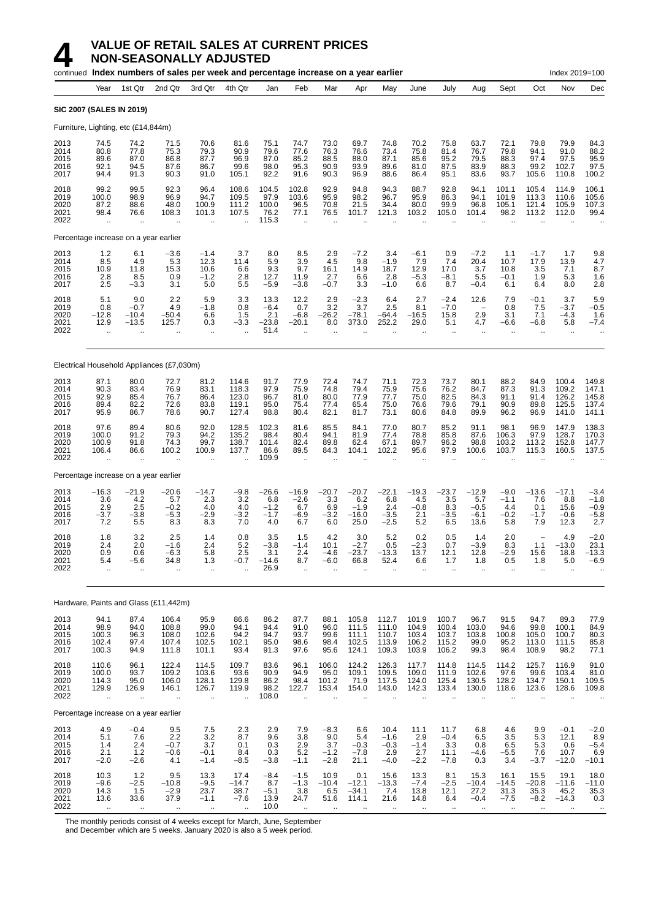# 4 VALUE OF RETAIL SALES AT CURRENT PRICES NON-SEASONALLY ADJUSTED

continued **Index numbers of sales per week and percentage increase on a year earlier** Index 2019=100

| | Year | 1st Qtr | 2nd Qtr | 3rd Qtr | 4th Qtr | Jan | Feb | Mar | Apr | May | June | July | Aug | Sept | Oct | Nov | Dec |
|---|---|---|---|---|---|---|---|---|---|---|---|---|---|---|---|---|---|
| **SIC 2007 (SALES IN 2019)** | | | | | | | | | | | | | | | | | |
| Furniture, Lighting, etc (£14,844m) | | | | | | | | | | | | | | | | | |
| 2013 | 74.5 | 74.2 | 71.5 | 70.6 | 81.6 | 75.1 | 74.7 | 73.0 | 69.7 | 74.8 | 70.2 | 75.8 | 63.7 | 72.1 | 79.8 | 79.9 | 84.3 |
| 2014 | 80.8 | 77.8 | 75.3 | 79.3 | 90.9 | 79.6 | 77.6 | 76.3 | 76.6 | 73.4 | 75.8 | 81.4 | 76.7 | 79.8 | 94.1 | 91.0 | 88.2 |
| 2015 | 89.6 | 87.0 | 86.8 | 87.7 | 96.9 | 87.0 | 85.2 | 88.5 | 88.0 | 87.1 | 85.6 | 95.2 | 79.5 | 88.3 | 97.4 | 97.5 | 95.9 |
| 2016 | 92.1 | 94.5 | 87.6 | 86.7 | 99.6 | 98.0 | 95.3 | 90.9 | 93.9 | 89.6 | 81.0 | 87.5 | 83.9 | 88.3 | 99.2 | 102.7 | 97.5 |
| 2017 | 94.4 | 91.3 | 90.3 | 91.0 | 105.1 | 92.2 | 91.6 | 90.3 | 96.9 | 88.6 | 86.4 | 95.1 | 83.6 | 93.7 | 105.6 | 110.8 | 100.2 |
| 2018 | 99.2 | 99.5 | 92.3 | 96.4 | 108.6 | 104.5 | 102.8 | 92.9 | 94.8 | 94.3 | 88.7 | 92.8 | 94.1 | 101.1 | 105.4 | 114.9 | 106.1 |
| 2019 | 100.0 | 98.9 | 96.9 | 94.7 | 109.5 | 97.9 | 103.6 | 95.9 | 98.2 | 96.7 | 95.9 | 86.3 | 94.1 | 101.9 | 113.3 | 110.6 | 105.6 |
| 2020 | 87.2 | 88.6 | 48.0 | 100.9 | 111.2 | 100.0 | 96.5 | 70.8 | 21.5 | 34.4 | 80.0 | 99.9 | 96.8 | 105.1 | 121.4 | 105.9 | 107.3 |
| 2021 | 98.4 | 76.6 | 108.3 | 101.3 | 107.5 | 76.2 | 77.1 | 76.5 | 101.7 | 121.3 | 103.2 | 105.0 | 101.4 | 98.2 | 113.2 | 112.0 | 99.4 |
| 2022 | .. | .. | .. | .. | .. | 115.3 | .. | .. | .. | .. | .. | .. | .. | .. | .. | .. | .. |
| Percentage increase on a year earlier | | | | | | | | | | | | | | | | | |
| 2013 | 1.2 | 6.1 | −3.6 | −1.4 | 3.7 | 8.0 | 8.5 | 2.9 | −7.2 | 3.4 | −6.1 | 0.9 | −7.2 | 1.1 | −1.7 | 1.7 | 9.8 |
| 2014 | 8.5 | 4.9 | 5.3 | 12.3 | 11.4 | 5.9 | 3.9 | 4.5 | 9.8 | −1.9 | 7.9 | 7.4 | 20.4 | 10.7 | 17.9 | 13.9 | 4.7 |
| 2015 | 10.9 | 11.8 | 15.3 | 10.6 | 6.6 | 9.3 | 9.7 | 16.1 | 14.9 | 18.7 | 12.9 | 17.0 | 3.7 | 10.8 | 3.5 | 7.1 | 8.7 |
| 2016 | 2.8 | 8.5 | 0.9 | −1.2 | 2.8 | 12.7 | 11.9 | 2.7 | 6.6 | 2.8 | −5.3 | −8.1 | 5.5 | −0.1 | 1.9 | 5.3 | 1.6 |
| 2017 | 2.5 | −3.3 | 3.1 | 5.0 | 5.5 | −5.9 | −3.8 | −0.7 | 3.3 | −1.0 | 6.6 | 8.7 | −0.4 | 6.1 | 6.4 | 8.0 | 2.8 |
| 2018 | 5.1 | 9.0 | 2.2 | 5.9 | 3.3 | 13.3 | 12.2 | 2.9 | −2.3 | 6.4 | 2.7 | −2.4 | 12.6 | 7.9 | −0.1 | 3.7 | 5.9 |
| 2019 | 0.8 | −0.7 | 4.9 | −1.8 | 0.8 | −6.4 | 0.7 | 3.2 | 3.7 | 2.5 | 8.1 | −7.0 | – | 0.8 | 7.5 | −3.7 | −0.5 |
| 2020 | −12.8 | −10.4 | −50.4 | 6.6 | 1.5 | 2.1 | −6.8 | −26.2 | −78.1 | −64.4 | −16.5 | 15.8 | 2.9 | 3.1 | 7.1 | −4.3 | 1.6 |
| 2021 | 12.9 | −13.5 | 125.7 | 0.3 | −3.3 | −23.8 | −20.1 | 8.0 | 373.0 | 252.2 | 29.0 | 5.1 | 4.7 | −6.6 | −6.8 | 5.8 | −7.4 |
| 2022 | .. | .. | .. | .. | .. | 51.4 | .. | .. | .. | .. | .. | .. | .. | .. | .. | .. | .. |
| Electrical Household Appliances (£7,030m) | | | | | | | | | | | | | | | | | |
| 2013 | 87.1 | 80.0 | 72.7 | 81.2 | 114.6 | 91.7 | 77.9 | 72.4 | 74.7 | 71.1 | 72.3 | 73.7 | 80.1 | 88.2 | 84.9 | 100.4 | 149.8 |
| 2014 | 90.3 | 83.4 | 76.9 | 83.1 | 118.3 | 97.9 | 75.9 | 74.8 | 79.4 | 75.9 | 75.6 | 76.2 | 84.7 | 87.3 | 91.3 | 109.2 | 147.1 |
| 2015 | 92.9 | 85.4 | 76.7 | 86.4 | 123.0 | 96.7 | 81.0 | 80.0 | 77.9 | 77.7 | 75.0 | 82.5 | 84.3 | 91.1 | 91.4 | 126.2 | 145.8 |
| 2016 | 89.4 | 82.2 | 72.6 | 83.8 | 119.1 | 95.0 | 75.4 | 77.4 | 65.4 | 75.0 | 76.6 | 79.6 | 79.1 | 90.9 | 89.8 | 125.5 | 137.4 |
| 2017 | 95.9 | 86.7 | 78.6 | 90.7 | 127.4 | 98.8 | 80.4 | 82.1 | 81.7 | 73.1 | 80.6 | 84.8 | 89.9 | 96.2 | 96.9 | 141.0 | 141.1 |
| 2018 | 97.6 | 89.4 | 80.6 | 92.0 | 128.5 | 102.3 | 81.6 | 85.5 | 84.1 | 77.0 | 80.7 | 85.2 | 91.1 | 98.1 | 96.9 | 147.9 | 138.3 |
| 2019 | 100.0 | 91.2 | 79.3 | 94.2 | 135.2 | 98.4 | 80.4 | 94.1 | 81.9 | 77.4 | 78.8 | 85.8 | 87.6 | 106.3 | 97.9 | 128.7 | 170.3 |
| 2020 | 100.9 | 91.8 | 74.3 | 99.7 | 138.7 | 101.4 | 82.4 | 89.8 | 62.4 | 67.1 | 89.7 | 96.2 | 98.8 | 103.2 | 113.2 | 152.8 | 147.7 |
| 2021 | 106.4 | 86.6 | 100.2 | 100.9 | 137.7 | 86.6 | 89.5 | 84.3 | 104.1 | 102.2 | 95.6 | 97.9 | 100.6 | 103.7 | 115.3 | 160.5 | 137.5 |
| 2022 | .. | .. | .. | .. | .. | 109.9 | .. | .. | .. | .. | .. | .. | .. | .. | .. | .. | .. |
| Percentage increase on a year earlier | | | | | | | | | | | | | | | | | |
| 2013 | −16.3 | −21.9 | −20.6 | −14.7 | −9.8 | −26.6 | −16.9 | −20.7 | −20.7 | −22.1 | −19.3 | −23.7 | −12.9 | −9.0 | −13.6 | −17.1 | −3.4 |
| 2014 | 3.6 | 4.2 | 5.7 | 2.3 | 3.2 | 6.8 | −2.6 | 3.3 | 6.2 | 6.8 | 4.5 | 3.5 | 5.7 | −1.1 | 7.6 | 8.8 | −1.8 |
| 2015 | 2.9 | 2.5 | −0.2 | 4.0 | 4.0 | −1.2 | 6.7 | 6.9 | −1.9 | 2.4 | −0.8 | 8.3 | −0.5 | 4.4 | 0.1 | 15.6 | −0.9 |
| 2016 | −3.7 | −3.8 | −5.3 | −2.9 | −3.2 | −1.7 | −6.9 | −3.2 | −16.0 | −3.5 | 2.1 | −3.5 | −6.1 | −0.2 | −1.7 | −0.6 | −5.8 |
| 2017 | 7.2 | 5.5 | 8.3 | 8.3 | 7.0 | 4.0 | 6.7 | 6.0 | 25.0 | −2.5 | 5.2 | 6.5 | 13.6 | 5.8 | 7.9 | 12.3 | 2.7 |
| 2018 | 1.8 | 3.2 | 2.5 | 1.4 | 0.8 | 3.5 | 1.5 | 4.2 | 3.0 | 5.2 | 0.2 | 0.5 | 1.4 | 2.0 | – | 4.9 | −2.0 |
| 2019 | 2.4 | 2.0 | −1.6 | 2.4 | 5.2 | −3.8 | −1.4 | 10.1 | −2.7 | 0.5 | −2.3 | 0.7 | −3.9 | 8.3 | 1.1 | −13.0 | 23.1 |
| 2020 | 0.9 | 0.6 | −6.3 | 5.8 | 2.5 | 3.1 | 2.4 | −4.6 | −23.7 | −13.3 | 13.7 | 12.1 | 12.8 | −2.9 | 15.6 | 18.8 | −13.3 |
| 2021 | 5.4 | −5.6 | 34.8 | 1.3 | −0.7 | −14.6 | 8.7 | −6.0 | 66.8 | 52.4 | 6.6 | 1.7 | 1.8 | 0.5 | 1.8 | 5.0 | −6.9 |
| 2022 | .. | .. | .. | .. | .. | 26.9 | .. | .. | .. | .. | .. | .. | .. | .. | .. | .. | .. |
| Hardware, Paints and Glass (£11,442m) | | | | | | | | | | | | | | | | | |
| 2013 | 94.1 | 87.4 | 106.4 | 95.9 | 86.6 | 86.2 | 87.7 | 88.1 | 105.8 | 112.7 | 101.9 | 100.7 | 96.7 | 91.5 | 94.7 | 89.3 | 77.9 |
| 2014 | 98.9 | 94.0 | 108.8 | 99.0 | 94.1 | 94.4 | 91.0 | 96.0 | 111.5 | 111.0 | 104.9 | 100.4 | 103.0 | 94.6 | 99.8 | 100.1 | 84.9 |
| 2015 | 100.3 | 96.3 | 108.0 | 102.6 | 94.2 | 94.7 | 93.7 | 99.6 | 111.1 | 110.7 | 103.4 | 103.7 | 103.8 | 100.8 | 105.0 | 100.7 | 80.3 |
| 2016 | 102.4 | 97.4 | 107.4 | 102.5 | 102.1 | 95.0 | 98.6 | 98.4 | 102.5 | 113.9 | 106.2 | 115.2 | 99.0 | 95.2 | 113.0 | 111.5 | 85.8 |
| 2017 | 100.3 | 94.9 | 111.8 | 101.1 | 93.4 | 91.3 | 97.6 | 95.6 | 124.1 | 109.3 | 103.9 | 106.2 | 99.3 | 98.4 | 108.9 | 98.2 | 77.1 |
| 2018 | 110.6 | 96.1 | 122.4 | 114.5 | 109.7 | 83.6 | 96.1 | 106.0 | 124.2 | 126.3 | 117.7 | 114.8 | 114.5 | 114.2 | 125.7 | 116.9 | 91.0 |
| 2019 | 100.0 | 93.7 | 109.2 | 103.6 | 93.6 | 90.9 | 94.9 | 95.0 | 109.1 | 109.5 | 109.0 | 111.9 | 102.6 | 97.6 | 99.6 | 103.4 | 81.0 |
| 2020 | 114.3 | 95.0 | 106.0 | 128.1 | 129.8 | 86.2 | 98.4 | 101.2 | 71.9 | 117.5 | 124.0 | 125.4 | 130.5 | 128.2 | 134.7 | 150.1 | 109.5 |
| 2021 | 129.9 | 126.9 | 146.1 | 126.7 | 119.9 | 98.2 | 122.7 | 153.4 | 154.0 | 143.0 | 142.3 | 133.4 | 130.0 | 118.6 | 123.6 | 128.6 | 109.8 |
| 2022 | .. | .. | .. | .. | .. | 108.0 | .. | .. | .. | .. | .. | .. | .. | .. | .. | .. | .. |
| Percentage increase on a year earlier | | | | | | | | | | | | | | | | | |
| 2013 | 4.9 | −0.4 | 9.5 | 7.5 | 2.3 | 2.9 | 7.9 | −8.3 | 6.6 | 10.4 | 11.1 | 11.7 | 6.8 | 4.6 | 9.9 | −0.1 | −2.0 |
| 2014 | 5.1 | 7.6 | 2.2 | 3.2 | 8.7 | 9.6 | 3.8 | 9.0 | 5.4 | −1.6 | 2.9 | −0.4 | 6.5 | 3.5 | 5.3 | 12.1 | 8.9 |
| 2015 | 1.4 | 2.4 | −0.7 | 3.7 | 0.1 | 0.3 | 2.9 | 3.7 | −0.3 | −0.3 | −1.4 | 3.3 | 0.8 | 6.5 | 5.3 | 0.6 | −5.4 |
| 2016 | 2.1 | 1.2 | −0.6 | −0.1 | 8.4 | 0.3 | 5.2 | −1.2 | −7.8 | 2.9 | 2.7 | 11.1 | −4.6 | −5.5 | 7.6 | 10.7 | 6.9 |
| 2017 | −2.0 | −2.6 | 4.1 | −1.4 | −8.5 | −3.8 | −1.1 | −2.8 | 21.1 | −4.0 | −2.2 | −7.8 | 0.3 | 3.4 | −3.7 | −12.0 | −10.1 |
| 2018 | 10.3 | 1.2 | 9.5 | 13.3 | 17.4 | −8.4 | −1.5 | 10.9 | 0.1 | 15.6 | 13.3 | 8.1 | 15.3 | 16.1 | 15.5 | 19.1 | 18.0 |
| 2019 | −9.6 | −2.5 | −10.8 | −9.5 | −14.7 | 8.7 | −1.3 | −10.4 | −12.1 | −13.3 | −7.4 | −2.5 | −10.4 | −14.5 | −20.8 | −11.6 | −11.0 |
| 2020 | 14.3 | 1.5 | −2.9 | 23.7 | 38.7 | −5.1 | 3.8 | 6.5 | −34.1 | 7.4 | 13.8 | 12.1 | 27.2 | 31.3 | 35.3 | 45.2 | 35.3 |
| 2021 | 13.6 | 33.6 | 37.9 | −1.1 | −7.6 | 13.9 | 24.7 | 51.6 | 114.1 | 21.6 | 14.8 | 6.4 | −0.4 | −7.5 | −8.2 | −14.3 | 0.3 |
| 2022 | .. | .. | .. | .. | .. | 10.0 | .. | .. | .. | .. | .. | .. | .. | .. | .. | .. | .. |

The monthly periods consist of 4 weeks except for March, June, September and December which are 5 weeks. January 2020 is also a 5 week period.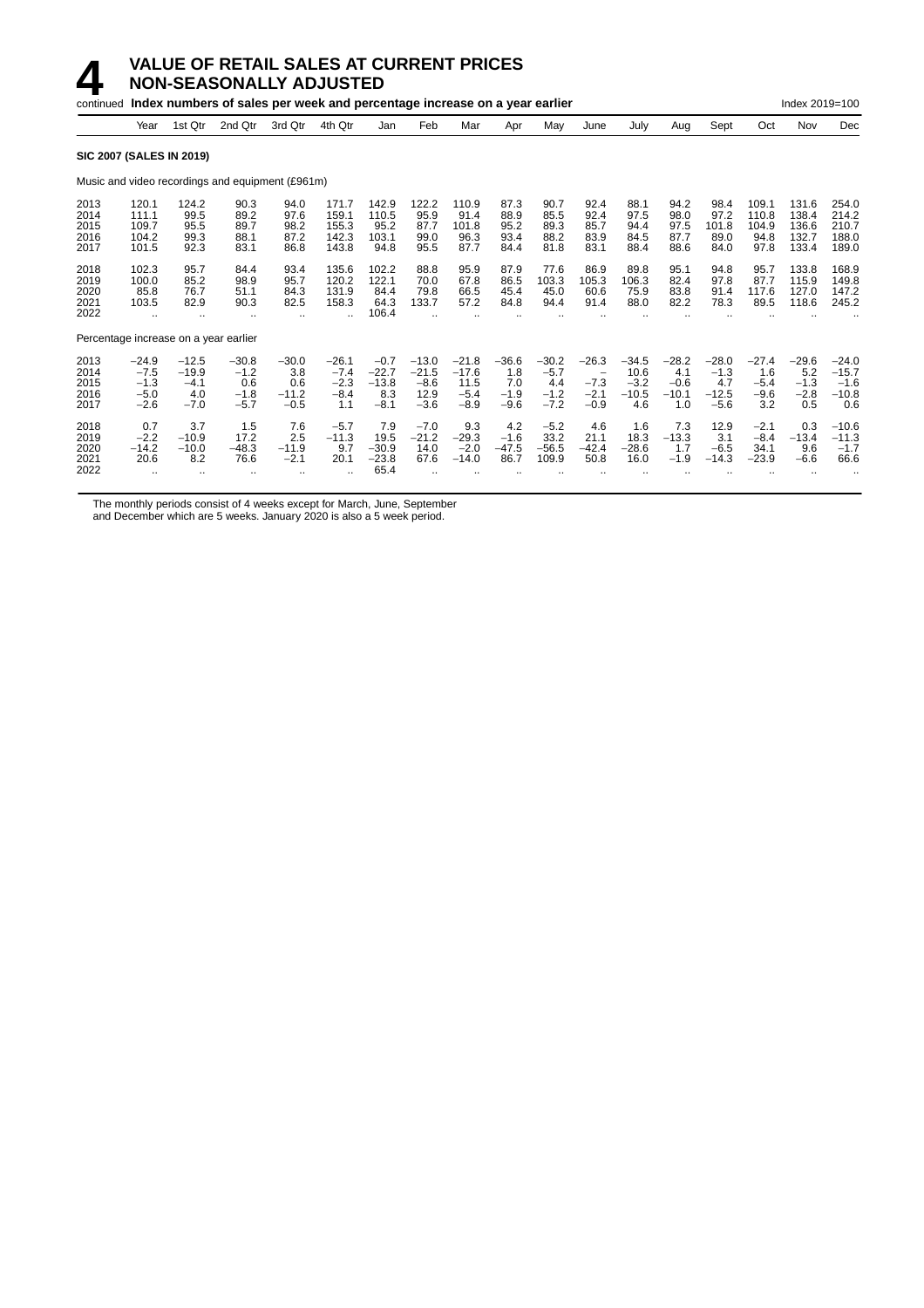# 4 VALUE OF RETAIL SALES AT CURRENT PRICES NON-SEASONALLY ADJUSTED

continued **Index numbers of sales per week and percentage increase on a year earlier** Index 2019=100

| | Year | 1st Qtr | 2nd Qtr | 3rd Qtr | 4th Qtr | Jan | Feb | Mar | Apr | May | June | July | Aug | Sept | Oct | Nov | Dec |
|---|---|---|---|---|---|---|---|---|---|---|---|---|---|---|---|---|---|
| **SIC 2007 (SALES IN 2019)** | | | | | | | | | | | | | | | | | |
| Music and video recordings and equipment (£961m) | | | | | | | | | | | | | | | | | |
| 2013 | 120.1 | 124.2 | 90.3 | 94.0 | 171.7 | 142.9 | 122.2 | 110.9 | 87.3 | 90.7 | 92.4 | 88.1 | 94.2 | 98.4 | 109.1 | 131.6 | 254.0 |
| 2014 | 111.1 | 99.5 | 89.2 | 97.6 | 159.1 | 110.5 | 95.9 | 91.4 | 88.9 | 85.5 | 92.4 | 97.5 | 98.0 | 97.2 | 110.8 | 138.4 | 214.2 |
| 2015 | 109.7 | 95.5 | 89.7 | 98.2 | 155.3 | 95.2 | 87.7 | 101.8 | 95.2 | 89.3 | 85.7 | 94.4 | 97.5 | 101.8 | 104.9 | 136.6 | 210.7 |
| 2016 | 104.2 | 99.3 | 88.1 | 87.2 | 142.3 | 103.1 | 99.0 | 96.3 | 93.4 | 88.2 | 83.9 | 84.5 | 87.7 | 89.0 | 94.8 | 132.7 | 188.0 |
| 2017 | 101.5 | 92.3 | 83.1 | 86.8 | 143.8 | 94.8 | 95.5 | 87.7 | 84.4 | 81.8 | 83.1 | 88.4 | 88.6 | 84.0 | 97.8 | 133.4 | 189.0 |
| 2018 | 102.3 | 95.7 | 84.4 | 93.4 | 135.6 | 102.2 | 88.8 | 95.9 | 87.9 | 77.6 | 86.9 | 89.8 | 95.1 | 94.8 | 95.7 | 133.8 | 168.9 |
| 2019 | 100.0 | 85.2 | 98.9 | 95.7 | 120.2 | 122.1 | 70.0 | 67.8 | 86.5 | 103.3 | 105.3 | 106.3 | 82.4 | 97.8 | 87.7 | 115.9 | 149.8 |
| 2020 | 85.8 | 76.7 | 51.1 | 84.3 | 131.9 | 84.4 | 79.8 | 66.5 | 45.4 | 45.0 | 60.6 | 75.9 | 83.8 | 91.4 | 117.6 | 127.0 | 147.2 |
| 2021 | 103.5 | 82.9 | 90.3 | 82.5 | 158.3 | 64.3 | 133.7 | 57.2 | 84.8 | 94.4 | 91.4 | 88.0 | 82.2 | 78.3 | 89.5 | 118.6 | 245.2 |
| 2022 | .. | .. | .. | .. | .. | 106.4 | .. | .. | .. | .. | .. | .. | .. | .. | .. | .. | .. |
| Percentage increase on a year earlier | | | | | | | | | | | | | | | | | |
| 2013 | −24.9 | −12.5 | −30.8 | −30.0 | −26.1 | −0.7 | −13.0 | −21.8 | −36.6 | −30.2 | −26.3 | −34.5 | −28.2 | −28.0 | −27.4 | −29.6 | −24.0 |
| 2014 | −7.5 | −19.9 | −1.2 | 3.8 | −7.4 | −22.7 | −21.5 | −17.6 | 1.8 | −5.7 | – | 10.6 | 4.1 | −1.3 | 1.6 | 5.2 | −15.7 |
| 2015 | −1.3 | −4.1 | 0.6 | 0.6 | −2.3 | −13.8 | −8.6 | 11.5 | 7.0 | 4.4 | −7.3 | −3.2 | −0.6 | 4.7 | −5.4 | −1.3 | −1.6 |
| 2016 | −5.0 | 4.0 | −1.8 | −11.2 | −8.4 | 8.3 | 12.9 | −5.4 | −1.9 | −1.2 | −2.1 | −10.5 | −10.1 | −12.5 | −9.6 | −2.8 | −10.8 |
| 2017 | −2.6 | −7.0 | −5.7 | −0.5 | 1.1 | −8.1 | −3.6 | −8.9 | −9.6 | −7.2 | −0.9 | 4.6 | 1.0 | −5.6 | 3.2 | 0.5 | 0.6 |
| 2018 | 0.7 | 3.7 | 1.5 | 7.6 | −5.7 | 7.9 | −7.0 | 9.3 | 4.2 | −5.2 | 4.6 | 1.6 | 7.3 | 12.9 | −2.1 | 0.3 | −10.6 |
| 2019 | −2.2 | −10.9 | 17.2 | 2.5 | −11.3 | 19.5 | −21.2 | −29.3 | −1.6 | 33.2 | 21.1 | 18.3 | −13.3 | 3.1 | −8.4 | −13.4 | −11.3 |
| 2020 | −14.2 | −10.0 | −48.3 | −11.9 | 9.7 | −30.9 | 14.0 | −2.0 | −47.5 | −56.5 | −42.4 | −28.6 | 1.7 | −6.5 | 34.1 | 9.6 | −1.7 |
| 2021 | 20.6 | 8.2 | 76.6 | −2.1 | 20.1 | −23.8 | 67.6 | −14.0 | 86.7 | 109.9 | 50.8 | 16.0 | −1.9 | −14.3 | −23.9 | −6.6 | 66.6 |
| 2022 | .. | .. | .. | .. | .. | 65.4 | .. | .. | .. | .. | .. | .. | .. | .. | .. | .. | .. |

The monthly periods consist of 4 weeks except for March, June, September and December which are 5 weeks. January 2020 is also a 5 week period.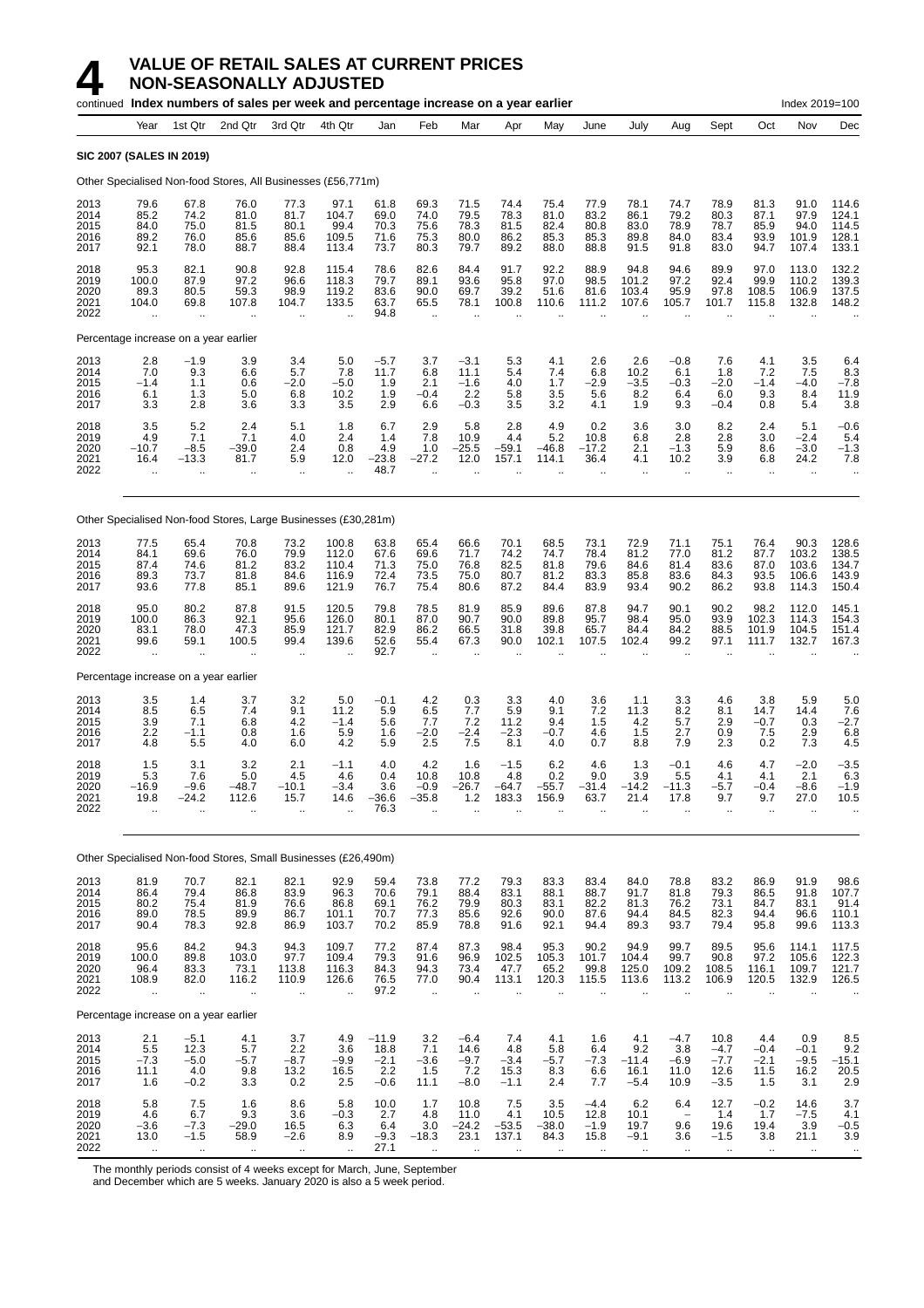# 4 VALUE OF RETAIL SALES AT CURRENT PRICES NON-SEASONALLY ADJUSTED

continued **Index numbers of sales per week and percentage increase on a year earlier** Index 2019=100

| Year | Year | 1st Qtr | 2nd Qtr | 3rd Qtr | 4th Qtr | Jan | Feb | Mar | Apr | May | June | July | Aug | Sept | Oct | Nov | Dec |
|---|---|---|---|---|---|---|---|---|---|---|---|---|---|---|---|---|---|
| **SIC 2007 (SALES IN 2019)** | | | | | | | | | | | | | | | | | |
| Other Specialised Non-food Stores, All Businesses (£56,771m) | | | | | | | | | | | | | | | | | |
| 2013 | 79.6 | 67.8 | 76.0 | 77.3 | 97.1 | 61.8 | 69.3 | 71.5 | 74.4 | 75.4 | 77.9 | 78.1 | 74.7 | 78.9 | 81.3 | 91.0 | 114.6 |
| 2014 | 85.2 | 74.2 | 81.0 | 81.7 | 104.7 | 69.0 | 74.0 | 79.5 | 78.3 | 81.0 | 83.2 | 86.1 | 79.2 | 80.3 | 87.1 | 97.9 | 124.1 |
| 2015 | 84.0 | 75.0 | 81.5 | 80.1 | 99.4 | 70.3 | 75.6 | 78.3 | 81.5 | 82.4 | 80.8 | 83.0 | 78.9 | 78.7 | 85.9 | 94.0 | 114.5 |
| 2016 | 89.2 | 76.0 | 85.6 | 85.6 | 109.5 | 71.6 | 75.3 | 80.0 | 86.2 | 85.3 | 85.3 | 89.8 | 84.0 | 83.4 | 93.9 | 101.9 | 128.1 |
| 2017 | 92.1 | 78.0 | 88.7 | 88.4 | 113.4 | 73.7 | 80.3 | 79.7 | 89.2 | 88.0 | 88.8 | 91.5 | 91.8 | 83.0 | 94.7 | 107.4 | 133.1 |
| 2018 | 95.3 | 82.1 | 90.8 | 92.8 | 115.4 | 78.6 | 82.6 | 84.4 | 91.7 | 92.2 | 88.9 | 94.8 | 94.6 | 89.9 | 97.0 | 113.0 | 132.2 |
| 2019 | 100.0 | 87.9 | 97.2 | 96.6 | 118.3 | 79.7 | 89.1 | 93.6 | 95.8 | 97.0 | 98.5 | 101.2 | 97.2 | 92.4 | 99.9 | 110.2 | 139.3 |
| 2020 | 89.3 | 80.5 | 59.3 | 98.9 | 119.2 | 83.6 | 90.0 | 69.7 | 39.2 | 51.6 | 81.6 | 103.4 | 95.9 | 97.8 | 108.5 | 106.9 | 137.5 |
| 2021 | 104.0 | 69.8 | 107.8 | 104.7 | 133.5 | 63.7 | 65.5 | 78.1 | 100.8 | 110.6 | 111.2 | 107.6 | 105.7 | 101.7 | 115.8 | 132.8 | 148.2 |
| 2022 | .. | .. | .. | .. | .. | 94.8 | .. | .. | .. | .. | .. | .. | .. | .. | .. | .. | .. |
| Percentage increase on a year earlier | | | | | | | | | | | | | | | | | |
| 2013 | 2.8 | −1.9 | 3.9 | 3.4 | 5.0 | −5.7 | 3.7 | −3.1 | 5.3 | 4.1 | 2.6 | 2.6 | −0.8 | 7.6 | 4.1 | 3.5 | 6.4 |
| 2014 | 7.0 | 9.3 | 6.6 | 5.7 | 7.8 | 11.7 | 6.8 | 11.1 | 5.4 | 7.4 | 6.8 | 10.2 | 6.1 | 1.8 | 7.2 | 7.5 | 8.3 |
| 2015 | −1.4 | 1.1 | 0.6 | −2.0 | −5.0 | 1.9 | 2.1 | −1.6 | 4.0 | 1.7 | −2.9 | −3.5 | −0.3 | −2.0 | −1.4 | −4.0 | −7.8 |
| 2016 | 6.1 | 1.3 | 5.0 | 6.8 | 10.2 | 1.9 | −0.4 | 2.2 | 5.8 | 3.5 | 5.6 | 8.2 | 6.4 | 6.0 | 9.3 | 8.4 | 11.9 |
| 2017 | 3.3 | 2.8 | 3.6 | 3.3 | 3.5 | 2.9 | 6.6 | −0.3 | 3.5 | 3.2 | 4.1 | 1.9 | 9.3 | −0.4 | 0.8 | 5.4 | 3.8 |
| 2018 | 3.5 | 5.2 | 2.4 | 5.1 | 1.8 | 6.7 | 2.9 | 5.8 | 2.8 | 4.9 | 0.2 | 3.6 | 3.0 | 8.2 | 2.4 | 5.1 | −0.6 |
| 2019 | 4.9 | 7.1 | 7.1 | 4.0 | 2.4 | 1.4 | 7.8 | 10.9 | 4.4 | 5.2 | 10.8 | 6.8 | 2.8 | 2.8 | 3.0 | −2.4 | 5.4 |
| 2020 | −10.7 | −8.5 | −39.0 | 2.4 | 0.8 | 4.9 | 1.0 | −25.5 | −59.1 | −46.8 | −17.2 | 2.1 | −1.3 | 5.9 | 8.6 | −3.0 | −1.3 |
| 2021 | 16.4 | −13.3 | 81.7 | 5.9 | 12.0 | −23.8 | −27.2 | 12.0 | 157.1 | 114.1 | 36.4 | 4.1 | 10.2 | 3.9 | 6.8 | 24.2 | 7.8 |
| 2022 | .. | .. | .. | .. | .. | 48.7 | .. | .. | .. | .. | .. | .. | .. | .. | .. | .. | .. |
| Other Specialised Non-food Stores, Large Businesses (£30,281m) | | | | | | | | | | | | | | | | | |
| 2013 | 77.5 | 65.4 | 70.8 | 73.2 | 100.8 | 63.8 | 65.4 | 66.6 | 70.1 | 68.5 | 73.1 | 72.9 | 71.1 | 75.1 | 76.4 | 90.3 | 128.6 |
| 2014 | 84.1 | 69.6 | 76.0 | 79.9 | 112.0 | 67.6 | 69.6 | 71.7 | 74.2 | 74.7 | 78.4 | 81.2 | 77.0 | 81.2 | 87.7 | 103.2 | 138.5 |
| 2015 | 87.4 | 74.6 | 81.2 | 83.2 | 110.4 | 71.3 | 75.0 | 76.8 | 82.5 | 81.8 | 79.6 | 84.6 | 81.4 | 83.6 | 87.0 | 103.6 | 134.7 |
| 2016 | 89.3 | 73.7 | 81.8 | 84.6 | 116.9 | 72.4 | 73.5 | 75.0 | 80.7 | 81.2 | 83.3 | 85.8 | 83.6 | 84.3 | 93.5 | 106.6 | 143.9 |
| 2017 | 93.6 | 77.8 | 85.1 | 89.6 | 121.9 | 76.7 | 75.4 | 80.6 | 87.2 | 84.4 | 83.9 | 93.4 | 90.2 | 86.2 | 93.8 | 114.3 | 150.4 |
| 2018 | 95.0 | 80.2 | 87.8 | 91.5 | 120.5 | 79.8 | 78.5 | 81.9 | 85.9 | 89.6 | 87.8 | 94.7 | 90.1 | 90.2 | 98.2 | 112.0 | 145.1 |
| 2019 | 100.0 | 86.3 | 92.1 | 95.6 | 126.0 | 80.1 | 87.0 | 90.7 | 90.0 | 89.8 | 95.7 | 98.4 | 95.0 | 93.9 | 102.3 | 114.3 | 154.3 |
| 2020 | 83.1 | 78.0 | 47.3 | 85.9 | 121.7 | 82.9 | 86.2 | 66.5 | 31.8 | 39.8 | 65.7 | 84.4 | 84.2 | 88.5 | 101.9 | 104.5 | 151.4 |
| 2021 | 99.6 | 59.1 | 100.5 | 99.4 | 139.6 | 52.6 | 55.4 | 67.3 | 90.0 | 102.1 | 107.5 | 102.4 | 99.2 | 97.1 | 111.7 | 132.7 | 167.3 |
| 2022 | .. | .. | .. | .. | .. | 92.7 | .. | .. | .. | .. | .. | .. | .. | .. | .. | .. | .. |
| Percentage increase on a year earlier | | | | | | | | | | | | | | | | | |
| 2013 | 3.5 | 1.4 | 3.7 | 3.2 | 5.0 | −0.1 | 4.2 | 0.3 | 3.3 | 4.0 | 3.6 | 1.1 | 3.3 | 4.6 | 3.8 | 5.9 | 5.0 |
| 2014 | 8.5 | 6.5 | 7.4 | 9.1 | 11.2 | 5.9 | 6.5 | 7.7 | 5.9 | 9.1 | 7.2 | 11.3 | 8.2 | 8.1 | 14.7 | 14.4 | 7.6 |
| 2015 | 3.9 | 7.1 | 6.8 | 4.2 | −1.4 | 5.6 | 7.7 | 7.2 | 11.2 | 9.4 | 1.5 | 4.2 | 5.7 | 2.9 | −0.7 | 0.3 | −2.7 |
| 2016 | 2.2 | −1.1 | 0.8 | 1.6 | 5.9 | 1.6 | −2.0 | −2.4 | −2.3 | −0.7 | 4.6 | 1.5 | 2.7 | 0.9 | 7.5 | 2.9 | 6.8 |
| 2017 | 4.8 | 5.5 | 4.0 | 6.0 | 4.2 | 5.9 | 2.5 | 7.5 | 8.1 | 4.0 | 0.7 | 8.8 | 7.9 | 2.3 | 0.2 | 7.3 | 4.5 |
| 2018 | 1.5 | 3.1 | 3.2 | 2.1 | −1.1 | 4.0 | 4.2 | 1.6 | −1.5 | 6.2 | 4.6 | 1.3 | −0.1 | 4.6 | 4.7 | −2.0 | −3.5 |
| 2019 | 5.3 | 7.6 | 5.0 | 4.5 | 4.6 | 0.4 | 10.8 | 10.8 | 4.8 | 0.2 | 9.0 | 3.9 | 5.5 | 4.1 | 4.1 | 2.1 | 6.3 |
| 2020 | −16.9 | −9.6 | −48.7 | −10.1 | −3.4 | 3.6 | −0.9 | −26.7 | −64.7 | −55.7 | −31.4 | −14.2 | −11.3 | −5.7 | −0.4 | −8.6 | −1.9 |
| 2021 | 19.8 | −24.2 | 112.6 | 15.7 | 14.6 | −36.6 | −35.8 | 1.2 | 183.3 | 156.9 | 63.7 | 21.4 | 17.8 | 9.7 | 9.7 | 27.0 | 10.5 |
| 2022 | .. | .. | .. | .. | .. | 76.3 | .. | .. | .. | .. | .. | .. | .. | .. | .. | .. | .. |
| Other Specialised Non-food Stores, Small Businesses (£26,490m) | | | | | | | | | | | | | | | | | |
| 2013 | 81.9 | 70.7 | 82.1 | 82.1 | 92.9 | 59.4 | 73.8 | 77.2 | 79.3 | 83.3 | 83.4 | 84.0 | 78.8 | 83.2 | 86.9 | 91.9 | 98.6 |
| 2014 | 86.4 | 79.4 | 86.8 | 83.9 | 96.3 | 70.6 | 79.1 | 88.4 | 83.1 | 88.1 | 88.7 | 91.7 | 81.8 | 79.3 | 86.5 | 91.8 | 107.7 |
| 2015 | 80.2 | 75.4 | 81.9 | 76.6 | 86.8 | 69.1 | 76.2 | 79.9 | 80.3 | 83.1 | 82.2 | 81.3 | 76.2 | 73.1 | 84.7 | 83.1 | 91.4 |
| 2016 | 89.0 | 78.5 | 89.9 | 86.7 | 101.1 | 70.7 | 77.3 | 85.6 | 92.6 | 90.0 | 87.6 | 94.4 | 84.5 | 82.3 | 94.4 | 96.6 | 110.1 |
| 2017 | 90.4 | 78.3 | 92.8 | 86.9 | 103.7 | 70.2 | 85.9 | 78.8 | 91.6 | 92.1 | 94.4 | 89.3 | 93.7 | 79.4 | 95.8 | 99.6 | 113.3 |
| 2018 | 95.6 | 84.2 | 94.3 | 94.3 | 109.7 | 77.2 | 87.4 | 87.3 | 98.4 | 95.3 | 90.2 | 94.9 | 99.7 | 89.5 | 95.6 | 114.1 | 117.5 |
| 2019 | 100.0 | 89.8 | 103.0 | 97.7 | 109.4 | 79.3 | 91.6 | 96.9 | 102.5 | 105.3 | 101.7 | 104.4 | 99.7 | 90.8 | 97.2 | 105.6 | 122.3 |
| 2020 | 96.4 | 83.3 | 73.1 | 113.8 | 116.3 | 84.3 | 94.3 | 73.4 | 47.7 | 65.2 | 99.8 | 125.0 | 109.2 | 108.5 | 116.1 | 109.7 | 121.7 |
| 2021 | 108.9 | 82.0 | 116.2 | 110.9 | 126.6 | 76.5 | 77.0 | 90.4 | 113.1 | 120.3 | 115.5 | 113.6 | 113.2 | 106.9 | 120.5 | 132.9 | 126.5 |
| 2022 | .. | .. | .. | .. | .. | 97.2 | .. | .. | .. | .. | .. | .. | .. | .. | .. | .. | .. |
| Percentage increase on a year earlier | | | | | | | | | | | | | | | | | |
| 2013 | 2.1 | −5.1 | 4.1 | 3.7 | 4.9 | −11.9 | 3.2 | −6.4 | 7.4 | 4.1 | 1.6 | 4.1 | −4.7 | 10.8 | 4.4 | 0.9 | 8.5 |
| 2014 | 5.5 | 12.3 | 5.7 | 2.2 | 3.6 | 18.8 | 7.1 | 14.6 | 4.8 | 5.8 | 6.4 | 9.2 | 3.8 | −4.7 | −0.4 | −0.1 | 9.2 |
| 2015 | −7.3 | −5.0 | −5.7 | −8.7 | −9.9 | −2.1 | −3.6 | −9.7 | −3.4 | −5.7 | −7.3 | −11.4 | −6.9 | −7.7 | −2.1 | −9.5 | −15.1 |
| 2016 | 11.1 | 4.0 | 9.8 | 13.2 | 16.5 | 2.2 | 1.5 | 7.2 | 15.3 | 8.3 | 6.6 | 16.1 | 11.0 | 12.6 | 11.5 | 16.2 | 20.5 |
| 2017 | 1.6 | −0.2 | 3.3 | 0.2 | 2.5 | −0.6 | 11.1 | −8.0 | −1.1 | 2.4 | 7.7 | −5.4 | 10.9 | −3.5 | 1.5 | 3.1 | 2.9 |
| 2018 | 5.8 | 7.5 | 1.6 | 8.6 | 5.8 | 10.0 | 1.7 | 10.8 | 7.5 | 3.5 | −4.4 | 6.2 | 6.4 | 12.7 | −0.2 | 14.6 | 3.7 |
| 2019 | 4.6 | 6.7 | 9.3 | 3.6 | −0.3 | 2.7 | 4.8 | 11.0 | 4.1 | 10.5 | 12.8 | 10.1 | – | 1.4 | 1.7 | −7.5 | 4.1 |
| 2020 | −3.6 | −7.3 | −29.0 | 16.5 | 6.3 | 6.4 | 3.0 | −24.2 | −53.5 | −38.0 | −1.9 | 19.7 | 9.6 | 19.6 | 19.4 | 3.9 | −0.5 |
| 2021 | 13.0 | −1.5 | 58.9 | −2.6 | 8.9 | −9.3 | −18.3 | 23.1 | 137.1 | 84.3 | 15.8 | −9.1 | 3.6 | −1.5 | 3.8 | 21.1 | 3.9 |
| 2022 | .. | .. | .. | .. | .. | 27.1 | .. | .. | .. | .. | .. | .. | .. | .. | .. | .. | .. |

The monthly periods consist of 4 weeks except for March, June, September and December which are 5 weeks. January 2020 is also a 5 week period.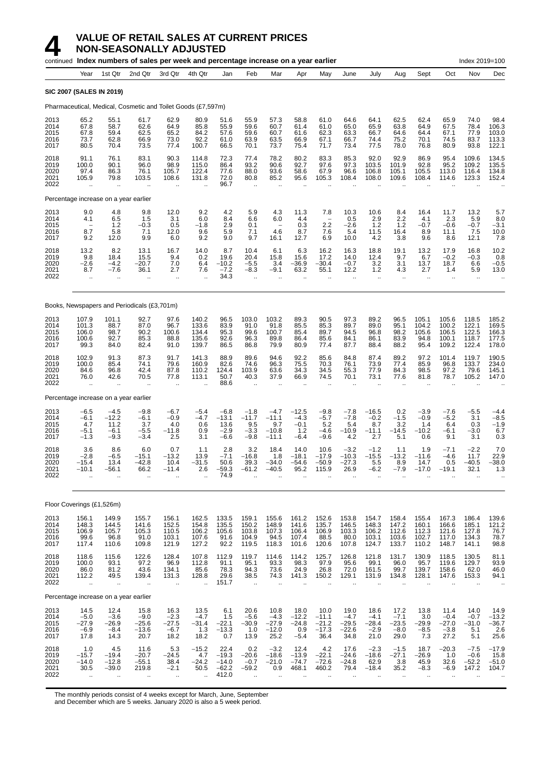# 4 VALUE OF RETAIL SALES AT CURRENT PRICES
## NON-SEASONALLY ADJUSTED

continued **Index numbers of sales per week and percentage increase on a year earlier** Index 2019=100

| Year | Year | 1st Qtr | 2nd Qtr | 3rd Qtr | 4th Qtr | Jan | Feb | Mar | Apr | May | June | July | Aug | Sept | Oct | Nov | Dec |
|---|---|---|---|---|---|---|---|---|---|---|---|---|---|---|---|---|---|
| **SIC 2007 (SALES IN 2019)** | | | | | | | | | | | | | | | | | |
| Pharmaceutical, Medical, Cosmetic and Toilet Goods (£7,597m) | | | | | | | | | | | | | | | | | |
| 2013 | 65.2 | 55.1 | 61.7 | 62.9 | 80.9 | 51.6 | 55.9 | 57.3 | 58.8 | 61.0 | 64.6 | 64.1 | 62.5 | 62.4 | 65.9 | 74.0 | 98.4 |
| 2014 | 67.8 | 58.7 | 62.6 | 64.9 | 85.8 | 55.9 | 59.6 | 60.7 | 61.4 | 61.0 | 65.0 | 65.9 | 63.8 | 64.9 | 67.5 | 78.4 | 106.3 |
| 2015 | 67.8 | 59.4 | 62.5 | 65.2 | 84.2 | 57.6 | 59.6 | 60.7 | 61.6 | 62.3 | 63.3 | 66.7 | 64.6 | 64.4 | 67.1 | 77.9 | 103.0 |
| 2016 | 73.7 | 62.8 | 66.9 | 73.0 | 92.2 | 61.0 | 63.9 | 63.5 | 66.9 | 67.1 | 66.7 | 74.4 | 75.2 | 70.1 | 74.5 | 83.7 | 113.3 |
| 2017 | 80.5 | 70.4 | 73.5 | 77.4 | 100.7 | 66.5 | 70.1 | 73.7 | 75.4 | 71.7 | 73.4 | 77.5 | 78.0 | 76.8 | 80.9 | 93.8 | 122.1 |
| 2018 | 91.1 | 76.1 | 83.1 | 90.3 | 114.8 | 72.3 | 77.4 | 78.2 | 80.2 | 83.3 | 85.3 | 92.0 | 92.9 | 86.9 | 95.4 | 109.6 | 134.5 |
| 2019 | 100.0 | 90.1 | 96.0 | 98.9 | 115.0 | 86.4 | 93.2 | 90.6 | 92.7 | 97.6 | 97.3 | 103.5 | 101.9 | 92.8 | 95.2 | 109.2 | 135.5 |
| 2020 | 97.4 | 86.3 | 76.1 | 105.7 | 122.4 | 77.6 | 88.0 | 93.6 | 58.6 | 67.9 | 96.6 | 106.8 | 105.1 | 105.5 | 113.0 | 116.4 | 134.8 |
| 2021 | 105.9 | 79.8 | 103.5 | 108.6 | 131.8 | 72.0 | 80.8 | 85.2 | 95.6 | 105.3 | 108.4 | 108.0 | 109.6 | 108.4 | 114.6 | 123.3 | 152.4 |
| 2022 | .. | .. | .. | .. | .. | 96.7 | .. | .. | .. | .. | .. | .. | .. | .. | .. | .. | .. |
| Percentage increase on a year earlier | | | | | | | | | | | | | | | | | |
| 2013 | 9.0 | 4.8 | 9.8 | 12.0 | 9.2 | 4.2 | 5.9 | 4.3 | 11.3 | 7.8 | 10.3 | 10.6 | 8.4 | 16.4 | 11.7 | 13.2 | 5.7 |
| 2014 | 4.1 | 6.5 | 1.5 | 3.1 | 6.0 | 8.4 | 6.6 | 6.0 | 4.4 | – | 0.5 | 2.9 | 2.2 | 4.1 | 2.3 | 5.9 | 8.0 |
| 2015 | – | 1.2 | –0.3 | 0.5 | –1.8 | 2.9 | 0.1 | – | 0.3 | 2.2 | –2.6 | 1.2 | 1.2 | –0.7 | –0.6 | –0.7 | –3.1 |
| 2016 | 8.7 | 5.8 | 7.1 | 12.0 | 9.6 | 5.9 | 7.1 | 4.6 | 8.7 | 7.6 | 5.4 | 11.5 | 16.4 | 8.9 | 11.1 | 7.5 | 10.0 |
| 2017 | 9.2 | 12.0 | 9.9 | 6.0 | 9.2 | 9.0 | 9.7 | 16.1 | 12.7 | 6.9 | 10.0 | 4.2 | 3.8 | 9.6 | 8.6 | 12.1 | 7.8 |
| 2018 | 13.2 | 8.2 | 13.1 | 16.7 | 14.0 | 8.7 | 10.4 | 6.1 | 6.3 | 16.2 | 16.3 | 18.8 | 19.1 | 13.2 | 17.9 | 16.8 | 10.2 |
| 2019 | 9.8 | 18.4 | 15.5 | 9.4 | 0.2 | 19.6 | 20.4 | 15.8 | 15.6 | 17.2 | 14.0 | 12.4 | 9.7 | 6.7 | –0.2 | –0.3 | 0.8 |
| 2020 | –2.6 | –4.2 | –20.7 | 7.0 | 6.4 | –10.2 | –5.5 | 3.4 | –36.9 | –30.4 | –0.7 | 3.2 | 3.1 | 13.7 | 18.7 | 6.6 | –0.5 |
| 2021 | 8.7 | –7.6 | 36.1 | 2.7 | 7.6 | –7.2 | –8.3 | –9.1 | 63.2 | 55.1 | 12.2 | 1.2 | 4.3 | 2.7 | 1.4 | 5.9 | 13.0 |
| 2022 | .. | .. | .. | .. | .. | 34.3 | .. | .. | .. | .. | .. | .. | .. | .. | .. | .. | .. |
| Books, Newspapers and Periodicals (£3,701m) | | | | | | | | | | | | | | | | | |
| 2013 | 107.9 | 101.1 | 92.7 | 97.6 | 140.2 | 96.5 | 103.0 | 103.2 | 89.3 | 90.5 | 97.3 | 89.2 | 96.5 | 105.1 | 105.6 | 118.5 | 185.2 |
| 2014 | 101.3 | 88.7 | 87.0 | 96.7 | 133.6 | 83.9 | 91.0 | 91.8 | 85.5 | 85.3 | 89.7 | 89.0 | 95.1 | 104.2 | 100.2 | 122.1 | 169.5 |
| 2015 | 106.0 | 98.7 | 90.2 | 100.6 | 134.4 | 95.3 | 99.6 | 100.7 | 85.4 | 89.7 | 94.5 | 96.8 | 98.2 | 105.6 | 106.5 | 122.5 | 166.3 |
| 2016 | 100.6 | 92.7 | 85.3 | 88.8 | 135.6 | 92.6 | 96.3 | 89.8 | 86.4 | 85.6 | 84.1 | 86.1 | 83.9 | 94.8 | 100.1 | 118.7 | 177.5 |
| 2017 | 99.3 | 84.0 | 82.4 | 91.0 | 139.7 | 86.5 | 86.8 | 79.9 | 80.9 | 77.4 | 87.7 | 88.4 | 88.2 | 95.4 | 109.2 | 122.4 | 178.0 |
| 2018 | 102.9 | 91.3 | 87.3 | 91.7 | 141.3 | 88.9 | 89.6 | 94.6 | 92.2 | 85.6 | 84.8 | 87.4 | 89.2 | 97.2 | 101.4 | 119.7 | 190.5 |
| 2019 | 100.0 | 85.4 | 74.1 | 79.6 | 160.9 | 82.6 | 74.6 | 96.3 | 75.5 | 70.3 | 76.1 | 73.9 | 77.4 | 85.9 | 96.8 | 133.7 | 234.0 |
| 2020 | 84.6 | 96.8 | 42.4 | 87.8 | 110.2 | 124.4 | 103.9 | 63.6 | 34.3 | 34.5 | 55.3 | 77.9 | 84.3 | 98.5 | 97.2 | 79.6 | 145.1 |
| 2021 | 76.0 | 42.6 | 70.5 | 77.8 | 113.1 | 50.7 | 40.3 | 37.9 | 66.9 | 74.5 | 70.1 | 73.1 | 77.6 | 81.8 | 78.7 | 105.2 | 147.0 |
| 2022 | .. | .. | .. | .. | .. | 88.6 | .. | .. | .. | .. | .. | .. | .. | .. | .. | .. | .. |
| Percentage increase on a year earlier | | | | | | | | | | | | | | | | | |
| 2013 | –6.5 | –4.5 | –9.8 | –6.7 | –5.4 | –6.8 | –1.8 | –4.7 | –12.5 | –9.8 | –7.8 | –16.5 | 0.2 | –3.9 | –7.6 | –5.5 | –4.4 |
| 2014 | –6.1 | –12.2 | –6.1 | –0.9 | –4.7 | –13.1 | –11.7 | –11.1 | –4.3 | –5.7 | –7.8 | –0.2 | –1.5 | –0.9 | –5.2 | 3.1 | –8.5 |
| 2015 | 4.7 | 11.2 | 3.7 | 4.0 | 0.6 | 13.6 | 9.5 | 9.7 | –0.1 | 5.2 | 5.4 | 8.7 | 3.2 | 1.4 | 6.4 | 0.3 | –1.9 |
| 2016 | –5.1 | –6.1 | –5.5 | –11.8 | 0.9 | –2.9 | –3.3 | –10.8 | 1.2 | –4.6 | –10.9 | –11.1 | –14.5 | –10.2 | –6.1 | –3.0 | 6.7 |
| 2017 | –1.3 | –9.3 | –3.4 | 2.5 | 3.1 | –6.6 | –9.8 | –11.1 | –6.4 | –9.6 | 4.2 | 2.7 | 5.1 | 0.6 | 9.1 | 3.1 | 0.3 |
| 2018 | 3.6 | 8.6 | 6.0 | 0.7 | 1.1 | 2.8 | 3.2 | 18.4 | 14.0 | 10.6 | –3.2 | –1.2 | 1.1 | 1.9 | –7.1 | –2.2 | 7.0 |
| 2019 | –2.8 | –6.5 | –15.1 | –13.2 | 13.9 | –7.1 | –16.8 | 1.8 | –18.1 | –17.9 | –10.3 | –15.5 | –13.2 | –11.6 | –4.6 | 11.7 | 22.9 |
| 2020 | –15.4 | 13.4 | –42.8 | 10.4 | –31.5 | 50.6 | 39.3 | –34.0 | –54.6 | –50.9 | –27.3 | 5.5 | 8.9 | 14.7 | 0.5 | –40.5 | –38.0 |
| 2021 | –10.1 | –56.1 | 66.2 | –11.4 | 2.6 | –59.3 | –61.2 | –40.5 | 95.2 | 115.9 | 26.9 | –6.2 | –7.9 | –17.0 | –19.1 | 32.1 | 1.3 |
| 2022 | .. | .. | .. | .. | .. | 74.9 | .. | .. | .. | .. | .. | .. | .. | .. | .. | .. | .. |
| Floor Coverings (£1,526m) | | | | | | | | | | | | | | | | | |
| 2013 | 156.1 | 149.9 | 155.7 | 156.1 | 162.5 | 133.5 | 159.1 | 155.6 | 161.2 | 152.6 | 153.8 | 154.7 | 158.4 | 155.4 | 167.3 | 186.4 | 139.6 |
| 2014 | 148.3 | 144.5 | 141.6 | 152.5 | 154.8 | 135.5 | 150.2 | 148.9 | 141.6 | 135.7 | 146.5 | 148.3 | 147.2 | 160.1 | 166.6 | 185.1 | 121.2 |
| 2015 | 106.9 | 105.7 | 105.3 | 110.5 | 106.2 | 105.6 | 103.8 | 107.3 | 106.4 | 106.9 | 103.3 | 106.2 | 112.6 | 112.3 | 121.6 | 127.8 | 76.7 |
| 2016 | 99.6 | 96.8 | 91.0 | 103.1 | 107.6 | 91.6 | 104.9 | 94.5 | 107.4 | 88.5 | 80.0 | 103.1 | 103.6 | 102.7 | 117.0 | 134.3 | 78.7 |
| 2017 | 117.4 | 110.6 | 109.8 | 121.9 | 127.2 | 92.2 | 119.5 | 118.3 | 101.6 | 120.6 | 107.8 | 124.7 | 133.7 | 110.2 | 148.7 | 141.1 | 98.8 |
| 2018 | 118.6 | 115.6 | 122.6 | 128.4 | 107.8 | 112.9 | 119.7 | 114.6 | 114.2 | 125.7 | 126.8 | 121.8 | 131.7 | 130.9 | 118.5 | 130.5 | 81.1 |
| 2019 | 100.0 | 93.1 | 97.2 | 96.9 | 112.8 | 91.1 | 95.1 | 93.3 | 98.3 | 97.9 | 95.6 | 99.1 | 96.0 | 95.7 | 119.6 | 129.7 | 93.9 |
| 2020 | 86.0 | 81.2 | 43.6 | 134.1 | 85.6 | 78.3 | 94.3 | 73.6 | 24.9 | 26.8 | 72.0 | 161.5 | 99.7 | 139.7 | 158.6 | 62.0 | 46.0 |
| 2021 | 112.2 | 49.5 | 139.4 | 131.3 | 128.8 | 29.6 | 38.5 | 74.3 | 141.3 | 150.2 | 129.1 | 131.9 | 134.8 | 128.1 | 147.6 | 153.3 | 94.1 |
| 2022 | .. | .. | .. | .. | .. | 151.7 | .. | .. | .. | .. | .. | .. | .. | .. | .. | .. | .. |
| Percentage increase on a year earlier | | | | | | | | | | | | | | | | | |
| 2013 | 14.5 | 12.4 | 15.8 | 16.3 | 13.5 | 6.1 | 20.6 | 10.8 | 18.0 | 10.0 | 19.0 | 18.6 | 17.2 | 13.8 | 11.4 | 14.0 | 14.9 |
| 2014 | –5.0 | –3.6 | –9.0 | –2.3 | –4.7 | 1.5 | –5.6 | –4.3 | –12.2 | –11.1 | –4.7 | –4.1 | –7.1 | 3.0 | –0.4 | –0.7 | –13.2 |
| 2015 | –27.9 | –26.9 | –25.6 | –27.5 | –31.4 | –22.1 | –30.9 | –27.9 | –24.8 | –21.2 | –29.5 | –28.4 | –23.5 | –29.9 | –27.0 | –31.0 | –36.7 |
| 2016 | –6.9 | –8.4 | –13.6 | –6.7 | 1.3 | –13.3 | 1.0 | –12.0 | 0.9 | –17.3 | –22.6 | –2.9 | –8.0 | –8.5 | –3.8 | 5.1 | 2.6 |
| 2017 | 17.8 | 14.3 | 20.7 | 18.2 | 18.2 | 0.7 | 13.9 | 25.2 | –5.4 | 36.4 | 34.8 | 21.0 | 29.0 | 7.3 | 27.2 | 5.1 | 25.6 |
| 2018 | 1.0 | 4.5 | 11.6 | 5.3 | –15.2 | 22.4 | 0.2 | –3.2 | 12.4 | 4.2 | 17.6 | –2.3 | –1.5 | 18.7 | –20.3 | –7.5 | –17.9 |
| 2019 | –15.7 | –19.4 | –20.7 | –24.5 | 4.7 | –19.3 | –20.6 | –18.6 | –13.9 | –22.1 | –24.6 | –18.6 | –27.1 | –26.9 | 1.0 | –0.6 | 15.8 |
| 2020 | –14.0 | –12.8 | –55.1 | 38.4 | –24.2 | –14.0 | –0.7 | –21.0 | –74.7 | –72.6 | –24.8 | 62.9 | 3.8 | 45.9 | 32.6 | –52.2 | –51.0 |
| 2021 | 30.5 | –39.0 | 219.8 | –2.1 | 50.5 | –62.2 | –59.2 | 0.9 | 468.1 | 460.2 | 79.4 | –18.4 | 35.2 | –8.3 | –6.9 | 147.2 | 104.7 |
| 2022 | .. | .. | .. | .. | .. | 412.0 | .. | .. | .. | .. | .. | .. | .. | .. | .. | .. | .. |

The monthly periods consist of 4 weeks except for March, June, September and December which are 5 weeks. January 2020 is also a 5 week period.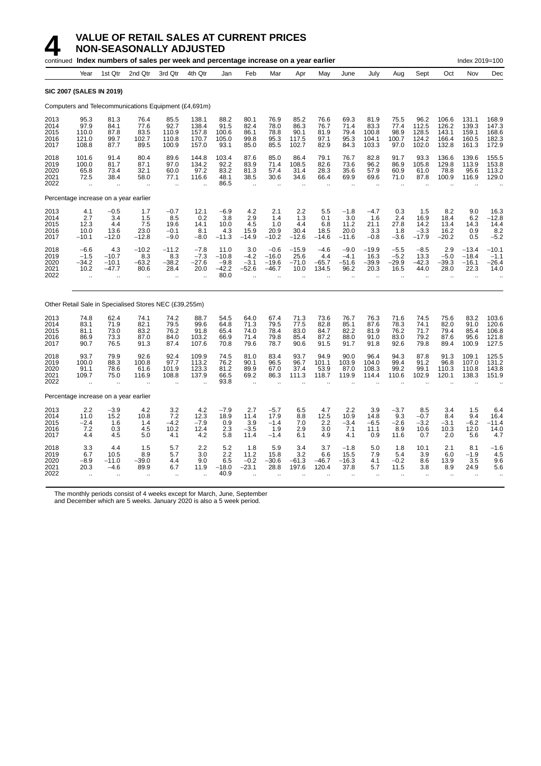# 4 VALUE OF RETAIL SALES AT CURRENT PRICES NON-SEASONALLY ADJUSTED

continued **Index numbers of sales per week and percentage increase on a year earlier** Index 2019=100

| Year | Year | 1st Qtr | 2nd Qtr | 3rd Qtr | 4th Qtr | Jan | Feb | Mar | Apr | May | June | July | Aug | Sept | Oct | Nov | Dec |
|---|---|---|---|---|---|---|---|---|---|---|---|---|---|---|---|---|---|
| **SIC 2007 (SALES IN 2019)** | | | | | | | | | | | | | | | | | |
| Computers and Telecommunications Equipment (£4,691m) | | | | | | | | | | | | | | | | | |
| 2013 | 95.3 | 81.3 | 76.4 | 85.5 | 138.1 | 88.2 | 80.1 | 76.9 | 85.2 | 76.6 | 69.3 | 81.9 | 75.5 | 96.2 | 106.6 | 131.1 | 168.9 |
| 2014 | 97.9 | 84.1 | 77.6 | 92.7 | 138.4 | 91.5 | 82.4 | 78.0 | 86.3 | 76.7 | 71.4 | 83.3 | 77.4 | 112.5 | 126.2 | 139.3 | 147.3 |
| 2015 | 110.0 | 87.8 | 83.5 | 110.9 | 157.8 | 100.6 | 86.1 | 78.8 | 90.1 | 81.9 | 79.4 | 100.8 | 98.9 | 128.5 | 143.1 | 159.1 | 168.6 |
| 2016 | 121.0 | 99.7 | 102.7 | 110.8 | 170.7 | 105.0 | 99.8 | 95.3 | 117.5 | 97.1 | 95.3 | 104.1 | 100.7 | 124.2 | 166.4 | 160.5 | 182.3 |
| 2017 | 108.8 | 87.7 | 89.5 | 100.9 | 157.0 | 93.1 | 85.0 | 85.5 | 102.7 | 82.9 | 84.3 | 103.3 | 97.0 | 102.0 | 132.8 | 161.3 | 172.9 |
| 2018 | 101.6 | 91.4 | 80.4 | 89.6 | 144.8 | 103.4 | 87.6 | 85.0 | 86.4 | 79.1 | 76.7 | 82.8 | 91.7 | 93.3 | 136.6 | 139.6 | 155.5 |
| 2019 | 100.0 | 81.7 | 87.1 | 97.0 | 134.2 | 92.2 | 83.9 | 71.4 | 108.5 | 82.6 | 73.6 | 96.2 | 86.9 | 105.8 | 129.8 | 113.9 | 153.8 |
| 2020 | 65.8 | 73.4 | 32.1 | 60.0 | 97.2 | 83.2 | 81.3 | 57.4 | 31.4 | 28.3 | 35.6 | 57.9 | 60.9 | 61.0 | 78.8 | 95.6 | 113.2 |
| 2021 | 72.5 | 38.4 | 58.0 | 77.1 | 116.6 | 48.1 | 38.5 | 30.6 | 34.6 | 66.4 | 69.9 | 69.6 | 71.0 | 87.8 | 100.9 | 116.9 | 129.0 |
| 2022 | .. | .. | .. | .. | .. | 86.5 | .. | .. | .. | .. | .. | .. | .. | .. | .. | .. | .. |
| Percentage increase on a year earlier | | | | | | | | | | | | | | | | | |
| 2013 | 4.1 | −0.5 | 1.7 | −0.7 | 12.1 | −6.9 | 4.2 | 2.1 | 2.2 | 5.5 | −1.8 | −4.7 | 0.3 | 1.5 | 8.2 | 9.0 | 16.3 |
| 2014 | 2.7 | 3.4 | 1.5 | 8.5 | 0.2 | 3.8 | 2.9 | 1.4 | 1.3 | 0.1 | 3.0 | 1.6 | 2.4 | 16.9 | 18.4 | 6.2 | −12.8 |
| 2015 | 12.3 | 4.4 | 7.5 | 19.6 | 14.1 | 10.0 | 4.5 | 1.0 | 4.4 | 6.8 | 11.2 | 21.1 | 27.8 | 14.2 | 13.4 | 14.3 | 14.4 |
| 2016 | 10.0 | 13.6 | 23.0 | −0.1 | 8.1 | 4.3 | 15.9 | 20.9 | 30.4 | 18.5 | 20.0 | 3.3 | 1.8 | −3.3 | 16.2 | 0.9 | 8.2 |
| 2017 | −10.1 | −12.0 | −12.8 | −9.0 | −8.0 | −11.3 | −14.9 | −10.2 | −12.6 | −14.6 | −11.6 | −0.8 | −3.6 | −17.9 | −20.2 | 0.5 | −5.2 |
| 2018 | −6.6 | 4.3 | −10.2 | −11.2 | −7.8 | 11.0 | 3.0 | −0.6 | −15.9 | −4.6 | −9.0 | −19.9 | −5.5 | −8.5 | 2.9 | −13.4 | −10.1 |
| 2019 | −1.5 | −10.7 | 8.3 | 8.3 | −7.3 | −10.8 | −4.2 | −16.0 | 25.6 | 4.4 | −4.1 | 16.3 | −5.2 | 13.3 | −5.0 | −18.4 | −1.1 |
| 2020 | −34.2 | −10.1 | −63.2 | −38.2 | −27.6 | −9.8 | −3.1 | −19.6 | −71.0 | −65.7 | −51.6 | −39.9 | −29.9 | −42.3 | −39.3 | −16.1 | −26.4 |
| 2021 | 10.2 | −47.7 | 80.6 | 28.4 | 20.0 | −42.2 | −52.6 | −46.7 | 10.0 | 134.5 | 96.2 | 20.3 | 16.5 | 44.0 | 28.0 | 22.3 | 14.0 |
| 2022 | .. | .. | .. | .. | .. | 80.0 | .. | .. | .. | .. | .. | .. | .. | .. | .. | .. | .. |
| Other Retail Sale in Specialised Stores NEC (£39,255m) | | | | | | | | | | | | | | | | | |
| 2013 | 74.8 | 62.4 | 74.1 | 74.2 | 88.7 | 54.5 | 64.0 | 67.4 | 71.3 | 73.6 | 76.7 | 76.3 | 71.6 | 74.5 | 75.6 | 83.2 | 103.6 |
| 2014 | 83.1 | 71.9 | 82.1 | 79.5 | 99.6 | 64.8 | 71.3 | 79.5 | 77.5 | 82.8 | 85.1 | 87.6 | 78.3 | 74.1 | 82.0 | 91.0 | 120.6 |
| 2015 | 81.1 | 73.0 | 83.2 | 76.2 | 91.8 | 65.4 | 74.0 | 78.4 | 83.0 | 84.7 | 82.2 | 81.9 | 76.2 | 71.7 | 79.4 | 85.4 | 106.8 |
| 2016 | 86.9 | 73.3 | 87.0 | 84.0 | 103.2 | 66.9 | 71.4 | 79.8 | 85.4 | 87.2 | 88.0 | 91.0 | 83.0 | 79.2 | 87.6 | 95.6 | 121.8 |
| 2017 | 90.7 | 76.5 | 91.3 | 87.4 | 107.6 | 70.8 | 79.6 | 78.7 | 90.6 | 91.5 | 91.7 | 91.8 | 92.6 | 79.8 | 89.4 | 100.9 | 127.5 |
| 2018 | 93.7 | 79.9 | 92.6 | 92.4 | 109.9 | 74.5 | 81.0 | 83.4 | 93.7 | 94.9 | 90.0 | 96.4 | 94.3 | 87.8 | 91.3 | 109.1 | 125.5 |
| 2019 | 100.0 | 88.3 | 100.8 | 97.7 | 113.2 | 76.2 | 90.1 | 96.5 | 96.7 | 101.1 | 103.9 | 104.0 | 99.4 | 91.2 | 96.8 | 107.0 | 131.2 |
| 2020 | 91.1 | 78.6 | 61.6 | 101.9 | 123.3 | 81.2 | 89.9 | 67.0 | 37.4 | 53.9 | 87.0 | 108.3 | 99.2 | 99.1 | 110.3 | 110.8 | 143.8 |
| 2021 | 109.7 | 75.0 | 116.9 | 108.8 | 137.9 | 66.5 | 69.2 | 86.3 | 111.3 | 118.7 | 119.9 | 114.4 | 110.6 | 102.9 | 120.1 | 138.3 | 151.9 |
| 2022 | .. | .. | .. | .. | .. | 93.8 | .. | .. | .. | .. | .. | .. | .. | .. | .. | .. | .. |
| Percentage increase on a year earlier | | | | | | | | | | | | | | | | | |
| 2013 | 2.2 | −3.9 | 4.2 | 3.2 | 4.2 | −7.9 | 2.7 | −5.7 | 6.5 | 4.7 | 2.2 | 3.9 | −3.7 | 8.5 | 3.4 | 1.5 | 6.4 |
| 2014 | 11.0 | 15.2 | 10.8 | 7.2 | 12.3 | 18.9 | 11.4 | 17.9 | 8.8 | 12.5 | 10.9 | 14.8 | 9.3 | −0.7 | 8.4 | 9.4 | 16.4 |
| 2015 | −2.4 | 1.6 | 1.4 | −4.2 | −7.9 | 0.9 | 3.9 | −1.4 | 7.0 | 2.2 | −3.4 | −6.5 | −2.6 | −3.2 | −3.1 | −6.2 | −11.4 |
| 2016 | 7.2 | 0.3 | 4.5 | 10.2 | 12.4 | 2.3 | −3.5 | 1.9 | 2.9 | 3.0 | 7.1 | 11.1 | 8.9 | 10.6 | 10.3 | 12.0 | 14.0 |
| 2017 | 4.4 | 4.5 | 5.0 | 4.1 | 4.2 | 5.8 | 11.4 | −1.4 | 6.1 | 4.9 | 4.1 | 0.9 | 11.6 | 0.7 | 2.0 | 5.6 | 4.7 |
| 2018 | 3.3 | 4.4 | 1.5 | 5.7 | 2.2 | 5.2 | 1.8 | 5.9 | 3.4 | 3.7 | −1.8 | 5.0 | 1.8 | 10.1 | 2.1 | 8.1 | −1.6 |
| 2019 | 6.7 | 10.5 | 8.9 | 5.7 | 3.0 | 2.2 | 11.2 | 15.8 | 3.2 | 6.6 | 15.5 | 7.9 | 5.4 | 3.9 | 6.0 | −1.9 | 4.5 |
| 2020 | −8.9 | −11.0 | −39.0 | 4.4 | 9.0 | 6.5 | −0.2 | −30.6 | −61.3 | −46.7 | −16.3 | 4.1 | −0.2 | 8.6 | 13.9 | 3.5 | 9.6 |
| 2021 | 20.3 | −4.6 | 89.9 | 6.7 | 11.9 | −18.0 | −23.1 | 28.8 | 197.6 | 120.4 | 37.8 | 5.7 | 11.5 | 3.8 | 8.9 | 24.9 | 5.6 |
| 2022 | .. | .. | .. | .. | .. | 40.9 | .. | .. | .. | .. | .. | .. | .. | .. | .. | .. | .. |

The monthly periods consist of 4 weeks except for March, June, September and December which are 5 weeks. January 2020 is also a 5 week period.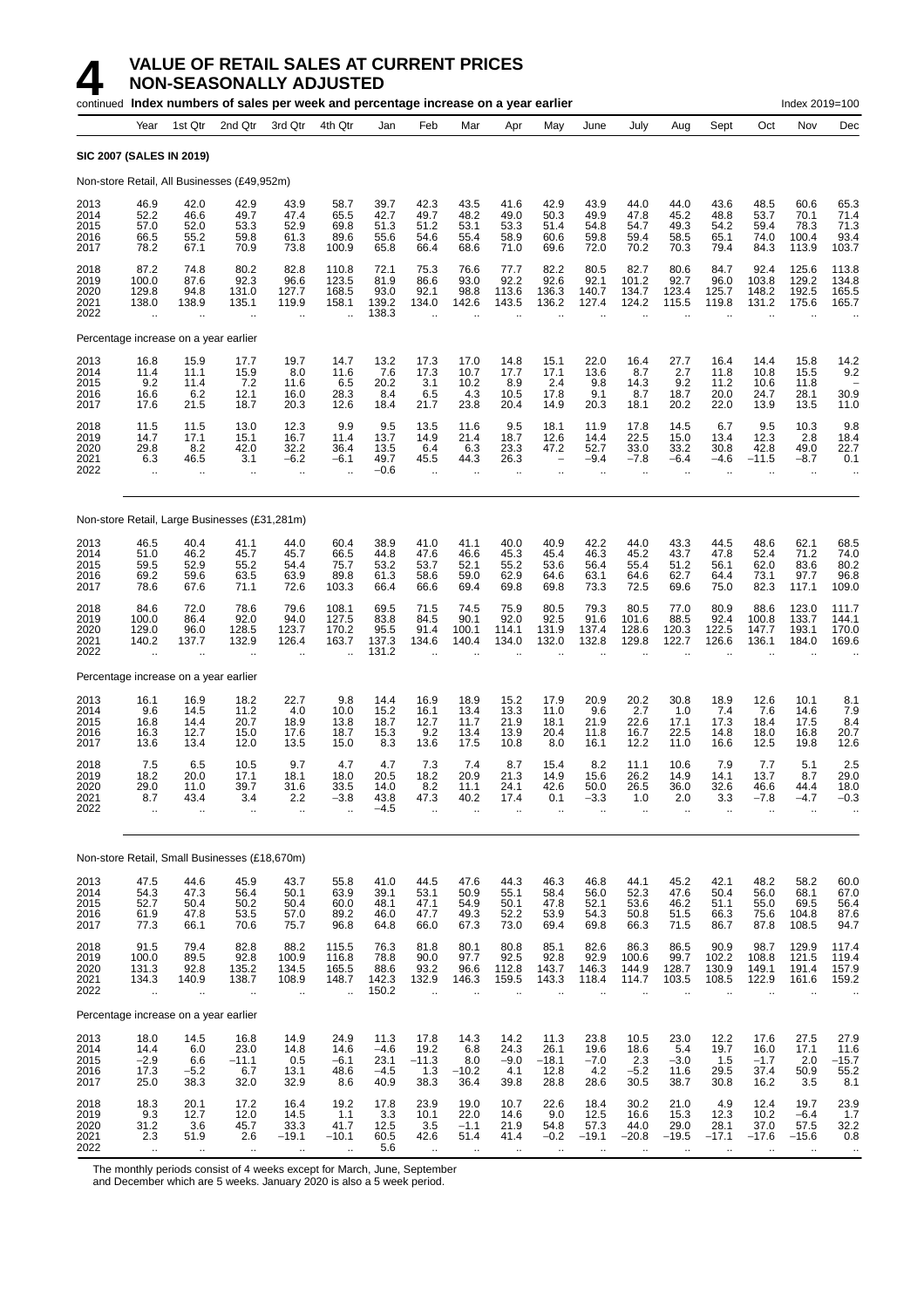# 4 VALUE OF RETAIL SALES AT CURRENT PRICES NON-SEASONALLY ADJUSTED

continued **Index numbers of sales per week and percentage increase on a year earlier** Index 2019=100

| Year | 1st Qtr | 2nd Qtr | 3rd Qtr | 4th Qtr | Jan | Feb | Mar | Apr | May | June | July | Aug | Sept | Oct | Nov | Dec |
|---|---|---|---|---|---|---|---|---|---|---|---|---|---|---|---|---|
| **SIC 2007 (SALES IN 2019)** | | | | | | | | | | | | | | | | |
| Non-store Retail, All Businesses (£49,952m) | | | | | | | | | | | | | | | | |
| 2013 | 46.9 | 42.0 | 42.9 | 43.9 | 58.7 | 39.7 | 42.3 | 43.5 | 41.6 | 42.9 | 43.9 | 44.0 | 44.0 | 43.6 | 48.5 | 60.6 | 65.3 |
| 2014 | 52.2 | 46.6 | 49.7 | 47.4 | 65.5 | 42.7 | 49.7 | 48.2 | 49.0 | 50.3 | 49.9 | 47.8 | 45.2 | 48.8 | 53.7 | 70.1 | 71.4 |
| 2015 | 57.0 | 52.0 | 53.3 | 52.9 | 69.8 | 51.3 | 51.2 | 53.1 | 53.3 | 51.4 | 54.8 | 54.7 | 49.3 | 54.2 | 59.4 | 78.3 | 71.3 |
| 2016 | 66.5 | 55.2 | 59.8 | 61.3 | 89.6 | 55.6 | 54.6 | 55.4 | 58.9 | 60.6 | 59.8 | 59.4 | 58.5 | 65.1 | 74.0 | 100.4 | 93.4 |
| 2017 | 78.2 | 67.1 | 70.9 | 73.8 | 100.9 | 65.8 | 66.4 | 68.6 | 71.0 | 69.6 | 72.0 | 70.2 | 70.3 | 79.4 | 84.3 | 113.9 | 103.7 |
| 2018 | 87.2 | 74.8 | 80.2 | 82.8 | 110.8 | 72.1 | 75.3 | 76.6 | 77.7 | 82.2 | 80.5 | 82.7 | 80.6 | 84.7 | 92.4 | 125.6 | 113.8 |
| 2019 | 100.0 | 87.6 | 92.3 | 96.6 | 123.5 | 81.9 | 86.6 | 93.0 | 92.2 | 92.6 | 92.1 | 101.2 | 92.7 | 96.0 | 103.8 | 129.2 | 134.8 |
| 2020 | 129.8 | 94.8 | 131.0 | 127.7 | 168.5 | 93.0 | 92.1 | 98.8 | 113.6 | 136.3 | 140.7 | 134.7 | 123.4 | 125.7 | 148.2 | 192.5 | 165.5 |
| 2021 | 138.0 | 138.9 | 135.1 | 119.9 | 158.1 | 139.2 | 134.0 | 142.6 | 143.5 | 136.2 | 127.4 | 124.2 | 115.5 | 119.8 | 131.2 | 175.6 | 165.7 |
| 2022 | .. | .. | .. | .. | .. | 138.3 | .. | .. | .. | .. | .. | .. | .. | .. | .. | .. | .. |
| Percentage increase on a year earlier | | | | | | | | | | | | | | | | |
| 2013 | 16.8 | 15.9 | 17.7 | 19.7 | 14.7 | 13.2 | 17.3 | 17.0 | 14.8 | 15.1 | 22.0 | 16.4 | 27.7 | 16.4 | 14.4 | 15.8 | 14.2 |
| 2014 | 11.4 | 11.1 | 15.9 | 8.0 | 11.6 | 7.6 | 17.3 | 10.7 | 17.7 | 17.1 | 13.6 | 8.7 | 2.7 | 11.8 | 10.8 | 15.5 | 9.2 |
| 2015 | 9.2 | 11.4 | 7.2 | 11.6 | 6.5 | 20.2 | 3.1 | 10.2 | 8.9 | 2.4 | 9.8 | 14.3 | 9.2 | 11.2 | 10.6 | 11.8 | – |
| 2016 | 16.6 | 6.2 | 12.1 | 16.0 | 28.3 | 8.4 | 6.5 | 4.3 | 10.5 | 17.8 | 9.1 | 8.7 | 18.7 | 20.0 | 24.7 | 28.1 | 30.9 |
| 2017 | 17.6 | 21.5 | 18.7 | 20.3 | 12.6 | 18.4 | 21.7 | 23.8 | 20.4 | 14.9 | 20.3 | 18.1 | 20.2 | 22.0 | 13.9 | 13.5 | 11.0 |
| 2018 | 11.5 | 11.5 | 13.0 | 12.3 | 9.9 | 9.5 | 13.5 | 11.6 | 9.5 | 18.1 | 11.9 | 17.8 | 14.5 | 6.7 | 9.5 | 10.3 | 9.8 |
| 2019 | 14.7 | 17.1 | 15.1 | 16.7 | 11.4 | 13.7 | 14.9 | 21.4 | 18.7 | 12.6 | 14.4 | 22.5 | 15.0 | 13.4 | 12.3 | 2.8 | 18.4 |
| 2020 | 29.8 | 8.2 | 42.0 | 32.2 | 36.4 | 13.5 | 6.4 | 6.3 | 23.3 | 47.2 | 52.7 | 33.0 | 33.2 | 30.8 | 42.8 | 49.0 | 22.7 |
| 2021 | 6.3 | 46.5 | 3.1 | –6.2 | –6.1 | 49.7 | 45.5 | 44.3 | 26.3 | – | –9.4 | –7.8 | –6.4 | –4.6 | –11.5 | –8.7 | 0.1 |
| 2022 | .. | .. | .. | .. | .. | –0.6 | .. | .. | .. | .. | .. | .. | .. | .. | .. | .. | .. |
| Non-store Retail, Large Businesses (£31,281m) | | | | | | | | | | | | | | | | |
| 2013 | 46.5 | 40.4 | 41.1 | 44.0 | 60.4 | 38.9 | 41.0 | 41.1 | 40.0 | 40.9 | 42.2 | 44.0 | 43.3 | 44.5 | 48.6 | 62.1 | 68.5 |
| 2014 | 51.0 | 46.2 | 45.7 | 45.7 | 66.5 | 44.8 | 47.6 | 46.6 | 45.3 | 45.4 | 46.3 | 45.2 | 43.7 | 47.8 | 52.4 | 71.2 | 74.0 |
| 2015 | 59.5 | 52.9 | 55.2 | 54.4 | 75.7 | 53.2 | 53.7 | 52.1 | 55.2 | 53.6 | 56.4 | 55.4 | 51.2 | 56.1 | 62.0 | 83.6 | 80.2 |
| 2016 | 69.2 | 59.6 | 63.5 | 63.9 | 89.8 | 61.3 | 58.6 | 59.0 | 62.9 | 64.6 | 63.1 | 64.6 | 62.7 | 64.4 | 73.1 | 97.7 | 96.8 |
| 2017 | 78.6 | 67.6 | 71.1 | 72.6 | 103.3 | 66.4 | 66.6 | 69.4 | 69.8 | 69.8 | 73.3 | 72.5 | 69.6 | 75.0 | 82.3 | 117.1 | 109.0 |
| 2018 | 84.6 | 72.0 | 78.6 | 79.6 | 108.1 | 69.5 | 71.5 | 74.5 | 75.9 | 80.5 | 79.3 | 80.5 | 77.0 | 80.9 | 88.6 | 123.0 | 111.7 |
| 2019 | 100.0 | 86.4 | 92.0 | 94.0 | 127.5 | 83.8 | 84.5 | 90.1 | 92.0 | 92.5 | 91.6 | 101.6 | 88.5 | 92.4 | 100.8 | 133.7 | 144.1 |
| 2020 | 129.0 | 96.0 | 128.5 | 123.7 | 170.2 | 95.5 | 91.4 | 100.1 | 114.1 | 131.9 | 137.4 | 128.6 | 120.3 | 122.5 | 147.7 | 193.1 | 170.0 |
| 2021 | 140.2 | 137.7 | 132.9 | 126.4 | 163.7 | 137.3 | 134.6 | 140.4 | 134.0 | 132.0 | 132.8 | 129.8 | 122.7 | 126.6 | 136.1 | 184.0 | 169.6 |
| 2022 | .. | .. | .. | .. | .. | 131.2 | .. | .. | .. | .. | .. | .. | .. | .. | .. | .. | .. |
| Percentage increase on a year earlier | | | | | | | | | | | | | | | | |
| 2013 | 16.1 | 16.9 | 18.2 | 22.7 | 9.8 | 14.4 | 16.9 | 18.9 | 15.2 | 17.9 | 20.9 | 20.2 | 30.8 | 18.9 | 12.6 | 10.1 | 8.1 |
| 2014 | 9.6 | 14.5 | 11.2 | 4.0 | 10.0 | 15.2 | 16.1 | 13.4 | 13.3 | 11.0 | 9.6 | 2.7 | 1.0 | 7.4 | 7.6 | 14.6 | 7.9 |
| 2015 | 16.8 | 14.4 | 20.7 | 18.9 | 13.8 | 18.7 | 12.7 | 11.7 | 21.9 | 18.1 | 21.9 | 22.6 | 17.1 | 17.3 | 18.4 | 17.5 | 8.4 |
| 2016 | 16.3 | 12.7 | 15.0 | 17.6 | 18.7 | 15.3 | 9.2 | 13.4 | 13.9 | 20.4 | 11.8 | 16.7 | 22.5 | 14.8 | 18.0 | 16.8 | 20.7 |
| 2017 | 13.6 | 13.4 | 12.0 | 13.5 | 15.0 | 8.3 | 13.6 | 17.5 | 10.8 | 8.0 | 16.1 | 12.2 | 11.0 | 16.6 | 12.5 | 19.8 | 12.6 |
| 2018 | 7.5 | 6.5 | 10.5 | 9.7 | 4.7 | 4.7 | 7.3 | 7.4 | 8.7 | 15.4 | 8.2 | 11.1 | 10.6 | 7.9 | 7.7 | 5.1 | 2.5 |
| 2019 | 18.2 | 20.0 | 17.1 | 18.1 | 18.0 | 20.5 | 18.2 | 20.9 | 21.3 | 14.9 | 15.6 | 26.2 | 14.9 | 14.1 | 13.7 | 8.7 | 29.0 |
| 2020 | 29.0 | 11.0 | 39.7 | 31.6 | 33.5 | 14.0 | 8.2 | 11.1 | 24.1 | 42.6 | 50.0 | 26.5 | 36.0 | 32.6 | 46.6 | 44.4 | 18.0 |
| 2021 | 8.7 | 43.4 | 3.4 | 2.2 | –3.8 | 43.8 | 47.3 | 40.2 | 17.4 | 0.1 | –3.3 | 1.0 | 2.0 | 3.3 | –7.8 | –4.7 | –0.3 |
| 2022 | .. | .. | .. | .. | .. | –4.5 | .. | .. | .. | .. | .. | .. | .. | .. | .. | .. | .. |
| Non-store Retail, Small Businesses (£18,670m) | | | | | | | | | | | | | | | | |
| 2013 | 47.5 | 44.6 | 45.9 | 43.7 | 55.8 | 41.0 | 44.5 | 47.6 | 44.3 | 46.3 | 46.8 | 44.1 | 45.2 | 42.1 | 48.2 | 58.2 | 60.0 |
| 2014 | 54.3 | 47.3 | 56.4 | 50.1 | 63.9 | 39.1 | 53.1 | 50.9 | 55.1 | 58.4 | 56.0 | 52.3 | 47.6 | 50.4 | 56.0 | 68.1 | 67.0 |
| 2015 | 52.7 | 50.4 | 50.2 | 50.4 | 60.0 | 48.1 | 47.1 | 54.9 | 50.1 | 47.8 | 52.1 | 53.6 | 46.2 | 51.1 | 55.0 | 69.5 | 56.4 |
| 2016 | 61.9 | 47.8 | 53.5 | 57.0 | 89.2 | 46.0 | 47.7 | 49.3 | 52.2 | 53.9 | 54.3 | 50.8 | 51.5 | 66.3 | 75.6 | 104.8 | 87.6 |
| 2017 | 77.3 | 66.1 | 70.6 | 75.7 | 96.8 | 64.8 | 66.0 | 67.3 | 73.0 | 69.4 | 69.8 | 66.3 | 71.5 | 86.7 | 87.8 | 108.5 | 94.7 |
| 2018 | 91.5 | 79.4 | 82.8 | 88.2 | 115.5 | 76.3 | 81.8 | 80.1 | 80.8 | 85.1 | 82.6 | 86.3 | 86.5 | 90.9 | 98.7 | 129.9 | 117.4 |
| 2019 | 100.0 | 89.5 | 92.8 | 100.9 | 116.8 | 78.8 | 90.0 | 97.7 | 92.5 | 92.8 | 92.9 | 100.6 | 99.7 | 102.2 | 108.8 | 121.5 | 119.4 |
| 2020 | 131.3 | 92.8 | 135.2 | 134.5 | 165.5 | 88.6 | 93.2 | 96.6 | 112.8 | 143.7 | 146.3 | 144.9 | 128.7 | 130.9 | 149.1 | 191.4 | 157.9 |
| 2021 | 134.3 | 140.9 | 138.7 | 108.9 | 148.7 | 142.3 | 132.9 | 146.3 | 159.5 | 143.3 | 118.4 | 114.7 | 103.5 | 108.5 | 122.9 | 161.6 | 159.2 |
| 2022 | .. | .. | .. | .. | .. | 150.2 | .. | .. | .. | .. | .. | .. | .. | .. | .. | .. | .. |
| Percentage increase on a year earlier | | | | | | | | | | | | | | | | |
| 2013 | 18.0 | 14.5 | 16.8 | 14.9 | 24.9 | 11.3 | 17.8 | 14.3 | 14.2 | 11.3 | 23.8 | 10.5 | 23.0 | 12.2 | 17.6 | 27.5 | 27.9 |
| 2014 | 14.4 | 6.0 | 23.0 | 14.8 | 14.6 | –4.6 | 19.2 | 6.8 | 24.3 | 26.1 | 19.6 | 18.6 | 5.4 | 19.7 | 16.0 | 17.1 | 11.6 |
| 2015 | –2.9 | 6.6 | –11.1 | 0.5 | –6.1 | 23.1 | –11.3 | 8.0 | –9.0 | –18.1 | –7.0 | 2.3 | –3.0 | 1.5 | –1.7 | 2.0 | –15.7 |
| 2016 | 17.3 | –5.2 | 6.7 | 13.1 | 48.6 | –4.5 | 1.3 | –10.2 | 4.1 | 12.8 | 4.2 | –5.2 | 11.6 | 29.5 | 37.4 | 50.9 | 55.2 |
| 2017 | 25.0 | 38.3 | 32.0 | 32.9 | 8.6 | 40.9 | 38.3 | 36.4 | 39.8 | 28.8 | 28.6 | 30.5 | 38.7 | 30.8 | 16.2 | 3.5 | 8.1 |
| 2018 | 18.3 | 20.1 | 17.2 | 16.4 | 19.2 | 17.8 | 23.9 | 19.0 | 10.7 | 22.6 | 18.4 | 30.2 | 21.0 | 4.9 | 12.4 | 19.7 | 23.9 |
| 2019 | 9.3 | 12.7 | 12.0 | 14.5 | 1.1 | 3.3 | 10.1 | 22.0 | 14.6 | 9.0 | 12.5 | 16.6 | 15.3 | 12.3 | 10.2 | –6.4 | 1.7 |
| 2020 | 31.2 | 3.6 | 45.7 | 33.3 | 41.7 | 12.5 | 3.5 | –1.1 | 21.9 | 54.8 | 57.3 | 44.0 | 29.0 | 28.1 | 37.0 | 57.5 | 32.2 |
| 2021 | 2.3 | 51.9 | 2.6 | –19.1 | –10.1 | 60.5 | 42.6 | 51.4 | 41.4 | –0.2 | –19.1 | –20.8 | –19.5 | –17.1 | –17.6 | –15.6 | 0.8 |
| 2022 | .. | .. | .. | .. | .. | 5.6 | .. | .. | .. | .. | .. | .. | .. | .. | .. | .. | .. |

The monthly periods consist of 4 weeks except for March, June, September and December which are 5 weeks. January 2020 is also a 5 week period.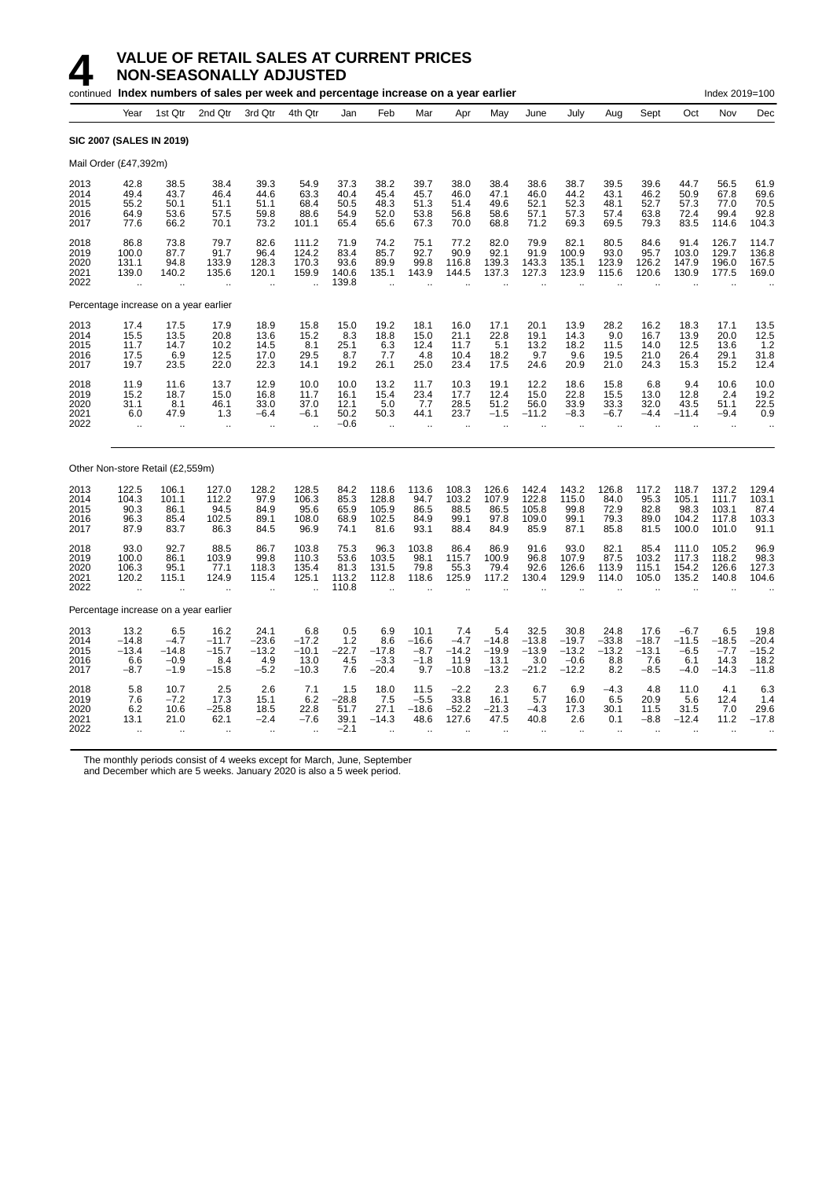# 4 VALUE OF RETAIL SALES AT CURRENT PRICES NON-SEASONALLY ADJUSTED

continued **Index numbers of sales per week and percentage increase on a year earlier** Index 2019=100

| | Year | 1st Qtr | 2nd Qtr | 3rd Qtr | 4th Qtr | Jan | Feb | Mar | Apr | May | June | July | Aug | Sept | Oct | Nov | Dec |
|---|---|---|---|---|---|---|---|---|---|---|---|---|---|---|---|---|---|
| **SIC 2007 (SALES IN 2019)** | | | | | | | | | | | | | | | | | |
| Mail Order (£47,392m) | | | | | | | | | | | | | | | | | |
| 2013 | 42.8 | 38.5 | 38.4 | 39.3 | 54.9 | 37.3 | 38.2 | 39.7 | 38.0 | 38.4 | 38.6 | 38.7 | 39.5 | 39.6 | 44.7 | 56.5 | 61.9 |
| 2014 | 49.4 | 43.7 | 46.4 | 44.6 | 63.3 | 40.4 | 45.4 | 45.7 | 46.0 | 47.1 | 46.0 | 44.2 | 43.1 | 46.2 | 50.9 | 67.8 | 69.6 |
| 2015 | 55.2 | 50.1 | 51.1 | 51.1 | 68.4 | 50.5 | 48.3 | 51.3 | 51.4 | 49.6 | 52.1 | 52.3 | 48.1 | 52.7 | 57.3 | 77.0 | 70.5 |
| 2016 | 64.9 | 53.6 | 57.5 | 59.8 | 88.6 | 54.9 | 52.0 | 53.8 | 56.8 | 58.6 | 57.1 | 57.3 | 57.4 | 63.8 | 72.4 | 99.4 | 92.8 |
| 2017 | 77.6 | 66.2 | 70.1 | 73.2 | 101.1 | 65.4 | 65.6 | 67.3 | 70.0 | 68.8 | 71.2 | 69.3 | 69.5 | 79.3 | 83.5 | 114.6 | 104.3 |
| 2018 | 86.8 | 73.8 | 79.7 | 82.6 | 111.2 | 71.9 | 74.2 | 75.1 | 77.2 | 82.0 | 79.9 | 82.1 | 80.5 | 84.6 | 91.4 | 126.7 | 114.7 |
| 2019 | 100.0 | 87.7 | 91.7 | 96.4 | 124.2 | 83.4 | 85.7 | 92.7 | 90.9 | 92.1 | 91.9 | 100.9 | 93.0 | 95.7 | 103.0 | 129.7 | 136.8 |
| 2020 | 131.1 | 94.8 | 133.9 | 128.3 | 170.3 | 93.6 | 89.9 | 99.8 | 116.8 | 139.3 | 143.3 | 135.1 | 123.9 | 126.2 | 147.9 | 196.0 | 167.5 |
| 2021 | 139.0 | 140.2 | 135.6 | 120.1 | 159.9 | 140.6 | 135.1 | 143.9 | 144.5 | 137.3 | 127.3 | 123.9 | 115.6 | 120.6 | 130.9 | 177.5 | 169.0 |
| 2022 | .. | .. | .. | .. | .. | 139.8 | .. | .. | .. | .. | .. | .. | .. | .. | .. | .. | .. |
| Percentage increase on a year earlier | | | | | | | | | | | | | | | | | |
| 2013 | 17.4 | 17.5 | 17.9 | 18.9 | 15.8 | 15.0 | 19.2 | 18.1 | 16.0 | 17.1 | 20.1 | 13.9 | 28.2 | 16.2 | 18.3 | 17.1 | 13.5 |
| 2014 | 15.5 | 13.5 | 20.8 | 13.6 | 15.2 | 8.3 | 18.8 | 15.0 | 21.1 | 22.8 | 19.1 | 14.3 | 9.0 | 16.7 | 13.9 | 20.0 | 12.5 |
| 2015 | 11.7 | 14.7 | 10.2 | 14.5 | 8.1 | 25.1 | 6.3 | 12.4 | 11.7 | 5.1 | 13.2 | 18.2 | 11.5 | 14.0 | 12.5 | 13.6 | 1.2 |
| 2016 | 17.5 | 6.9 | 12.5 | 17.0 | 29.5 | 8.7 | 7.7 | 4.8 | 10.4 | 18.2 | 9.7 | 9.6 | 19.5 | 21.0 | 26.4 | 29.1 | 31.8 |
| 2017 | 19.7 | 23.5 | 22.0 | 22.3 | 14.1 | 19.2 | 26.1 | 25.0 | 23.4 | 17.5 | 24.6 | 20.9 | 21.0 | 24.3 | 15.3 | 15.2 | 12.4 |
| 2018 | 11.9 | 11.6 | 13.7 | 12.9 | 10.0 | 10.0 | 13.2 | 11.7 | 10.3 | 19.1 | 12.2 | 18.6 | 15.8 | 6.8 | 9.4 | 10.6 | 10.0 |
| 2019 | 15.2 | 18.7 | 15.0 | 16.8 | 11.7 | 16.1 | 15.4 | 23.4 | 17.7 | 12.4 | 15.0 | 22.8 | 15.5 | 13.0 | 12.8 | 2.4 | 19.2 |
| 2020 | 31.1 | 8.1 | 46.1 | 33.0 | 37.0 | 12.1 | 5.0 | 7.7 | 28.5 | 51.2 | 56.0 | 33.9 | 33.3 | 32.0 | 43.5 | 51.1 | 22.5 |
| 2021 | 6.0 | 47.9 | 1.3 | −6.4 | −6.1 | 50.2 | 50.3 | 44.1 | 23.7 | −1.5 | −11.2 | −8.3 | −6.7 | −4.4 | −11.4 | −9.4 | 0.9 |
| 2022 | .. | .. | .. | .. | .. | −0.6 | .. | .. | .. | .. | .. | .. | .. | .. | .. | .. | .. |
| Other Non-store Retail (£2,559m) | | | | | | | | | | | | | | | | | |
| 2013 | 122.5 | 106.1 | 127.0 | 128.2 | 128.5 | 84.2 | 118.6 | 113.6 | 108.3 | 126.6 | 142.4 | 143.2 | 126.8 | 117.2 | 118.7 | 137.2 | 129.4 |
| 2014 | 104.3 | 101.1 | 112.2 | 97.9 | 106.3 | 85.3 | 128.8 | 94.7 | 103.2 | 107.9 | 122.8 | 115.0 | 84.0 | 95.3 | 105.1 | 111.7 | 103.1 |
| 2015 | 90.3 | 86.1 | 94.5 | 84.9 | 95.6 | 65.9 | 105.9 | 86.5 | 88.5 | 86.5 | 105.8 | 99.8 | 72.9 | 82.8 | 98.3 | 103.1 | 87.4 |
| 2016 | 96.3 | 85.4 | 102.5 | 89.1 | 108.0 | 68.9 | 102.5 | 84.9 | 99.1 | 97.8 | 109.0 | 99.1 | 79.3 | 89.0 | 104.2 | 117.8 | 103.3 |
| 2017 | 87.9 | 83.7 | 86.3 | 84.5 | 96.9 | 74.1 | 81.6 | 93.1 | 88.4 | 84.9 | 85.9 | 87.1 | 85.8 | 81.5 | 100.0 | 101.0 | 91.1 |
| 2018 | 93.0 | 92.7 | 88.5 | 86.7 | 103.8 | 75.3 | 96.3 | 103.8 | 86.4 | 86.9 | 91.6 | 93.0 | 82.1 | 85.4 | 111.0 | 105.2 | 96.9 |
| 2019 | 100.0 | 86.1 | 103.9 | 99.8 | 110.3 | 53.6 | 103.5 | 98.1 | 115.7 | 100.9 | 96.8 | 107.9 | 87.5 | 103.2 | 117.3 | 118.2 | 98.3 |
| 2020 | 106.3 | 95.1 | 77.1 | 118.3 | 135.4 | 81.3 | 131.5 | 79.8 | 55.3 | 79.4 | 92.6 | 126.6 | 113.9 | 115.1 | 154.2 | 126.6 | 127.3 |
| 2021 | 120.2 | 115.1 | 124.9 | 115.4 | 125.1 | 113.2 | 112.8 | 118.6 | 125.9 | 117.2 | 130.4 | 129.9 | 114.0 | 105.0 | 135.2 | 140.8 | 104.6 |
| 2022 | .. | .. | .. | .. | .. | 110.8 | .. | .. | .. | .. | .. | .. | .. | .. | .. | .. | .. |
| Percentage increase on a year earlier | | | | | | | | | | | | | | | | | |
| 2013 | 13.2 | 6.5 | 16.2 | 24.1 | 6.8 | 0.5 | 6.9 | 10.1 | 7.4 | 5.4 | 32.5 | 30.8 | 24.8 | 17.6 | −6.7 | 6.5 | 19.8 |
| 2014 | −14.8 | −4.7 | −11.7 | −23.6 | −17.2 | 1.2 | 8.6 | −16.6 | −4.7 | −14.8 | −13.8 | −19.7 | −33.8 | −18.7 | −11.5 | −18.5 | −20.4 |
| 2015 | −13.4 | −14.8 | −15.7 | −13.2 | −10.1 | −22.7 | −17.8 | −8.7 | −14.2 | −19.9 | −13.9 | −13.2 | −13.2 | −13.1 | −6.5 | −7.7 | −15.2 |
| 2016 | 6.6 | −0.9 | 8.4 | 4.9 | 13.0 | 4.5 | −3.3 | −1.8 | 11.9 | 13.1 | 3.0 | −0.6 | 8.8 | 7.6 | 6.1 | 14.3 | 18.2 |
| 2017 | −8.7 | −1.9 | −15.8 | −5.2 | −10.3 | 7.6 | −20.4 | 9.7 | −10.8 | −13.2 | −21.2 | −12.2 | 8.2 | −8.5 | −4.0 | −14.3 | −11.8 |
| 2018 | 5.8 | 10.7 | 2.5 | 2.6 | 7.1 | 1.5 | 18.0 | 11.5 | −2.2 | 2.3 | 6.7 | 6.9 | −4.3 | 4.8 | 11.0 | 4.1 | 6.3 |
| 2019 | 7.6 | −7.2 | 17.3 | 15.1 | 6.2 | −28.8 | 7.5 | −5.5 | 33.8 | 16.1 | 5.7 | 16.0 | 6.5 | 20.9 | 5.6 | 12.4 | 1.4 |
| 2020 | 6.2 | 10.6 | −25.8 | 18.5 | 22.8 | 51.7 | 27.1 | −18.6 | −52.2 | −21.3 | −4.3 | 17.3 | 30.1 | 11.5 | 31.5 | 7.0 | 29.6 |
| 2021 | 13.1 | 21.0 | 62.1 | −2.4 | −7.6 | 39.1 | −14.3 | 48.6 | 127.6 | 47.5 | 40.8 | 2.6 | 0.1 | −8.8 | −12.4 | 11.2 | −17.8 |
| 2022 | .. | .. | .. | .. | .. | −2.1 | .. | .. | .. | .. | .. | .. | .. | .. | .. | .. | .. |

The monthly periods consist of 4 weeks except for March, June, September and December which are 5 weeks. January 2020 is also a 5 week period.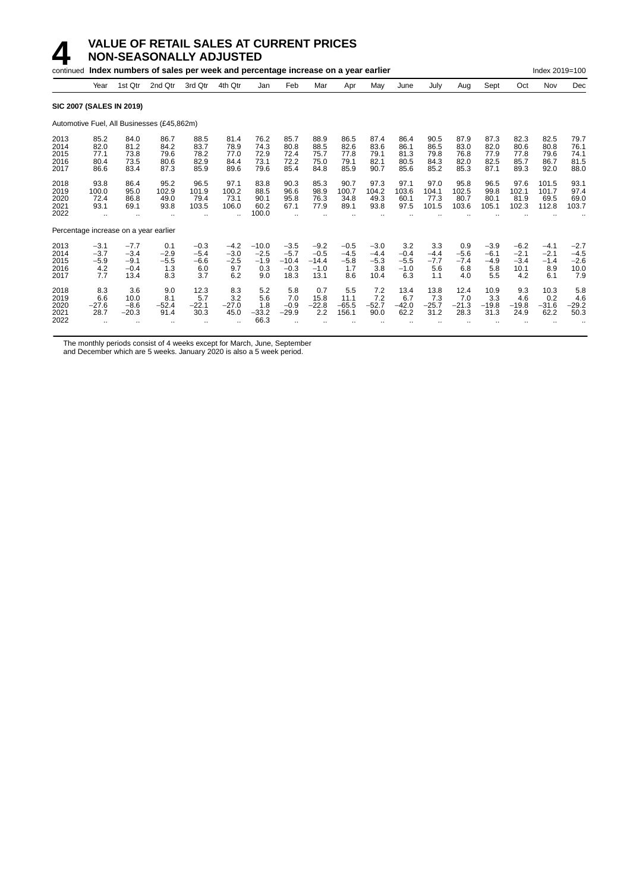# 4 VALUE OF RETAIL SALES AT CURRENT PRICES
## NON-SEASONALLY ADJUSTED

continued **Index numbers of sales per week and percentage increase on a year earlier** Index 2019=100

| | Year | 1st Qtr | 2nd Qtr | 3rd Qtr | 4th Qtr | Jan | Feb | Mar | Apr | May | June | July | Aug | Sept | Oct | Nov | Dec |
|---|---|---|---|---|---|---|---|---|---|---|---|---|---|---|---|---|---|
| **SIC 2007 (SALES IN 2019)** | | | | | | | | | | | | | | | | | |
| Automotive Fuel, All Businesses (£45,862m) | | | | | | | | | | | | | | | | | |
| 2013 | 85.2 | 84.0 | 86.7 | 88.5 | 81.4 | 76.2 | 85.7 | 88.9 | 86.5 | 87.4 | 86.4 | 90.5 | 87.9 | 87.3 | 82.3 | 82.5 | 79.7 |
| 2014 | 82.0 | 81.2 | 84.2 | 83.7 | 78.9 | 74.3 | 80.8 | 88.5 | 82.6 | 83.6 | 86.1 | 86.5 | 83.0 | 82.0 | 80.6 | 80.8 | 76.1 |
| 2015 | 77.1 | 73.8 | 79.6 | 78.2 | 77.0 | 72.9 | 72.4 | 75.7 | 77.8 | 79.1 | 81.3 | 79.8 | 76.8 | 77.9 | 77.8 | 79.6 | 74.1 |
| 2016 | 80.4 | 73.5 | 80.6 | 82.9 | 84.4 | 73.1 | 72.2 | 75.0 | 79.1 | 82.1 | 80.5 | 84.3 | 82.0 | 82.5 | 85.7 | 86.7 | 81.5 |
| 2017 | 86.6 | 83.4 | 87.3 | 85.9 | 89.6 | 79.6 | 85.4 | 84.8 | 85.9 | 90.7 | 85.6 | 85.2 | 85.3 | 87.1 | 89.3 | 92.0 | 88.0 |
| 2018 | 93.8 | 86.4 | 95.2 | 96.5 | 97.1 | 83.8 | 90.3 | 85.3 | 90.7 | 97.3 | 97.1 | 97.0 | 95.8 | 96.5 | 97.6 | 101.5 | 93.1 |
| 2019 | 100.0 | 95.0 | 102.9 | 101.9 | 100.2 | 88.5 | 96.6 | 98.9 | 100.7 | 104.2 | 103.6 | 104.1 | 102.5 | 99.8 | 102.1 | 101.7 | 97.4 |
| 2020 | 72.4 | 86.8 | 49.0 | 79.4 | 73.1 | 90.1 | 95.8 | 76.3 | 34.8 | 49.3 | 60.1 | 77.3 | 80.7 | 80.1 | 81.9 | 69.5 | 69.0 |
| 2021 | 93.1 | 69.1 | 93.8 | 103.5 | 106.0 | 60.2 | 67.1 | 77.9 | 89.1 | 93.8 | 97.5 | 101.5 | 103.6 | 105.1 | 102.3 | 112.8 | 103.7 |
| 2022 | .. | .. | .. | .. | .. | 100.0 | .. | .. | .. | .. | .. | .. | .. | .. | .. | .. | .. |
| Percentage increase on a year earlier | | | | | | | | | | | | | | | | | |
| 2013 | −3.1 | −7.7 | 0.1 | −0.3 | −4.2 | −10.0 | −3.5 | −9.2 | −0.5 | −3.0 | 3.2 | 3.3 | 0.9 | −3.9 | −6.2 | −4.1 | −2.7 |
| 2014 | −3.7 | −3.4 | −2.9 | −5.4 | −3.0 | −2.5 | −5.7 | −0.5 | −4.5 | −4.4 | −0.4 | −4.4 | −5.6 | −6.1 | −2.1 | −2.1 | −4.5 |
| 2015 | −5.9 | −9.1 | −5.5 | −6.6 | −2.5 | −1.9 | −10.4 | −14.4 | −5.8 | −5.3 | −5.5 | −7.7 | −7.4 | −4.9 | −3.4 | −1.4 | −2.6 |
| 2016 | 4.2 | −0.4 | 1.3 | 6.0 | 9.7 | 0.3 | −0.3 | −1.0 | 1.7 | 3.8 | −1.0 | 5.6 | 6.8 | 5.8 | 10.1 | 8.9 | 10.0 |
| 2017 | 7.7 | 13.4 | 8.3 | 3.7 | 6.2 | 9.0 | 18.3 | 13.1 | 8.6 | 10.4 | 6.3 | 1.1 | 4.0 | 5.5 | 4.2 | 6.1 | 7.9 |
| 2018 | 8.3 | 3.6 | 9.0 | 12.3 | 8.3 | 5.2 | 5.8 | 0.7 | 5.5 | 7.2 | 13.4 | 13.8 | 12.4 | 10.9 | 9.3 | 10.3 | 5.8 |
| 2019 | 6.6 | 10.0 | 8.1 | 5.7 | 3.2 | 5.6 | 7.0 | 15.8 | 11.1 | 7.2 | 6.7 | 7.3 | 7.0 | 3.3 | 4.6 | 0.2 | 4.6 |
| 2020 | −27.6 | −8.6 | −52.4 | −22.1 | −27.0 | 1.8 | −0.9 | −22.8 | −65.5 | −52.7 | −42.0 | −25.7 | −21.3 | −19.8 | −19.8 | −31.6 | −29.2 |
| 2021 | 28.7 | −20.3 | 91.4 | 30.3 | 45.0 | −33.2 | −29.9 | 2.2 | 156.1 | 90.0 | 62.2 | 31.2 | 28.3 | 31.3 | 24.9 | 62.2 | 50.3 |
| 2022 | .. | .. | .. | .. | .. | 66.3 | .. | .. | .. | .. | .. | .. | .. | .. | .. | .. | .. |

The monthly periods consist of 4 weeks except for March, June, September and December which are 5 weeks. January 2020 is also a 5 week period.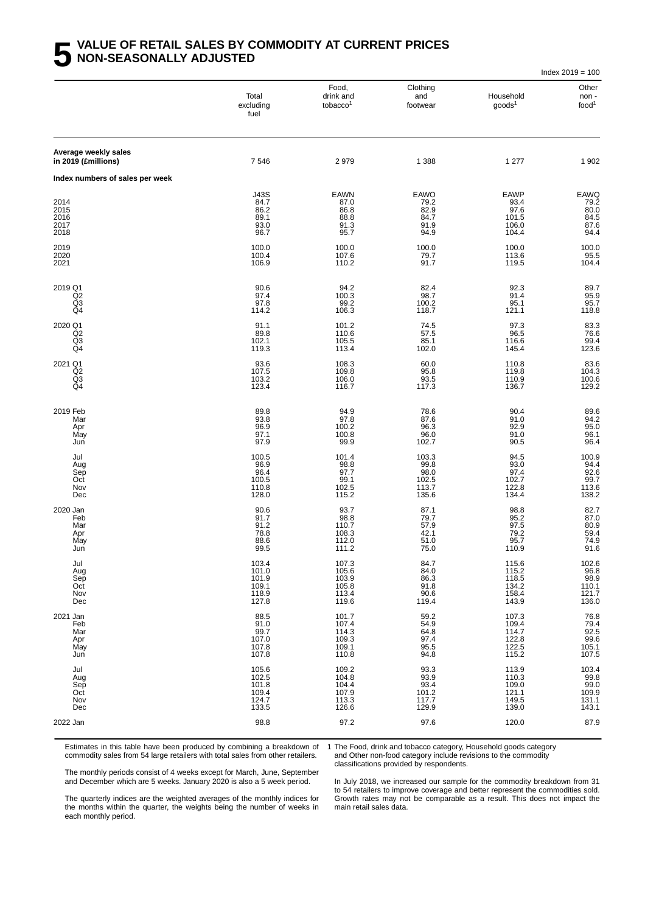# 5 VALUE OF RETAIL SALES BY COMMODITY AT CURRENT PRICES NON-SEASONALLY ADJUSTED

Index 2019 = 100

| | Total excluding fuel | Food, drink and tobacco[1] | Clothing and footwear | Household goods[1] | Other non-food[1] |
|---|---|---|---|---|---|
| **Average weekly sales in 2019 (£millions)** | 7 546 | 2 979 | 1 388 | 1 277 | 1 902 |
| **Index numbers of sales per week** | | | | | |
| | J43S | EAWN | EAWO | EAWP | EAWQ |
| 2014 | 84.7 | 87.0 | 79.2 | 93.4 | 79.2 |
| 2015 | 86.2 | 86.8 | 82.9 | 97.6 | 80.0 |
| 2016 | 89.1 | 88.8 | 84.7 | 101.5 | 84.5 |
| 2017 | 93.0 | 91.3 | 91.9 | 106.0 | 87.6 |
| 2018 | 96.7 | 95.7 | 94.9 | 104.4 | 94.4 |
| 2019 | 100.0 | 100.0 | 100.0 | 100.0 | 100.0 |
| 2020 | 100.4 | 107.6 | 79.7 | 113.6 | 95.5 |
| 2021 | 106.9 | 110.2 | 91.7 | 119.5 | 104.4 |
| 2019 Q1 | 90.6 | 94.2 | 82.4 | 92.3 | 89.7 |
| Q2 | 97.4 | 100.3 | 98.7 | 91.4 | 95.9 |
| Q3 | 97.8 | 99.2 | 100.2 | 95.1 | 95.7 |
| Q4 | 114.2 | 106.3 | 118.7 | 121.1 | 118.8 |
| 2020 Q1 | 91.1 | 101.2 | 74.5 | 97.3 | 83.3 |
| Q2 | 89.8 | 110.6 | 57.5 | 96.5 | 76.6 |
| Q3 | 102.1 | 105.5 | 85.1 | 116.6 | 99.4 |
| Q4 | 119.3 | 113.4 | 102.0 | 145.4 | 123.6 |
| 2021 Q1 | 93.6 | 108.3 | 60.0 | 110.8 | 83.6 |
| Q2 | 107.5 | 109.8 | 95.8 | 119.8 | 104.3 |
| Q3 | 103.2 | 106.0 | 93.5 | 110.9 | 100.6 |
| Q4 | 123.4 | 116.7 | 117.3 | 136.7 | 129.2 |
| 2019 Feb | 89.8 | 94.9 | 78.6 | 90.4 | 89.6 |
| Mar | 93.8 | 97.8 | 87.6 | 91.0 | 94.2 |
| Apr | 96.9 | 100.2 | 96.3 | 92.9 | 95.0 |
| May | 97.1 | 100.8 | 96.0 | 91.0 | 96.1 |
| Jun | 97.9 | 99.9 | 102.7 | 90.5 | 96.4 |
| Jul | 100.5 | 101.4 | 103.3 | 94.5 | 100.9 |
| Aug | 96.9 | 98.8 | 99.8 | 93.0 | 94.4 |
| Sep | 96.4 | 97.7 | 98.0 | 97.4 | 92.6 |
| Oct | 100.5 | 99.1 | 102.5 | 102.7 | 99.7 |
| Nov | 110.8 | 102.5 | 113.7 | 122.8 | 113.6 |
| Dec | 128.0 | 115.2 | 135.6 | 134.4 | 138.2 |
| 2020 Jan | 90.6 | 93.7 | 87.1 | 98.8 | 82.7 |
| Feb | 91.7 | 98.8 | 79.7 | 95.2 | 87.0 |
| Mar | 91.2 | 110.7 | 57.9 | 97.5 | 80.9 |
| Apr | 78.8 | 108.3 | 42.1 | 79.2 | 59.4 |
| May | 88.6 | 112.0 | 51.0 | 95.7 | 74.9 |
| Jun | 99.5 | 111.2 | 75.0 | 110.9 | 91.6 |
| Jul | 103.4 | 107.3 | 84.7 | 115.6 | 102.6 |
| Aug | 101.0 | 105.6 | 84.0 | 115.2 | 96.8 |
| Sep | 101.9 | 103.9 | 86.3 | 118.5 | 98.9 |
| Oct | 109.1 | 105.8 | 91.8 | 134.2 | 110.1 |
| Nov | 118.9 | 113.4 | 90.6 | 158.4 | 121.7 |
| Dec | 127.8 | 119.6 | 119.4 | 143.9 | 136.0 |
| 2021 Jan | 88.5 | 101.7 | 59.2 | 107.3 | 76.8 |
| Feb | 91.0 | 107.4 | 54.9 | 109.4 | 79.4 |
| Mar | 99.7 | 114.3 | 64.8 | 114.7 | 92.5 |
| Apr | 107.0 | 109.3 | 97.4 | 122.8 | 99.6 |
| May | 107.8 | 109.1 | 95.5 | 122.5 | 105.1 |
| Jun | 107.8 | 110.8 | 94.8 | 115.2 | 107.5 |
| Jul | 105.6 | 109.2 | 93.3 | 113.9 | 103.4 |
| Aug | 102.5 | 104.8 | 93.9 | 110.3 | 99.8 |
| Sep | 101.8 | 104.4 | 93.4 | 109.0 | 99.0 |
| Oct | 109.4 | 107.9 | 101.2 | 121.1 | 109.9 |
| Nov | 124.7 | 113.3 | 117.7 | 149.5 | 131.1 |
| Dec | 133.5 | 126.6 | 129.9 | 139.0 | 143.1 |
| 2022 Jan | 98.8 | 97.2 | 97.6 | 120.0 | 87.9 |

Estimates in this table have been produced by combining a breakdown of commodity sales from 54 large retailers with total sales from other retailers.

The monthly periods consist of 4 weeks except for March, June, September and December which are 5 weeks. January 2020 is also a 5 week period.

The quarterly indices are the weighted averages of the monthly indices for the months within the quarter, the weights being the number of weeks in each monthly period.

1 The Food, drink and tobacco category, Household goods category and Other non-food category include revisions to the commodity classifications provided by respondents.

In July 2018, we increased our sample for the commodity breakdown from 31 to 54 retailers to improve coverage and better represent the commodities sold. Growth rates may not be comparable as a result. This does not impact the main retail sales data.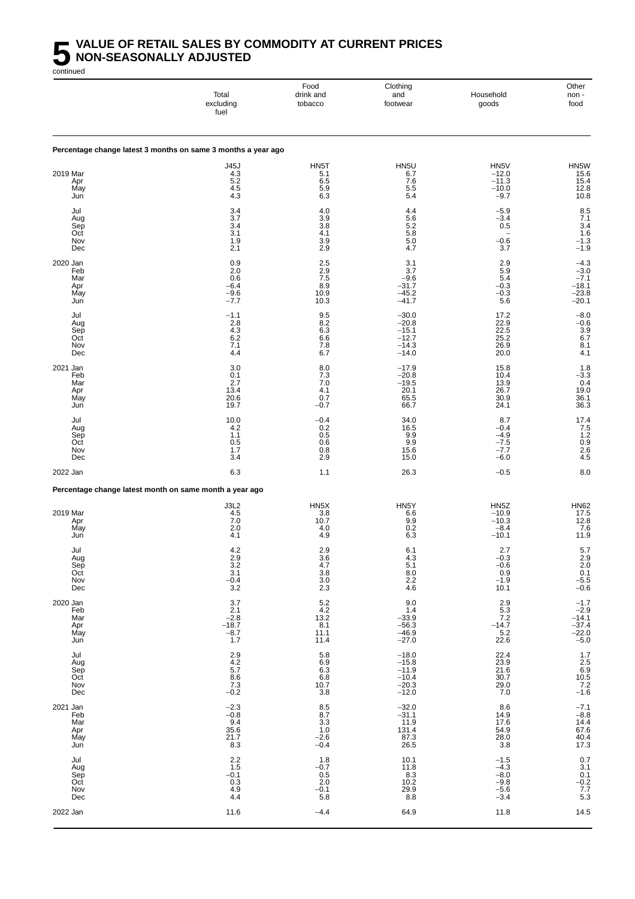# 5 VALUE OF RETAIL SALES BY COMMODITY AT CURRENT PRICES NON-SEASONALLY ADJUSTED

continued

| | Total excluding fuel | Food drink and tobacco | Clothing and footwear | Household goods | Other non - food |
|---|---|---|---|---|---|
| **Percentage change latest 3 months on same 3 months a year ago** | | | | | |
| | J45J | HN5T | HN5U | HN5V | HN5W |
| 2019 Mar | 4.3 | 5.1 | 6.7 | −12.0 | 15.6 |
| Apr | 5.2 | 6.5 | 7.6 | −11.3 | 15.4 |
| May | 4.5 | 5.9 | 5.5 | −10.0 | 12.8 |
| Jun | 4.3 | 6.3 | 5.4 | −9.7 | 10.8 |
| Jul | 3.4 | 4.0 | 4.4 | −5.9 | 8.5 |
| Aug | 3.7 | 3.9 | 5.6 | −3.4 | 7.1 |
| Sep | 3.4 | 3.8 | 5.2 | 0.5 | 3.4 |
| Oct | 3.1 | 4.1 | 5.8 | – | 1.6 |
| Nov | 1.9 | 3.9 | 5.0 | −0.6 | −1.3 |
| Dec | 2.1 | 2.9 | 4.7 | 3.7 | −1.9 |
| 2020 Jan | 0.9 | 2.5 | 3.1 | 2.9 | −4.3 |
| Feb | 2.0 | 2.9 | 3.7 | 5.9 | −3.0 |
| Mar | 0.6 | 7.5 | −9.6 | 5.4 | −7.1 |
| Apr | −6.4 | 8.9 | −31.7 | −0.3 | −18.1 |
| May | −9.6 | 10.9 | −45.2 | −0.3 | −23.8 |
| Jun | −7.7 | 10.3 | −41.7 | 5.6 | −20.1 |
| Jul | −1.1 | 9.5 | −30.0 | 17.2 | −8.0 |
| Aug | 2.8 | 8.2 | −20.8 | 22.9 | −0.6 |
| Sep | 4.3 | 6.3 | −15.1 | 22.5 | 3.9 |
| Oct | 6.2 | 6.6 | −12.7 | 25.2 | 6.7 |
| Nov | 7.1 | 7.8 | −14.3 | 26.9 | 8.1 |
| Dec | 4.4 | 6.7 | −14.0 | 20.0 | 4.1 |
| 2021 Jan | 3.0 | 8.0 | −17.9 | 15.8 | 1.8 |
| Feb | 0.1 | 7.3 | −20.8 | 10.4 | −3.3 |
| Mar | 2.7 | 7.0 | −19.5 | 13.9 | 0.4 |
| Apr | 13.4 | 4.1 | 20.1 | 26.7 | 19.0 |
| May | 20.6 | 0.7 | 65.5 | 30.9 | 36.1 |
| Jun | 19.7 | −0.7 | 66.7 | 24.1 | 36.3 |
| Jul | 10.0 | −0.4 | 34.0 | 8.7 | 17.4 |
| Aug | 4.2 | 0.2 | 16.5 | −0.4 | 7.5 |
| Sep | 1.1 | 0.5 | 9.9 | −4.9 | 1.2 |
| Oct | 0.5 | 0.6 | 9.9 | −7.5 | 0.9 |
| Nov | 1.7 | 0.8 | 15.6 | −7.7 | 2.6 |
| Dec | 3.4 | 2.9 | 15.0 | −6.0 | 4.5 |
| 2022 Jan | 6.3 | 1.1 | 26.3 | −0.5 | 8.0 |
| **Percentage change latest month on same month a year ago** | | | | | |
| | J3L2 | HN5X | HN5Y | HN5Z | HN62 |
| 2019 Mar | 4.5 | 3.8 | 6.6 | −10.9 | 17.5 |
| Apr | 7.0 | 10.7 | 9.9 | −10.3 | 12.8 |
| May | 2.0 | 4.0 | 0.2 | −8.4 | 7.6 |
| Jun | 4.1 | 4.9 | 6.3 | −10.1 | 11.9 |
| Jul | 4.2 | 2.9 | 6.1 | 2.7 | 5.7 |
| Aug | 2.9 | 3.6 | 4.3 | −0.3 | 2.9 |
| Sep | 3.2 | 4.7 | 5.1 | −0.6 | 2.0 |
| Oct | 3.1 | 3.8 | 8.0 | 0.9 | 0.1 |
| Nov | −0.4 | 3.0 | 2.2 | −1.9 | −5.5 |
| Dec | 3.2 | 2.3 | 4.6 | 10.1 | −0.6 |
| 2020 Jan | 3.7 | 5.2 | 9.0 | 2.9 | −1.7 |
| Feb | 2.1 | 4.2 | 1.4 | 5.3 | −2.9 |
| Mar | −2.8 | 13.2 | −33.9 | 7.2 | −14.1 |
| Apr | −18.7 | 8.1 | −56.3 | −14.7 | −37.4 |
| May | −8.7 | 11.1 | −46.9 | 5.2 | −22.0 |
| Jun | 1.7 | 11.4 | −27.0 | 22.6 | −5.0 |
| Jul | 2.9 | 5.8 | −18.0 | 22.4 | 1.7 |
| Aug | 4.2 | 6.9 | −15.8 | 23.9 | 2.5 |
| Sep | 5.7 | 6.3 | −11.9 | 21.6 | 6.9 |
| Oct | 8.6 | 6.8 | −10.4 | 30.7 | 10.5 |
| Nov | 7.3 | 10.7 | −20.3 | 29.0 | 7.2 |
| Dec | −0.2 | 3.8 | −12.0 | 7.0 | −1.6 |
| 2021 Jan | −2.3 | 8.5 | −32.0 | 8.6 | −7.1 |
| Feb | −0.8 | 8.7 | −31.1 | 14.9 | −8.8 |
| Mar | 9.4 | 3.3 | 11.9 | 17.6 | 14.4 |
| Apr | 35.6 | 1.0 | 131.4 | 54.9 | 67.6 |
| May | 21.7 | −2.6 | 87.3 | 28.0 | 40.4 |
| Jun | 8.3 | −0.4 | 26.5 | 3.8 | 17.3 |
| Jul | 2.2 | 1.8 | 10.1 | −1.5 | 0.7 |
| Aug | 1.5 | −0.7 | 11.8 | −4.3 | 3.1 |
| Sep | −0.1 | 0.5 | 8.3 | −8.0 | 0.1 |
| Oct | 0.3 | 2.0 | 10.2 | −9.8 | −0.2 |
| Nov | 4.9 | −0.1 | 29.9 | −5.6 | 7.7 |
| Dec | 4.4 | 5.8 | 8.8 | −3.4 | 5.3 |
| 2022 Jan | 11.6 | −4.4 | 64.9 | 11.8 | 14.5 |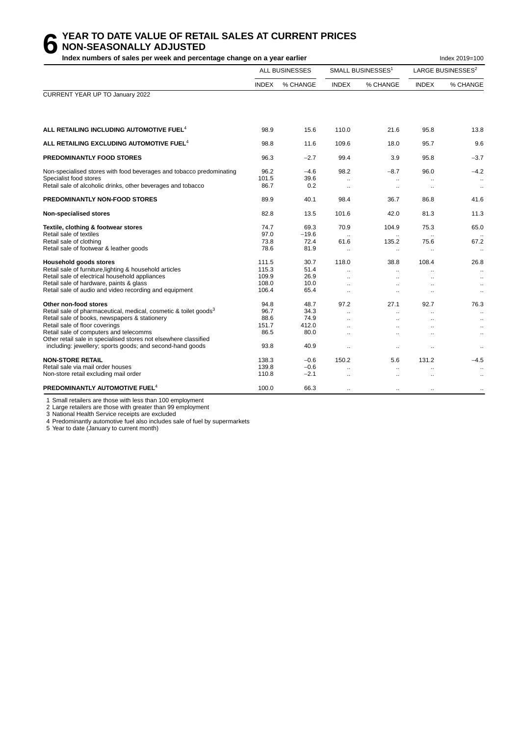# 6 YEAR TO DATE VALUE OF RETAIL SALES AT CURRENT PRICES NON-SEASONALLY ADJUSTED

**Index numbers of sales per week and percentage change on a year earlier**

Index 2019=100

| | ALL BUSINESSES | | SMALL BUSINESSES[1] | | LARGE BUSINESSES[2] | |
|---|---|---|---|---|---|---|
| | INDEX | % CHANGE | INDEX | % CHANGE | INDEX | % CHANGE |
| CURRENT YEAR UP TO January 2022 | | | | | | |
| **ALL RETAILING INCLUDING AUTOMOTIVE FUEL[4]** | 98.9 | 15.6 | 110.0 | 21.6 | 95.8 | 13.8 |
| **ALL RETAILING EXCLUDING AUTOMOTIVE FUEL[4]** | 98.8 | 11.6 | 109.6 | 18.0 | 95.7 | 9.6 |
| **PREDOMINANTLY FOOD STORES** | 96.3 | −2.7 | 99.4 | 3.9 | 95.8 | −3.7 |
| Non-specialised stores with food beverages and tobacco predominating | 96.2 | −4.6 | 98.2 | −8.7 | 96.0 | −4.2 |
| Specialist food stores | 101.5 | 39.6 | .. | .. | .. | .. |
| Retail sale of alcoholic drinks, other beverages and tobacco | 86.7 | 0.2 | .. | .. | .. | .. |
| **PREDOMINANTLY NON-FOOD STORES** | 89.9 | 40.1 | 98.4 | 36.7 | 86.8 | 41.6 |
| **Non-specialised stores** | 82.8 | 13.5 | 101.6 | 42.0 | 81.3 | 11.3 |
| **Textile, clothing & footwear stores** | 74.7 | 69.3 | 70.9 | 104.9 | 75.3 | 65.0 |
| Retail sale of textiles | 97.0 | −19.6 | .. | .. | .. | .. |
| Retail sale of clothing | 73.8 | 72.4 | 61.6 | 135.2 | 75.6 | 67.2 |
| Retail sale of footwear & leather goods | 78.6 | 81.9 | .. | .. | .. | .. |
| **Household goods stores** | 111.5 | 30.7 | 118.0 | 38.8 | 108.4 | 26.8 |
| Retail sale of furniture,lighting & household articles | 115.3 | 51.4 | .. | .. | .. | .. |
| Retail sale of electrical household appliances | 109.9 | 26.9 | .. | .. | .. | .. |
| Retail sale of hardware, paints & glass | 108.0 | 10.0 | .. | .. | .. | .. |
| Retail sale of audio and video recording and equipment | 106.4 | 65.4 | .. | .. | .. | .. |
| **Other non-food stores** | 94.8 | 48.7 | 97.2 | 27.1 | 92.7 | 76.3 |
| Retail sale of pharmaceutical, medical, cosmetic & toilet goods[3] | 96.7 | 34.3 | .. | .. | .. | .. |
| Retail sale of books, newspapers & stationery | 88.6 | 74.9 | .. | .. | .. | .. |
| Retail sale of floor coverings | 151.7 | 412.0 | .. | .. | .. | .. |
| Retail sale of computers and telecomms | 86.5 | 80.0 | .. | .. | .. | .. |
| Other retail sale in specialised stores not elsewhere classified including: jewellery; sports goods; and second-hand goods | 93.8 | 40.9 | .. | .. | .. | .. |
| **NON-STORE RETAIL** | 138.3 | −0.6 | 150.2 | 5.6 | 131.2 | −4.5 |
| Retail sale via mail order houses | 139.8 | −0.6 | .. | .. | .. | .. |
| Non-store retail excluding mail order | 110.8 | −2.1 | .. | .. | .. | .. |
| **PREDOMINANTLY AUTOMOTIVE FUEL[4]** | 100.0 | 66.3 | .. | .. | .. | .. |

1 Small retailers are those with less than 100 employment
2 Large retailers are those with greater than 99 employment
3 National Health Service receipts are excluded
4 Predominantly automotive fuel also includes sale of fuel by supermarkets
5 Year to date (January to current month)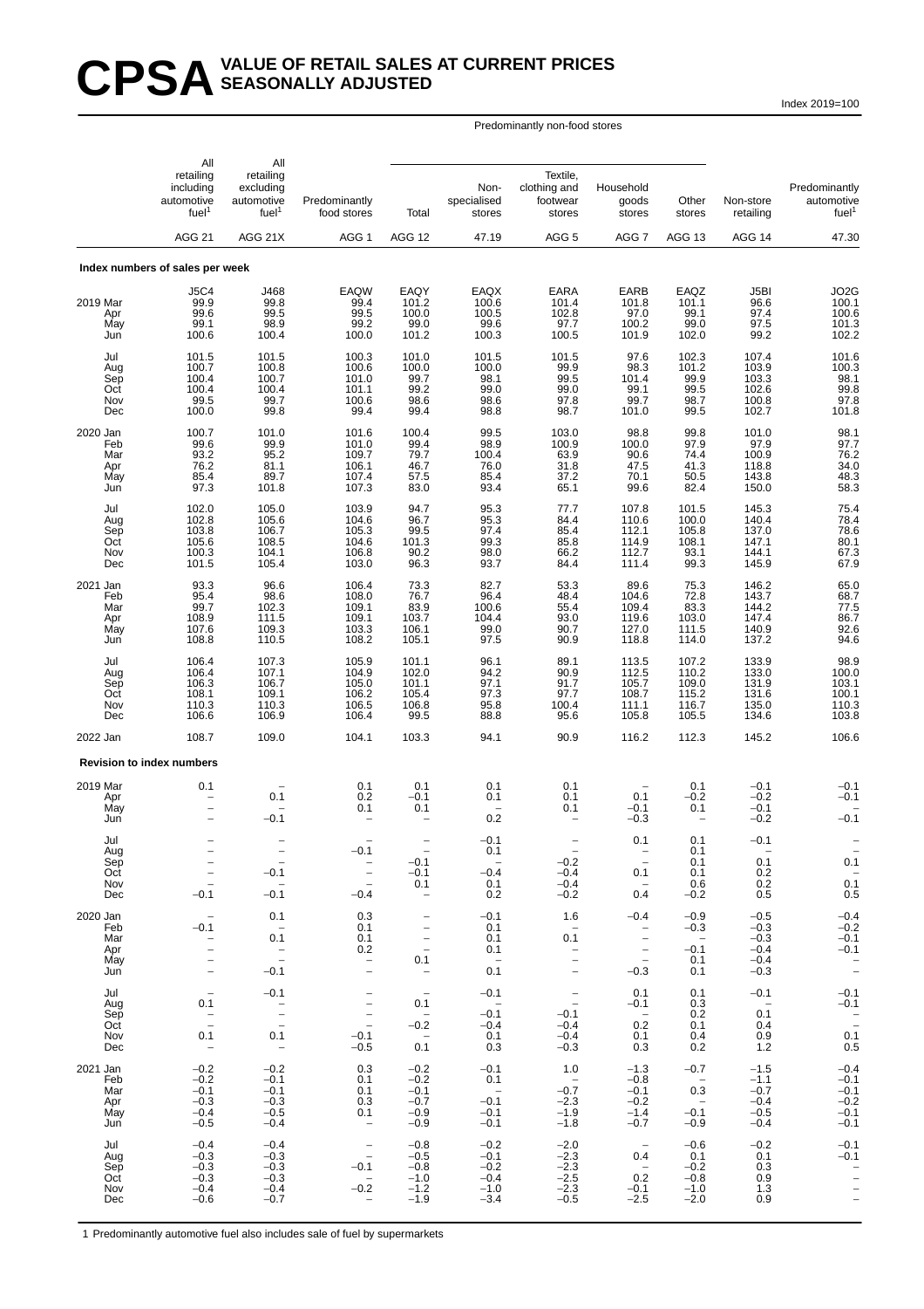# CPSA VALUE OF RETAIL SALES AT CURRENT PRICES SEASONALLY ADJUSTED

Index 2019=100

| | All retailing including automotive fuel[1] | All retailing excluding automotive fuel[1] | Predominantly food stores | Predominantly non-food stores: Total | Predominantly non-food stores: Non-specialised stores | Predominantly non-food stores: Textile, clothing and footwear stores | Predominantly non-food stores: Household goods stores | Predominantly non-food stores: Other stores | Non-store retailing | Predominantly automotive fuel[1] |
|---|---|---|---|---|---|---|---|---|---|---|
| | AGG 21 | AGG 21X | AGG 1 | AGG 12 | 47.19 | AGG 5 | AGG 7 | AGG 13 | AGG 14 | 47.30 |
| **Index numbers of sales per week** | | | | | | | | | | |
| | J5C4 | J468 | EAQW | EAQY | EAQX | EARA | EARB | EAQZ | J5BI | JO2G |
| 2019 Mar | 99.9 | 99.8 | 99.4 | 101.2 | 100.6 | 101.4 | 101.8 | 101.1 | 96.6 | 100.1 |
| Apr | 99.6 | 99.5 | 99.5 | 100.0 | 100.5 | 102.8 | 97.0 | 99.1 | 97.4 | 100.6 |
| May | 99.1 | 98.9 | 99.2 | 99.0 | 99.6 | 97.7 | 100.2 | 99.0 | 97.5 | 101.3 |
| Jun | 100.6 | 100.4 | 100.0 | 101.2 | 100.3 | 100.5 | 101.9 | 102.0 | 99.2 | 102.2 |
| Jul | 101.5 | 101.5 | 100.3 | 101.0 | 101.5 | 101.5 | 97.6 | 102.3 | 107.4 | 101.6 |
| Aug | 100.7 | 100.8 | 100.6 | 100.0 | 100.0 | 99.9 | 98.3 | 101.2 | 103.9 | 100.3 |
| Sep | 100.4 | 100.7 | 101.0 | 99.7 | 98.1 | 99.5 | 101.4 | 99.9 | 103.3 | 98.1 |
| Oct | 100.4 | 100.4 | 101.1 | 99.2 | 99.0 | 99.0 | 99.1 | 99.5 | 102.6 | 99.8 |
| Nov | 99.5 | 99.7 | 100.6 | 98.6 | 98.6 | 97.8 | 99.7 | 98.7 | 100.8 | 97.8 |
| Dec | 100.0 | 99.8 | 99.4 | 99.4 | 98.8 | 98.7 | 101.0 | 99.5 | 102.7 | 101.8 |
| 2020 Jan | 100.7 | 101.0 | 101.6 | 100.4 | 99.5 | 103.0 | 98.8 | 99.8 | 101.0 | 98.1 |
| Feb | 99.6 | 99.9 | 101.0 | 99.4 | 98.9 | 100.9 | 100.0 | 97.9 | 97.9 | 97.7 |
| Mar | 93.2 | 95.2 | 109.7 | 79.7 | 100.4 | 63.9 | 90.6 | 74.4 | 100.9 | 76.2 |
| Apr | 76.2 | 81.1 | 106.1 | 46.7 | 76.0 | 31.8 | 47.5 | 41.3 | 118.8 | 34.0 |
| May | 85.4 | 89.7 | 107.4 | 57.5 | 85.4 | 37.2 | 70.1 | 50.5 | 143.8 | 48.3 |
| Jun | 97.3 | 101.8 | 107.3 | 83.0 | 93.4 | 65.1 | 99.6 | 82.4 | 150.0 | 58.3 |
| Jul | 102.0 | 105.0 | 103.9 | 94.7 | 95.3 | 77.7 | 107.8 | 101.5 | 145.3 | 75.4 |
| Aug | 102.8 | 105.6 | 104.6 | 96.7 | 95.3 | 84.4 | 110.6 | 100.0 | 140.4 | 78.4 |
| Sep | 103.8 | 106.7 | 105.3 | 99.5 | 97.4 | 85.4 | 112.1 | 105.8 | 137.0 | 78.6 |
| Oct | 105.6 | 108.5 | 104.6 | 101.3 | 99.3 | 85.8 | 114.9 | 108.1 | 147.1 | 80.1 |
| Nov | 100.3 | 104.1 | 106.8 | 90.2 | 98.0 | 66.2 | 112.7 | 93.1 | 144.1 | 67.3 |
| Dec | 101.5 | 105.4 | 103.0 | 96.3 | 93.7 | 84.4 | 111.4 | 99.3 | 145.9 | 67.9 |
| 2021 Jan | 93.3 | 96.6 | 106.4 | 73.3 | 82.7 | 53.3 | 89.6 | 75.3 | 146.2 | 65.0 |
| Feb | 95.4 | 98.6 | 108.0 | 76.7 | 96.4 | 48.4 | 104.6 | 72.8 | 143.7 | 68.7 |
| Mar | 99.7 | 102.3 | 109.1 | 83.9 | 100.6 | 55.4 | 109.4 | 83.3 | 144.2 | 77.5 |
| Apr | 108.9 | 111.5 | 109.1 | 103.7 | 104.4 | 93.0 | 119.6 | 103.0 | 147.4 | 86.7 |
| May | 107.6 | 109.3 | 103.3 | 106.1 | 99.0 | 90.7 | 127.0 | 111.5 | 140.9 | 92.6 |
| Jun | 108.8 | 110.5 | 108.2 | 105.1 | 97.5 | 90.9 | 118.8 | 114.0 | 137.2 | 94.6 |
| Jul | 106.4 | 107.3 | 105.9 | 101.1 | 96.1 | 89.1 | 113.5 | 107.2 | 133.9 | 98.9 |
| Aug | 106.4 | 107.1 | 104.9 | 102.0 | 94.2 | 90.9 | 112.5 | 110.2 | 133.0 | 100.0 |
| Sep | 106.3 | 106.7 | 105.0 | 101.1 | 97.1 | 91.7 | 105.7 | 109.0 | 131.9 | 103.1 |
| Oct | 108.1 | 109.1 | 106.2 | 105.4 | 97.3 | 97.7 | 108.7 | 115.2 | 131.6 | 100.1 |
| Nov | 110.3 | 110.3 | 106.5 | 106.8 | 95.8 | 100.4 | 111.1 | 116.7 | 135.0 | 110.3 |
| Dec | 106.6 | 106.9 | 106.4 | 99.5 | 88.8 | 95.6 | 105.8 | 105.5 | 134.6 | 103.8 |
| 2022 Jan | 108.7 | 109.0 | 104.1 | 103.3 | 94.1 | 90.9 | 116.2 | 112.3 | 145.2 | 106.6 |
| **Revision to index numbers** | | | | | | | | | | |
| 2019 Mar | 0.1 | – | 0.1 | 0.1 | 0.1 | 0.1 | – | 0.1 | −0.1 | −0.1 |
| Apr | – | 0.1 | 0.2 | −0.1 | 0.1 | 0.1 | 0.1 | −0.2 | −0.2 | −0.1 |
| May | – | – | 0.1 | 0.1 | – | 0.1 | −0.1 | 0.1 | −0.1 | – |
| Jun | – | −0.1 | – | – | 0.2 | – | −0.3 | – | −0.2 | −0.1 |
| Jul | – | – | – | – | −0.1 | – | 0.1 | 0.1 | −0.1 | – |
| Aug | – | – | −0.1 | – | 0.1 | – | – | 0.1 | – | – |
| Sep | – | – | – | −0.1 | – | −0.2 | – | 0.1 | 0.1 | 0.1 |
| Oct | – | −0.1 | – | −0.1 | −0.4 | −0.4 | 0.1 | 0.1 | 0.2 | – |
| Nov | – | – | – | 0.1 | 0.1 | −0.4 | – | 0.6 | 0.2 | 0.1 |
| Dec | −0.1 | −0.1 | −0.4 | – | 0.2 | −0.2 | 0.4 | −0.2 | 0.5 | 0.5 |
| 2020 Jan | – | 0.1 | 0.3 | – | −0.1 | 1.6 | −0.4 | −0.9 | −0.5 | −0.4 |
| Feb | −0.1 | – | 0.1 | – | 0.1 | – | – | −0.3 | −0.3 | −0.2 |
| Mar | – | 0.1 | 0.1 | – | 0.1 | 0.1 | – | – | −0.3 | −0.1 |
| Apr | – | – | 0.2 | – | 0.1 | – | – | −0.1 | −0.4 | −0.1 |
| May | – | – | – | 0.1 | – | – | – | 0.1 | −0.4 | – |
| Jun | – | −0.1 | – | – | 0.1 | – | −0.3 | 0.1 | −0.3 | – |
| Jul | – | −0.1 | – | – | −0.1 | – | 0.1 | 0.1 | −0.1 | −0.1 |
| Aug | 0.1 | – | – | 0.1 | – | – | −0.1 | 0.3 | – | −0.1 |
| Sep | – | – | – | – | −0.1 | −0.1 | – | 0.2 | 0.1 | – |
| Oct | – | – | – | −0.2 | −0.4 | −0.4 | 0.2 | 0.1 | 0.4 | – |
| Nov | 0.1 | 0.1 | −0.1 | – | 0.1 | −0.4 | 0.1 | 0.4 | 0.9 | 0.1 |
| Dec | – | – | −0.5 | 0.1 | 0.3 | −0.3 | 0.3 | 0.2 | 1.2 | 0.5 |
| 2021 Jan | −0.2 | −0.2 | 0.3 | −0.2 | −0.1 | 1.0 | −1.3 | −0.7 | −1.5 | −0.4 |
| Feb | −0.2 | −0.1 | 0.1 | −0.2 | 0.1 | – | −0.8 | – | −1.1 | −0.1 |
| Mar | −0.1 | −0.1 | 0.1 | −0.1 | – | −0.7 | −0.1 | 0.3 | −0.7 | −0.1 |
| Apr | −0.3 | −0.3 | 0.3 | −0.7 | −0.1 | −2.3 | −0.2 | – | −0.4 | −0.2 |
| May | −0.4 | −0.5 | 0.1 | −0.9 | −0.1 | −1.9 | −1.4 | −0.1 | −0.5 | −0.1 |
| Jun | −0.5 | −0.4 | – | −0.9 | −0.1 | −1.8 | −0.7 | −0.9 | −0.4 | −0.1 |
| Jul | −0.4 | −0.4 | – | −0.8 | −0.2 | −2.0 | – | −0.6 | −0.2 | −0.1 |
| Aug | −0.3 | −0.3 | – | −0.5 | −0.1 | −2.3 | 0.4 | 0.1 | 0.1 | −0.1 |
| Sep | −0.3 | −0.3 | −0.1 | −0.8 | −0.2 | −2.3 | – | −0.2 | 0.3 | – |
| Oct | −0.3 | −0.3 | – | −1.0 | −0.4 | −2.5 | 0.2 | −0.8 | 0.9 | – |
| Nov | −0.4 | −0.4 | −0.2 | −1.2 | −1.0 | −2.3 | −0.1 | −1.0 | 1.3 | – |
| Dec | −0.6 | −0.7 | – | −1.9 | −3.4 | −0.5 | −2.5 | −2.0 | 0.9 | – |

1 Predominantly automotive fuel also includes sale of fuel by supermarkets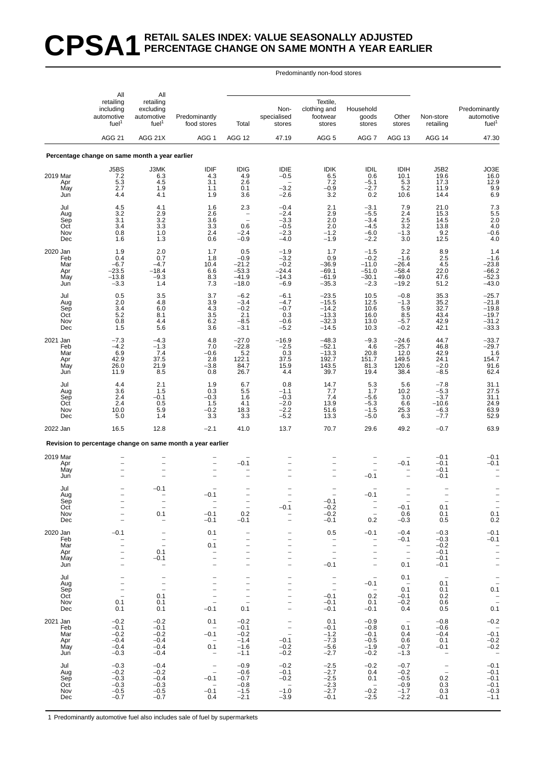# CPSA1 RETAIL SALES INDEX: VALUE SEASONALLY ADJUSTED PERCENTAGE CHANGE ON SAME MONTH A YEAR EARLIER

| | All retailing including automotive fuel[1] | All retailing excluding automotive fuel[1] | Predominantly food stores | Predominantly non-food stores: Total | Predominantly non-food stores: Non-specialised stores | Predominantly non-food stores: Textile, clothing and footwear stores | Predominantly non-food stores: Household goods stores | Predominantly non-food stores: Other stores | Non-store retailing | Predominantly automotive fuel[1] |
|---|---|---|---|---|---|---|---|---|---|---|
| | AGG 21 | AGG 21X | AGG 1 | AGG 12 | 47.19 | AGG 5 | AGG 7 | AGG 13 | AGG 14 | 47.30 |
| **Percentage change on same month a year earlier** | | | | | | | | | | |
| | J5BS | J3MK | IDIF | IDIG | IDIE | IDIK | IDIL | IDIH | J5B2 | JO3E |
| 2019 Mar | 7.2 | 6.3 | 4.3 | 4.9 | −0.5 | 6.5 | 0.6 | 10.1 | 19.6 | 16.0 |
| Apr | 5.3 | 4.5 | 3.1 | 2.6 | – | 7.2 | −5.1 | 5.3 | 17.3 | 12.9 |
| May | 2.7 | 1.9 | 1.1 | 0.1 | −3.2 | −0.9 | −2.7 | 5.2 | 11.9 | 9.9 |
| Jun | 4.4 | 4.1 | 1.9 | 3.6 | −2.6 | 3.2 | 0.2 | 10.6 | 14.4 | 6.9 |
| Jul | 4.5 | 4.1 | 1.6 | 2.3 | −0.4 | 2.1 | −3.1 | 7.9 | 21.0 | 7.3 |
| Aug | 3.2 | 2.9 | 2.6 | – | −2.4 | 2.9 | −5.5 | 2.4 | 15.3 | 5.5 |
| Sep | 3.1 | 3.2 | 3.6 | – | −3.3 | 2.0 | −3.4 | 2.5 | 14.5 | 2.0 |
| Oct | 3.4 | 3.3 | 3.3 | 0.6 | −0.5 | 2.0 | −4.5 | 3.2 | 13.8 | 4.0 |
| Nov | 0.8 | 1.0 | 2.4 | −2.4 | −2.3 | −1.2 | −6.0 | −1.3 | 9.2 | −0.6 |
| Dec | 1.6 | 1.3 | 0.6 | −0.9 | −4.0 | −1.9 | −2.2 | 3.0 | 12.5 | 4.0 |
| 2020 Jan | 1.9 | 2.0 | 1.7 | 0.5 | −1.9 | 1.7 | −1.5 | 2.2 | 8.9 | 1.4 |
| Feb | 0.4 | 0.7 | 1.8 | −0.9 | −3.2 | 0.9 | −0.2 | −1.6 | 2.5 | −1.6 |
| Mar | −6.7 | −4.7 | 10.4 | −21.2 | −0.2 | −36.9 | −11.0 | −26.4 | 4.5 | −23.8 |
| Apr | −23.5 | −18.4 | 6.6 | −53.3 | −24.4 | −69.1 | −51.0 | −58.4 | 22.0 | −66.2 |
| May | −13.8 | −9.3 | 8.3 | −41.9 | −14.3 | −61.9 | −30.1 | −49.0 | 47.6 | −52.3 |
| Jun | −3.3 | 1.4 | 7.3 | −18.0 | −6.9 | −35.3 | −2.3 | −19.2 | 51.2 | −43.0 |
| Jul | 0.5 | 3.5 | 3.7 | −6.2 | −6.1 | −23.5 | 10.5 | −0.8 | 35.3 | −25.7 |
| Aug | 2.0 | 4.8 | 3.9 | −3.4 | −4.7 | −15.5 | 12.5 | −1.3 | 35.2 | −21.8 |
| Sep | 3.4 | 6.0 | 4.3 | −0.2 | −0.7 | −14.2 | 10.6 | 5.9 | 32.7 | −19.8 |
| Oct | 5.2 | 8.1 | 3.5 | 2.1 | 0.3 | −13.3 | 16.0 | 8.5 | 43.4 | −19.7 |
| Nov | 0.8 | 4.4 | 6.2 | −8.5 | −0.6 | −32.3 | 13.0 | −5.7 | 42.9 | −31.2 |
| Dec | 1.5 | 5.6 | 3.6 | −3.1 | −5.2 | −14.5 | 10.3 | −0.2 | 42.1 | −33.3 |
| 2021 Jan | −7.3 | −4.3 | 4.8 | −27.0 | −16.9 | −48.3 | −9.3 | −24.6 | 44.7 | −33.7 |
| Feb | −4.2 | −1.3 | 7.0 | −22.8 | −2.5 | −52.1 | 4.6 | −25.7 | 46.8 | −29.7 |
| Mar | 6.9 | 7.4 | −0.6 | 5.2 | 0.3 | −13.3 | 20.8 | 12.0 | 42.9 | 1.6 |
| Apr | 42.9 | 37.5 | 2.8 | 122.1 | 37.5 | 192.7 | 151.7 | 149.5 | 24.1 | 154.7 |
| May | 26.0 | 21.9 | −3.8 | 84.7 | 15.9 | 143.5 | 81.3 | 120.6 | −2.0 | 91.6 |
| Jun | 11.9 | 8.5 | 0.8 | 26.7 | 4.4 | 39.7 | 19.4 | 38.4 | −8.5 | 62.4 |
| Jul | 4.4 | 2.1 | 1.9 | 6.7 | 0.8 | 14.7 | 5.3 | 5.6 | −7.8 | 31.1 |
| Aug | 3.6 | 1.5 | 0.3 | 5.5 | −1.1 | 7.7 | 1.7 | 10.2 | −5.3 | 27.5 |
| Sep | 2.4 | −0.1 | −0.3 | 1.6 | −0.3 | 7.4 | −5.6 | 3.0 | −3.7 | 31.1 |
| Oct | 2.4 | 0.5 | 1.5 | 4.1 | −2.0 | 13.9 | −5.3 | 6.6 | −10.6 | 24.9 |
| Nov | 10.0 | 5.9 | −0.2 | 18.3 | −2.2 | 51.6 | −1.5 | 25.3 | −6.3 | 63.9 |
| Dec | 5.0 | 1.4 | 3.3 | 3.3 | −5.2 | 13.3 | −5.0 | 6.3 | −7.7 | 52.9 |
| 2022 Jan | 16.5 | 12.8 | −2.1 | 41.0 | 13.7 | 70.7 | 29.6 | 49.2 | −0.7 | 63.9 |
| **Revision to percentage change on same month a year earlier** | | | | | | | | | | |
| 2019 Mar | – | – | – | – | – | – | – | – | −0.1 | −0.1 |
| Apr | – | – | – | −0.1 | – | – | – | −0.1 | −0.1 | −0.1 |
| May | – | – | – | – | – | – | – | – | −0.1 | – |
| Jun | – | – | – | – | – | – | −0.1 | – | −0.1 | – |
| Jul | – | −0.1 | – | – | – | – | – | – | – | – |
| Aug | – | – | −0.1 | – | – | – | −0.1 | – | – | – |
| Sep | – | – | – | – | – | −0.1 | – | – | – | – |
| Oct | – | – | – | – | −0.1 | −0.2 | – | −0.1 | 0.1 | – |
| Nov | – | 0.1 | −0.1 | 0.2 | – | −0.2 | – | 0.6 | 0.1 | 0.1 |
| Dec | – | – | −0.1 | −0.1 | – | −0.1 | 0.2 | −0.3 | 0.5 | 0.2 |
| 2020 Jan | −0.1 | – | 0.1 | – | – | 0.5 | −0.1 | −0.4 | −0.3 | −0.1 |
| Feb | – | – | – | – | – | – | – | −0.1 | −0.3 | −0.1 |
| Mar | – | – | 0.1 | – | – | – | – | – | −0.2 | – |
| Apr | – | 0.1 | – | – | – | – | – | – | −0.1 | – |
| May | – | −0.1 | – | – | – | – | – | – | −0.1 | – |
| Jun | – | – | – | – | – | −0.1 | – | 0.1 | −0.1 | – |
| Jul | – | – | – | – | – | – | – | 0.1 | – | – |
| Aug | – | – | – | – | – | – | −0.1 | – | 0.1 | – |
| Sep | – | – | – | – | – | – | – | 0.1 | 0.1 | 0.1 |
| Oct | – | 0.1 | – | – | – | −0.1 | 0.2 | −0.1 | 0.2 | – |
| Nov | 0.1 | 0.1 | – | – | – | −0.1 | 0.1 | −0.2 | 0.6 | – |
| Dec | 0.1 | 0.1 | −0.1 | 0.1 | – | −0.1 | −0.1 | 0.4 | 0.5 | 0.1 |
| 2021 Jan | −0.2 | −0.2 | 0.1 | −0.2 | – | 0.1 | −0.9 | – | −0.8 | −0.2 |
| Feb | −0.1 | −0.1 | – | −0.1 | – | −0.1 | −0.8 | 0.1 | −0.6 | – |
| Mar | −0.2 | −0.2 | −0.1 | −0.2 | – | −1.2 | −0.1 | 0.4 | −0.4 | −0.1 |
| Apr | −0.4 | −0.4 | – | −1.4 | −0.1 | −7.3 | −0.5 | 0.6 | 0.1 | −0.2 |
| May | −0.4 | −0.4 | 0.1 | −1.6 | −0.2 | −5.6 | −1.9 | −0.7 | −0.1 | −0.2 |
| Jun | −0.3 | −0.4 | – | −1.1 | −0.2 | −2.7 | −0.2 | −1.3 | – | – |
| Jul | −0.3 | −0.4 | – | −0.9 | −0.2 | −2.5 | −0.2 | −0.7 | – | −0.1 |
| Aug | −0.2 | −0.2 | – | −0.6 | −0.1 | −2.7 | 0.4 | −0.2 | – | −0.1 |
| Sep | −0.3 | −0.4 | −0.1 | −0.7 | −0.2 | −2.5 | 0.1 | −0.5 | 0.2 | −0.1 |
| Oct | −0.3 | −0.3 | – | −0.8 | – | −2.3 | – | −0.9 | 0.3 | −0.1 |
| Nov | −0.5 | −0.5 | −0.1 | −1.5 | −1.0 | −2.7 | −0.2 | −1.7 | 0.3 | −0.3 |
| Dec | −0.7 | −0.7 | 0.4 | −2.1 | −3.9 | −0.1 | −2.5 | −2.2 | −0.1 | −1.1 |

1 Predominantly automotive fuel also includes sale of fuel by supermarkets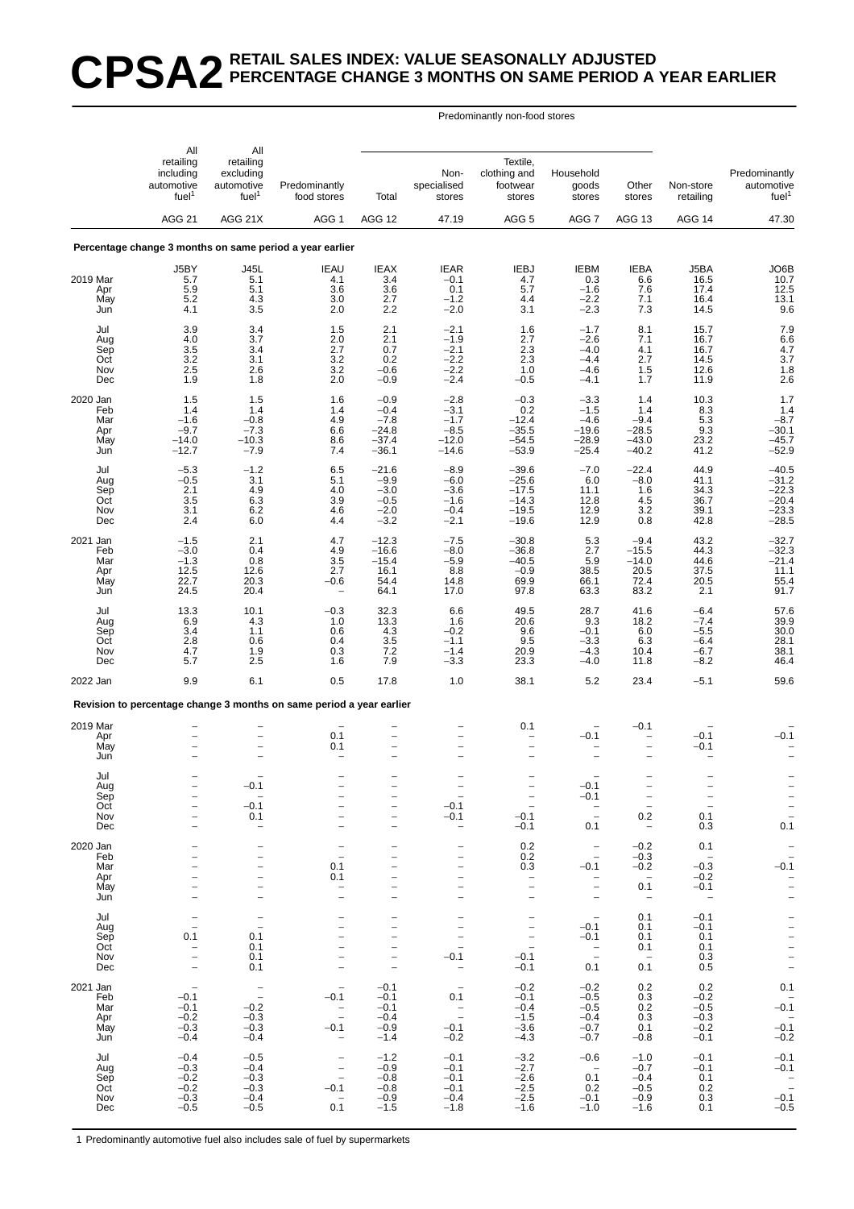# CPSA2 RETAIL SALES INDEX: VALUE SEASONALLY ADJUSTED PERCENTAGE CHANGE 3 MONTHS ON SAME PERIOD A YEAR EARLIER

| | All retailing including automotive fuel[1] | All retailing excluding automotive fuel[1] | Predominantly food stores | Predominantly non-food stores | | | | | Non-store retailing | Predominantly automotive fuel[1] |
|---|---|---|---|---|---|---|---|---|---|---|
| | | | | Total | Non-specialised stores | Textile, clothing and footwear stores | Household goods stores | Other stores | | |
| | AGG 21 | AGG 21X | AGG 1 | AGG 12 | 47.19 | AGG 5 | AGG 7 | AGG 13 | AGG 14 | 47.30 |
| **Percentage change 3 months on same period a year earlier** | | | | | | | | | | |
| | J5BY | J45L | IEAU | IEAX | IEAR | IEBJ | IEBM | IEBA | J5BA | JO6B |
| 2019 Mar | 5.7 | 5.1 | 4.1 | 3.4 | –0.1 | 4.7 | 0.3 | 6.6 | 16.5 | 10.7 |
| Apr | 5.9 | 5.1 | 3.6 | 3.6 | 0.1 | 5.7 | –1.6 | 7.6 | 17.4 | 12.5 |
| May | 5.2 | 4.3 | 3.0 | 2.7 | –1.2 | 4.4 | –2.2 | 7.1 | 16.4 | 13.1 |
| Jun | 4.1 | 3.5 | 2.0 | 2.2 | –2.0 | 3.1 | –2.3 | 7.3 | 14.5 | 9.6 |
| Jul | 3.9 | 3.4 | 1.5 | 2.1 | –2.1 | 1.6 | –1.7 | 8.1 | 15.7 | 7.9 |
| Aug | 4.0 | 3.7 | 2.0 | 2.1 | –1.9 | 2.7 | –2.6 | 7.1 | 16.7 | 6.6 |
| Sep | 3.5 | 3.4 | 2.7 | 0.7 | –2.1 | 2.3 | –4.0 | 4.1 | 16.7 | 4.7 |
| Oct | 3.2 | 3.1 | 3.2 | 0.2 | –2.2 | 2.3 | –4.4 | 2.7 | 14.5 | 3.7 |
| Nov | 2.5 | 2.6 | 3.2 | –0.6 | –2.2 | 1.0 | –4.6 | 1.5 | 12.6 | 1.8 |
| Dec | 1.9 | 1.8 | 2.0 | –0.9 | –2.4 | –0.5 | –4.1 | 1.7 | 11.9 | 2.6 |
| 2020 Jan | 1.5 | 1.5 | 1.6 | –0.9 | –2.8 | –0.3 | –3.3 | 1.4 | 10.3 | 1.7 |
| Feb | 1.4 | 1.4 | 1.4 | –0.4 | –3.1 | 0.2 | –1.5 | 1.4 | 8.3 | 1.4 |
| Mar | –1.6 | –0.8 | 4.9 | –7.8 | –1.7 | –12.4 | –4.6 | –9.4 | 5.3 | –8.7 |
| Apr | –9.7 | –7.3 | 6.6 | –24.8 | –8.5 | –35.5 | –19.6 | –28.5 | 9.3 | –30.1 |
| May | –14.0 | –10.3 | 8.6 | –37.4 | –12.0 | –54.5 | –28.9 | –43.0 | 23.2 | –45.7 |
| Jun | –12.7 | –7.9 | 7.4 | –36.1 | –14.6 | –53.9 | –25.4 | –40.2 | 41.2 | –52.9 |
| Jul | –5.3 | –1.2 | 6.5 | –21.6 | –8.9 | –39.6 | –7.0 | –22.4 | 44.9 | –40.5 |
| Aug | –0.5 | 3.1 | 5.1 | –9.9 | –6.0 | –25.6 | 6.0 | –8.0 | 41.1 | –31.2 |
| Sep | 2.1 | 4.9 | 4.0 | –3.0 | –3.6 | –17.5 | 11.1 | 1.6 | 34.3 | –22.3 |
| Oct | 3.5 | 6.3 | 3.9 | –0.5 | –1.6 | –14.3 | 12.8 | 4.5 | 36.7 | –20.4 |
| Nov | 3.1 | 6.2 | 4.6 | –2.0 | –0.4 | –19.5 | 12.9 | 3.2 | 39.1 | –23.3 |
| Dec | 2.4 | 6.0 | 4.4 | –3.2 | –2.1 | –19.6 | 12.9 | 0.8 | 42.8 | –28.5 |
| 2021 Jan | –1.5 | 2.1 | 4.7 | –12.3 | –7.5 | –30.8 | 5.3 | –9.4 | 43.2 | –32.7 |
| Feb | –3.0 | 0.4 | 4.9 | –16.6 | –8.0 | –36.8 | 2.7 | –15.5 | 44.3 | –32.3 |
| Mar | –1.3 | 0.8 | 3.5 | –15.4 | –5.9 | –40.5 | 5.9 | –14.0 | 44.6 | –21.4 |
| Apr | 12.5 | 12.6 | 2.7 | 16.1 | 8.8 | –0.9 | 38.5 | 20.5 | 37.5 | 11.1 |
| May | 22.7 | 20.3 | –0.6 | 54.4 | 14.8 | 69.9 | 66.1 | 72.4 | 20.5 | 55.4 |
| Jun | 24.5 | 20.4 | – | 64.1 | 17.0 | 97.8 | 63.3 | 83.2 | 2.1 | 91.7 |
| Jul | 13.3 | 10.1 | –0.3 | 32.3 | 6.6 | 49.5 | 28.7 | 41.6 | –6.4 | 57.6 |
| Aug | 6.9 | 4.3 | 1.0 | 13.3 | 1.6 | 20.6 | 9.3 | 18.2 | –7.4 | 39.9 |
| Sep | 3.4 | 1.1 | 0.6 | 4.3 | –0.2 | 9.6 | –0.1 | 6.0 | –5.5 | 30.0 |
| Oct | 2.8 | 0.6 | 0.4 | 3.5 | –1.1 | 9.5 | –3.3 | 6.3 | –6.4 | 28.1 |
| Nov | 4.7 | 1.9 | 0.3 | 7.2 | –1.4 | 20.9 | –4.3 | 10.4 | –6.7 | 38.1 |
| Dec | 5.7 | 2.5 | 1.6 | 7.9 | –3.3 | 23.3 | –4.0 | 11.8 | –8.2 | 46.4 |
| 2022 Jan | 9.9 | 6.1 | 0.5 | 17.8 | 1.0 | 38.1 | 5.2 | 23.4 | –5.1 | 59.6 |
| **Revision to percentage change 3 months on same period a year earlier** | | | | | | | | | | |
| 2019 Mar | – | – | – | – | – | 0.1 | – | –0.1 | – | – |
| Apr | – | – | 0.1 | – | – | – | –0.1 | – | –0.1 | –0.1 |
| May | – | – | 0.1 | – | – | – | – | – | –0.1 | – |
| Jun | – | – | – | – | – | – | – | – | – | – |
| Jul | – | – | – | – | – | – | – | – | – | – |
| Aug | – | –0.1 | – | – | – | – | –0.1 | – | – | – |
| Sep | – | – | – | – | – | – | –0.1 | – | – | – |
| Oct | – | –0.1 | – | – | –0.1 | – | – | – | – | – |
| Nov | – | 0.1 | – | – | –0.1 | –0.1 | – | 0.2 | 0.1 | – |
| Dec | – | – | – | – | – | –0.1 | 0.1 | – | 0.3 | 0.1 |
| 2020 Jan | – | – | – | – | – | 0.2 | – | –0.2 | 0.1 | – |
| Feb | – | – | – | – | – | 0.2 | – | –0.3 | – | – |
| Mar | – | – | 0.1 | – | – | 0.3 | –0.1 | –0.2 | –0.3 | –0.1 |
| Apr | – | – | 0.1 | – | – | – | – | – | –0.2 | – |
| May | – | – | – | – | – | – | – | 0.1 | –0.1 | – |
| Jun | – | – | – | – | – | – | – | – | – | – |
| Jul | – | – | – | – | – | – | – | 0.1 | –0.1 | – |
| Aug | – | – | – | – | – | – | –0.1 | 0.1 | –0.1 | – |
| Sep | 0.1 | 0.1 | – | – | – | – | –0.1 | 0.1 | 0.1 | – |
| Oct | – | 0.1 | – | – | – | – | – | 0.1 | 0.1 | – |
| Nov | – | 0.1 | – | – | –0.1 | –0.1 | – | – | 0.3 | – |
| Dec | – | 0.1 | – | – | – | –0.1 | 0.1 | 0.1 | 0.5 | – |
| 2021 Jan | – | – | – | –0.1 | – | –0.2 | –0.2 | 0.2 | 0.2 | 0.1 |
| Feb | –0.1 | – | –0.1 | –0.1 | 0.1 | –0.1 | –0.5 | 0.3 | –0.2 | – |
| Mar | –0.1 | –0.2 | – | –0.1 | – | –0.4 | –0.5 | 0.2 | –0.5 | –0.1 |
| Apr | –0.2 | –0.3 | – | –0.4 | – | –1.5 | –0.4 | 0.3 | –0.3 | – |
| May | –0.3 | –0.3 | –0.1 | –0.9 | –0.1 | –3.6 | –0.7 | 0.1 | –0.2 | –0.1 |
| Jun | –0.4 | –0.4 | – | –1.4 | –0.2 | –4.3 | –0.7 | –0.8 | –0.1 | –0.2 |
| Jul | –0.4 | –0.5 | – | –1.2 | –0.1 | –3.2 | –0.6 | –1.0 | –0.1 | –0.1 |
| Aug | –0.3 | –0.4 | – | –0.9 | –0.1 | –2.7 | – | –0.7 | –0.1 | –0.1 |
| Sep | –0.2 | –0.3 | – | –0.8 | –0.1 | –2.6 | 0.1 | –0.4 | 0.1 | – |
| Oct | –0.2 | –0.3 | –0.1 | –0.8 | –0.1 | –2.5 | 0.2 | –0.5 | 0.2 | – |
| Nov | –0.3 | –0.4 | – | –0.9 | –0.4 | –2.5 | –0.1 | –0.9 | 0.3 | –0.1 |
| Dec | –0.5 | –0.5 | 0.1 | –1.5 | –1.8 | –1.6 | –1.0 | –1.6 | 0.1 | –0.5 |

1 Predominantly automotive fuel also includes sale of fuel by supermarkets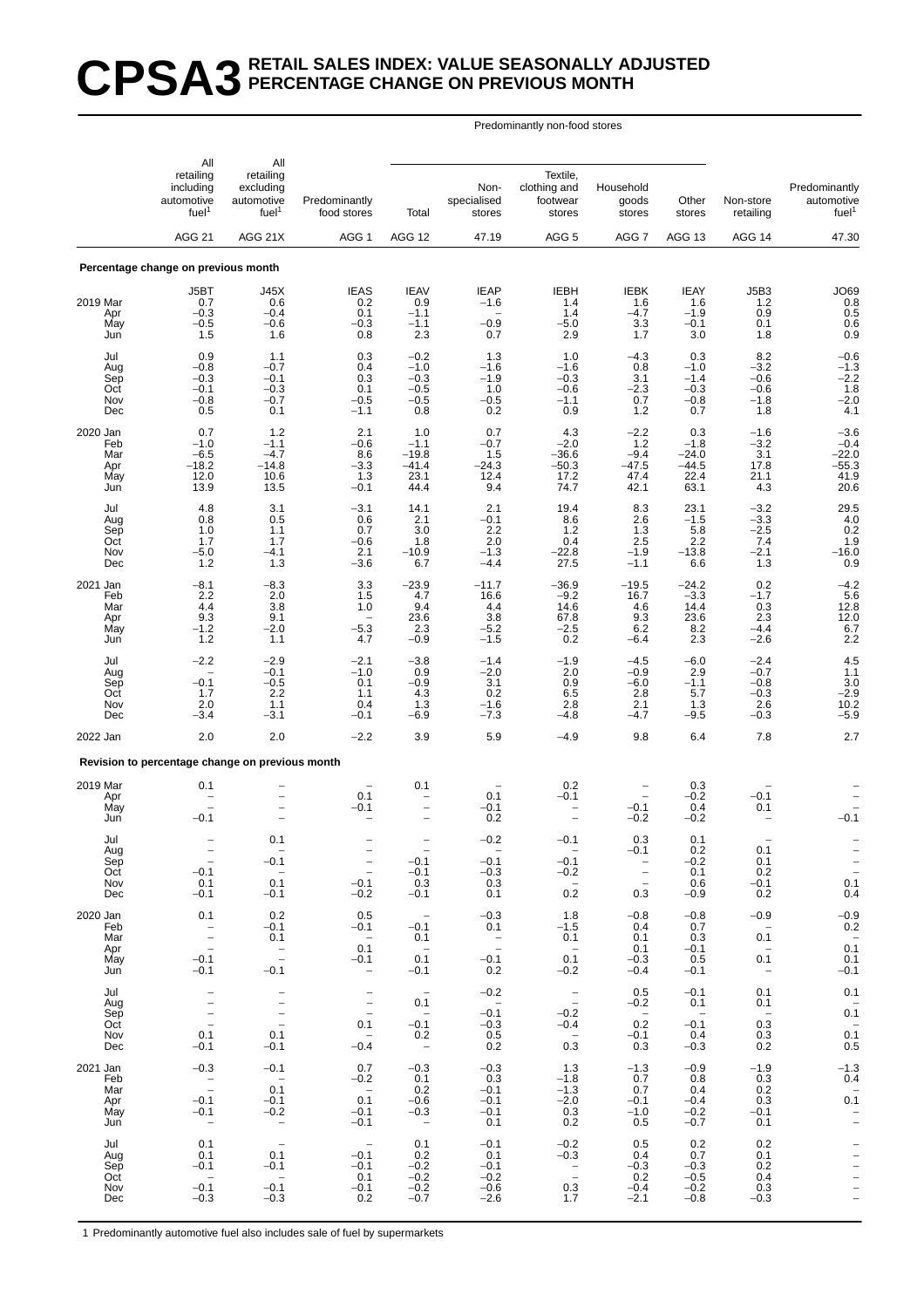# CPSA3 RETAIL SALES INDEX: VALUE SEASONALLY ADJUSTED PERCENTAGE CHANGE ON PREVIOUS MONTH

| | All retailing including automotive fuel[1] | All retailing excluding automotive fuel[1] | Predominantly food stores | Predominantly non-food stores: Total | Predominantly non-food stores: Non-specialised stores | Predominantly non-food stores: Textile, clothing and footwear stores | Predominantly non-food stores: Household goods stores | Predominantly non-food stores: Other stores | Non-store retailing | Predominantly automotive fuel[1] |
|---|---|---|---|---|---|---|---|---|---|---|
| | AGG 21 | AGG 21X | AGG 1 | AGG 12 | 47.19 | AGG 5 | AGG 7 | AGG 13 | AGG 14 | 47.30 |
| **Percentage change on previous month** | | | | | | | | | | |
| | J5BT | J45X | IEAS | IEAV | IEAP | IEBH | IEBK | IEAY | J5B3 | JO69 |
| 2019 Mar | 0.7 | 0.6 | 0.2 | 0.9 | –1.6 | 1.4 | 1.6 | 1.6 | 1.2 | 0.8 |
| Apr | –0.3 | –0.4 | 0.1 | –1.1 | – | 1.4 | –4.7 | –1.9 | 0.9 | 0.5 |
| May | –0.5 | –0.6 | –0.3 | –1.1 | –0.9 | –5.0 | 3.3 | –0.1 | 0.1 | 0.6 |
| Jun | 1.5 | 1.6 | 0.8 | 2.3 | 0.7 | 2.9 | 1.7 | 3.0 | 1.8 | 0.9 |
| Jul | 0.9 | 1.1 | 0.3 | –0.2 | 1.3 | 1.0 | –4.3 | 0.3 | 8.2 | –0.6 |
| Aug | –0.8 | –0.7 | 0.4 | –1.0 | –1.6 | –1.6 | 0.8 | –1.0 | –3.2 | –1.3 |
| Sep | –0.3 | –0.1 | 0.3 | –0.3 | –1.9 | –0.3 | 3.1 | –1.4 | –0.6 | –2.2 |
| Oct | –0.1 | –0.3 | 0.1 | –0.5 | 1.0 | –0.6 | –2.3 | –0.3 | –0.6 | 1.8 |
| Nov | –0.8 | –0.7 | –0.5 | –0.5 | –0.5 | –1.1 | 0.7 | –0.8 | –1.8 | –2.0 |
| Dec | 0.5 | 0.1 | –1.1 | 0.8 | 0.2 | 0.9 | 1.2 | 0.7 | 1.8 | 4.1 |
| 2020 Jan | 0.7 | 1.2 | 2.1 | 1.0 | 0.7 | 4.3 | –2.2 | 0.3 | –1.6 | –3.6 |
| Feb | –1.0 | –1.1 | –0.6 | –1.1 | –0.7 | –2.0 | 1.2 | –1.8 | –3.2 | –0.4 |
| Mar | –6.5 | –4.7 | 8.6 | –19.8 | 1.5 | –36.6 | –9.4 | –24.0 | 3.1 | –22.0 |
| Apr | –18.2 | –14.8 | –3.3 | –41.4 | –24.3 | –50.3 | –47.5 | –44.5 | 17.8 | –55.3 |
| May | 12.0 | 10.6 | 1.3 | 23.1 | 12.4 | 17.2 | 47.4 | 22.4 | 21.1 | 41.9 |
| Jun | 13.9 | 13.5 | –0.1 | 44.4 | 9.4 | 74.7 | 42.1 | 63.1 | 4.3 | 20.6 |
| Jul | 4.8 | 3.1 | –3.1 | 14.1 | 2.1 | 19.4 | 8.3 | 23.1 | –3.2 | 29.5 |
| Aug | 0.8 | 0.5 | 0.6 | 2.1 | –0.1 | 8.6 | 2.6 | –1.5 | –3.3 | 4.0 |
| Sep | 1.0 | 1.1 | 0.7 | 3.0 | 2.2 | 1.2 | 1.3 | 5.8 | –2.5 | 0.2 |
| Oct | 1.7 | 1.7 | –0.6 | 1.8 | 2.0 | 0.4 | 2.5 | 2.2 | 7.4 | 1.9 |
| Nov | –5.0 | –4.1 | 2.1 | –10.9 | –1.3 | –22.8 | –1.9 | –13.8 | –2.1 | –16.0 |
| Dec | 1.2 | 1.3 | –3.6 | 6.7 | –4.4 | 27.5 | –1.1 | 6.6 | 1.3 | 0.9 |
| 2021 Jan | –8.1 | –8.3 | 3.3 | –23.9 | –11.7 | –36.9 | –19.5 | –24.2 | 0.2 | –4.2 |
| Feb | 2.2 | 2.0 | 1.5 | 4.7 | 16.6 | –9.2 | 16.7 | –3.3 | –1.7 | 5.6 |
| Mar | 4.4 | 3.8 | 1.0 | 9.4 | 4.4 | 14.6 | 4.6 | 14.4 | 0.3 | 12.8 |
| Apr | 9.3 | 9.1 | – | 23.6 | 3.8 | 67.8 | 9.3 | 23.6 | 2.3 | 12.0 |
| May | –1.2 | –2.0 | –5.3 | 2.3 | –5.2 | –2.5 | 6.2 | 8.2 | –4.4 | 6.7 |
| Jun | 1.2 | 1.1 | 4.7 | –0.9 | –1.5 | 0.2 | –6.4 | 2.3 | –2.6 | 2.2 |
| Jul | –2.2 | –2.9 | –2.1 | –3.8 | –1.4 | –1.9 | –4.5 | –6.0 | –2.4 | 4.5 |
| Aug | – | –0.1 | –1.0 | 0.9 | –2.0 | 2.0 | –0.9 | 2.9 | –0.7 | 1.1 |
| Sep | –0.1 | –0.5 | 0.1 | –0.9 | 3.1 | 0.9 | –6.0 | –1.1 | –0.8 | – |
| Oct | 1.7 | 2.2 | 1.1 | 4.3 | 0.2 | 6.5 | 2.8 | 5.7 | –0.3 | –2.9 |
| Nov | 2.0 | 1.1 | 0.4 | 1.3 | –1.6 | 2.8 | 2.1 | 1.3 | 2.6 | 10.2 |
| Dec | –3.4 | –3.1 | –0.1 | –6.9 | –7.3 | –4.8 | –4.7 | –9.5 | –0.3 | –5.9 |
| 2022 Jan | 2.0 | 2.0 | –2.2 | 3.9 | 5.9 | –4.9 | 9.8 | 6.4 | 7.8 | 2.7 |
| **Revision to percentage change on previous month** | | | | | | | | | | |
| 2019 Mar | 0.1 | – | – | 0.1 | – | 0.2 | – | 0.3 | – | – |
| Apr | – | – | 0.1 | – | 0.1 | –0.1 | – | –0.2 | –0.1 | – |
| May | – | – | –0.1 | – | –0.1 | – | –0.1 | 0.4 | 0.1 | – |
| Jun | –0.1 | – | – | – | 0.2 | – | –0.2 | –0.2 | – | –0.1 |
| Jul | – | 0.1 | – | – | –0.2 | –0.1 | 0.3 | 0.1 | – | – |
| Aug | – | – | – | – | – | – | –0.1 | 0.2 | 0.1 | – |
| Sep | – | –0.1 | – | –0.1 | –0.1 | –0.1 | – | –0.2 | 0.1 | – |
| Oct | –0.1 | – | – | –0.1 | –0.3 | –0.2 | – | 0.1 | 0.2 | – |
| Nov | 0.1 | 0.1 | –0.1 | 0.3 | 0.3 | – | – | 0.6 | –0.1 | 0.1 |
| Dec | –0.1 | –0.1 | –0.2 | –0.1 | 0.1 | 0.2 | 0.3 | –0.9 | 0.2 | 0.4 |
| 2020 Jan | 0.1 | 0.2 | 0.5 | – | –0.3 | 1.8 | –0.8 | –0.8 | –0.9 | –0.9 |
| Feb | – | –0.1 | –0.1 | –0.1 | 0.1 | –1.5 | 0.4 | 0.7 | – | 0.2 |
| Mar | – | 0.1 | – | 0.1 | – | 0.1 | 0.1 | 0.3 | 0.1 | – |
| Apr | – | – | 0.1 | – | – | – | 0.1 | –0.1 | – | 0.1 |
| May | –0.1 | – | –0.1 | 0.1 | –0.1 | 0.1 | –0.3 | 0.5 | 0.1 | 0.1 |
| Jun | –0.1 | –0.1 | – | –0.1 | 0.2 | –0.2 | –0.4 | –0.1 | – | –0.1 |
| Jul | – | – | – | – | –0.2 | – | 0.5 | –0.1 | 0.1 | 0.1 |
| Aug | – | – | – | 0.1 | – | – | –0.2 | 0.1 | 0.1 | – |
| Sep | – | – | – | – | –0.1 | –0.2 | – | – | – | 0.1 |
| Oct | – | – | 0.1 | –0.1 | –0.3 | –0.4 | 0.2 | –0.1 | 0.3 | – |
| Nov | 0.1 | 0.1 | – | 0.2 | 0.5 | – | –0.1 | 0.4 | 0.3 | 0.1 |
| Dec | –0.1 | –0.1 | –0.4 | – | 0.2 | 0.3 | 0.3 | –0.3 | 0.2 | 0.5 |
| 2021 Jan | –0.3 | –0.1 | 0.7 | –0.3 | –0.3 | 1.3 | –1.3 | –0.9 | –1.9 | –1.3 |
| Feb | – | – | –0.2 | 0.1 | 0.3 | –1.8 | 0.7 | 0.8 | 0.3 | 0.4 |
| Mar | – | 0.1 | – | 0.2 | –0.1 | –1.3 | 0.7 | 0.4 | 0.2 | – |
| Apr | –0.1 | –0.1 | 0.1 | –0.6 | –0.1 | –2.0 | –0.1 | –0.4 | 0.3 | 0.1 |
| May | –0.1 | –0.2 | –0.1 | –0.3 | –0.1 | 0.3 | –1.0 | –0.2 | –0.1 | – |
| Jun | – | – | –0.1 | – | 0.1 | 0.2 | 0.5 | –0.7 | 0.1 | – |
| Jul | 0.1 | – | – | 0.1 | –0.1 | –0.2 | 0.5 | 0.2 | 0.2 | – |
| Aug | 0.1 | 0.1 | –0.1 | 0.2 | 0.1 | –0.3 | 0.4 | 0.7 | 0.1 | – |
| Sep | –0.1 | –0.1 | –0.1 | –0.2 | –0.1 | – | –0.3 | –0.3 | 0.2 | – |
| Oct | – | – | 0.1 | –0.2 | –0.2 | – | 0.2 | –0.5 | 0.4 | – |
| Nov | –0.1 | –0.1 | –0.1 | –0.2 | –0.6 | 0.3 | –0.4 | –0.2 | 0.3 | – |
| Dec | –0.3 | –0.3 | 0.2 | –0.7 | –2.6 | 1.7 | –2.1 | –0.8 | –0.3 | – |

1 Predominantly automotive fuel also includes sale of fuel by supermarkets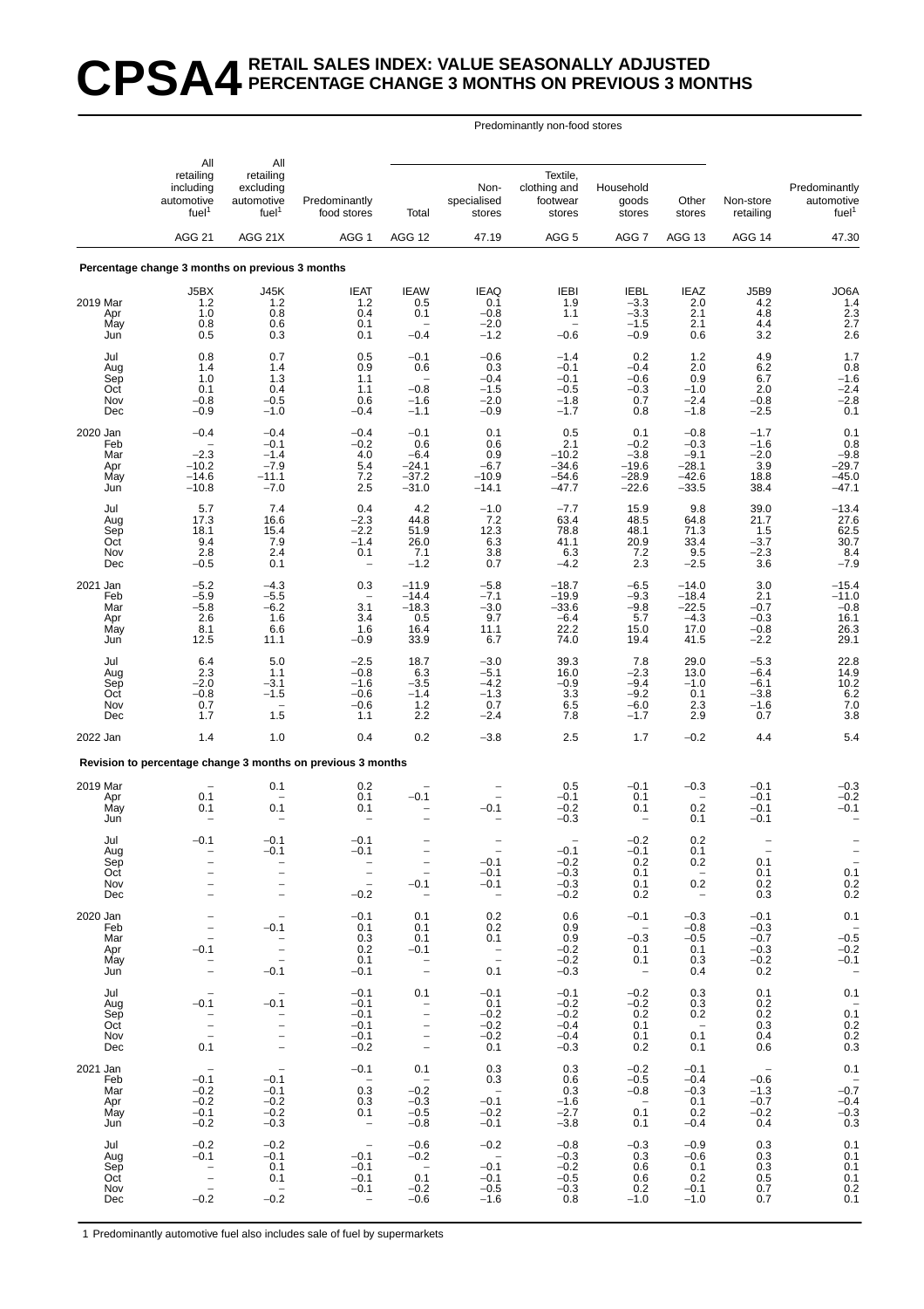# CPSA4 RETAIL SALES INDEX: VALUE SEASONALLY ADJUSTED PERCENTAGE CHANGE 3 MONTHS ON PREVIOUS 3 MONTHS

| | All retailing including automotive fuel[1] | All retailing excluding automotive fuel[1] | Predominantly food stores | Predominantly non-food stores: Total | Non-specialised stores | Textile, clothing and footwear stores | Household goods stores | Other stores | Non-store retailing | Predominantly automotive fuel[1] |
|---|---|---|---|---|---|---|---|---|---|---|
| | AGG 21 | AGG 21X | AGG 1 | AGG 12 | 47.19 | AGG 5 | AGG 7 | AGG 13 | AGG 14 | 47.30 |
| **Percentage change 3 months on previous 3 months** | | | | | | | | | | |
| | J5BX | J45K | IEAT | IEAW | IEAQ | IEBI | IEBL | IEAZ | J5B9 | JO6A |
| 2019 Mar | 1.2 | 1.2 | 1.2 | 0.5 | 0.1 | 1.9 | −3.3 | 2.0 | 4.2 | 1.4 |
| Apr | 1.0 | 0.8 | 0.4 | 0.1 | −0.8 | 1.1 | −3.3 | 2.1 | 4.8 | 2.3 |
| May | 0.8 | 0.6 | 0.1 | – | −2.0 | – | −1.5 | 2.1 | 4.4 | 2.7 |
| Jun | 0.5 | 0.3 | 0.1 | −0.4 | −1.2 | −0.6 | −0.9 | 0.6 | 3.2 | 2.6 |
| Jul | 0.8 | 0.7 | 0.5 | −0.1 | −0.6 | −1.4 | 0.2 | 1.2 | 4.9 | 1.7 |
| Aug | 1.4 | 1.4 | 0.9 | 0.6 | 0.3 | −0.1 | −0.4 | 2.0 | 6.2 | 0.8 |
| Sep | 1.0 | 1.3 | 1.1 | – | −0.4 | −0.1 | −0.6 | 0.9 | 6.7 | −1.6 |
| Oct | 0.1 | 0.4 | 1.1 | −0.8 | −1.5 | −0.5 | −0.3 | −1.0 | 2.0 | −2.4 |
| Nov | −0.8 | −0.5 | 0.6 | −1.6 | −2.0 | −1.8 | 0.7 | −2.4 | −0.8 | −2.8 |
| Dec | −0.9 | −1.0 | −0.4 | −1.1 | −0.9 | −1.7 | 0.8 | −1.8 | −2.5 | 0.1 |
| 2020 Jan | −0.4 | −0.4 | −0.4 | −0.1 | 0.1 | 0.5 | 0.1 | −0.8 | −1.7 | 0.1 |
| Feb | – | −0.1 | −0.2 | 0.6 | 0.6 | 2.1 | −0.2 | −0.3 | −1.6 | 0.8 |
| Mar | −2.3 | −1.4 | 4.0 | −6.4 | 0.9 | −10.2 | −3.8 | −9.1 | −2.0 | −9.8 |
| Apr | −10.2 | −7.9 | 5.4 | −24.1 | −6.7 | −34.6 | −19.6 | −28.1 | 3.9 | −29.7 |
| May | −14.6 | −11.1 | 7.2 | −37.2 | −10.9 | −54.6 | −28.9 | −42.6 | 18.8 | −45.0 |
| Jun | −10.8 | −7.0 | 2.5 | −31.0 | −14.1 | −47.7 | −22.6 | −33.5 | 38.4 | −47.1 |
| Jul | 5.7 | 7.4 | 0.4 | 4.2 | −1.0 | −7.7 | 15.9 | 9.8 | 39.0 | −13.4 |
| Aug | 17.3 | 16.6 | −2.3 | 44.8 | 7.2 | 63.4 | 48.5 | 64.8 | 21.7 | 27.6 |
| Sep | 18.1 | 15.4 | −2.2 | 51.9 | 12.3 | 78.8 | 48.1 | 71.3 | 1.5 | 62.5 |
| Oct | 9.4 | 7.9 | −1.4 | 26.0 | 6.3 | 41.1 | 20.9 | 33.4 | −3.7 | 30.7 |
| Nov | 2.8 | 2.4 | 0.1 | 7.1 | 3.8 | 6.3 | 7.2 | 9.5 | −2.3 | 8.4 |
| Dec | −0.5 | 0.1 | – | −1.2 | 0.7 | −4.2 | 2.3 | −2.5 | 3.6 | −7.9 |
| 2021 Jan | −5.2 | −4.3 | 0.3 | −11.9 | −5.8 | −18.7 | −6.5 | −14.0 | 3.0 | −15.4 |
| Feb | −5.9 | −5.5 | – | −14.4 | −7.1 | −19.9 | −9.3 | −18.4 | 2.1 | −11.0 |
| Mar | −5.8 | −6.2 | 3.1 | −18.3 | −3.0 | −33.6 | −9.8 | −22.5 | −0.7 | −0.8 |
| Apr | 2.6 | 1.6 | 3.4 | 0.5 | 9.7 | −6.4 | 5.7 | −4.3 | −0.3 | 16.1 |
| May | 8.1 | 6.6 | 1.6 | 16.4 | 11.1 | 22.2 | 15.0 | 17.0 | −0.8 | 26.3 |
| Jun | 12.5 | 11.1 | −0.9 | 33.9 | 6.7 | 74.0 | 19.4 | 41.5 | −2.2 | 29.1 |
| Jul | 6.4 | 5.0 | −2.5 | 18.7 | −3.0 | 39.3 | 7.8 | 29.0 | −5.3 | 22.8 |
| Aug | 2.3 | 1.1 | −0.8 | 6.3 | −5.1 | 16.0 | −2.3 | 13.0 | −6.4 | 14.9 |
| Sep | −2.0 | −3.1 | −1.6 | −3.5 | −4.2 | −0.9 | −9.4 | −1.0 | −6.1 | 10.2 |
| Oct | −0.8 | −1.5 | −0.6 | −1.4 | −1.3 | 3.3 | −9.2 | 0.1 | −3.8 | 6.2 |
| Nov | 0.7 | – | −0.6 | 1.2 | 0.7 | 6.5 | −6.0 | 2.3 | −1.6 | 7.0 |
| Dec | 1.7 | 1.5 | 1.1 | 2.2 | −2.4 | 7.8 | −1.7 | 2.9 | 0.7 | 3.8 |
| 2022 Jan | 1.4 | 1.0 | 0.4 | 0.2 | −3.8 | 2.5 | 1.7 | −0.2 | 4.4 | 5.4 |
| **Revision to percentage change 3 months on previous 3 months** | | | | | | | | | | |
| 2019 Mar | – | 0.1 | 0.2 | – | – | 0.5 | −0.1 | −0.3 | −0.1 | −0.3 |
| Apr | 0.1 | – | 0.1 | −0.1 | – | −0.1 | 0.1 | – | −0.1 | −0.2 |
| May | 0.1 | 0.1 | 0.1 | – | −0.1 | −0.2 | 0.1 | 0.2 | −0.1 | −0.1 |
| Jun | – | – | – | – | – | −0.3 | – | 0.1 | −0.1 | – |
| Jul | −0.1 | −0.1 | −0.1 | – | – | – | −0.2 | 0.2 | – | – |
| Aug | – | −0.1 | −0.1 | – | – | −0.1 | −0.1 | 0.1 | – | – |
| Sep | – | – | – | – | −0.1 | −0.2 | 0.2 | 0.2 | 0.1 | – |
| Oct | – | – | – | – | −0.1 | −0.3 | 0.1 | – | 0.1 | 0.1 |
| Nov | – | – | – | −0.1 | −0.1 | −0.3 | 0.1 | 0.2 | 0.2 | 0.2 |
| Dec | – | – | −0.2 | – | – | −0.2 | 0.2 | – | 0.3 | 0.2 |
| 2020 Jan | – | – | −0.1 | 0.1 | 0.2 | 0.6 | −0.1 | −0.3 | −0.1 | 0.1 |
| Feb | – | −0.1 | 0.1 | 0.1 | 0.2 | 0.9 | – | −0.8 | −0.3 | – |
| Mar | – | – | 0.3 | 0.1 | 0.1 | 0.9 | −0.3 | −0.5 | −0.7 | −0.5 |
| Apr | −0.1 | – | 0.2 | −0.1 | – | −0.2 | 0.1 | 0.1 | −0.3 | −0.2 |
| May | – | – | 0.1 | – | – | −0.2 | 0.1 | 0.3 | −0.2 | −0.1 |
| Jun | – | −0.1 | −0.1 | – | 0.1 | −0.3 | – | 0.4 | 0.2 | – |
| Jul | – | – | −0.1 | 0.1 | −0.1 | −0.1 | −0.2 | 0.3 | 0.1 | 0.1 |
| Aug | −0.1 | −0.1 | −0.1 | – | 0.1 | −0.2 | −0.2 | 0.3 | 0.2 | – |
| Sep | – | – | −0.1 | – | −0.2 | −0.2 | 0.2 | 0.2 | 0.2 | 0.1 |
| Oct | – | – | −0.1 | – | −0.2 | −0.4 | 0.1 | – | 0.3 | 0.2 |
| Nov | – | – | −0.1 | – | −0.2 | −0.4 | 0.1 | 0.1 | 0.4 | 0.2 |
| Dec | 0.1 | – | −0.2 | – | 0.1 | −0.3 | 0.2 | 0.1 | 0.6 | 0.3 |
| 2021 Jan | – | – | −0.1 | 0.1 | 0.3 | 0.3 | −0.2 | −0.1 | – | 0.1 |
| Feb | −0.1 | −0.1 | – | – | 0.3 | 0.6 | −0.5 | −0.4 | −0.6 | – |
| Mar | −0.2 | −0.1 | 0.3 | −0.2 | – | 0.3 | −0.8 | −0.3 | −1.3 | −0.7 |
| Apr | −0.2 | −0.2 | 0.3 | −0.3 | −0.1 | −1.6 | – | 0.1 | −0.7 | −0.4 |
| May | −0.1 | −0.2 | 0.1 | −0.5 | −0.2 | −2.7 | 0.1 | 0.2 | −0.2 | −0.3 |
| Jun | −0.2 | −0.3 | – | −0.8 | −0.1 | −3.8 | 0.1 | −0.4 | 0.4 | 0.3 |
| Jul | −0.2 | −0.2 | – | −0.6 | −0.2 | −0.8 | −0.3 | −0.9 | 0.3 | 0.1 |
| Aug | −0.1 | −0.1 | −0.1 | −0.2 | – | −0.3 | 0.3 | −0.6 | 0.3 | 0.1 |
| Sep | – | 0.1 | −0.1 | – | −0.1 | −0.2 | 0.6 | 0.1 | 0.3 | 0.1 |
| Oct | – | 0.1 | −0.1 | 0.1 | −0.1 | −0.5 | 0.6 | 0.2 | 0.5 | 0.1 |
| Nov | – | – | −0.1 | −0.2 | −0.5 | −0.3 | 0.2 | −0.1 | 0.7 | 0.2 |
| Dec | −0.2 | −0.2 | – | −0.6 | −1.6 | 0.8 | −1.0 | −1.0 | 0.7 | 0.1 |

1 Predominantly automotive fuel also includes sale of fuel by supermarkets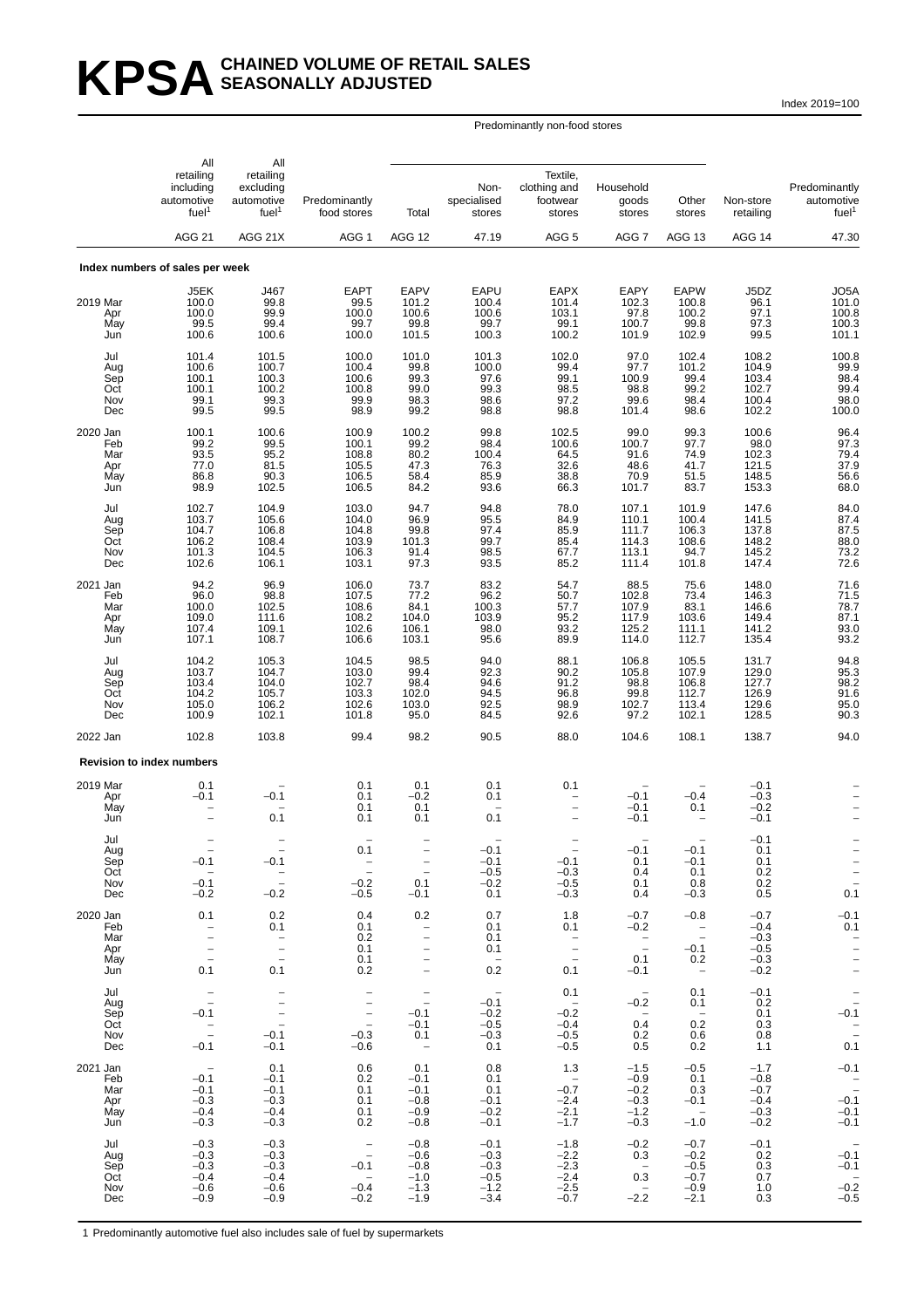# KPSA CHAINED VOLUME OF RETAIL SALES SEASONALLY ADJUSTED

Index 2019=100

| | All retailing including automotive fuel[1] | All retailing excluding automotive fuel[1] | Predominantly food stores | Predominantly non-food stores: Total | Predominantly non-food stores: Non-specialised stores | Predominantly non-food stores: Textile, clothing and footwear stores | Predominantly non-food stores: Household goods stores | Predominantly non-food stores: Other stores | Non-store retailing | Predominantly automotive fuel[1] |
|---|---|---|---|---|---|---|---|---|---|---|
| | AGG 21 | AGG 21X | AGG 1 | AGG 12 | 47.19 | AGG 5 | AGG 7 | AGG 13 | AGG 14 | 47.30 |
| **Index numbers of sales per week** | | | | | | | | | | |
| | J5EK | J467 | EAPT | EAPV | EAPU | EAPX | EAPY | EAPW | J5DZ | JO5A |
| 2019 Mar | 100.0 | 99.8 | 99.5 | 101.2 | 100.4 | 101.4 | 102.3 | 100.8 | 96.1 | 101.0 |
| Apr | 100.0 | 99.9 | 100.0 | 100.6 | 100.6 | 103.1 | 97.8 | 100.2 | 97.1 | 100.8 |
| May | 99.5 | 99.4 | 99.7 | 99.8 | 99.7 | 99.1 | 100.7 | 99.8 | 97.3 | 100.3 |
| Jun | 100.6 | 100.6 | 100.0 | 101.5 | 100.3 | 100.2 | 101.9 | 102.9 | 99.5 | 101.1 |
| Jul | 101.4 | 101.5 | 100.0 | 101.0 | 101.3 | 102.0 | 97.0 | 102.4 | 108.2 | 100.8 |
| Aug | 100.6 | 100.7 | 100.4 | 99.8 | 100.0 | 99.4 | 97.7 | 101.2 | 104.9 | 99.9 |
| Sep | 100.1 | 100.3 | 100.6 | 99.3 | 97.6 | 99.1 | 100.9 | 99.4 | 103.4 | 98.4 |
| Oct | 100.1 | 100.2 | 100.8 | 99.0 | 99.3 | 98.5 | 98.8 | 99.2 | 102.7 | 99.4 |
| Nov | 99.1 | 99.3 | 99.9 | 98.3 | 98.6 | 97.2 | 99.6 | 98.4 | 100.4 | 98.0 |
| Dec | 99.5 | 99.5 | 98.9 | 99.2 | 98.8 | 98.8 | 101.4 | 98.6 | 102.2 | 100.0 |
| 2020 Jan | 100.1 | 100.6 | 100.9 | 100.2 | 99.8 | 102.5 | 99.0 | 99.3 | 100.6 | 96.4 |
| Feb | 99.2 | 99.5 | 100.1 | 99.2 | 98.4 | 100.6 | 100.7 | 97.7 | 98.0 | 97.3 |
| Mar | 93.5 | 95.2 | 108.8 | 80.2 | 100.4 | 64.5 | 91.6 | 74.9 | 102.3 | 79.4 |
| Apr | 77.0 | 81.5 | 105.5 | 47.3 | 76.3 | 32.6 | 48.6 | 41.7 | 121.5 | 37.9 |
| May | 86.8 | 90.3 | 106.5 | 58.4 | 85.9 | 38.8 | 70.9 | 51.5 | 148.5 | 56.6 |
| Jun | 98.9 | 102.5 | 106.5 | 84.2 | 93.6 | 66.3 | 101.7 | 83.7 | 153.3 | 68.0 |
| Jul | 102.7 | 104.9 | 103.0 | 94.7 | 94.8 | 78.0 | 107.1 | 101.9 | 147.6 | 84.0 |
| Aug | 103.7 | 105.6 | 104.0 | 96.9 | 95.5 | 84.9 | 110.1 | 100.4 | 141.5 | 87.4 |
| Sep | 104.7 | 106.8 | 104.8 | 99.8 | 97.4 | 85.9 | 111.7 | 106.3 | 137.8 | 87.5 |
| Oct | 106.2 | 108.4 | 103.9 | 101.3 | 99.7 | 85.4 | 114.3 | 108.6 | 148.2 | 88.0 |
| Nov | 101.3 | 104.5 | 106.3 | 91.4 | 98.5 | 67.7 | 113.1 | 94.7 | 145.2 | 73.2 |
| Dec | 102.6 | 106.1 | 103.1 | 97.3 | 93.5 | 85.2 | 111.4 | 101.8 | 147.4 | 72.6 |
| 2021 Jan | 94.2 | 96.9 | 106.0 | 73.7 | 83.2 | 54.7 | 88.5 | 75.6 | 148.0 | 71.6 |
| Feb | 96.0 | 98.8 | 107.5 | 77.2 | 96.2 | 50.7 | 102.8 | 73.4 | 146.3 | 71.5 |
| Mar | 100.0 | 102.5 | 108.6 | 84.1 | 100.3 | 57.7 | 107.9 | 83.1 | 146.6 | 78.7 |
| Apr | 109.0 | 111.6 | 108.2 | 104.0 | 103.9 | 95.2 | 117.9 | 103.6 | 149.4 | 87.1 |
| May | 107.4 | 109.1 | 102.6 | 106.1 | 98.0 | 93.2 | 125.2 | 111.1 | 141.2 | 93.0 |
| Jun | 107.1 | 108.7 | 106.6 | 103.1 | 95.6 | 89.9 | 114.0 | 112.7 | 135.4 | 93.2 |
| Jul | 104.2 | 105.3 | 104.5 | 98.5 | 94.0 | 88.1 | 106.8 | 105.5 | 131.7 | 94.8 |
| Aug | 103.7 | 104.7 | 103.0 | 99.4 | 92.3 | 90.2 | 105.8 | 107.9 | 129.0 | 95.3 |
| Sep | 103.4 | 104.0 | 102.7 | 98.4 | 94.6 | 91.2 | 98.8 | 106.8 | 127.7 | 98.2 |
| Oct | 104.2 | 105.7 | 103.3 | 102.0 | 94.5 | 96.8 | 99.8 | 112.7 | 126.9 | 91.6 |
| Nov | 105.0 | 106.2 | 102.6 | 103.0 | 92.5 | 98.9 | 102.7 | 113.4 | 129.6 | 95.0 |
| Dec | 100.9 | 102.1 | 101.8 | 95.0 | 84.5 | 92.6 | 97.2 | 102.1 | 128.5 | 90.3 |
| 2022 Jan | 102.8 | 103.8 | 99.4 | 98.2 | 90.5 | 88.0 | 104.6 | 108.1 | 138.7 | 94.0 |
| **Revision to index numbers** | | | | | | | | | | |
| 2019 Mar | 0.1 | – | 0.1 | 0.1 | 0.1 | 0.1 | – | – | –0.1 | – |
| Apr | –0.1 | –0.1 | 0.1 | –0.2 | 0.1 | – | –0.1 | –0.4 | –0.3 | – |
| May | – | – | 0.1 | 0.1 | – | – | –0.1 | 0.1 | –0.2 | – |
| Jun | – | 0.1 | 0.1 | 0.1 | 0.1 | – | –0.1 | – | –0.1 | – |
| Jul | – | – | – | – | – | – | – | – | –0.1 | – |
| Aug | – | – | 0.1 | – | –0.1 | – | –0.1 | –0.1 | 0.1 | – |
| Sep | –0.1 | –0.1 | – | – | –0.1 | –0.1 | 0.1 | –0.1 | 0.1 | – |
| Oct | – | – | – | – | –0.5 | –0.3 | 0.4 | 0.1 | 0.2 | – |
| Nov | –0.1 | – | –0.2 | 0.1 | –0.2 | –0.5 | 0.1 | 0.8 | 0.2 | – |
| Dec | –0.2 | –0.2 | –0.5 | –0.1 | 0.1 | –0.3 | 0.4 | –0.3 | 0.5 | 0.1 |
| 2020 Jan | 0.1 | 0.2 | 0.4 | 0.2 | 0.7 | 1.8 | –0.7 | –0.8 | –0.7 | –0.1 |
| Feb | – | 0.1 | 0.1 | – | 0.1 | 0.1 | –0.2 | – | –0.4 | 0.1 |
| Mar | – | – | 0.2 | – | 0.1 | – | – | – | –0.3 | – |
| Apr | – | – | 0.1 | – | 0.1 | – | – | –0.1 | –0.5 | – |
| May | – | – | 0.1 | – | – | – | 0.1 | 0.2 | –0.3 | – |
| Jun | 0.1 | 0.1 | 0.2 | – | 0.2 | 0.1 | –0.1 | – | –0.2 | – |
| Jul | – | – | – | – | – | 0.1 | – | 0.1 | –0.1 | – |
| Aug | – | – | – | – | –0.1 | – | –0.2 | 0.1 | 0.2 | – |
| Sep | –0.1 | – | – | –0.1 | –0.2 | –0.2 | – | – | 0.1 | –0.1 |
| Oct | – | – | – | –0.1 | –0.5 | –0.4 | 0.4 | 0.2 | 0.3 | – |
| Nov | – | –0.1 | –0.3 | 0.1 | –0.3 | –0.5 | 0.2 | 0.6 | 0.8 | – |
| Dec | –0.1 | –0.1 | –0.6 | – | 0.1 | –0.5 | 0.5 | 0.2 | 1.1 | 0.1 |
| 2021 Jan | – | 0.1 | 0.6 | 0.1 | 0.8 | 1.3 | –1.5 | –0.5 | –1.7 | –0.1 |
| Feb | –0.1 | –0.1 | 0.2 | –0.1 | 0.1 | – | –0.9 | 0.1 | –0.8 | – |
| Mar | –0.1 | –0.1 | 0.1 | –0.1 | 0.1 | –0.7 | –0.2 | 0.3 | –0.7 | – |
| Apr | –0.3 | –0.3 | 0.1 | –0.8 | –0.1 | –2.4 | –0.3 | –0.1 | –0.4 | –0.1 |
| May | –0.4 | –0.4 | 0.1 | –0.9 | –0.2 | –2.1 | –1.2 | – | –0.3 | –0.1 |
| Jun | –0.3 | –0.3 | 0.2 | –0.8 | –0.1 | –1.7 | –0.3 | –1.0 | –0.2 | –0.1 |
| Jul | –0.3 | –0.3 | – | –0.8 | –0.1 | –1.8 | –0.2 | –0.7 | –0.1 | – |
| Aug | –0.3 | –0.3 | – | –0.6 | –0.3 | –2.2 | 0.3 | –0.2 | 0.2 | –0.1 |
| Sep | –0.3 | –0.3 | –0.1 | –0.8 | –0.3 | –2.3 | – | –0.5 | 0.3 | –0.1 |
| Oct | –0.4 | –0.4 | – | –1.0 | –0.5 | –2.4 | 0.3 | –0.7 | 0.7 | – |
| Nov | –0.6 | –0.6 | –0.4 | –1.3 | –1.2 | –2.5 | – | –0.9 | 1.0 | –0.2 |
| Dec | –0.9 | –0.9 | –0.2 | –1.9 | –3.4 | –0.7 | –2.2 | –2.1 | 0.3 | –0.5 |

1 Predominantly automotive fuel also includes sale of fuel by supermarkets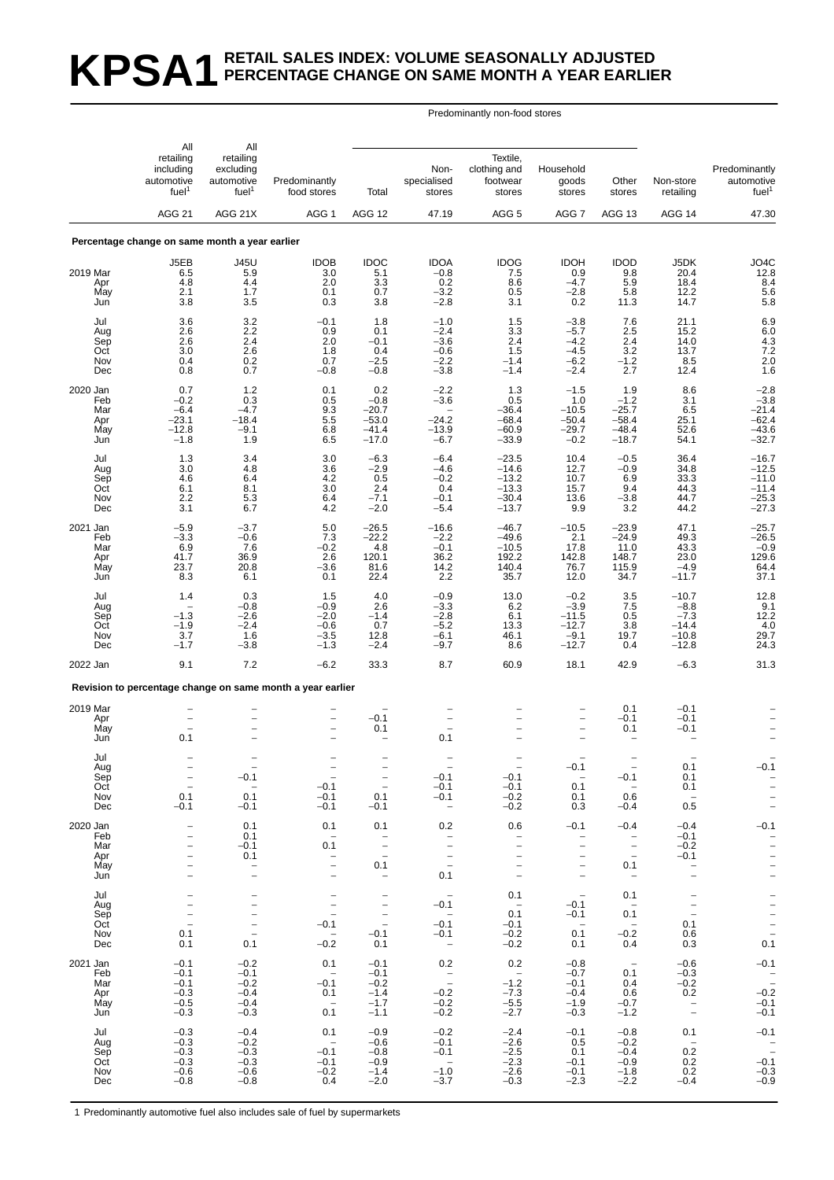# KPSA1 RETAIL SALES INDEX: VOLUME SEASONALLY ADJUSTED PERCENTAGE CHANGE ON SAME MONTH A YEAR EARLIER

| | All retailing including automotive fuel[1] | All retailing excluding automotive fuel[1] | Predominantly food stores | Predominantly non-food stores: Total | Predominantly non-food stores: Non-specialised stores | Predominantly non-food stores: Textile, clothing and footwear stores | Predominantly non-food stores: Household goods stores | Predominantly non-food stores: Other stores | Non-store retailing | Predominantly automotive fuel[1] |
|---|---|---|---|---|---|---|---|---|---|---|
| | AGG 21 | AGG 21X | AGG 1 | AGG 12 | 47.19 | AGG 5 | AGG 7 | AGG 13 | AGG 14 | 47.30 |
| **Percentage change on same month a year earlier** | | | | | | | | | | |
| | J5EB | J45U | IDOB | IDOC | IDOA | IDOG | IDOH | IDOD | J5DK | JO4C |
| 2019 Mar | 6.5 | 5.9 | 3.0 | 5.1 | −0.8 | 7.5 | 0.9 | 9.8 | 20.4 | 12.8 |
| Apr | 4.8 | 4.4 | 2.0 | 3.3 | 0.2 | 8.6 | −4.7 | 5.9 | 18.4 | 8.4 |
| May | 2.1 | 1.7 | 0.1 | 0.7 | −3.2 | 0.5 | −2.8 | 5.8 | 12.2 | 5.6 |
| Jun | 3.8 | 3.5 | 0.3 | 3.8 | −2.8 | 3.1 | 0.2 | 11.3 | 14.7 | 5.8 |
| Jul | 3.6 | 3.2 | −0.1 | 1.8 | −1.0 | 1.5 | −3.8 | 7.6 | 21.1 | 6.9 |
| Aug | 2.6 | 2.2 | 0.9 | 0.1 | −2.4 | 3.3 | −5.7 | 2.5 | 15.2 | 6.0 |
| Sep | 2.6 | 2.4 | 2.0 | −0.1 | −3.6 | 2.4 | −4.2 | 2.4 | 14.0 | 4.3 |
| Oct | 3.0 | 2.6 | 1.8 | 0.4 | −0.6 | 1.5 | −4.5 | 3.2 | 13.7 | 7.2 |
| Nov | 0.4 | 0.2 | 0.7 | −2.5 | −2.2 | −1.4 | −6.2 | −1.2 | 8.5 | 2.0 |
| Dec | 0.8 | 0.7 | −0.8 | −0.8 | −3.8 | −1.4 | −2.4 | 2.7 | 12.4 | 1.6 |
| 2020 Jan | 0.7 | 1.2 | 0.1 | 0.2 | −2.2 | 1.3 | −1.5 | 1.9 | 8.6 | −2.8 |
| Feb | −0.2 | 0.3 | 0.5 | −0.8 | −3.6 | 0.5 | 1.0 | −1.2 | 3.1 | −3.8 |
| Mar | −6.4 | −4.7 | 9.3 | −20.7 | – | −36.4 | −10.5 | −25.7 | 6.5 | −21.4 |
| Apr | −23.1 | −18.4 | 5.5 | −53.0 | −24.2 | −68.4 | −50.4 | −58.4 | 25.1 | −62.4 |
| May | −12.8 | −9.1 | 6.8 | −41.4 | −13.9 | −60.9 | −29.7 | −48.4 | 52.6 | −43.6 |
| Jun | −1.8 | 1.9 | 6.5 | −17.0 | −6.7 | −33.9 | −0.2 | −18.7 | 54.1 | −32.7 |
| Jul | 1.3 | 3.4 | 3.0 | −6.3 | −6.4 | −23.5 | 10.4 | −0.5 | 36.4 | −16.7 |
| Aug | 3.0 | 4.8 | 3.6 | −2.9 | −4.6 | −14.6 | 12.7 | −0.9 | 34.8 | −12.5 |
| Sep | 4.6 | 6.4 | 4.2 | 0.5 | −0.2 | −13.2 | 10.7 | 6.9 | 33.3 | −11.0 |
| Oct | 6.1 | 8.1 | 3.0 | 2.4 | 0.4 | −13.3 | 15.7 | 9.4 | 44.3 | −11.4 |
| Nov | 2.2 | 5.3 | 6.4 | −7.1 | −0.1 | −30.4 | 13.6 | −3.8 | 44.7 | −25.3 |
| Dec | 3.1 | 6.7 | 4.2 | −2.0 | −5.4 | −13.7 | 9.9 | 3.2 | 44.2 | −27.3 |
| 2021 Jan | −5.9 | −3.7 | 5.0 | −26.5 | −16.6 | −46.7 | −10.5 | −23.9 | 47.1 | −25.7 |
| Feb | −3.3 | −0.6 | 7.3 | −22.2 | −2.2 | −49.6 | 2.1 | −24.9 | 49.3 | −26.5 |
| Mar | 6.9 | 7.6 | −0.2 | 4.8 | −0.1 | −10.5 | 17.8 | 11.0 | 43.3 | −0.9 |
| Apr | 41.7 | 36.9 | 2.6 | 120.1 | 36.2 | 192.2 | 142.8 | 148.7 | 23.0 | 129.6 |
| May | 23.7 | 20.8 | −3.6 | 81.6 | 14.2 | 140.4 | 76.7 | 115.9 | −4.9 | 64.4 |
| Jun | 8.3 | 6.1 | 0.1 | 22.4 | 2.2 | 35.7 | 12.0 | 34.7 | −11.7 | 37.1 |
| Jul | 1.4 | 0.3 | 1.5 | 4.0 | −0.9 | 13.0 | −0.2 | 3.5 | −10.7 | 12.8 |
| Aug | – | −0.8 | −0.9 | 2.6 | −3.3 | 6.2 | −3.9 | 7.5 | −8.8 | 9.1 |
| Sep | −1.3 | −2.6 | −2.0 | −1.4 | −2.8 | 6.1 | −11.5 | 0.5 | −7.3 | 12.2 |
| Oct | −1.9 | −2.4 | −0.6 | 0.7 | −5.2 | 13.3 | −12.7 | 3.8 | −14.4 | 4.0 |
| Nov | 3.7 | 1.6 | −3.5 | 12.8 | −6.1 | 46.1 | −9.1 | 19.7 | −10.8 | 29.7 |
| Dec | −1.7 | −3.8 | −1.3 | −2.4 | −9.7 | 8.6 | −12.7 | 0.4 | −12.8 | 24.3 |
| 2022 Jan | 9.1 | 7.2 | −6.2 | 33.3 | 8.7 | 60.9 | 18.1 | 42.9 | −6.3 | 31.3 |
| **Revision to percentage change on same month a year earlier** | | | | | | | | | | |
| 2019 Mar | – | – | – | – | – | – | – | 0.1 | −0.1 | – |
| Apr | – | – | – | −0.1 | – | – | – | −0.1 | −0.1 | – |
| May | – | – | – | 0.1 | – | – | – | 0.1 | −0.1 | – |
| Jun | 0.1 | – | – | – | 0.1 | – | – | – | – | – |
| Jul | – | – | – | – | – | – | – | – | – | – |
| Aug | – | – | – | – | – | – | −0.1 | – | 0.1 | −0.1 |
| Sep | – | −0.1 | – | – | −0.1 | −0.1 | – | −0.1 | 0.1 | – |
| Oct | – | – | −0.1 | – | −0.1 | −0.1 | 0.1 | – | 0.1 | – |
| Nov | 0.1 | 0.1 | −0.1 | 0.1 | −0.1 | −0.2 | 0.1 | 0.6 | – | – |
| Dec | −0.1 | −0.1 | −0.1 | −0.1 | – | −0.2 | 0.3 | −0.4 | 0.5 | – |
| 2020 Jan | – | 0.1 | 0.1 | 0.1 | 0.2 | 0.6 | −0.1 | −0.4 | −0.4 | −0.1 |
| Feb | – | 0.1 | – | – | – | – | – | – | −0.1 | – |
| Mar | – | −0.1 | 0.1 | – | – | – | – | – | −0.2 | – |
| Apr | – | 0.1 | – | – | – | – | – | – | −0.1 | – |
| May | – | – | – | 0.1 | – | – | – | 0.1 | – | – |
| Jun | – | – | – | – | 0.1 | – | – | – | – | – |
| Jul | – | – | – | – | – | 0.1 | – | 0.1 | – | – |
| Aug | – | – | – | – | −0.1 | – | −0.1 | – | – | – |
| Sep | – | – | – | – | – | 0.1 | −0.1 | 0.1 | – | – |
| Oct | – | – | −0.1 | – | −0.1 | −0.1 | – | – | 0.1 | – |
| Nov | 0.1 | – | – | −0.1 | −0.1 | −0.2 | 0.1 | −0.2 | 0.6 | – |
| Dec | 0.1 | 0.1 | −0.2 | 0.1 | – | −0.2 | 0.1 | 0.4 | 0.3 | 0.1 |
| 2021 Jan | −0.1 | −0.2 | 0.1 | −0.1 | 0.2 | 0.2 | −0.8 | – | −0.6 | −0.1 |
| Feb | −0.1 | −0.1 | – | −0.1 | – | – | −0.7 | 0.1 | −0.3 | – |
| Mar | −0.1 | −0.2 | −0.1 | −0.2 | – | −1.2 | −0.1 | 0.4 | −0.2 | – |
| Apr | −0.3 | −0.4 | 0.1 | −1.4 | −0.2 | −7.3 | −0.4 | 0.6 | 0.2 | −0.2 |
| May | −0.5 | −0.4 | – | −1.7 | −0.2 | −5.5 | −1.9 | −0.7 | – | −0.1 |
| Jun | −0.3 | −0.3 | 0.1 | −1.1 | −0.2 | −2.7 | −0.3 | −1.2 | – | −0.1 |
| Jul | −0.3 | −0.4 | 0.1 | −0.9 | −0.2 | −2.4 | −0.1 | −0.8 | 0.1 | −0.1 |
| Aug | −0.3 | −0.2 | – | −0.6 | −0.1 | −2.6 | 0.5 | −0.2 | – | – |
| Sep | −0.3 | −0.3 | −0.1 | −0.8 | −0.1 | −2.5 | 0.1 | −0.4 | 0.2 | – |
| Oct | −0.3 | −0.3 | −0.1 | −0.9 | – | −2.3 | −0.1 | −0.9 | 0.2 | −0.1 |
| Nov | −0.6 | −0.6 | −0.2 | −1.4 | −1.0 | −2.6 | −0.1 | −1.8 | 0.2 | −0.3 |
| Dec | −0.8 | −0.8 | 0.4 | −2.0 | −3.7 | −0.3 | −2.3 | −2.2 | −0.4 | −0.9 |

1 Predominantly automotive fuel also includes sale of fuel by supermarkets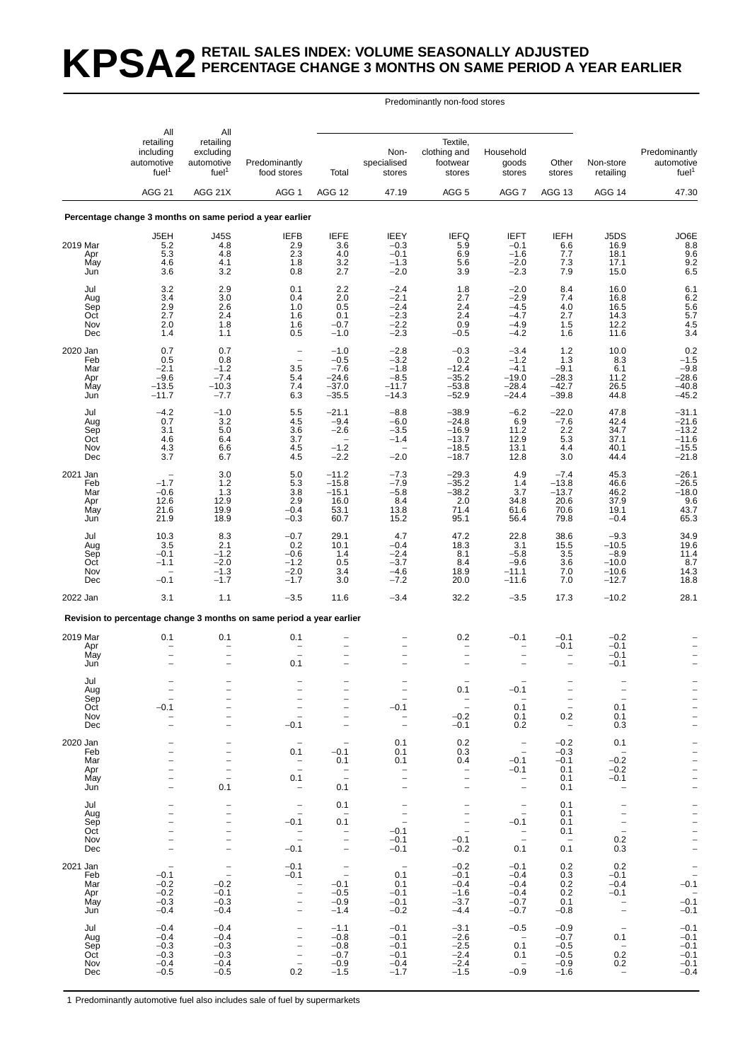# KPSA2 RETAIL SALES INDEX: VOLUME SEASONALLY ADJUSTED PERCENTAGE CHANGE 3 MONTHS ON SAME PERIOD A YEAR EARLIER

| | All retailing including automotive fuel[1] | All retailing excluding automotive fuel[1] | Predominantly food stores | Predominantly non-food stores: Total | Non-specialised stores | Textile, clothing and footwear stores | Household goods stores | Other stores | Non-store retailing | Predominantly automotive fuel[1] |
|---|---|---|---|---|---|---|---|---|---|---|
| | AGG 21 | AGG 21X | AGG 1 | AGG 12 | 47.19 | AGG 5 | AGG 7 | AGG 13 | AGG 14 | 47.30 |
| **Percentage change 3 months on same period a year earlier** | | | | | | | | | | |
| | J5EH | J45S | IEFB | IEFE | IEEY | IEFQ | IEFT | IEFH | J5DS | JO6E |
| 2019 Mar | 5.2 | 4.8 | 2.9 | 3.6 | −0.3 | 5.9 | −0.1 | 6.6 | 16.9 | 8.8 |
| Apr | 5.3 | 4.8 | 2.3 | 4.0 | −0.1 | 6.9 | −1.6 | 7.7 | 18.1 | 9.6 |
| May | 4.6 | 4.1 | 1.8 | 3.2 | −1.3 | 5.6 | −2.0 | 7.3 | 17.1 | 9.2 |
| Jun | 3.6 | 3.2 | 0.8 | 2.7 | −2.0 | 3.9 | −2.3 | 7.9 | 15.0 | 6.5 |
| Jul | 3.2 | 2.9 | 0.1 | 2.2 | −2.4 | 1.8 | −2.0 | 8.4 | 16.0 | 6.1 |
| Aug | 3.4 | 3.0 | 0.4 | 2.0 | −2.1 | 2.7 | −2.9 | 7.4 | 16.8 | 6.2 |
| Sep | 2.9 | 2.6 | 1.0 | 0.5 | −2.4 | 2.4 | −4.5 | 4.0 | 16.5 | 5.6 |
| Oct | 2.7 | 2.4 | 1.6 | 0.1 | −2.3 | 2.4 | −4.7 | 2.7 | 14.3 | 5.7 |
| Nov | 2.0 | 1.8 | 1.6 | −0.7 | −2.2 | 0.9 | −4.9 | 1.5 | 12.2 | 4.5 |
| Dec | 1.4 | 1.1 | 0.5 | −1.0 | −2.3 | −0.5 | −4.2 | 1.6 | 11.6 | 3.4 |
| 2020 Jan | 0.7 | 0.7 | – | −1.0 | −2.8 | −0.3 | −3.4 | 1.2 | 10.0 | 0.2 |
| Feb | 0.5 | 0.8 | – | −0.5 | −3.2 | 0.2 | −1.2 | 1.3 | 8.3 | −1.5 |
| Mar | −2.1 | −1.2 | 3.5 | −7.6 | −1.8 | −12.4 | −4.1 | −9.1 | 6.1 | −9.8 |
| Apr | −9.6 | −7.4 | 5.4 | −24.6 | −8.5 | −35.2 | −19.0 | −28.3 | 11.2 | −28.6 |
| May | −13.5 | −10.3 | 7.4 | −37.0 | −11.7 | −53.8 | −28.4 | −42.7 | 26.5 | −40.8 |
| Jun | −11.7 | −7.7 | 6.3 | −35.5 | −14.3 | −52.9 | −24.4 | −39.8 | 44.8 | −45.2 |
| Jul | −4.2 | −1.0 | 5.5 | −21.1 | −8.8 | −38.9 | −6.2 | −22.0 | 47.8 | −31.1 |
| Aug | 0.7 | 3.2 | 4.5 | −9.4 | −6.0 | −24.8 | 6.9 | −7.6 | 42.4 | −21.6 |
| Sep | 3.1 | 5.0 | 3.6 | −2.6 | −3.5 | −16.9 | 11.2 | 2.2 | 34.7 | −13.2 |
| Oct | 4.6 | 6.4 | 3.7 | – | −1.4 | −13.7 | 12.9 | 5.3 | 37.1 | −11.6 |
| Nov | 4.3 | 6.6 | 4.5 | −1.2 | – | −18.5 | 13.1 | 4.4 | 40.1 | −15.5 |
| Dec | 3.7 | 6.7 | 4.5 | −2.2 | −2.0 | −18.7 | 12.8 | 3.0 | 44.4 | −21.8 |
| 2021 Jan | – | 3.0 | 5.0 | −11.2 | −7.3 | −29.3 | 4.9 | −7.4 | 45.3 | −26.1 |
| Feb | −1.7 | 1.2 | 5.3 | −15.8 | −7.9 | −35.2 | 1.4 | −13.8 | 46.6 | −26.5 |
| Mar | −0.6 | 1.3 | 3.8 | −15.1 | −5.8 | −38.2 | 3.7 | −13.7 | 46.2 | −18.0 |
| Apr | 12.6 | 12.9 | 2.9 | 16.0 | 8.4 | 2.0 | 34.8 | 20.6 | 37.9 | 9.6 |
| May | 21.6 | 19.9 | −0.4 | 53.1 | 13.8 | 71.4 | 61.6 | 70.6 | 19.1 | 43.7 |
| Jun | 21.9 | 18.9 | −0.3 | 60.7 | 15.2 | 95.1 | 56.4 | 79.8 | −0.4 | 65.3 |
| Jul | 10.3 | 8.3 | −0.7 | 29.1 | 4.7 | 47.2 | 22.8 | 38.6 | −9.3 | 34.9 |
| Aug | 3.5 | 2.1 | 0.2 | 10.1 | −0.4 | 18.3 | 3.1 | 15.5 | −10.5 | 19.6 |
| Sep | −0.1 | −1.2 | −0.6 | 1.4 | −2.4 | 8.1 | −5.8 | 3.5 | −8.9 | 11.4 |
| Oct | −1.1 | −2.0 | −1.2 | 0.5 | −3.7 | 8.4 | −9.6 | 3.6 | −10.0 | 8.7 |
| Nov | – | −1.3 | −2.0 | 3.4 | −4.6 | 18.9 | −11.1 | 7.0 | −10.6 | 14.3 |
| Dec | −0.1 | −1.7 | −1.7 | 3.0 | −7.2 | 20.0 | −11.6 | 7.0 | −12.7 | 18.8 |
| 2022 Jan | 3.1 | 1.1 | −3.5 | 11.6 | −3.4 | 32.2 | −3.5 | 17.3 | −10.2 | 28.1 |
| **Revision to percentage change 3 months on same period a year earlier** | | | | | | | | | | |
| 2019 Mar | 0.1 | 0.1 | 0.1 | – | – | 0.2 | −0.1 | −0.1 | −0.2 | – |
| Apr | – | – | – | – | – | – | – | −0.1 | −0.1 | – |
| May | – | – | – | – | – | – | – | – | −0.1 | – |
| Jun | – | – | 0.1 | – | – | – | – | – | −0.1 | – |
| Jul | – | – | – | – | – | – | – | – | – | – |
| Aug | – | – | – | – | – | 0.1 | −0.1 | – | – | – |
| Sep | – | – | – | – | – | – | – | – | – | – |
| Oct | −0.1 | – | – | – | −0.1 | – | 0.1 | – | 0.1 | – |
| Nov | – | – | – | – | – | −0.2 | 0.1 | 0.2 | 0.1 | – |
| Dec | – | – | −0.1 | – | – | −0.1 | 0.2 | – | 0.3 | – |
| 2020 Jan | – | – | – | – | 0.1 | 0.2 | – | −0.2 | 0.1 | – |
| Feb | – | – | 0.1 | −0.1 | 0.1 | 0.3 | – | −0.3 | – | – |
| Mar | – | – | – | 0.1 | 0.1 | 0.4 | −0.1 | −0.1 | −0.2 | – |
| Apr | – | – | – | – | – | – | −0.1 | 0.1 | −0.2 | – |
| May | – | – | 0.1 | – | – | – | – | 0.1 | −0.1 | – |
| Jun | – | 0.1 | – | 0.1 | – | – | – | 0.1 | – | – |
| Jul | – | – | – | 0.1 | – | – | – | 0.1 | – | – |
| Aug | – | – | – | – | – | – | – | 0.1 | – | – |
| Sep | – | – | −0.1 | 0.1 | – | – | −0.1 | 0.1 | – | – |
| Oct | – | – | – | – | −0.1 | – | – | 0.1 | – | – |
| Nov | – | – | – | – | −0.1 | −0.1 | – | – | 0.2 | – |
| Dec | – | – | −0.1 | – | −0.1 | −0.2 | 0.1 | 0.1 | 0.3 | – |
| 2021 Jan | – | – | −0.1 | – | – | −0.2 | −0.1 | 0.2 | 0.2 | – |
| Feb | −0.1 | – | −0.1 | – | 0.1 | −0.1 | −0.4 | 0.3 | −0.1 | – |
| Mar | −0.2 | −0.2 | – | −0.1 | 0.1 | −0.4 | −0.4 | 0.2 | −0.4 | −0.1 |
| Apr | −0.2 | −0.1 | – | −0.5 | −0.1 | −1.6 | −0.4 | 0.2 | −0.1 | – |
| May | −0.3 | −0.3 | – | −0.9 | −0.1 | −3.7 | −0.7 | 0.1 | – | −0.1 |
| Jun | −0.4 | −0.4 | – | −1.4 | −0.2 | −4.4 | −0.7 | −0.8 | – | −0.1 |
| Jul | −0.4 | −0.4 | – | −1.1 | −0.1 | −3.1 | −0.5 | −0.9 | – | −0.1 |
| Aug | −0.4 | −0.4 | – | −0.8 | −0.1 | −2.6 | – | −0.7 | 0.1 | −0.1 |
| Sep | −0.3 | −0.3 | – | −0.8 | −0.1 | −2.5 | 0.1 | −0.5 | – | −0.1 |
| Oct | −0.3 | −0.3 | – | −0.7 | −0.1 | −2.4 | 0.1 | −0.5 | 0.2 | −0.1 |
| Nov | −0.4 | −0.4 | – | −0.9 | −0.4 | −2.4 | – | −0.9 | 0.2 | −0.1 |
| Dec | −0.5 | −0.5 | 0.2 | −1.5 | −1.7 | −1.5 | −0.9 | −1.6 | – | −0.4 |

1 Predominantly automotive fuel also includes sale of fuel by supermarkets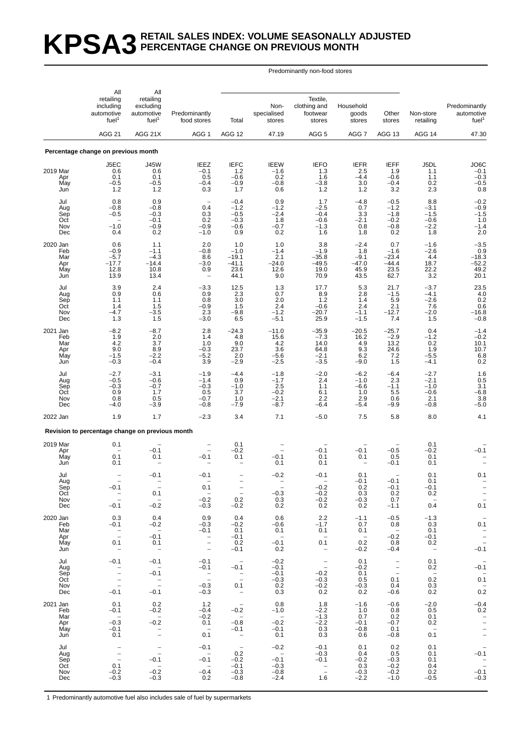# KPSA3 RETAIL SALES INDEX: VOLUME SEASONALLY ADJUSTED PERCENTAGE CHANGE ON PREVIOUS MONTH

| | All retailing including automotive fuel[1] | All retailing excluding automotive fuel[1] | Predominantly food stores | Predominantly non-food stores: Total | Predominantly non-food stores: Non-specialised stores | Predominantly non-food stores: Textile, clothing and footwear stores | Predominantly non-food stores: Household goods stores | Predominantly non-food stores: Other stores | Non-store retailing | Predominantly automotive fuel[1] |
|---|---|---|---|---|---|---|---|---|---|---|
| | AGG 21 | AGG 21X | AGG 1 | AGG 12 | 47.19 | AGG 5 | AGG 7 | AGG 13 | AGG 14 | 47.30 |
| **Percentage change on previous month** | | | | | | | | | | |
| | J5EC | J45W | IEEZ | IEFC | IEEW | IEFO | IEFR | IEFF | J5DL | JO6C |
| 2019 Mar | 0.6 | 0.6 | −0.1 | 1.2 | −1.6 | 1.3 | 2.5 | 1.9 | 1.1 | −0.1 |
| Apr | 0.1 | 0.1 | 0.5 | −0.6 | 0.2 | 1.6 | −4.4 | −0.6 | 1.1 | −0.3 |
| May | −0.5 | −0.5 | −0.4 | −0.9 | −0.8 | −3.8 | 3.0 | −0.4 | 0.2 | −0.5 |
| Jun | 1.2 | 1.2 | 0.3 | 1.7 | 0.6 | 1.2 | 1.2 | 3.2 | 2.3 | 0.8 |
| Jul | 0.8 | 0.9 | – | −0.4 | 0.9 | 1.7 | −4.8 | −0.5 | 8.8 | −0.2 |
| Aug | −0.8 | −0.8 | 0.4 | −1.2 | −1.2 | −2.5 | 0.7 | −1.2 | −3.1 | −0.9 |
| Sep | −0.5 | −0.3 | 0.3 | −0.5 | −2.4 | −0.4 | 3.3 | −1.8 | −1.5 | −1.5 |
| Oct | – | −0.1 | 0.2 | −0.3 | 1.8 | −0.6 | −2.1 | −0.2 | −0.6 | 1.0 |
| Nov | −1.0 | −0.9 | −0.9 | −0.6 | −0.7 | −1.3 | 0.8 | −0.8 | −2.2 | −1.4 |
| Dec | 0.4 | 0.2 | −1.0 | 0.9 | 0.2 | 1.6 | 1.8 | 0.2 | 1.8 | 2.0 |
| 2020 Jan | 0.6 | 1.1 | 2.0 | 1.0 | 1.0 | 3.8 | −2.4 | 0.7 | −1.6 | −3.5 |
| Feb | −0.9 | −1.1 | −0.8 | −1.0 | −1.4 | −1.9 | 1.8 | −1.6 | −2.6 | 0.9 |
| Mar | −5.7 | −4.3 | 8.6 | −19.1 | 2.1 | −35.8 | −9.1 | −23.4 | 4.4 | −18.3 |
| Apr | −17.7 | −14.4 | −3.0 | −41.1 | −24.0 | −49.5 | −47.0 | −44.4 | 18.7 | −52.2 |
| May | 12.8 | 10.8 | 0.9 | 23.6 | 12.6 | 19.0 | 45.9 | 23.5 | 22.2 | 49.2 |
| Jun | 13.9 | 13.4 | – | 44.1 | 9.0 | 70.9 | 43.5 | 62.7 | 3.2 | 20.1 |
| Jul | 3.9 | 2.4 | −3.3 | 12.5 | 1.3 | 17.7 | 5.3 | 21.7 | −3.7 | 23.5 |
| Aug | 0.9 | 0.6 | 0.9 | 2.3 | 0.7 | 8.9 | 2.8 | −1.5 | −4.1 | 4.0 |
| Sep | 1.1 | 1.1 | 0.8 | 3.0 | 2.0 | 1.2 | 1.4 | 5.9 | −2.6 | 0.2 |
| Oct | 1.4 | 1.5 | −0.9 | 1.5 | 2.4 | −0.6 | 2.4 | 2.1 | 7.6 | 0.6 |
| Nov | −4.7 | −3.5 | 2.3 | −9.8 | −1.2 | −20.7 | −1.1 | −12.7 | −2.0 | −16.8 |
| Dec | 1.3 | 1.5 | −3.0 | 6.5 | −5.1 | 25.9 | −1.5 | 7.4 | 1.5 | −0.8 |
| 2021 Jan | −8.2 | −8.7 | 2.8 | −24.3 | −11.0 | −35.9 | −20.5 | −25.7 | 0.4 | −1.4 |
| Feb | 1.9 | 2.0 | 1.4 | 4.8 | 15.6 | −7.3 | 16.2 | −2.9 | −1.2 | −0.2 |
| Mar | 4.2 | 3.7 | 1.0 | 9.0 | 4.2 | 14.0 | 4.9 | 13.2 | 0.2 | 10.1 |
| Apr | 9.0 | 8.9 | −0.3 | 23.7 | 3.6 | 64.8 | 9.3 | 24.6 | 1.9 | 10.7 |
| May | −1.5 | −2.2 | −5.2 | 2.0 | −5.6 | −2.1 | 6.2 | 7.2 | −5.5 | 6.8 |
| Jun | −0.3 | −0.4 | 3.9 | −2.9 | −2.5 | −3.5 | −9.0 | 1.5 | −4.1 | 0.2 |
| Jul | −2.7 | −3.1 | −1.9 | −4.4 | −1.8 | −2.0 | −6.2 | −6.4 | −2.7 | 1.6 |
| Aug | −0.5 | −0.6 | −1.4 | 0.9 | −1.7 | 2.4 | −1.0 | 2.3 | −2.1 | 0.5 |
| Sep | −0.3 | −0.7 | −0.3 | −1.0 | 2.5 | 1.1 | −6.6 | −1.1 | −1.0 | 3.1 |
| Oct | 0.9 | 1.7 | 0.5 | 3.7 | −0.2 | 6.1 | 1.0 | 5.5 | −0.6 | −6.8 |
| Nov | 0.8 | 0.5 | −0.7 | 1.0 | −2.1 | 2.2 | 2.9 | 0.6 | 2.1 | 3.8 |
| Dec | −4.0 | −3.9 | −0.8 | −7.9 | −8.7 | −6.4 | −5.4 | −9.9 | −0.8 | −5.0 |
| 2022 Jan | 1.9 | 1.7 | −2.3 | 3.4 | 7.1 | −5.0 | 7.5 | 5.8 | 8.0 | 4.1 |
| **Revision to percentage change on previous month** | | | | | | | | | | |
| 2019 Mar | 0.1 | – | – | 0.1 | – | – | – | – | 0.1 | – |
| Apr | – | −0.1 | – | −0.2 | – | −0.1 | −0.1 | −0.5 | −0.2 | −0.1 |
| May | 0.1 | 0.1 | −0.1 | 0.1 | −0.1 | 0.1 | 0.1 | 0.5 | 0.1 | – |
| Jun | 0.1 | – | – | – | 0.1 | 0.1 | – | −0.1 | 0.1 | – |
| Jul | – | −0.1 | −0.1 | – | −0.2 | −0.1 | 0.1 | – | 0.1 | 0.1 |
| Aug | – | – | – | – | – | – | −0.1 | −0.1 | 0.1 | – |
| Sep | −0.1 | – | 0.1 | – | – | −0.2 | 0.2 | −0.1 | −0.1 | – |
| Oct | – | 0.1 | – | – | −0.3 | −0.2 | 0.3 | 0.2 | 0.2 | – |
| Nov | – | – | −0.2 | 0.2 | 0.3 | −0.2 | −0.3 | 0.7 | – | – |
| Dec | −0.1 | −0.2 | −0.3 | −0.2 | 0.2 | 0.2 | 0.2 | −1.1 | 0.4 | 0.1 |
| 2020 Jan | 0.3 | 0.4 | 0.9 | 0.4 | 0.6 | 2.2 | −1.1 | −0.5 | −1.3 | – |
| Feb | −0.1 | −0.2 | −0.3 | −0.2 | −0.6 | −1.7 | 0.7 | 0.8 | 0.3 | 0.1 |
| Mar | – | – | −0.1 | 0.1 | 0.1 | 0.1 | 0.1 | – | 0.1 | – |
| Apr | – | −0.1 | – | −0.1 | – | – | – | −0.2 | −0.1 | – |
| May | 0.1 | 0.1 | – | 0.2 | −0.1 | 0.1 | 0.2 | 0.8 | 0.2 | – |
| Jun | – | – | – | −0.1 | 0.2 | – | −0.2 | −0.4 | – | −0.1 |
| Jul | −0.1 | −0.1 | −0.1 | – | −0.2 | – | 0.1 | – | 0.1 | – |
| Aug | – | – | −0.1 | −0.1 | −0.1 | – | −0.2 | – | 0.2 | −0.1 |
| Sep | – | −0.1 | – | – | −0.1 | −0.2 | 0.1 | – | – | – |
| Oct | – | – | – | – | −0.3 | −0.3 | 0.5 | 0.1 | 0.2 | 0.1 |
| Nov | – | – | −0.3 | 0.1 | 0.2 | −0.2 | −0.3 | 0.4 | 0.3 | – |
| Dec | −0.1 | −0.1 | −0.3 | – | 0.3 | 0.2 | 0.2 | −0.6 | 0.2 | 0.2 |
| 2021 Jan | 0.1 | 0.2 | 1.2 | – | 0.8 | 1.8 | −1.6 | −0.6 | −2.0 | −0.4 |
| Feb | −0.1 | −0.2 | −0.4 | −0.2 | −1.0 | −2.2 | 1.0 | 0.8 | 0.5 | 0.2 |
| Mar | – | – | −0.2 | – | – | −1.3 | 0.7 | 0.2 | 0.1 | – |
| Apr | −0.3 | −0.2 | 0.1 | −0.8 | −0.2 | −2.2 | −0.1 | −0.7 | 0.2 | – |
| May | −0.1 | – | – | −0.1 | −0.1 | 0.3 | −0.8 | 0.1 | – | – |
| Jun | 0.1 | – | 0.1 | – | 0.1 | 0.3 | 0.6 | −0.8 | 0.1 | – |
| Jul | – | – | −0.1 | – | −0.2 | −0.1 | 0.1 | 0.2 | 0.1 | – |
| Aug | – | – | – | 0.2 | – | −0.3 | 0.4 | 0.5 | 0.1 | −0.1 |
| Sep | – | −0.1 | −0.1 | −0.2 | −0.1 | −0.1 | −0.2 | −0.3 | 0.1 | – |
| Oct | 0.1 | – | – | −0.1 | −0.3 | – | 0.3 | −0.2 | 0.4 | – |
| Nov | −0.2 | −0.2 | −0.4 | −0.3 | −0.8 | – | −0.3 | −0.2 | 0.2 | −0.1 |
| Dec | −0.3 | −0.3 | 0.2 | −0.8 | −2.4 | 1.6 | −2.2 | −1.0 | −0.5 | −0.3 |

1 Predominantly automotive fuel also includes sale of fuel by supermarkets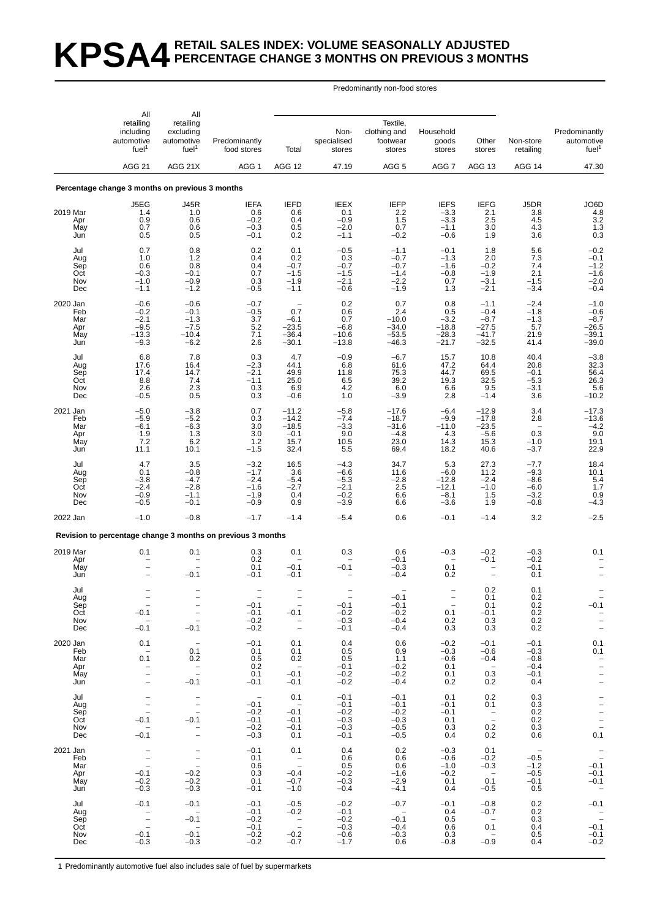# KPSA4 RETAIL SALES INDEX: VOLUME SEASONALLY ADJUSTED PERCENTAGE CHANGE 3 MONTHS ON PREVIOUS 3 MONTHS

| | All retailing including automotive fuel[1] | All retailing excluding automotive fuel[1] | Predominantly food stores | Predominantly non-food stores: Total | Predominantly non-food stores: Non-specialised stores | Predominantly non-food stores: Textile, clothing and footwear stores | Predominantly non-food stores: Household goods stores | Predominantly non-food stores: Other stores | Non-store retailing | Predominantly automotive fuel[1] |
|---|---|---|---|---|---|---|---|---|---|---|
| | AGG 21 | AGG 21X | AGG 1 | AGG 12 | 47.19 | AGG 5 | AGG 7 | AGG 13 | AGG 14 | 47.30 |
| **Percentage change 3 months on previous 3 months** | | | | | | | | | | |
| | J5EG | J45R | IEFA | IEFD | IEEX | IEFP | IEFS | IEFG | J5DR | JO6D |
| 2019 Mar | 1.4 | 1.0 | 0.6 | 0.6 | 0.1 | 2.2 | −3.3 | 2.1 | 3.8 | 4.8 |
| Apr | 0.9 | 0.6 | −0.2 | 0.4 | −0.9 | 1.5 | −3.3 | 2.5 | 4.5 | 3.2 |
| May | 0.7 | 0.6 | −0.3 | 0.5 | −2.0 | 0.7 | −1.1 | 3.0 | 4.3 | 1.3 |
| Jun | 0.5 | 0.5 | −0.1 | 0.2 | −1.1 | −0.2 | −0.6 | 1.9 | 3.6 | 0.3 |
| Jul | 0.7 | 0.8 | 0.2 | 0.1 | −0.5 | −1.1 | −0.1 | 1.8 | 5.6 | −0.2 |
| Aug | 1.0 | 1.2 | 0.4 | 0.2 | 0.3 | −0.7 | −1.3 | 2.0 | 7.3 | −0.1 |
| Sep | 0.6 | 0.8 | 0.4 | −0.7 | −0.7 | −0.7 | −1.6 | −0.2 | 7.4 | −1.2 |
| Oct | −0.3 | −0.1 | 0.7 | −1.5 | −1.5 | −1.4 | −0.8 | −1.9 | 2.1 | −1.6 |
| Nov | −1.0 | −0.9 | 0.3 | −1.9 | −2.1 | −2.2 | 0.7 | −3.1 | −1.5 | −2.0 |
| Dec | −1.1 | −1.2 | −0.5 | −1.1 | −0.6 | −1.9 | 1.3 | −2.1 | −3.4 | −0.4 |
| 2020 Jan | −0.6 | −0.6 | −0.7 | − | 0.2 | 0.7 | 0.8 | −1.1 | −2.4 | −1.0 |
| Feb | −0.2 | −0.1 | −0.5 | 0.7 | 0.6 | 2.4 | 0.5 | −0.4 | −1.8 | −0.6 |
| Mar | −2.1 | −1.3 | 3.7 | −6.1 | 0.7 | −10.0 | −3.2 | −8.7 | −1.3 | −8.7 |
| Apr | −9.5 | −7.5 | 5.2 | −23.5 | −6.8 | −34.0 | −18.8 | −27.5 | 5.7 | −26.5 |
| May | −13.3 | −10.4 | 7.1 | −36.4 | −10.6 | −53.5 | −28.3 | −41.7 | 21.9 | −39.1 |
| Jun | −9.3 | −6.2 | 2.6 | −30.1 | −13.8 | −46.3 | −21.7 | −32.5 | 41.4 | −39.0 |
| Jul | 6.8 | 7.8 | 0.3 | 4.7 | −0.9 | −6.7 | 15.7 | 10.8 | 40.4 | −3.8 |
| Aug | 17.6 | 16.4 | −2.3 | 44.1 | 6.8 | 61.6 | 47.2 | 64.4 | 20.8 | 32.3 |
| Sep | 17.4 | 14.7 | −2.1 | 49.9 | 11.8 | 75.3 | 44.7 | 69.5 | −0.1 | 56.4 |
| Oct | 8.8 | 7.4 | −1.1 | 25.0 | 6.5 | 39.2 | 19.3 | 32.5 | −5.3 | 26.3 |
| Nov | 2.6 | 2.3 | 0.3 | 6.9 | 4.2 | 6.0 | 6.6 | 9.5 | −3.1 | 5.6 |
| Dec | −0.5 | 0.5 | 0.3 | −0.6 | 1.0 | −3.9 | 2.8 | −1.4 | 3.6 | −10.2 |
| 2021 Jan | −5.0 | −3.8 | 0.7 | −11.2 | −5.8 | −17.6 | −6.4 | −12.9 | 3.4 | −17.3 |
| Feb | −5.9 | −5.2 | 0.3 | −14.2 | −7.4 | −18.7 | −9.9 | −17.8 | 2.8 | −13.6 |
| Mar | −6.1 | −6.3 | 3.0 | −18.5 | −3.3 | −31.6 | −11.0 | −23.5 | − | −4.2 |
| Apr | 1.9 | 1.3 | 3.0 | −0.1 | 9.0 | −4.8 | 4.3 | −5.6 | 0.3 | 9.0 |
| May | 7.2 | 6.2 | 1.2 | 15.7 | 10.5 | 23.0 | 14.3 | 15.3 | −1.0 | 19.1 |
| Jun | 11.1 | 10.1 | −1.5 | 32.4 | 5.5 | 69.4 | 18.2 | 40.6 | −3.7 | 22.9 |
| Jul | 4.7 | 3.5 | −3.2 | 16.5 | −4.3 | 34.7 | 5.3 | 27.3 | −7.7 | 18.4 |
| Aug | 0.1 | −0.8 | −1.7 | 3.6 | −6.6 | 11.6 | −6.0 | 11.2 | −9.3 | 10.1 |
| Sep | −3.8 | −4.7 | −2.4 | −5.4 | −5.3 | −2.8 | −12.8 | −2.4 | −8.6 | 5.4 |
| Oct | −2.4 | −2.8 | −1.6 | −2.7 | −2.1 | 2.5 | −12.1 | −1.0 | −6.0 | 1.7 |
| Nov | −0.9 | −1.1 | −1.9 | 0.4 | −0.2 | 6.6 | −8.1 | 1.5 | −3.2 | 0.9 |
| Dec | −0.5 | −0.1 | −0.9 | 0.9 | −3.9 | 6.6 | −3.6 | 1.9 | −0.8 | −4.3 |
| 2022 Jan | −1.0 | −0.8 | −1.7 | −1.4 | −5.4 | 0.6 | −0.1 | −1.4 | 3.2 | −2.5 |
| **Revision to percentage change 3 months on previous 3 months** | | | | | | | | | | |
| 2019 Mar | 0.1 | 0.1 | 0.3 | 0.1 | 0.3 | 0.6 | −0.3 | −0.2 | −0.3 | 0.1 |
| Apr | − | − | 0.2 | − | − | −0.1 | − | −0.1 | −0.2 | − |
| May | − | − | 0.1 | −0.1 | −0.1 | −0.3 | 0.1 | − | −0.1 | − |
| Jun | − | −0.1 | −0.1 | −0.1 | − | −0.4 | 0.2 | − | 0.1 | − |
| Jul | − | − | − | − | − | − | − | 0.2 | 0.1 | − |
| Aug | − | − | − | − | − | −0.1 | − | 0.1 | 0.2 | − |
| Sep | − | − | −0.1 | − | −0.1 | −0.1 | − | 0.1 | 0.2 | −0.1 |
| Oct | −0.1 | − | −0.1 | −0.1 | −0.2 | −0.2 | 0.1 | −0.1 | 0.2 | − |
| Nov | − | − | −0.2 | − | −0.3 | −0.4 | 0.2 | 0.3 | 0.2 | − |
| Dec | −0.1 | −0.1 | −0.2 | − | −0.1 | −0.4 | 0.3 | 0.3 | 0.2 | − |
| 2020 Jan | 0.1 | − | −0.1 | 0.1 | 0.4 | 0.6 | −0.2 | −0.1 | −0.1 | 0.1 |
| Feb | − | 0.1 | 0.1 | 0.1 | 0.5 | 0.9 | −0.3 | −0.6 | −0.3 | 0.1 |
| Mar | 0.1 | 0.2 | 0.5 | 0.2 | 0.5 | 1.1 | −0.6 | −0.4 | −0.8 | − |
| Apr | − | − | 0.2 | − | −0.1 | −0.2 | 0.1 | − | −0.4 | − |
| May | − | − | 0.1 | −0.1 | −0.2 | −0.2 | 0.1 | 0.3 | −0.1 | − |
| Jun | − | −0.1 | −0.1 | −0.1 | −0.2 | −0.4 | 0.2 | 0.2 | 0.4 | − |
| Jul | − | − | − | 0.1 | −0.1 | −0.1 | 0.1 | 0.2 | 0.3 | − |
| Aug | − | − | −0.1 | − | −0.1 | −0.1 | −0.1 | 0.1 | 0.3 | − |
| Sep | − | − | −0.2 | −0.1 | −0.2 | −0.2 | −0.1 | − | 0.2 | − |
| Oct | −0.1 | −0.1 | −0.1 | −0.1 | −0.3 | −0.3 | 0.1 | − | 0.2 | − |
| Nov | − | − | −0.2 | −0.1 | −0.3 | −0.5 | 0.3 | 0.2 | 0.3 | − |
| Dec | −0.1 | − | −0.3 | 0.1 | −0.1 | −0.5 | 0.4 | 0.2 | 0.6 | 0.1 |
| 2021 Jan | − | − | −0.1 | 0.1 | 0.4 | 0.2 | −0.3 | 0.1 | − | − |
| Feb | − | − | 0.1 | − | 0.6 | 0.6 | −0.6 | −0.2 | −0.5 | − |
| Mar | − | − | 0.6 | − | 0.5 | 0.6 | −1.0 | −0.3 | −1.2 | −0.1 |
| Apr | −0.1 | −0.2 | 0.3 | −0.4 | −0.2 | −1.6 | −0.2 | − | −0.5 | −0.1 |
| May | −0.2 | −0.2 | 0.1 | −0.7 | −0.3 | −2.9 | 0.1 | 0.1 | −0.1 | −0.1 |
| Jun | −0.3 | −0.3 | −0.1 | −1.0 | −0.4 | −4.1 | 0.4 | −0.5 | 0.5 | − |
| Jul | −0.1 | −0.1 | −0.1 | −0.5 | −0.2 | −0.7 | −0.1 | −0.8 | 0.2 | −0.1 |
| Aug | − | − | −0.1 | −0.2 | −0.1 | − | 0.4 | −0.7 | 0.2 | − |
| Sep | − | −0.1 | −0.2 | − | −0.2 | −0.1 | 0.5 | − | 0.3 | − |
| Oct | − | − | −0.1 | − | −0.3 | −0.4 | 0.6 | 0.1 | 0.4 | −0.1 |
| Nov | −0.1 | −0.1 | −0.2 | −0.2 | −0.6 | −0.3 | 0.3 | − | 0.5 | −0.1 |
| Dec | −0.3 | −0.3 | −0.2 | −0.7 | −1.7 | 0.6 | −0.8 | −0.9 | 0.4 | −0.2 |

1 Predominantly automotive fuel also includes sale of fuel by supermarkets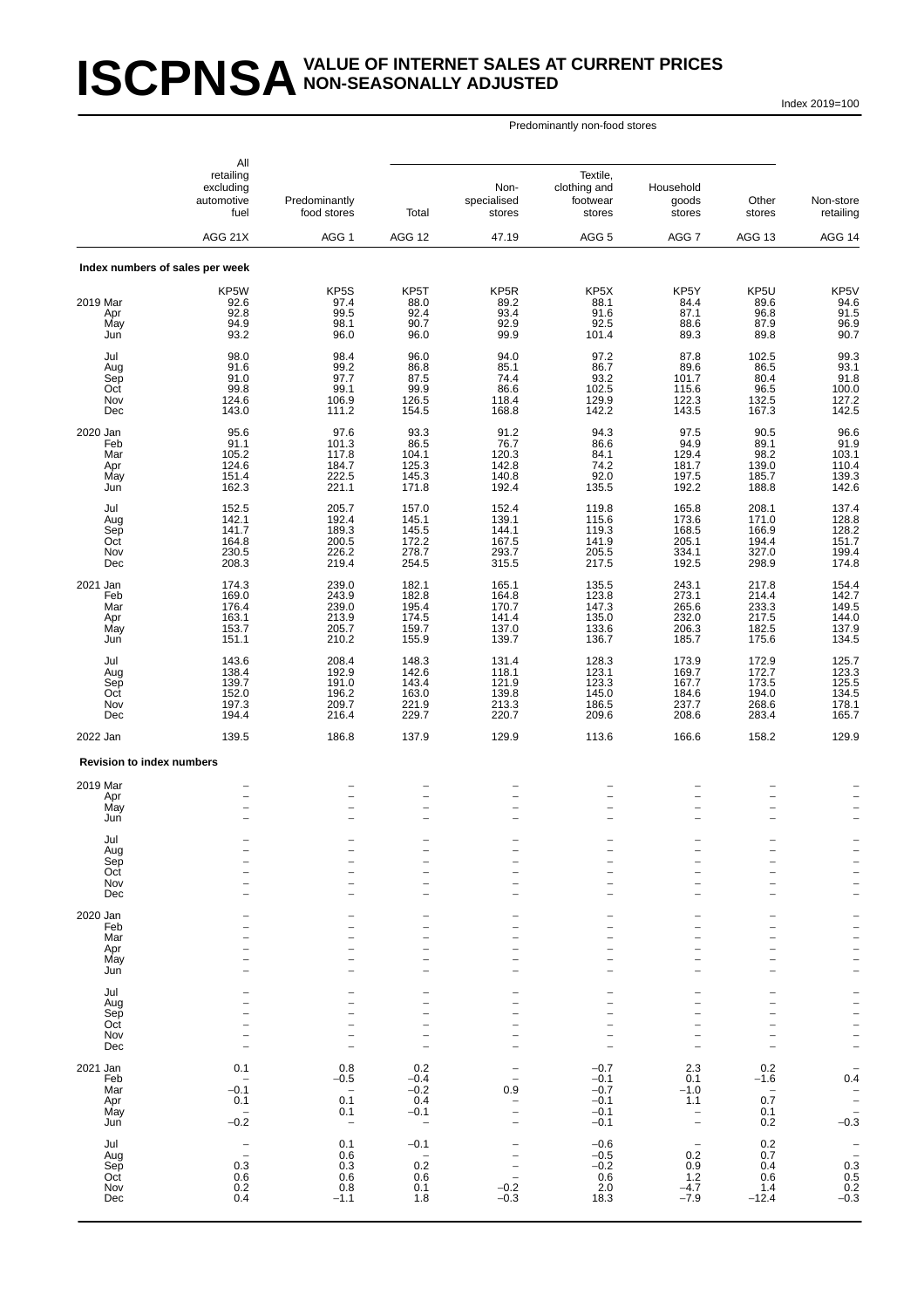# ISCPNSA VALUE OF INTERNET SALES AT CURRENT PRICES NON-SEASONALLY ADJUSTED

Index 2019=100

| | All retailing excluding automotive fuel | Predominantly food stores | Predominantly non-food stores: Total | Predominantly non-food stores: Non-specialised stores | Predominantly non-food stores: Textile, clothing and footwear stores | Predominantly non-food stores: Household goods stores | Predominantly non-food stores: Other stores | Non-store retailing |
|---|---|---|---|---|---|---|---|---|
| | AGG 21X | AGG 1 | AGG 12 | 47.19 | AGG 5 | AGG 7 | AGG 13 | AGG 14 |
| **Index numbers of sales per week** | | | | | | | | |
| | KP5W | KP5S | KP5T | KP5R | KP5X | KP5Y | KP5U | KP5V |
| 2019 Mar | 92.6 | 97.4 | 88.0 | 89.2 | 88.1 | 84.4 | 89.6 | 94.6 |
| Apr | 92.8 | 99.5 | 92.4 | 93.4 | 91.6 | 87.1 | 96.8 | 91.5 |
| May | 94.9 | 98.1 | 90.7 | 92.9 | 92.5 | 88.6 | 87.9 | 96.9 |
| Jun | 93.2 | 96.0 | 96.0 | 99.9 | 101.4 | 89.3 | 89.8 | 90.7 |
| Jul | 98.0 | 98.4 | 96.0 | 94.0 | 97.2 | 87.8 | 102.5 | 99.3 |
| Aug | 91.6 | 99.2 | 86.8 | 85.1 | 86.7 | 89.6 | 86.5 | 93.1 |
| Sep | 91.0 | 97.7 | 87.5 | 74.4 | 93.2 | 101.7 | 80.4 | 91.8 |
| Oct | 99.8 | 99.1 | 99.9 | 86.6 | 102.5 | 115.6 | 96.5 | 100.0 |
| Nov | 124.6 | 106.9 | 126.5 | 118.4 | 129.9 | 122.3 | 132.5 | 127.2 |
| Dec | 143.0 | 111.2 | 154.5 | 168.8 | 142.2 | 143.5 | 167.3 | 142.5 |
| 2020 Jan | 95.6 | 97.6 | 93.3 | 91.2 | 94.3 | 97.5 | 90.5 | 96.6 |
| Feb | 91.1 | 101.3 | 86.5 | 76.7 | 86.6 | 94.9 | 89.1 | 91.9 |
| Mar | 105.2 | 117.8 | 104.1 | 120.3 | 84.1 | 129.4 | 98.2 | 103.1 |
| Apr | 124.6 | 184.7 | 125.3 | 142.8 | 74.2 | 181.7 | 139.0 | 110.4 |
| May | 151.4 | 222.5 | 145.3 | 140.8 | 92.0 | 197.5 | 185.7 | 139.3 |
| Jun | 162.3 | 221.1 | 171.8 | 192.4 | 135.5 | 192.2 | 188.8 | 142.6 |
| Jul | 152.5 | 205.7 | 157.0 | 152.4 | 119.8 | 165.8 | 208.1 | 137.4 |
| Aug | 142.1 | 192.4 | 145.1 | 139.1 | 115.6 | 173.6 | 171.0 | 128.8 |
| Sep | 141.7 | 189.3 | 145.5 | 144.1 | 119.3 | 168.5 | 166.9 | 128.2 |
| Oct | 164.8 | 200.5 | 172.2 | 167.5 | 141.9 | 205.1 | 194.4 | 151.7 |
| Nov | 230.5 | 226.2 | 278.7 | 293.7 | 205.5 | 334.1 | 327.0 | 199.4 |
| Dec | 208.3 | 219.4 | 254.5 | 315.5 | 217.5 | 192.5 | 298.9 | 174.8 |
| 2021 Jan | 174.3 | 239.0 | 182.1 | 165.1 | 135.5 | 243.1 | 217.8 | 154.4 |
| Feb | 169.0 | 243.9 | 182.8 | 164.8 | 123.8 | 273.1 | 214.4 | 142.7 |
| Mar | 176.4 | 239.0 | 195.4 | 170.7 | 147.3 | 265.6 | 233.3 | 149.5 |
| Apr | 163.1 | 213.9 | 174.5 | 141.4 | 135.0 | 232.0 | 217.5 | 144.0 |
| May | 153.7 | 205.7 | 159.7 | 137.0 | 133.6 | 206.3 | 182.5 | 137.9 |
| Jun | 151.1 | 210.2 | 155.9 | 139.7 | 136.7 | 185.7 | 175.6 | 134.5 |
| Jul | 143.6 | 208.4 | 148.3 | 131.4 | 128.3 | 173.9 | 172.9 | 125.7 |
| Aug | 138.4 | 192.9 | 142.6 | 118.1 | 123.1 | 169.7 | 172.7 | 123.3 |
| Sep | 139.7 | 191.0 | 143.4 | 121.9 | 123.3 | 167.7 | 173.5 | 125.5 |
| Oct | 152.0 | 196.2 | 163.0 | 139.8 | 145.0 | 184.6 | 194.0 | 134.5 |
| Nov | 197.3 | 209.7 | 221.9 | 213.3 | 186.5 | 237.7 | 268.6 | 178.1 |
| Dec | 194.4 | 216.4 | 229.7 | 220.7 | 209.6 | 208.6 | 283.4 | 165.7 |
| 2022 Jan | 139.5 | 186.8 | 137.9 | 129.9 | 113.6 | 166.6 | 158.2 | 129.9 |
| **Revision to index numbers** | | | | | | | | |
| 2019 Mar | – | – | – | – | – | – | – | – |
| Apr | – | – | – | – | – | – | – | – |
| May | – | – | – | – | – | – | – | – |
| Jun | – | – | – | – | – | – | – | – |
| Jul | – | – | – | – | – | – | – | – |
| Aug | – | – | – | – | – | – | – | – |
| Sep | – | – | – | – | – | – | – | – |
| Oct | – | – | – | – | – | – | – | – |
| Nov | – | – | – | – | – | – | – | – |
| Dec | – | – | – | – | – | – | – | – |
| 2020 Jan | – | – | – | – | – | – | – | – |
| Feb | – | – | – | – | – | – | – | – |
| Mar | – | – | – | – | – | – | – | – |
| Apr | – | – | – | – | – | – | – | – |
| May | – | – | – | – | – | – | – | – |
| Jun | – | – | – | – | – | – | – | – |
| Jul | – | – | – | – | – | – | – | – |
| Aug | – | – | – | – | – | – | – | – |
| Sep | – | – | – | – | – | – | – | – |
| Oct | – | – | – | – | – | – | – | – |
| Nov | – | – | – | – | – | – | – | – |
| Dec | – | – | – | – | – | – | – | – |
| 2021 Jan | 0.1 | 0.8 | 0.2 | – | −0.7 | 2.3 | 0.2 | – |
| Feb | – | −0.5 | −0.4 | – | −0.1 | 0.1 | −1.6 | 0.4 |
| Mar | −0.1 | – | −0.2 | 0.9 | −0.7 | −1.0 | – | – |
| Apr | 0.1 | 0.1 | 0.4 | – | −0.1 | 1.1 | 0.7 | – |
| May | – | 0.1 | −0.1 | – | −0.1 | – | 0.1 | – |
| Jun | −0.2 | – | – | – | −0.1 | – | 0.2 | −0.3 |
| Jul | – | 0.1 | −0.1 | – | −0.6 | – | 0.2 | – |
| Aug | – | 0.6 | – | – | −0.5 | 0.2 | 0.7 | – |
| Sep | 0.3 | 0.3 | 0.2 | – | −0.2 | 0.9 | 0.4 | 0.3 |
| Oct | 0.6 | 0.6 | 0.6 | – | 0.6 | 1.2 | 0.6 | 0.5 |
| Nov | 0.2 | 0.8 | 0.1 | −0.2 | 2.0 | −4.7 | 1.4 | 0.2 |
| Dec | 0.4 | −1.1 | 1.8 | −0.3 | 18.3 | −7.9 | −12.4 | −0.3 |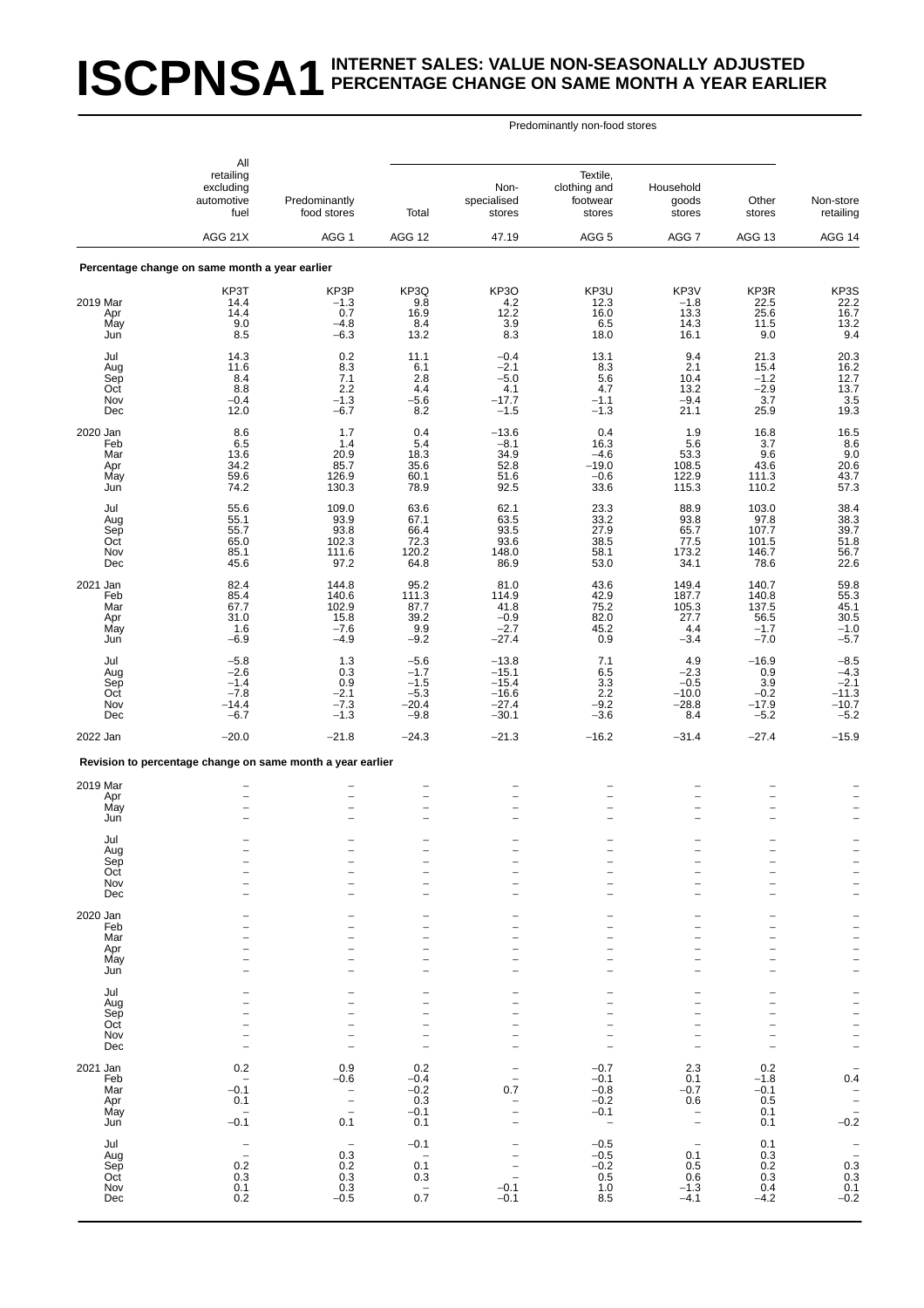# ISCPNSA1 INTERNET SALES: VALUE NON-SEASONALLY ADJUSTED PERCENTAGE CHANGE ON SAME MONTH A YEAR EARLIER

| | All retailing excluding automotive fuel | Predominantly food stores | Predominantly non-food stores: Total | Predominantly non-food stores: Non-specialised stores | Predominantly non-food stores: Textile, clothing and footwear stores | Predominantly non-food stores: Household goods stores | Predominantly non-food stores: Other stores | Non-store retailing |
|---|---|---|---|---|---|---|---|---|
| | AGG 21X | AGG 1 | AGG 12 | 47.19 | AGG 5 | AGG 7 | AGG 13 | AGG 14 |
| **Percentage change on same month a year earlier** | | | | | | | | |
| | KP3T | KP3P | KP3Q | KP3O | KP3U | KP3V | KP3R | KP3S |
| 2019 Mar | 14.4 | –1.3 | 9.8 | 4.2 | 12.3 | –1.8 | 22.5 | 22.2 |
| Apr | 14.4 | 0.7 | 16.9 | 12.2 | 16.0 | 13.3 | 25.6 | 16.7 |
| May | 9.0 | –4.8 | 8.4 | 3.9 | 6.5 | 14.3 | 11.5 | 13.2 |
| Jun | 8.5 | –6.3 | 13.2 | 8.3 | 18.0 | 16.1 | 9.0 | 9.4 |
| Jul | 14.3 | 0.2 | 11.1 | –0.4 | 13.1 | 9.4 | 21.3 | 20.3 |
| Aug | 11.6 | 8.3 | 6.1 | –2.1 | 8.3 | 2.1 | 15.4 | 16.2 |
| Sep | 8.4 | 7.1 | 2.8 | –5.0 | 5.6 | 10.4 | –1.2 | 12.7 |
| Oct | 8.8 | 2.2 | 4.4 | 4.1 | 4.7 | 13.2 | –2.9 | 13.7 |
| Nov | –0.4 | –1.3 | –5.6 | –17.7 | –1.1 | –9.4 | 3.7 | 3.5 |
| Dec | 12.0 | –6.7 | 8.2 | –1.5 | –1.3 | 21.1 | 25.9 | 19.3 |
| 2020 Jan | 8.6 | 1.7 | 0.4 | –13.6 | 0.4 | 1.9 | 16.8 | 16.5 |
| Feb | 6.5 | 1.4 | 5.4 | –8.1 | 16.3 | 5.6 | 3.7 | 8.6 |
| Mar | 13.6 | 20.9 | 18.3 | 34.9 | –4.6 | 53.3 | 9.6 | 9.0 |
| Apr | 34.2 | 85.7 | 35.6 | 52.8 | –19.0 | 108.5 | 43.6 | 20.6 |
| May | 59.6 | 126.9 | 60.1 | 51.6 | –0.6 | 122.9 | 111.3 | 43.7 |
| Jun | 74.2 | 130.3 | 78.9 | 92.5 | 33.6 | 115.3 | 110.2 | 57.3 |
| Jul | 55.6 | 109.0 | 63.6 | 62.1 | 23.3 | 88.9 | 103.0 | 38.4 |
| Aug | 55.1 | 93.9 | 67.1 | 63.5 | 33.2 | 93.8 | 97.8 | 38.3 |
| Sep | 55.7 | 93.8 | 66.4 | 93.5 | 27.9 | 65.7 | 107.7 | 39.7 |
| Oct | 65.0 | 102.3 | 72.3 | 93.6 | 38.5 | 77.5 | 101.5 | 51.8 |
| Nov | 85.1 | 111.6 | 120.2 | 148.0 | 58.1 | 173.2 | 146.7 | 56.7 |
| Dec | 45.6 | 97.2 | 64.8 | 86.9 | 53.0 | 34.1 | 78.6 | 22.6 |
| 2021 Jan | 82.4 | 144.8 | 95.2 | 81.0 | 43.6 | 149.4 | 140.7 | 59.8 |
| Feb | 85.4 | 140.6 | 111.3 | 114.9 | 42.9 | 187.7 | 140.8 | 55.3 |
| Mar | 67.7 | 102.9 | 87.7 | 41.8 | 75.2 | 105.3 | 137.5 | 45.1 |
| Apr | 31.0 | 15.8 | 39.2 | –0.9 | 82.0 | 27.7 | 56.5 | 30.5 |
| May | 1.6 | –7.6 | 9.9 | –2.7 | 45.2 | 4.4 | –1.7 | –1.0 |
| Jun | –6.9 | –4.9 | –9.2 | –27.4 | 0.9 | –3.4 | –7.0 | –5.7 |
| Jul | –5.8 | 1.3 | –5.6 | –13.8 | 7.1 | 4.9 | –16.9 | –8.5 |
| Aug | –2.6 | 0.3 | –1.7 | –15.1 | 6.5 | –2.3 | 0.9 | –4.3 |
| Sep | –1.4 | 0.9 | –1.5 | –15.4 | 3.3 | –0.5 | 3.9 | –2.1 |
| Oct | –7.8 | –2.1 | –5.3 | –16.6 | 2.2 | –10.0 | –0.2 | –11.3 |
| Nov | –14.4 | –7.3 | –20.4 | –27.4 | –9.2 | –28.8 | –17.9 | –10.7 |
| Dec | –6.7 | –1.3 | –9.8 | –30.1 | –3.6 | 8.4 | –5.2 | –5.2 |
| 2022 Jan | –20.0 | –21.8 | –24.3 | –21.3 | –16.2 | –31.4 | –27.4 | –15.9 |
| **Revision to percentage change on same month a year earlier** | | | | | | | | |
| 2019 Mar | – | – | – | – | – | – | – | – |
| Apr | – | – | – | – | – | – | – | – |
| May | – | – | – | – | – | – | – | – |
| Jun | – | – | – | – | – | – | – | – |
| Jul | – | – | – | – | – | – | – | – |
| Aug | – | – | – | – | – | – | – | – |
| Sep | – | – | – | – | – | – | – | – |
| Oct | – | – | – | – | – | – | – | – |
| Nov | – | – | – | – | – | – | – | – |
| Dec | – | – | – | – | – | – | – | – |
| 2020 Jan | – | – | – | – | – | – | – | – |
| Feb | – | – | – | – | – | – | – | – |
| Mar | – | – | – | – | – | – | – | – |
| Apr | – | – | – | – | – | – | – | – |
| May | – | – | – | – | – | – | – | – |
| Jun | – | – | – | – | – | – | – | – |
| Jul | – | – | – | – | – | – | – | – |
| Aug | – | – | – | – | – | – | – | – |
| Sep | – | – | – | – | – | – | – | – |
| Oct | – | – | – | – | – | – | – | – |
| Nov | – | – | – | – | – | – | – | – |
| Dec | – | – | – | – | – | – | – | – |
| 2021 Jan | 0.2 | 0.9 | 0.2 | – | –0.7 | 2.3 | 0.2 | – |
| Feb | – | –0.6 | –0.4 | – | –0.1 | 0.1 | –1.8 | 0.4 |
| Mar | –0.1 | – | –0.2 | 0.7 | –0.8 | –0.7 | –0.1 | – |
| Apr | 0.1 | – | 0.3 | – | –0.2 | 0.6 | 0.5 | – |
| May | – | – | –0.1 | – | –0.1 | – | 0.1 | – |
| Jun | –0.1 | 0.1 | 0.1 | – | – | – | 0.1 | –0.2 |
| Jul | – | – | –0.1 | – | –0.5 | – | 0.1 | – |
| Aug | – | 0.3 | – | – | –0.5 | 0.1 | 0.3 | – |
| Sep | 0.2 | 0.2 | 0.1 | – | –0.2 | 0.5 | 0.2 | 0.3 |
| Oct | 0.3 | 0.3 | 0.3 | – | 0.5 | 0.6 | 0.3 | 0.3 |
| Nov | 0.1 | 0.3 | – | –0.1 | 1.0 | –1.3 | 0.4 | 0.1 |
| Dec | 0.2 | –0.5 | 0.7 | –0.1 | 8.5 | –4.1 | –4.2 | –0.2 |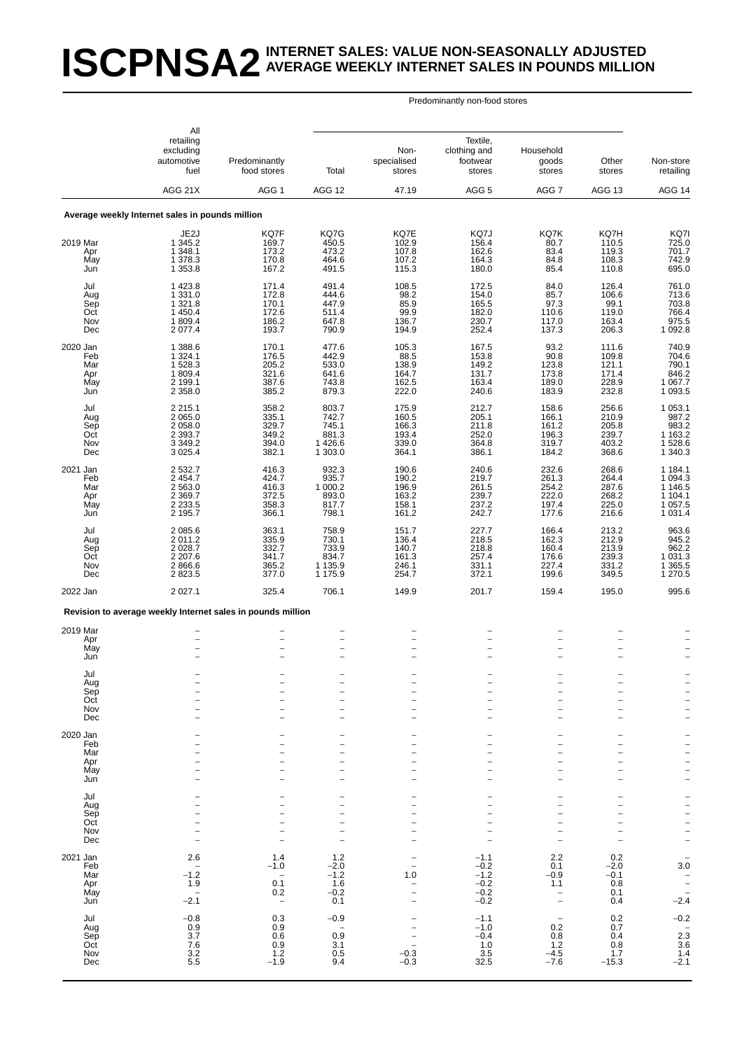# ISCPNSA2 INTERNET SALES: VALUE NON-SEASONALLY ADJUSTED AVERAGE WEEKLY INTERNET SALES IN POUNDS MILLION

| | All retailing excluding automotive fuel | Predominantly food stores | Predominantly non-food stores: Total | Predominantly non-food stores: Non-specialised stores | Predominantly non-food stores: Textile, clothing and footwear stores | Predominantly non-food stores: Household goods stores | Predominantly non-food stores: Other stores | Non-store retailing |
|---|---|---|---|---|---|---|---|---|
| | AGG 21X | AGG 1 | AGG 12 | 47.19 | AGG 5 | AGG 7 | AGG 13 | AGG 14 |
| **Average weekly Internet sales in pounds million** | | | | | | | | |
| | JE2J | KQ7F | KQ7G | KQ7E | KQ7J | KQ7K | KQ7H | KQ7I |
| 2019 Mar | 1 345.2 | 169.7 | 450.5 | 102.9 | 156.4 | 80.7 | 110.5 | 725.0 |
| Apr | 1 348.1 | 173.2 | 473.2 | 107.8 | 162.6 | 83.4 | 119.3 | 701.7 |
| May | 1 378.3 | 170.8 | 464.6 | 107.2 | 164.3 | 84.8 | 108.3 | 742.9 |
| Jun | 1 353.8 | 167.2 | 491.5 | 115.3 | 180.0 | 85.4 | 110.8 | 695.0 |
| Jul | 1 423.8 | 171.4 | 491.4 | 108.5 | 172.5 | 84.0 | 126.4 | 761.0 |
| Aug | 1 331.0 | 172.8 | 444.6 | 98.2 | 154.0 | 85.7 | 106.6 | 713.6 |
| Sep | 1 321.8 | 170.1 | 447.9 | 85.9 | 165.5 | 97.3 | 99.1 | 703.8 |
| Oct | 1 450.4 | 172.6 | 511.4 | 99.9 | 182.0 | 110.6 | 119.0 | 766.4 |
| Nov | 1 809.4 | 186.2 | 647.8 | 136.7 | 230.7 | 117.0 | 163.4 | 975.5 |
| Dec | 2 077.4 | 193.7 | 790.9 | 194.9 | 252.4 | 137.3 | 206.3 | 1 092.8 |
| 2020 Jan | 1 388.6 | 170.1 | 477.6 | 105.3 | 167.5 | 93.2 | 111.6 | 740.9 |
| Feb | 1 324.1 | 176.5 | 442.9 | 88.5 | 153.8 | 90.8 | 109.8 | 704.6 |
| Mar | 1 528.3 | 205.2 | 533.0 | 138.9 | 149.2 | 123.8 | 121.1 | 790.1 |
| Apr | 1 809.4 | 321.6 | 641.6 | 164.7 | 131.7 | 173.8 | 171.4 | 846.2 |
| May | 2 199.1 | 387.6 | 743.8 | 162.5 | 163.4 | 189.0 | 228.9 | 1 067.7 |
| Jun | 2 358.0 | 385.2 | 879.3 | 222.0 | 240.6 | 183.9 | 232.8 | 1 093.5 |
| Jul | 2 215.1 | 358.2 | 803.7 | 175.9 | 212.7 | 158.6 | 256.6 | 1 053.1 |
| Aug | 2 065.0 | 335.1 | 742.7 | 160.5 | 205.1 | 166.1 | 210.9 | 987.2 |
| Sep | 2 058.0 | 329.7 | 745.1 | 166.3 | 211.8 | 161.2 | 205.8 | 983.2 |
| Oct | 2 393.7 | 349.2 | 881.3 | 193.4 | 252.0 | 196.3 | 239.7 | 1 163.2 |
| Nov | 3 349.2 | 394.0 | 1 426.6 | 339.0 | 364.8 | 319.7 | 403.2 | 1 528.6 |
| Dec | 3 025.4 | 382.1 | 1 303.0 | 364.1 | 386.1 | 184.2 | 368.6 | 1 340.3 |
| 2021 Jan | 2 532.7 | 416.3 | 932.3 | 190.6 | 240.6 | 232.6 | 268.6 | 1 184.1 |
| Feb | 2 454.7 | 424.7 | 935.7 | 190.2 | 219.7 | 261.3 | 264.4 | 1 094.3 |
| Mar | 2 563.0 | 416.3 | 1 000.2 | 196.9 | 261.5 | 254.2 | 287.6 | 1 146.5 |
| Apr | 2 369.7 | 372.5 | 893.0 | 163.2 | 239.7 | 222.0 | 268.2 | 1 104.1 |
| May | 2 233.5 | 358.3 | 817.7 | 158.1 | 237.2 | 197.4 | 225.0 | 1 057.5 |
| Jun | 2 195.7 | 366.1 | 798.1 | 161.2 | 242.7 | 177.6 | 216.6 | 1 031.4 |
| Jul | 2 085.6 | 363.1 | 758.9 | 151.7 | 227.7 | 166.4 | 213.2 | 963.6 |
| Aug | 2 011.2 | 335.9 | 730.1 | 136.4 | 218.5 | 162.3 | 212.9 | 945.2 |
| Sep | 2 028.7 | 332.7 | 733.9 | 140.7 | 218.8 | 160.4 | 213.9 | 962.2 |
| Oct | 2 207.6 | 341.7 | 834.7 | 161.3 | 257.4 | 176.6 | 239.3 | 1 031.3 |
| Nov | 2 866.6 | 365.2 | 1 135.9 | 246.1 | 331.1 | 227.4 | 331.2 | 1 365.5 |
| Dec | 2 823.5 | 377.0 | 1 175.9 | 254.7 | 372.1 | 199.6 | 349.5 | 1 270.5 |
| 2022 Jan | 2 027.1 | 325.4 | 706.1 | 149.9 | 201.7 | 159.4 | 195.0 | 995.6 |
| **Revision to average weekly Internet sales in pounds million** | | | | | | | | |
| 2019 Mar | – | – | – | – | – | – | – | – |
| Apr | – | – | – | – | – | – | – | – |
| May | – | – | – | – | – | – | – | – |
| Jun | – | – | – | – | – | – | – | – |
| Jul | – | – | – | – | – | – | – | – |
| Aug | – | – | – | – | – | – | – | – |
| Sep | – | – | – | – | – | – | – | – |
| Oct | – | – | – | – | – | – | – | – |
| Nov | – | – | – | – | – | – | – | – |
| Dec | – | – | – | – | – | – | – | – |
| 2020 Jan | – | – | – | – | – | – | – | – |
| Feb | – | – | – | – | – | – | – | – |
| Mar | – | – | – | – | – | – | – | – |
| Apr | – | – | – | – | – | – | – | – |
| May | – | – | – | – | – | – | – | – |
| Jun | – | – | – | – | – | – | – | – |
| Jul | – | – | – | – | – | – | – | – |
| Aug | – | – | – | – | – | – | – | – |
| Sep | – | – | – | – | – | – | – | – |
| Oct | – | – | – | – | – | – | – | – |
| Nov | – | – | – | – | – | – | – | – |
| Dec | – | – | – | – | – | – | – | – |
| 2021 Jan | 2.6 | 1.4 | 1.2 | – | −1.1 | 2.2 | 0.2 | – |
| Feb | – | −1.0 | −2.0 | – | −0.2 | 0.1 | −2.0 | 3.0 |
| Mar | −1.2 | – | −1.2 | 1.0 | −1.2 | −0.9 | −0.1 | – |
| Apr | 1.9 | 0.1 | 1.6 | – | −0.2 | 1.1 | 0.8 | – |
| May | – | 0.2 | −0.2 | – | −0.2 | – | 0.1 | – |
| Jun | −2.1 | – | 0.1 | – | −0.2 | – | 0.4 | −2.4 |
| Jul | −0.8 | 0.3 | −0.9 | – | −1.1 | – | 0.2 | −0.2 |
| Aug | 0.9 | 0.9 | – | – | −1.0 | 0.2 | 0.7 | – |
| Sep | 3.7 | 0.6 | 0.9 | – | −0.4 | 0.8 | 0.4 | 2.3 |
| Oct | 7.6 | 0.9 | 3.1 | – | 1.0 | 1.2 | 0.8 | 3.6 |
| Nov | 3.2 | 1.2 | 0.5 | −0.3 | 3.5 | −4.5 | 1.7 | 1.4 |
| Dec | 5.5 | −1.9 | 9.4 | −0.3 | 32.5 | −7.6 | −15.3 | −2.1 |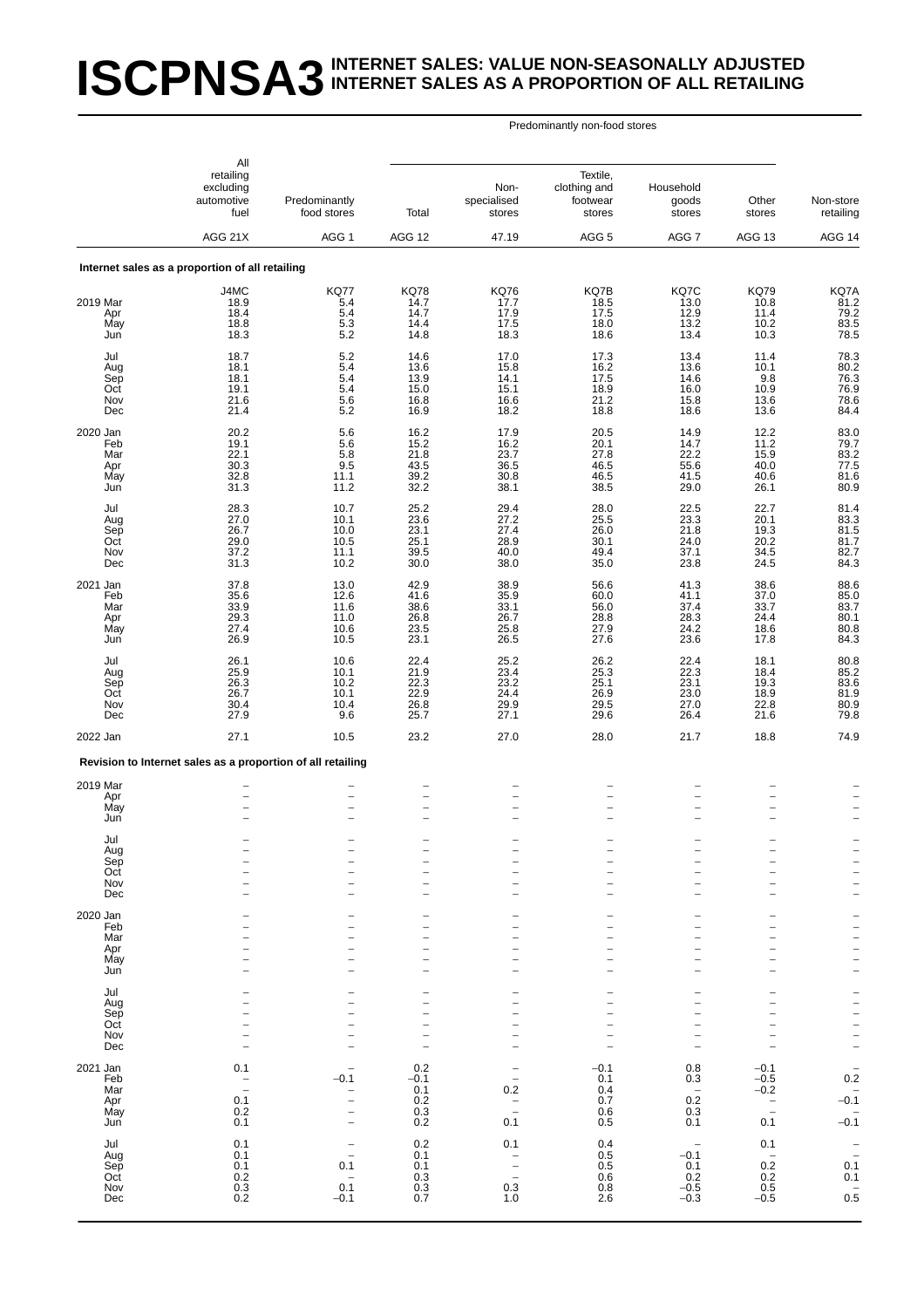# ISCPNSA3 INTERNET SALES: VALUE NON-SEASONALLY ADJUSTED INTERNET SALES AS A PROPORTION OF ALL RETAILING

| | All retailing excluding automotive fuel | Predominantly food stores | Predominantly non-food stores: Total | Non-specialised stores | Textile, clothing and footwear stores | Household goods stores | Other stores | Non-store retailing |
|---|---|---|---|---|---|---|---|---|
| | AGG 21X | AGG 1 | AGG 12 | 47.19 | AGG 5 | AGG 7 | AGG 13 | AGG 14 |
| **Internet sales as a proportion of all retailing** | | | | | | | | |
| | J4MC | KQ77 | KQ78 | KQ76 | KQ7B | KQ7C | KQ79 | KQ7A |
| 2019 Mar | 18.9 | 5.4 | 14.7 | 17.7 | 18.5 | 13.0 | 10.8 | 81.2 |
| Apr | 18.4 | 5.4 | 14.7 | 17.9 | 17.5 | 12.9 | 11.4 | 79.2 |
| May | 18.8 | 5.3 | 14.4 | 17.5 | 18.0 | 13.2 | 10.2 | 83.5 |
| Jun | 18.3 | 5.2 | 14.8 | 18.3 | 18.6 | 13.4 | 10.3 | 78.5 |
| Jul | 18.7 | 5.2 | 14.6 | 17.0 | 17.3 | 13.4 | 11.4 | 78.3 |
| Aug | 18.1 | 5.4 | 13.6 | 15.8 | 16.2 | 13.6 | 10.1 | 80.2 |
| Sep | 18.1 | 5.4 | 13.9 | 14.1 | 17.5 | 14.6 | 9.8 | 76.3 |
| Oct | 19.1 | 5.4 | 15.0 | 15.1 | 18.9 | 16.0 | 10.9 | 76.9 |
| Nov | 21.6 | 5.6 | 16.8 | 16.6 | 21.2 | 15.8 | 13.6 | 78.6 |
| Dec | 21.4 | 5.2 | 16.9 | 18.2 | 18.8 | 18.6 | 13.6 | 84.4 |
| 2020 Jan | 20.2 | 5.6 | 16.2 | 17.9 | 20.5 | 14.9 | 12.2 | 83.0 |
| Feb | 19.1 | 5.6 | 15.2 | 16.2 | 20.1 | 14.7 | 11.2 | 79.7 |
| Mar | 22.1 | 5.8 | 21.8 | 23.7 | 27.8 | 22.2 | 15.9 | 83.2 |
| Apr | 30.3 | 9.5 | 43.5 | 36.5 | 46.5 | 55.6 | 40.0 | 77.5 |
| May | 32.8 | 11.1 | 39.2 | 30.8 | 46.5 | 41.5 | 40.6 | 81.6 |
| Jun | 31.3 | 11.2 | 32.2 | 38.1 | 38.5 | 29.0 | 26.1 | 80.9 |
| Jul | 28.3 | 10.7 | 25.2 | 29.4 | 28.0 | 22.5 | 22.7 | 81.4 |
| Aug | 27.0 | 10.1 | 23.6 | 27.2 | 25.5 | 23.3 | 20.1 | 83.3 |
| Sep | 26.7 | 10.0 | 23.1 | 27.4 | 26.0 | 21.8 | 19.3 | 81.5 |
| Oct | 29.0 | 10.5 | 25.1 | 28.9 | 30.1 | 24.0 | 20.2 | 81.7 |
| Nov | 37.2 | 11.1 | 39.5 | 40.0 | 49.4 | 37.1 | 34.5 | 82.7 |
| Dec | 31.3 | 10.2 | 30.0 | 38.0 | 35.0 | 23.8 | 24.5 | 84.3 |
| 2021 Jan | 37.8 | 13.0 | 42.9 | 38.9 | 56.6 | 41.3 | 38.6 | 88.6 |
| Feb | 35.6 | 12.6 | 41.6 | 35.9 | 60.0 | 41.1 | 37.0 | 85.0 |
| Mar | 33.9 | 11.6 | 38.6 | 33.1 | 56.0 | 37.4 | 33.7 | 83.7 |
| Apr | 29.3 | 11.0 | 26.8 | 26.7 | 28.8 | 28.3 | 24.4 | 80.1 |
| May | 27.4 | 10.6 | 23.5 | 25.8 | 27.9 | 24.2 | 18.6 | 80.8 |
| Jun | 26.9 | 10.5 | 23.1 | 26.5 | 27.6 | 23.6 | 17.8 | 84.3 |
| Jul | 26.1 | 10.6 | 22.4 | 25.2 | 26.2 | 22.4 | 18.1 | 80.8 |
| Aug | 25.9 | 10.1 | 21.9 | 23.4 | 25.3 | 22.3 | 18.4 | 85.2 |
| Sep | 26.3 | 10.2 | 22.3 | 23.2 | 25.1 | 23.1 | 19.3 | 83.6 |
| Oct | 26.7 | 10.1 | 22.9 | 24.4 | 26.9 | 23.0 | 18.9 | 81.9 |
| Nov | 30.4 | 10.4 | 26.8 | 29.9 | 29.5 | 27.0 | 22.8 | 80.9 |
| Dec | 27.9 | 9.6 | 25.7 | 27.1 | 29.6 | 26.4 | 21.6 | 79.8 |
| 2022 Jan | 27.1 | 10.5 | 23.2 | 27.0 | 28.0 | 21.7 | 18.8 | 74.9 |
| **Revision to Internet sales as a proportion of all retailing** | | | | | | | | |
| 2019 Mar | – | – | – | – | – | – | – | – |
| Apr | – | – | – | – | – | – | – | – |
| May | – | – | – | – | – | – | – | – |
| Jun | – | – | – | – | – | – | – | – |
| Jul | – | – | – | – | – | – | – | – |
| Aug | – | – | – | – | – | – | – | – |
| Sep | – | – | – | – | – | – | – | – |
| Oct | – | – | – | – | – | – | – | – |
| Nov | – | – | – | – | – | – | – | – |
| Dec | – | – | – | – | – | – | – | – |
| 2020 Jan | – | – | – | – | – | – | – | – |
| Feb | – | – | – | – | – | – | – | – |
| Mar | – | – | – | – | – | – | – | – |
| Apr | – | – | – | – | – | – | – | – |
| May | – | – | – | – | – | – | – | – |
| Jun | – | – | – | – | – | – | – | – |
| Jul | – | – | – | – | – | – | – | – |
| Aug | – | – | – | – | – | – | – | – |
| Sep | – | – | – | – | – | – | – | – |
| Oct | – | – | – | – | – | – | – | – |
| Nov | – | – | – | – | – | – | – | – |
| Dec | – | – | – | – | – | – | – | – |
| 2021 Jan | 0.1 | – | 0.2 | – | –0.1 | 0.8 | –0.1 | – |
| Feb | – | –0.1 | –0.1 | – | 0.1 | 0.3 | –0.5 | 0.2 |
| Mar | – | – | 0.1 | 0.2 | 0.4 | – | –0.2 | – |
| Apr | 0.1 | – | 0.2 | – | 0.7 | 0.2 | – | –0.1 |
| May | 0.2 | – | 0.3 | – | 0.6 | 0.3 | – | – |
| Jun | 0.1 | – | 0.2 | 0.1 | 0.5 | 0.1 | 0.1 | –0.1 |
| Jul | 0.1 | – | 0.2 | 0.1 | 0.4 | – | 0.1 | – |
| Aug | 0.1 | – | 0.1 | – | 0.5 | –0.1 | – | – |
| Sep | 0.1 | 0.1 | 0.1 | – | 0.5 | 0.1 | 0.2 | 0.1 |
| Oct | 0.2 | – | 0.3 | – | 0.6 | 0.2 | 0.2 | 0.1 |
| Nov | 0.3 | 0.1 | 0.3 | 0.3 | 0.8 | –0.5 | 0.5 | – |
| Dec | 0.2 | –0.1 | 0.7 | 1.0 | 2.6 | –0.3 | –0.5 | 0.5 |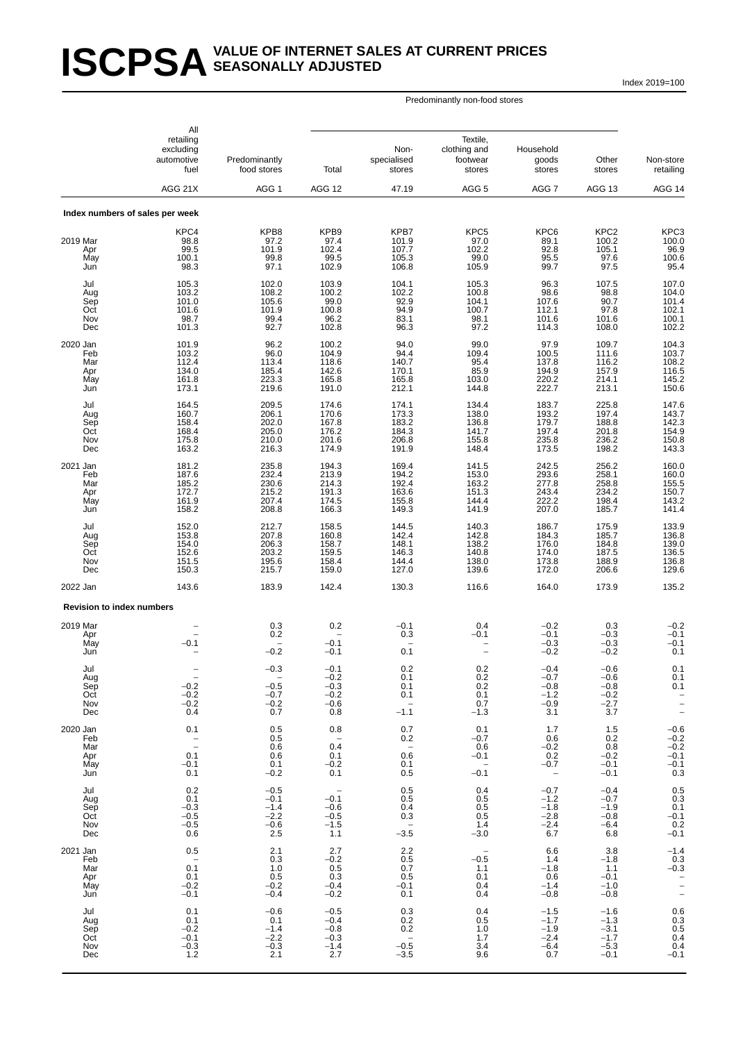# ISCPSA VALUE OF INTERNET SALES AT CURRENT PRICES SEASONALLY ADJUSTED

Index 2019=100

| | All retailing excluding automotive fuel | Predominantly food stores | Predominantly non-food stores: Total | Non-specialised stores | Textile, clothing and footwear stores | Household goods stores | Other stores | Non-store retailing |
|---|---|---|---|---|---|---|---|---|
| | AGG 21X | AGG 1 | AGG 12 | 47.19 | AGG 5 | AGG 7 | AGG 13 | AGG 14 |
| **Index numbers of sales per week** | | | | | | | | |
| | KPC4 | KPB8 | KPB9 | KPB7 | KPC5 | KPC6 | KPC2 | KPC3 |
| 2019 Mar | 98.8 | 97.2 | 97.4 | 101.9 | 97.0 | 89.1 | 100.2 | 100.0 |
| Apr | 99.5 | 101.9 | 102.4 | 107.7 | 102.2 | 92.8 | 105.1 | 96.9 |
| May | 100.1 | 99.8 | 99.5 | 105.3 | 99.0 | 95.5 | 97.6 | 100.6 |
| Jun | 98.3 | 97.1 | 102.9 | 106.8 | 105.9 | 99.7 | 97.5 | 95.4 |
| Jul | 105.3 | 102.0 | 103.9 | 104.1 | 105.3 | 96.3 | 107.5 | 107.0 |
| Aug | 103.2 | 108.2 | 100.2 | 102.2 | 100.8 | 98.6 | 98.8 | 104.0 |
| Sep | 101.0 | 105.6 | 99.0 | 92.9 | 104.1 | 107.6 | 90.7 | 101.4 |
| Oct | 101.6 | 101.9 | 100.8 | 94.9 | 100.7 | 112.1 | 97.8 | 102.1 |
| Nov | 98.7 | 99.4 | 96.2 | 83.1 | 98.1 | 101.6 | 101.6 | 100.1 |
| Dec | 101.3 | 92.7 | 102.8 | 96.3 | 97.2 | 114.3 | 108.0 | 102.2 |
| 2020 Jan | 101.9 | 96.2 | 100.2 | 94.0 | 99.0 | 97.9 | 109.7 | 104.3 |
| Feb | 103.2 | 96.0 | 104.9 | 94.4 | 109.4 | 100.5 | 111.6 | 103.7 |
| Mar | 112.4 | 113.4 | 118.6 | 140.7 | 95.4 | 137.8 | 116.2 | 108.2 |
| Apr | 134.0 | 185.4 | 142.6 | 170.1 | 85.9 | 194.9 | 157.9 | 116.5 |
| May | 161.8 | 223.3 | 165.8 | 165.8 | 103.0 | 220.2 | 214.1 | 145.2 |
| Jun | 173.1 | 219.6 | 191.0 | 212.1 | 144.8 | 222.7 | 213.1 | 150.6 |
| Jul | 164.5 | 209.5 | 174.6 | 174.1 | 134.4 | 183.7 | 225.8 | 147.6 |
| Aug | 160.7 | 206.1 | 170.6 | 173.3 | 138.0 | 193.2 | 197.4 | 143.7 |
| Sep | 158.4 | 202.0 | 167.8 | 183.2 | 136.8 | 179.7 | 188.8 | 142.3 |
| Oct | 168.4 | 205.0 | 176.2 | 184.3 | 141.7 | 197.4 | 201.8 | 154.9 |
| Nov | 175.8 | 210.0 | 201.6 | 206.8 | 155.8 | 235.8 | 236.2 | 150.8 |
| Dec | 163.2 | 216.3 | 174.9 | 191.9 | 148.4 | 173.5 | 198.2 | 143.3 |
| 2021 Jan | 181.2 | 235.8 | 194.3 | 169.4 | 141.5 | 242.5 | 256.2 | 160.0 |
| Feb | 187.6 | 232.4 | 213.9 | 194.2 | 153.0 | 293.6 | 258.1 | 160.0 |
| Mar | 185.2 | 230.6 | 214.3 | 192.4 | 163.2 | 277.8 | 258.8 | 155.5 |
| Apr | 172.7 | 215.2 | 191.3 | 163.6 | 151.3 | 243.4 | 234.2 | 150.7 |
| May | 161.9 | 207.4 | 174.5 | 155.8 | 144.4 | 222.2 | 198.4 | 143.2 |
| Jun | 158.2 | 208.8 | 166.3 | 149.3 | 141.9 | 207.0 | 185.7 | 141.4 |
| Jul | 152.0 | 212.7 | 158.5 | 144.5 | 140.3 | 186.7 | 175.9 | 133.9 |
| Aug | 153.8 | 207.8 | 160.8 | 142.4 | 142.8 | 184.3 | 185.7 | 136.8 |
| Sep | 154.0 | 206.3 | 158.7 | 148.1 | 138.2 | 176.0 | 184.8 | 139.0 |
| Oct | 152.6 | 203.2 | 159.5 | 146.3 | 140.8 | 174.0 | 187.5 | 136.5 |
| Nov | 151.5 | 195.6 | 158.4 | 144.4 | 138.0 | 173.8 | 188.9 | 136.8 |
| Dec | 150.3 | 215.7 | 159.0 | 127.0 | 139.6 | 172.0 | 206.6 | 129.6 |
| 2022 Jan | 143.6 | 183.9 | 142.4 | 130.3 | 116.6 | 164.0 | 173.9 | 135.2 |
| **Revision to index numbers** | | | | | | | | |
| 2019 Mar | – | 0.3 | 0.2 | –0.1 | 0.4 | –0.2 | 0.3 | –0.2 |
| Apr | – | 0.2 | – | 0.3 | –0.1 | –0.1 | –0.3 | –0.1 |
| May | –0.1 | – | –0.1 | – | – | –0.3 | –0.3 | –0.1 |
| Jun | – | –0.2 | –0.1 | 0.1 | – | –0.2 | –0.2 | 0.1 |
| Jul | – | –0.3 | –0.1 | 0.2 | 0.2 | –0.4 | –0.6 | 0.1 |
| Aug | – | – | –0.2 | 0.1 | 0.2 | –0.7 | –0.6 | 0.1 |
| Sep | –0.2 | –0.5 | –0.3 | 0.1 | 0.2 | –0.8 | –0.8 | 0.1 |
| Oct | –0.2 | –0.7 | –0.2 | 0.1 | 0.1 | –1.2 | –0.2 | – |
| Nov | –0.2 | –0.2 | –0.6 | – | 0.7 | –0.9 | –2.7 | – |
| Dec | 0.4 | 0.7 | 0.8 | –1.1 | –1.3 | 3.1 | 3.7 | – |
| 2020 Jan | 0.1 | 0.5 | 0.8 | 0.7 | 0.1 | 1.7 | 1.5 | –0.6 |
| Feb | – | 0.5 | – | 0.2 | –0.7 | 0.6 | 0.2 | –0.2 |
| Mar | – | 0.6 | 0.4 | – | 0.6 | –0.2 | 0.8 | –0.2 |
| Apr | 0.1 | 0.6 | 0.1 | 0.6 | –0.1 | 0.2 | –0.2 | –0.1 |
| May | –0.1 | 0.1 | –0.2 | 0.1 | – | –0.7 | –0.1 | –0.1 |
| Jun | 0.1 | –0.2 | 0.1 | 0.5 | –0.1 | – | –0.1 | 0.3 |
| Jul | 0.2 | –0.5 | – | 0.5 | 0.4 | –0.7 | –0.4 | 0.5 |
| Aug | 0.1 | –0.1 | –0.1 | 0.5 | 0.5 | –1.2 | –0.7 | 0.3 |
| Sep | –0.3 | –1.4 | –0.6 | 0.4 | 0.5 | –1.8 | –1.9 | 0.1 |
| Oct | –0.5 | –2.2 | –0.5 | 0.3 | 0.5 | –2.8 | –0.8 | –0.1 |
| Nov | –0.5 | –0.6 | –1.5 | – | 1.4 | –2.4 | –6.4 | 0.2 |
| Dec | 0.6 | 2.5 | 1.1 | –3.5 | –3.0 | 6.7 | 6.8 | –0.1 |
| 2021 Jan | 0.5 | 2.1 | 2.7 | 2.2 | – | 6.6 | 3.8 | –1.4 |
| Feb | – | 0.3 | –0.2 | 0.5 | –0.5 | 1.4 | –1.8 | 0.3 |
| Mar | 0.1 | 1.0 | 0.5 | 0.7 | 1.1 | –1.8 | 1.1 | –0.3 |
| Apr | 0.1 | 0.5 | 0.3 | 0.5 | 0.1 | 0.6 | –0.1 | – |
| May | –0.2 | –0.2 | –0.4 | –0.1 | 0.4 | –1.4 | –1.0 | – |
| Jun | –0.1 | –0.4 | –0.2 | 0.1 | 0.4 | –0.8 | –0.8 | – |
| Jul | 0.1 | –0.6 | –0.5 | 0.3 | 0.4 | –1.5 | –1.6 | 0.6 |
| Aug | 0.1 | 0.1 | –0.4 | 0.2 | 0.5 | –1.7 | –1.3 | 0.3 |
| Sep | –0.2 | –1.4 | –0.8 | 0.2 | 1.0 | –1.9 | –3.1 | 0.5 |
| Oct | –0.1 | –2.2 | –0.3 | – | 1.7 | –2.4 | –1.7 | 0.4 |
| Nov | –0.3 | –0.3 | –1.4 | –0.5 | 3.4 | –6.4 | –5.3 | 0.4 |
| Dec | 1.2 | 2.1 | 2.7 | –3.5 | 9.6 | 0.7 | –0.1 | –0.1 |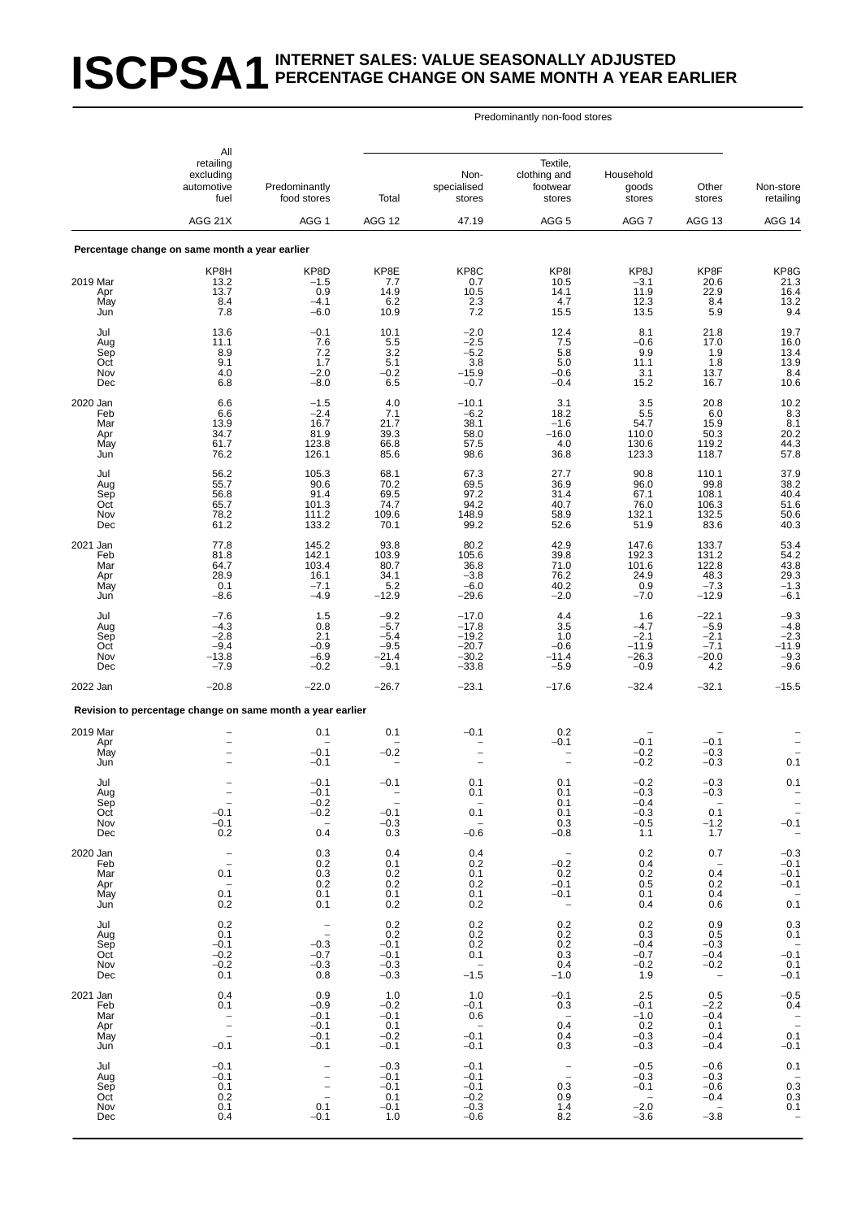# ISCPSA1 INTERNET SALES: VALUE SEASONALLY ADJUSTED PERCENTAGE CHANGE ON SAME MONTH A YEAR EARLIER

| | All retailing excluding automotive fuel | Predominantly food stores | Predominantly non-food stores: Total | Non-specialised stores | Textile, clothing and footwear stores | Household goods stores | Other stores | Non-store retailing |
|---|---|---|---|---|---|---|---|---|
| | AGG 21X | AGG 1 | AGG 12 | 47.19 | AGG 5 | AGG 7 | AGG 13 | AGG 14 |
| **Percentage change on same month a year earlier** | | | | | | | | |
| | KP8H | KP8D | KP8E | KP8C | KP8I | KP8J | KP8F | KP8G |
| 2019 Mar | 13.2 | −1.5 | 7.7 | 0.7 | 10.5 | −3.1 | 20.6 | 21.3 |
| Apr | 13.7 | 0.9 | 14.9 | 10.5 | 14.1 | 11.9 | 22.9 | 16.4 |
| May | 8.4 | −4.1 | 6.2 | 2.3 | 4.7 | 12.3 | 8.4 | 13.2 |
| Jun | 7.8 | −6.0 | 10.9 | 7.2 | 15.5 | 13.5 | 5.9 | 9.4 |
| Jul | 13.6 | −0.1 | 10.1 | −2.0 | 12.4 | 8.1 | 21.8 | 19.7 |
| Aug | 11.1 | 7.6 | 5.5 | −2.5 | 7.5 | −0.6 | 17.0 | 16.0 |
| Sep | 8.9 | 7.2 | 3.2 | −5.2 | 5.8 | 9.9 | 1.9 | 13.4 |
| Oct | 9.1 | 1.7 | 5.1 | 3.8 | 5.0 | 11.1 | 1.8 | 13.9 |
| Nov | 4.0 | −2.0 | −0.2 | −15.9 | −0.6 | 3.1 | 13.7 | 8.4 |
| Dec | 6.8 | −8.0 | 6.5 | −0.7 | −0.4 | 15.2 | 16.7 | 10.6 |
| 2020 Jan | 6.6 | −1.5 | 4.0 | −10.1 | 3.1 | 3.5 | 20.8 | 10.2 |
| Feb | 6.6 | −2.4 | 7.1 | −6.2 | 18.2 | 5.5 | 6.0 | 8.3 |
| Mar | 13.9 | 16.7 | 21.7 | 38.1 | −1.6 | 54.7 | 15.9 | 8.1 |
| Apr | 34.7 | 81.9 | 39.3 | 58.0 | −16.0 | 110.0 | 50.3 | 20.2 |
| May | 61.7 | 123.8 | 66.8 | 57.5 | 4.0 | 130.6 | 119.2 | 44.3 |
| Jun | 76.2 | 126.1 | 85.6 | 98.6 | 36.8 | 123.3 | 118.7 | 57.8 |
| Jul | 56.2 | 105.3 | 68.1 | 67.3 | 27.7 | 90.8 | 110.1 | 37.9 |
| Aug | 55.7 | 90.6 | 70.2 | 69.5 | 36.9 | 96.0 | 99.8 | 38.2 |
| Sep | 56.8 | 91.4 | 69.5 | 97.2 | 31.4 | 67.1 | 108.1 | 40.4 |
| Oct | 65.7 | 101.3 | 74.7 | 94.2 | 40.7 | 76.0 | 106.3 | 51.6 |
| Nov | 78.2 | 111.2 | 109.6 | 148.9 | 58.9 | 132.1 | 132.5 | 50.6 |
| Dec | 61.2 | 133.2 | 70.1 | 99.2 | 52.6 | 51.9 | 83.6 | 40.3 |
| 2021 Jan | 77.8 | 145.2 | 93.8 | 80.2 | 42.9 | 147.6 | 133.7 | 53.4 |
| Feb | 81.8 | 142.1 | 103.9 | 105.6 | 39.8 | 192.3 | 131.2 | 54.2 |
| Mar | 64.7 | 103.4 | 80.7 | 36.8 | 71.0 | 101.6 | 122.8 | 43.8 |
| Apr | 28.9 | 16.1 | 34.1 | −3.8 | 76.2 | 24.9 | 48.3 | 29.3 |
| May | 0.1 | −7.1 | 5.2 | −6.0 | 40.2 | 0.9 | −7.3 | −1.3 |
| Jun | −8.6 | −4.9 | −12.9 | −29.6 | −2.0 | −7.0 | −12.9 | −6.1 |
| Jul | −7.6 | 1.5 | −9.2 | −17.0 | 4.4 | 1.6 | −22.1 | −9.3 |
| Aug | −4.3 | 0.8 | −5.7 | −17.8 | 3.5 | −4.7 | −5.9 | −4.8 |
| Sep | −2.8 | 2.1 | −5.4 | −19.2 | 1.0 | −2.1 | −2.1 | −2.3 |
| Oct | −9.4 | −0.9 | −9.5 | −20.7 | −0.6 | −11.9 | −7.1 | −11.9 |
| Nov | −13.8 | −6.9 | −21.4 | −30.2 | −11.4 | −26.3 | −20.0 | −9.3 |
| Dec | −7.9 | −0.2 | −9.1 | −33.8 | −5.9 | −0.9 | 4.2 | −9.6 |
| 2022 Jan | −20.8 | −22.0 | −26.7 | −23.1 | −17.6 | −32.4 | −32.1 | −15.5 |
| **Revision to percentage change on same month a year earlier** | | | | | | | | |
| 2019 Mar | – | 0.1 | 0.1 | −0.1 | 0.2 | – | – | – |
| Apr | – | – | – | – | −0.1 | −0.1 | −0.1 | – |
| May | – | −0.1 | −0.2 | – | – | −0.2 | −0.3 | – |
| Jun | – | −0.1 | – | – | – | −0.2 | −0.3 | 0.1 |
| Jul | – | −0.1 | −0.1 | 0.1 | 0.1 | −0.2 | −0.3 | 0.1 |
| Aug | – | −0.1 | – | 0.1 | 0.1 | −0.3 | −0.3 | – |
| Sep | – | −0.2 | – | – | 0.1 | −0.4 | – | – |
| Oct | −0.1 | −0.2 | −0.1 | 0.1 | 0.1 | −0.3 | 0.1 | – |
| Nov | −0.1 | – | −0.3 | – | 0.3 | −0.5 | −1.2 | −0.1 |
| Dec | 0.2 | 0.4 | 0.3 | −0.6 | −0.8 | 1.1 | 1.7 | – |
| 2020 Jan | – | 0.3 | 0.4 | 0.4 | – | 0.2 | 0.7 | −0.3 |
| Feb | – | 0.2 | 0.1 | 0.2 | −0.2 | 0.4 | – | −0.1 |
| Mar | 0.1 | 0.3 | 0.2 | 0.1 | 0.2 | 0.2 | 0.4 | −0.1 |
| Apr | – | 0.2 | 0.2 | 0.2 | −0.1 | 0.5 | 0.2 | −0.1 |
| May | 0.1 | 0.1 | 0.1 | 0.1 | −0.1 | 0.1 | 0.4 | – |
| Jun | 0.2 | 0.1 | 0.2 | 0.2 | – | 0.4 | 0.6 | 0.1 |
| Jul | 0.2 | – | 0.2 | 0.2 | 0.2 | 0.2 | 0.9 | 0.3 |
| Aug | 0.1 | – | 0.2 | 0.2 | 0.2 | 0.3 | 0.5 | 0.1 |
| Sep | −0.1 | −0.3 | −0.1 | 0.2 | 0.2 | −0.4 | −0.3 | – |
| Oct | −0.2 | −0.7 | −0.1 | 0.1 | 0.3 | −0.7 | −0.4 | −0.1 |
| Nov | −0.2 | −0.3 | −0.3 | – | 0.4 | −0.2 | −0.2 | 0.1 |
| Dec | 0.1 | 0.8 | −0.3 | −1.5 | −1.0 | 1.9 | – | −0.1 |
| 2021 Jan | 0.4 | 0.9 | 1.0 | 1.0 | −0.1 | 2.5 | 0.5 | −0.5 |
| Feb | 0.1 | −0.9 | −0.2 | −0.1 | 0.3 | −0.1 | −2.2 | 0.4 |
| Mar | – | −0.1 | −0.1 | 0.6 | – | −1.0 | −0.4 | – |
| Apr | – | −0.1 | 0.1 | – | 0.4 | 0.2 | 0.1 | – |
| May | – | −0.1 | −0.2 | −0.1 | 0.4 | −0.3 | −0.4 | 0.1 |
| Jun | −0.1 | −0.1 | −0.1 | −0.1 | 0.3 | −0.3 | −0.4 | −0.1 |
| Jul | −0.1 | – | −0.3 | −0.1 | – | −0.5 | −0.6 | 0.1 |
| Aug | −0.1 | – | −0.1 | −0.1 | – | −0.3 | −0.3 | – |
| Sep | 0.1 | – | −0.1 | −0.1 | 0.3 | −0.1 | −0.6 | 0.3 |
| Oct | 0.2 | – | 0.1 | −0.2 | 0.9 | – | −0.4 | 0.3 |
| Nov | 0.1 | 0.1 | −0.1 | −0.3 | 1.4 | −2.0 | – | 0.1 |
| Dec | 0.4 | −0.1 | 1.0 | −0.6 | 8.2 | −3.6 | −3.8 | – |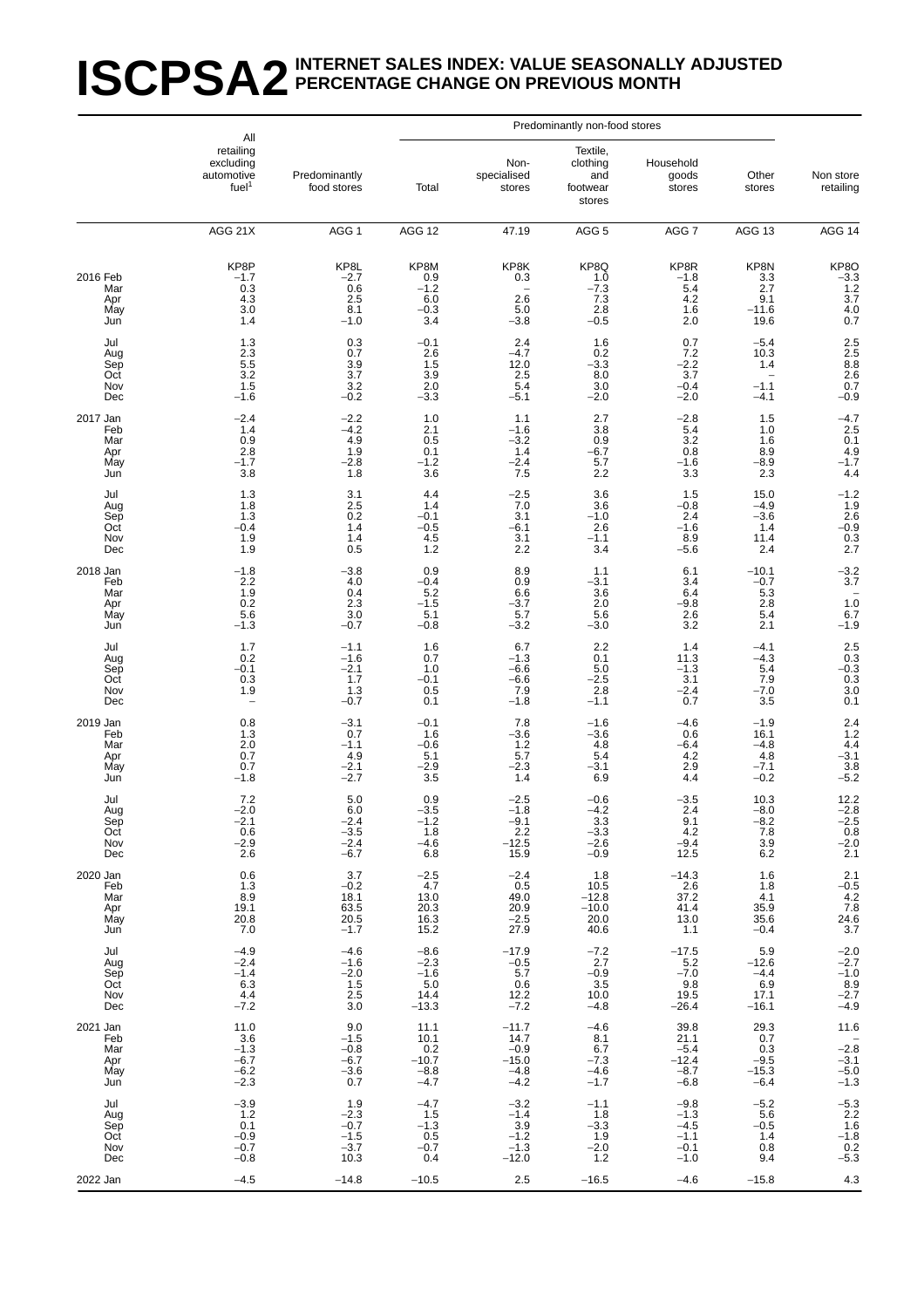# ISCPSA2 INTERNET SALES INDEX: VALUE SEASONALLY ADJUSTED PERCENTAGE CHANGE ON PREVIOUS MONTH

| | All retailing excluding automotive fuel[1] | Predominantly food stores | Predominantly non-food stores | | | | | Non store retailing |
|---|---|---|---|---|---|---|---|---|
| | | | Total | Non-specialised stores | Textile, clothing and footwear stores | Household goods stores | Other stores | |
| | AGG 21X | AGG 1 | AGG 12 | 47.19 | AGG 5 | AGG 7 | AGG 13 | AGG 14 |
| | KP8P | KP8L | KP8M | KP8K | KP8Q | KP8R | KP8N | KP8O |
| 2016 Feb | −1.7 | −2.7 | 0.9 | 0.3 | 1.0 | −1.8 | 3.3 | −3.3 |
| Mar | 0.3 | 0.6 | −1.2 | – | −7.3 | 5.4 | 2.7 | 1.2 |
| Apr | 4.3 | 2.5 | 6.0 | 2.6 | 7.3 | 4.2 | 9.1 | 3.7 |
| May | 3.0 | 8.1 | −0.3 | 5.0 | 2.8 | 1.6 | −11.6 | 4.0 |
| Jun | 1.4 | −1.0 | 3.4 | −3.8 | −0.5 | 2.0 | 19.6 | 0.7 |
| Jul | 1.3 | 0.3 | −0.1 | 2.4 | 1.6 | 0.7 | −5.4 | 2.5 |
| Aug | 2.3 | 0.7 | 2.6 | −4.7 | 0.2 | 7.2 | 10.3 | 2.5 |
| Sep | 5.5 | 3.9 | 1.5 | 12.0 | −3.3 | −2.2 | 1.4 | 8.8 |
| Oct | 3.2 | 3.7 | 3.9 | 2.5 | 8.0 | 3.7 | – | 2.6 |
| Nov | 1.5 | 3.2 | 2.0 | 5.4 | 3.0 | −0.4 | −1.1 | 0.7 |
| Dec | −1.6 | −0.2 | −3.3 | −5.1 | −2.0 | −2.0 | −4.1 | −0.9 |
| 2017 Jan | −2.4 | −2.2 | 1.0 | 1.1 | 2.7 | −2.8 | 1.5 | −4.7 |
| Feb | 1.4 | −4.2 | 2.1 | −1.6 | 3.8 | 5.4 | 1.0 | 2.5 |
| Mar | 0.9 | 4.9 | 0.5 | −3.2 | 0.9 | 3.2 | 1.6 | 0.1 |
| Apr | 2.8 | 1.9 | 0.1 | 1.4 | −6.7 | 0.8 | 8.9 | 4.9 |
| May | −1.7 | −2.8 | −1.2 | −2.4 | 5.7 | −1.6 | −8.9 | −1.7 |
| Jun | 3.8 | 1.8 | 3.6 | 7.5 | 2.2 | 3.3 | 2.3 | 4.4 |
| Jul | 1.3 | 3.1 | 4.4 | −2.5 | 3.6 | 1.5 | 15.0 | −1.2 |
| Aug | 1.8 | 2.5 | 1.4 | 7.0 | 3.6 | −0.8 | −4.9 | 1.9 |
| Sep | 1.3 | 0.2 | −0.1 | 3.1 | −1.0 | 2.4 | −3.6 | 2.6 |
| Oct | −0.4 | 1.4 | −0.5 | −6.1 | 2.6 | −1.6 | 1.4 | −0.9 |
| Nov | 1.9 | 1.4 | 4.5 | 3.1 | −1.1 | 8.9 | 11.4 | 0.3 |
| Dec | 1.9 | 0.5 | 1.2 | 2.2 | 3.4 | −5.6 | 2.4 | 2.7 |
| 2018 Jan | −1.8 | −3.8 | 0.9 | 8.9 | 1.1 | 6.1 | −10.1 | −3.2 |
| Feb | 2.2 | 4.0 | −0.4 | 0.9 | −3.1 | 3.4 | −0.7 | 3.7 |
| Mar | 1.9 | 0.4 | 5.2 | 6.6 | 3.6 | 6.4 | 5.3 | – |
| Apr | 0.2 | 2.3 | −1.5 | −3.7 | 2.0 | −9.8 | 2.8 | 1.0 |
| May | 5.6 | 3.0 | 5.1 | 5.7 | 5.6 | 2.6 | 5.4 | 6.7 |
| Jun | −1.3 | −0.7 | −0.8 | −3.2 | −3.0 | 3.2 | 2.1 | −1.9 |
| Jul | 1.7 | −1.1 | 1.6 | 6.7 | 2.2 | 1.4 | −4.1 | 2.5 |
| Aug | 0.2 | −1.6 | 0.7 | −1.3 | 0.1 | 11.3 | −4.3 | 0.3 |
| Sep | −0.1 | −2.1 | 1.0 | −6.6 | 5.0 | −1.3 | 5.4 | −0.3 |
| Oct | 0.3 | 1.7 | −0.1 | −6.6 | −2.5 | 3.1 | 7.9 | 0.3 |
| Nov | 1.9 | 1.3 | 0.5 | 7.9 | 2.8 | −2.4 | −7.0 | 3.0 |
| Dec | – | −0.7 | 0.1 | −1.8 | −1.1 | 0.7 | 3.5 | 0.1 |
| 2019 Jan | 0.8 | −3.1 | −0.1 | 7.8 | −1.6 | −4.6 | −1.9 | 2.4 |
| Feb | 1.3 | 0.7 | 1.6 | −3.6 | −3.6 | 0.6 | 16.1 | 1.2 |
| Mar | 2.0 | −1.1 | −0.6 | 1.2 | 4.8 | −6.4 | −4.8 | 4.4 |
| Apr | 0.7 | 4.9 | 5.1 | 5.7 | 5.4 | 4.2 | 4.8 | −3.1 |
| May | 0.7 | −2.1 | −2.9 | −2.3 | −3.1 | 2.9 | −7.1 | 3.8 |
| Jun | −1.8 | −2.7 | 3.5 | 1.4 | 6.9 | 4.4 | −0.2 | −5.2 |
| Jul | 7.2 | 5.0 | 0.9 | −2.5 | −0.6 | −3.5 | 10.3 | 12.2 |
| Aug | −2.0 | 6.0 | −3.5 | −1.8 | −4.2 | 2.4 | −8.0 | −2.8 |
| Sep | −2.1 | −2.4 | −1.2 | −9.1 | 3.3 | 9.1 | −8.2 | −2.5 |
| Oct | 0.6 | −3.5 | 1.8 | 2.2 | −3.3 | 4.2 | 7.8 | 0.8 |
| Nov | −2.9 | −2.4 | −4.6 | −12.5 | −2.6 | −9.4 | 3.9 | −2.0 |
| Dec | 2.6 | −6.7 | 6.8 | 15.9 | −0.9 | 12.5 | 6.2 | 2.1 |
| 2020 Jan | 0.6 | 3.7 | −2.5 | −2.4 | 1.8 | −14.3 | 1.6 | 2.1 |
| Feb | 1.3 | −0.2 | 4.7 | 0.5 | 10.5 | 2.6 | 1.8 | −0.5 |
| Mar | 8.9 | 18.1 | 13.0 | 49.0 | −12.8 | 37.2 | 4.1 | 4.2 |
| Apr | 19.1 | 63.5 | 20.3 | 20.9 | −10.0 | 41.4 | 35.9 | 7.8 |
| May | 20.8 | 20.5 | 16.3 | −2.5 | 20.0 | 13.0 | 35.6 | 24.6 |
| Jun | 7.0 | −1.7 | 15.2 | 27.9 | 40.6 | 1.1 | −0.4 | 3.7 |
| Jul | −4.9 | −4.6 | −8.6 | −17.9 | −7.2 | −17.5 | 5.9 | −2.0 |
| Aug | −2.4 | −1.6 | −2.3 | −0.5 | 2.7 | 5.2 | −12.6 | −2.7 |
| Sep | −1.4 | −2.0 | −1.6 | 5.7 | −0.9 | −7.0 | −4.4 | −1.0 |
| Oct | 6.3 | 1.5 | 5.0 | 0.6 | 3.5 | 9.8 | 6.9 | 8.9 |
| Nov | 4.4 | 2.5 | 14.4 | 12.2 | 10.0 | 19.5 | 17.1 | −2.7 |
| Dec | −7.2 | 3.0 | −13.3 | −7.2 | −4.8 | −26.4 | −16.1 | −4.9 |
| 2021 Jan | 11.0 | 9.0 | 11.1 | −11.7 | −4.6 | 39.8 | 29.3 | 11.6 |
| Feb | 3.6 | −1.5 | 10.1 | 14.7 | 8.1 | 21.1 | 0.7 | – |
| Mar | −1.3 | −0.8 | 0.2 | −0.9 | 6.7 | −5.4 | 0.3 | −2.8 |
| Apr | −6.7 | −6.7 | −10.7 | −15.0 | −7.3 | −12.4 | −9.5 | −3.1 |
| May | −6.2 | −3.6 | −8.8 | −4.8 | −4.6 | −8.7 | −15.3 | −5.0 |
| Jun | −2.3 | 0.7 | −4.7 | −4.2 | −1.7 | −6.8 | −6.4 | −1.3 |
| Jul | −3.9 | 1.9 | −4.7 | −3.2 | −1.1 | −9.8 | −5.2 | −5.3 |
| Aug | 1.2 | −2.3 | 1.5 | −1.4 | 1.8 | −1.3 | 5.6 | 2.2 |
| Sep | 0.1 | −0.7 | −1.3 | 3.9 | −3.3 | −4.5 | −0.5 | 1.6 |
| Oct | −0.9 | −1.5 | 0.5 | −1.2 | 1.9 | −1.1 | 1.4 | −1.8 |
| Nov | −0.7 | −3.7 | −0.7 | −1.3 | −2.0 | −0.1 | 0.8 | 0.2 |
| Dec | −0.8 | 10.3 | 0.4 | −12.0 | 1.2 | −1.0 | 9.4 | −5.3 |
| 2022 Jan | −4.5 | −14.8 | −10.5 | 2.5 | −16.5 | −4.6 | −15.8 | 4.3 |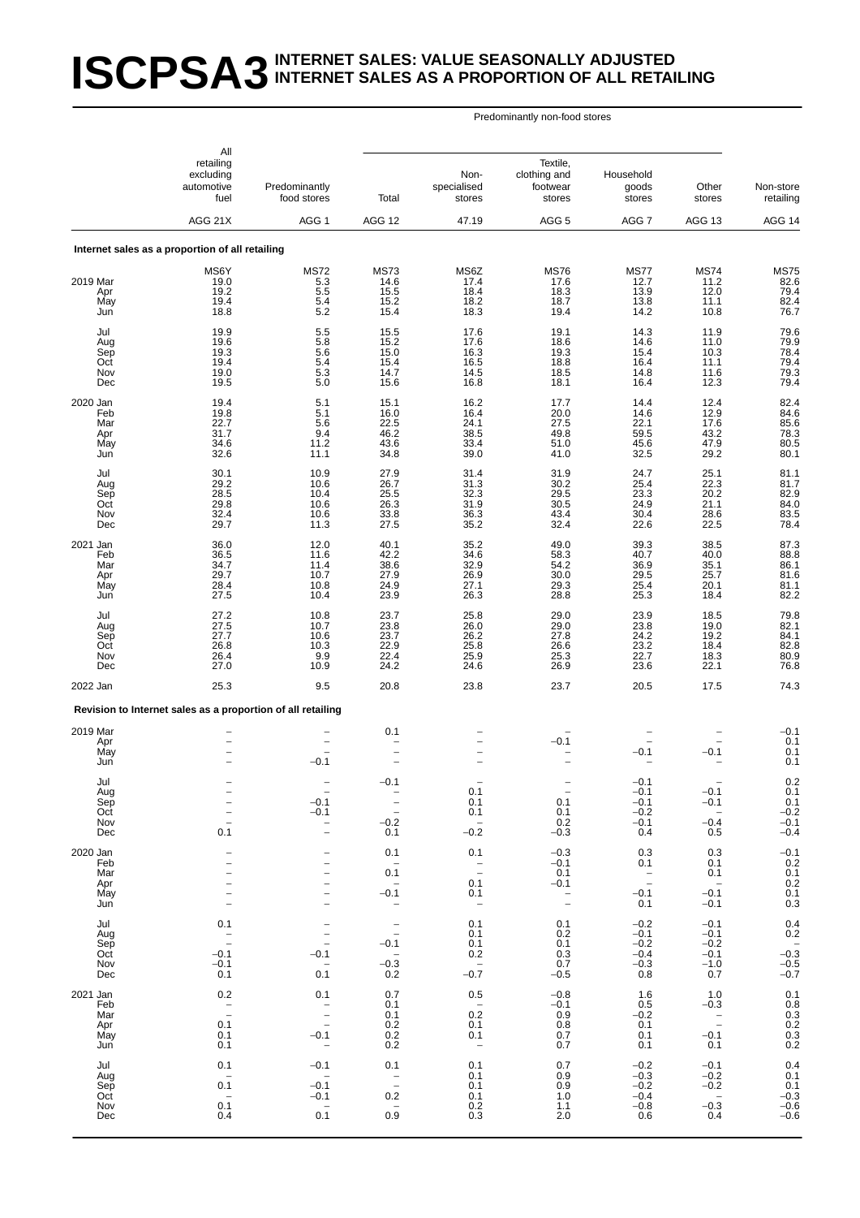# ISCPSA3 INTERNET SALES: VALUE SEASONALLY ADJUSTED INTERNET SALES AS A PROPORTION OF ALL RETAILING

| | All retailing excluding automotive fuel | Predominantly food stores | Predominantly non-food stores | | | | | Non-store retailing |
|---|---|---|---|---|---|---|---|---|
| | | | Total | Non-specialised stores | Textile, clothing and footwear stores | Household goods stores | Other stores | |
| | AGG 21X | AGG 1 | AGG 12 | 47.19 | AGG 5 | AGG 7 | AGG 13 | AGG 14 |
| **Internet sales as a proportion of all retailing** | | | | | | | | |
| | MS6Y | MS72 | MS73 | MS6Z | MS76 | MS77 | MS74 | MS75 |
| 2019 Mar | 19.0 | 5.3 | 14.6 | 17.4 | 17.6 | 12.7 | 11.2 | 82.6 |
| Apr | 19.2 | 5.5 | 15.5 | 18.4 | 18.3 | 13.9 | 12.0 | 79.4 |
| May | 19.4 | 5.4 | 15.2 | 18.2 | 18.7 | 13.8 | 11.1 | 82.4 |
| Jun | 18.8 | 5.2 | 15.4 | 18.3 | 19.4 | 14.2 | 10.8 | 76.7 |
| Jul | 19.9 | 5.5 | 15.5 | 17.6 | 19.1 | 14.3 | 11.9 | 79.6 |
| Aug | 19.6 | 5.8 | 15.2 | 17.6 | 18.6 | 14.6 | 11.0 | 79.9 |
| Sep | 19.3 | 5.6 | 15.0 | 16.3 | 19.3 | 15.4 | 10.3 | 78.4 |
| Oct | 19.4 | 5.4 | 15.4 | 16.5 | 18.8 | 16.4 | 11.1 | 79.4 |
| Nov | 19.0 | 5.3 | 14.7 | 14.5 | 18.5 | 14.8 | 11.6 | 79.3 |
| Dec | 19.5 | 5.0 | 15.6 | 16.8 | 18.1 | 16.4 | 12.3 | 79.4 |
| 2020 Jan | 19.4 | 5.1 | 15.1 | 16.2 | 17.7 | 14.4 | 12.4 | 82.4 |
| Feb | 19.8 | 5.1 | 16.0 | 16.4 | 20.0 | 14.6 | 12.9 | 84.6 |
| Mar | 22.7 | 5.6 | 22.5 | 24.1 | 27.5 | 22.1 | 17.6 | 85.6 |
| Apr | 31.7 | 9.4 | 46.2 | 38.5 | 49.8 | 59.5 | 43.2 | 78.3 |
| May | 34.6 | 11.2 | 43.6 | 33.4 | 51.0 | 45.6 | 47.9 | 80.5 |
| Jun | 32.6 | 11.1 | 34.8 | 39.0 | 41.0 | 32.5 | 29.2 | 80.1 |
| Jul | 30.1 | 10.9 | 27.9 | 31.4 | 31.9 | 24.7 | 25.1 | 81.1 |
| Aug | 29.2 | 10.6 | 26.7 | 31.3 | 30.2 | 25.4 | 22.3 | 81.7 |
| Sep | 28.5 | 10.4 | 25.5 | 32.3 | 29.5 | 23.3 | 20.2 | 82.9 |
| Oct | 29.8 | 10.6 | 26.3 | 31.9 | 30.5 | 24.9 | 21.1 | 84.0 |
| Nov | 32.4 | 10.6 | 33.8 | 36.3 | 43.4 | 30.4 | 28.6 | 83.5 |
| Dec | 29.7 | 11.3 | 27.5 | 35.2 | 32.4 | 22.6 | 22.5 | 78.4 |
| 2021 Jan | 36.0 | 12.0 | 40.1 | 35.2 | 49.0 | 39.3 | 38.5 | 87.3 |
| Feb | 36.5 | 11.6 | 42.2 | 34.6 | 58.3 | 40.7 | 40.0 | 88.8 |
| Mar | 34.7 | 11.4 | 38.6 | 32.9 | 54.2 | 36.9 | 35.1 | 86.1 |
| Apr | 29.7 | 10.7 | 27.9 | 26.9 | 30.0 | 29.5 | 25.7 | 81.6 |
| May | 28.4 | 10.8 | 24.9 | 27.1 | 29.3 | 25.4 | 20.1 | 81.1 |
| Jun | 27.5 | 10.4 | 23.9 | 26.3 | 28.8 | 25.3 | 18.4 | 82.2 |
| Jul | 27.2 | 10.8 | 23.7 | 25.8 | 29.0 | 23.9 | 18.5 | 79.8 |
| Aug | 27.5 | 10.7 | 23.8 | 26.0 | 29.0 | 23.8 | 19.0 | 82.1 |
| Sep | 27.7 | 10.6 | 23.7 | 26.2 | 27.8 | 24.2 | 19.2 | 84.1 |
| Oct | 26.8 | 10.3 | 22.9 | 25.8 | 26.6 | 23.2 | 18.4 | 82.8 |
| Nov | 26.4 | 9.9 | 22.4 | 25.9 | 25.3 | 22.7 | 18.3 | 80.9 |
| Dec | 27.0 | 10.9 | 24.2 | 24.6 | 26.9 | 23.6 | 22.1 | 76.8 |
| 2022 Jan | 25.3 | 9.5 | 20.8 | 23.8 | 23.7 | 20.5 | 17.5 | 74.3 |
| **Revision to Internet sales as a proportion of all retailing** | | | | | | | | |
| 2019 Mar | – | – | 0.1 | – | – | – | – | –0.1 |
| Apr | – | – | – | – | –0.1 | – | – | 0.1 |
| May | – | – | – | – | – | –0.1 | –0.1 | 0.1 |
| Jun | – | –0.1 | – | – | – | – | – | 0.1 |
| Jul | – | – | –0.1 | – | – | –0.1 | – | 0.2 |
| Aug | – | – | – | 0.1 | – | –0.1 | –0.1 | 0.1 |
| Sep | – | –0.1 | – | 0.1 | 0.1 | –0.1 | –0.1 | 0.1 |
| Oct | – | –0.1 | – | 0.1 | 0.1 | –0.2 | – | –0.2 |
| Nov | – | – | –0.2 | – | 0.2 | –0.1 | –0.4 | –0.1 |
| Dec | 0.1 | – | 0.1 | –0.2 | –0.3 | 0.4 | 0.5 | –0.4 |
| 2020 Jan | – | – | 0.1 | 0.1 | –0.3 | 0.3 | 0.3 | –0.1 |
| Feb | – | – | – | – | –0.1 | 0.1 | 0.1 | 0.2 |
| Mar | – | – | 0.1 | – | 0.1 | – | 0.1 | 0.1 |
| Apr | – | – | – | 0.1 | –0.1 | – | – | 0.2 |
| May | – | – | –0.1 | 0.1 | – | –0.1 | –0.1 | 0.1 |
| Jun | – | – | – | – | – | 0.1 | –0.1 | 0.3 |
| Jul | 0.1 | – | – | 0.1 | 0.1 | –0.2 | –0.1 | 0.4 |
| Aug | – | – | – | 0.1 | 0.2 | –0.1 | –0.1 | 0.2 |
| Sep | – | – | –0.1 | 0.1 | 0.1 | –0.2 | –0.2 | – |
| Oct | –0.1 | –0.1 | – | 0.2 | 0.3 | –0.4 | –0.1 | –0.3 |
| Nov | –0.1 | – | –0.3 | – | 0.7 | –0.3 | –1.0 | –0.5 |
| Dec | 0.1 | 0.1 | 0.2 | –0.7 | –0.5 | 0.8 | 0.7 | –0.7 |
| 2021 Jan | 0.2 | 0.1 | 0.7 | 0.5 | –0.8 | 1.6 | 1.0 | 0.1 |
| Feb | – | – | 0.1 | – | –0.1 | 0.5 | –0.3 | 0.8 |
| Mar | – | – | 0.1 | 0.2 | 0.9 | –0.2 | – | 0.3 |
| Apr | 0.1 | – | 0.2 | 0.1 | 0.8 | 0.1 | – | 0.2 |
| May | 0.1 | –0.1 | 0.2 | 0.1 | 0.7 | 0.1 | –0.1 | 0.3 |
| Jun | 0.1 | – | 0.2 | – | 0.7 | 0.1 | 0.1 | 0.2 |
| Jul | 0.1 | –0.1 | 0.1 | 0.1 | 0.7 | –0.2 | –0.1 | 0.4 |
| Aug | – | – | – | 0.1 | 0.9 | –0.3 | –0.2 | 0.1 |
| Sep | 0.1 | –0.1 | – | 0.1 | 0.9 | –0.2 | –0.2 | 0.1 |
| Oct | – | –0.1 | 0.2 | 0.1 | 1.0 | –0.4 | – | –0.3 |
| Nov | 0.1 | – | – | 0.2 | 1.1 | –0.8 | –0.3 | –0.6 |
| Dec | 0.4 | 0.1 | 0.9 | 0.3 | 2.0 | 0.6 | 0.4 | –0.6 |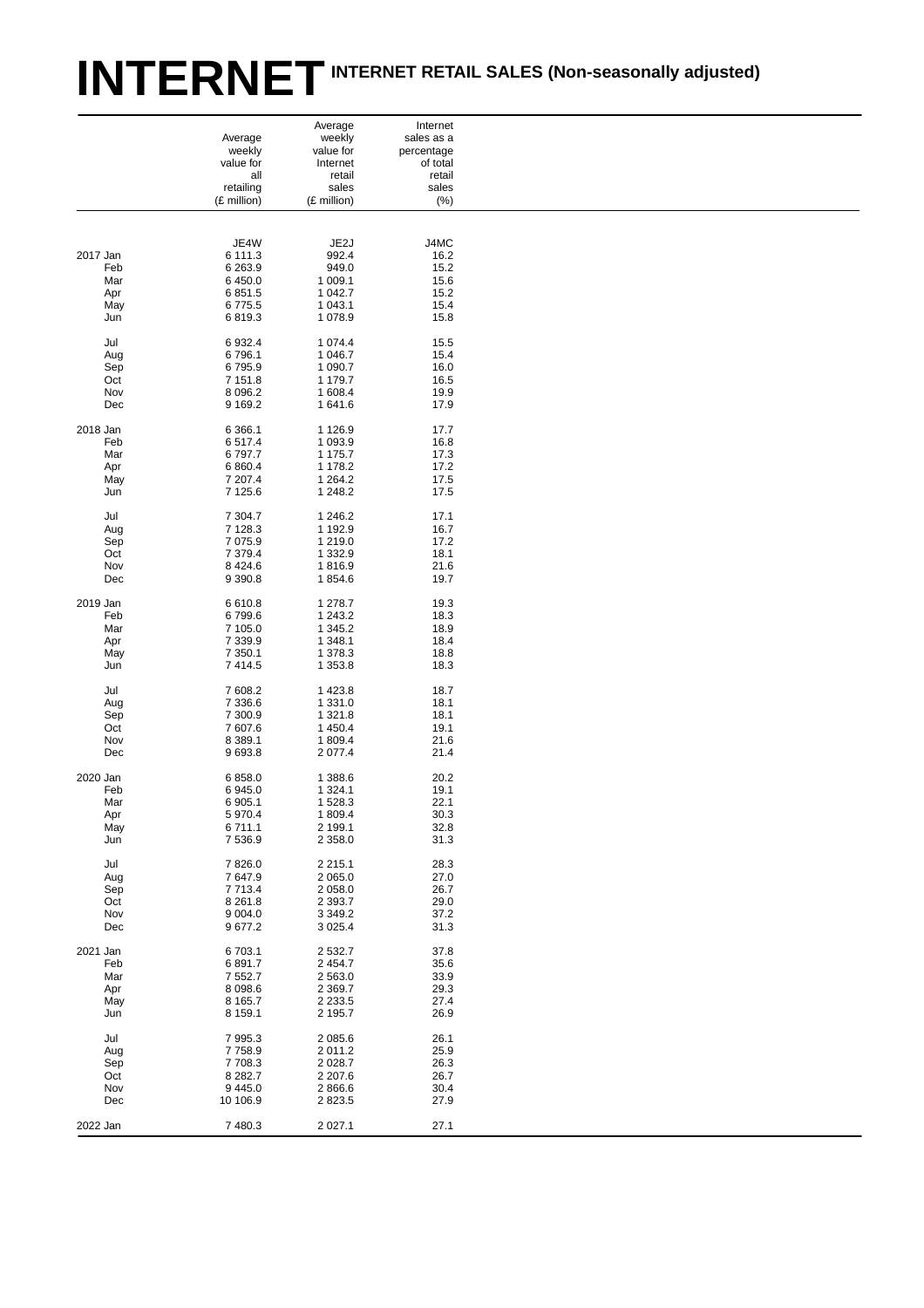# INTERNET

## INTERNET RETAIL SALES (Non-seasonally adjusted)

| | Average weekly value for all retailing (£ million) | Average weekly value for Internet retail sales (£ million) | Internet sales as a percentage of total retail sales (%) |
|---|---|---|---|
| | JE4W | JE2J | J4MC |
| 2017 Jan | 6 111.3 | 992.4 | 16.2 |
| Feb | 6 263.9 | 949.0 | 15.2 |
| Mar | 6 450.0 | 1 009.1 | 15.6 |
| Apr | 6 851.5 | 1 042.7 | 15.2 |
| May | 6 775.5 | 1 043.1 | 15.4 |
| Jun | 6 819.3 | 1 078.9 | 15.8 |
| Jul | 6 932.4 | 1 074.4 | 15.5 |
| Aug | 6 796.1 | 1 046.7 | 15.4 |
| Sep | 6 795.9 | 1 090.7 | 16.0 |
| Oct | 7 151.8 | 1 179.7 | 16.5 |
| Nov | 8 096.2 | 1 608.4 | 19.9 |
| Dec | 9 169.2 | 1 641.6 | 17.9 |
| 2018 Jan | 6 366.1 | 1 126.9 | 17.7 |
| Feb | 6 517.4 | 1 093.9 | 16.8 |
| Mar | 6 797.7 | 1 175.7 | 17.3 |
| Apr | 6 860.4 | 1 178.2 | 17.2 |
| May | 7 207.4 | 1 264.2 | 17.5 |
| Jun | 7 125.6 | 1 248.2 | 17.5 |
| Jul | 7 304.7 | 1 246.2 | 17.1 |
| Aug | 7 128.3 | 1 192.9 | 16.7 |
| Sep | 7 075.9 | 1 219.0 | 17.2 |
| Oct | 7 379.4 | 1 332.9 | 18.1 |
| Nov | 8 424.6 | 1 816.9 | 21.6 |
| Dec | 9 390.8 | 1 854.6 | 19.7 |
| 2019 Jan | 6 610.8 | 1 278.7 | 19.3 |
| Feb | 6 799.6 | 1 243.2 | 18.3 |
| Mar | 7 105.0 | 1 345.2 | 18.9 |
| Apr | 7 339.9 | 1 348.1 | 18.4 |
| May | 7 350.1 | 1 378.3 | 18.8 |
| Jun | 7 414.5 | 1 353.8 | 18.3 |
| Jul | 7 608.2 | 1 423.8 | 18.7 |
| Aug | 7 336.6 | 1 331.0 | 18.1 |
| Sep | 7 300.9 | 1 321.8 | 18.1 |
| Oct | 7 607.6 | 1 450.4 | 19.1 |
| Nov | 8 389.1 | 1 809.4 | 21.6 |
| Dec | 9 693.8 | 2 077.4 | 21.4 |
| 2020 Jan | 6 858.0 | 1 388.6 | 20.2 |
| Feb | 6 945.0 | 1 324.1 | 19.1 |
| Mar | 6 905.1 | 1 528.3 | 22.1 |
| Apr | 5 970.4 | 1 809.4 | 30.3 |
| May | 6 711.1 | 2 199.1 | 32.8 |
| Jun | 7 536.9 | 2 358.0 | 31.3 |
| Jul | 7 826.0 | 2 215.1 | 28.3 |
| Aug | 7 647.9 | 2 065.0 | 27.0 |
| Sep | 7 713.4 | 2 058.0 | 26.7 |
| Oct | 8 261.8 | 2 393.7 | 29.0 |
| Nov | 9 004.0 | 3 349.2 | 37.2 |
| Dec | 9 677.2 | 3 025.4 | 31.3 |
| 2021 Jan | 6 703.1 | 2 532.7 | 37.8 |
| Feb | 6 891.7 | 2 454.7 | 35.6 |
| Mar | 7 552.7 | 2 563.0 | 33.9 |
| Apr | 8 098.6 | 2 369.7 | 29.3 |
| May | 8 165.7 | 2 233.5 | 27.4 |
| Jun | 8 159.1 | 2 195.7 | 26.9 |
| Jul | 7 995.3 | 2 085.6 | 26.1 |
| Aug | 7 758.9 | 2 011.2 | 25.9 |
| Sep | 7 708.3 | 2 028.7 | 26.3 |
| Oct | 8 282.7 | 2 207.6 | 26.7 |
| Nov | 9 445.0 | 2 866.6 | 30.4 |
| Dec | 10 106.9 | 2 823.5 | 27.9 |
| 2022 Jan | 7 480.3 | 2 027.1 | 27.1 |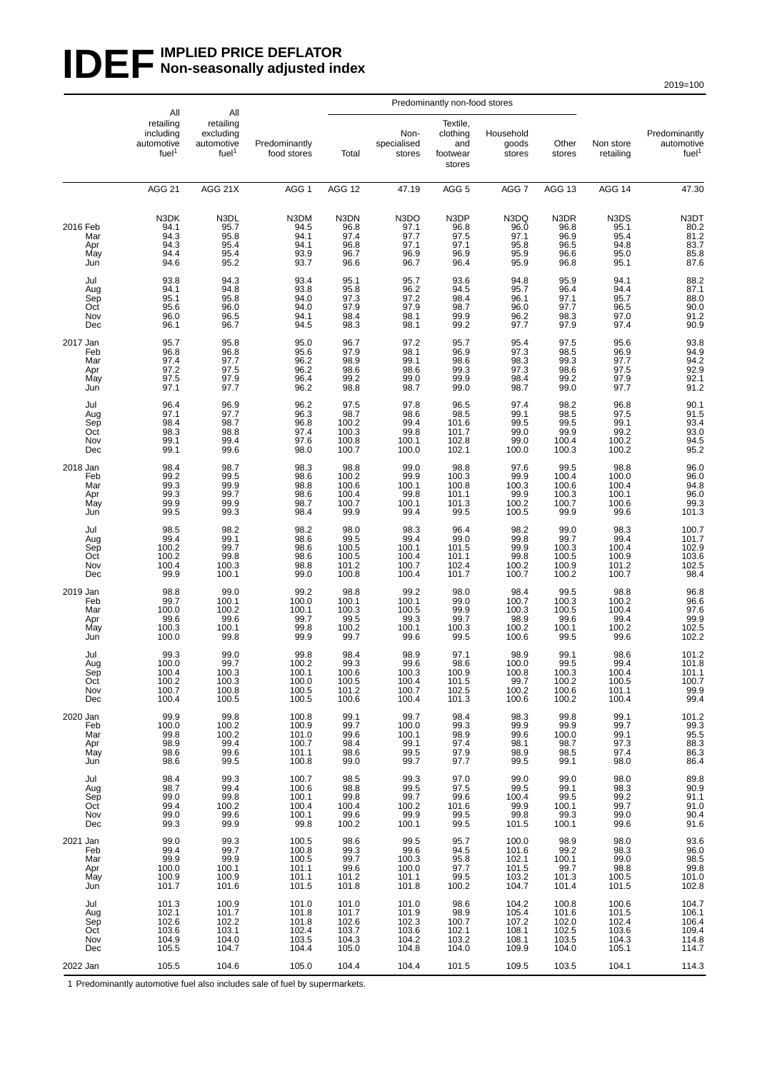# IDEF IMPLIED PRICE DEFLATOR
## Non-seasonally adjusted index

2019=100

| | All retailing including automotive fuel[1] | All retailing excluding automotive fuel[1] | Predominantly food stores | Predominantly non-food stores: Total | Predominantly non-food stores: Non-specialised stores | Predominantly non-food stores: Textile, clothing and footwear stores | Predominantly non-food stores: Household goods stores | Predominantly non-food stores: Other stores | Non store retailing | Predominantly automotive fuel[1] |
|---|---|---|---|---|---|---|---|---|---|---|
| | AGG 21 | AGG 21X | AGG 1 | AGG 12 | 47.19 | AGG 5 | AGG 7 | AGG 13 | AGG 14 | 47.30 |
| | N3DK | N3DL | N3DM | N3DN | N3DO | N3DP | N3DQ | N3DR | N3DS | N3DT |
| 2016 Feb | 94.1 | 95.7 | 94.5 | 96.8 | 97.1 | 96.8 | 96.0 | 96.8 | 95.1 | 80.2 |
| Mar | 94.3 | 95.8 | 94.1 | 97.4 | 97.7 | 97.5 | 97.1 | 96.9 | 95.4 | 81.2 |
| Apr | 94.3 | 95.4 | 94.1 | 96.8 | 97.1 | 97.1 | 95.8 | 96.5 | 94.8 | 83.7 |
| May | 94.4 | 95.4 | 93.9 | 96.7 | 96.9 | 96.9 | 95.9 | 96.6 | 95.0 | 85.8 |
| Jun | 94.6 | 95.2 | 93.7 | 96.6 | 96.7 | 96.4 | 95.9 | 96.8 | 95.1 | 87.6 |
| Jul | 93.8 | 94.3 | 93.4 | 95.1 | 95.7 | 93.6 | 94.8 | 95.9 | 94.1 | 88.2 |
| Aug | 94.1 | 94.8 | 93.8 | 95.8 | 96.2 | 94.5 | 95.7 | 96.4 | 94.4 | 87.1 |
| Sep | 95.1 | 95.8 | 94.0 | 97.3 | 97.2 | 98.4 | 96.1 | 97.1 | 95.7 | 88.0 |
| Oct | 95.6 | 96.0 | 94.0 | 97.9 | 97.9 | 98.7 | 96.0 | 97.7 | 96.5 | 90.0 |
| Nov | 96.0 | 96.5 | 94.1 | 98.4 | 98.1 | 99.9 | 96.2 | 98.3 | 97.0 | 91.2 |
| Dec | 96.1 | 96.7 | 94.5 | 98.3 | 98.1 | 99.2 | 97.7 | 97.9 | 97.4 | 90.9 |
| 2017 Jan | 95.7 | 95.8 | 95.0 | 96.7 | 97.2 | 95.7 | 95.4 | 97.5 | 95.6 | 93.8 |
| Feb | 96.8 | 96.8 | 95.6 | 97.9 | 98.1 | 96.9 | 97.3 | 98.5 | 96.9 | 94.9 |
| Mar | 97.4 | 97.7 | 96.2 | 98.9 | 99.1 | 98.6 | 98.3 | 99.3 | 97.7 | 94.2 |
| Apr | 97.2 | 97.5 | 96.2 | 98.6 | 98.6 | 99.3 | 97.3 | 98.6 | 97.5 | 92.9 |
| May | 97.5 | 97.9 | 96.4 | 99.2 | 99.0 | 99.9 | 98.4 | 99.2 | 97.9 | 92.1 |
| Jun | 97.1 | 97.7 | 96.2 | 98.8 | 98.7 | 99.0 | 98.7 | 99.0 | 97.7 | 91.2 |
| Jul | 96.4 | 96.9 | 96.2 | 97.5 | 97.8 | 96.5 | 97.4 | 98.2 | 96.8 | 90.1 |
| Aug | 97.1 | 97.7 | 96.3 | 98.7 | 98.6 | 98.5 | 99.1 | 98.5 | 97.5 | 91.5 |
| Sep | 98.4 | 98.7 | 96.8 | 100.2 | 99.4 | 101.6 | 99.5 | 99.5 | 99.1 | 93.4 |
| Oct | 98.3 | 98.8 | 97.4 | 100.3 | 99.8 | 101.7 | 99.0 | 99.9 | 99.2 | 93.0 |
| Nov | 99.1 | 99.4 | 97.6 | 100.8 | 100.1 | 102.8 | 99.0 | 100.4 | 100.2 | 94.5 |
| Dec | 99.1 | 99.6 | 98.0 | 100.7 | 100.0 | 102.1 | 100.0 | 100.3 | 100.2 | 95.2 |
| 2018 Jan | 98.4 | 98.7 | 98.3 | 98.8 | 99.0 | 98.8 | 97.6 | 99.5 | 98.8 | 96.0 |
| Feb | 99.2 | 99.5 | 98.6 | 100.2 | 99.9 | 100.3 | 99.9 | 100.4 | 100.0 | 96.0 |
| Mar | 99.3 | 99.9 | 98.8 | 100.6 | 100.1 | 100.8 | 100.3 | 100.6 | 100.4 | 94.8 |
| Apr | 99.3 | 99.7 | 98.6 | 100.4 | 99.8 | 101.1 | 99.9 | 100.3 | 100.1 | 96.0 |
| May | 99.9 | 99.9 | 98.7 | 100.7 | 100.1 | 101.3 | 100.2 | 100.7 | 100.6 | 99.3 |
| Jun | 99.5 | 99.3 | 98.4 | 99.9 | 99.4 | 99.5 | 100.5 | 99.9 | 99.6 | 101.3 |
| Jul | 98.5 | 98.2 | 98.2 | 98.0 | 98.3 | 96.4 | 98.2 | 99.0 | 98.3 | 100.7 |
| Aug | 99.4 | 99.1 | 98.6 | 99.5 | 99.4 | 99.0 | 99.8 | 99.7 | 99.4 | 101.7 |
| Sep | 100.2 | 99.7 | 98.6 | 100.5 | 100.1 | 101.5 | 99.9 | 100.3 | 100.4 | 102.9 |
| Oct | 100.2 | 99.8 | 98.6 | 100.5 | 100.4 | 101.1 | 99.8 | 100.5 | 100.9 | 103.6 |
| Nov | 100.4 | 100.3 | 98.8 | 101.2 | 100.7 | 102.4 | 100.2 | 100.9 | 101.2 | 102.5 |
| Dec | 99.9 | 100.1 | 99.0 | 100.8 | 100.4 | 101.7 | 100.7 | 100.2 | 100.7 | 98.4 |
| 2019 Jan | 98.8 | 99.0 | 99.2 | 98.8 | 99.2 | 98.0 | 98.4 | 99.5 | 98.8 | 96.8 |
| Feb | 99.7 | 100.1 | 100.0 | 100.1 | 100.1 | 99.0 | 100.7 | 100.3 | 100.2 | 96.6 |
| Mar | 100.0 | 100.2 | 100.1 | 100.3 | 100.5 | 99.9 | 100.3 | 100.5 | 100.4 | 97.6 |
| Apr | 99.6 | 99.6 | 99.7 | 99.5 | 99.3 | 99.7 | 98.9 | 99.6 | 99.4 | 99.9 |
| May | 100.3 | 100.1 | 99.8 | 100.2 | 100.1 | 100.3 | 100.2 | 100.1 | 100.2 | 102.5 |
| Jun | 100.0 | 99.8 | 99.9 | 99.7 | 99.6 | 99.5 | 100.6 | 99.5 | 99.6 | 102.2 |
| Jul | 99.3 | 99.0 | 99.8 | 98.4 | 98.9 | 97.1 | 98.9 | 99.1 | 98.6 | 101.2 |
| Aug | 100.0 | 99.7 | 100.2 | 99.3 | 99.6 | 98.6 | 100.0 | 99.5 | 99.4 | 101.8 |
| Sep | 100.4 | 100.3 | 100.1 | 100.6 | 100.3 | 100.9 | 100.8 | 100.3 | 100.4 | 101.1 |
| Oct | 100.2 | 100.3 | 100.0 | 100.5 | 100.4 | 101.5 | 99.7 | 100.2 | 100.5 | 100.7 |
| Nov | 100.7 | 100.8 | 100.5 | 101.2 | 100.7 | 102.5 | 100.2 | 100.6 | 101.1 | 99.9 |
| Dec | 100.4 | 100.5 | 100.5 | 100.6 | 100.4 | 101.3 | 100.6 | 100.2 | 100.4 | 99.4 |
| 2020 Jan | 99.9 | 99.8 | 100.8 | 99.1 | 99.7 | 98.4 | 98.3 | 99.8 | 99.1 | 101.2 |
| Feb | 100.0 | 100.2 | 100.9 | 99.7 | 100.0 | 99.3 | 99.9 | 99.9 | 99.7 | 99.3 |
| Mar | 99.8 | 100.2 | 101.0 | 99.6 | 100.1 | 98.9 | 99.6 | 100.0 | 99.1 | 95.5 |
| Apr | 98.9 | 99.4 | 100.7 | 98.4 | 99.1 | 97.4 | 98.1 | 98.7 | 97.3 | 88.3 |
| May | 98.6 | 99.6 | 101.1 | 98.6 | 99.5 | 97.9 | 98.9 | 98.5 | 97.4 | 86.3 |
| Jun | 98.6 | 99.5 | 100.8 | 99.0 | 99.7 | 97.7 | 99.5 | 99.1 | 98.0 | 86.4 |
| Jul | 98.4 | 99.3 | 100.7 | 98.5 | 99.3 | 97.0 | 99.0 | 99.0 | 98.0 | 89.8 |
| Aug | 98.7 | 99.4 | 100.6 | 98.8 | 99.5 | 97.5 | 99.5 | 99.1 | 98.3 | 90.9 |
| Sep | 99.0 | 99.8 | 100.1 | 99.8 | 99.7 | 99.6 | 100.4 | 99.5 | 99.2 | 91.1 |
| Oct | 99.4 | 100.2 | 100.4 | 100.4 | 100.2 | 101.6 | 99.9 | 100.1 | 99.7 | 91.0 |
| Nov | 99.0 | 99.6 | 100.1 | 99.6 | 99.9 | 99.5 | 99.8 | 99.3 | 99.0 | 90.4 |
| Dec | 99.3 | 99.9 | 99.8 | 100.2 | 100.1 | 99.5 | 101.5 | 100.1 | 99.6 | 91.6 |
| 2021 Jan | 99.0 | 99.3 | 100.5 | 98.6 | 99.5 | 95.7 | 100.0 | 98.9 | 98.0 | 93.6 |
| Feb | 99.4 | 99.7 | 100.8 | 99.3 | 99.6 | 94.5 | 101.6 | 99.2 | 98.3 | 96.0 |
| Mar | 99.9 | 99.9 | 100.5 | 99.7 | 100.3 | 95.8 | 102.1 | 100.1 | 99.0 | 98.5 |
| Apr | 100.0 | 100.1 | 101.1 | 99.6 | 100.0 | 97.7 | 101.5 | 99.7 | 98.8 | 99.8 |
| May | 100.9 | 100.9 | 101.1 | 101.2 | 101.1 | 99.5 | 103.2 | 101.3 | 100.5 | 101.0 |
| Jun | 101.7 | 101.6 | 101.5 | 101.8 | 101.8 | 100.2 | 104.7 | 101.4 | 101.5 | 102.8 |
| Jul | 101.3 | 100.9 | 101.0 | 101.0 | 101.0 | 98.6 | 104.2 | 100.8 | 100.6 | 104.7 |
| Aug | 102.1 | 101.7 | 101.8 | 101.7 | 101.9 | 98.9 | 105.4 | 101.6 | 101.5 | 106.1 |
| Sep | 102.6 | 102.2 | 101.8 | 102.6 | 102.3 | 100.7 | 107.2 | 102.0 | 102.4 | 106.4 |
| Oct | 103.6 | 103.1 | 102.4 | 103.7 | 103.6 | 102.1 | 108.1 | 102.5 | 103.6 | 109.4 |
| Nov | 104.9 | 104.0 | 103.5 | 104.3 | 104.2 | 103.2 | 108.1 | 103.5 | 104.3 | 114.8 |
| Dec | 105.5 | 104.7 | 104.4 | 105.0 | 104.8 | 104.0 | 109.9 | 104.0 | 105.1 | 114.7 |
| 2022 Jan | 105.5 | 104.6 | 105.0 | 104.4 | 104.4 | 101.5 | 109.5 | 103.5 | 104.1 | 114.3 |

1 Predominantly automotive fuel also includes sale of fuel by supermarkets.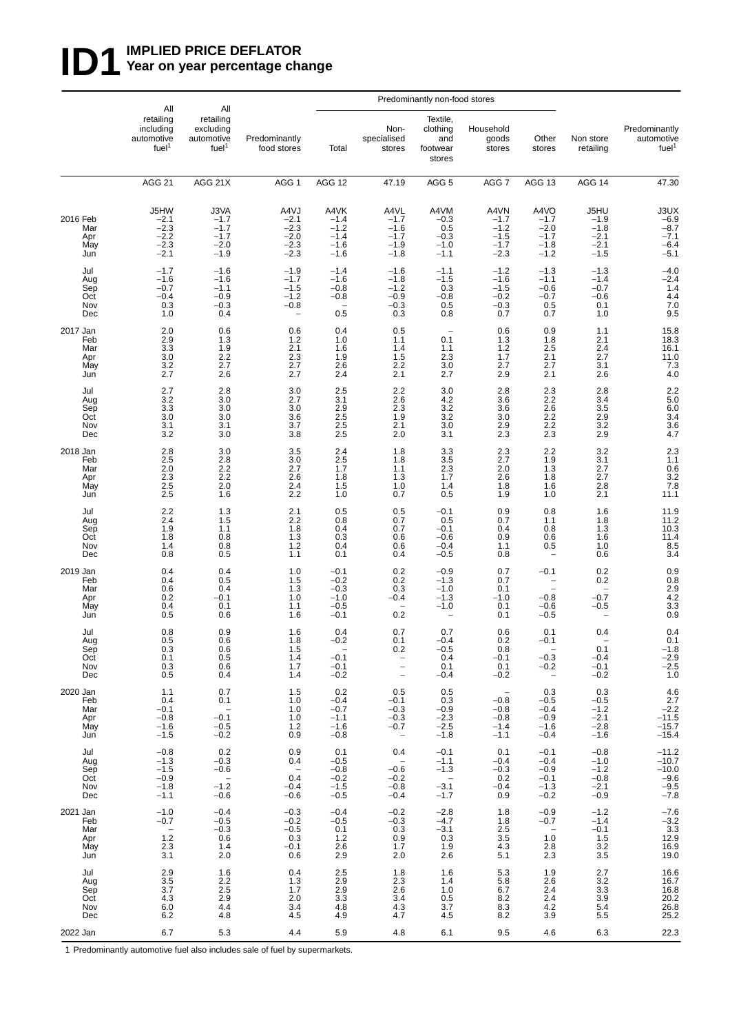# ID1 IMPLIED PRICE DEFLATOR
## Year on year percentage change

| | All retailing including automotive fuel[1] | All retailing excluding automotive fuel[1] | Predominantly food stores | Predominantly non-food stores: Total | Non-specialised stores | Textile, clothing and footwear stores | Household goods stores | Other stores | Non store retailing | Predominantly automotive fuel[1] |
|---|---|---|---|---|---|---|---|---|---|---|
| | AGG 21 | AGG 21X | AGG 1 | AGG 12 | 47.19 | AGG 5 | AGG 7 | AGG 13 | AGG 14 | 47.30 |
| | J5HW | J3VA | A4VJ | A4VK | A4VL | A4VM | A4VN | A4VO | J5HU | J3UX |
| 2016 Feb | –2.1 | –1.7 | –2.1 | –1.4 | –1.7 | –0.3 | –1.7 | –1.7 | –1.9 | –6.9 |
| Mar | –2.3 | –1.7 | –2.3 | –1.2 | –1.6 | 0.5 | –1.2 | –2.0 | –1.8 | –8.7 |
| Apr | –2.2 | –1.7 | –2.0 | –1.4 | –1.7 | –0.3 | –1.5 | –1.7 | –2.1 | –7.1 |
| May | –2.3 | –2.0 | –2.3 | –1.6 | –1.9 | –1.0 | –1.7 | –1.8 | –2.1 | –6.4 |
| Jun | –2.1 | –1.9 | –2.3 | –1.6 | –1.8 | –1.1 | –2.3 | –1.2 | –1.5 | –5.1 |
| Jul | –1.7 | –1.6 | –1.9 | –1.4 | –1.6 | –1.1 | –1.2 | –1.3 | –1.3 | –4.0 |
| Aug | –1.6 | –1.6 | –1.7 | –1.6 | –1.8 | –1.5 | –1.6 | –1.1 | –1.4 | –2.4 |
| Sep | –0.7 | –1.1 | –1.5 | –0.8 | –1.2 | 0.3 | –1.5 | –0.6 | –0.7 | 1.4 |
| Oct | –0.4 | –0.9 | –1.2 | –0.8 | –0.9 | –0.8 | –0.2 | –0.7 | –0.6 | 4.4 |
| Nov | 0.3 | –0.3 | –0.8 | – | –0.3 | 0.5 | –0.3 | 0.5 | 0.1 | 7.0 |
| Dec | 1.0 | 0.4 | – | 0.5 | 0.3 | 0.8 | 0.7 | 0.7 | 1.0 | 9.5 |
| 2017 Jan | 2.0 | 0.6 | 0.6 | 0.4 | 0.5 | – | 0.6 | 0.9 | 1.1 | 15.8 |
| Feb | 2.9 | 1.3 | 1.2 | 1.0 | 1.1 | 0.1 | 1.3 | 1.8 | 2.1 | 18.3 |
| Mar | 3.3 | 1.9 | 2.1 | 1.6 | 1.4 | 1.1 | 1.2 | 2.5 | 2.4 | 16.1 |
| Apr | 3.0 | 2.2 | 2.3 | 1.9 | 1.5 | 2.3 | 1.7 | 2.1 | 2.7 | 11.0 |
| May | 3.2 | 2.7 | 2.7 | 2.6 | 2.2 | 3.0 | 2.7 | 2.7 | 3.1 | 7.3 |
| Jun | 2.7 | 2.6 | 2.7 | 2.4 | 2.1 | 2.7 | 2.9 | 2.1 | 2.6 | 4.0 |
| Jul | 2.7 | 2.8 | 3.0 | 2.5 | 2.2 | 3.0 | 2.8 | 2.3 | 2.8 | 2.2 |
| Aug | 3.2 | 3.0 | 2.7 | 3.1 | 2.6 | 4.2 | 3.6 | 2.2 | 3.4 | 5.0 |
| Sep | 3.3 | 3.0 | 3.0 | 2.9 | 2.3 | 3.2 | 3.6 | 2.6 | 3.5 | 6.0 |
| Oct | 3.0 | 3.0 | 3.6 | 2.5 | 1.9 | 3.2 | 3.0 | 2.2 | 2.9 | 3.4 |
| Nov | 3.1 | 3.1 | 3.7 | 2.5 | 2.1 | 3.0 | 2.9 | 2.2 | 3.2 | 3.6 |
| Dec | 3.2 | 3.0 | 3.8 | 2.5 | 2.0 | 3.1 | 2.3 | 2.3 | 2.9 | 4.7 |
| 2018 Jan | 2.8 | 3.0 | 3.5 | 2.4 | 1.8 | 3.3 | 2.3 | 2.2 | 3.2 | 2.3 |
| Feb | 2.5 | 2.8 | 3.0 | 2.5 | 1.8 | 3.5 | 2.7 | 1.9 | 3.1 | 1.1 |
| Mar | 2.0 | 2.2 | 2.7 | 1.7 | 1.1 | 2.3 | 2.0 | 1.3 | 2.7 | 0.6 |
| Apr | 2.3 | 2.2 | 2.6 | 1.8 | 1.3 | 1.7 | 2.6 | 1.8 | 2.7 | 3.2 |
| May | 2.5 | 2.0 | 2.4 | 1.5 | 1.0 | 1.4 | 1.8 | 1.6 | 2.8 | 7.8 |
| Jun | 2.5 | 1.6 | 2.2 | 1.0 | 0.7 | 0.5 | 1.9 | 1.0 | 2.1 | 11.1 |
| Jul | 2.2 | 1.3 | 2.1 | 0.5 | 0.5 | –0.1 | 0.9 | 0.8 | 1.6 | 11.9 |
| Aug | 2.4 | 1.5 | 2.2 | 0.8 | 0.7 | 0.5 | 0.7 | 1.1 | 1.8 | 11.2 |
| Sep | 1.9 | 1.1 | 1.8 | 0.4 | 0.7 | –0.1 | 0.4 | 0.8 | 1.3 | 10.3 |
| Oct | 1.8 | 0.8 | 1.3 | 0.3 | 0.6 | –0.6 | 0.9 | 0.6 | 1.6 | 11.4 |
| Nov | 1.4 | 0.8 | 1.2 | 0.4 | 0.6 | –0.4 | 1.1 | 0.5 | 1.0 | 8.5 |
| Dec | 0.8 | 0.5 | 1.1 | 0.1 | 0.4 | –0.5 | 0.8 | – | 0.6 | 3.4 |
| 2019 Jan | 0.4 | 0.4 | 1.0 | –0.1 | 0.2 | –0.9 | 0.7 | –0.1 | 0.2 | 0.9 |
| Feb | 0.4 | 0.5 | 1.5 | –0.2 | 0.2 | –1.3 | 0.7 | – | 0.2 | 0.8 |
| Mar | 0.6 | 0.4 | 1.3 | –0.3 | 0.3 | –1.0 | 0.1 | – | – | 2.9 |
| Apr | 0.2 | –0.1 | 1.0 | –1.0 | –0.4 | –1.3 | –1.0 | –0.8 | –0.7 | 4.2 |
| May | 0.4 | 0.1 | 1.1 | –0.5 | – | –1.0 | 0.1 | –0.6 | –0.5 | 3.3 |
| Jun | 0.5 | 0.6 | 1.6 | –0.1 | 0.2 | – | 0.1 | –0.5 | – | 0.9 |
| Jul | 0.8 | 0.9 | 1.6 | 0.4 | 0.7 | 0.7 | 0.6 | 0.1 | 0.4 | 0.4 |
| Aug | 0.5 | 0.6 | 1.8 | –0.2 | 0.1 | –0.4 | 0.2 | –0.1 | – | 0.1 |
| Sep | 0.3 | 0.6 | 1.5 | – | 0.2 | –0.5 | 0.8 | – | 0.1 | –1.8 |
| Oct | 0.1 | 0.5 | 1.4 | –0.1 | – | 0.4 | –0.1 | –0.3 | –0.4 | –2.9 |
| Nov | 0.3 | 0.6 | 1.7 | –0.1 | – | 0.1 | 0.1 | –0.2 | –0.1 | –2.5 |
| Dec | 0.5 | 0.4 | 1.4 | –0.2 | – | –0.4 | –0.2 | – | –0.2 | 1.0 |
| 2020 Jan | 1.1 | 0.7 | 1.5 | 0.2 | 0.5 | 0.5 | – | 0.3 | 0.3 | 4.6 |
| Feb | 0.4 | 0.1 | 1.0 | –0.4 | –0.1 | 0.3 | –0.8 | –0.5 | –0.5 | 2.7 |
| Mar | –0.1 | – | 1.0 | –0.7 | –0.3 | –0.9 | –0.8 | –0.4 | –1.2 | –2.2 |
| Apr | –0.8 | –0.1 | 1.0 | –1.1 | –0.3 | –2.3 | –0.8 | –0.9 | –2.1 | –11.5 |
| May | –1.6 | –0.5 | 1.2 | –1.6 | –0.7 | –2.5 | –1.4 | –1.6 | –2.8 | –15.7 |
| Jun | –1.5 | –0.2 | 0.9 | –0.8 | – | –1.8 | –1.1 | –0.4 | –1.6 | –15.4 |
| Jul | –0.8 | 0.2 | 0.9 | 0.1 | 0.4 | –0.1 | 0.1 | –0.1 | –0.8 | –11.2 |
| Aug | –1.3 | –0.3 | 0.4 | –0.5 | – | –1.1 | –0.4 | –0.4 | –1.0 | –10.7 |
| Sep | –1.5 | –0.6 | – | –0.8 | –0.6 | –1.3 | –0.3 | –0.9 | –1.2 | –10.0 |
| Oct | –0.9 | – | 0.4 | –0.2 | –0.2 | – | 0.2 | –0.1 | –0.8 | –9.6 |
| Nov | –1.8 | –1.2 | –0.4 | –1.5 | –0.8 | –3.1 | –0.4 | –1.3 | –2.1 | –9.5 |
| Dec | –1.1 | –0.6 | –0.6 | –0.5 | –0.4 | –1.7 | 0.9 | –0.2 | –0.9 | –7.8 |
| 2021 Jan | –1.0 | –0.4 | –0.3 | –0.4 | –0.2 | –2.8 | 1.8 | –0.9 | –1.2 | –7.6 |
| Feb | –0.7 | –0.5 | –0.2 | –0.5 | –0.3 | –4.7 | 1.8 | –0.7 | –1.4 | –3.2 |
| Mar | – | –0.3 | –0.5 | 0.1 | 0.3 | –3.1 | 2.5 | – | –0.1 | 3.3 |
| Apr | 1.2 | 0.6 | 0.3 | 1.2 | 0.9 | 0.3 | 3.5 | 1.0 | 1.5 | 12.9 |
| May | 2.3 | 1.4 | –0.1 | 2.6 | 1.7 | 1.9 | 4.3 | 2.8 | 3.2 | 16.9 |
| Jun | 3.1 | 2.0 | 0.6 | 2.9 | 2.0 | 2.6 | 5.1 | 2.3 | 3.5 | 19.0 |
| Jul | 2.9 | 1.6 | 0.4 | 2.5 | 1.8 | 1.6 | 5.3 | 1.9 | 2.7 | 16.6 |
| Aug | 3.5 | 2.2 | 1.3 | 2.9 | 2.3 | 1.4 | 5.8 | 2.6 | 3.2 | 16.7 |
| Sep | 3.7 | 2.5 | 1.7 | 2.9 | 2.6 | 1.0 | 6.7 | 2.4 | 3.3 | 16.8 |
| Oct | 4.3 | 2.9 | 2.0 | 3.3 | 3.4 | 0.5 | 8.2 | 2.4 | 3.9 | 20.2 |
| Nov | 6.0 | 4.4 | 3.4 | 4.8 | 4.3 | 3.7 | 8.3 | 4.2 | 5.4 | 26.8 |
| Dec | 6.2 | 4.8 | 4.5 | 4.9 | 4.7 | 4.5 | 8.2 | 3.9 | 5.5 | 25.2 |
| 2022 Jan | 6.7 | 5.3 | 4.4 | 5.9 | 4.8 | 6.1 | 9.5 | 4.6 | 6.3 | 22.3 |

1 Predominantly automotive fuel also includes sale of fuel by supermarkets.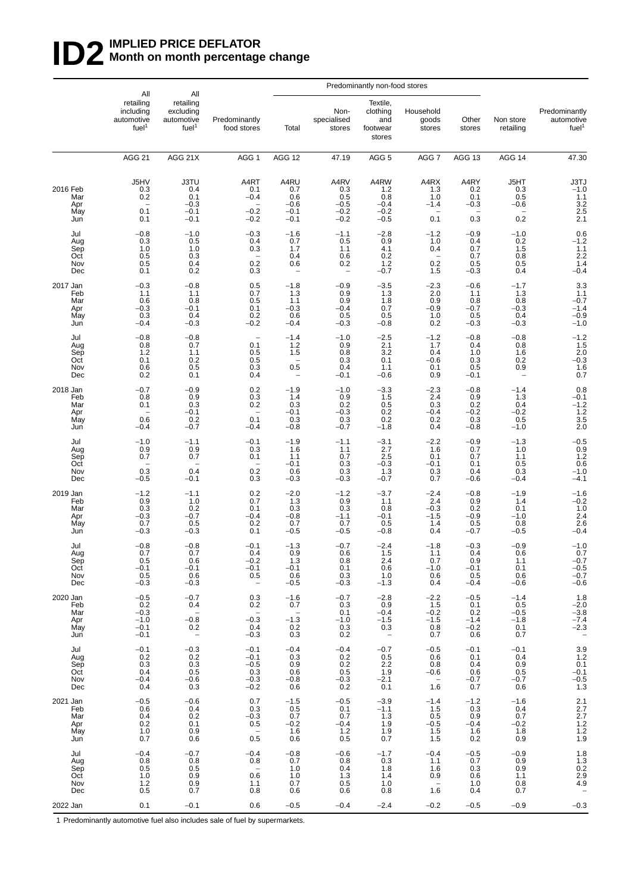# ID2 IMPLIED PRICE DEFLATOR
## Month on month percentage change

| | All retailing including automotive fuel[1] | All retailing excluding automotive fuel[1] | Predominantly food stores | Predominantly non-food stores: Total | Non-specialised stores | Textile, clothing and footwear stores | Household goods stores | Other stores | Non store retailing | Predominantly automotive fuel[1] |
|---|---|---|---|---|---|---|---|---|---|---|
| | AGG 21 | AGG 21X | AGG 1 | AGG 12 | 47.19 | AGG 5 | AGG 7 | AGG 13 | AGG 14 | 47.30 |
| | J5HV | J3TU | A4RT | A4RU | A4RV | A4RW | A4RX | A4RY | J5HT | J3TJ |
| 2016 Feb | 0.3 | 0.4 | 0.1 | 0.7 | 0.3 | 1.2 | 1.3 | 0.2 | 0.3 | −1.0 |
| Mar | 0.2 | 0.1 | −0.4 | 0.6 | 0.5 | 0.8 | 1.0 | 0.1 | 0.5 | 1.1 |
| Apr | – | −0.3 | – | −0.6 | −0.5 | −0.4 | −1.4 | −0.3 | −0.6 | 3.2 |
| May | 0.1 | −0.1 | −0.2 | −0.1 | −0.2 | −0.2 | – | – | – | 2.5 |
| Jun | 0.1 | −0.1 | −0.2 | −0.1 | −0.2 | −0.5 | 0.1 | 0.3 | 0.2 | 2.1 |
| Jul | −0.8 | −1.0 | −0.3 | −1.6 | −1.1 | −2.8 | −1.2 | −0.9 | −1.0 | 0.6 |
| Aug | 0.3 | 0.5 | 0.4 | 0.7 | 0.5 | 0.9 | 1.0 | 0.4 | 0.2 | −1.2 |
| Sep | 1.0 | 1.0 | 0.3 | 1.7 | 1.1 | 4.1 | 0.4 | 0.7 | 1.5 | 1.1 |
| Oct | 0.5 | 0.3 | – | 0.4 | 0.6 | 0.2 | – | 0.7 | 0.8 | 2.2 |
| Nov | 0.5 | 0.4 | 0.2 | 0.6 | 0.2 | 1.2 | 0.2 | 0.5 | 0.5 | 1.4 |
| Dec | 0.1 | 0.2 | 0.3 | – | – | −0.7 | 1.5 | −0.3 | 0.4 | −0.4 |
| 2017 Jan | −0.3 | −0.8 | 0.5 | −1.8 | −0.9 | −3.5 | −2.3 | −0.6 | −1.7 | 3.3 |
| Feb | 1.1 | 1.1 | 0.7 | 1.3 | 0.9 | 1.3 | 2.0 | 1.1 | 1.3 | 1.1 |
| Mar | 0.6 | 0.8 | 0.5 | 1.1 | 0.9 | 1.8 | 0.9 | 0.8 | 0.8 | −0.7 |
| Apr | −0.3 | −0.1 | 0.1 | −0.3 | −0.4 | 0.7 | −0.9 | −0.7 | −0.3 | −1.4 |
| May | 0.3 | 0.4 | 0.2 | 0.6 | 0.5 | 0.5 | 1.0 | 0.5 | 0.4 | −0.9 |
| Jun | −0.4 | −0.3 | −0.2 | −0.4 | −0.3 | −0.8 | 0.2 | −0.3 | −0.3 | −1.0 |
| Jul | −0.8 | −0.8 | – | −1.4 | −1.0 | −2.5 | −1.2 | −0.8 | −0.8 | −1.2 |
| Aug | 0.8 | 0.7 | 0.1 | 1.2 | 0.9 | 2.1 | 1.7 | 0.4 | 0.8 | 1.5 |
| Sep | 1.2 | 1.1 | 0.5 | 1.5 | 0.8 | 3.2 | 0.4 | 1.0 | 1.6 | 2.0 |
| Oct | 0.1 | 0.2 | 0.5 | – | 0.3 | 0.1 | −0.6 | 0.3 | 0.2 | −0.3 |
| Nov | 0.6 | 0.5 | 0.3 | 0.5 | 0.4 | 1.1 | 0.1 | 0.5 | 0.9 | 1.6 |
| Dec | 0.2 | 0.1 | 0.4 | – | −0.1 | −0.6 | 0.9 | −0.1 | – | 0.7 |
| 2018 Jan | −0.7 | −0.9 | 0.2 | −1.9 | −1.0 | −3.3 | −2.3 | −0.8 | −1.4 | 0.8 |
| Feb | 0.8 | 0.9 | 0.3 | 1.4 | 0.9 | 1.5 | 2.4 | 0.9 | 1.3 | −0.1 |
| Mar | 0.1 | 0.3 | 0.2 | 0.3 | 0.2 | 0.5 | 0.3 | 0.2 | 0.4 | −1.2 |
| Apr | – | −0.1 | – | −0.1 | −0.3 | 0.2 | −0.4 | −0.2 | −0.2 | 1.2 |
| May | 0.6 | 0.2 | 0.1 | 0.3 | 0.3 | 0.2 | 0.2 | 0.3 | 0.5 | 3.5 |
| Jun | −0.4 | −0.7 | −0.4 | −0.8 | −0.7 | −1.8 | 0.4 | −0.8 | −1.0 | 2.0 |
| Jul | −1.0 | −1.1 | −0.1 | −1.9 | −1.1 | −3.1 | −2.2 | −0.9 | −1.3 | −0.5 |
| Aug | 0.9 | 0.9 | 0.3 | 1.6 | 1.1 | 2.7 | 1.6 | 0.7 | 1.0 | 0.9 |
| Sep | 0.7 | 0.7 | 0.1 | 1.1 | 0.7 | 2.5 | 0.1 | 0.7 | 1.1 | 1.2 |
| Oct | – | – | – | −0.1 | 0.3 | −0.3 | −0.1 | 0.1 | 0.5 | 0.6 |
| Nov | 0.3 | 0.4 | 0.2 | 0.6 | 0.3 | 1.3 | 0.3 | 0.4 | 0.3 | −1.0 |
| Dec | −0.5 | −0.1 | 0.3 | −0.3 | −0.3 | −0.7 | 0.7 | −0.6 | −0.4 | −4.1 |
| 2019 Jan | −1.2 | −1.1 | 0.2 | −2.0 | −1.2 | −3.7 | −2.4 | −0.8 | −1.9 | −1.6 |
| Feb | 0.9 | 1.0 | 0.7 | 1.3 | 0.9 | 1.1 | 2.4 | 0.9 | 1.4 | −0.2 |
| Mar | 0.3 | 0.2 | 0.1 | 0.3 | 0.3 | 0.8 | −0.3 | 0.2 | 0.1 | 1.0 |
| Apr | −0.3 | −0.7 | −0.4 | −0.8 | −1.1 | −0.1 | −1.5 | −0.9 | −1.0 | 2.4 |
| May | 0.7 | 0.5 | 0.2 | 0.7 | 0.7 | 0.5 | 1.4 | 0.5 | 0.8 | 2.6 |
| Jun | −0.3 | −0.3 | 0.1 | −0.5 | −0.5 | −0.8 | 0.4 | −0.7 | −0.5 | −0.4 |
| Jul | −0.8 | −0.8 | −0.1 | −1.3 | −0.7 | −2.4 | −1.8 | −0.3 | −0.9 | −1.0 |
| Aug | 0.7 | 0.7 | 0.4 | 0.9 | 0.6 | 1.5 | 1.1 | 0.4 | 0.6 | 0.7 |
| Sep | 0.5 | 0.6 | −0.2 | 1.3 | 0.8 | 2.4 | 0.7 | 0.9 | 1.1 | −0.7 |
| Oct | −0.1 | −0.1 | −0.1 | −0.1 | 0.1 | 0.6 | −1.0 | −0.1 | 0.1 | −0.5 |
| Nov | 0.5 | 0.6 | 0.5 | 0.6 | 0.3 | 1.0 | 0.6 | 0.5 | 0.6 | −0.7 |
| Dec | −0.3 | −0.3 | – | −0.5 | −0.3 | −1.3 | 0.4 | −0.4 | −0.6 | −0.6 |
| 2020 Jan | −0.5 | −0.7 | 0.3 | −1.6 | −0.7 | −2.8 | −2.2 | −0.5 | −1.4 | 1.8 |
| Feb | 0.2 | 0.4 | 0.2 | 0.7 | 0.3 | 0.9 | 1.5 | 0.1 | 0.5 | −2.0 |
| Mar | −0.3 | – | – | – | 0.1 | −0.4 | −0.2 | 0.2 | −0.5 | −3.8 |
| Apr | −1.0 | −0.8 | −0.3 | −1.3 | −1.0 | −1.5 | −1.5 | −1.4 | −1.8 | −7.4 |
| May | −0.1 | 0.2 | 0.4 | 0.2 | 0.3 | 0.3 | 0.8 | −0.2 | 0.1 | −2.3 |
| Jun | −0.1 | – | −0.3 | 0.3 | 0.2 | – | 0.7 | 0.6 | 0.7 | – |
| Jul | −0.1 | −0.3 | −0.1 | −0.4 | −0.4 | −0.7 | −0.5 | −0.1 | −0.1 | 3.9 |
| Aug | 0.2 | 0.2 | −0.1 | 0.3 | 0.2 | 0.5 | 0.6 | 0.1 | 0.4 | 1.2 |
| Sep | 0.3 | 0.3 | −0.5 | 0.9 | 0.2 | 2.2 | 0.8 | 0.4 | 0.9 | 0.1 |
| Oct | 0.4 | 0.5 | 0.3 | 0.6 | 0.5 | 1.9 | −0.6 | 0.6 | 0.5 | −0.1 |
| Nov | −0.4 | −0.6 | −0.3 | −0.8 | −0.3 | −2.1 | – | −0.7 | −0.7 | −0.5 |
| Dec | 0.4 | 0.3 | −0.2 | 0.6 | 0.2 | 0.1 | 1.6 | 0.7 | 0.6 | 1.3 |
| 2021 Jan | −0.5 | −0.6 | 0.7 | −1.5 | −0.5 | −3.9 | −1.4 | −1.2 | −1.6 | 2.1 |
| Feb | 0.6 | 0.4 | 0.3 | 0.5 | 0.1 | −1.1 | 1.5 | 0.3 | 0.4 | 2.7 |
| Mar | 0.4 | 0.2 | −0.3 | 0.7 | 0.7 | 1.3 | 0.5 | 0.9 | 0.7 | 2.7 |
| Apr | 0.2 | 0.1 | 0.5 | −0.2 | −0.4 | 1.9 | −0.5 | −0.4 | −0.2 | 1.2 |
| May | 1.0 | 0.9 | – | 1.6 | 1.2 | 1.9 | 1.5 | 1.6 | 1.8 | 1.2 |
| Jun | 0.7 | 0.6 | 0.5 | 0.6 | 0.5 | 0.7 | 1.5 | 0.2 | 0.9 | 1.9 |
| Jul | −0.4 | −0.7 | −0.4 | −0.8 | −0.6 | −1.7 | −0.4 | −0.5 | −0.9 | 1.8 |
| Aug | 0.8 | 0.8 | 0.8 | 0.7 | 0.8 | 0.3 | 1.1 | 0.7 | 0.9 | 1.3 |
| Sep | 0.5 | 0.5 | – | 1.0 | 0.4 | 1.8 | 1.6 | 0.3 | 0.9 | 0.2 |
| Oct | 1.0 | 0.9 | 0.6 | 1.0 | 1.3 | 1.4 | 0.9 | 0.6 | 1.1 | 2.9 |
| Nov | 1.2 | 0.9 | 1.1 | 0.7 | 0.5 | 1.0 | – | 1.0 | 0.8 | 4.9 |
| Dec | 0.5 | 0.7 | 0.8 | 0.6 | 0.6 | 0.8 | 1.6 | 0.4 | 0.7 | – |
| 2022 Jan | 0.1 | −0.1 | 0.6 | −0.5 | −0.4 | −2.4 | −0.2 | −0.5 | −0.9 | −0.3 |

1 Predominantly automotive fuel also includes sale of fuel by supermarkets.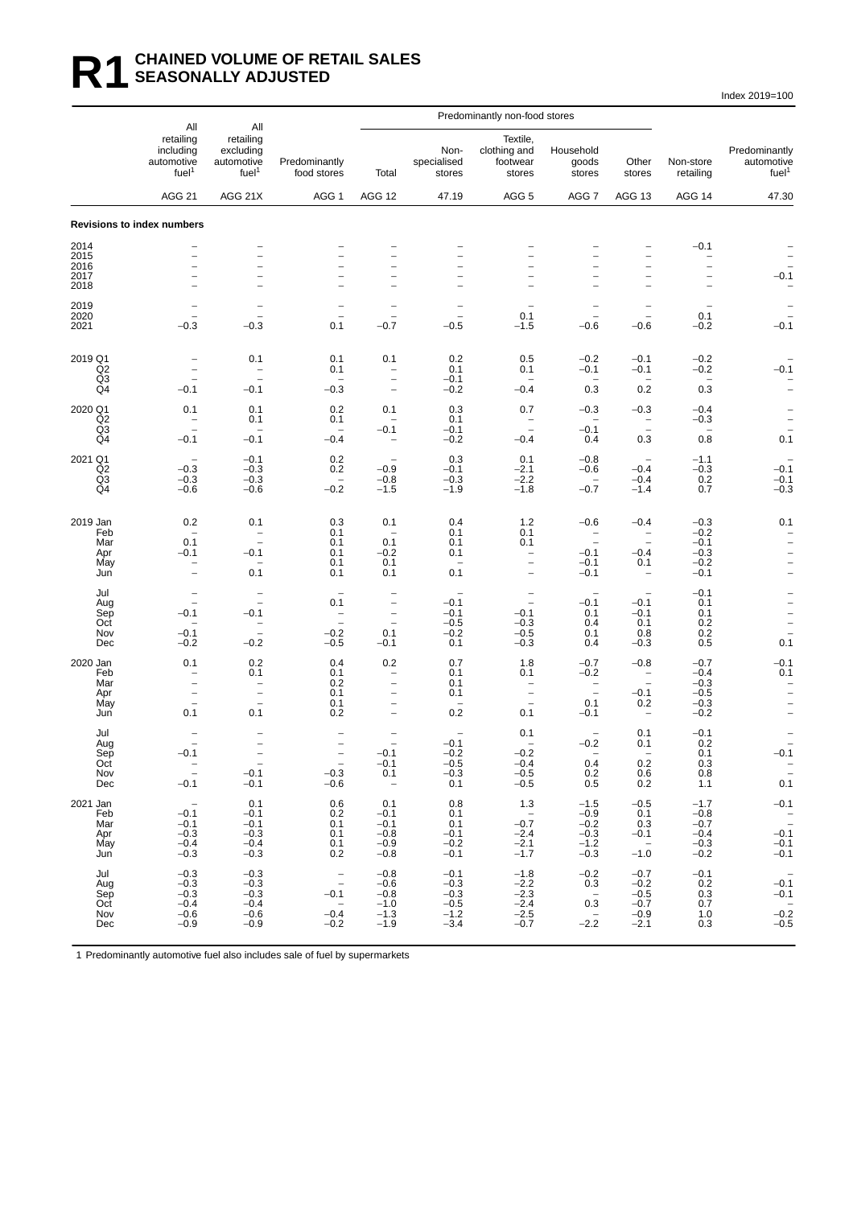# R1 CHAINED VOLUME OF RETAIL SALES SEASONALLY ADJUSTED

Index 2019=100

| | All retailing including automotive fuel[1] | All retailing excluding automotive fuel[1] | Predominantly food stores | Predominantly non-food stores: Total | Non-specialised stores | Textile, clothing and footwear stores | Household goods stores | Other stores | Non-store retailing | Predominantly automotive fuel[1] |
|---|---|---|---|---|---|---|---|---|---|---|
| | AGG 21 | AGG 21X | AGG 1 | AGG 12 | 47.19 | AGG 5 | AGG 7 | AGG 13 | AGG 14 | 47.30 |
| **Revisions to index numbers** | | | | | | | | | | |
| 2014 | – | – | – | – | – | – | – | – | –0.1 | – |
| 2015 | – | – | – | – | – | – | – | – | – | – |
| 2016 | – | – | – | – | – | – | – | – | – | – |
| 2017 | – | – | – | – | – | – | – | – | – | –0.1 |
| 2018 | – | – | – | – | – | – | – | – | – | – |
| 2019 | – | – | – | – | – | – | – | – | – | – |
| 2020 | – | – | – | – | – | 0.1 | – | – | 0.1 | – |
| 2021 | –0.3 | –0.3 | 0.1 | –0.7 | –0.5 | –1.5 | –0.6 | –0.6 | –0.2 | –0.1 |
| 2019 Q1 | – | 0.1 | 0.1 | 0.1 | 0.2 | 0.5 | –0.2 | –0.1 | –0.2 | – |
| Q2 | – | – | 0.1 | – | 0.1 | 0.1 | –0.1 | –0.1 | –0.2 | –0.1 |
| Q3 | – | – | – | – | –0.1 | – | – | – | – | – |
| Q4 | –0.1 | –0.1 | –0.3 | – | –0.2 | –0.4 | 0.3 | 0.2 | 0.3 | – |
| 2020 Q1 | 0.1 | 0.1 | 0.2 | 0.1 | 0.3 | 0.7 | –0.3 | –0.3 | –0.4 | – |
| Q2 | – | 0.1 | 0.1 | – | 0.1 | – | – | – | –0.3 | – |
| Q3 | – | – | – | –0.1 | –0.1 | – | –0.1 | – | – | – |
| Q4 | –0.1 | –0.1 | –0.4 | – | –0.2 | –0.4 | 0.4 | 0.3 | 0.8 | 0.1 |
| 2021 Q1 | – | –0.1 | 0.2 | – | 0.3 | 0.1 | –0.8 | – | –1.1 | – |
| Q2 | –0.3 | –0.3 | 0.2 | –0.9 | –0.1 | –2.1 | –0.6 | –0.4 | –0.3 | –0.1 |
| Q3 | –0.3 | –0.3 | – | –0.8 | –0.3 | –2.2 | – | –0.4 | 0.2 | –0.1 |
| Q4 | –0.6 | –0.6 | –0.2 | –1.5 | –1.9 | –1.8 | –0.7 | –1.4 | 0.7 | –0.3 |
| 2019 Jan | 0.2 | 0.1 | 0.3 | 0.1 | 0.4 | 1.2 | –0.6 | –0.4 | –0.3 | 0.1 |
| Feb | – | – | 0.1 | – | 0.1 | 0.1 | – | – | –0.2 | – |
| Mar | 0.1 | – | 0.1 | 0.1 | 0.1 | 0.1 | – | – | –0.1 | – |
| Apr | –0.1 | –0.1 | 0.1 | –0.2 | 0.1 | – | –0.1 | –0.4 | –0.3 | – |
| May | – | – | 0.1 | 0.1 | – | – | –0.1 | 0.1 | –0.2 | – |
| Jun | – | 0.1 | 0.1 | 0.1 | 0.1 | – | –0.1 | – | –0.1 | – |
| Jul | – | – | – | – | – | – | – | – | –0.1 | – |
| Aug | – | – | 0.1 | – | –0.1 | – | –0.1 | –0.1 | 0.1 | – |
| Sep | –0.1 | –0.1 | – | – | –0.1 | –0.1 | 0.1 | –0.1 | 0.1 | – |
| Oct | – | – | – | – | –0.5 | –0.3 | 0.4 | 0.1 | 0.2 | – |
| Nov | –0.1 | – | –0.2 | 0.1 | –0.2 | –0.5 | 0.1 | 0.8 | 0.2 | – |
| Dec | –0.2 | –0.2 | –0.5 | –0.1 | 0.1 | –0.3 | 0.4 | –0.3 | 0.5 | 0.1 |
| 2020 Jan | 0.1 | 0.2 | 0.4 | 0.2 | 0.7 | 1.8 | –0.7 | –0.8 | –0.7 | –0.1 |
| Feb | – | 0.1 | 0.1 | – | 0.1 | 0.1 | –0.2 | – | –0.4 | 0.1 |
| Mar | – | – | 0.2 | – | 0.1 | – | – | – | –0.3 | – |
| Apr | – | – | 0.1 | – | 0.1 | – | – | –0.1 | –0.5 | – |
| May | – | – | 0.1 | – | – | – | 0.1 | 0.2 | –0.3 | – |
| Jun | 0.1 | 0.1 | 0.2 | – | 0.2 | 0.1 | –0.1 | – | –0.2 | – |
| Jul | – | – | – | – | – | 0.1 | – | 0.1 | –0.1 | – |
| Aug | – | – | – | – | –0.1 | – | –0.2 | 0.1 | 0.2 | – |
| Sep | –0.1 | – | – | –0.1 | –0.2 | –0.2 | – | – | 0.1 | –0.1 |
| Oct | – | – | – | –0.1 | –0.5 | –0.4 | 0.4 | 0.2 | 0.3 | – |
| Nov | – | –0.1 | –0.3 | 0.1 | –0.3 | –0.5 | 0.2 | 0.6 | 0.8 | – |
| Dec | –0.1 | –0.1 | –0.6 | – | 0.1 | –0.5 | 0.5 | 0.2 | 1.1 | 0.1 |
| 2021 Jan | – | 0.1 | 0.6 | 0.1 | 0.8 | 1.3 | –1.5 | –0.5 | –1.7 | –0.1 |
| Feb | –0.1 | –0.1 | 0.2 | –0.1 | 0.1 | – | –0.9 | 0.1 | –0.8 | – |
| Mar | –0.1 | –0.1 | 0.1 | –0.1 | 0.1 | –0.7 | –0.2 | 0.3 | –0.7 | – |
| Apr | –0.3 | –0.3 | 0.1 | –0.8 | –0.1 | –2.4 | –0.3 | –0.1 | –0.4 | –0.1 |
| May | –0.4 | –0.4 | 0.1 | –0.9 | –0.2 | –2.1 | –1.2 | – | –0.3 | –0.1 |
| Jun | –0.3 | –0.3 | 0.2 | –0.8 | –0.1 | –1.7 | –0.3 | –1.0 | –0.2 | –0.1 |
| Jul | –0.3 | –0.3 | – | –0.8 | –0.1 | –1.8 | –0.2 | –0.7 | –0.1 | – |
| Aug | –0.3 | –0.3 | – | –0.6 | –0.3 | –2.2 | 0.3 | –0.2 | 0.2 | –0.1 |
| Sep | –0.3 | –0.3 | –0.1 | –0.8 | –0.3 | –2.3 | – | –0.5 | 0.3 | –0.1 |
| Oct | –0.4 | –0.4 | – | –1.0 | –0.5 | –2.4 | 0.3 | –0.7 | 0.7 | – |
| Nov | –0.6 | –0.6 | –0.4 | –1.3 | –1.2 | –2.5 | – | –0.9 | 1.0 | –0.2 |
| Dec | –0.9 | –0.9 | –0.2 | –1.9 | –3.4 | –0.7 | –2.2 | –2.1 | 0.3 | –0.5 |

1 Predominantly automotive fuel also includes sale of fuel by supermarkets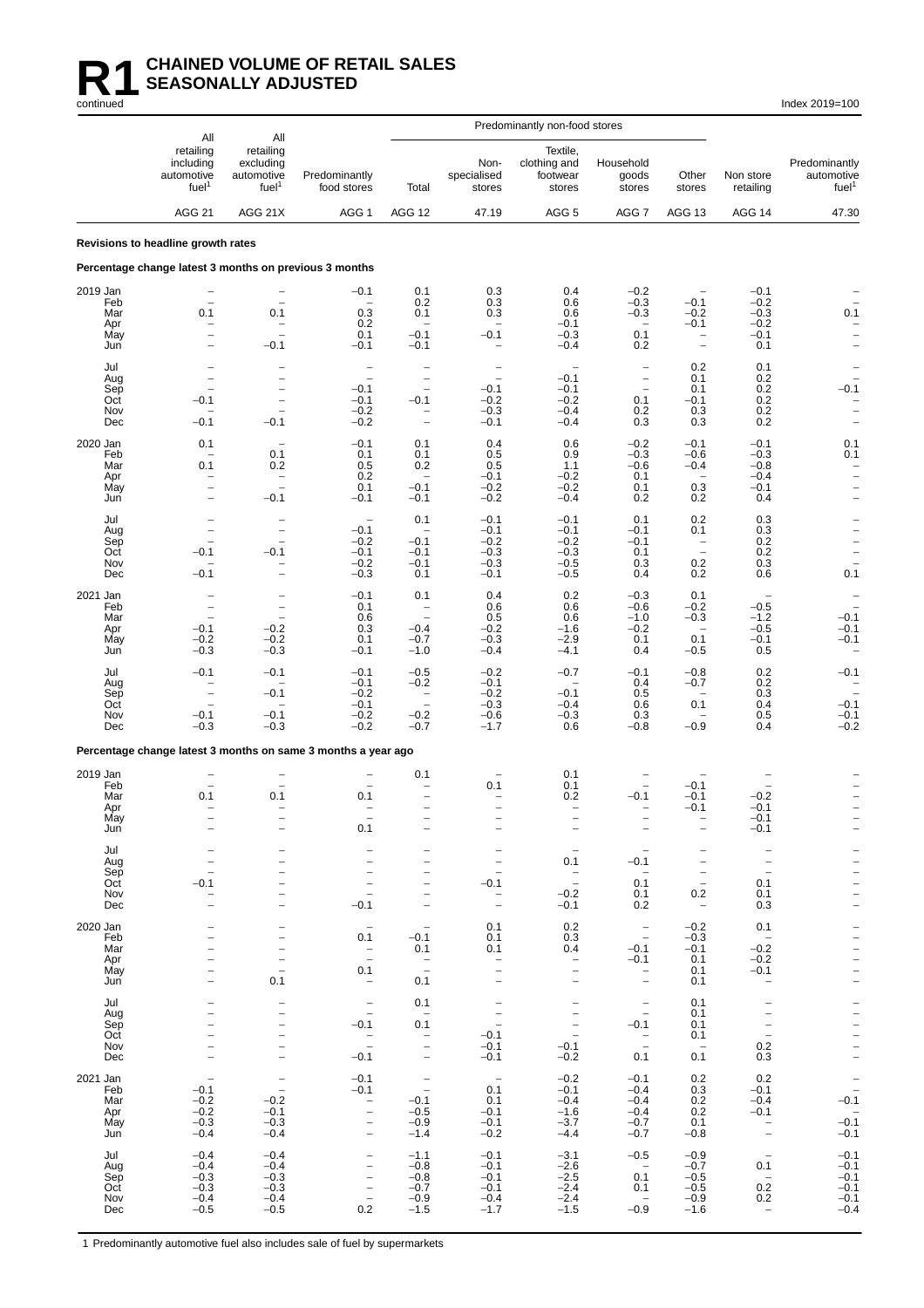# R1 CHAINED VOLUME OF RETAIL SALES SEASONALLY ADJUSTED

continued

Index 2019=100

| | All retailing including automotive fuel[1] | All retailing excluding automotive fuel[1] | Predominantly food stores | Predominantly non-food stores: Total | Predominantly non-food stores: Non-specialised stores | Predominantly non-food stores: Textile, clothing and footwear stores | Predominantly non-food stores: Household goods stores | Predominantly non-food stores: Other stores | Non store retailing | Predominantly automotive fuel[1] |
|---|---|---|---|---|---|---|---|---|---|---|
| | AGG 21 | AGG 21X | AGG 1 | AGG 12 | 47.19 | AGG 5 | AGG 7 | AGG 13 | AGG 14 | 47.30 |
| **Revisions to headline growth rates** | | | | | | | | | | |
| **Percentage change latest 3 months on previous 3 months** | | | | | | | | | | |
| 2019 Jan | – | – | −0.1 | 0.1 | 0.3 | 0.4 | −0.2 | – | −0.1 | – |
| Feb | – | – | – | 0.2 | 0.3 | 0.6 | −0.3 | −0.1 | −0.2 | – |
| Mar | 0.1 | 0.1 | 0.3 | 0.1 | 0.3 | 0.6 | −0.3 | −0.2 | −0.3 | 0.1 |
| Apr | – | – | 0.2 | – | – | −0.1 | – | −0.1 | −0.2 | – |
| May | – | – | 0.1 | −0.1 | −0.1 | −0.3 | 0.1 | – | −0.1 | – |
| Jun | – | −0.1 | −0.1 | −0.1 | – | −0.4 | 0.2 | – | 0.1 | – |
| Jul | – | – | – | – | – | – | – | 0.2 | 0.1 | – |
| Aug | – | – | – | – | – | −0.1 | – | 0.1 | 0.2 | – |
| Sep | – | – | −0.1 | – | −0.1 | −0.1 | – | 0.1 | 0.2 | −0.1 |
| Oct | −0.1 | – | −0.1 | −0.1 | −0.2 | −0.2 | 0.1 | −0.1 | 0.2 | – |
| Nov | – | – | −0.2 | – | −0.3 | −0.4 | 0.2 | 0.3 | 0.2 | – |
| Dec | −0.1 | −0.1 | −0.2 | – | −0.1 | −0.4 | 0.3 | 0.3 | 0.2 | – |
| 2020 Jan | 0.1 | – | −0.1 | 0.1 | 0.4 | 0.6 | −0.2 | −0.1 | −0.1 | 0.1 |
| Feb | – | 0.1 | 0.1 | 0.1 | 0.5 | 0.9 | −0.3 | −0.6 | −0.3 | 0.1 |
| Mar | 0.1 | 0.2 | 0.5 | 0.2 | 0.5 | 1.1 | −0.6 | −0.4 | −0.8 | – |
| Apr | – | – | 0.2 | – | −0.1 | −0.2 | 0.1 | – | −0.4 | – |
| May | – | – | 0.1 | −0.1 | −0.2 | −0.2 | 0.1 | 0.3 | −0.1 | – |
| Jun | – | −0.1 | −0.1 | −0.1 | −0.2 | −0.4 | 0.2 | 0.2 | 0.4 | – |
| Jul | – | – | – | 0.1 | −0.1 | −0.1 | 0.1 | 0.2 | 0.3 | – |
| Aug | – | – | −0.1 | – | −0.1 | −0.1 | −0.1 | 0.1 | 0.3 | – |
| Sep | – | – | −0.2 | −0.1 | −0.2 | −0.2 | −0.1 | – | 0.2 | – |
| Oct | −0.1 | −0.1 | −0.1 | −0.1 | −0.3 | −0.3 | 0.1 | – | 0.2 | – |
| Nov | – | – | −0.2 | −0.1 | −0.3 | −0.5 | 0.3 | 0.2 | 0.3 | – |
| Dec | −0.1 | – | −0.3 | 0.1 | −0.1 | −0.5 | 0.4 | 0.2 | 0.6 | 0.1 |
| 2021 Jan | – | – | −0.1 | 0.1 | 0.4 | 0.2 | −0.3 | 0.1 | – | – |
| Feb | – | – | 0.1 | – | 0.6 | 0.6 | −0.6 | −0.2 | −0.5 | – |
| Mar | – | – | 0.6 | – | 0.5 | 0.6 | −1.0 | −0.3 | −1.2 | −0.1 |
| Apr | −0.1 | −0.2 | 0.3 | −0.4 | −0.2 | −1.6 | −0.2 | – | −0.5 | −0.1 |
| May | −0.2 | −0.2 | 0.1 | −0.7 | −0.3 | −2.9 | 0.1 | 0.1 | −0.1 | −0.1 |
| Jun | −0.3 | −0.3 | −0.1 | −1.0 | −0.4 | −4.1 | 0.4 | −0.5 | 0.5 | – |
| Jul | −0.1 | −0.1 | −0.1 | −0.5 | −0.2 | −0.7 | −0.1 | −0.8 | 0.2 | −0.1 |
| Aug | – | – | −0.1 | −0.2 | −0.1 | – | 0.4 | −0.7 | 0.2 | – |
| Sep | – | −0.1 | −0.2 | – | −0.2 | −0.1 | 0.5 | – | 0.3 | – |
| Oct | – | – | −0.1 | – | −0.3 | −0.4 | 0.6 | 0.1 | 0.4 | −0.1 |
| Nov | −0.1 | −0.1 | −0.2 | −0.2 | −0.6 | −0.3 | 0.3 | – | 0.5 | −0.1 |
| Dec | −0.3 | −0.3 | −0.2 | −0.7 | −1.7 | 0.6 | −0.8 | −0.9 | 0.4 | −0.2 |
| **Percentage change latest 3 months on same 3 months a year ago** | | | | | | | | | | |
| 2019 Jan | – | – | – | 0.1 | – | 0.1 | – | – | – | – |
| Feb | – | – | – | – | 0.1 | 0.1 | – | −0.1 | – | – |
| Mar | 0.1 | 0.1 | 0.1 | – | – | 0.2 | −0.1 | −0.1 | −0.2 | – |
| Apr | – | – | – | – | – | – | – | −0.1 | −0.1 | – |
| May | – | – | – | – | – | – | – | – | −0.1 | – |
| Jun | – | – | 0.1 | – | – | – | – | – | −0.1 | – |
| Jul | – | – | – | – | – | – | – | – | – | – |
| Aug | – | – | – | – | – | 0.1 | −0.1 | – | – | – |
| Sep | – | – | – | – | – | – | – | – | – | – |
| Oct | −0.1 | – | – | – | −0.1 | – | 0.1 | – | 0.1 | – |
| Nov | – | – | – | – | – | −0.2 | 0.1 | 0.2 | 0.1 | – |
| Dec | – | – | −0.1 | – | – | −0.1 | 0.2 | – | 0.3 | – |
| 2020 Jan | – | – | – | – | 0.1 | 0.2 | – | −0.2 | 0.1 | – |
| Feb | – | – | 0.1 | −0.1 | 0.1 | 0.3 | – | −0.3 | – | – |
| Mar | – | – | – | 0.1 | 0.1 | 0.4 | −0.1 | −0.1 | −0.2 | – |
| Apr | – | – | – | – | – | – | −0.1 | 0.1 | −0.2 | – |
| May | – | – | 0.1 | – | – | – | – | 0.1 | −0.1 | – |
| Jun | – | 0.1 | – | 0.1 | – | – | – | 0.1 | – | – |
| Jul | – | – | – | 0.1 | – | – | – | 0.1 | – | – |
| Aug | – | – | – | – | – | – | – | 0.1 | – | – |
| Sep | – | – | −0.1 | 0.1 | – | – | −0.1 | 0.1 | – | – |
| Oct | – | – | – | – | −0.1 | – | – | 0.1 | – | – |
| Nov | – | – | – | – | −0.1 | −0.1 | – | – | 0.2 | – |
| Dec | – | – | −0.1 | – | −0.1 | −0.2 | 0.1 | 0.1 | 0.3 | – |
| 2021 Jan | – | – | −0.1 | – | – | −0.2 | −0.1 | 0.2 | 0.2 | – |
| Feb | −0.1 | – | −0.1 | – | 0.1 | −0.1 | −0.4 | 0.3 | −0.1 | – |
| Mar | −0.2 | −0.2 | – | −0.1 | 0.1 | −0.4 | −0.4 | 0.2 | −0.4 | −0.1 |
| Apr | −0.2 | −0.1 | – | −0.5 | −0.1 | −1.6 | −0.4 | 0.2 | −0.1 | – |
| May | −0.3 | −0.3 | – | −0.9 | −0.1 | −3.7 | −0.7 | 0.1 | – | −0.1 |
| Jun | −0.4 | −0.4 | – | −1.4 | −0.2 | −4.4 | −0.7 | −0.8 | – | −0.1 |
| Jul | −0.4 | −0.4 | – | −1.1 | −0.1 | −3.1 | −0.5 | −0.9 | – | −0.1 |
| Aug | −0.4 | −0.4 | – | −0.8 | −0.1 | −2.6 | – | −0.7 | 0.1 | −0.1 |
| Sep | −0.3 | −0.3 | – | −0.8 | −0.1 | −2.5 | 0.1 | −0.5 | – | −0.1 |
| Oct | −0.3 | −0.3 | – | −0.7 | −0.1 | −2.4 | 0.1 | −0.5 | 0.2 | −0.1 |
| Nov | −0.4 | −0.4 | – | −0.9 | −0.4 | −2.4 | – | −0.9 | 0.2 | −0.1 |
| Dec | −0.5 | −0.5 | 0.2 | −1.5 | −1.7 | −1.5 | −0.9 | −1.6 | – | −0.4 |

1 Predominantly automotive fuel also includes sale of fuel by supermarkets